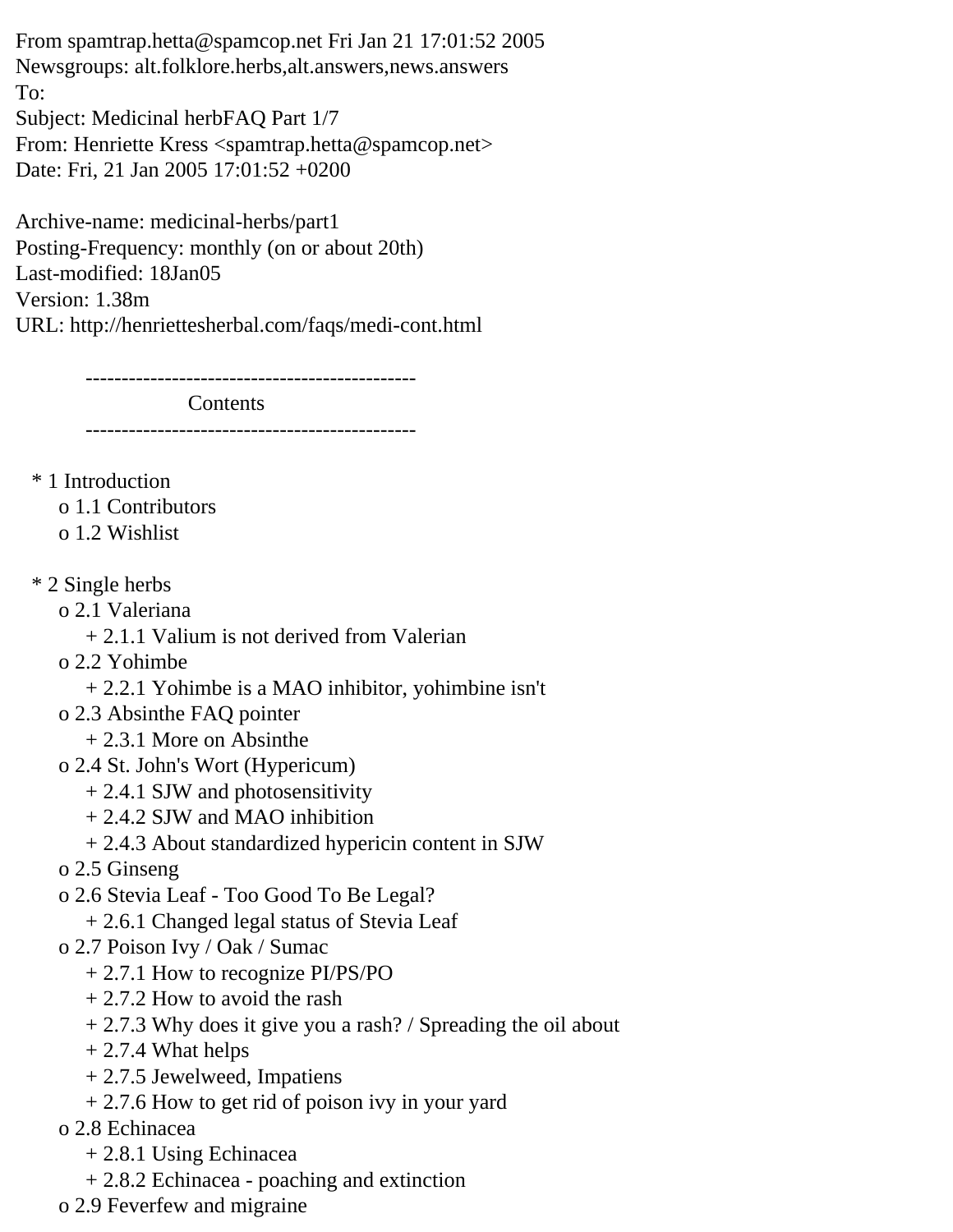From spamtrap.hetta@spamcop.net Fri Jan 21 17:01:52 2005
Newsgroups: alt.folklore.herbs,alt.answers,news.answers
To:
Subject: Medicinal herbFAQ Part 1/7
From: Henriette Kress <spamtrap.hetta@spamcop.net>
Date: Fri, 21 Jan 2005 17:01:52 +0200

Archive-name: medicinal-herbs/part1
Posting-Frequency: monthly (on or about 20th)
Last-modified: 18Jan05
Version: 1.38m
URL: http://henriettesherbal.com/faqs/medi-cont.html

----------------------------------------------
Contents
----------------------------------------------

* 1 Introduction
    o 1.1 Contributors
    o 1.2 Wishlist

* 2 Single herbs
    o 2.1 Valeriana
        + 2.1.1 Valium is not derived from Valerian
    o 2.2 Yohimbe
        + 2.2.1 Yohimbe is a MAO inhibitor, yohimbine isn't
    o 2.3 Absinthe FAQ pointer
        + 2.3.1 More on Absinthe
    o 2.4 St. John's Wort (Hypericum)
        + 2.4.1 SJW and photosensitivity
        + 2.4.2 SJW and MAO inhibition
        + 2.4.3 About standardized hypericin content in SJW
    o 2.5 Ginseng
    o 2.6 Stevia Leaf - Too Good To Be Legal?
        + 2.6.1 Changed legal status of Stevia Leaf
    o 2.7 Poison Ivy / Oak / Sumac
        + 2.7.1 How to recognize PI/PS/PO
        + 2.7.2 How to avoid the rash
        + 2.7.3 Why does it give you a rash? / Spreading the oil about
        + 2.7.4 What helps
        + 2.7.5 Jewelweed, Impatiens
        + 2.7.6 How to get rid of poison ivy in your yard
    o 2.8 Echinacea
        + 2.8.1 Using Echinacea
        + 2.8.2 Echinacea - poaching and extinction
    o 2.9 Feverfew and migraine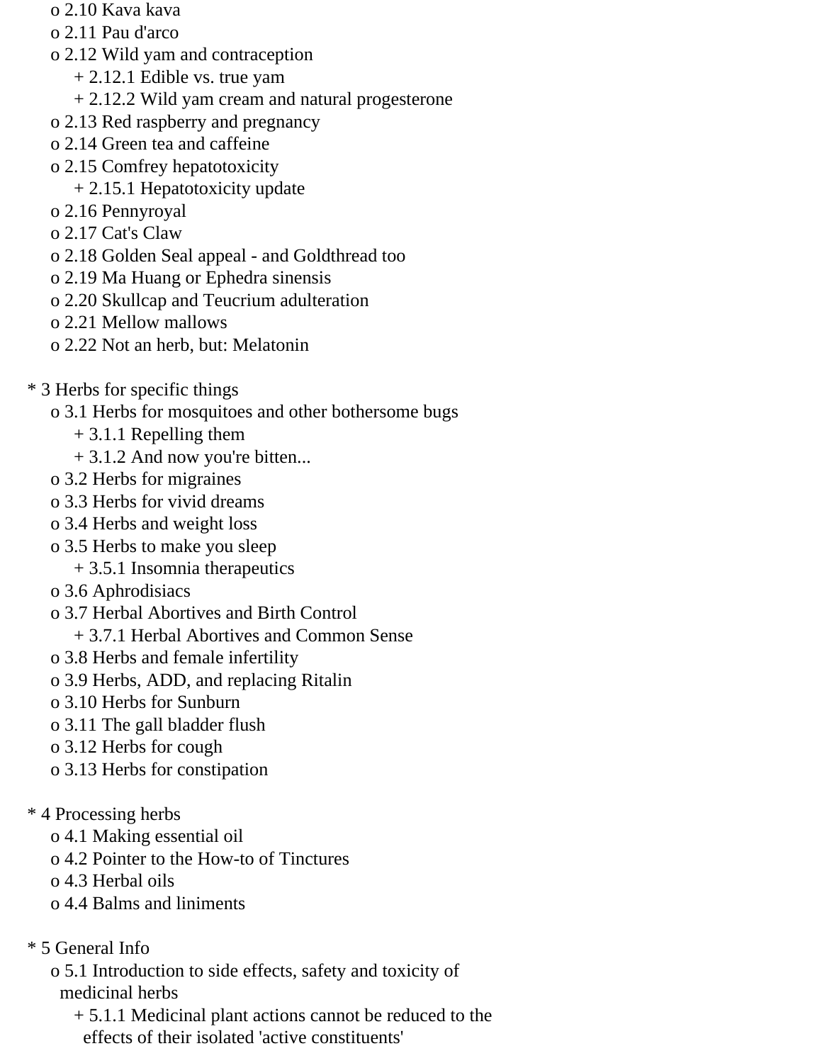o 2.10 Kava kava
    o 2.11 Pau d'arco
    o 2.12 Wild yam and contraception
        + 2.12.1 Edible vs. true yam
        + 2.12.2 Wild yam cream and natural progesterone
    o 2.13 Red raspberry and pregnancy
    o 2.14 Green tea and caffeine
    o 2.15 Comfrey hepatotoxicity
        + 2.15.1 Hepatotoxicity update
    o 2.16 Pennyroyal
    o 2.17 Cat's Claw
    o 2.18 Golden Seal appeal - and Goldthread too
    o 2.19 Ma Huang or Ephedra sinensis
    o 2.20 Skullcap and Teucrium adulteration
    o 2.21 Mellow mallows
    o 2.22 Not an herb, but: Melatonin

* 3 Herbs for specific things
    o 3.1 Herbs for mosquitoes and other bothersome bugs
        + 3.1.1 Repelling them
        + 3.1.2 And now you're bitten...
    o 3.2 Herbs for migraines
    o 3.3 Herbs for vivid dreams
    o 3.4 Herbs and weight loss
    o 3.5 Herbs to make you sleep
        + 3.5.1 Insomnia therapeutics
    o 3.6 Aphrodisiacs
    o 3.7 Herbal Abortives and Birth Control
        + 3.7.1 Herbal Abortives and Common Sense
    o 3.8 Herbs and female infertility
    o 3.9 Herbs, ADD, and replacing Ritalin
    o 3.10 Herbs for Sunburn
    o 3.11 The gall bladder flush
    o 3.12 Herbs for cough
    o 3.13 Herbs for constipation

* 4 Processing herbs
    o 4.1 Making essential oil
    o 4.2 Pointer to the How-to of Tinctures
    o 4.3 Herbal oils
    o 4.4 Balms and liniments

* 5 General Info
    o 5.1 Introduction to side effects, safety and toxicity of medicinal herbs
        + 5.1.1 Medicinal plant actions cannot be reduced to the effects of their isolated 'active constituents'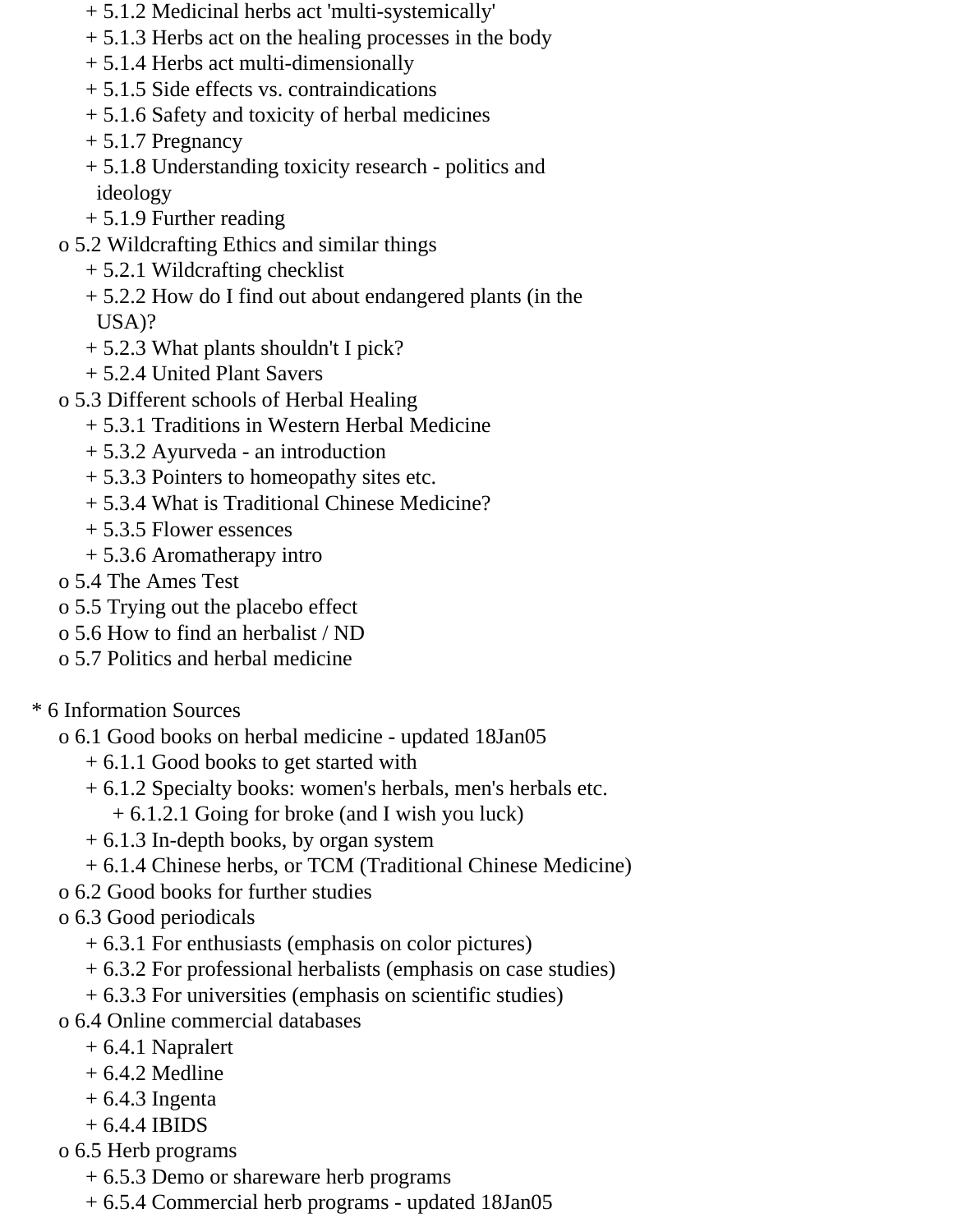+ 5.1.2 Medicinal herbs act 'multi-systemically'
        + 5.1.3 Herbs act on the healing processes in the body
        + 5.1.4 Herbs act multi-dimensionally
        + 5.1.5 Side effects vs. contraindications
        + 5.1.6 Safety and toxicity of herbal medicines
        + 5.1.7 Pregnancy
        + 5.1.8 Understanding toxicity research - politics and ideology
        + 5.1.9 Further reading
    o 5.2 Wildcrafting Ethics and similar things
        + 5.2.1 Wildcrafting checklist
        + 5.2.2 How do I find out about endangered plants (in the USA)?
        + 5.2.3 What plants shouldn't I pick?
        + 5.2.4 United Plant Savers
    o 5.3 Different schools of Herbal Healing
        + 5.3.1 Traditions in Western Herbal Medicine
        + 5.3.2 Ayurveda - an introduction
        + 5.3.3 Pointers to homeopathy sites etc.
        + 5.3.4 What is Traditional Chinese Medicine?
        + 5.3.5 Flower essences
        + 5.3.6 Aromatherapy intro
    o 5.4 The Ames Test
    o 5.5 Trying out the placebo effect
    o 5.6 How to find an herbalist / ND
    o 5.7 Politics and herbal medicine

* 6 Information Sources
    o 6.1 Good books on herbal medicine - updated 18Jan05
        + 6.1.1 Good books to get started with
        + 6.1.2 Specialty books: women's herbals, men's herbals etc.
            + 6.1.2.1 Going for broke (and I wish you luck)
        + 6.1.3 In-depth books, by organ system
        + 6.1.4 Chinese herbs, or TCM (Traditional Chinese Medicine)
    o 6.2 Good books for further studies
    o 6.3 Good periodicals
        + 6.3.1 For enthusiasts (emphasis on color pictures)
        + 6.3.2 For professional herbalists (emphasis on case studies)
        + 6.3.3 For universities (emphasis on scientific studies)
    o 6.4 Online commercial databases
        + 6.4.1 Napralert
        + 6.4.2 Medline
        + 6.4.3 Ingenta
        + 6.4.4 IBIDS
    o 6.5 Herb programs
        + 6.5.3 Demo or shareware herb programs
        + 6.5.4 Commercial herb programs - updated 18Jan05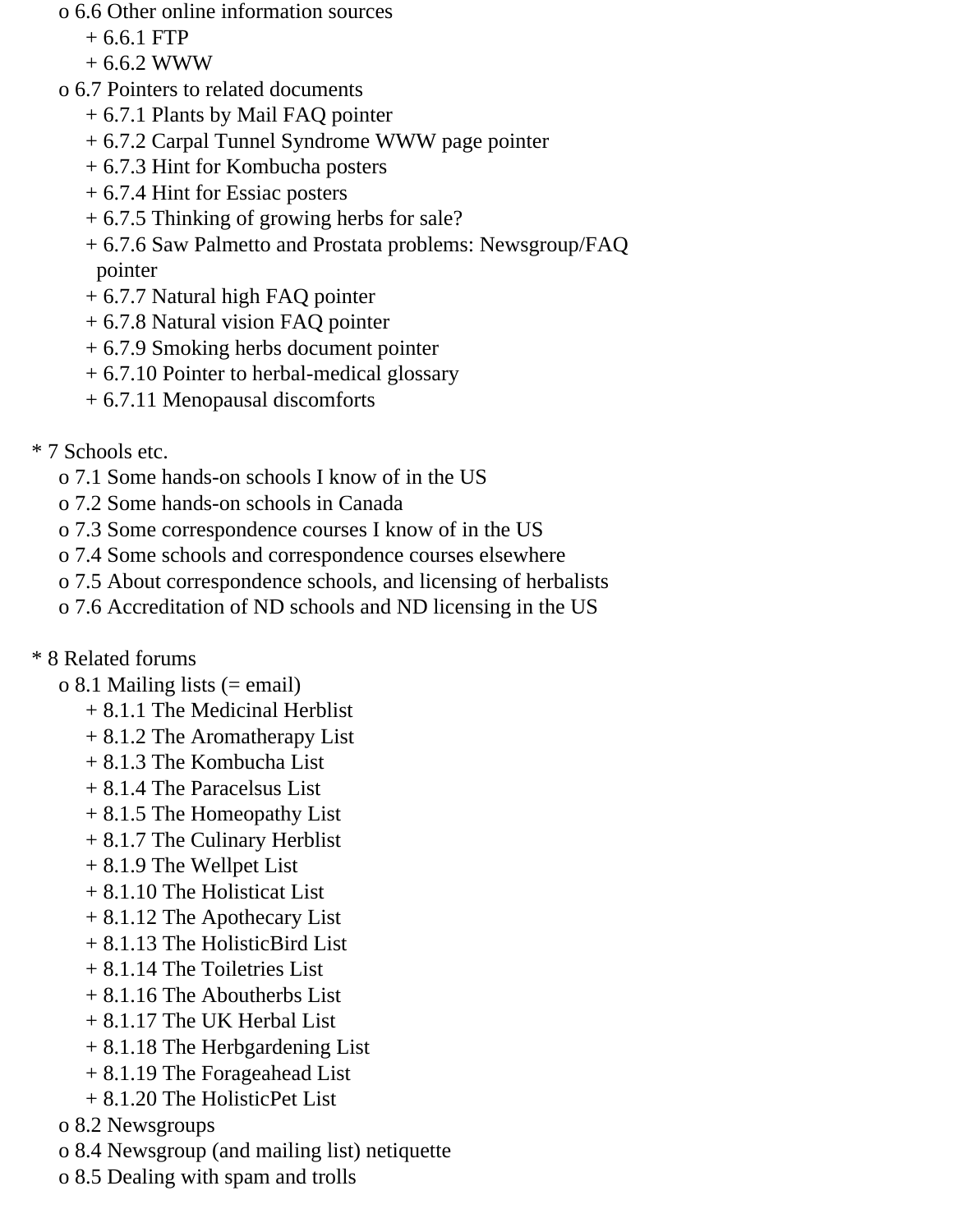- o 6.6 Other online information sources
    - + 6.6.1 FTP
    - + 6.6.2 WWW
- o 6.7 Pointers to related documents
    - + 6.7.1 Plants by Mail FAQ pointer
    - + 6.7.2 Carpal Tunnel Syndrome WWW page pointer
    - + 6.7.3 Hint for Kombucha posters
    - + 6.7.4 Hint for Essiac posters
    - + 6.7.5 Thinking of growing herbs for sale?
    - + 6.7.6 Saw Palmetto and Prostata problems: Newsgroup/FAQ pointer
    - + 6.7.7 Natural high FAQ pointer
    - + 6.7.8 Natural vision FAQ pointer
    - + 6.7.9 Smoking herbs document pointer
    - + 6.7.10 Pointer to herbal-medical glossary
    - + 6.7.11 Menopausal discomforts

* 7 Schools etc.
    - o 7.1 Some hands-on schools I know of in the US
    - o 7.2 Some hands-on schools in Canada
    - o 7.3 Some correspondence courses I know of in the US
    - o 7.4 Some schools and correspondence courses elsewhere
    - o 7.5 About correspondence schools, and licensing of herbalists
    - o 7.6 Accreditation of ND schools and ND licensing in the US

* 8 Related forums
    - o 8.1 Mailing lists (= email)
        - + 8.1.1 The Medicinal Herblist
        - + 8.1.2 The Aromatherapy List
        - + 8.1.3 The Kombucha List
        - + 8.1.4 The Paracelsus List
        - + 8.1.5 The Homeopathy List
        - + 8.1.7 The Culinary Herblist
        - + 8.1.9 The Wellpet List
        - + 8.1.10 The Holisticat List
        - + 8.1.12 The Apothecary List
        - + 8.1.13 The HolisticBird List
        - + 8.1.14 The Toiletries List
        - + 8.1.16 The Aboutherbs List
        - + 8.1.17 The UK Herbal List
        - + 8.1.18 The Herbgardening List
        - + 8.1.19 The Forageahead List
        - + 8.1.20 The HolisticPet List
    - o 8.2 Newsgroups
    - o 8.4 Newsgroup (and mailing list) netiquette
    - o 8.5 Dealing with spam and trolls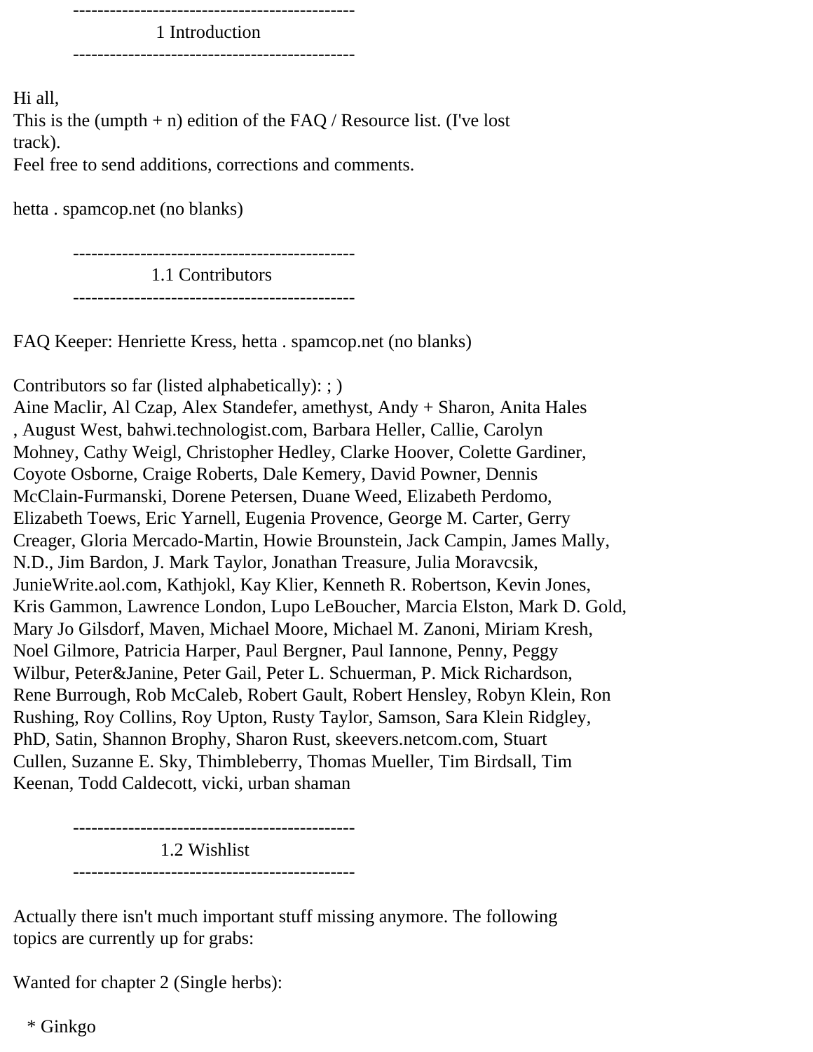----------------------------------------------
1 Introduction
----------------------------------------------

Hi all,
This is the (umpth + n) edition of the FAQ / Resource list. (I've lost track).
Feel free to send additions, corrections and comments.

hetta . spamcop.net (no blanks)

----------------------------------------------
1.1 Contributors
----------------------------------------------

FAQ Keeper: Henriette Kress, hetta . spamcop.net (no blanks)

Contributors so far (listed alphabetically): ; )
Aine Maclir, Al Czap, Alex Standefer, amethyst, Andy + Sharon, Anita Hales , August West, bahwi.technologist.com, Barbara Heller, Callie, Carolyn Mohney, Cathy Weigl, Christopher Hedley, Clarke Hoover, Colette Gardiner, Coyote Osborne, Craige Roberts, Dale Kemery, David Powner, Dennis McClain-Furmanski, Dorene Petersen, Duane Weed, Elizabeth Perdomo, Elizabeth Toews, Eric Yarnell, Eugenia Provence, George M. Carter, Gerry Creager, Gloria Mercado-Martin, Howie Brounstein, Jack Campin, James Mally, N.D., Jim Bardon, J. Mark Taylor, Jonathan Treasure, Julia Moravcsik, JunieWrite.aol.com, Kathjokl, Kay Klier, Kenneth R. Robertson, Kevin Jones, Kris Gammon, Lawrence London, Lupo LeBoucher, Marcia Elston, Mark D. Gold, Mary Jo Gilsdorf, Maven, Michael Moore, Michael M. Zanoni, Miriam Kresh, Noel Gilmore, Patricia Harper, Paul Bergner, Paul Iannone, Penny, Peggy Wilbur, Peter&Janine, Peter Gail, Peter L. Schuerman, P. Mick Richardson, Rene Burrough, Rob McCaleb, Robert Gault, Robert Hensley, Robyn Klein, Ron Rushing, Roy Collins, Roy Upton, Rusty Taylor, Samson, Sara Klein Ridgley, PhD, Satin, Shannon Brophy, Sharon Rust, skeevers.netcom.com, Stuart Cullen, Suzanne E. Sky, Thimbleberry, Thomas Mueller, Tim Birdsall, Tim Keenan, Todd Caldecott, vicki, urban shaman

----------------------------------------------
1.2 Wishlist
----------------------------------------------

Actually there isn't much important stuff missing anymore. The following topics are currently up for grabs:

Wanted for chapter 2 (Single herbs):

* Ginkgo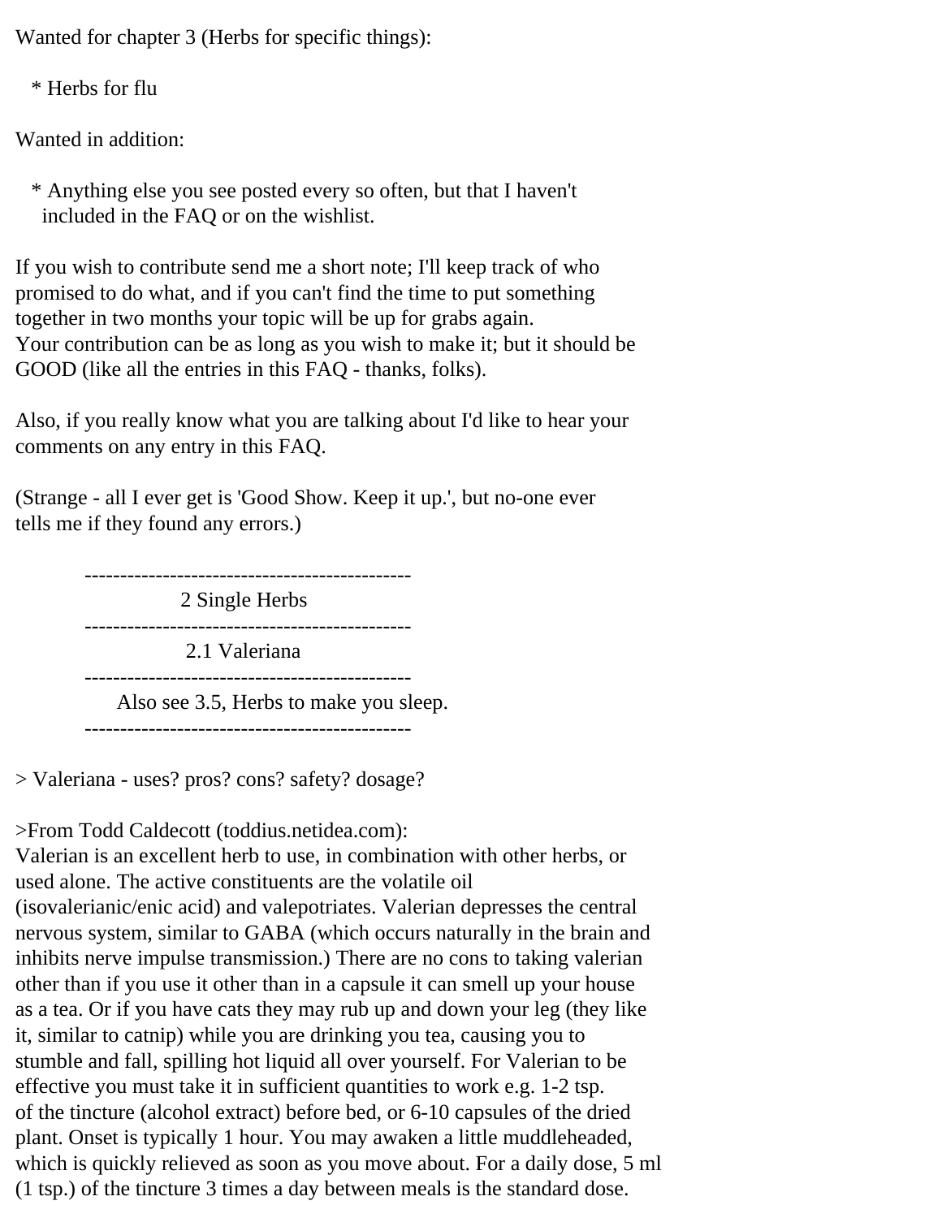Wanted for chapter 3 (Herbs for specific things):

* Herbs for flu

Wanted in addition:

* Anything else you see posted every so often, but that I haven't included in the FAQ or on the wishlist.

If you wish to contribute send me a short note; I'll keep track of who promised to do what, and if you can't find the time to put something together in two months your topic will be up for grabs again.
Your contribution can be as long as you wish to make it; but it should be GOOD (like all the entries in this FAQ - thanks, folks).

Also, if you really know what you are talking about I'd like to hear your comments on any entry in this FAQ.

(Strange - all I ever get is 'Good Show. Keep it up.', but no-one ever tells me if they found any errors.)

----------------------------------------------

# 2 Single Herbs

----------------------------------------------

## 2.1 Valeriana

----------------------------------------------

Also see 3.5, Herbs to make you sleep.

----------------------------------------------

> Valeriana - uses? pros? cons? safety? dosage?

>From Todd Caldecott (toddius.netidea.com):
Valerian is an excellent herb to use, in combination with other herbs, or used alone. The active constituents are the volatile oil (isovalerianic/enic acid) and valepotriates. Valerian depresses the central nervous system, similar to GABA (which occurs naturally in the brain and inhibits nerve impulse transmission.) There are no cons to taking valerian other than if you use it other than in a capsule it can smell up your house as a tea. Or if you have cats they may rub up and down your leg (they like it, similar to catnip) while you are drinking you tea, causing you to stumble and fall, spilling hot liquid all over yourself. For Valerian to be effective you must take it in sufficient quantities to work e.g. 1-2 tsp. of the tincture (alcohol extract) before bed, or 6-10 capsules of the dried plant. Onset is typically 1 hour. You may awaken a little muddleheaded, which is quickly relieved as soon as you move about. For a daily dose, 5 ml (1 tsp.) of the tincture 3 times a day between meals is the standard dose.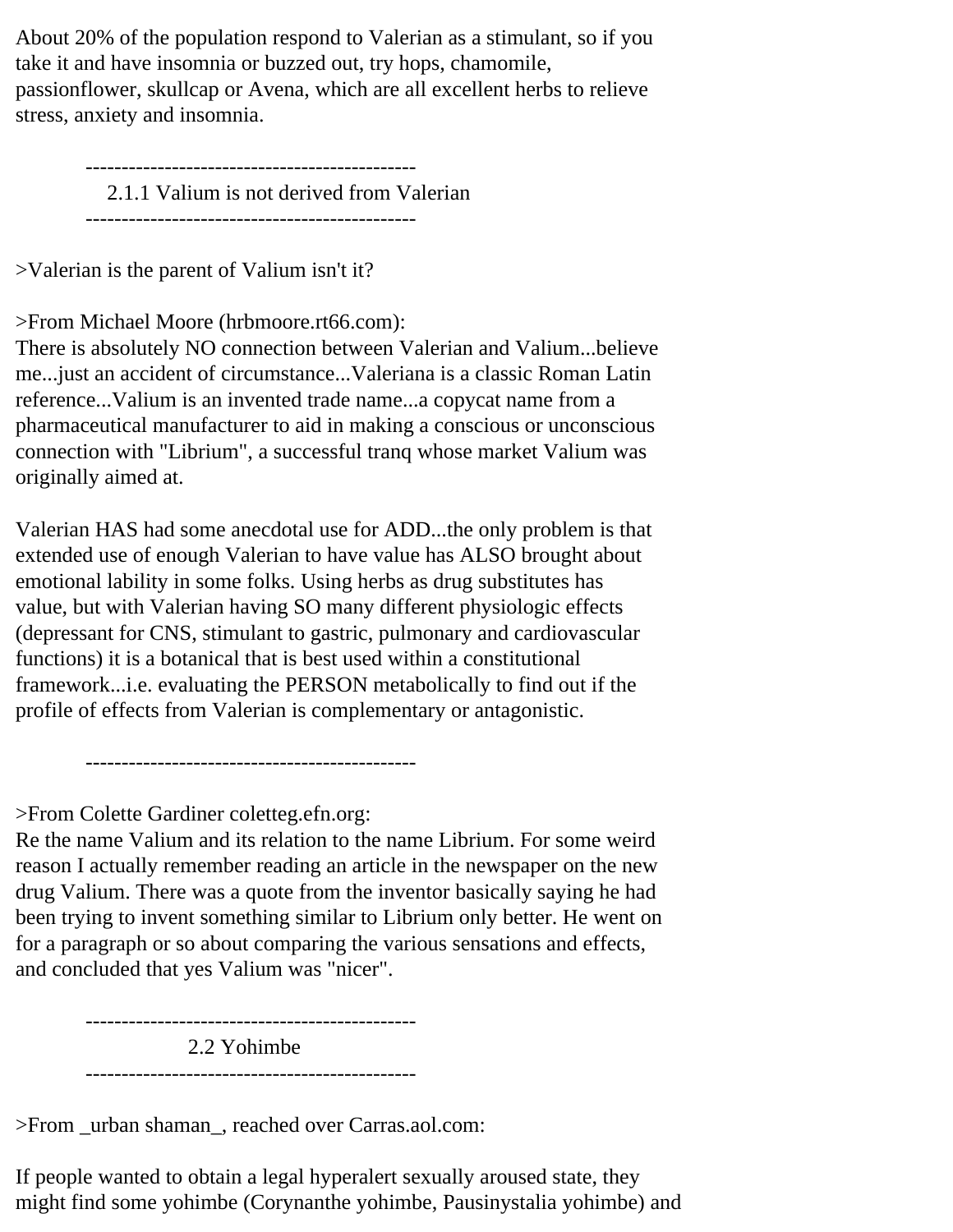About 20% of the population respond to Valerian as a stimulant, so if you take it and have insomnia or buzzed out, try hops, chamomile, passionflower, skullcap or Avena, which are all excellent herbs to relieve stress, anxiety and insomnia.

----------------------------------------------

### 2.1.1 Valium is not derived from Valerian

----------------------------------------------

>Valerian is the parent of Valium isn't it?

>From Michael Moore (hrbmoore.rt66.com):
There is absolutely NO connection between Valerian and Valium...believe me...just an accident of circumstance...Valeriana is a classic Roman Latin reference...Valium is an invented trade name...a copycat name from a pharmaceutical manufacturer to aid in making a conscious or unconscious connection with "Librium", a successful tranq whose market Valium was originally aimed at.

Valerian HAS had some anecdotal use for ADD...the only problem is that extended use of enough Valerian to have value has ALSO brought about emotional lability in some folks. Using herbs as drug substitutes has value, but with Valerian having SO many different physiologic effects (depressant for CNS, stimulant to gastric, pulmonary and cardiovascular functions) it is a botanical that is best used within a constitutional framework...i.e. evaluating the PERSON metabolically to find out if the profile of effects from Valerian is complementary or antagonistic.

----------------------------------------------

>From Colette Gardiner coletteg.efn.org:
Re the name Valium and its relation to the name Librium. For some weird reason I actually remember reading an article in the newspaper on the new drug Valium. There was a quote from the inventor basically saying he had been trying to invent something similar to Librium only better. He went on for a paragraph or so about comparing the various sensations and effects, and concluded that yes Valium was "nicer".

----------------------------------------------

## 2.2 Yohimbe

----------------------------------------------

>From _urban shaman_, reached over Carras.aol.com:

If people wanted to obtain a legal hyperalert sexually aroused state, they might find some yohimbe (Corynanthe yohimbe, Pausinystalia yohimbe) and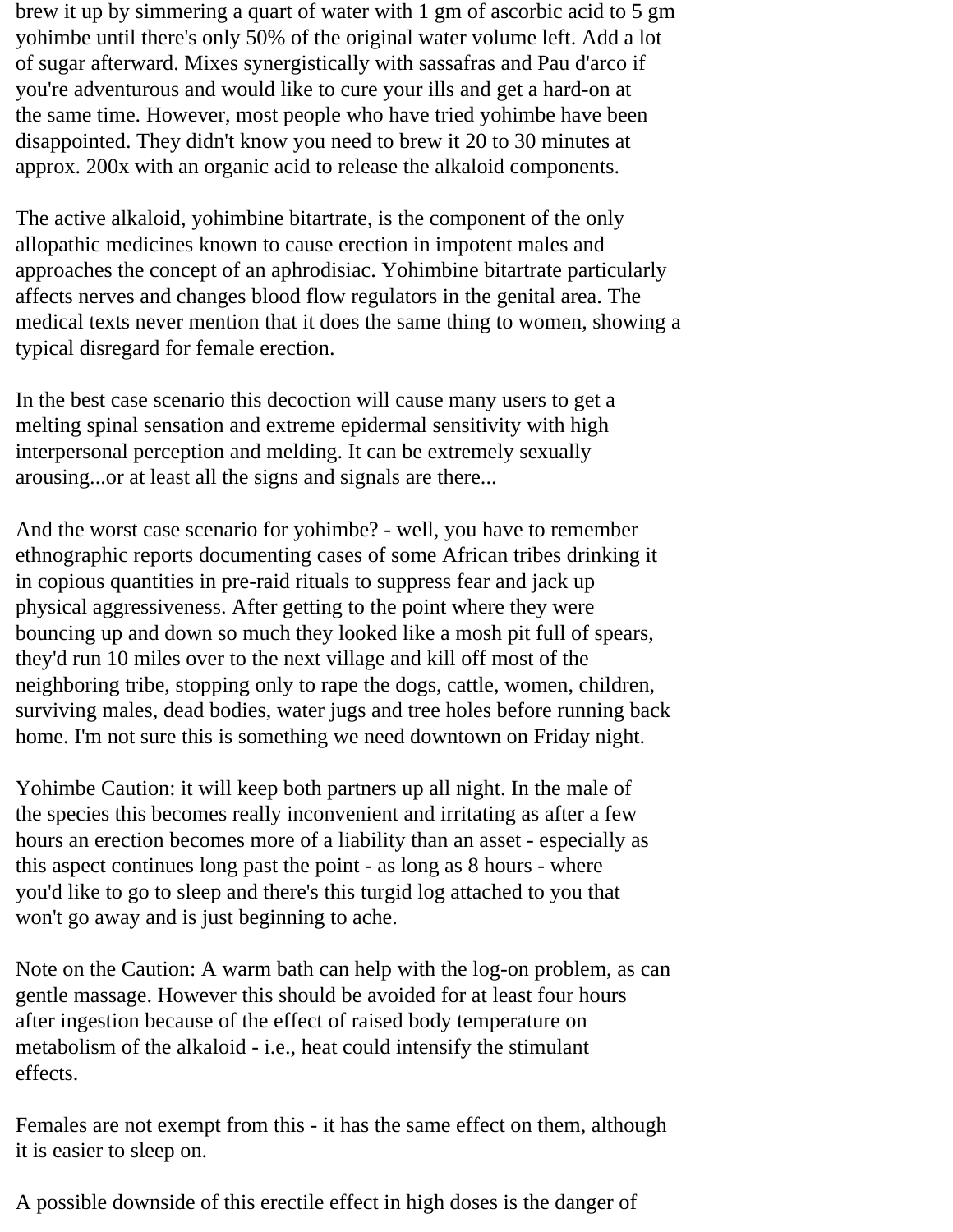brew it up by simmering a quart of water with 1 gm of ascorbic acid to 5 gm yohimbe until there's only 50% of the original water volume left. Add a lot of sugar afterward. Mixes synergistically with sassafras and Pau d'arco if you're adventurous and would like to cure your ills and get a hard-on at the same time. However, most people who have tried yohimbe have been disappointed. They didn't know you need to brew it 20 to 30 minutes at approx. 200x with an organic acid to release the alkaloid components.

The active alkaloid, yohimbine bitartrate, is the component of the only allopathic medicines known to cause erection in impotent males and approaches the concept of an aphrodisiac. Yohimbine bitartrate particularly affects nerves and changes blood flow regulators in the genital area. The medical texts never mention that it does the same thing to women, showing a typical disregard for female erection.

In the best case scenario this decoction will cause many users to get a melting spinal sensation and extreme epidermal sensitivity with high interpersonal perception and melding. It can be extremely sexually arousing...or at least all the signs and signals are there...

And the worst case scenario for yohimbe? - well, you have to remember ethnographic reports documenting cases of some African tribes drinking it in copious quantities in pre-raid rituals to suppress fear and jack up physical aggressiveness. After getting to the point where they were bouncing up and down so much they looked like a mosh pit full of spears, they'd run 10 miles over to the next village and kill off most of the neighboring tribe, stopping only to rape the dogs, cattle, women, children, surviving males, dead bodies, water jugs and tree holes before running back home. I'm not sure this is something we need downtown on Friday night.

Yohimbe Caution: it will keep both partners up all night. In the male of the species this becomes really inconvenient and irritating as after a few hours an erection becomes more of a liability than an asset - especially as this aspect continues long past the point - as long as 8 hours - where you'd like to go to sleep and there's this turgid log attached to you that won't go away and is just beginning to ache.

Note on the Caution: A warm bath can help with the log-on problem, as can gentle massage. However this should be avoided for at least four hours after ingestion because of the effect of raised body temperature on metabolism of the alkaloid - i.e., heat could intensify the stimulant effects.

Females are not exempt from this - it has the same effect on them, although it is easier to sleep on.

A possible downside of this erectile effect in high doses is the danger of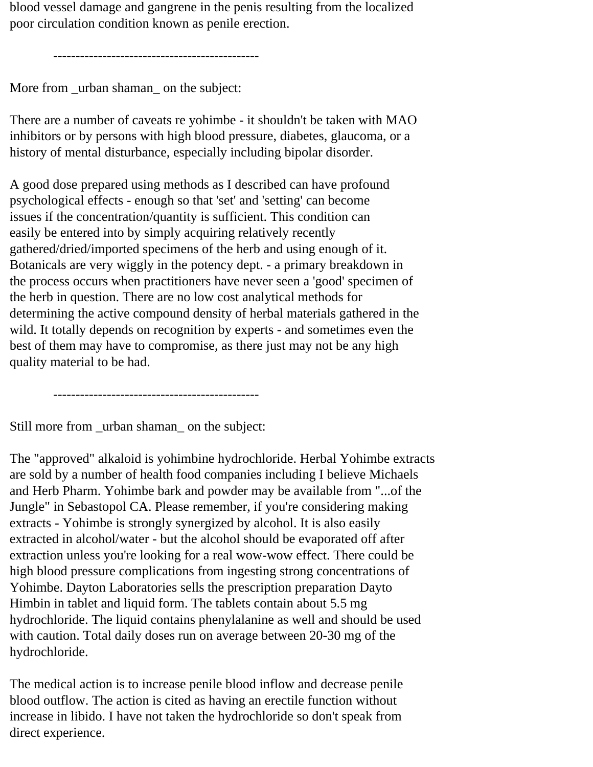blood vessel damage and gangrene in the penis resulting from the localized poor circulation condition known as penile erection.

----------------------------------------------

More from _urban shaman_ on the subject:

There are a number of caveats re yohimbe - it shouldn't be taken with MAO inhibitors or by persons with high blood pressure, diabetes, glaucoma, or a history of mental disturbance, especially including bipolar disorder.

A good dose prepared using methods as I described can have profound psychological effects - enough so that 'set' and 'setting' can become issues if the concentration/quantity is sufficient. This condition can easily be entered into by simply acquiring relatively recently gathered/dried/imported specimens of the herb and using enough of it. Botanicals are very wiggly in the potency dept. - a primary breakdown in the process occurs when practitioners have never seen a 'good' specimen of the herb in question. There are no low cost analytical methods for determining the active compound density of herbal materials gathered in the wild. It totally depends on recognition by experts - and sometimes even the best of them may have to compromise, as there just may not be any high quality material to be had.

----------------------------------------------

Still more from _urban shaman_ on the subject:

The "approved" alkaloid is yohimbine hydrochloride. Herbal Yohimbe extracts are sold by a number of health food companies including I believe Michaels and Herb Pharm. Yohimbe bark and powder may be available from "...of the Jungle" in Sebastopol CA. Please remember, if you're considering making extracts - Yohimbe is strongly synergized by alcohol. It is also easily extracted in alcohol/water - but the alcohol should be evaporated off after extraction unless you're looking for a real wow-wow effect. There could be high blood pressure complications from ingesting strong concentrations of Yohimbe. Dayton Laboratories sells the prescription preparation Dayto Himbin in tablet and liquid form. The tablets contain about 5.5 mg hydrochloride. The liquid contains phenylalanine as well and should be used with caution. Total daily doses run on average between 20-30 mg of the hydrochloride.

The medical action is to increase penile blood inflow and decrease penile blood outflow. The action is cited as having an erectile function without increase in libido. I have not taken the hydrochloride so don't speak from direct experience.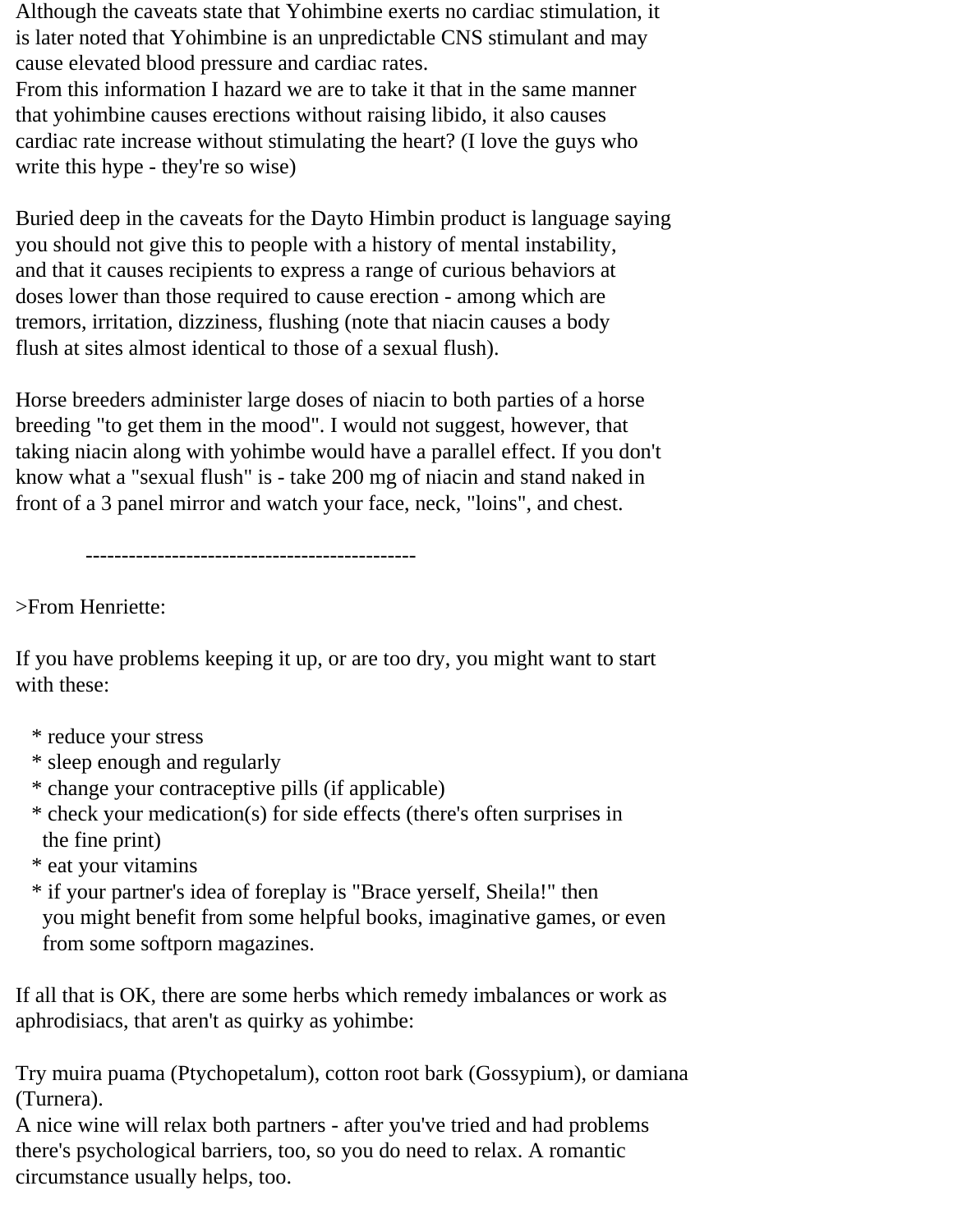Although the caveats state that Yohimbine exerts no cardiac stimulation, it is later noted that Yohimbine is an unpredictable CNS stimulant and may cause elevated blood pressure and cardiac rates.
From this information I hazard we are to take it that in the same manner that yohimbine causes erections without raising libido, it also causes cardiac rate increase without stimulating the heart? (I love the guys who write this hype - they're so wise)

Buried deep in the caveats for the Dayto Himbin product is language saying you should not give this to people with a history of mental instability, and that it causes recipients to express a range of curious behaviors at doses lower than those required to cause erection - among which are tremors, irritation, dizziness, flushing (note that niacin causes a body flush at sites almost identical to those of a sexual flush).

Horse breeders administer large doses of niacin to both parties of a horse breeding "to get them in the mood". I would not suggest, however, that taking niacin along with yohimbe would have a parallel effect. If you don't know what a "sexual flush" is - take 200 mg of niacin and stand naked in front of a 3 panel mirror and watch your face, neck, "loins", and chest.

----------------------------------------------

>From Henriette:

If you have problems keeping it up, or are too dry, you might want to start with these:

* reduce your stress
* sleep enough and regularly
* change your contraceptive pills (if applicable)
* check your medication(s) for side effects (there's often surprises in the fine print)
* eat your vitamins
* if your partner's idea of foreplay is "Brace yerself, Sheila!" then you might benefit from some helpful books, imaginative games, or even from some softporn magazines.

If all that is OK, there are some herbs which remedy imbalances or work as aphrodisiacs, that aren't as quirky as yohimbe:

Try muira puama (Ptychopetalum), cotton root bark (Gossypium), or damiana (Turnera).
A nice wine will relax both partners - after you've tried and had problems there's psychological barriers, too, so you do need to relax. A romantic circumstance usually helps, too.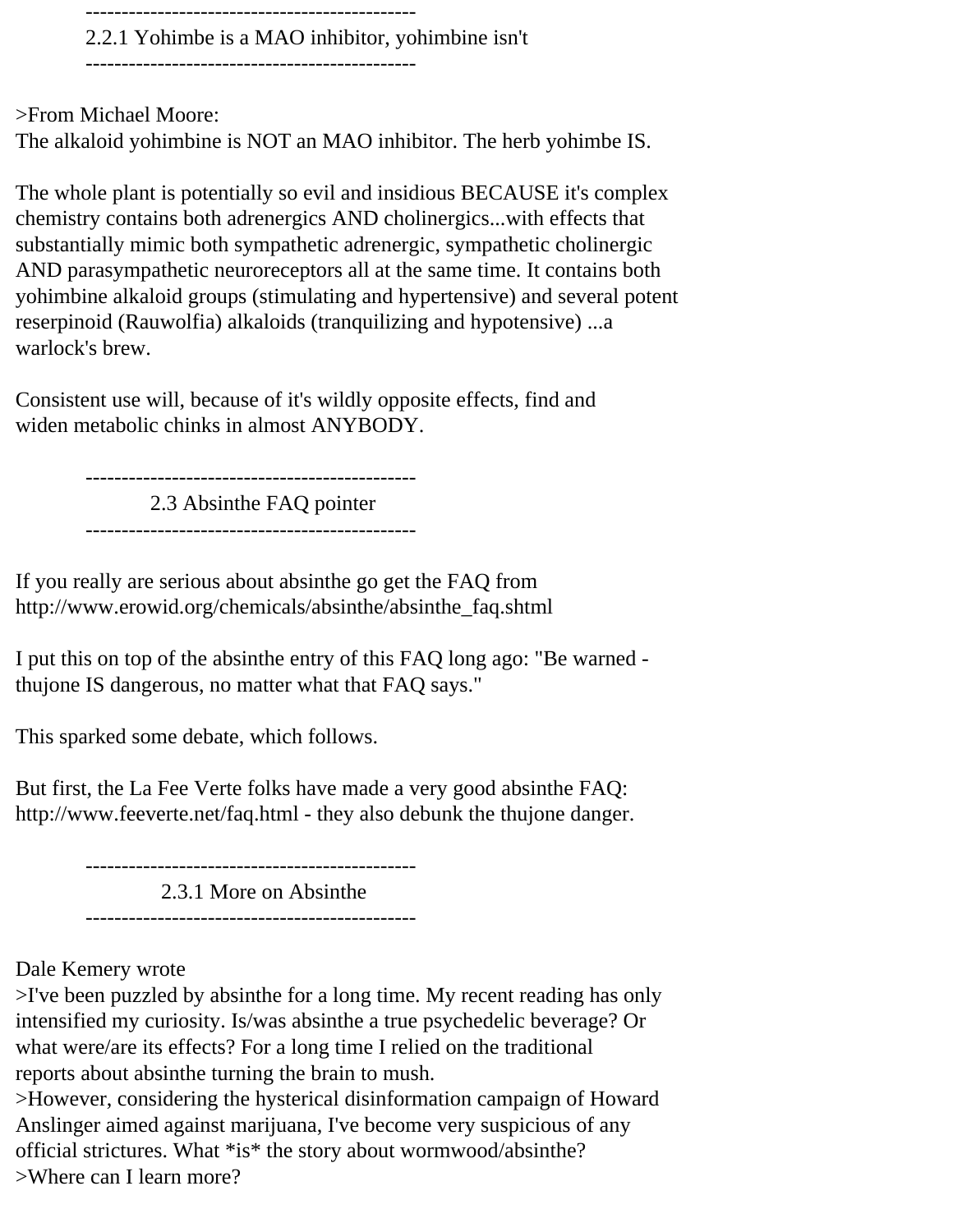### 2.2.1 Yohimbe is a MAO inhibitor, yohimbine isn't

>From Michael Moore:
The alkaloid yohimbine is NOT an MAO inhibitor. The herb yohimbe IS.

The whole plant is potentially so evil and insidious BECAUSE it's complex chemistry contains both adrenergics AND cholinergics...with effects that substantially mimic both sympathetic adrenergic, sympathetic cholinergic AND parasympathetic neuroreceptors all at the same time. It contains both yohimbine alkaloid groups (stimulating and hypertensive) and several potent reserpinoid (Rauwolfia) alkaloids (tranquilizing and hypotensive) ...a warlock's brew.

Consistent use will, because of it's wildly opposite effects, find and widen metabolic chinks in almost ANYBODY.

### 2.3 Absinthe FAQ pointer

If you really are serious about absinthe go get the FAQ from
http://www.erowid.org/chemicals/absinthe/absinthe_faq.shtml

I put this on top of the absinthe entry of this FAQ long ago: "Be warned - thujone IS dangerous, no matter what that FAQ says."

This sparked some debate, which follows.

But first, the La Fee Verte folks have made a very good absinthe FAQ:
http://www.feeverte.net/faq.html - they also debunk the thujone danger.

### 2.3.1 More on Absinthe

Dale Kemery wrote
>I've been puzzled by absinthe for a long time. My recent reading has only intensified my curiosity. Is/was absinthe a true psychedelic beverage? Or what were/are its effects? For a long time I relied on the traditional reports about absinthe turning the brain to mush.
>However, considering the hysterical disinformation campaign of Howard Anslinger aimed against marijuana, I've become very suspicious of any official strictures. What *is* the story about wormwood/absinthe?
>Where can I learn more?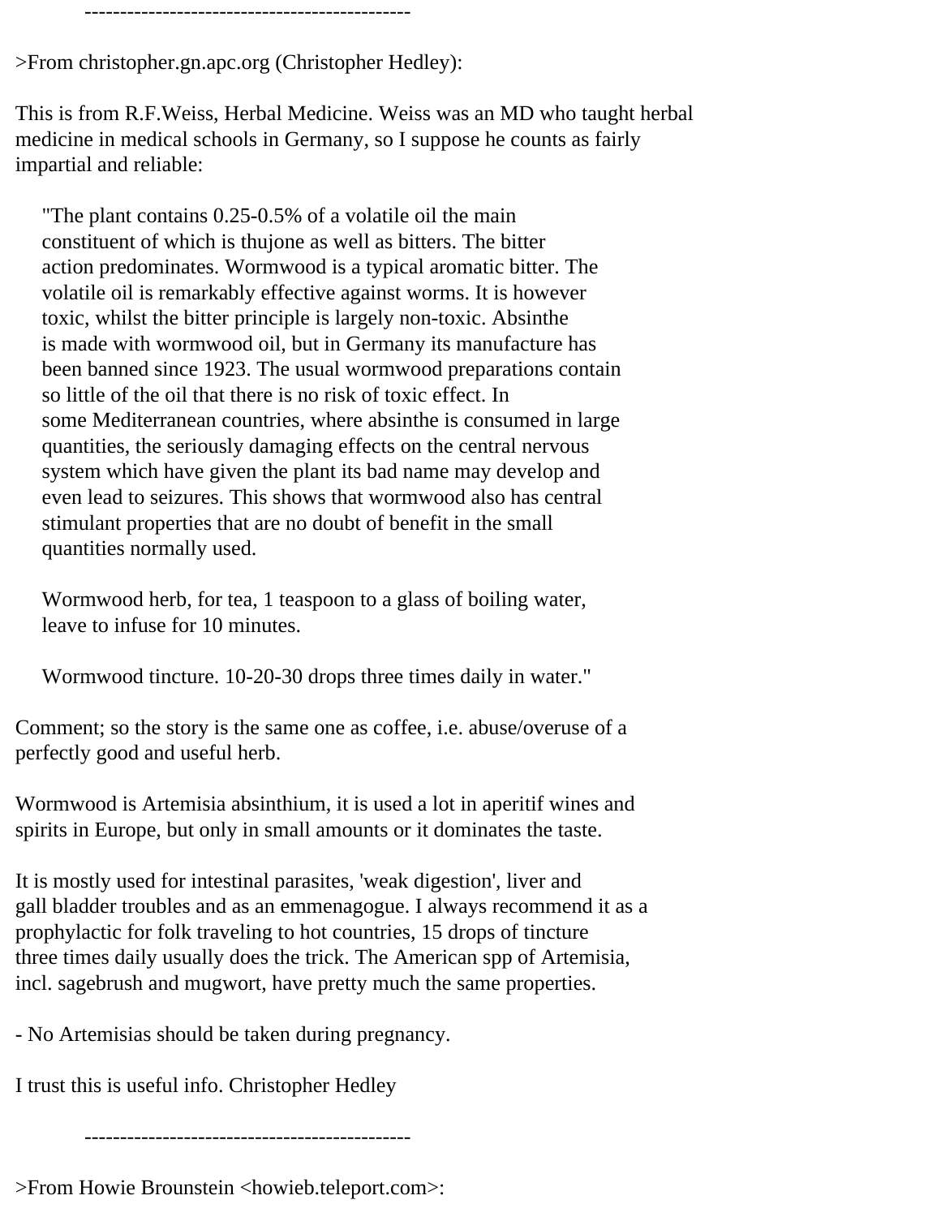----------------------------------------------

>From christopher.gn.apc.org (Christopher Hedley):

This is from R.F.Weiss, Herbal Medicine. Weiss was an MD who taught herbal medicine in medical schools in Germany, so I suppose he counts as fairly impartial and reliable:

> "The plant contains 0.25-0.5% of a volatile oil the main constituent of which is thujone as well as bitters. The bitter action predominates. Wormwood is a typical aromatic bitter. The volatile oil is remarkably effective against worms. It is however toxic, whilst the bitter principle is largely non-toxic. Absinthe is made with wormwood oil, but in Germany its manufacture has been banned since 1923. The usual wormwood preparations contain so little of the oil that there is no risk of toxic effect. In some Mediterranean countries, where absinthe is consumed in large quantities, the seriously damaging effects on the central nervous system which have given the plant its bad name may develop and even lead to seizures. This shows that wormwood also has central stimulant properties that are no doubt of benefit in the small quantities normally used.
>
> Wormwood herb, for tea, 1 teaspoon to a glass of boiling water, leave to infuse for 10 minutes.
>
> Wormwood tincture. 10-20-30 drops three times daily in water."

Comment; so the story is the same one as coffee, i.e. abuse/overuse of a perfectly good and useful herb.

Wormwood is Artemisia absinthium, it is used a lot in aperitif wines and spirits in Europe, but only in small amounts or it dominates the taste.

It is mostly used for intestinal parasites, 'weak digestion', liver and gall bladder troubles and as an emmenagogue. I always recommend it as a prophylactic for folk traveling to hot countries, 15 drops of tincture three times daily usually does the trick. The American spp of Artemisia, incl. sagebrush and mugwort, have pretty much the same properties.

- No Artemisias should be taken during pregnancy.

I trust this is useful info. Christopher Hedley

----------------------------------------------

>From Howie Brounstein <howieb.teleport.com>: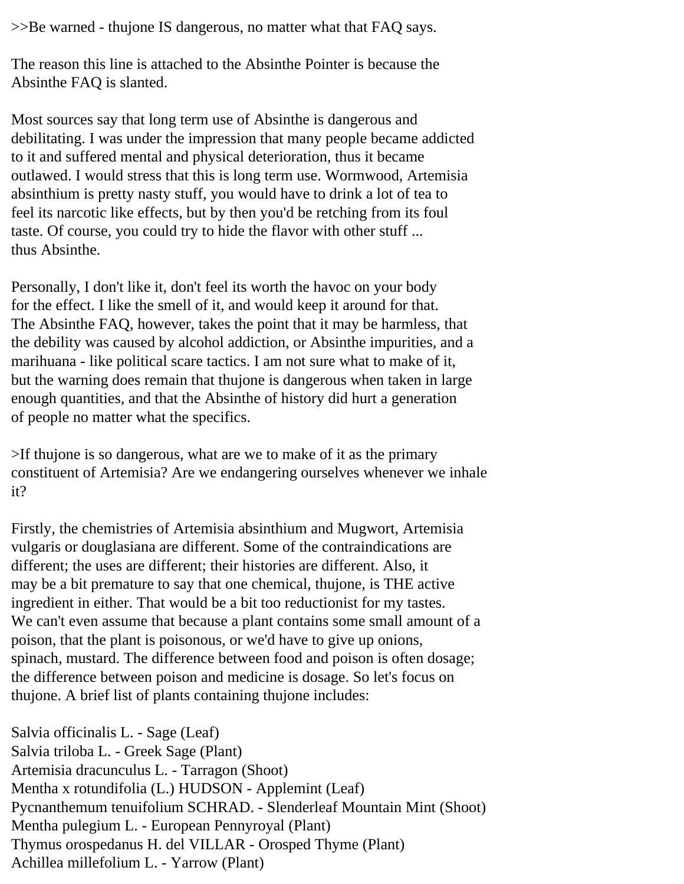>>Be warned - thujone IS dangerous, no matter what that FAQ says.

The reason this line is attached to the Absinthe Pointer is because the Absinthe FAQ is slanted.

Most sources say that long term use of Absinthe is dangerous and debilitating. I was under the impression that many people became addicted to it and suffered mental and physical deterioration, thus it became outlawed. I would stress that this is long term use. Wormwood, Artemisia absinthium is pretty nasty stuff, you would have to drink a lot of tea to feel its narcotic like effects, but by then you'd be retching from its foul taste. Of course, you could try to hide the flavor with other stuff ... thus Absinthe.

Personally, I don't like it, don't feel its worth the havoc on your body for the effect. I like the smell of it, and would keep it around for that. The Absinthe FAQ, however, takes the point that it may be harmless, that the debility was caused by alcohol addiction, or Absinthe impurities, and a marihuana - like political scare tactics. I am not sure what to make of it, but the warning does remain that thujone is dangerous when taken in large enough quantities, and that the Absinthe of history did hurt a generation of people no matter what the specifics.

>If thujone is so dangerous, what are we to make of it as the primary constituent of Artemisia? Are we endangering ourselves whenever we inhale it?

Firstly, the chemistries of Artemisia absinthium and Mugwort, Artemisia vulgaris or douglasiana are different. Some of the contraindications are different; the uses are different; their histories are different. Also, it may be a bit premature to say that one chemical, thujone, is THE active ingredient in either. That would be a bit too reductionist for my tastes. We can't even assume that because a plant contains some small amount of a poison, that the plant is poisonous, or we'd have to give up onions, spinach, mustard. The difference between food and poison is often dosage; the difference between poison and medicine is dosage. So let's focus on thujone. A brief list of plants containing thujone includes:

Salvia officinalis L. - Sage (Leaf)
Salvia triloba L. - Greek Sage (Plant)
Artemisia dracunculus L. - Tarragon (Shoot)
Mentha x rotundifolia (L.) HUDSON - Applemint (Leaf)
Pycnanthemum tenuifolium SCHRAD. - Slenderleaf Mountain Mint (Shoot)
Mentha pulegium L. - European Pennyroyal (Plant)
Thymus orospedanus H. del VILLAR - Orosped Thyme (Plant)
Achillea millefolium L. - Yarrow (Plant)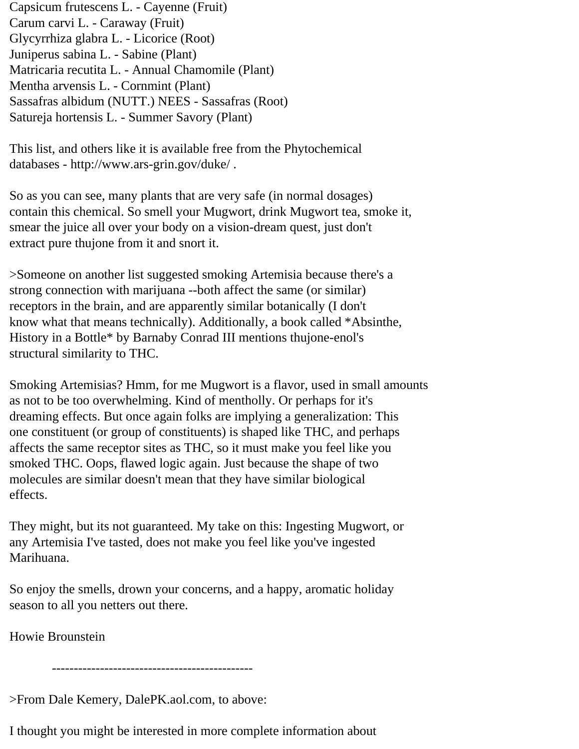Capsicum frutescens L. - Cayenne (Fruit)
Carum carvi L. - Caraway (Fruit)
Glycyrrhiza glabra L. - Licorice (Root)
Juniperus sabina L. - Sabine (Plant)
Matricaria recutita L. - Annual Chamomile (Plant)
Mentha arvensis L. - Cornmint (Plant)
Sassafras albidum (NUTT.) NEES - Sassafras (Root)
Satureja hortensis L. - Summer Savory (Plant)

This list, and others like it is available free from the Phytochemical databases - http://www.ars-grin.gov/duke/ .

So as you can see, many plants that are very safe (in normal dosages) contain this chemical. So smell your Mugwort, drink Mugwort tea, smoke it, smear the juice all over your body on a vision-dream quest, just don't extract pure thujone from it and snort it.

>Someone on another list suggested smoking Artemisia because there's a strong connection with marijuana --both affect the same (or similar) receptors in the brain, and are apparently similar botanically (I don't know what that means technically). Additionally, a book called *Absinthe, History in a Bottle* by Barnaby Conrad III mentions thujone-enol's structural similarity to THC.

Smoking Artemisias? Hmm, for me Mugwort is a flavor, used in small amounts as not to be too overwhelming. Kind of mentholly. Or perhaps for it's dreaming effects. But once again folks are implying a generalization: This one constituent (or group of constituents) is shaped like THC, and perhaps affects the same receptor sites as THC, so it must make you feel like you smoked THC. Oops, flawed logic again. Just because the shape of two molecules are similar doesn't mean that they have similar biological effects.

They might, but its not guaranteed. My take on this: Ingesting Mugwort, or any Artemisia I've tasted, does not make you feel like you've ingested Marihuana.

So enjoy the smells, drown your concerns, and a happy, aromatic holiday season to all you netters out there.

Howie Brounstein

----------------------------------------------

>From Dale Kemery, DalePK.aol.com, to above:

I thought you might be interested in more complete information about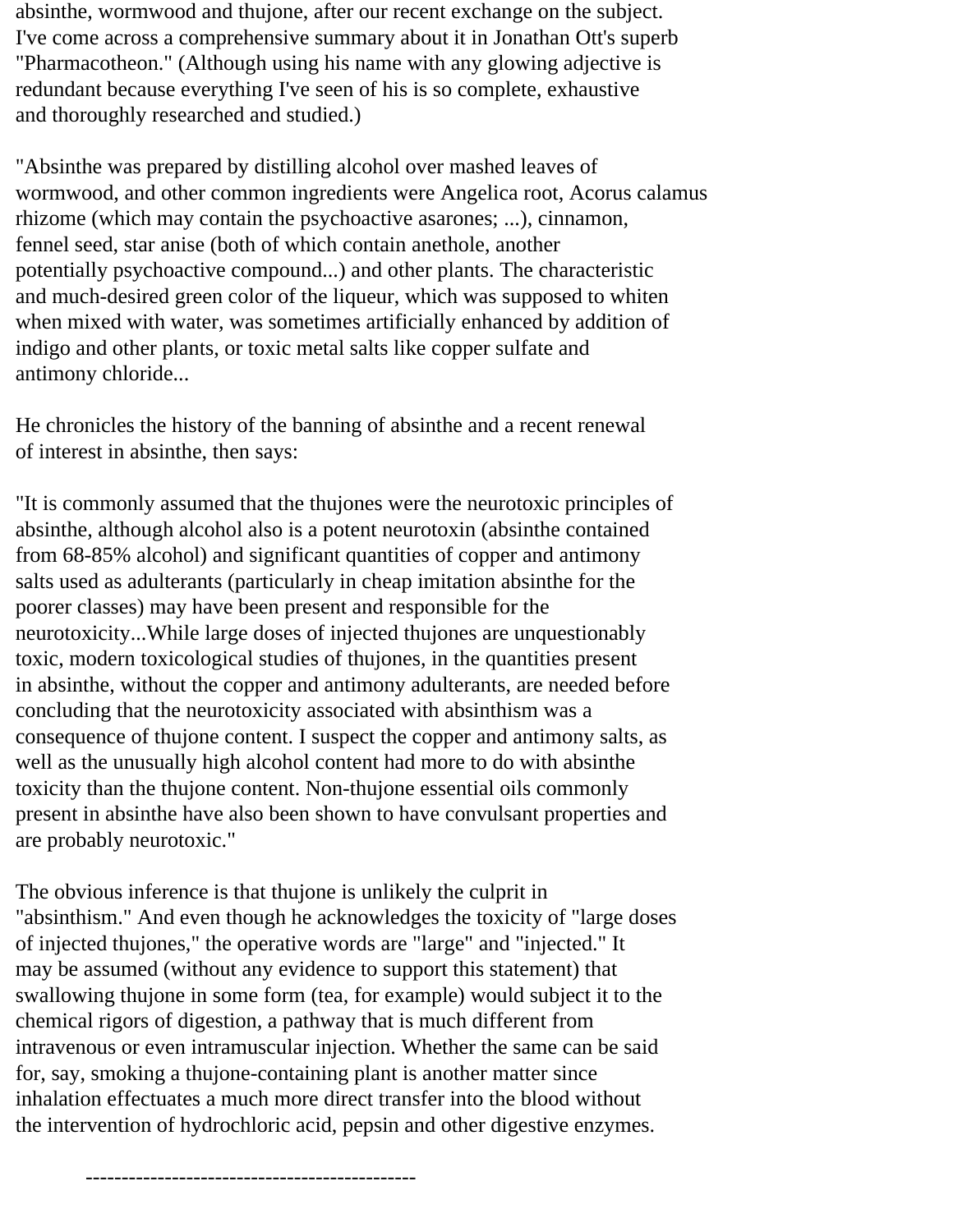absinthe, wormwood and thujone, after our recent exchange on the subject. I've come across a comprehensive summary about it in Jonathan Ott's superb "Pharmacotheon." (Although using his name with any glowing adjective is redundant because everything I've seen of his is so complete, exhaustive and thoroughly researched and studied.)

"Absinthe was prepared by distilling alcohol over mashed leaves of wormwood, and other common ingredients were Angelica root, Acorus calamus rhizome (which may contain the psychoactive asarones; ...), cinnamon, fennel seed, star anise (both of which contain anethole, another potentially psychoactive compound...) and other plants. The characteristic and much-desired green color of the liqueur, which was supposed to whiten when mixed with water, was sometimes artificially enhanced by addition of indigo and other plants, or toxic metal salts like copper sulfate and antimony chloride...

He chronicles the history of the banning of absinthe and a recent renewal of interest in absinthe, then says:

"It is commonly assumed that the thujones were the neurotoxic principles of absinthe, although alcohol also is a potent neurotoxin (absinthe contained from 68-85% alcohol) and significant quantities of copper and antimony salts used as adulterants (particularly in cheap imitation absinthe for the poorer classes) may have been present and responsible for the neurotoxicity...While large doses of injected thujones are unquestionably toxic, modern toxicological studies of thujones, in the quantities present in absinthe, without the copper and antimony adulterants, are needed before concluding that the neurotoxicity associated with absinthism was a consequence of thujone content. I suspect the copper and antimony salts, as well as the unusually high alcohol content had more to do with absinthe toxicity than the thujone content. Non-thujone essential oils commonly present in absinthe have also been shown to have convulsant properties and are probably neurotoxic."

The obvious inference is that thujone is unlikely the culprit in "absinthism." And even though he acknowledges the toxicity of "large doses of injected thujones," the operative words are "large" and "injected." It may be assumed (without any evidence to support this statement) that swallowing thujone in some form (tea, for example) would subject it to the chemical rigors of digestion, a pathway that is much different from intravenous or even intramuscular injection. Whether the same can be said for, say, smoking a thujone-containing plant is another matter since inhalation effectuates a much more direct transfer into the blood without the intervention of hydrochloric acid, pepsin and other digestive enzymes.

---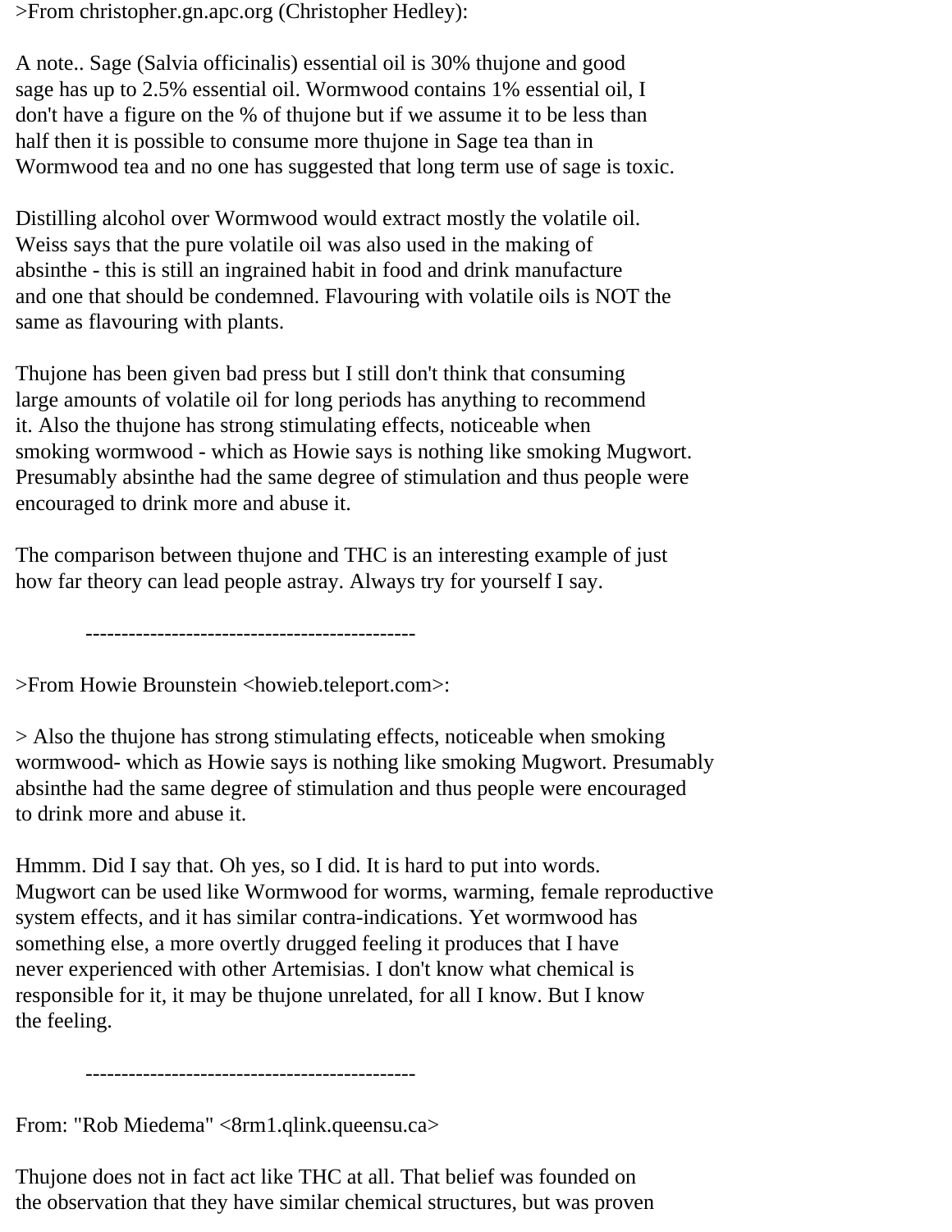>From christopher.gn.apc.org (Christopher Hedley):

A note.. Sage (Salvia officinalis) essential oil is 30% thujone and good sage has up to 2.5% essential oil. Wormwood contains 1% essential oil, I don't have a figure on the % of thujone but if we assume it to be less than half then it is possible to consume more thujone in Sage tea than in Wormwood tea and no one has suggested that long term use of sage is toxic.

Distilling alcohol over Wormwood would extract mostly the volatile oil. Weiss says that the pure volatile oil was also used in the making of absinthe - this is still an ingrained habit in food and drink manufacture and one that should be condemned. Flavouring with volatile oils is NOT the same as flavouring with plants.

Thujone has been given bad press but I still don't think that consuming large amounts of volatile oil for long periods has anything to recommend it. Also the thujone has strong stimulating effects, noticeable when smoking wormwood - which as Howie says is nothing like smoking Mugwort. Presumably absinthe had the same degree of stimulation and thus people were encouraged to drink more and abuse it.

The comparison between thujone and THC is an interesting example of just how far theory can lead people astray. Always try for yourself I say.

----------------------------------------------

>From Howie Brounstein <howieb.teleport.com>:

> Also the thujone has strong stimulating effects, noticeable when smoking wormwood- which as Howie says is nothing like smoking Mugwort. Presumably absinthe had the same degree of stimulation and thus people were encouraged to drink more and abuse it.

Hmmm. Did I say that. Oh yes, so I did. It is hard to put into words. Mugwort can be used like Wormwood for worms, warming, female reproductive system effects, and it has similar contra-indications. Yet wormwood has something else, a more overtly drugged feeling it produces that I have never experienced with other Artemisias. I don't know what chemical is responsible for it, it may be thujone unrelated, for all I know. But I know the feeling.

----------------------------------------------

From: "Rob Miedema" <8rm1.qlink.queensu.ca>

Thujone does not in fact act like THC at all. That belief was founded on the observation that they have similar chemical structures, but was proven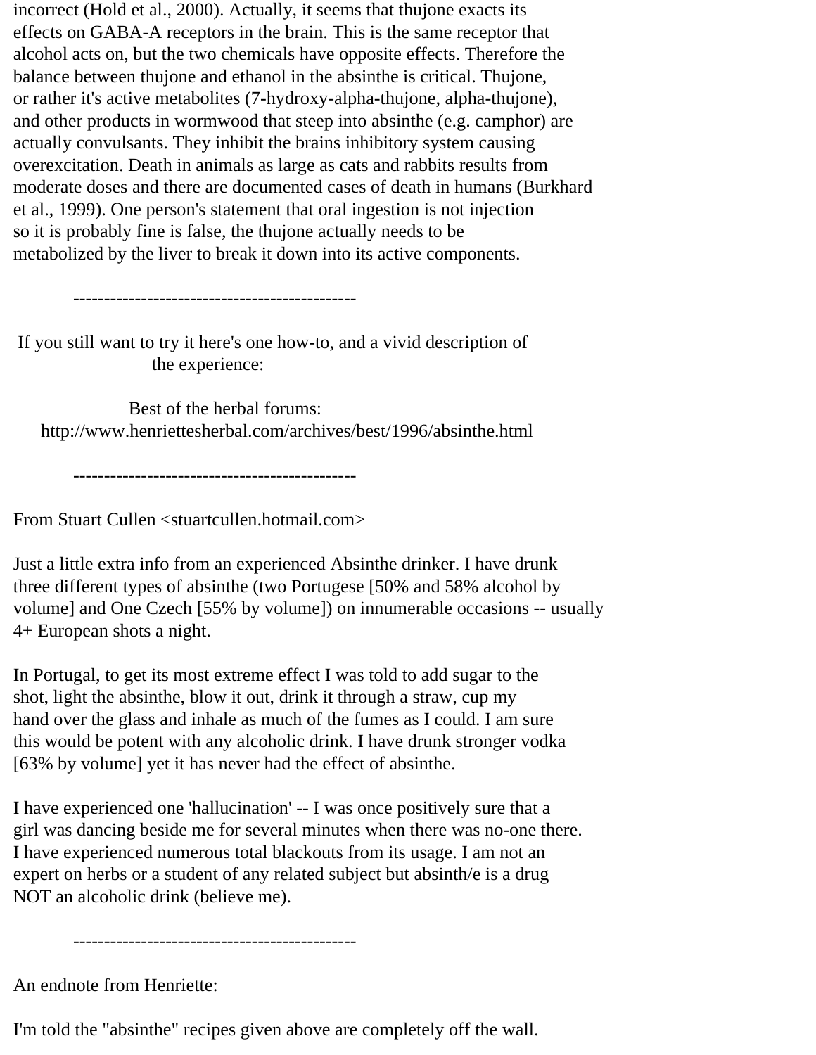incorrect (Hold et al., 2000). Actually, it seems that thujone exacts its effects on GABA-A receptors in the brain. This is the same receptor that alcohol acts on, but the two chemicals have opposite effects. Therefore the balance between thujone and ethanol in the absinthe is critical. Thujone, or rather it's active metabolites (7-hydroxy-alpha-thujone, alpha-thujone), and other products in wormwood that steep into absinthe (e.g. camphor) are actually convulsants. They inhibit the brains inhibitory system causing overexcitation. Death in animals as large as cats and rabbits results from moderate doses and there are documented cases of death in humans (Burkhard et al., 1999). One person's statement that oral ingestion is not injection so it is probably fine is false, the thujone actually needs to be metabolized by the liver to break it down into its active components.

----------------------------------------------

If you still want to try it here's one how-to, and a vivid description of the experience:

Best of the herbal forums:
http://www.henriettesherbal.com/archives/best/1996/absinthe.html

----------------------------------------------

From Stuart Cullen <stuartcullen.hotmail.com>

Just a little extra info from an experienced Absinthe drinker. I have drunk three different types of absinthe (two Portugese [50% and 58% alcohol by volume] and One Czech [55% by volume]) on innumerable occasions -- usually 4+ European shots a night.

In Portugal, to get its most extreme effect I was told to add sugar to the shot, light the absinthe, blow it out, drink it through a straw, cup my hand over the glass and inhale as much of the fumes as I could. I am sure this would be potent with any alcoholic drink. I have drunk stronger vodka [63% by volume] yet it has never had the effect of absinthe.

I have experienced one 'hallucination' -- I was once positively sure that a girl was dancing beside me for several minutes when there was no-one there. I have experienced numerous total blackouts from its usage. I am not an expert on herbs or a student of any related subject but absinth/e is a drug NOT an alcoholic drink (believe me).

----------------------------------------------

An endnote from Henriette:

I'm told the "absinthe" recipes given above are completely off the wall.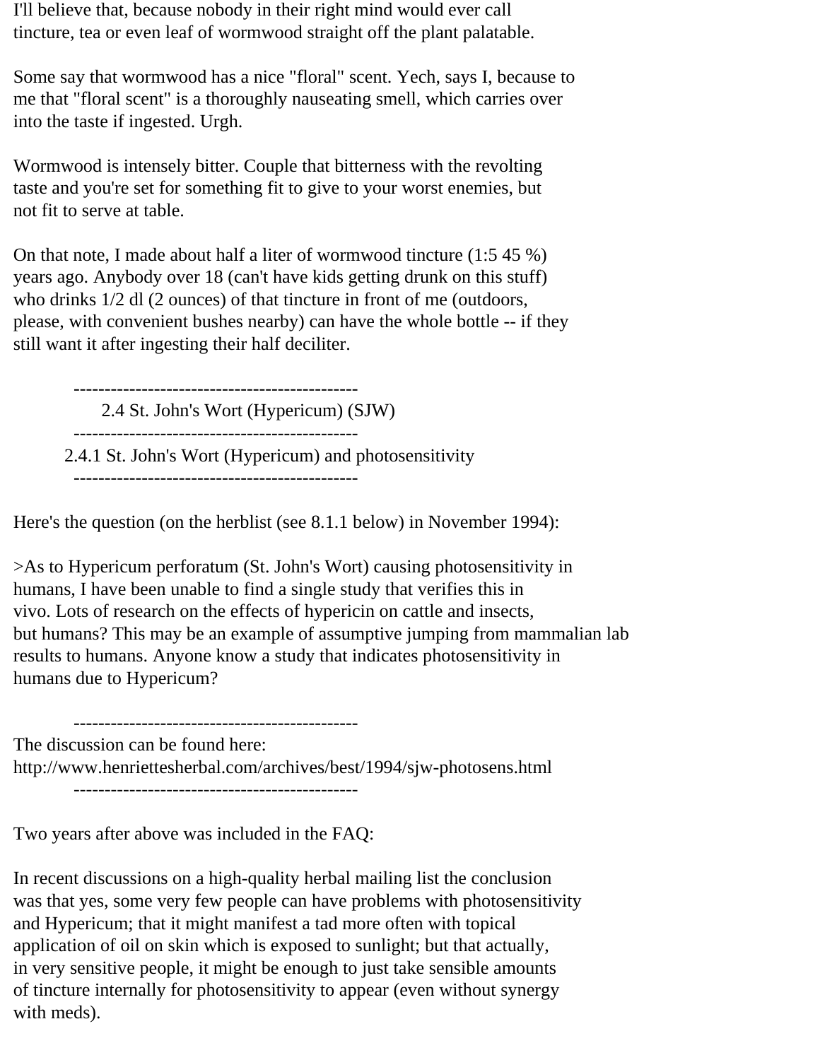I'll believe that, because nobody in their right mind would ever call tincture, tea or even leaf of wormwood straight off the plant palatable.

Some say that wormwood has a nice "floral" scent. Yech, says I, because to me that "floral scent" is a thoroughly nauseating smell, which carries over into the taste if ingested. Urgh.

Wormwood is intensely bitter. Couple that bitterness with the revolting taste and you're set for something fit to give to your worst enemies, but not fit to serve at table.

On that note, I made about half a liter of wormwood tincture (1:5 45 %) years ago. Anybody over 18 (can't have kids getting drunk on this stuff) who drinks 1/2 dl (2 ounces) of that tincture in front of me (outdoors, please, with convenient bushes nearby) can have the whole bottle -- if they still want it after ingesting their half deciliter.

----------------------------------------------

## 2.4 St. John's Wort (Hypericum) (SJW)

----------------------------------------------

### 2.4.1 St. John's Wort (Hypericum) and photosensitivity

----------------------------------------------

Here's the question (on the herblist (see 8.1.1 below) in November 1994):

>As to Hypericum perforatum (St. John's Wort) causing photosensitivity in humans, I have been unable to find a single study that verifies this in vivo. Lots of research on the effects of hypericin on cattle and insects, but humans? This may be an example of assumptive jumping from mammalian lab results to humans. Anyone know a study that indicates photosensitivity in humans due to Hypericum?

----------------------------------------------

The discussion can be found here:
http://www.henriettesherbal.com/archives/best/1994/sjw-photosens.html

----------------------------------------------

Two years after above was included in the FAQ:

In recent discussions on a high-quality herbal mailing list the conclusion was that yes, some very few people can have problems with photosensitivity and Hypericum; that it might manifest a tad more often with topical application of oil on skin which is exposed to sunlight; but that actually, in very sensitive people, it might be enough to just take sensible amounts of tincture internally for photosensitivity to appear (even without synergy with meds).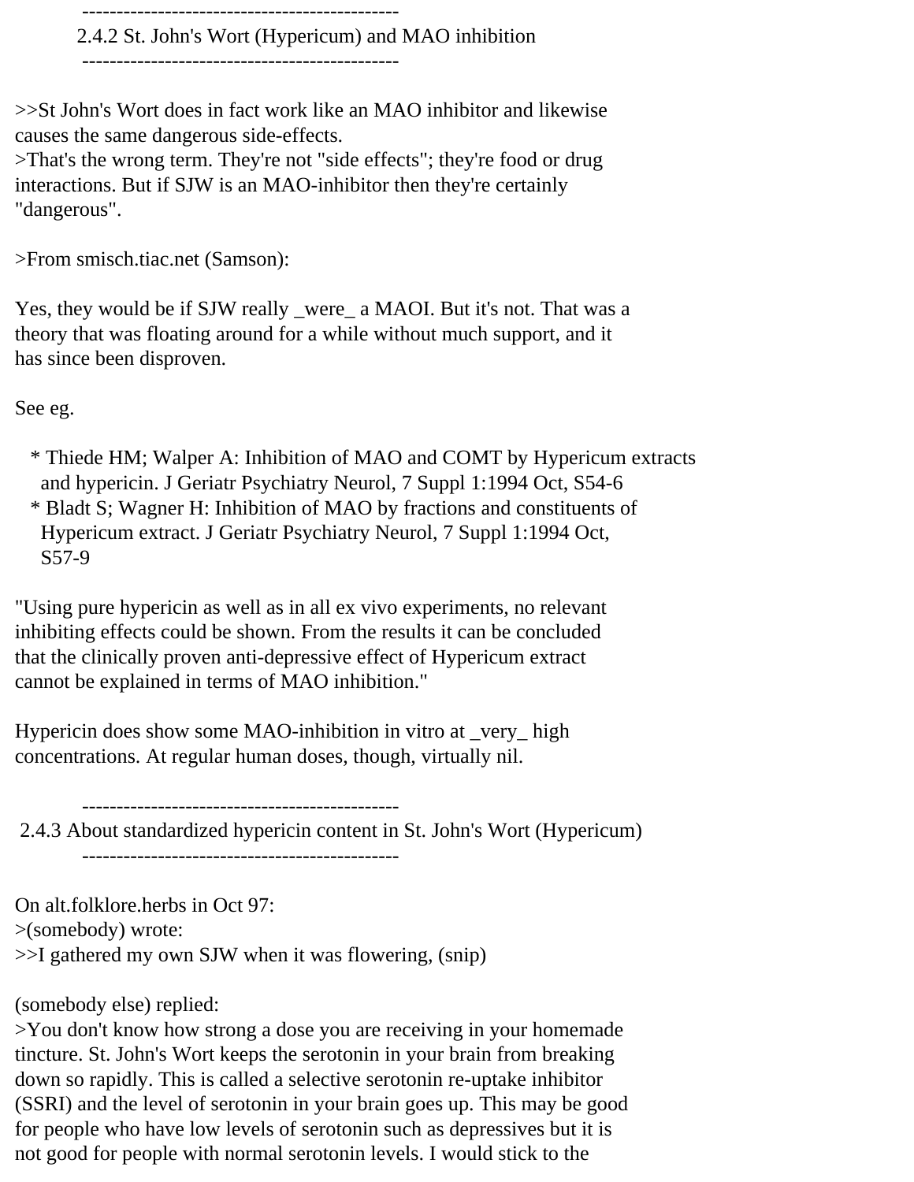----------------------------------------------

## 2.4.2 St. John's Wort (Hypericum) and MAO inhibition

----------------------------------------------

>>St John's Wort does in fact work like an MAO inhibitor and likewise causes the same dangerous side-effects.
>That's the wrong term. They're not "side effects"; they're food or drug interactions. But if SJW is an MAO-inhibitor then they're certainly "dangerous".

>From smisch.tiac.net (Samson):

Yes, they would be if SJW really _were_ a MAOI. But it's not. That was a theory that was floating around for a while without much support, and it has since been disproven.

See eg.

* Thiede HM; Walper A: Inhibition of MAO and COMT by Hypericum extracts and hypericin. J Geriatr Psychiatry Neurol, 7 Suppl 1:1994 Oct, S54-6
* Bladt S; Wagner H: Inhibition of MAO by fractions and constituents of Hypericum extract. J Geriatr Psychiatry Neurol, 7 Suppl 1:1994 Oct, S57-9

"Using pure hypericin as well as in all ex vivo experiments, no relevant inhibiting effects could be shown. From the results it can be concluded that the clinically proven anti-depressive effect of Hypericum extract cannot be explained in terms of MAO inhibition."

Hypericin does show some MAO-inhibition in vitro at _very_ high concentrations. At regular human doses, though, virtually nil.

----------------------------------------------

## 2.4.3 About standardized hypericin content in St. John's Wort (Hypericum)

----------------------------------------------

On alt.folklore.herbs in Oct 97:
>(somebody) wrote:
>>I gathered my own SJW when it was flowering, (snip)

(somebody else) replied:
>You don't know how strong a dose you are receiving in your homemade tincture. St. John's Wort keeps the serotonin in your brain from breaking down so rapidly. This is called a selective serotonin re-uptake inhibitor (SSRI) and the level of serotonin in your brain goes up. This may be good for people who have low levels of serotonin such as depressives but it is not good for people with normal serotonin levels. I would stick to the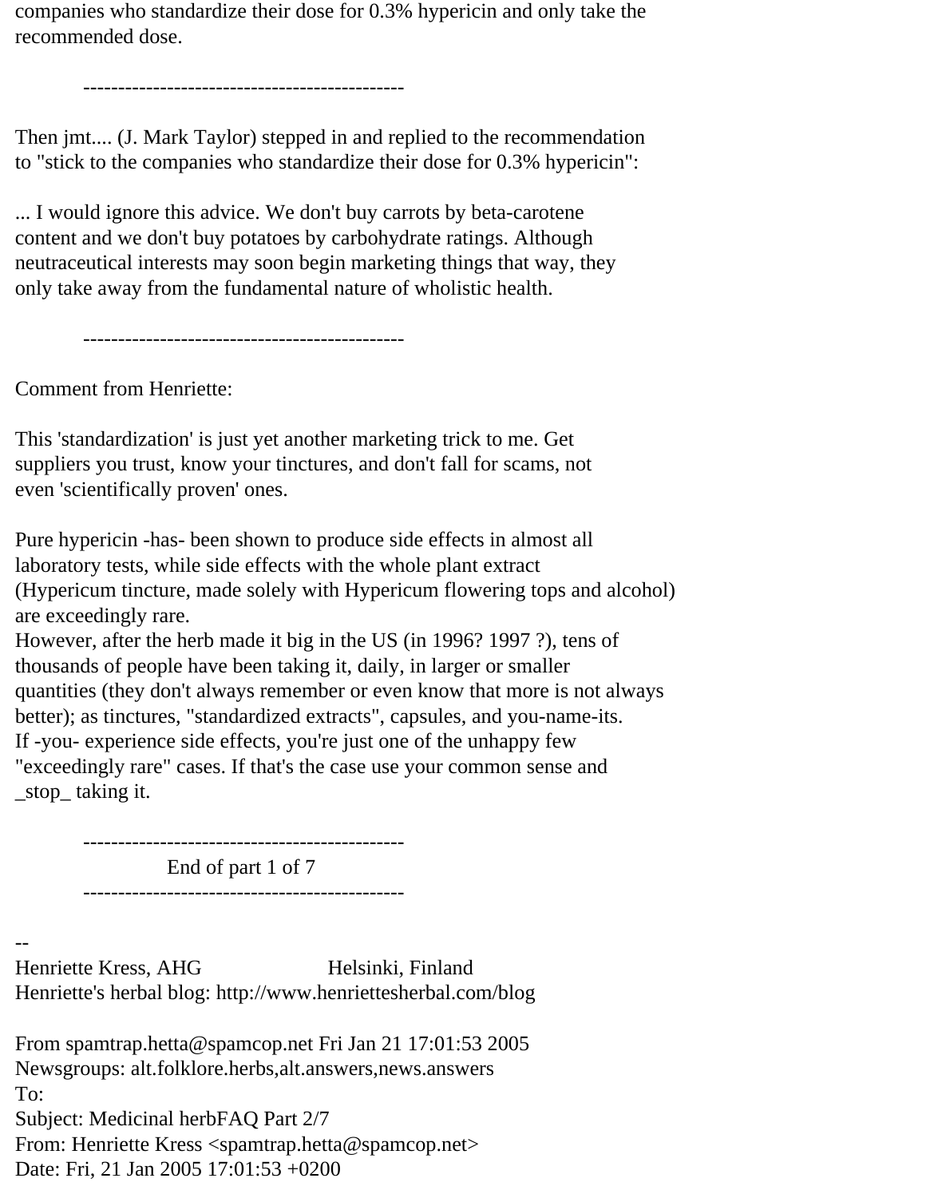companies who standardize their dose for 0.3% hypericin and only take the recommended dose.

----------------------------------------------

Then jmt.... (J. Mark Taylor) stepped in and replied to the recommendation to "stick to the companies who standardize their dose for 0.3% hypericin":

... I would ignore this advice. We don't buy carrots by beta-carotene content and we don't buy potatoes by carbohydrate ratings. Although neutraceutical interests may soon begin marketing things that way, they only take away from the fundamental nature of wholistic health.

----------------------------------------------

Comment from Henriette:

This 'standardization' is just yet another marketing trick to me. Get suppliers you trust, know your tinctures, and don't fall for scams, not even 'scientifically proven' ones.

Pure hypericin -has- been shown to produce side effects in almost all laboratory tests, while side effects with the whole plant extract (Hypericum tincture, made solely with Hypericum flowering tops and alcohol) are exceedingly rare.
However, after the herb made it big in the US (in 1996? 1997 ?), tens of thousands of people have been taking it, daily, in larger or smaller quantities (they don't always remember or even know that more is not always better); as tinctures, "standardized extracts", capsules, and you-name-its.
If -you- experience side effects, you're just one of the unhappy few "exceedingly rare" cases. If that's the case use your common sense and _stop_ taking it.

----------------------------------------------
End of part 1 of 7
----------------------------------------------

--
Henriette Kress, AHG Helsinki, Finland
Henriette's herbal blog: http://www.henriettesherbal.com/blog

From spamtrap.hetta@spamcop.net Fri Jan 21 17:01:53 2005
Newsgroups: alt.folklore.herbs,alt.answers,news.answers
To:
Subject: Medicinal herbFAQ Part 2/7
From: Henriette Kress <spamtrap.hetta@spamcop.net>
Date: Fri, 21 Jan 2005 17:01:53 +0200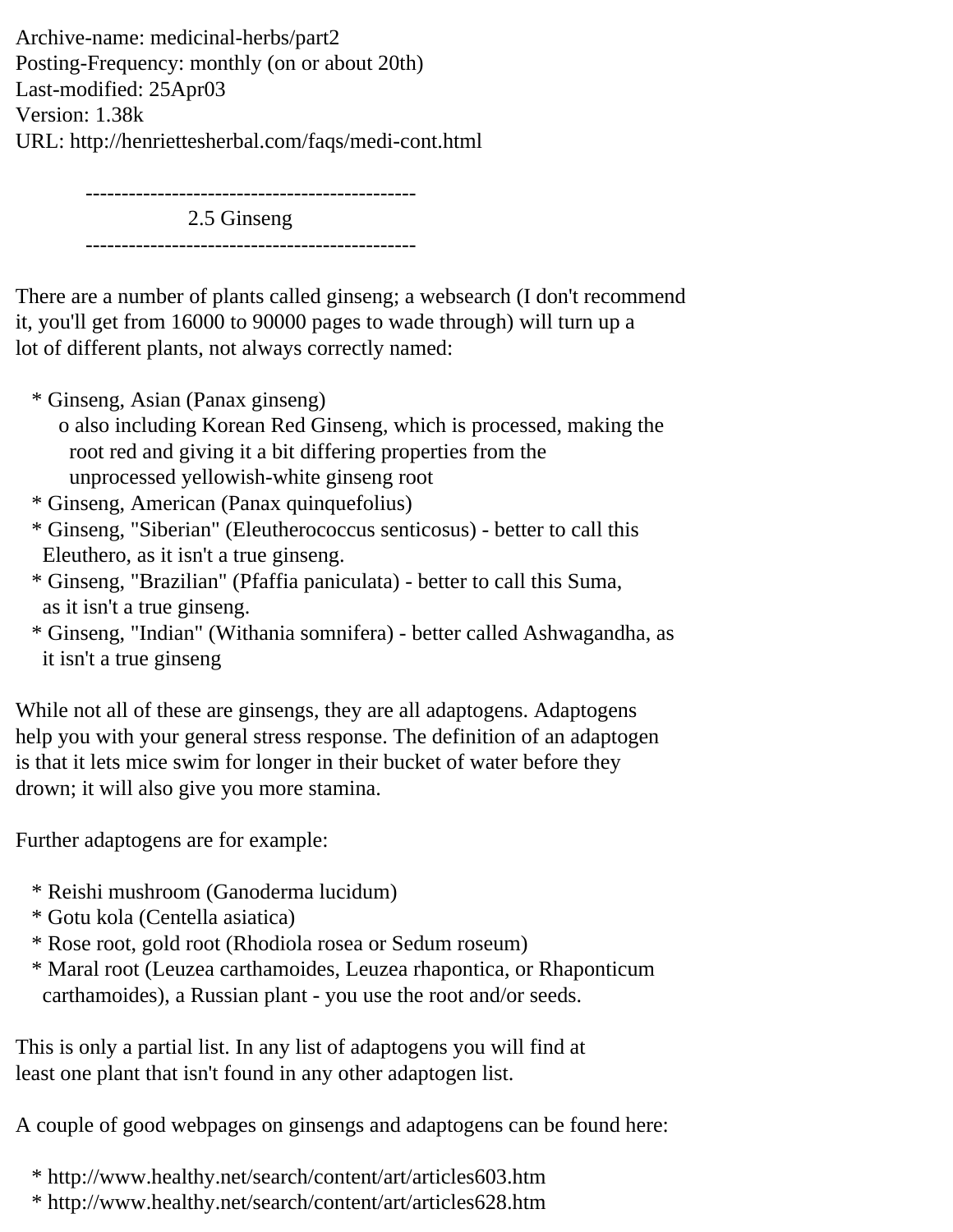Archive-name: medicinal-herbs/part2
Posting-Frequency: monthly (on or about 20th)
Last-modified: 25Apr03
Version: 1.38k
URL: http://henriettesherbal.com/faqs/medi-cont.html

## 2.5 Ginseng

There are a number of plants called ginseng; a websearch (I don't recommend it, you'll get from 16000 to 90000 pages to wade through) will turn up a lot of different plants, not always correctly named:

- Ginseng, Asian (Panax ginseng)
  - also including Korean Red Ginseng, which is processed, making the root red and giving it a bit differing properties from the unprocessed yellowish-white ginseng root
- Ginseng, American (Panax quinquefolius)
- Ginseng, "Siberian" (Eleutherococcus senticosus) - better to call this Eleuthero, as it isn't a true ginseng.
- Ginseng, "Brazilian" (Pfaffia paniculata) - better to call this Suma, as it isn't a true ginseng.
- Ginseng, "Indian" (Withania somnifera) - better called Ashwagandha, as it isn't a true ginseng

While not all of these are ginsengs, they are all adaptogens. Adaptogens help you with your general stress response. The definition of an adaptogen is that it lets mice swim for longer in their bucket of water before they drown; it will also give you more stamina.

Further adaptogens are for example:

- Reishi mushroom (Ganoderma lucidum)
- Gotu kola (Centella asiatica)
- Rose root, gold root (Rhodiola rosea or Sedum roseum)
- Maral root (Leuzea carthamoides, Leuzea rhapontica, or Rhaponticum carthamoides), a Russian plant - you use the root and/or seeds.

This is only a partial list. In any list of adaptogens you will find at least one plant that isn't found in any other adaptogen list.

A couple of good webpages on ginsengs and adaptogens can be found here:

- http://www.healthy.net/search/content/art/articles603.htm
- http://www.healthy.net/search/content/art/articles628.htm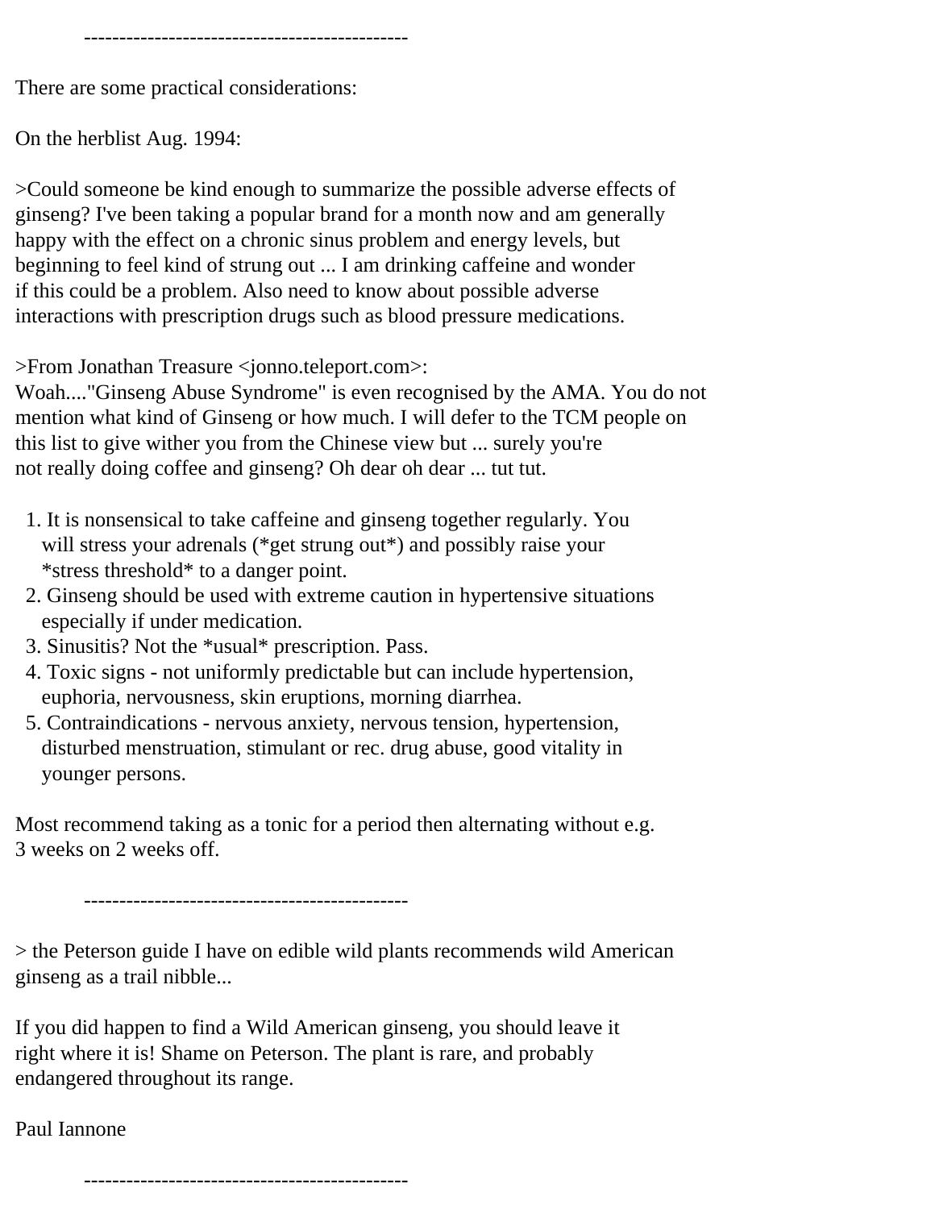----------------------------------------------

There are some practical considerations:

On the herblist Aug. 1994:

>Could someone be kind enough to summarize the possible adverse effects of ginseng? I've been taking a popular brand for a month now and am generally happy with the effect on a chronic sinus problem and energy levels, but beginning to feel kind of strung out ... I am drinking caffeine and wonder if this could be a problem. Also need to know about possible adverse interactions with prescription drugs such as blood pressure medications.

>From Jonathan Treasure <jonno.teleport.com>:
Woah...."Ginseng Abuse Syndrome" is even recognised by the AMA. You do not mention what kind of Ginseng or how much. I will defer to the TCM people on this list to give wither you from the Chinese view but ... surely you're not really doing coffee and ginseng? Oh dear oh dear ... tut tut.

1. It is nonsensical to take caffeine and ginseng together regularly. You will stress your adrenals (*get strung out*) and possibly raise your *stress threshold* to a danger point.
2. Ginseng should be used with extreme caution in hypertensive situations especially if under medication.
3. Sinusitis? Not the *usual* prescription. Pass.
4. Toxic signs - not uniformly predictable but can include hypertension, euphoria, nervousness, skin eruptions, morning diarrhea.
5. Contraindications - nervous anxiety, nervous tension, hypertension, disturbed menstruation, stimulant or rec. drug abuse, good vitality in younger persons.

Most recommend taking as a tonic for a period then alternating without e.g. 3 weeks on 2 weeks off.

----------------------------------------------

> the Peterson guide I have on edible wild plants recommends wild American ginseng as a trail nibble...

If you did happen to find a Wild American ginseng, you should leave it right where it is! Shame on Peterson. The plant is rare, and probably endangered throughout its range.

Paul Iannone

----------------------------------------------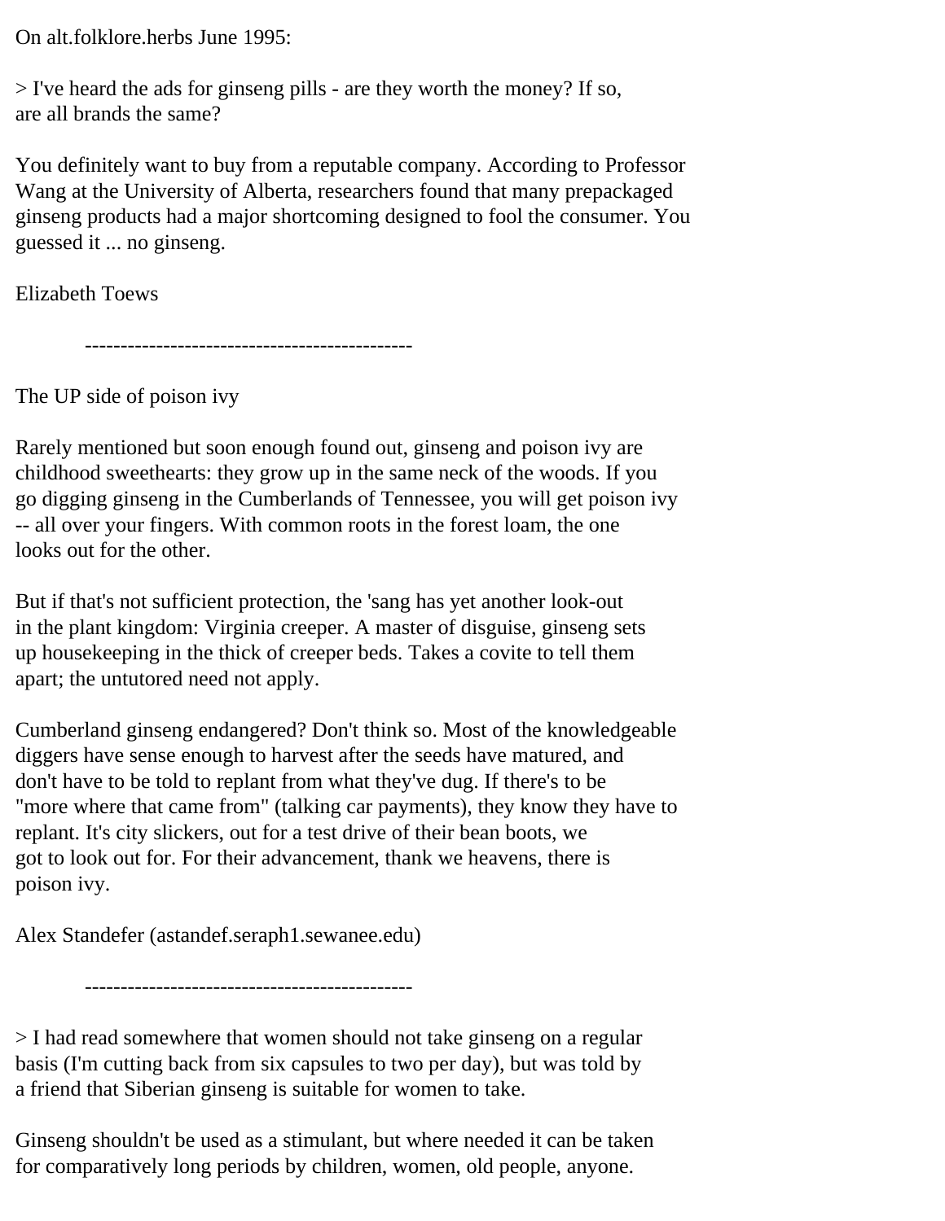On alt.folklore.herbs June 1995:

> I've heard the ads for ginseng pills - are they worth the money? If so, are all brands the same?

You definitely want to buy from a reputable company. According to Professor Wang at the University of Alberta, researchers found that many prepackaged ginseng products had a major shortcoming designed to fool the consumer. You guessed it ... no ginseng.

Elizabeth Toews

----------------------------------------------

The UP side of poison ivy

Rarely mentioned but soon enough found out, ginseng and poison ivy are childhood sweethearts: they grow up in the same neck of the woods. If you go digging ginseng in the Cumberlands of Tennessee, you will get poison ivy -- all over your fingers. With common roots in the forest loam, the one looks out for the other.

But if that's not sufficient protection, the 'sang has yet another look-out in the plant kingdom: Virginia creeper. A master of disguise, ginseng sets up housekeeping in the thick of creeper beds. Takes a covite to tell them apart; the untutored need not apply.

Cumberland ginseng endangered? Don't think so. Most of the knowledgeable diggers have sense enough to harvest after the seeds have matured, and don't have to be told to replant from what they've dug. If there's to be "more where that came from" (talking car payments), they know they have to replant. It's city slickers, out for a test drive of their bean boots, we got to look out for. For their advancement, thank we heavens, there is poison ivy.

Alex Standefer (astandef.seraph1.sewanee.edu)

----------------------------------------------

> I had read somewhere that women should not take ginseng on a regular basis (I'm cutting back from six capsules to two per day), but was told by a friend that Siberian ginseng is suitable for women to take.

Ginseng shouldn't be used as a stimulant, but where needed it can be taken for comparatively long periods by children, women, old people, anyone.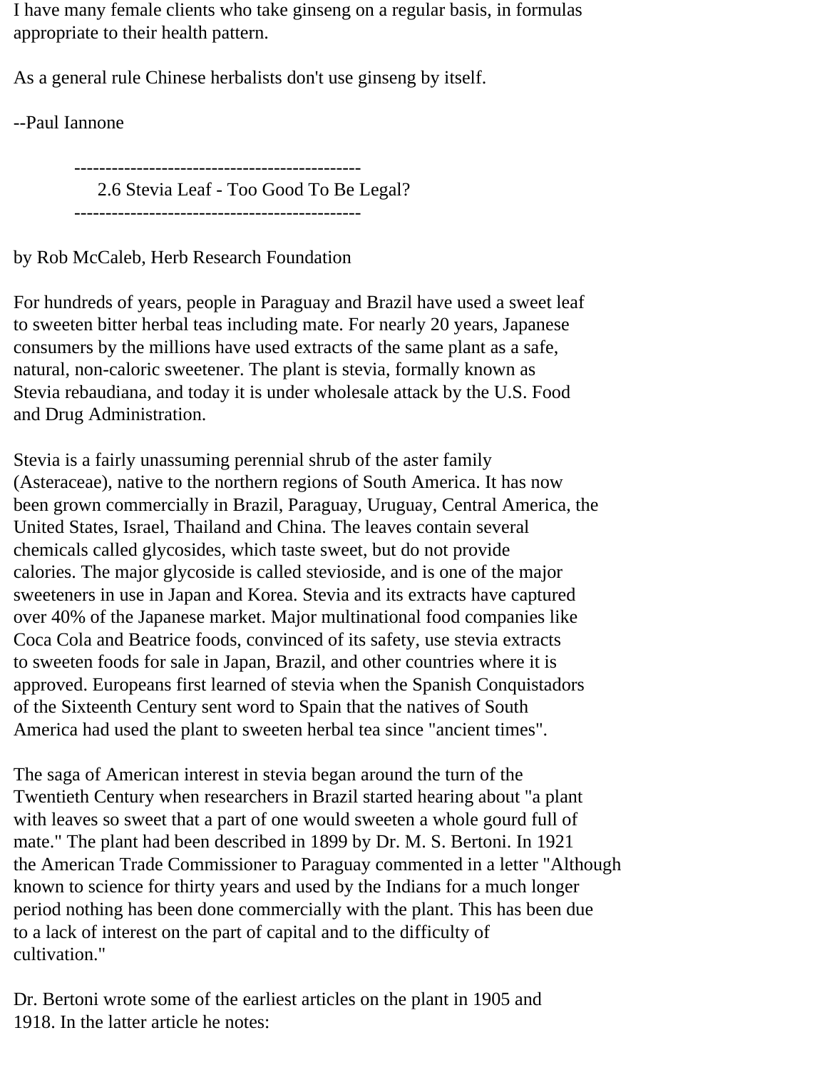I have many female clients who take ginseng on a regular basis, in formulas appropriate to their health pattern.

As a general rule Chinese herbalists don't use ginseng by itself.

--Paul Iannone

## 2.6 Stevia Leaf - Too Good To Be Legal?

by Rob McCaleb, Herb Research Foundation

For hundreds of years, people in Paraguay and Brazil have used a sweet leaf to sweeten bitter herbal teas including mate. For nearly 20 years, Japanese consumers by the millions have used extracts of the same plant as a safe, natural, non-caloric sweetener. The plant is stevia, formally known as Stevia rebaudiana, and today it is under wholesale attack by the U.S. Food and Drug Administration.

Stevia is a fairly unassuming perennial shrub of the aster family (Asteraceae), native to the northern regions of South America. It has now been grown commercially in Brazil, Paraguay, Uruguay, Central America, the United States, Israel, Thailand and China. The leaves contain several chemicals called glycosides, which taste sweet, but do not provide calories. The major glycoside is called stevioside, and is one of the major sweeteners in use in Japan and Korea. Stevia and its extracts have captured over 40% of the Japanese market. Major multinational food companies like Coca Cola and Beatrice foods, convinced of its safety, use stevia extracts to sweeten foods for sale in Japan, Brazil, and other countries where it is approved. Europeans first learned of stevia when the Spanish Conquistadors of the Sixteenth Century sent word to Spain that the natives of South America had used the plant to sweeten herbal tea since "ancient times".

The saga of American interest in stevia began around the turn of the Twentieth Century when researchers in Brazil started hearing about "a plant with leaves so sweet that a part of one would sweeten a whole gourd full of mate." The plant had been described in 1899 by Dr. M. S. Bertoni. In 1921 the American Trade Commissioner to Paraguay commented in a letter "Although known to science for thirty years and used by the Indians for a much longer period nothing has been done commercially with the plant. This has been due to a lack of interest on the part of capital and to the difficulty of cultivation."

Dr. Bertoni wrote some of the earliest articles on the plant in 1905 and 1918. In the latter article he notes: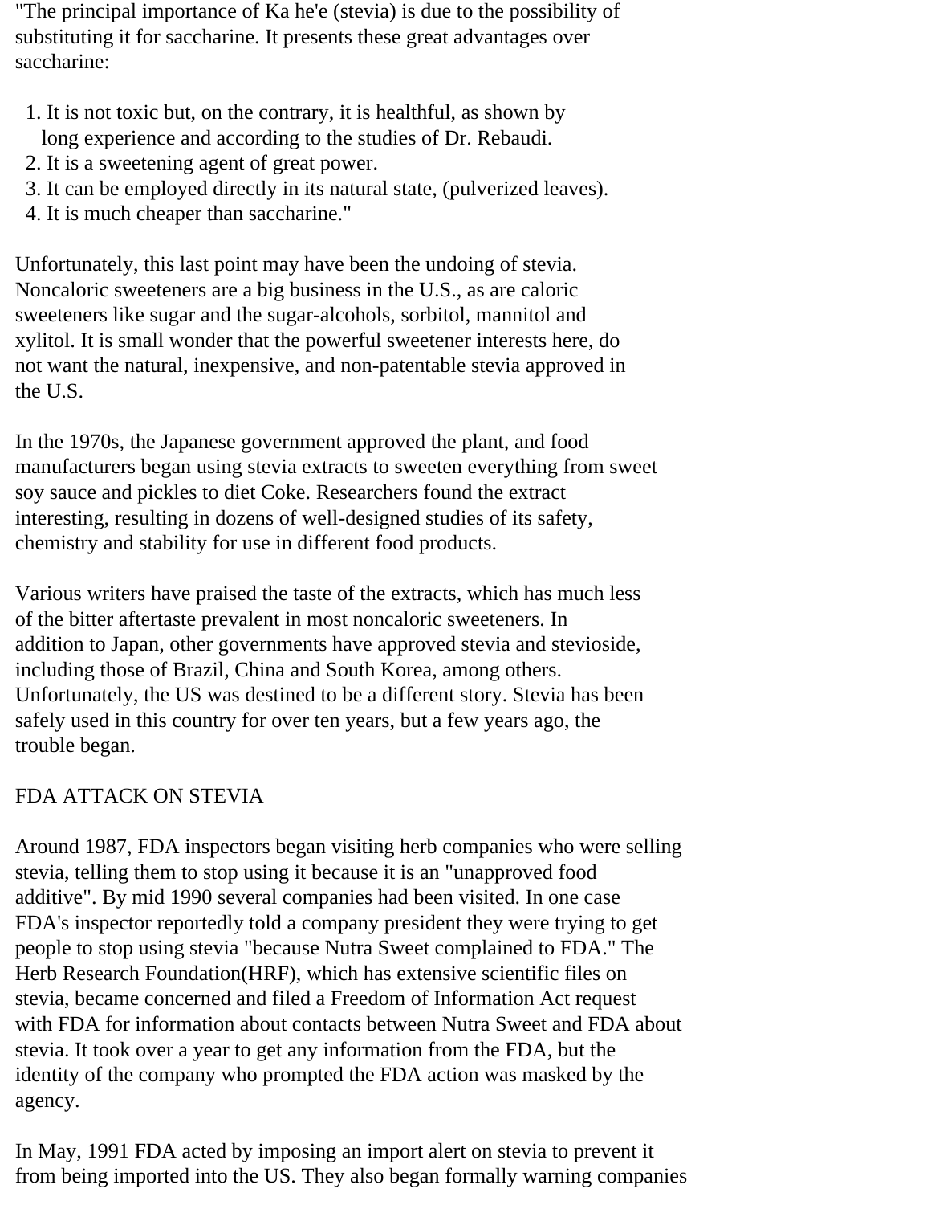"The principal importance of Ka he'e (stevia) is due to the possibility of substituting it for saccharine. It presents these great advantages over saccharine:

1. It is not toxic but, on the contrary, it is healthful, as shown by long experience and according to the studies of Dr. Rebaudi.
2. It is a sweetening agent of great power.
3. It can be employed directly in its natural state, (pulverized leaves).
4. It is much cheaper than saccharine."

Unfortunately, this last point may have been the undoing of stevia. Noncaloric sweeteners are a big business in the U.S., as are caloric sweeteners like sugar and the sugar-alcohols, sorbitol, mannitol and xylitol. It is small wonder that the powerful sweetener interests here, do not want the natural, inexpensive, and non-patentable stevia approved in the U.S.

In the 1970s, the Japanese government approved the plant, and food manufacturers began using stevia extracts to sweeten everything from sweet soy sauce and pickles to diet Coke. Researchers found the extract interesting, resulting in dozens of well-designed studies of its safety, chemistry and stability for use in different food products.

Various writers have praised the taste of the extracts, which has much less of the bitter aftertaste prevalent in most noncaloric sweeteners. In addition to Japan, other governments have approved stevia and stevioside, including those of Brazil, China and South Korea, among others. Unfortunately, the US was destined to be a different story. Stevia has been safely used in this country for over ten years, but a few years ago, the trouble began.

## FDA ATTACK ON STEVIA

Around 1987, FDA inspectors began visiting herb companies who were selling stevia, telling them to stop using it because it is an "unapproved food additive". By mid 1990 several companies had been visited. In one case FDA's inspector reportedly told a company president they were trying to get people to stop using stevia "because Nutra Sweet complained to FDA." The Herb Research Foundation(HRF), which has extensive scientific files on stevia, became concerned and filed a Freedom of Information Act request with FDA for information about contacts between Nutra Sweet and FDA about stevia. It took over a year to get any information from the FDA, but the identity of the company who prompted the FDA action was masked by the agency.

In May, 1991 FDA acted by imposing an import alert on stevia to prevent it from being imported into the US. They also began formally warning companies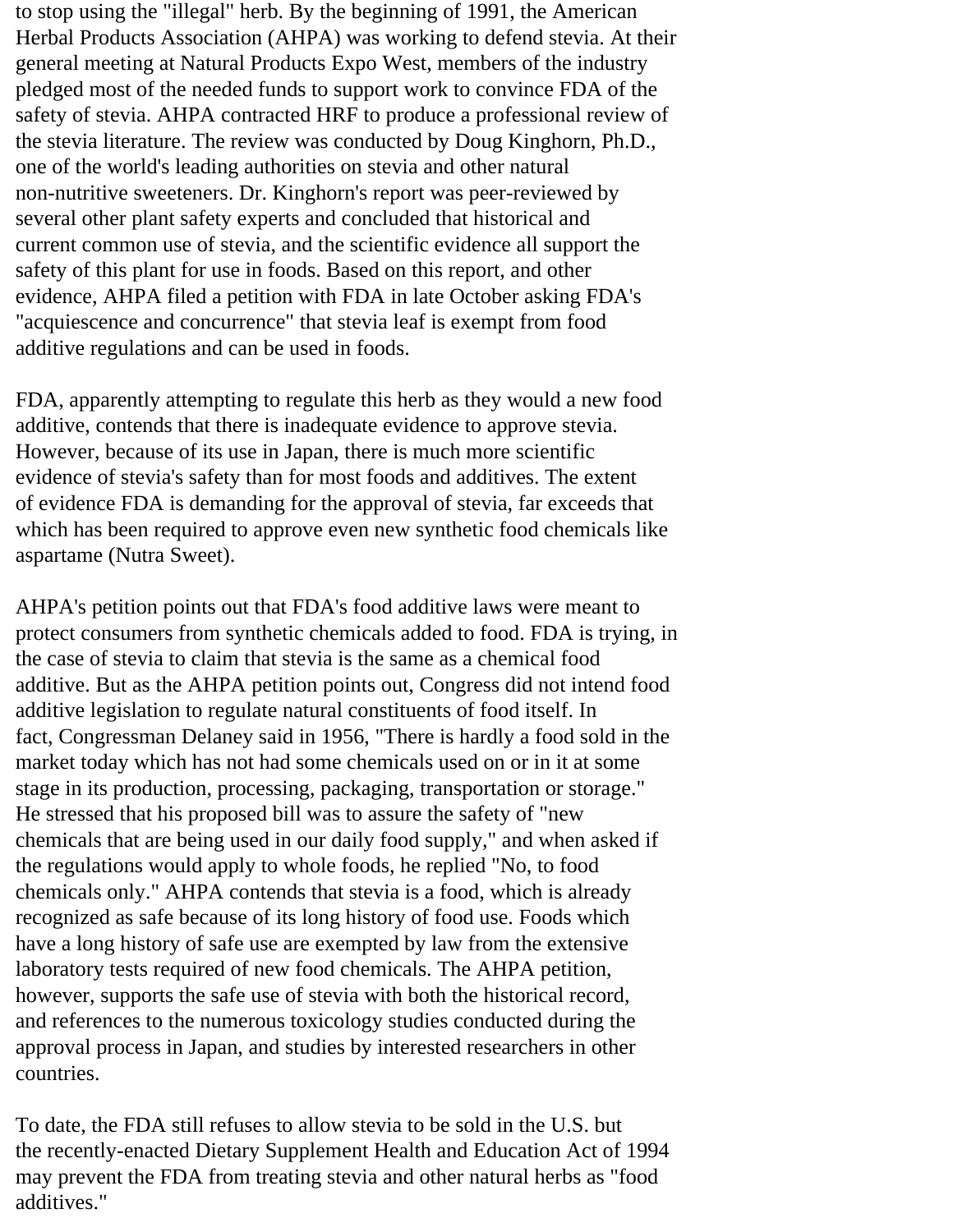to stop using the "illegal" herb. By the beginning of 1991, the American Herbal Products Association (AHPA) was working to defend stevia. At their general meeting at Natural Products Expo West, members of the industry pledged most of the needed funds to support work to convince FDA of the safety of stevia. AHPA contracted HRF to produce a professional review of the stevia literature. The review was conducted by Doug Kinghorn, Ph.D., one of the world's leading authorities on stevia and other natural non-nutritive sweeteners. Dr. Kinghorn's report was peer-reviewed by several other plant safety experts and concluded that historical and current common use of stevia, and the scientific evidence all support the safety of this plant for use in foods. Based on this report, and other evidence, AHPA filed a petition with FDA in late October asking FDA's "acquiescence and concurrence" that stevia leaf is exempt from food additive regulations and can be used in foods.

FDA, apparently attempting to regulate this herb as they would a new food additive, contends that there is inadequate evidence to approve stevia. However, because of its use in Japan, there is much more scientific evidence of stevia's safety than for most foods and additives. The extent of evidence FDA is demanding for the approval of stevia, far exceeds that which has been required to approve even new synthetic food chemicals like aspartame (Nutra Sweet).

AHPA's petition points out that FDA's food additive laws were meant to protect consumers from synthetic chemicals added to food. FDA is trying, in the case of stevia to claim that stevia is the same as a chemical food additive. But as the AHPA petition points out, Congress did not intend food additive legislation to regulate natural constituents of food itself. In fact, Congressman Delaney said in 1956, "There is hardly a food sold in the market today which has not had some chemicals used on or in it at some stage in its production, processing, packaging, transportation or storage." He stressed that his proposed bill was to assure the safety of "new chemicals that are being used in our daily food supply," and when asked if the regulations would apply to whole foods, he replied "No, to food chemicals only." AHPA contends that stevia is a food, which is already recognized as safe because of its long history of food use. Foods which have a long history of safe use are exempted by law from the extensive laboratory tests required of new food chemicals. The AHPA petition, however, supports the safe use of stevia with both the historical record, and references to the numerous toxicology studies conducted during the approval process in Japan, and studies by interested researchers in other countries.

To date, the FDA still refuses to allow stevia to be sold in the U.S. but the recently-enacted Dietary Supplement Health and Education Act of 1994 may prevent the FDA from treating stevia and other natural herbs as "food additives."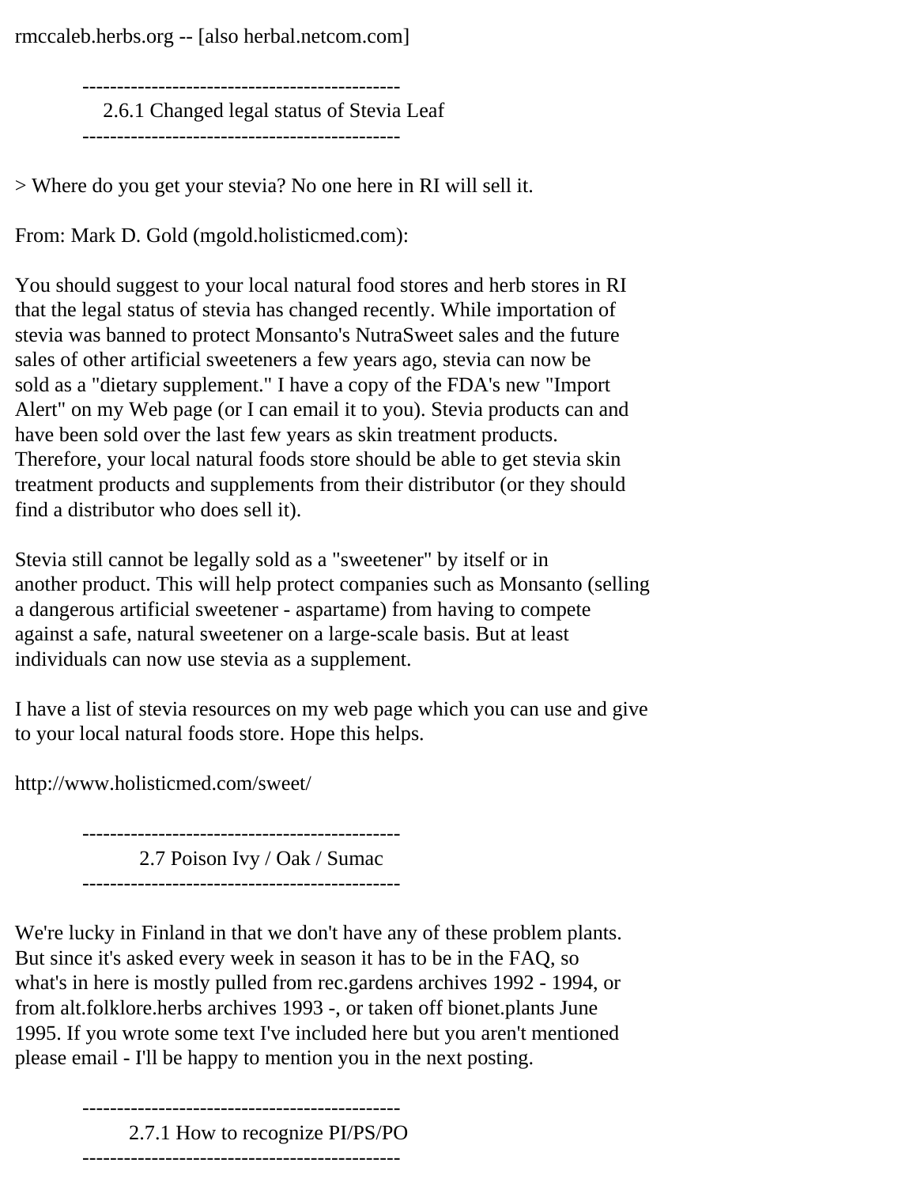rmccaleb.herbs.org -- [also herbal.netcom.com]

---

### 2.6.1 Changed legal status of Stevia Leaf

---

> Where do you get your stevia? No one here in RI will sell it.

From: Mark D. Gold (mgold.holisticmed.com):

You should suggest to your local natural food stores and herb stores in RI that the legal status of stevia has changed recently. While importation of stevia was banned to protect Monsanto's NutraSweet sales and the future sales of other artificial sweeteners a few years ago, stevia can now be sold as a "dietary supplement." I have a copy of the FDA's new "Import Alert" on my Web page (or I can email it to you). Stevia products can and have been sold over the last few years as skin treatment products. Therefore, your local natural foods store should be able to get stevia skin treatment products and supplements from their distributor (or they should find a distributor who does sell it).

Stevia still cannot be legally sold as a "sweetener" by itself or in another product. This will help protect companies such as Monsanto (selling a dangerous artificial sweetener - aspartame) from having to compete against a safe, natural sweetener on a large-scale basis. But at least individuals can now use stevia as a supplement.

I have a list of stevia resources on my web page which you can use and give to your local natural foods store. Hope this helps.

http://www.holisticmed.com/sweet/

---

### 2.7 Poison Ivy / Oak / Sumac

---

We're lucky in Finland in that we don't have any of these problem plants. But since it's asked every week in season it has to be in the FAQ, so what's in here is mostly pulled from rec.gardens archives 1992 - 1994, or from alt.folklore.herbs archives 1993 -, or taken off bionet.plants June 1995. If you wrote some text I've included here but you aren't mentioned please email - I'll be happy to mention you in the next posting.

---

### 2.7.1 How to recognize PI/PS/PO

---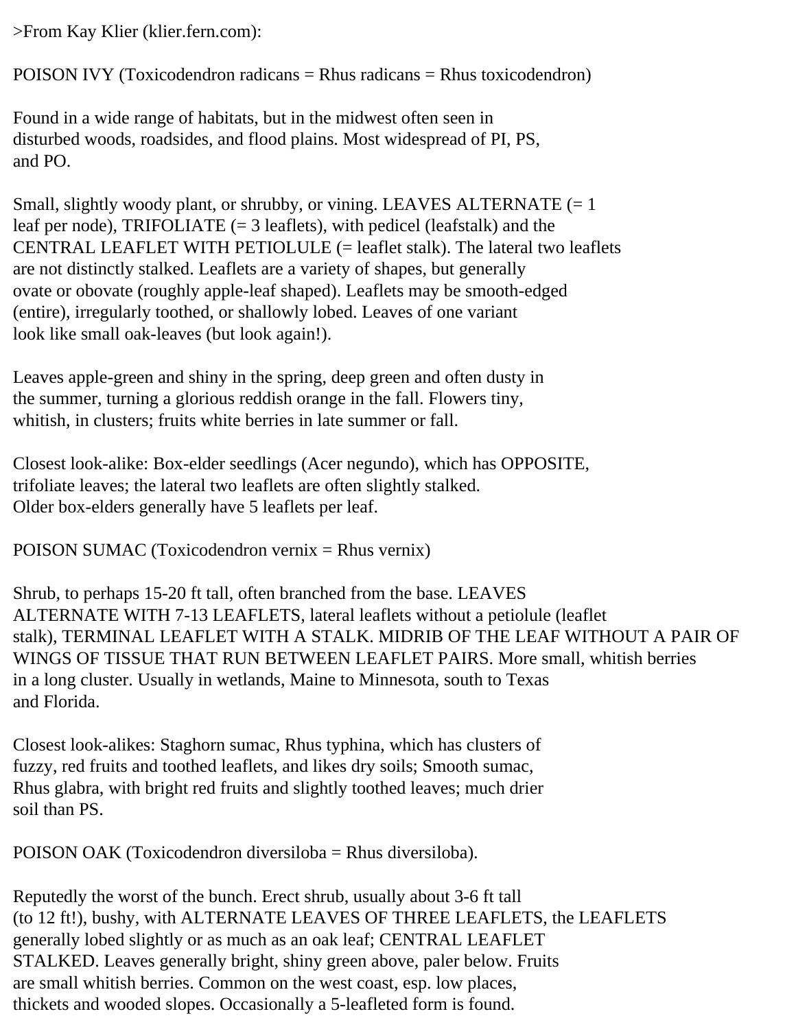>From Kay Klier (klier.fern.com):

POISON IVY (Toxicodendron radicans = Rhus radicans = Rhus toxicodendron)

Found in a wide range of habitats, but in the midwest often seen in disturbed woods, roadsides, and flood plains. Most widespread of PI, PS, and PO.

Small, slightly woody plant, or shrubby, or vining. LEAVES ALTERNATE (= 1 leaf per node), TRIFOLIATE (= 3 leaflets), with pedicel (leafstalk) and the CENTRAL LEAFLET WITH PETIOLULE (= leaflet stalk). The lateral two leaflets are not distinctly stalked. Leaflets are a variety of shapes, but generally ovate or obovate (roughly apple-leaf shaped). Leaflets may be smooth-edged (entire), irregularly toothed, or shallowly lobed. Leaves of one variant look like small oak-leaves (but look again!).

Leaves apple-green and shiny in the spring, deep green and often dusty in the summer, turning a glorious reddish orange in the fall. Flowers tiny, whitish, in clusters; fruits white berries in late summer or fall.

Closest look-alike: Box-elder seedlings (Acer negundo), which has OPPOSITE, trifoliate leaves; the lateral two leaflets are often slightly stalked. Older box-elders generally have 5 leaflets per leaf.

POISON SUMAC (Toxicodendron vernix = Rhus vernix)

Shrub, to perhaps 15-20 ft tall, often branched from the base. LEAVES ALTERNATE WITH 7-13 LEAFLETS, lateral leaflets without a petiolule (leaflet stalk), TERMINAL LEAFLET WITH A STALK. MIDRIB OF THE LEAF WITHOUT A PAIR OF WINGS OF TISSUE THAT RUN BETWEEN LEAFLET PAIRS. More small, whitish berries in a long cluster. Usually in wetlands, Maine to Minnesota, south to Texas and Florida.

Closest look-alikes: Staghorn sumac, Rhus typhina, which has clusters of fuzzy, red fruits and toothed leaflets, and likes dry soils; Smooth sumac, Rhus glabra, with bright red fruits and slightly toothed leaves; much drier soil than PS.

POISON OAK (Toxicodendron diversiloba = Rhus diversiloba).

Reputedly the worst of the bunch. Erect shrub, usually about 3-6 ft tall (to 12 ft!), bushy, with ALTERNATE LEAVES OF THREE LEAFLETS, the LEAFLETS generally lobed slightly or as much as an oak leaf; CENTRAL LEAFLET STALKED. Leaves generally bright, shiny green above, paler below. Fruits are small whitish berries. Common on the west coast, esp. low places, thickets and wooded slopes. Occasionally a 5-leafleted form is found.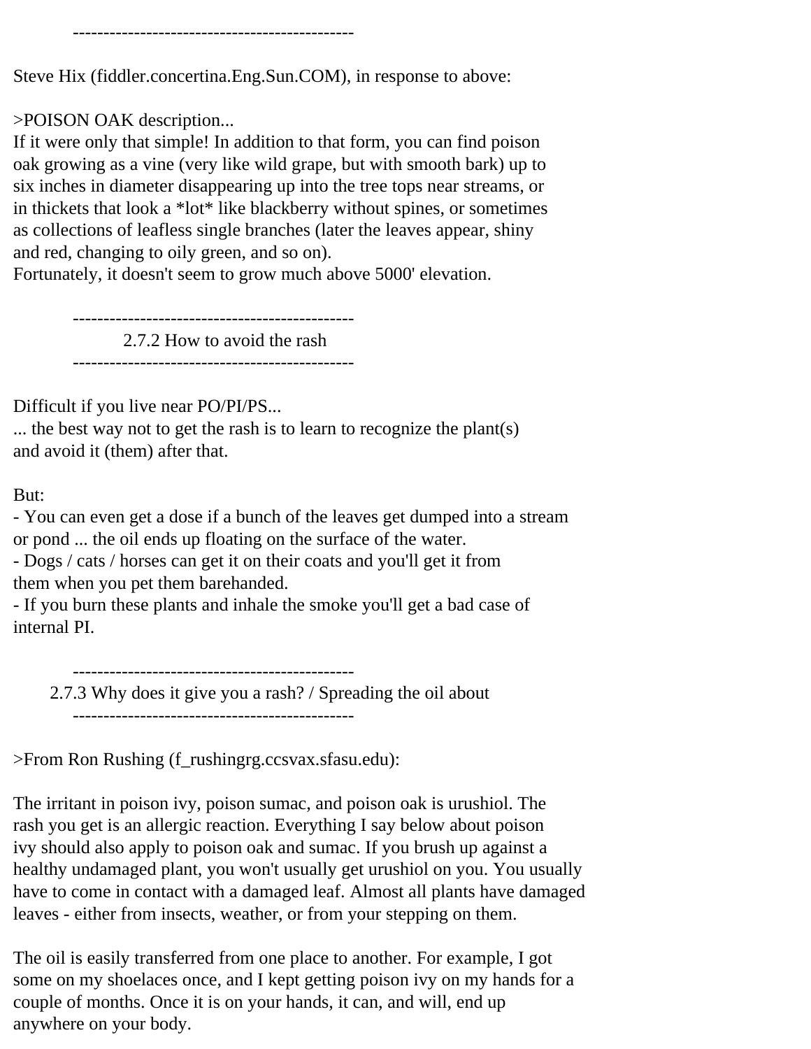----------------------------------------------

Steve Hix (fiddler.concertina.Eng.Sun.COM), in response to above:

>POISON OAK description...
If it were only that simple! In addition to that form, you can find poison oak growing as a vine (very like wild grape, but with smooth bark) up to six inches in diameter disappearing up into the tree tops near streams, or in thickets that look a *lot* like blackberry without spines, or sometimes as collections of leafless single branches (later the leaves appear, shiny and red, changing to oily green, and so on).
Fortunately, it doesn't seem to grow much above 5000' elevation.

----------------------------------------------

### 2.7.2 How to avoid the rash

----------------------------------------------

Difficult if you live near PO/PI/PS...
... the best way not to get the rash is to learn to recognize the plant(s) and avoid it (them) after that.

But:
- You can even get a dose if a bunch of the leaves get dumped into a stream or pond ... the oil ends up floating on the surface of the water.
- Dogs / cats / horses can get it on their coats and you'll get it from them when you pet them barehanded.
- If you burn these plants and inhale the smoke you'll get a bad case of internal PI.

----------------------------------------------

### 2.7.3 Why does it give you a rash? / Spreading the oil about

----------------------------------------------

>From Ron Rushing (f_rushingrg.ccsvax.sfasu.edu):

The irritant in poison ivy, poison sumac, and poison oak is urushiol. The rash you get is an allergic reaction. Everything I say below about poison ivy should also apply to poison oak and sumac. If you brush up against a healthy undamaged plant, you won't usually get urushiol on you. You usually have to come in contact with a damaged leaf. Almost all plants have damaged leaves - either from insects, weather, or from your stepping on them.

The oil is easily transferred from one place to another. For example, I got some on my shoelaces once, and I kept getting poison ivy on my hands for a couple of months. Once it is on your hands, it can, and will, end up anywhere on your body.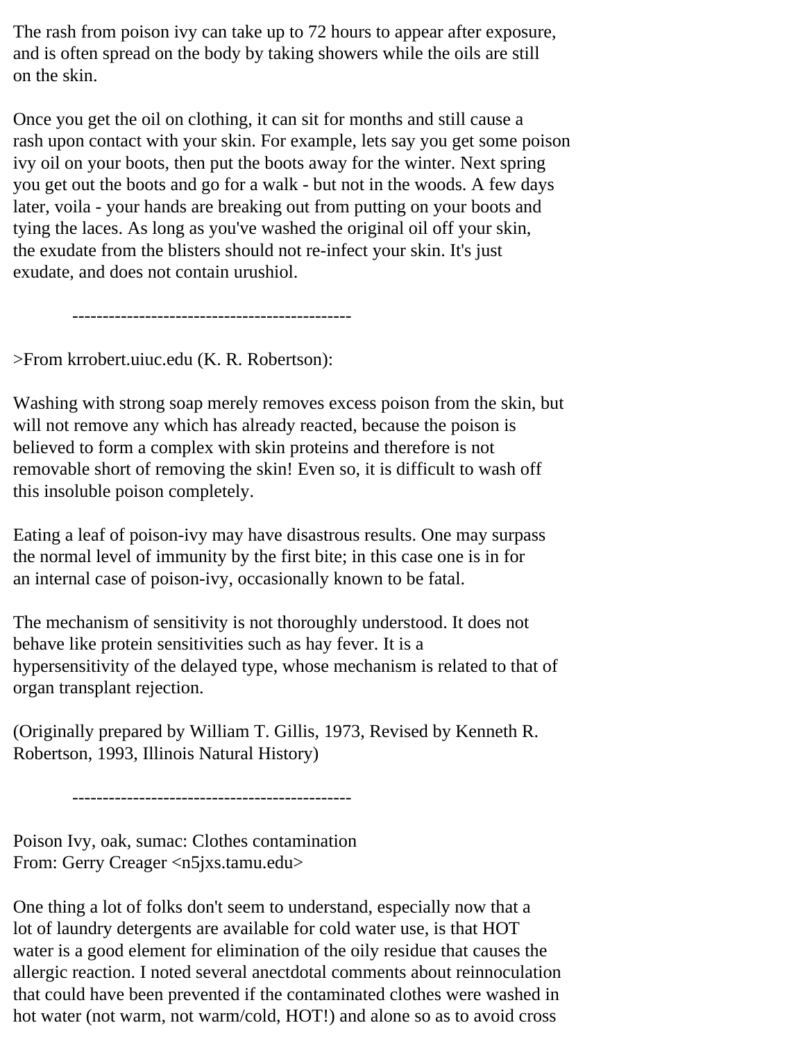The rash from poison ivy can take up to 72 hours to appear after exposure, and is often spread on the body by taking showers while the oils are still on the skin.

Once you get the oil on clothing, it can sit for months and still cause a rash upon contact with your skin. For example, lets say you get some poison ivy oil on your boots, then put the boots away for the winter. Next spring you get out the boots and go for a walk - but not in the woods. A few days later, voila - your hands are breaking out from putting on your boots and tying the laces. As long as you've washed the original oil off your skin, the exudate from the blisters should not re-infect your skin. It's just exudate, and does not contain urushiol.

---

>From krrobert.uiuc.edu (K. R. Robertson):

Washing with strong soap merely removes excess poison from the skin, but will not remove any which has already reacted, because the poison is believed to form a complex with skin proteins and therefore is not removable short of removing the skin! Even so, it is difficult to wash off this insoluble poison completely.

Eating a leaf of poison-ivy may have disastrous results. One may surpass the normal level of immunity by the first bite; in this case one is in for an internal case of poison-ivy, occasionally known to be fatal.

The mechanism of sensitivity is not thoroughly understood. It does not behave like protein sensitivities such as hay fever. It is a hypersensitivity of the delayed type, whose mechanism is related to that of organ transplant rejection.

(Originally prepared by William T. Gillis, 1973, Revised by Kenneth R. Robertson, 1993, Illinois Natural History)

---

Poison Ivy, oak, sumac: Clothes contamination
From: Gerry Creager <n5jxs.tamu.edu>

One thing a lot of folks don't seem to understand, especially now that a lot of laundry detergents are available for cold water use, is that HOT water is a good element for elimination of the oily residue that causes the allergic reaction. I noted several anectdotal comments about reinnoculation that could have been prevented if the contaminated clothes were washed in hot water (not warm, not warm/cold, HOT!) and alone so as to avoid cross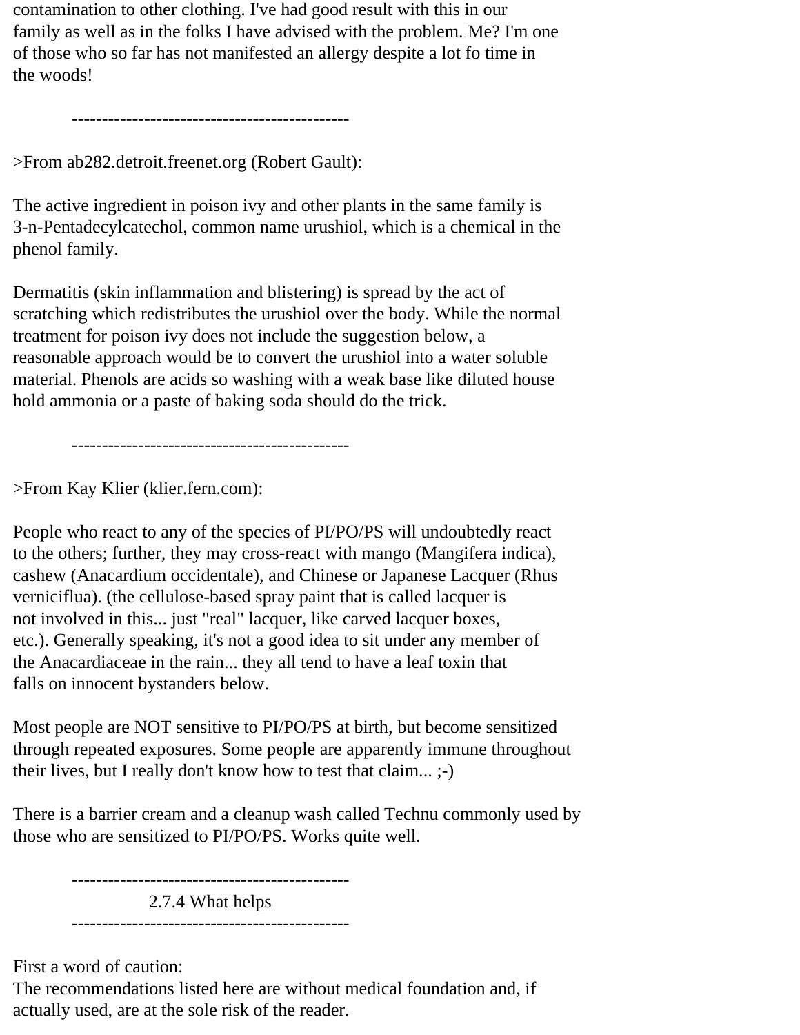contamination to other clothing. I've had good result with this in our family as well as in the folks I have advised with the problem. Me? I'm one of those who so far has not manifested an allergy despite a lot fo time in the woods!

----------------------------------------------

>From ab282.detroit.freenet.org (Robert Gault):

The active ingredient in poison ivy and other plants in the same family is 3-n-Pentadecylcatechol, common name urushiol, which is a chemical in the phenol family.

Dermatitis (skin inflammation and blistering) is spread by the act of scratching which redistributes the urushiol over the body. While the normal treatment for poison ivy does not include the suggestion below, a reasonable approach would be to convert the urushiol into a water soluble material. Phenols are acids so washing with a weak base like diluted house hold ammonia or a paste of baking soda should do the trick.

----------------------------------------------

>From Kay Klier (klier.fern.com):

People who react to any of the species of PI/PO/PS will undoubtedly react to the others; further, they may cross-react with mango (Mangifera indica), cashew (Anacardium occidentale), and Chinese or Japanese Lacquer (Rhus verniciflua). (the cellulose-based spray paint that is called lacquer is not involved in this... just "real" lacquer, like carved lacquer boxes, etc.). Generally speaking, it's not a good idea to sit under any member of the Anacardiaceae in the rain... they all tend to have a leaf toxin that falls on innocent bystanders below.

Most people are NOT sensitive to PI/PO/PS at birth, but become sensitized through repeated exposures. Some people are apparently immune throughout their lives, but I really don't know how to test that claim... ;-)

There is a barrier cream and a cleanup wash called Technu commonly used by those who are sensitized to PI/PO/PS. Works quite well.

----------------------------------------------

## 2.7.4 What helps

----------------------------------------------

First a word of caution:
The recommendations listed here are without medical foundation and, if actually used, are at the sole risk of the reader.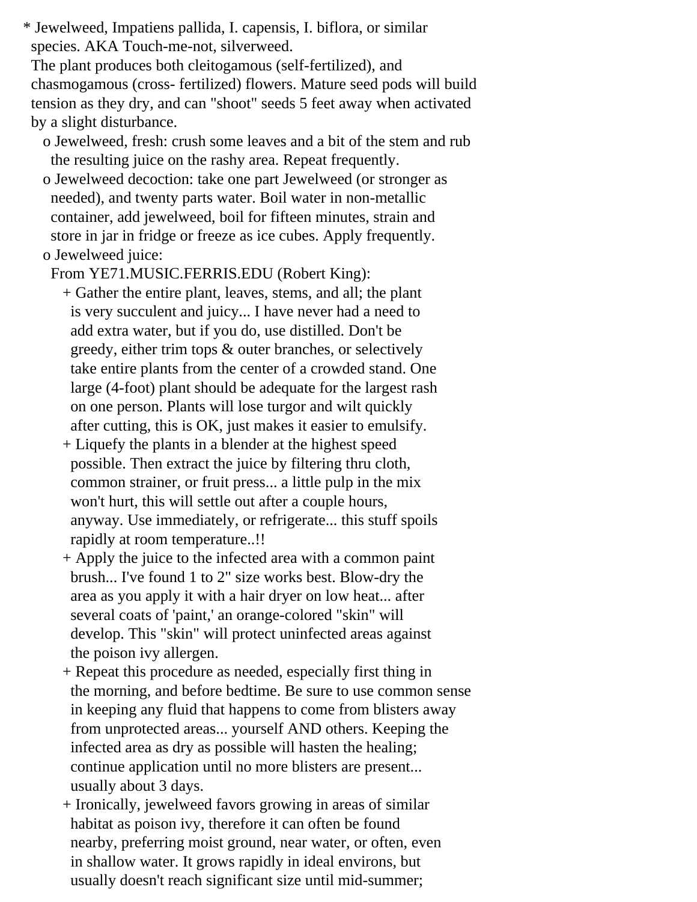* Jewelweed, Impatiens pallida, I. capensis, I. biflora, or similar species. AKA Touch-me-not, silverweed.

  The plant produces both cleitogamous (self-fertilized), and chasmogamous (cross- fertilized) flowers. Mature seed pods will build tension as they dry, and can "shoot" seeds 5 feet away when activated by a slight disturbance.

  - Jewelweed, fresh: crush some leaves and a bit of the stem and rub the resulting juice on the rashy area. Repeat frequently.
  - Jewelweed decoction: take one part Jewelweed (or stronger as needed), and twenty parts water. Boil water in non-metallic container, add jewelweed, boil for fifteen minutes, strain and store in jar in fridge or freeze as ice cubes. Apply frequently.
  - Jewelweed juice:

    From YE71.MUSIC.FERRIS.EDU (Robert King):

    + Gather the entire plant, leaves, stems, and all; the plant is very succulent and juicy... I have never had a need to add extra water, but if you do, use distilled. Don't be greedy, either trim tops & outer branches, or selectively take entire plants from the center of a crowded stand. One large (4-foot) plant should be adequate for the largest rash on one person. Plants will lose turgor and wilt quickly after cutting, this is OK, just makes it easier to emulsify.
    + Liquefy the plants in a blender at the highest speed possible. Then extract the juice by filtering thru cloth, common strainer, or fruit press... a little pulp in the mix won't hurt, this will settle out after a couple hours, anyway. Use immediately, or refrigerate... this stuff spoils rapidly at room temperature..!!
    + Apply the juice to the infected area with a common paint brush... I've found 1 to 2" size works best. Blow-dry the area as you apply it with a hair dryer on low heat... after several coats of 'paint,' an orange-colored "skin" will develop. This "skin" will protect uninfected areas against the poison ivy allergen.
    + Repeat this procedure as needed, especially first thing in the morning, and before bedtime. Be sure to use common sense in keeping any fluid that happens to come from blisters away from unprotected areas... yourself AND others. Keeping the infected area as dry as possible will hasten the healing; continue application until no more blisters are present... usually about 3 days.
    + Ironically, jewelweed favors growing in areas of similar habitat as poison ivy, therefore it can often be found nearby, preferring moist ground, near water, or often, even in shallow water. It grows rapidly in ideal environs, but usually doesn't reach significant size until mid-summer;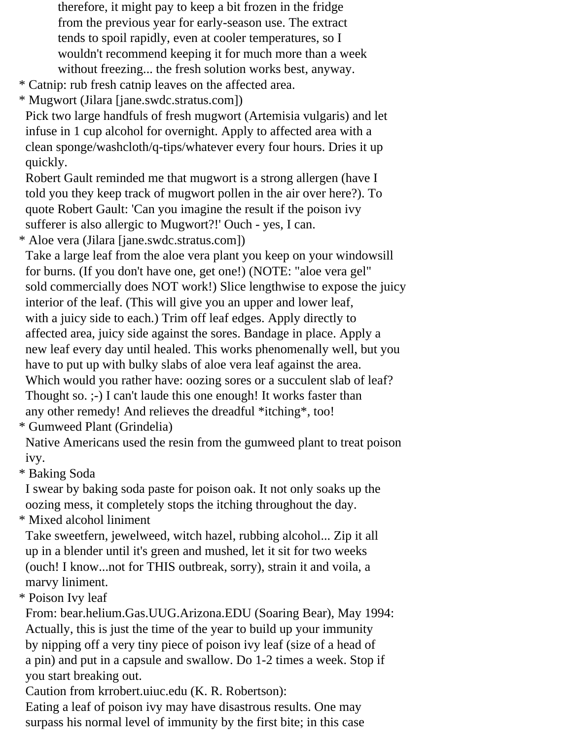therefore, it might pay to keep a bit frozen in the fridge
from the previous year for early-season use. The extract
tends to spoil rapidly, even at cooler temperatures, so I
wouldn't recommend keeping it for much more than a week
without freezing... the fresh solution works best, anyway.

* Catnip: rub fresh catnip leaves on the affected area.
* Mugwort (Jilara [jane.swdc.stratus.com])
  Pick two large handfuls of fresh mugwort (Artemisia vulgaris) and let
  infuse in 1 cup alcohol for overnight. Apply to affected area with a
  clean sponge/washcloth/q-tips/whatever every four hours. Dries it up
  quickly.
  Robert Gault reminded me that mugwort is a strong allergen (have I
  told you they keep track of mugwort pollen in the air over here?). To
  quote Robert Gault: 'Can you imagine the result if the poison ivy
  sufferer is also allergic to Mugwort?!' Ouch - yes, I can.
* Aloe vera (Jilara [jane.swdc.stratus.com])
  Take a large leaf from the aloe vera plant you keep on your windowsill
  for burns. (If you don't have one, get one!) (NOTE: "aloe vera gel"
  sold commercially does NOT work!) Slice lengthwise to expose the juicy
  interior of the leaf. (This will give you an upper and lower leaf,
  with a juicy side to each.) Trim off leaf edges. Apply directly to
  affected area, juicy side against the sores. Bandage in place. Apply a
  new leaf every day until healed. This works phenomenally well, but you
  have to put up with bulky slabs of aloe vera leaf against the area.
  Which would you rather have: oozing sores or a succulent slab of leaf?
  Thought so. ;-) I can't laude this one enough! It works faster than
  any other remedy! And relieves the dreadful *itching*, too!
* Gumweed Plant (Grindelia)
  Native Americans used the resin from the gumweed plant to treat poison
  ivy.
* Baking Soda
  I swear by baking soda paste for poison oak. It not only soaks up the
  oozing mess, it completely stops the itching throughout the day.
* Mixed alcohol liniment
  Take sweetfern, jewelweed, witch hazel, rubbing alcohol... Zip it all
  up in a blender until it's green and mushed, let it sit for two weeks
  (ouch! I know...not for THIS outbreak, sorry), strain it and voila, a
  marvy liniment.
* Poison Ivy leaf
  From: bear.helium.Gas.UUG.Arizona.EDU (Soaring Bear), May 1994:
  Actually, this is just the time of the year to build up your immunity
  by nipping off a very tiny piece of poison ivy leaf (size of a head of
  a pin) and put in a capsule and swallow. Do 1-2 times a week. Stop if
  you start breaking out.
  Caution from krrobert.uiuc.edu (K. R. Robertson):
  Eating a leaf of poison ivy may have disastrous results. One may
  surpass his normal level of immunity by the first bite; in this case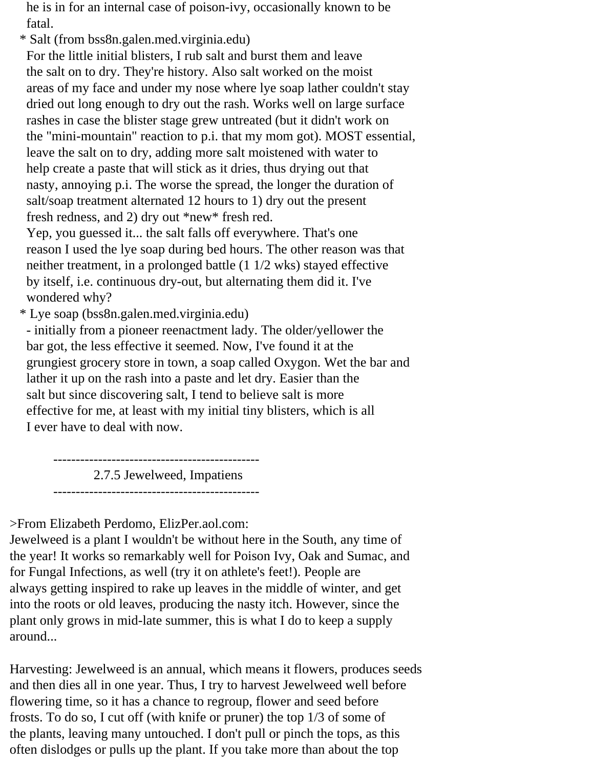he is in for an internal case of poison-ivy, occasionally known to be fatal.

* Salt (from bss8n.galen.med.virginia.edu)
  For the little initial blisters, I rub salt and burst them and leave the salt on to dry. They're history. Also salt worked on the moist areas of my face and under my nose where lye soap lather couldn't stay dried out long enough to dry out the rash. Works well on large surface rashes in case the blister stage grew untreated (but it didn't work on the "mini-mountain" reaction to p.i. that my mom got). MOST essential, leave the salt on to dry, adding more salt moistened with water to help create a paste that will stick as it dries, thus drying out that nasty, annoying p.i. The worse the spread, the longer the duration of salt/soap treatment alternated 12 hours to 1) dry out the present fresh redness, and 2) dry out *new* fresh red.
  Yep, you guessed it... the salt falls off everywhere. That's one reason I used the lye soap during bed hours. The other reason was that neither treatment, in a prolonged battle (1 1/2 wks) stayed effective by itself, i.e. continuous dry-out, but alternating them did it. I've wondered why?
* Lye soap (bss8n.galen.med.virginia.edu)
  - initially from a pioneer reenactment lady. The older/yellower the bar got, the less effective it seemed. Now, I've found it at the grungiest grocery store in town, a soap called Oxygon. Wet the bar and lather it up on the rash into a paste and let dry. Easier than the salt but since discovering salt, I tend to believe salt is more effective for me, at least with my initial tiny blisters, which is all I ever have to deal with now.

---

### 2.7.5 Jewelweed, Impatiens

---

>From Elizabeth Perdomo, ElizPer.aol.com:
Jewelweed is a plant I wouldn't be without here in the South, any time of the year! It works so remarkably well for Poison Ivy, Oak and Sumac, and for Fungal Infections, as well (try it on athlete's feet!). People are always getting inspired to rake up leaves in the middle of winter, and get into the roots or old leaves, producing the nasty itch. However, since the plant only grows in mid-late summer, this is what I do to keep a supply around...

Harvesting: Jewelweed is an annual, which means it flowers, produces seeds and then dies all in one year. Thus, I try to harvest Jewelweed well before flowering time, so it has a chance to regroup, flower and seed before frosts. To do so, I cut off (with knife or pruner) the top 1/3 of some of the plants, leaving many untouched. I don't pull or pinch the tops, as this often dislodges or pulls up the plant. If you take more than about the top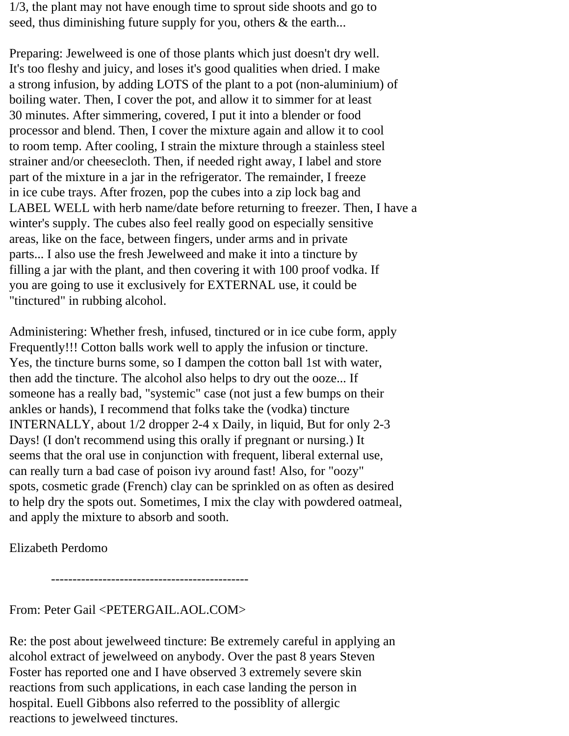1/3, the plant may not have enough time to sprout side shoots and go to seed, thus diminishing future supply for you, others & the earth...

Preparing: Jewelweed is one of those plants which just doesn't dry well. It's too fleshy and juicy, and loses it's good qualities when dried. I make a strong infusion, by adding LOTS of the plant to a pot (non-aluminium) of boiling water. Then, I cover the pot, and allow it to simmer for at least 30 minutes. After simmering, covered, I put it into a blender or food processor and blend. Then, I cover the mixture again and allow it to cool to room temp. After cooling, I strain the mixture through a stainless steel strainer and/or cheesecloth. Then, if needed right away, I label and store part of the mixture in a jar in the refrigerator. The remainder, I freeze in ice cube trays. After frozen, pop the cubes into a zip lock bag and LABEL WELL with herb name/date before returning to freezer. Then, I have a winter's supply. The cubes also feel really good on especially sensitive areas, like on the face, between fingers, under arms and in private parts... I also use the fresh Jewelweed and make it into a tincture by filling a jar with the plant, and then covering it with 100 proof vodka. If you are going to use it exclusively for EXTERNAL use, it could be "tinctured" in rubbing alcohol.

Administering: Whether fresh, infused, tinctured or in ice cube form, apply Frequently!!! Cotton balls work well to apply the infusion or tincture. Yes, the tincture burns some, so I dampen the cotton ball 1st with water, then add the tincture. The alcohol also helps to dry out the ooze... If someone has a really bad, "systemic" case (not just a few bumps on their ankles or hands), I recommend that folks take the (vodka) tincture INTERNALLY, about 1/2 dropper 2-4 x Daily, in liquid, But for only 2-3 Days! (I don't recommend using this orally if pregnant or nursing.) It seems that the oral use in conjunction with frequent, liberal external use, can really turn a bad case of poison ivy around fast! Also, for "oozy" spots, cosmetic grade (French) clay can be sprinkled on as often as desired to help dry the spots out. Sometimes, I mix the clay with powdered oatmeal, and apply the mixture to absorb and sooth.

Elizabeth Perdomo

----------------------------------------------

From: Peter Gail <PETERGAIL.AOL.COM>

Re: the post about jewelweed tincture: Be extremely careful in applying an alcohol extract of jewelweed on anybody. Over the past 8 years Steven Foster has reported one and I have observed 3 extremely severe skin reactions from such applications, in each case landing the person in hospital. Euell Gibbons also referred to the possiblity of allergic reactions to jewelweed tinctures.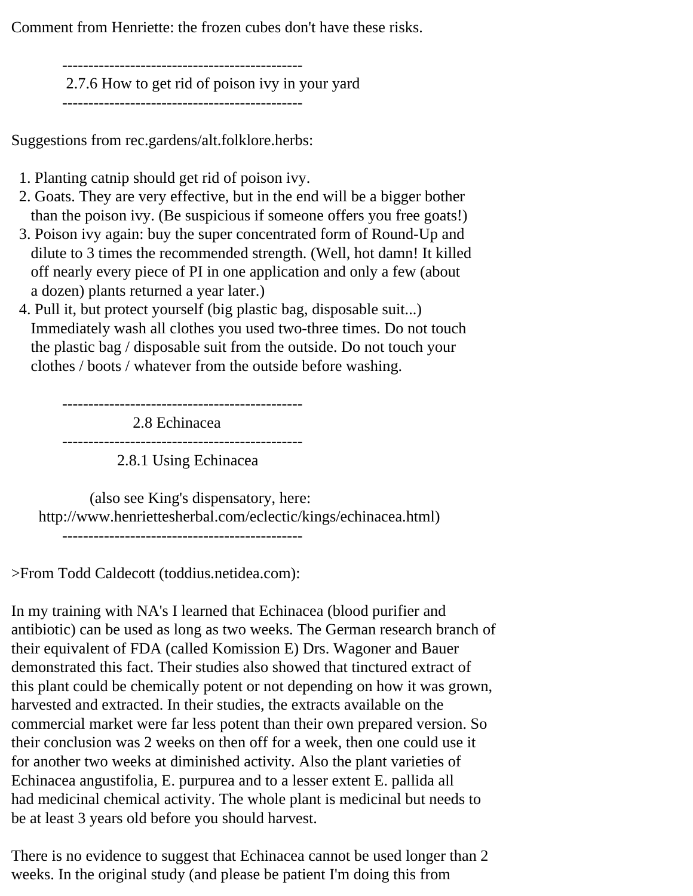Comment from Henriette: the frozen cubes don't have these risks.

---

### 2.7.6 How to get rid of poison ivy in your yard

---

Suggestions from rec.gardens/alt.folklore.herbs:

1. Planting catnip should get rid of poison ivy.
2. Goats. They are very effective, but in the end will be a bigger bother than the poison ivy. (Be suspicious if someone offers you free goats!)
3. Poison ivy again: buy the super concentrated form of Round-Up and dilute to 3 times the recommended strength. (Well, hot damn! It killed off nearly every piece of PI in one application and only a few (about a dozen) plants returned a year later.)
4. Pull it, but protect yourself (big plastic bag, disposable suit...) Immediately wash all clothes you used two-three times. Do not touch the plastic bag / disposable suit from the outside. Do not touch your clothes / boots / whatever from the outside before washing.

---

## 2.8 Echinacea

---

### 2.8.1 Using Echinacea

(also see King's dispensatory, here: http://www.henriettesherbal.com/eclectic/kings/echinacea.html)

---

>From Todd Caldecott (toddius.netidea.com):

In my training with NA's I learned that Echinacea (blood purifier and antibiotic) can be used as long as two weeks. The German research branch of their equivalent of FDA (called Komission E) Drs. Wagoner and Bauer demonstrated this fact. Their studies also showed that tinctured extract of this plant could be chemically potent or not depending on how it was grown, harvested and extracted. In their studies, the extracts available on the commercial market were far less potent than their own prepared version. So their conclusion was 2 weeks on then off for a week, then one could use it for another two weeks at diminished activity. Also the plant varieties of Echinacea angustifolia, E. purpurea and to a lesser extent E. pallida all had medicinal chemical activity. The whole plant is medicinal but needs to be at least 3 years old before you should harvest.

There is no evidence to suggest that Echinacea cannot be used longer than 2 weeks. In the original study (and please be patient I'm doing this from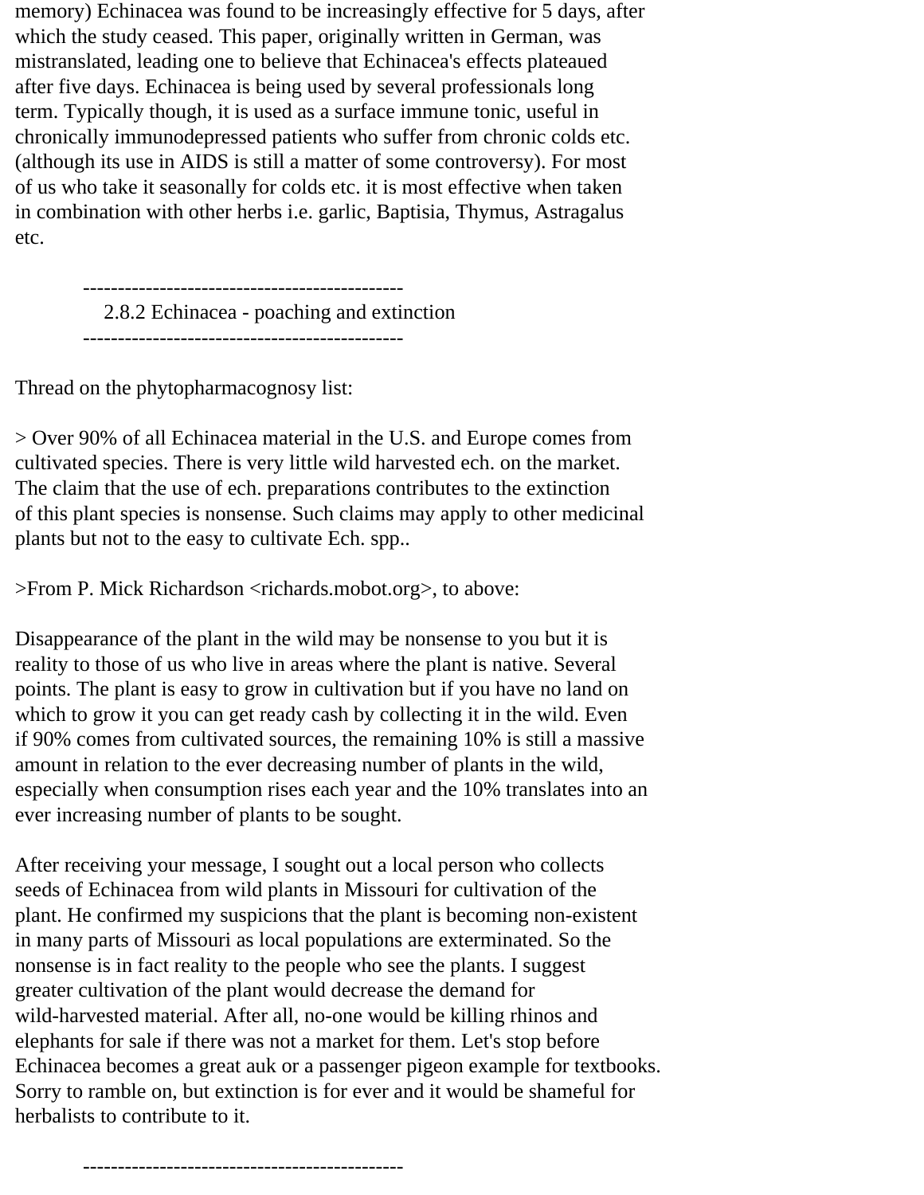memory) Echinacea was found to be increasingly effective for 5 days, after which the study ceased. This paper, originally written in German, was mistranslated, leading one to believe that Echinacea's effects plateaued after five days. Echinacea is being used by several professionals long term. Typically though, it is used as a surface immune tonic, useful in chronically immunodepressed patients who suffer from chronic colds etc. (although its use in AIDS is still a matter of some controversy). For most of us who take it seasonally for colds etc. it is most effective when taken in combination with other herbs i.e. garlic, Baptisia, Thymus, Astragalus etc.

----------------------------------------------

### 2.8.2 Echinacea - poaching and extinction

----------------------------------------------

Thread on the phytopharmacognosy list:

> Over 90% of all Echinacea material in the U.S. and Europe comes from cultivated species. There is very little wild harvested ech. on the market. The claim that the use of ech. preparations contributes to the extinction of this plant species is nonsense. Such claims may apply to other medicinal plants but not to the easy to cultivate Ech. spp..

>From P. Mick Richardson <richards.mobot.org>, to above:

Disappearance of the plant in the wild may be nonsense to you but it is reality to those of us who live in areas where the plant is native. Several points. The plant is easy to grow in cultivation but if you have no land on which to grow it you can get ready cash by collecting it in the wild. Even if 90% comes from cultivated sources, the remaining 10% is still a massive amount in relation to the ever decreasing number of plants in the wild, especially when consumption rises each year and the 10% translates into an ever increasing number of plants to be sought.

After receiving your message, I sought out a local person who collects seeds of Echinacea from wild plants in Missouri for cultivation of the plant. He confirmed my suspicions that the plant is becoming non-existent in many parts of Missouri as local populations are exterminated. So the nonsense is in fact reality to the people who see the plants. I suggest greater cultivation of the plant would decrease the demand for wild-harvested material. After all, no-one would be killing rhinos and elephants for sale if there was not a market for them. Let's stop before Echinacea becomes a great auk or a passenger pigeon example for textbooks. Sorry to ramble on, but extinction is for ever and it would be shameful for herbalists to contribute to it.

----------------------------------------------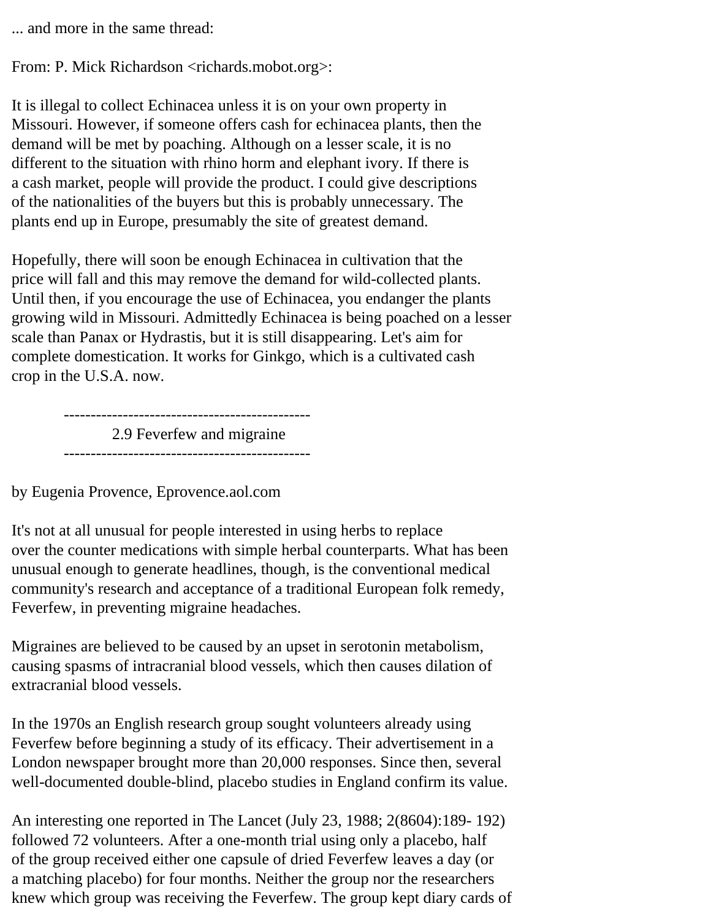... and more in the same thread:

From: P. Mick Richardson <richards.mobot.org>:

It is illegal to collect Echinacea unless it is on your own property in Missouri. However, if someone offers cash for echinacea plants, then the demand will be met by poaching. Although on a lesser scale, it is no different to the situation with rhino horm and elephant ivory. If there is a cash market, people will provide the product. I could give descriptions of the nationalities of the buyers but this is probably unnecessary. The plants end up in Europe, presumably the site of greatest demand.

Hopefully, there will soon be enough Echinacea in cultivation that the price will fall and this may remove the demand for wild-collected plants. Until then, if you encourage the use of Echinacea, you endanger the plants growing wild in Missouri. Admittedly Echinacea is being poached on a lesser scale than Panax or Hydrastis, but it is still disappearing. Let's aim for complete domestication. It works for Ginkgo, which is a cultivated cash crop in the U.S.A. now.

## 2.9 Feverfew and migraine

by Eugenia Provence, Eprovence.aol.com

It's not at all unusual for people interested in using herbs to replace over the counter medications with simple herbal counterparts. What has been unusual enough to generate headlines, though, is the conventional medical community's research and acceptance of a traditional European folk remedy, Feverfew, in preventing migraine headaches.

Migraines are believed to be caused by an upset in serotonin metabolism, causing spasms of intracranial blood vessels, which then causes dilation of extracranial blood vessels.

In the 1970s an English research group sought volunteers already using Feverfew before beginning a study of its efficacy. Their advertisement in a London newspaper brought more than 20,000 responses. Since then, several well-documented double-blind, placebo studies in England confirm its value.

An interesting one reported in The Lancet (July 23, 1988; 2(8604):189- 192) followed 72 volunteers. After a one-month trial using only a placebo, half of the group received either one capsule of dried Feverfew leaves a day (or a matching placebo) for four months. Neither the group nor the researchers knew which group was receiving the Feverfew. The group kept diary cards of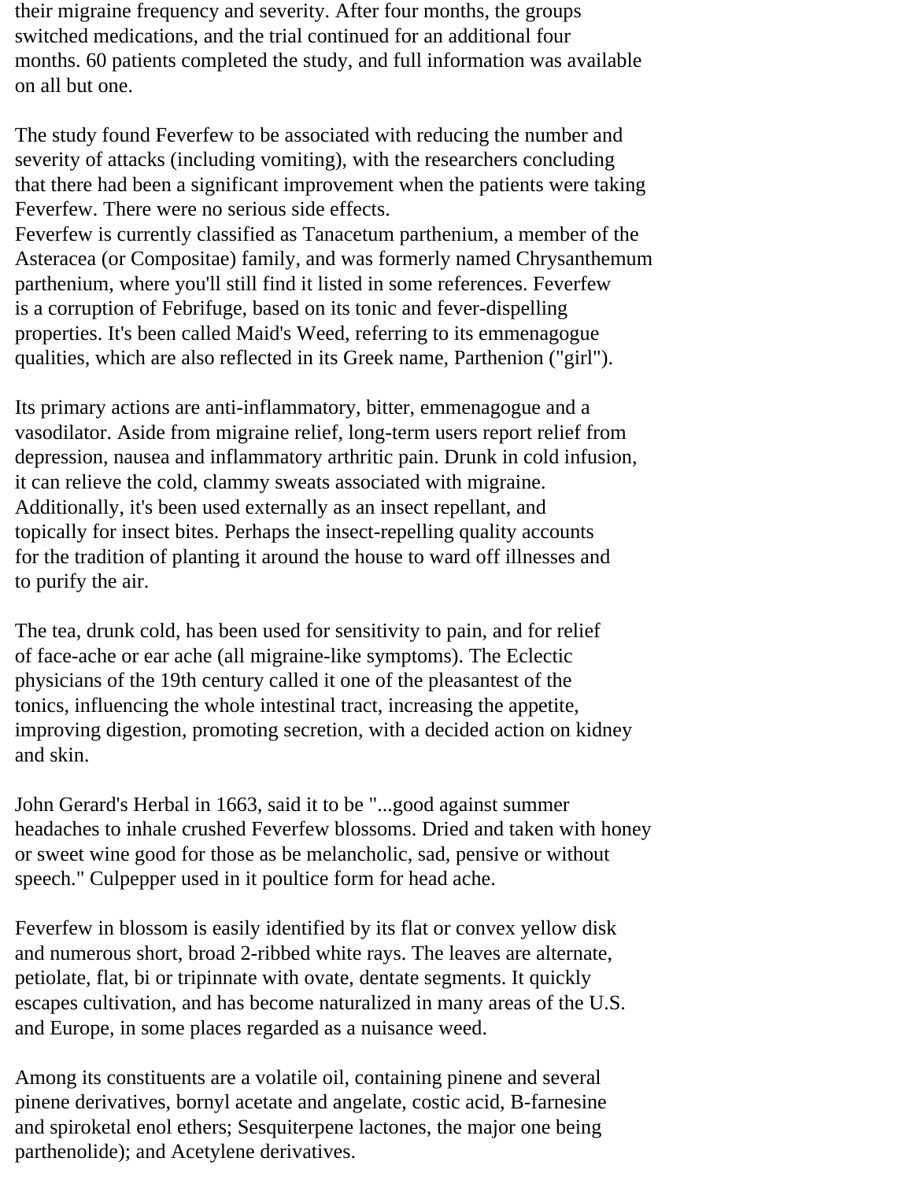their migraine frequency and severity. After four months, the groups switched medications, and the trial continued for an additional four months. 60 patients completed the study, and full information was available on all but one.

The study found Feverfew to be associated with reducing the number and severity of attacks (including vomiting), with the researchers concluding that there had been a significant improvement when the patients were taking Feverfew. There were no serious side effects.

Feverfew is currently classified as Tanacetum parthenium, a member of the Asteracea (or Compositae) family, and was formerly named Chrysanthemum parthenium, where you'll still find it listed in some references. Feverfew is a corruption of Febrifuge, based on its tonic and fever-dispelling properties. It's been called Maid's Weed, referring to its emmenagogue qualities, which are also reflected in its Greek name, Parthenion ("girl").

Its primary actions are anti-inflammatory, bitter, emmenagogue and a vasodilator. Aside from migraine relief, long-term users report relief from depression, nausea and inflammatory arthritic pain. Drunk in cold infusion, it can relieve the cold, clammy sweats associated with migraine. Additionally, it's been used externally as an insect repellant, and topically for insect bites. Perhaps the insect-repelling quality accounts for the tradition of planting it around the house to ward off illnesses and to purify the air.

The tea, drunk cold, has been used for sensitivity to pain, and for relief of face-ache or ear ache (all migraine-like symptoms). The Eclectic physicians of the 19th century called it one of the pleasantest of the tonics, influencing the whole intestinal tract, increasing the appetite, improving digestion, promoting secretion, with a decided action on kidney and skin.

John Gerard's Herbal in 1663, said it to be "...good against summer headaches to inhale crushed Feverfew blossoms. Dried and taken with honey or sweet wine good for those as be melancholic, sad, pensive or without speech." Culpepper used in it poultice form for head ache.

Feverfew in blossom is easily identified by its flat or convex yellow disk and numerous short, broad 2-ribbed white rays. The leaves are alternate, petiolate, flat, bi or tripinnate with ovate, dentate segments. It quickly escapes cultivation, and has become naturalized in many areas of the U.S. and Europe, in some places regarded as a nuisance weed.

Among its constituents are a volatile oil, containing pinene and several pinene derivatives, bornyl acetate and angelate, costic acid, B-farnesine and spiroketal enol ethers; Sesquiterpene lactones, the major one being parthenolide); and Acetylene derivatives.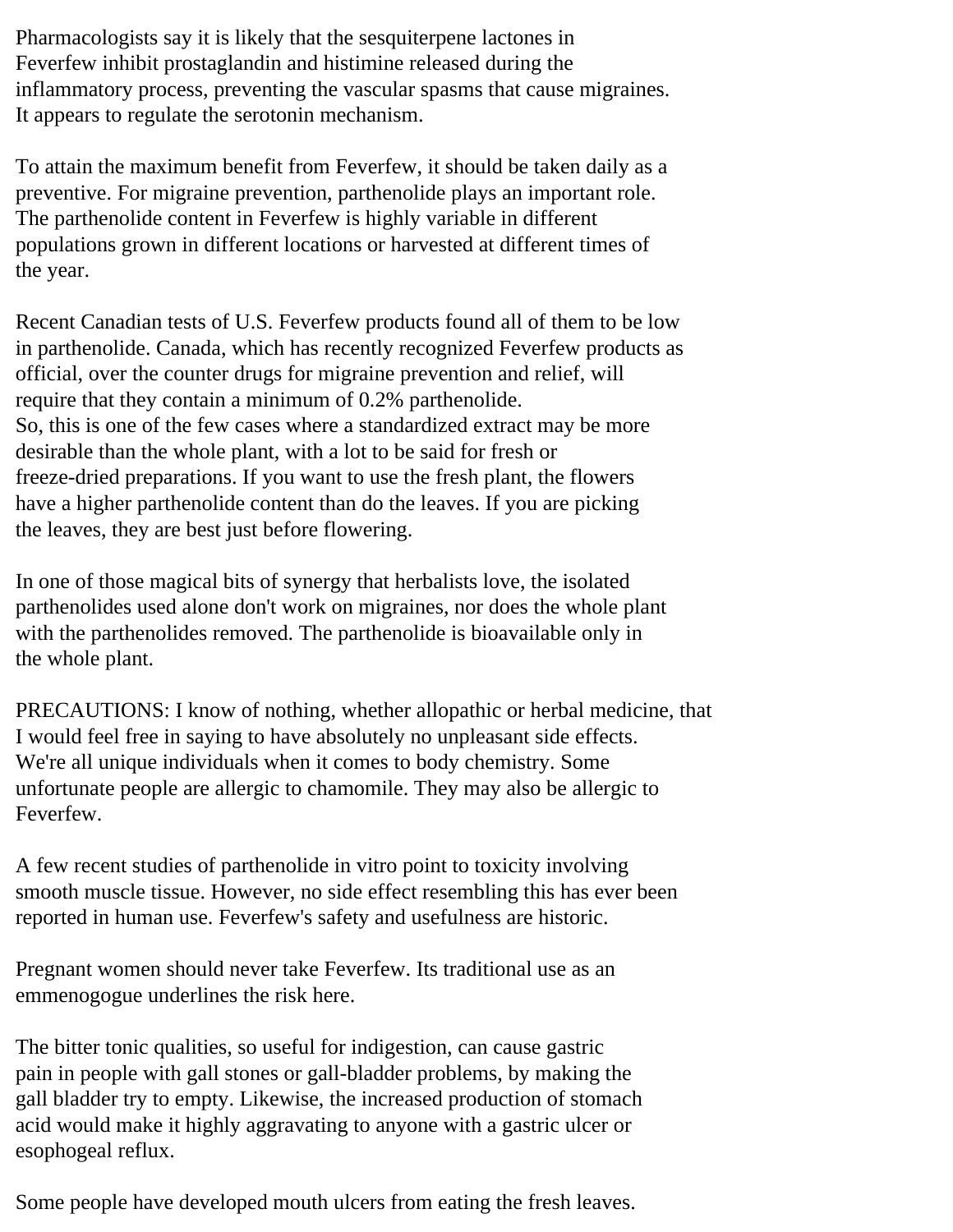Pharmacologists say it is likely that the sesquiterpene lactones in Feverfew inhibit prostaglandin and histimine released during the inflammatory process, preventing the vascular spasms that cause migraines. It appears to regulate the serotonin mechanism.

To attain the maximum benefit from Feverfew, it should be taken daily as a preventive. For migraine prevention, parthenolide plays an important role. The parthenolide content in Feverfew is highly variable in different populations grown in different locations or harvested at different times of the year.

Recent Canadian tests of U.S. Feverfew products found all of them to be low in parthenolide. Canada, which has recently recognized Feverfew products as official, over the counter drugs for migraine prevention and relief, will require that they contain a minimum of 0.2% parthenolide.
So, this is one of the few cases where a standardized extract may be more desirable than the whole plant, with a lot to be said for fresh or freeze-dried preparations. If you want to use the fresh plant, the flowers have a higher parthenolide content than do the leaves. If you are picking the leaves, they are best just before flowering.

In one of those magical bits of synergy that herbalists love, the isolated parthenolides used alone don't work on migraines, nor does the whole plant with the parthenolides removed. The parthenolide is bioavailable only in the whole plant.

PRECAUTIONS: I know of nothing, whether allopathic or herbal medicine, that I would feel free in saying to have absolutely no unpleasant side effects. We're all unique individuals when it comes to body chemistry. Some unfortunate people are allergic to chamomile. They may also be allergic to Feverfew.

A few recent studies of parthenolide in vitro point to toxicity involving smooth muscle tissue. However, no side effect resembling this has ever been reported in human use. Feverfew's safety and usefulness are historic.

Pregnant women should never take Feverfew. Its traditional use as an emmenogogue underlines the risk here.

The bitter tonic qualities, so useful for indigestion, can cause gastric pain in people with gall stones or gall-bladder problems, by making the gall bladder try to empty. Likewise, the increased production of stomach acid would make it highly aggravating to anyone with a gastric ulcer or esophogeal reflux.

Some people have developed mouth ulcers from eating the fresh leaves.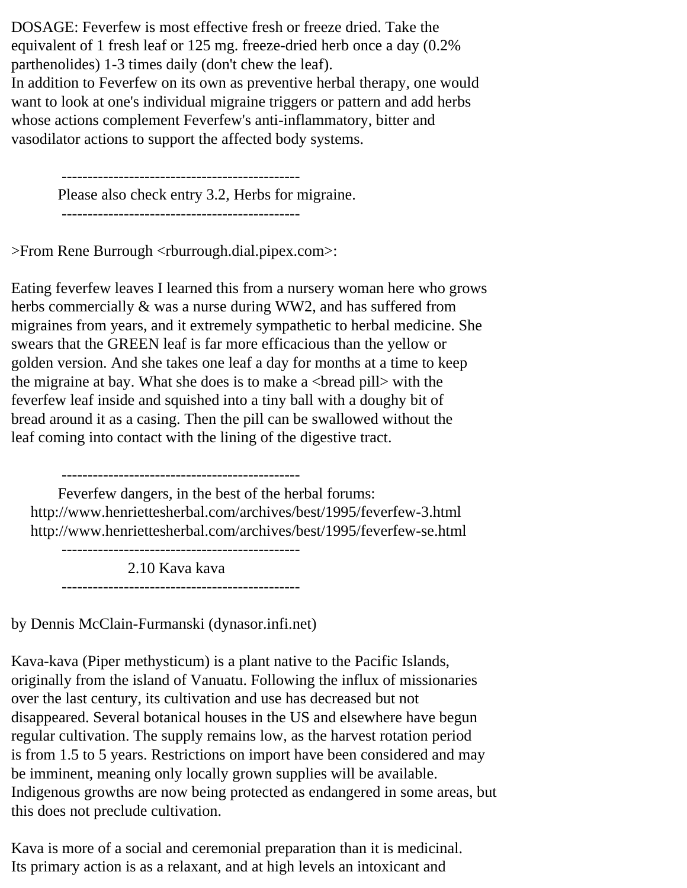DOSAGE: Feverfew is most effective fresh or freeze dried. Take the equivalent of 1 fresh leaf or 125 mg. freeze-dried herb once a day (0.2% parthenolides) 1-3 times daily (don't chew the leaf).

In addition to Feverfew on its own as preventive herbal therapy, one would want to look at one's individual migraine triggers or pattern and add herbs whose actions complement Feverfew's anti-inflammatory, bitter and vasodilator actions to support the affected body systems.

----------------------------------------------
Please also check entry 3.2, Herbs for migraine.
----------------------------------------------

>From Rene Burrough <rburrough.dial.pipex.com>:

Eating feverfew leaves I learned this from a nursery woman here who grows herbs commercially & was a nurse during WW2, and has suffered from migraines from years, and it extremely sympathetic to herbal medicine. She swears that the GREEN leaf is far more efficacious than the yellow or golden version. And she takes one leaf a day for months at a time to keep the migraine at bay. What she does is to make a <bread pill> with the feverfew leaf inside and squished into a tiny ball with a doughy bit of bread around it as a casing. Then the pill can be swallowed without the leaf coming into contact with the lining of the digestive tract.

----------------------------------------------
Feverfew dangers, in the best of the herbal forums:
http://www.henriettesherbal.com/archives/best/1995/feverfew-3.html
http://www.henriettesherbal.com/archives/best/1995/feverfew-se.html
----------------------------------------------

## 2.10 Kava kava

----------------------------------------------

by Dennis McClain-Furmanski (dynasor.infi.net)

Kava-kava (Piper methysticum) is a plant native to the Pacific Islands, originally from the island of Vanuatu. Following the influx of missionaries over the last century, its cultivation and use has decreased but not disappeared. Several botanical houses in the US and elsewhere have begun regular cultivation. The supply remains low, as the harvest rotation period is from 1.5 to 5 years. Restrictions on import have been considered and may be imminent, meaning only locally grown supplies will be available. Indigenous growths are now being protected as endangered in some areas, but this does not preclude cultivation.

Kava is more of a social and ceremonial preparation than it is medicinal. Its primary action is as a relaxant, and at high levels an intoxicant and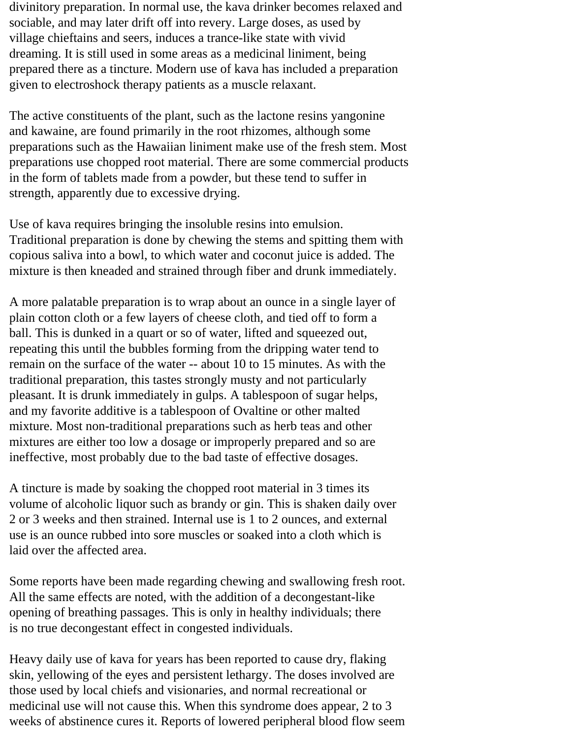divinitory preparation. In normal use, the kava drinker becomes relaxed and sociable, and may later drift off into revery. Large doses, as used by village chieftains and seers, induces a trance-like state with vivid dreaming. It is still used in some areas as a medicinal liniment, being prepared there as a tincture. Modern use of kava has included a preparation given to electroshock therapy patients as a muscle relaxant.

The active constituents of the plant, such as the lactone resins yangonine and kawaine, are found primarily in the root rhizomes, although some preparations such as the Hawaiian liniment make use of the fresh stem. Most preparations use chopped root material. There are some commercial products in the form of tablets made from a powder, but these tend to suffer in strength, apparently due to excessive drying.

Use of kava requires bringing the insoluble resins into emulsion. Traditional preparation is done by chewing the stems and spitting them with copious saliva into a bowl, to which water and coconut juice is added. The mixture is then kneaded and strained through fiber and drunk immediately.

A more palatable preparation is to wrap about an ounce in a single layer of plain cotton cloth or a few layers of cheese cloth, and tied off to form a ball. This is dunked in a quart or so of water, lifted and squeezed out, repeating this until the bubbles forming from the dripping water tend to remain on the surface of the water -- about 10 to 15 minutes. As with the traditional preparation, this tastes strongly musty and not particularly pleasant. It is drunk immediately in gulps. A tablespoon of sugar helps, and my favorite additive is a tablespoon of Ovaltine or other malted mixture. Most non-traditional preparations such as herb teas and other mixtures are either too low a dosage or improperly prepared and so are ineffective, most probably due to the bad taste of effective dosages.

A tincture is made by soaking the chopped root material in 3 times its volume of alcoholic liquor such as brandy or gin. This is shaken daily over 2 or 3 weeks and then strained. Internal use is 1 to 2 ounces, and external use is an ounce rubbed into sore muscles or soaked into a cloth which is laid over the affected area.

Some reports have been made regarding chewing and swallowing fresh root. All the same effects are noted, with the addition of a decongestant-like opening of breathing passages. This is only in healthy individuals; there is no true decongestant effect in congested individuals.

Heavy daily use of kava for years has been reported to cause dry, flaking skin, yellowing of the eyes and persistent lethargy. The doses involved are those used by local chiefs and visionaries, and normal recreational or medicinal use will not cause this. When this syndrome does appear, 2 to 3 weeks of abstinence cures it. Reports of lowered peripheral blood flow seem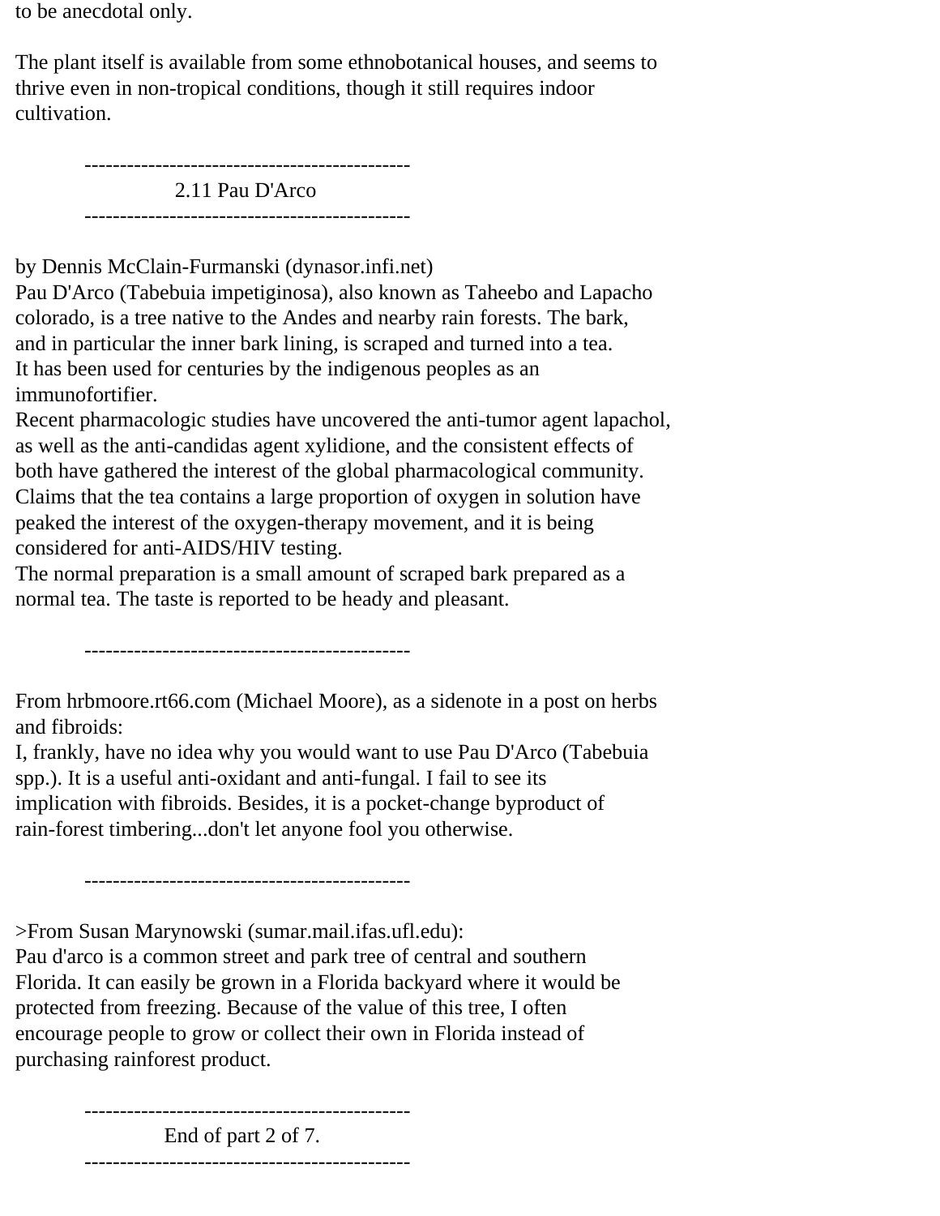to be anecdotal only.

The plant itself is available from some ethnobotanical houses, and seems to thrive even in non-tropical conditions, though it still requires indoor cultivation.

----------------------------------------------

## 2.11 Pau D'Arco

----------------------------------------------

by Dennis McClain-Furmanski (dynasor.infi.net)
Pau D'Arco (Tabebuia impetiginosa), also known as Taheebo and Lapacho colorado, is a tree native to the Andes and nearby rain forests. The bark, and in particular the inner bark lining, is scraped and turned into a tea.
It has been used for centuries by the indigenous peoples as an immunofortifier.
Recent pharmacologic studies have uncovered the anti-tumor agent lapachol, as well as the anti-candidas agent xylidione, and the consistent effects of both have gathered the interest of the global pharmacological community.
Claims that the tea contains a large proportion of oxygen in solution have peaked the interest of the oxygen-therapy movement, and it is being considered for anti-AIDS/HIV testing.
The normal preparation is a small amount of scraped bark prepared as a normal tea. The taste is reported to be heady and pleasant.

----------------------------------------------

From hrbmoore.rt66.com (Michael Moore), as a sidenote in a post on herbs and fibroids:
I, frankly, have no idea why you would want to use Pau D'Arco (Tabebuia spp.). It is a useful anti-oxidant and anti-fungal. I fail to see its implication with fibroids. Besides, it is a pocket-change byproduct of rain-forest timbering...don't let anyone fool you otherwise.

----------------------------------------------

>From Susan Marynowski (sumar.mail.ifas.ufl.edu):
Pau d'arco is a common street and park tree of central and southern Florida. It can easily be grown in a Florida backyard where it would be protected from freezing. Because of the value of this tree, I often encourage people to grow or collect their own in Florida instead of purchasing rainforest product.

----------------------------------------------

End of part 2 of 7.

----------------------------------------------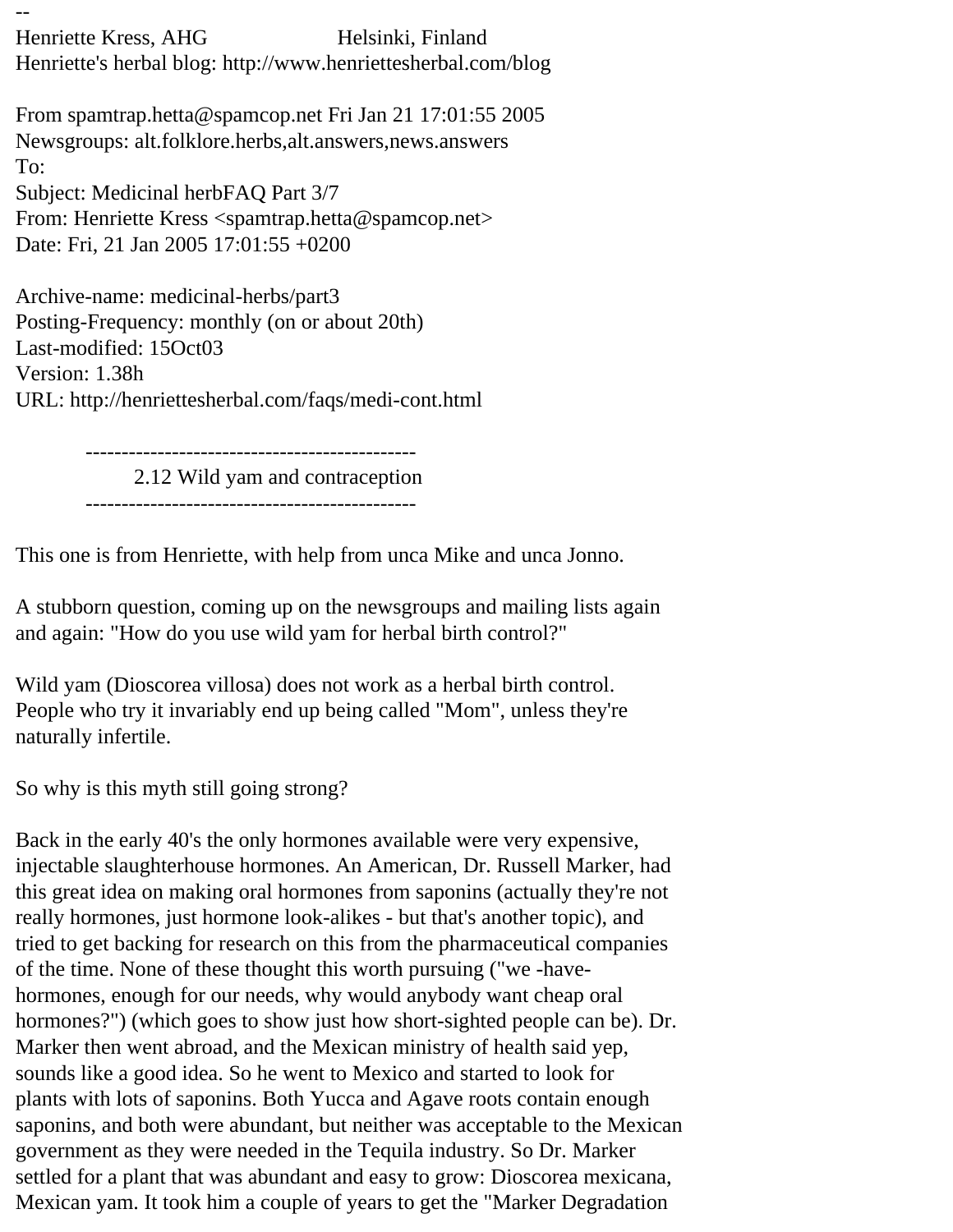--
Henriette Kress, AHG                    Helsinki, Finland
Henriette's herbal blog: http://www.henriettesherbal.com/blog

From spamtrap.hetta@spamcop.net Fri Jan 21 17:01:55 2005
Newsgroups: alt.folklore.herbs,alt.answers,news.answers
To:
Subject: Medicinal herbFAQ Part 3/7
From: Henriette Kress <spamtrap.hetta@spamcop.net>
Date: Fri, 21 Jan 2005 17:01:55 +0200

Archive-name: medicinal-herbs/part3
Posting-Frequency: monthly (on or about 20th)
Last-modified: 15Oct03
Version: 1.38h
URL: http://henriettesherbal.com/faqs/medi-cont.html

----------------------------------------------
2.12 Wild yam and contraception
----------------------------------------------

This one is from Henriette, with help from unca Mike and unca Jonno.

A stubborn question, coming up on the newsgroups and mailing lists again and again: "How do you use wild yam for herbal birth control?"

Wild yam (Dioscorea villosa) does not work as a herbal birth control. People who try it invariably end up being called "Mom", unless they're naturally infertile.

So why is this myth still going strong?

Back in the early 40's the only hormones available were very expensive, injectable slaughterhouse hormones. An American, Dr. Russell Marker, had this great idea on making oral hormones from saponins (actually they're not really hormones, just hormone look-alikes - but that's another topic), and tried to get backing for research on this from the pharmaceutical companies of the time. None of these thought this worth pursuing ("we -have- hormones, enough for our needs, why would anybody want cheap oral hormones?") (which goes to show just how short-sighted people can be). Dr. Marker then went abroad, and the Mexican ministry of health said yep, sounds like a good idea. So he went to Mexico and started to look for plants with lots of saponins. Both Yucca and Agave roots contain enough saponins, and both were abundant, but neither was acceptable to the Mexican government as they were needed in the Tequila industry. So Dr. Marker settled for a plant that was abundant and easy to grow: Dioscorea mexicana, Mexican yam. It took him a couple of years to get the "Marker Degradation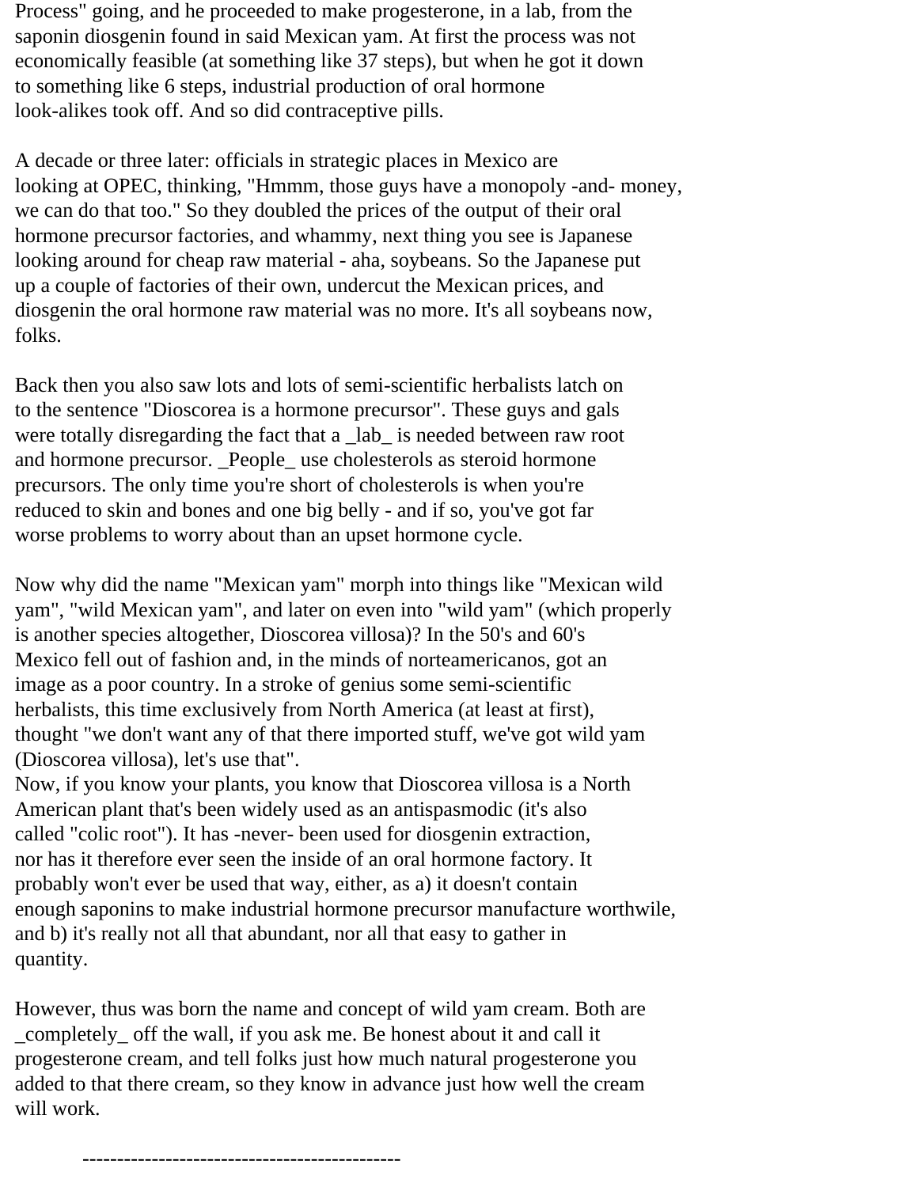Process" going, and he proceeded to make progesterone, in a lab, from the saponin diosgenin found in said Mexican yam. At first the process was not economically feasible (at something like 37 steps), but when he got it down to something like 6 steps, industrial production of oral hormone look-alikes took off. And so did contraceptive pills.

A decade or three later: officials in strategic places in Mexico are looking at OPEC, thinking, "Hmmm, those guys have a monopoly -and- money, we can do that too." So they doubled the prices of the output of their oral hormone precursor factories, and whammy, next thing you see is Japanese looking around for cheap raw material - aha, soybeans. So the Japanese put up a couple of factories of their own, undercut the Mexican prices, and diosgenin the oral hormone raw material was no more. It's all soybeans now, folks.

Back then you also saw lots and lots of semi-scientific herbalists latch on to the sentence "Dioscorea is a hormone precursor". These guys and gals were totally disregarding the fact that a _lab_ is needed between raw root and hormone precursor. _People_ use cholesterols as steroid hormone precursors. The only time you're short of cholesterols is when you're reduced to skin and bones and one big belly - and if so, you've got far worse problems to worry about than an upset hormone cycle.

Now why did the name "Mexican yam" morph into things like "Mexican wild yam", "wild Mexican yam", and later on even into "wild yam" (which properly is another species altogether, Dioscorea villosa)? In the 50's and 60's Mexico fell out of fashion and, in the minds of norteamericanos, got an image as a poor country. In a stroke of genius some semi-scientific herbalists, this time exclusively from North America (at least at first), thought "we don't want any of that there imported stuff, we've got wild yam (Dioscorea villosa), let's use that".
Now, if you know your plants, you know that Dioscorea villosa is a North American plant that's been widely used as an antispasmodic (it's also called "colic root"). It has -never- been used for diosgenin extraction, nor has it therefore ever seen the inside of an oral hormone factory. It probably won't ever be used that way, either, as a) it doesn't contain enough saponins to make industrial hormone precursor manufacture worthwile, and b) it's really not all that abundant, nor all that easy to gather in quantity.

However, thus was born the name and concept of wild yam cream. Both are _completely_ off the wall, if you ask me. Be honest about it and call it progesterone cream, and tell folks just how much natural progesterone you added to that there cream, so they know in advance just how well the cream will work.

----------------------------------------------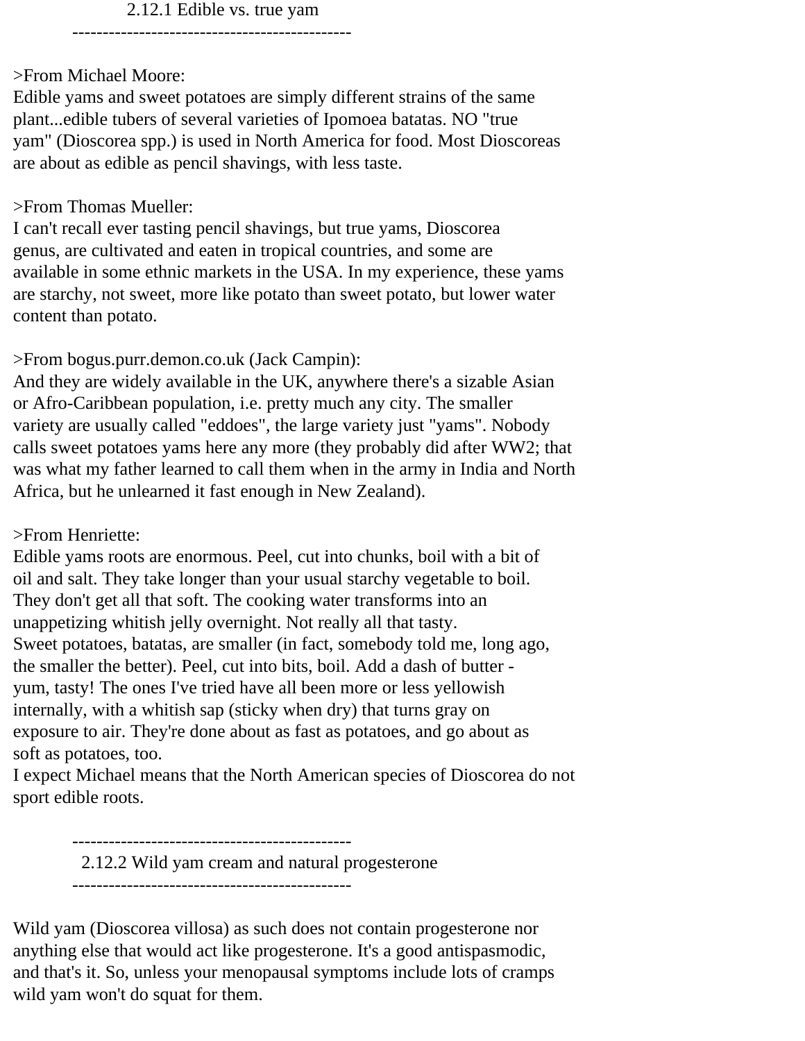### 2.12.1 Edible vs. true yam

>From Michael Moore:
Edible yams and sweet potatoes are simply different strains of the same plant...edible tubers of several varieties of Ipomoea batatas. NO "true yam" (Dioscorea spp.) is used in North America for food. Most Dioscoreas are about as edible as pencil shavings, with less taste.

>From Thomas Mueller:
I can't recall ever tasting pencil shavings, but true yams, Dioscorea genus, are cultivated and eaten in tropical countries, and some are available in some ethnic markets in the USA. In my experience, these yams are starchy, not sweet, more like potato than sweet potato, but lower water content than potato.

>From bogus.purr.demon.co.uk (Jack Campin):
And they are widely available in the UK, anywhere there's a sizable Asian or Afro-Caribbean population, i.e. pretty much any city. The smaller variety are usually called "eddoes", the large variety just "yams". Nobody calls sweet potatoes yams here any more (they probably did after WW2; that was what my father learned to call them when in the army in India and North Africa, but he unlearned it fast enough in New Zealand).

>From Henriette:
Edible yams roots are enormous. Peel, cut into chunks, boil with a bit of oil and salt. They take longer than your usual starchy vegetable to boil. They don't get all that soft. The cooking water transforms into an unappetizing whitish jelly overnight. Not really all that tasty.
Sweet potatoes, batatas, are smaller (in fact, somebody told me, long ago, the smaller the better). Peel, cut into bits, boil. Add a dash of butter - yum, tasty! The ones I've tried have all been more or less yellowish internally, with a whitish sap (sticky when dry) that turns gray on exposure to air. They're done about as fast as potatoes, and go about as soft as potatoes, too.
I expect Michael means that the North American species of Dioscorea do not sport edible roots.

### 2.12.2 Wild yam cream and natural progesterone

Wild yam (Dioscorea villosa) as such does not contain progesterone nor anything else that would act like progesterone. It's a good antispasmodic, and that's it. So, unless your menopausal symptoms include lots of cramps wild yam won't do squat for them.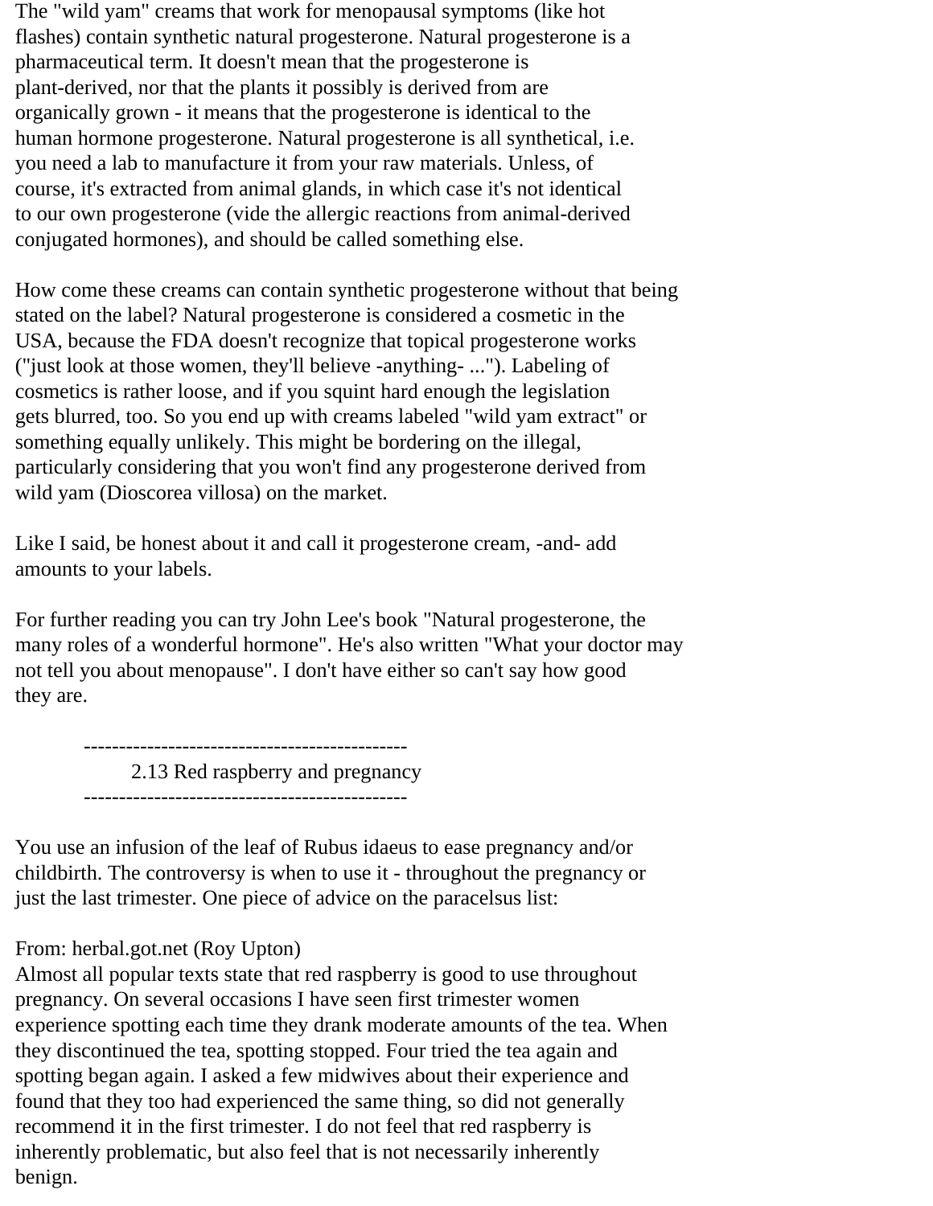The "wild yam" creams that work for menopausal symptoms (like hot flashes) contain synthetic natural progesterone. Natural progesterone is a pharmaceutical term. It doesn't mean that the progesterone is plant-derived, nor that the plants it possibly is derived from are organically grown - it means that the progesterone is identical to the human hormone progesterone. Natural progesterone is all synthetical, i.e. you need a lab to manufacture it from your raw materials. Unless, of course, it's extracted from animal glands, in which case it's not identical to our own progesterone (vide the allergic reactions from animal-derived conjugated hormones), and should be called something else.

How come these creams can contain synthetic progesterone without that being stated on the label? Natural progesterone is considered a cosmetic in the USA, because the FDA doesn't recognize that topical progesterone works ("just look at those women, they'll believe -anything- ..."). Labeling of cosmetics is rather loose, and if you squint hard enough the legislation gets blurred, too. So you end up with creams labeled "wild yam extract" or something equally unlikely. This might be bordering on the illegal, particularly considering that you won't find any progesterone derived from wild yam (Dioscorea villosa) on the market.

Like I said, be honest about it and call it progesterone cream, -and- add amounts to your labels.

For further reading you can try John Lee's book "Natural progesterone, the many roles of a wonderful hormone". He's also written "What your doctor may not tell you about menopause". I don't have either so can't say how good they are.

## 2.13 Red raspberry and pregnancy

You use an infusion of the leaf of Rubus idaeus to ease pregnancy and/or childbirth. The controversy is when to use it - throughout the pregnancy or just the last trimester. One piece of advice on the paracelsus list:

From: herbal.got.net (Roy Upton)
Almost all popular texts state that red raspberry is good to use throughout pregnancy. On several occasions I have seen first trimester women experience spotting each time they drank moderate amounts of the tea. When they discontinued the tea, spotting stopped. Four tried the tea again and spotting began again. I asked a few midwives about their experience and found that they too had experienced the same thing, so did not generally recommend it in the first trimester. I do not feel that red raspberry is inherently problematic, but also feel that is not necessarily inherently benign.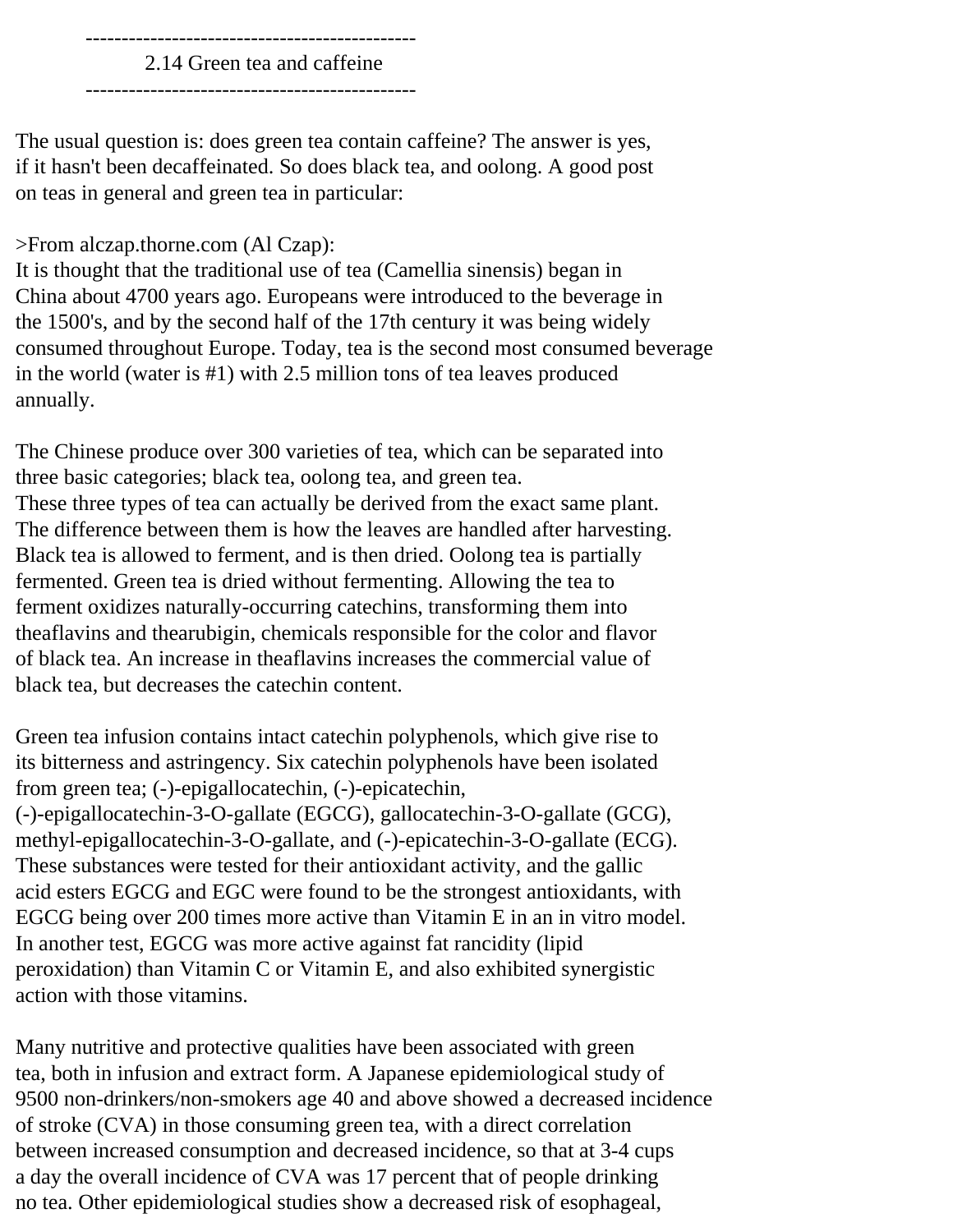## 2.14 Green tea and caffeine

The usual question is: does green tea contain caffeine? The answer is yes, if it hasn't been decaffeinated. So does black tea, and oolong. A good post on teas in general and green tea in particular:

>From alczap.thorne.com (Al Czap):
It is thought that the traditional use of tea (Camellia sinensis) began in China about 4700 years ago. Europeans were introduced to the beverage in the 1500's, and by the second half of the 17th century it was being widely consumed throughout Europe. Today, tea is the second most consumed beverage in the world (water is #1) with 2.5 million tons of tea leaves produced annually.

The Chinese produce over 300 varieties of tea, which can be separated into three basic categories; black tea, oolong tea, and green tea. These three types of tea can actually be derived from the exact same plant. The difference between them is how the leaves are handled after harvesting. Black tea is allowed to ferment, and is then dried. Oolong tea is partially fermented. Green tea is dried without fermenting. Allowing the tea to ferment oxidizes naturally-occurring catechins, transforming them into theaflavins and thearubigin, chemicals responsible for the color and flavor of black tea. An increase in theaflavins increases the commercial value of black tea, but decreases the catechin content.

Green tea infusion contains intact catechin polyphenols, which give rise to its bitterness and astringency. Six catechin polyphenols have been isolated from green tea; (-)-epigallocatechin, (-)-epicatechin, (-)-epigallocatechin-3-O-gallate (EGCG), gallocatechin-3-O-gallate (GCG), methyl-epigallocatechin-3-O-gallate, and (-)-epicatechin-3-O-gallate (ECG). These substances were tested for their antioxidant activity, and the gallic acid esters EGCG and EGC were found to be the strongest antioxidants, with EGCG being over 200 times more active than Vitamin E in an in vitro model. In another test, EGCG was more active against fat rancidity (lipid peroxidation) than Vitamin C or Vitamin E, and also exhibited synergistic action with those vitamins.

Many nutritive and protective qualities have been associated with green tea, both in infusion and extract form. A Japanese epidemiological study of 9500 non-drinkers/non-smokers age 40 and above showed a decreased incidence of stroke (CVA) in those consuming green tea, with a direct correlation between increased consumption and decreased incidence, so that at 3-4 cups a day the overall incidence of CVA was 17 percent that of people drinking no tea. Other epidemiological studies show a decreased risk of esophageal,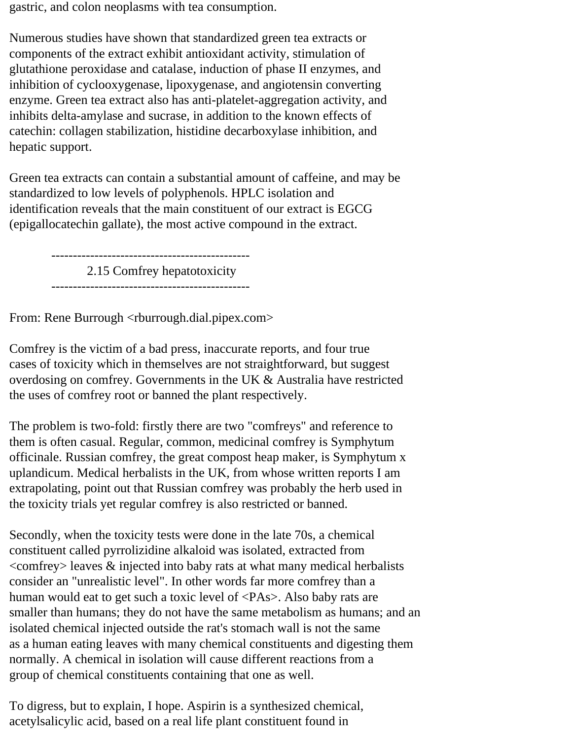gastric, and colon neoplasms with tea consumption.

Numerous studies have shown that standardized green tea extracts or components of the extract exhibit antioxidant activity, stimulation of glutathione peroxidase and catalase, induction of phase II enzymes, and inhibition of cyclooxygenase, lipoxygenase, and angiotensin converting enzyme. Green tea extract also has anti-platelet-aggregation activity, and inhibits delta-amylase and sucrase, in addition to the known effects of catechin: collagen stabilization, histidine decarboxylase inhibition, and hepatic support.

Green tea extracts can contain a substantial amount of caffeine, and may be standardized to low levels of polyphenols. HPLC isolation and identification reveals that the main constituent of our extract is EGCG (epigallocatechin gallate), the most active compound in the extract.

## 2.15 Comfrey hepatotoxicity

From: Rene Burrough <rburrough.dial.pipex.com>

Comfrey is the victim of a bad press, inaccurate reports, and four true cases of toxicity which in themselves are not straightforward, but suggest overdosing on comfrey. Governments in the UK & Australia have restricted the uses of comfrey root or banned the plant respectively.

The problem is two-fold: firstly there are two "comfreys" and reference to them is often casual. Regular, common, medicinal comfrey is Symphytum officinale. Russian comfrey, the great compost heap maker, is Symphytum x uplandicum. Medical herbalists in the UK, from whose written reports I am extrapolating, point out that Russian comfrey was probably the herb used in the toxicity trials yet regular comfrey is also restricted or banned.

Secondly, when the toxicity tests were done in the late 70s, a chemical constituent called pyrrolizidine alkaloid was isolated, extracted from <comfrey> leaves & injected into baby rats at what many medical herbalists consider an "unrealistic level". In other words far more comfrey than a human would eat to get such a toxic level of <PAs>. Also baby rats are smaller than humans; they do not have the same metabolism as humans; and an isolated chemical injected outside the rat's stomach wall is not the same as a human eating leaves with many chemical constituents and digesting them normally. A chemical in isolation will cause different reactions from a group of chemical constituents containing that one as well.

To digress, but to explain, I hope. Aspirin is a synthesized chemical, acetylsalicylic acid, based on a real life plant constituent found in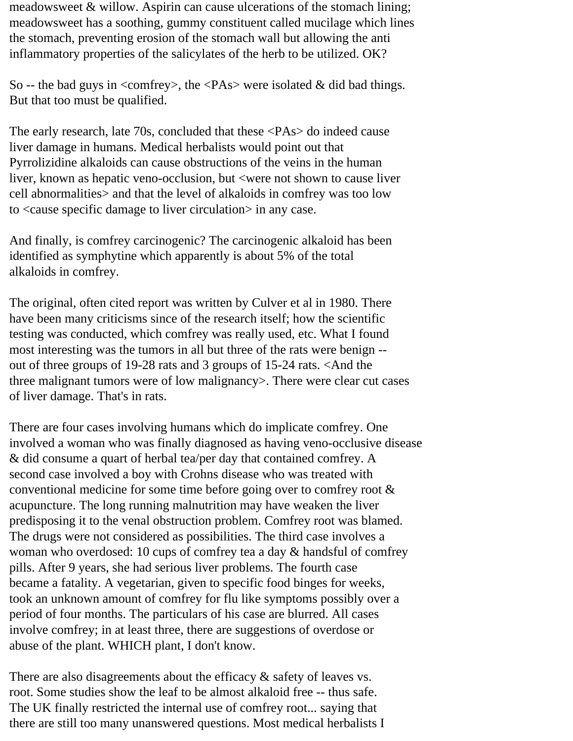meadowsweet & willow. Aspirin can cause ulcerations of the stomach lining; meadowsweet has a soothing, gummy constituent called mucilage which lines the stomach, preventing erosion of the stomach wall but allowing the anti inflammatory properties of the salicylates of the herb to be utilized. OK?

So -- the bad guys in <comfrey>, the <PAs> were isolated & did bad things. But that too must be qualified.

The early research, late 70s, concluded that these <PAs> do indeed cause liver damage in humans. Medical herbalists would point out that Pyrrolizidine alkaloids can cause obstructions of the veins in the human liver, known as hepatic veno-occlusion, but <were not shown to cause liver cell abnormalities> and that the level of alkaloids in comfrey was too low to <cause specific damage to liver circulation> in any case.

And finally, is comfrey carcinogenic? The carcinogenic alkaloid has been identified as symphytine which apparently is about 5% of the total alkaloids in comfrey.

The original, often cited report was written by Culver et al in 1980. There have been many criticisms since of the research itself; how the scientific testing was conducted, which comfrey was really used, etc. What I found most interesting was the tumors in all but three of the rats were benign -- out of three groups of 19-28 rats and 3 groups of 15-24 rats. <And the three malignant tumors were of low malignancy>. There were clear cut cases of liver damage. That's in rats.

There are four cases involving humans which do implicate comfrey. One involved a woman who was finally diagnosed as having veno-occlusive disease & did consume a quart of herbal tea/per day that contained comfrey. A second case involved a boy with Crohns disease who was treated with conventional medicine for some time before going over to comfrey root & acupuncture. The long running malnutrition may have weaken the liver predisposing it to the venal obstruction problem. Comfrey root was blamed. The drugs were not considered as possibilities. The third case involves a woman who overdosed: 10 cups of comfrey tea a day & handsful of comfrey pills. After 9 years, she had serious liver problems. The fourth case became a fatality. A vegetarian, given to specific food binges for weeks, took an unknown amount of comfrey for flu like symptoms possibly over a period of four months. The particulars of his case are blurred. All cases involve comfrey; in at least three, there are suggestions of overdose or abuse of the plant. WHICH plant, I don't know.

There are also disagreements about the efficacy & safety of leaves vs. root. Some studies show the leaf to be almost alkaloid free -- thus safe. The UK finally restricted the internal use of comfrey root... saying that there are still too many unanswered questions. Most medical herbalists I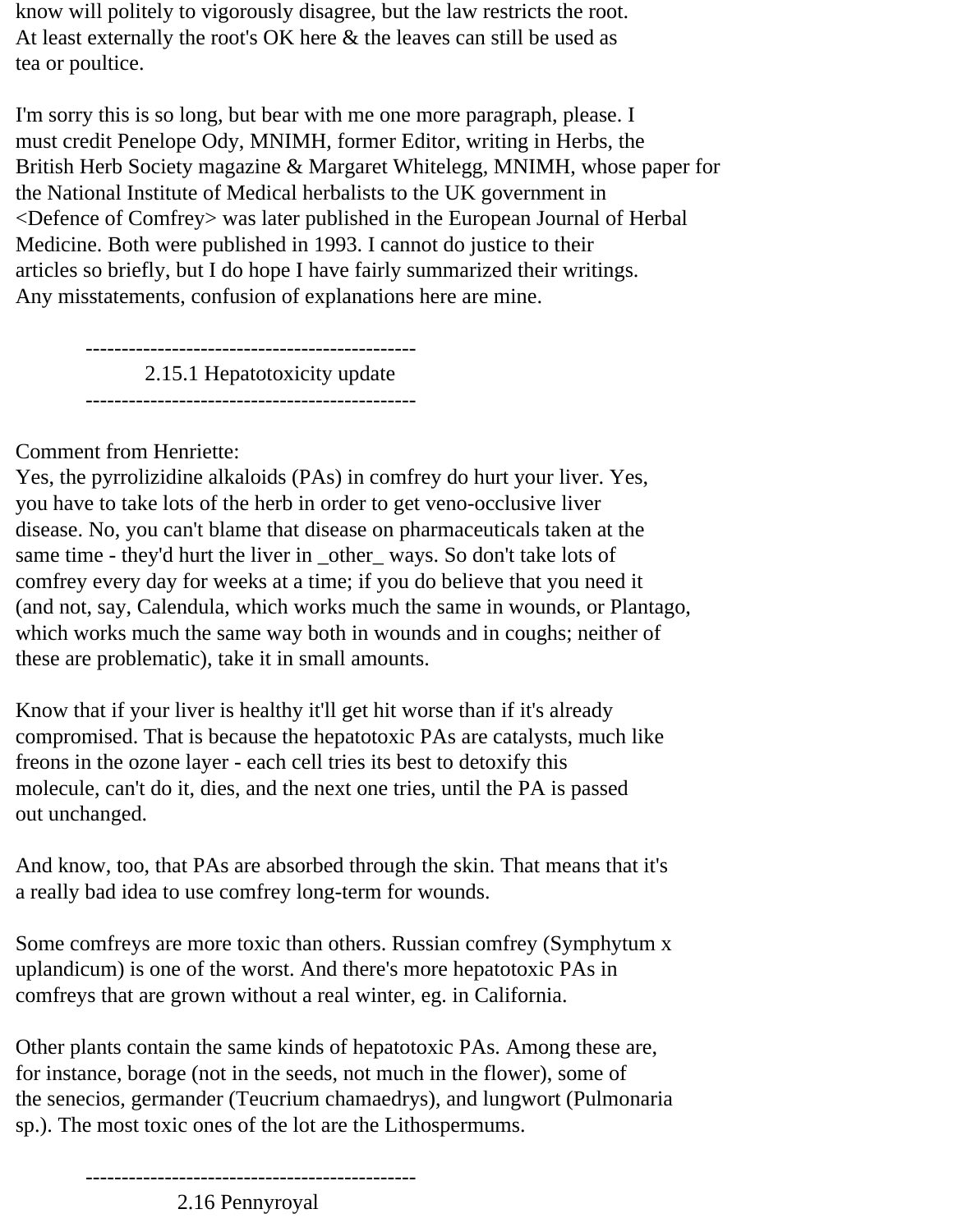know will politely to vigorously disagree, but the law restricts the root. At least externally the root's OK here & the leaves can still be used as tea or poultice.

I'm sorry this is so long, but bear with me one more paragraph, please. I must credit Penelope Ody, MNIMH, former Editor, writing in Herbs, the British Herb Society magazine & Margaret Whitelegg, MNIMH, whose paper for the National Institute of Medical herbalists to the UK government in <Defence of Comfrey> was later published in the European Journal of Herbal Medicine. Both were published in 1993. I cannot do justice to their articles so briefly, but I do hope I have fairly summarized their writings. Any misstatements, confusion of explanations here are mine.

## 2.15.1 Hepatotoxicity update

Comment from Henriette:
Yes, the pyrrolizidine alkaloids (PAs) in comfrey do hurt your liver. Yes, you have to take lots of the herb in order to get veno-occlusive liver disease. No, you can't blame that disease on pharmaceuticals taken at the same time - they'd hurt the liver in _other_ ways. So don't take lots of comfrey every day for weeks at a time; if you do believe that you need it (and not, say, Calendula, which works much the same in wounds, or Plantago, which works much the same way both in wounds and in coughs; neither of these are problematic), take it in small amounts.

Know that if your liver is healthy it'll get hit worse than if it's already compromised. That is because the hepatotoxic PAs are catalysts, much like freons in the ozone layer - each cell tries its best to detoxify this molecule, can't do it, dies, and the next one tries, until the PA is passed out unchanged.

And know, too, that PAs are absorbed through the skin. That means that it's a really bad idea to use comfrey long-term for wounds.

Some comfreys are more toxic than others. Russian comfrey (Symphytum x uplandicum) is one of the worst. And there's more hepatotoxic PAs in comfreys that are grown without a real winter, eg. in California.

Other plants contain the same kinds of hepatotoxic PAs. Among these are, for instance, borage (not in the seeds, not much in the flower), some of the senecios, germander (Teucrium chamaedrys), and lungwort (Pulmonaria sp.). The most toxic ones of the lot are the Lithospermums.

## 2.16 Pennyroyal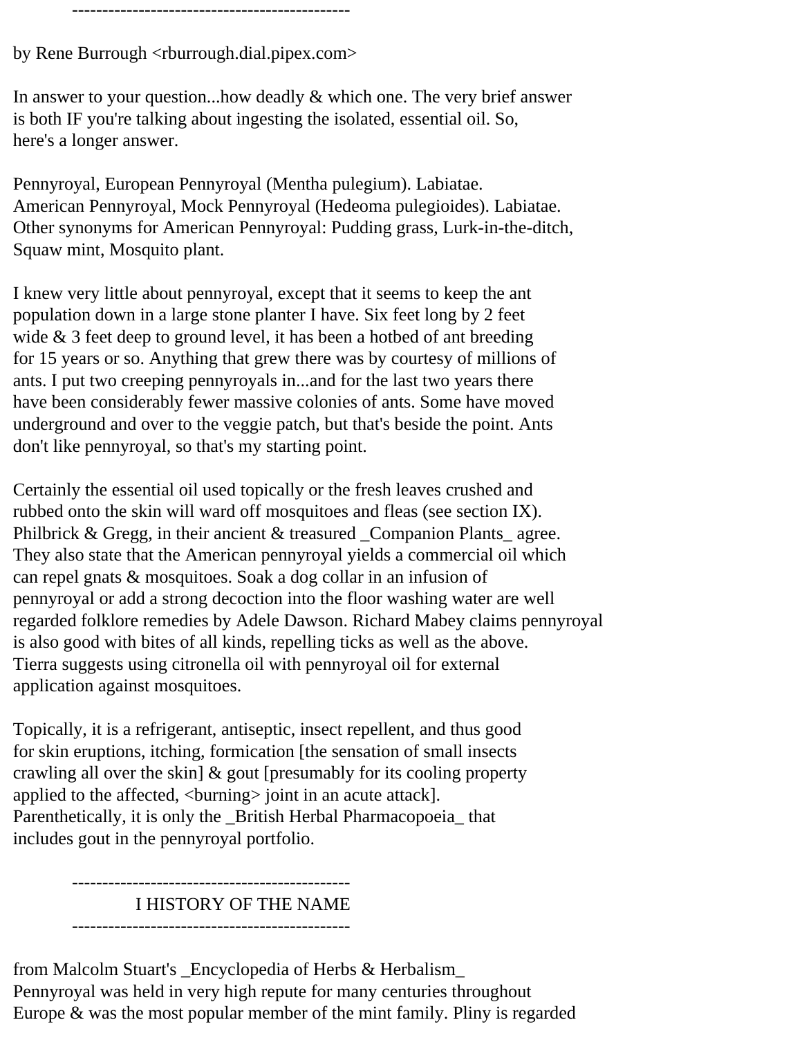----------------------------------------------

by Rene Burrough <rburrough.dial.pipex.com>

In answer to your question...how deadly & which one. The very brief answer is both IF you're talking about ingesting the isolated, essential oil. So, here's a longer answer.

Pennyroyal, European Pennyroyal (Mentha pulegium). Labiatae.
American Pennyroyal, Mock Pennyroyal (Hedeoma pulegioides). Labiatae.
Other synonyms for American Pennyroyal: Pudding grass, Lurk-in-the-ditch, Squaw mint, Mosquito plant.

I knew very little about pennyroyal, except that it seems to keep the ant population down in a large stone planter I have. Six feet long by 2 feet wide & 3 feet deep to ground level, it has been a hotbed of ant breeding for 15 years or so. Anything that grew there was by courtesy of millions of ants. I put two creeping pennyroyals in...and for the last two years there have been considerably fewer massive colonies of ants. Some have moved underground and over to the veggie patch, but that's beside the point. Ants don't like pennyroyal, so that's my starting point.

Certainly the essential oil used topically or the fresh leaves crushed and rubbed onto the skin will ward off mosquitoes and fleas (see section IX). Philbrick & Gregg, in their ancient & treasured _Companion Plants_ agree. They also state that the American pennyroyal yields a commercial oil which can repel gnats & mosquitoes. Soak a dog collar in an infusion of pennyroyal or add a strong decoction into the floor washing water are well regarded folklore remedies by Adele Dawson. Richard Mabey claims pennyroyal is also good with bites of all kinds, repelling ticks as well as the above. Tierra suggests using citronella oil with pennyroyal oil for external application against mosquitoes.

Topically, it is a refrigerant, antiseptic, insect repellent, and thus good for skin eruptions, itching, formication [the sensation of small insects crawling all over the skin] & gout [presumably for its cooling property applied to the affected, <burning> joint in an acute attack]. Parenthetically, it is only the _British Herbal Pharmacopoeia_ that includes gout in the pennyroyal portfolio.

----------------------------------------------

## I HISTORY OF THE NAME

----------------------------------------------

from Malcolm Stuart's _Encyclopedia of Herbs & Herbalism_
Pennyroyal was held in very high repute for many centuries throughout Europe & was the most popular member of the mint family. Pliny is regarded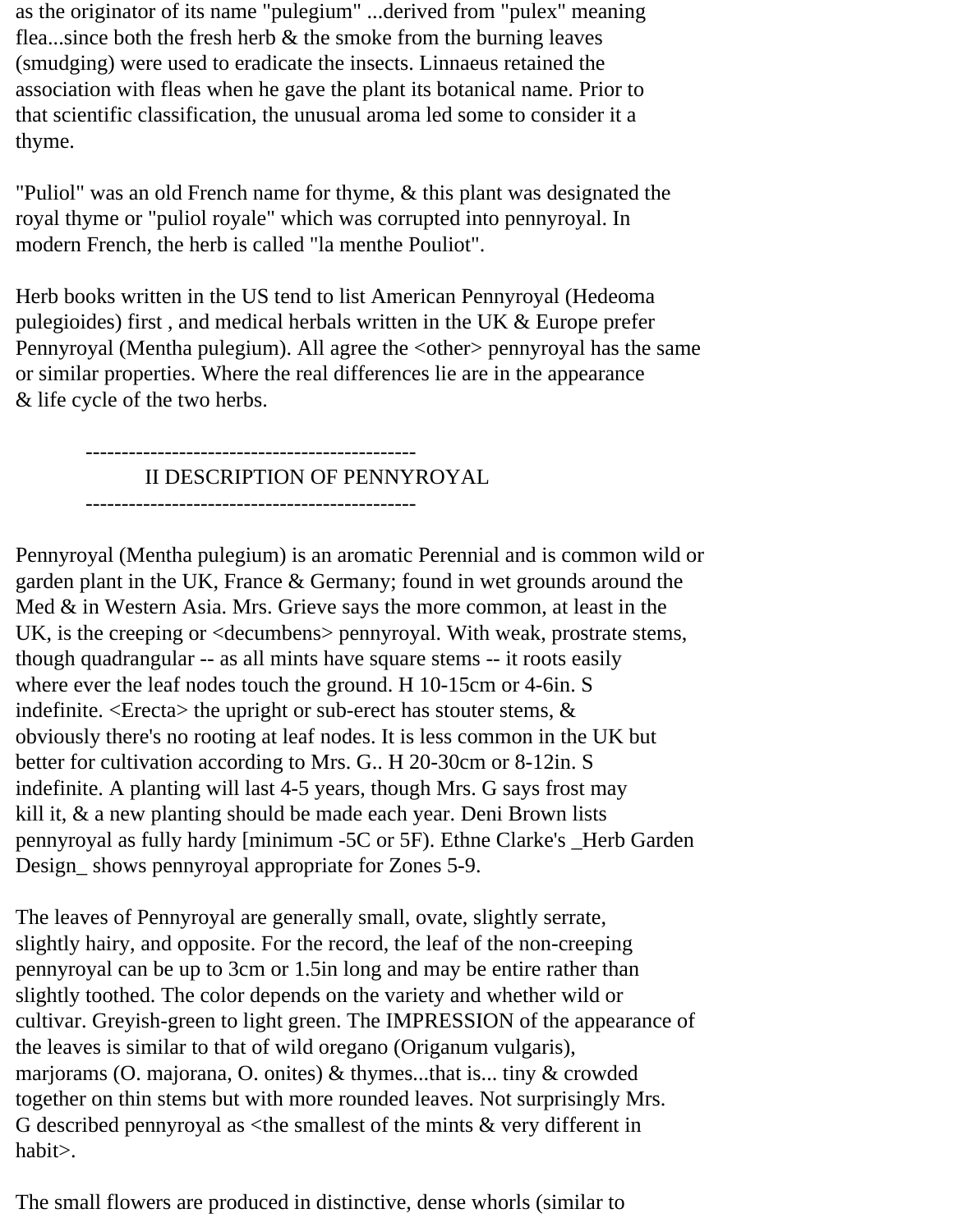as the originator of its name "pulegium" ...derived from "pulex" meaning flea...since both the fresh herb & the smoke from the burning leaves (smudging) were used to eradicate the insects. Linnaeus retained the association with fleas when he gave the plant its botanical name. Prior to that scientific classification, the unusual aroma led some to consider it a thyme.

"Puliol" was an old French name for thyme, & this plant was designated the royal thyme or "puliol royale" which was corrupted into pennyroyal. In modern French, the herb is called "la menthe Pouliot".

Herb books written in the US tend to list American Pennyroyal (Hedeoma pulegioides) first , and medical herbals written in the UK & Europe prefer Pennyroyal (Mentha pulegium). All agree the <other> pennyroyal has the same or similar properties. Where the real differences lie are in the appearance & life cycle of the two herbs.

----------------------------------------------

## II DESCRIPTION OF PENNYROYAL

----------------------------------------------

Pennyroyal (Mentha pulegium) is an aromatic Perennial and is common wild or garden plant in the UK, France & Germany; found in wet grounds around the Med & in Western Asia. Mrs. Grieve says the more common, at least in the UK, is the creeping or <decumbens> pennyroyal. With weak, prostrate stems, though quadrangular -- as all mints have square stems -- it roots easily where ever the leaf nodes touch the ground. H 10-15cm or 4-6in. S indefinite. <Erecta> the upright or sub-erect has stouter stems, & obviously there's no rooting at leaf nodes. It is less common in the UK but better for cultivation according to Mrs. G.. H 20-30cm or 8-12in. S indefinite. A planting will last 4-5 years, though Mrs. G says frost may kill it, & a new planting should be made each year. Deni Brown lists pennyroyal as fully hardy [minimum -5C or 5F). Ethne Clarke's _Herb Garden Design_ shows pennyroyal appropriate for Zones 5-9.

The leaves of Pennyroyal are generally small, ovate, slightly serrate, slightly hairy, and opposite. For the record, the leaf of the non-creeping pennyroyal can be up to 3cm or 1.5in long and may be entire rather than slightly toothed. The color depends on the variety and whether wild or cultivar. Greyish-green to light green. The IMPRESSION of the appearance of the leaves is similar to that of wild oregano (Origanum vulgaris), marjorams (O. majorana, O. onites) & thymes...that is... tiny & crowded together on thin stems but with more rounded leaves. Not surprisingly Mrs. G described pennyroyal as <the smallest of the mints & very different in habit>.

The small flowers are produced in distinctive, dense whorls (similar to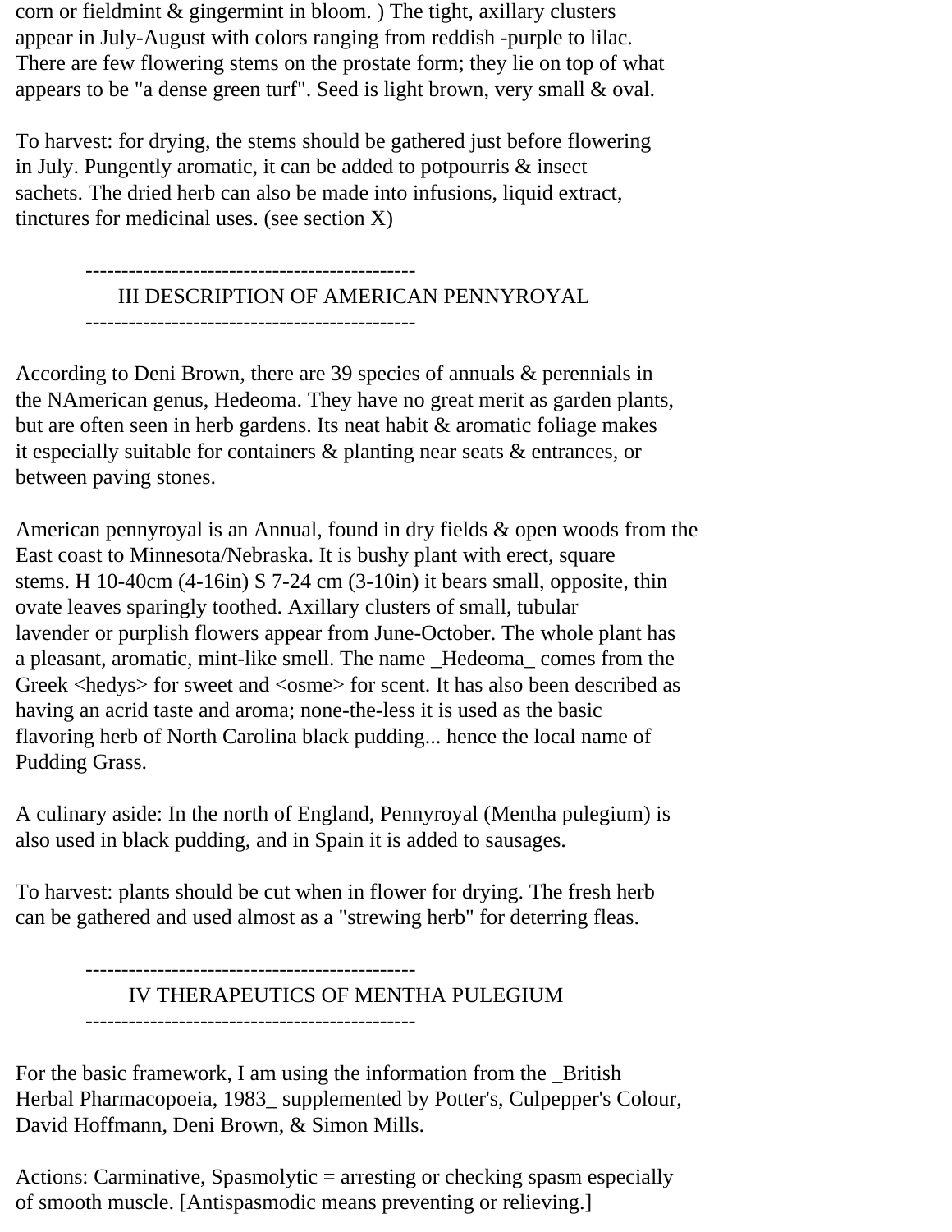corn or fieldmint & gingermint in bloom. ) The tight, axillary clusters appear in July-August with colors ranging from reddish -purple to lilac. There are few flowering stems on the prostate form; they lie on top of what appears to be "a dense green turf". Seed is light brown, very small & oval.

To harvest: for drying, the stems should be gathered just before flowering in July. Pungently aromatic, it can be added to potpourris & insect sachets. The dried herb can also be made into infusions, liquid extract, tinctures for medicinal uses. (see section X)

----------------------------------------------

## III DESCRIPTION OF AMERICAN PENNYROYAL

----------------------------------------------

According to Deni Brown, there are 39 species of annuals & perennials in the NAmerican genus, Hedeoma. They have no great merit as garden plants, but are often seen in herb gardens. Its neat habit & aromatic foliage makes it especially suitable for containers & planting near seats & entrances, or between paving stones.

American pennyroyal is an Annual, found in dry fields & open woods from the East coast to Minnesota/Nebraska. It is bushy plant with erect, square stems. H 10-40cm (4-16in) S 7-24 cm (3-10in) it bears small, opposite, thin ovate leaves sparingly toothed. Axillary clusters of small, tubular lavender or purplish flowers appear from June-October. The whole plant has a pleasant, aromatic, mint-like smell. The name _Hedeoma_ comes from the Greek <hedys> for sweet and <osme> for scent. It has also been described as having an acrid taste and aroma; none-the-less it is used as the basic flavoring herb of North Carolina black pudding... hence the local name of Pudding Grass.

A culinary aside: In the north of England, Pennyroyal (Mentha pulegium) is also used in black pudding, and in Spain it is added to sausages.

To harvest: plants should be cut when in flower for drying. The fresh herb can be gathered and used almost as a "strewing herb" for deterring fleas.

----------------------------------------------

## IV THERAPEUTICS OF MENTHA PULEGIUM

----------------------------------------------

For the basic framework, I am using the information from the _British Herbal Pharmacopoeia, 1983_ supplemented by Potter's, Culpepper's Colour, David Hoffmann, Deni Brown, & Simon Mills.

Actions: Carminative, Spasmolytic = arresting or checking spasm especially of smooth muscle. [Antispasmodic means preventing or relieving.]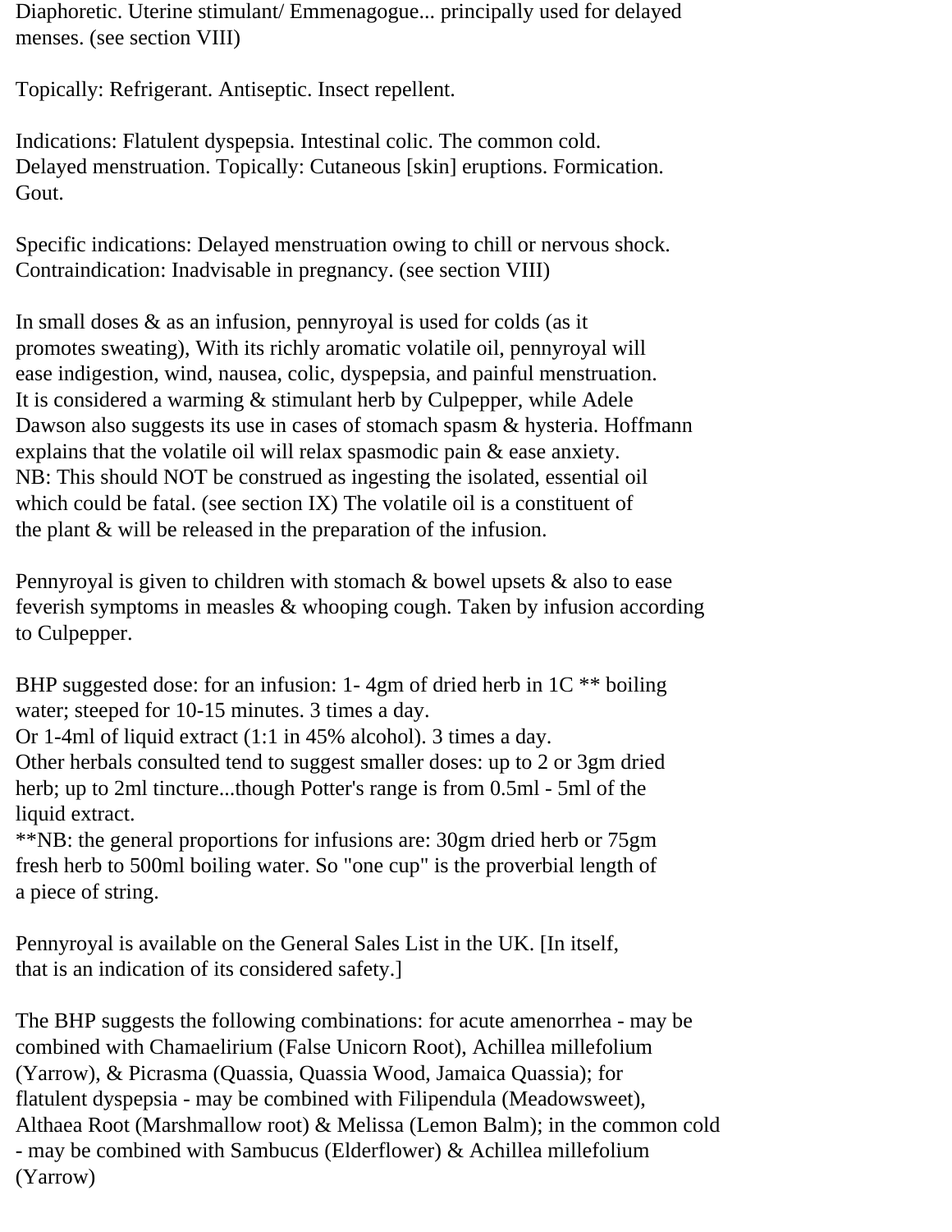Diaphoretic. Uterine stimulant/ Emmenagogue... principally used for delayed menses. (see section VIII)

Topically: Refrigerant. Antiseptic. Insect repellent.

Indications: Flatulent dyspepsia. Intestinal colic. The common cold. Delayed menstruation. Topically: Cutaneous [skin] eruptions. Formication. Gout.

Specific indications: Delayed menstruation owing to chill or nervous shock. Contraindication: Inadvisable in pregnancy. (see section VIII)

In small doses & as an infusion, pennyroyal is used for colds (as it promotes sweating), With its richly aromatic volatile oil, pennyroyal will ease indigestion, wind, nausea, colic, dyspepsia, and painful menstruation. It is considered a warming & stimulant herb by Culpepper, while Adele Dawson also suggests its use in cases of stomach spasm & hysteria. Hoffmann explains that the volatile oil will relax spasmodic pain & ease anxiety. NB: This should NOT be construed as ingesting the isolated, essential oil which could be fatal. (see section IX) The volatile oil is a constituent of the plant & will be released in the preparation of the infusion.

Pennyroyal is given to children with stomach & bowel upsets & also to ease feverish symptoms in measles & whooping cough. Taken by infusion according to Culpepper.

BHP suggested dose: for an infusion: 1- 4gm of dried herb in 1C ** boiling water; steeped for 10-15 minutes. 3 times a day.
Or 1-4ml of liquid extract (1:1 in 45% alcohol). 3 times a day.
Other herbals consulted tend to suggest smaller doses: up to 2 or 3gm dried herb; up to 2ml tincture...though Potter's range is from 0.5ml - 5ml of the liquid extract.
**NB: the general proportions for infusions are: 30gm dried herb or 75gm fresh herb to 500ml boiling water. So "one cup" is the proverbial length of a piece of string.

Pennyroyal is available on the General Sales List in the UK. [In itself, that is an indication of its considered safety.]

The BHP suggests the following combinations: for acute amenorrhea - may be combined with Chamaelirium (False Unicorn Root), Achillea millefolium (Yarrow), & Picrasma (Quassia, Quassia Wood, Jamaica Quassia); for flatulent dyspepsia - may be combined with Filipendula (Meadowsweet), Althaea Root (Marshmallow root) & Melissa (Lemon Balm); in the common cold - may be combined with Sambucus (Elderflower) & Achillea millefolium (Yarrow)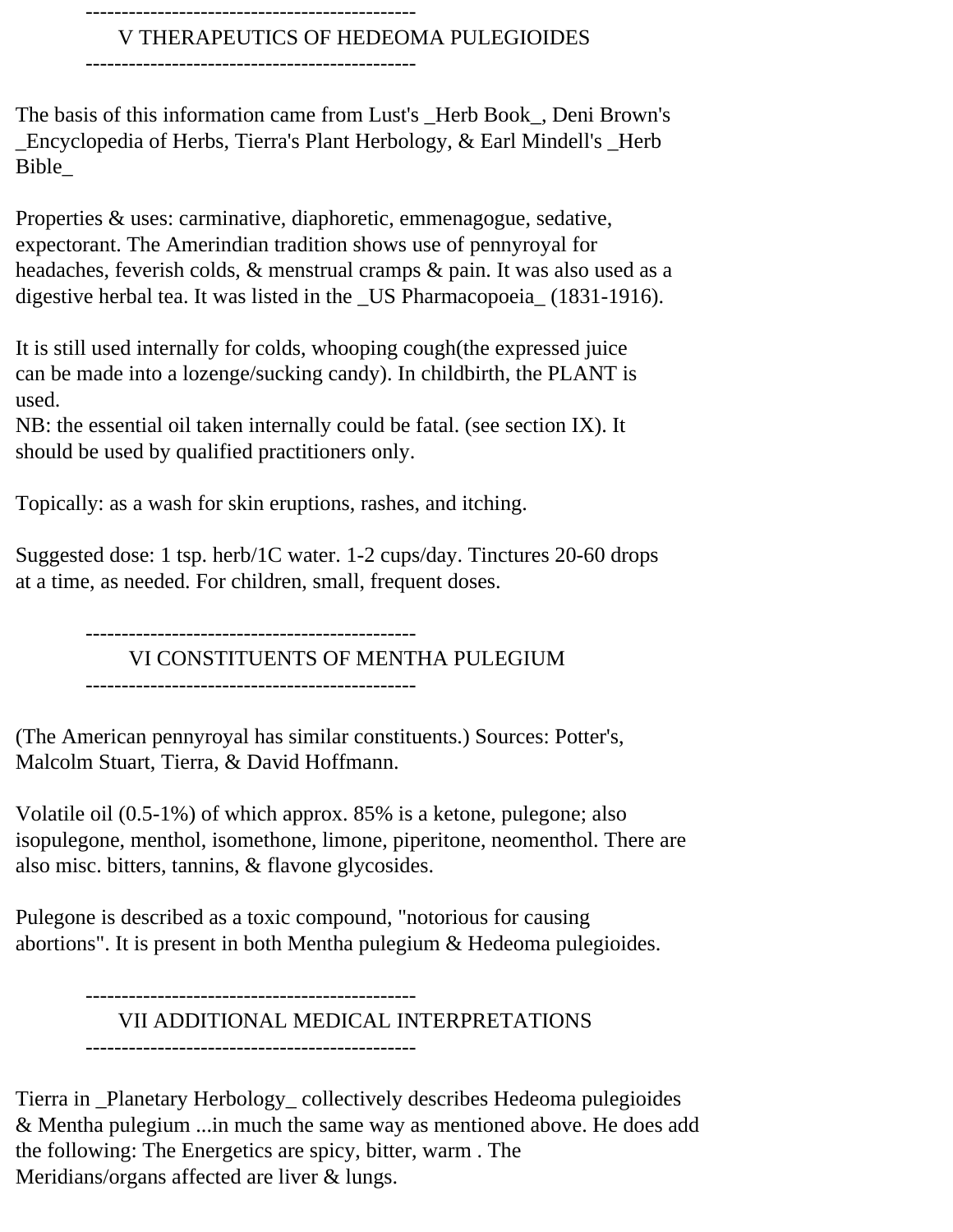----------------------------------------------

## V THERAPEUTICS OF HEDEOMA PULEGIOIDES

----------------------------------------------

The basis of this information came from Lust's _Herb Book_, Deni Brown's _Encyclopedia of Herbs, Tierra's Plant Herbology, & Earl Mindell's _Herb Bible_

Properties & uses: carminative, diaphoretic, emmenagogue, sedative, expectorant. The Amerindian tradition shows use of pennyroyal for headaches, feverish colds, & menstrual cramps & pain. It was also used as a digestive herbal tea. It was listed in the _US Pharmacopoeia_ (1831-1916).

It is still used internally for colds, whooping cough(the expressed juice can be made into a lozenge/sucking candy). In childbirth, the PLANT is used.
NB: the essential oil taken internally could be fatal. (see section IX). It should be used by qualified practitioners only.

Topically: as a wash for skin eruptions, rashes, and itching.

Suggested dose: 1 tsp. herb/1C water. 1-2 cups/day. Tinctures 20-60 drops at a time, as needed. For children, small, frequent doses.

----------------------------------------------

## VI CONSTITUENTS OF MENTHA PULEGIUM

----------------------------------------------

(The American pennyroyal has similar constituents.) Sources: Potter's, Malcolm Stuart, Tierra, & David Hoffmann.

Volatile oil (0.5-1%) of which approx. 85% is a ketone, pulegone; also isopulegone, menthol, isomethone, limone, piperitone, neomenthol. There are also misc. bitters, tannins, & flavone glycosides.

Pulegone is described as a toxic compound, "notorious for causing abortions". It is present in both Mentha pulegium & Hedeoma pulegioides.

----------------------------------------------

## VII ADDITIONAL MEDICAL INTERPRETATIONS

----------------------------------------------

Tierra in _Planetary Herbology_ collectively describes Hedeoma pulegioides & Mentha pulegium ...in much the same way as mentioned above. He does add the following: The Energetics are spicy, bitter, warm . The Meridians/organs affected are liver & lungs.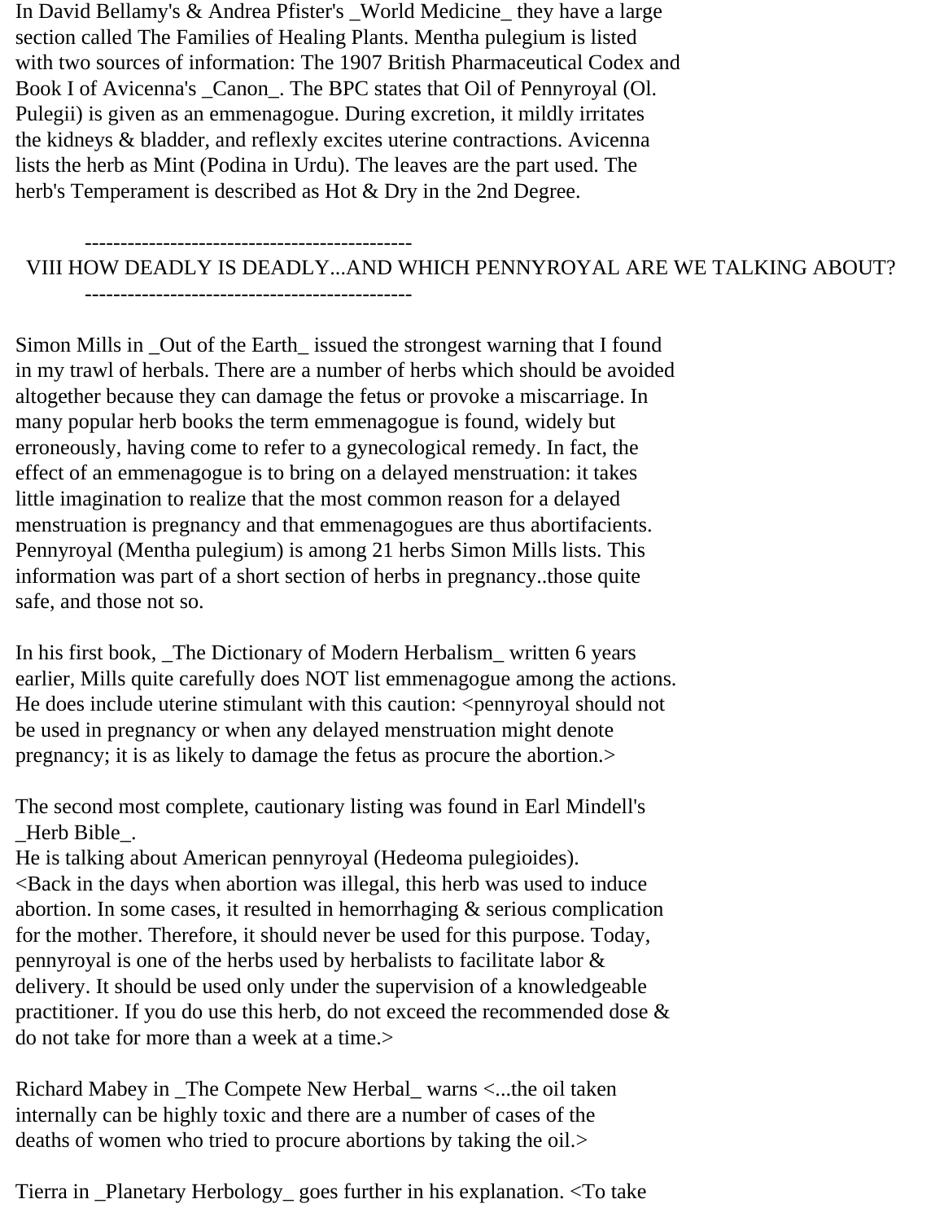In David Bellamy's & Andrea Pfister's _World Medicine_ they have a large section called The Families of Healing Plants. Mentha pulegium is listed with two sources of information: The 1907 British Pharmaceutical Codex and Book I of Avicenna's _Canon_. The BPC states that Oil of Pennyroyal (Ol. Pulegii) is given as an emmenagogue. During excretion, it mildly irritates the kidneys & bladder, and reflexly excites uterine contractions. Avicenna lists the herb as Mint (Podina in Urdu). The leaves are the part used. The herb's Temperament is described as Hot & Dry in the 2nd Degree.

----------------------------------------------

## VIII HOW DEADLY IS DEADLY...AND WHICH PENNYROYAL ARE WE TALKING ABOUT?

----------------------------------------------

Simon Mills in _Out of the Earth_ issued the strongest warning that I found in my trawl of herbals. There are a number of herbs which should be avoided altogether because they can damage the fetus or provoke a miscarriage. In many popular herb books the term emmenagogue is found, widely but erroneously, having come to refer to a gynecological remedy. In fact, the effect of an emmenagogue is to bring on a delayed menstruation: it takes little imagination to realize that the most common reason for a delayed menstruation is pregnancy and that emmenagogues are thus abortifacients. Pennyroyal (Mentha pulegium) is among 21 herbs Simon Mills lists. This information was part of a short section of herbs in pregnancy..those quite safe, and those not so.

In his first book, _The Dictionary of Modern Herbalism_ written 6 years earlier, Mills quite carefully does NOT list emmenagogue among the actions. He does include uterine stimulant with this caution: <pennyroyal should not be used in pregnancy or when any delayed menstruation might denote pregnancy; it is as likely to damage the fetus as procure the abortion.>

The second most complete, cautionary listing was found in Earl Mindell's _Herb Bible_.
He is talking about American pennyroyal (Hedeoma pulegioides).
<Back in the days when abortion was illegal, this herb was used to induce abortion. In some cases, it resulted in hemorrhaging & serious complication for the mother. Therefore, it should never be used for this purpose. Today, pennyroyal is one of the herbs used by herbalists to facilitate labor & delivery. It should be used only under the supervision of a knowledgeable practitioner. If you do use this herb, do not exceed the recommended dose & do not take for more than a week at a time.>

Richard Mabey in _The Compete New Herbal_ warns <...the oil taken internally can be highly toxic and there are a number of cases of the deaths of women who tried to procure abortions by taking the oil.>

Tierra in _Planetary Herbology_ goes further in his explanation. <To take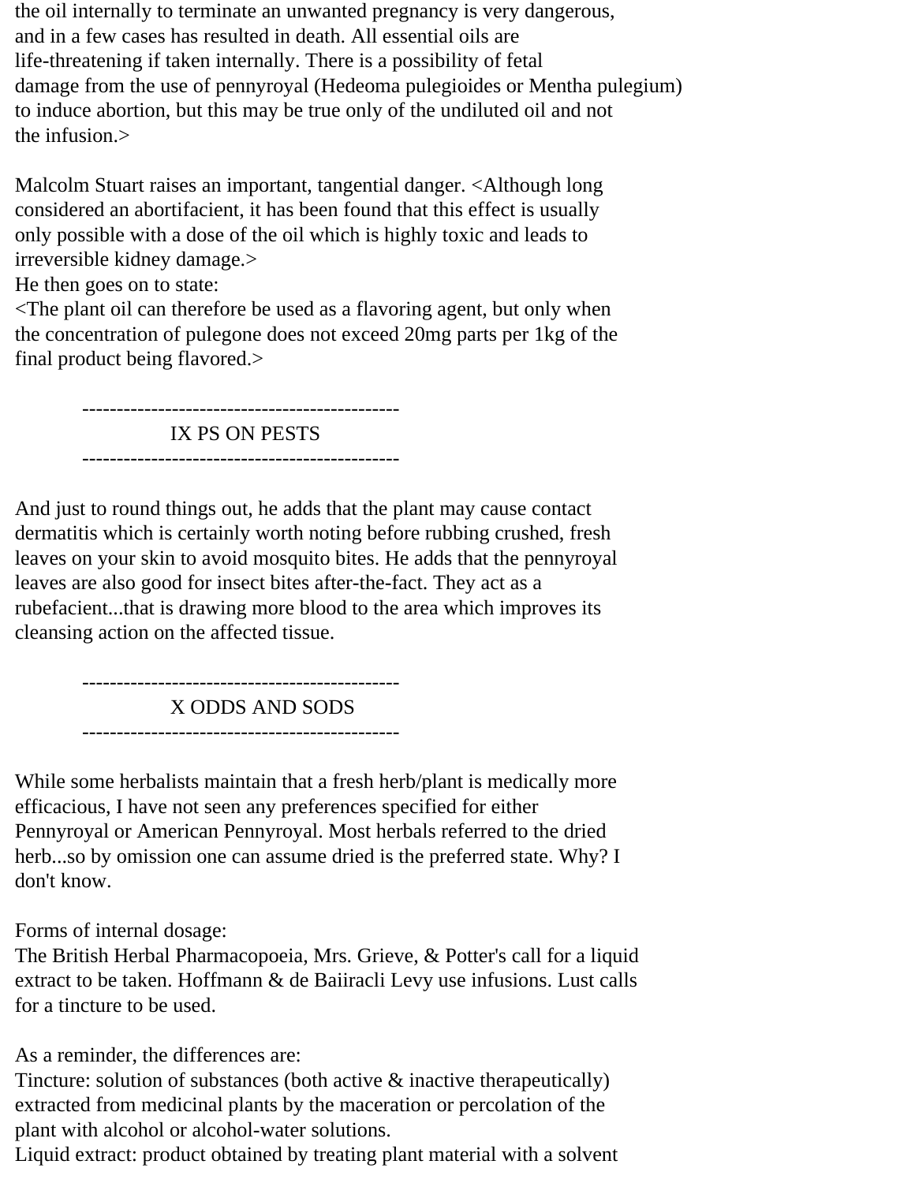the oil internally to terminate an unwanted pregnancy is very dangerous, and in a few cases has resulted in death. All essential oils are life-threatening if taken internally. There is a possibility of fetal damage from the use of pennyroyal (Hedeoma pulegioides or Mentha pulegium) to induce abortion, but this may be true only of the undiluted oil and not the infusion.>

Malcolm Stuart raises an important, tangential danger. <Although long considered an abortifacient, it has been found that this effect is usually only possible with a dose of the oil which is highly toxic and leads to irreversible kidney damage.>
He then goes on to state:
<The plant oil can therefore be used as a flavoring agent, but only when the concentration of pulegone does not exceed 20mg parts per 1kg of the final product being flavored.>

----------------------------------------------

## IX PS ON PESTS

----------------------------------------------

And just to round things out, he adds that the plant may cause contact dermatitis which is certainly worth noting before rubbing crushed, fresh leaves on your skin to avoid mosquito bites. He adds that the pennyroyal leaves are also good for insect bites after-the-fact. They act as a rubefacient...that is drawing more blood to the area which improves its cleansing action on the affected tissue.

----------------------------------------------

## X ODDS AND SODS

----------------------------------------------

While some herbalists maintain that a fresh herb/plant is medically more efficacious, I have not seen any preferences specified for either Pennyroyal or American Pennyroyal. Most herbals referred to the dried herb...so by omission one can assume dried is the preferred state. Why? I don't know.

Forms of internal dosage:
The British Herbal Pharmacopoeia, Mrs. Grieve, & Potter's call for a liquid extract to be taken. Hoffmann & de Baiiracli Levy use infusions. Lust calls for a tincture to be used.

As a reminder, the differences are:
Tincture: solution of substances (both active & inactive therapeutically) extracted from medicinal plants by the maceration or percolation of the plant with alcohol or alcohol-water solutions.
Liquid extract: product obtained by treating plant material with a solvent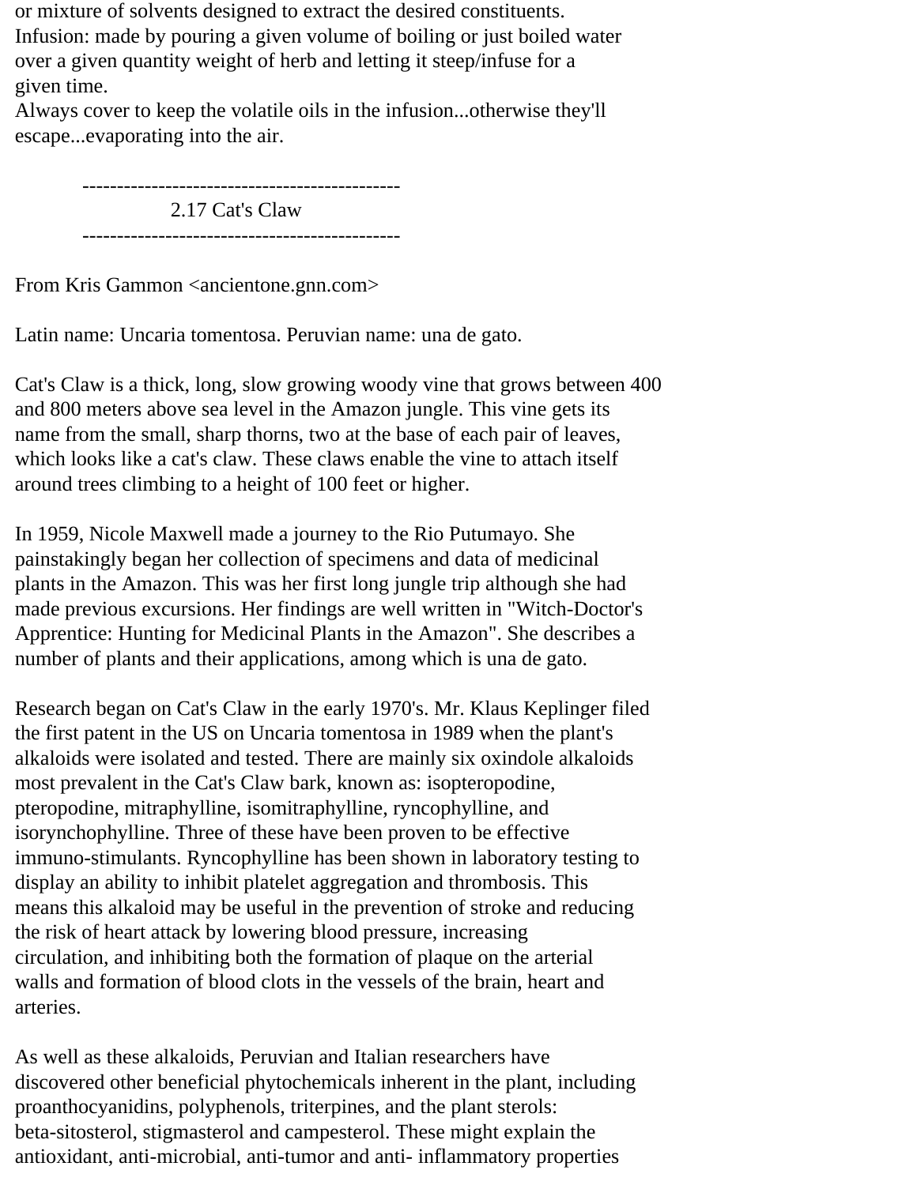or mixture of solvents designed to extract the desired constituents.
Infusion: made by pouring a given volume of boiling or just boiled water over a given quantity weight of herb and letting it steep/infuse for a given time.
Always cover to keep the volatile oils in the infusion...otherwise they'll escape...evaporating into the air.

----------------------------------------------

## 2.17 Cat's Claw

----------------------------------------------

From Kris Gammon <ancientone.gnn.com>

Latin name: Uncaria tomentosa. Peruvian name: una de gato.

Cat's Claw is a thick, long, slow growing woody vine that grows between 400 and 800 meters above sea level in the Amazon jungle. This vine gets its name from the small, sharp thorns, two at the base of each pair of leaves, which looks like a cat's claw. These claws enable the vine to attach itself around trees climbing to a height of 100 feet or higher.

In 1959, Nicole Maxwell made a journey to the Rio Putumayo. She painstakingly began her collection of specimens and data of medicinal plants in the Amazon. This was her first long jungle trip although she had made previous excursions. Her findings are well written in "Witch-Doctor's Apprentice: Hunting for Medicinal Plants in the Amazon". She describes a number of plants and their applications, among which is una de gato.

Research began on Cat's Claw in the early 1970's. Mr. Klaus Keplinger filed the first patent in the US on Uncaria tomentosa in 1989 when the plant's alkaloids were isolated and tested. There are mainly six oxindole alkaloids most prevalent in the Cat's Claw bark, known as: isopteropodine, pteropodine, mitraphylline, isomitraphylline, ryncophylline, and isorynchophylline. Three of these have been proven to be effective immuno-stimulants. Ryncophylline has been shown in laboratory testing to display an ability to inhibit platelet aggregation and thrombosis. This means this alkaloid may be useful in the prevention of stroke and reducing the risk of heart attack by lowering blood pressure, increasing circulation, and inhibiting both the formation of plaque on the arterial walls and formation of blood clots in the vessels of the brain, heart and arteries.

As well as these alkaloids, Peruvian and Italian researchers have discovered other beneficial phytochemicals inherent in the plant, including proanthocyanidins, polyphenols, triterpines, and the plant sterols: beta-sitosterol, stigmasterol and campesterol. These might explain the antioxidant, anti-microbial, anti-tumor and anti- inflammatory properties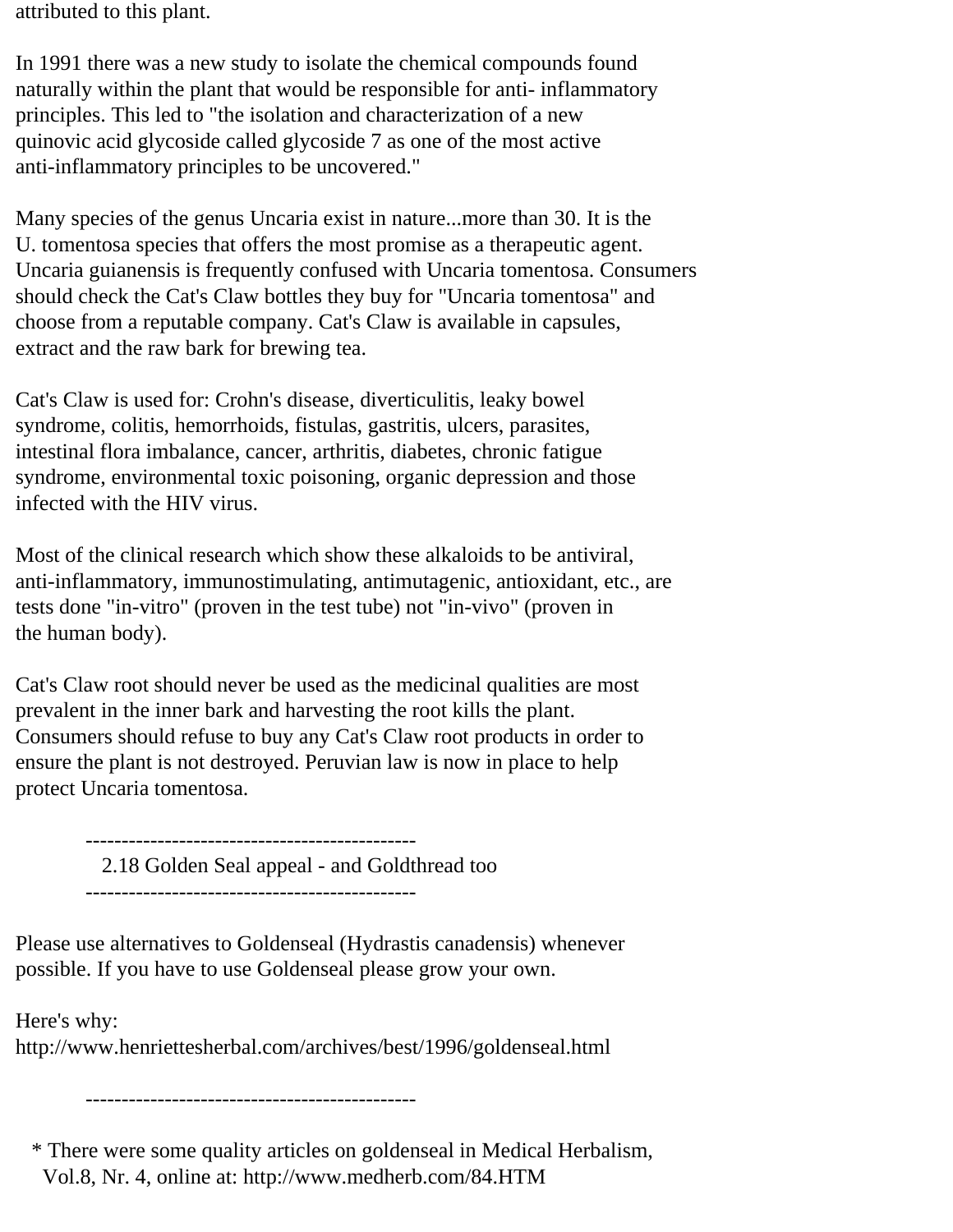attributed to this plant.

In 1991 there was a new study to isolate the chemical compounds found naturally within the plant that would be responsible for anti- inflammatory principles. This led to "the isolation and characterization of a new quinovic acid glycoside called glycoside 7 as one of the most active anti-inflammatory principles to be uncovered."

Many species of the genus Uncaria exist in nature...more than 30. It is the U. tomentosa species that offers the most promise as a therapeutic agent. Uncaria guianensis is frequently confused with Uncaria tomentosa. Consumers should check the Cat's Claw bottles they buy for "Uncaria tomentosa" and choose from a reputable company. Cat's Claw is available in capsules, extract and the raw bark for brewing tea.

Cat's Claw is used for: Crohn's disease, diverticulitis, leaky bowel syndrome, colitis, hemorrhoids, fistulas, gastritis, ulcers, parasites, intestinal flora imbalance, cancer, arthritis, diabetes, chronic fatigue syndrome, environmental toxic poisoning, organic depression and those infected with the HIV virus.

Most of the clinical research which show these alkaloids to be antiviral, anti-inflammatory, immunostimulating, antimutagenic, antioxidant, etc., are tests done "in-vitro" (proven in the test tube) not "in-vivo" (proven in the human body).

Cat's Claw root should never be used as the medicinal qualities are most prevalent in the inner bark and harvesting the root kills the plant. Consumers should refuse to buy any Cat's Claw root products in order to ensure the plant is not destroyed. Peruvian law is now in place to help protect Uncaria tomentosa.

----------------------------------------------

## 2.18 Golden Seal appeal - and Goldthread too

----------------------------------------------

Please use alternatives to Goldenseal (Hydrastis canadensis) whenever possible. If you have to use Goldenseal please grow your own.

Here's why:
http://www.henriettesherbal.com/archives/best/1996/goldenseal.html

----------------------------------------------

* There were some quality articles on goldenseal in Medical Herbalism, Vol.8, Nr. 4, online at: http://www.medherb.com/84.HTM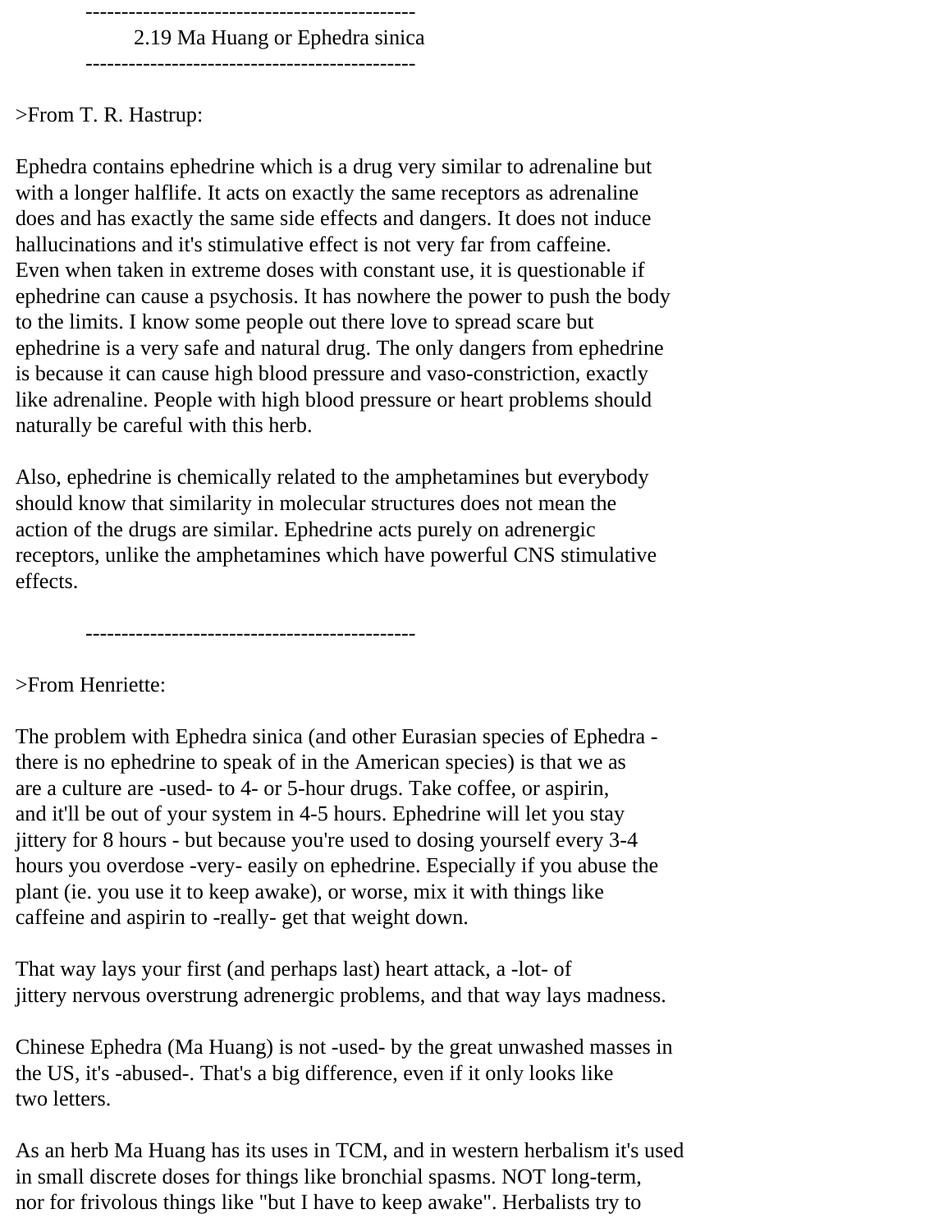----------------------------------------------

## 2.19 Ma Huang or Ephedra sinica

----------------------------------------------

>From T. R. Hastrup:

Ephedra contains ephedrine which is a drug very similar to adrenaline but with a longer halflife. It acts on exactly the same receptors as adrenaline does and has exactly the same side effects and dangers. It does not induce hallucinations and it's stimulative effect is not very far from caffeine. Even when taken in extreme doses with constant use, it is questionable if ephedrine can cause a psychosis. It has nowhere the power to push the body to the limits. I know some people out there love to spread scare but ephedrine is a very safe and natural drug. The only dangers from ephedrine is because it can cause high blood pressure and vaso-constriction, exactly like adrenaline. People with high blood pressure or heart problems should naturally be careful with this herb.

Also, ephedrine is chemically related to the amphetamines but everybody should know that similarity in molecular structures does not mean the action of the drugs are similar. Ephedrine acts purely on adrenergic receptors, unlike the amphetamines which have powerful CNS stimulative effects.

----------------------------------------------

>From Henriette:

The problem with Ephedra sinica (and other Eurasian species of Ephedra - there is no ephedrine to speak of in the American species) is that we as are a culture are -used- to 4- or 5-hour drugs. Take coffee, or aspirin, and it'll be out of your system in 4-5 hours. Ephedrine will let you stay jittery for 8 hours - but because you're used to dosing yourself every 3-4 hours you overdose -very- easily on ephedrine. Especially if you abuse the plant (ie. you use it to keep awake), or worse, mix it with things like caffeine and aspirin to -really- get that weight down.

That way lays your first (and perhaps last) heart attack, a -lot- of jittery nervous overstrung adrenergic problems, and that way lays madness.

Chinese Ephedra (Ma Huang) is not -used- by the great unwashed masses in the US, it's -abused-. That's a big difference, even if it only looks like two letters.

As an herb Ma Huang has its uses in TCM, and in western herbalism it's used in small discrete doses for things like bronchial spasms. NOT long-term, nor for frivolous things like "but I have to keep awake". Herbalists try to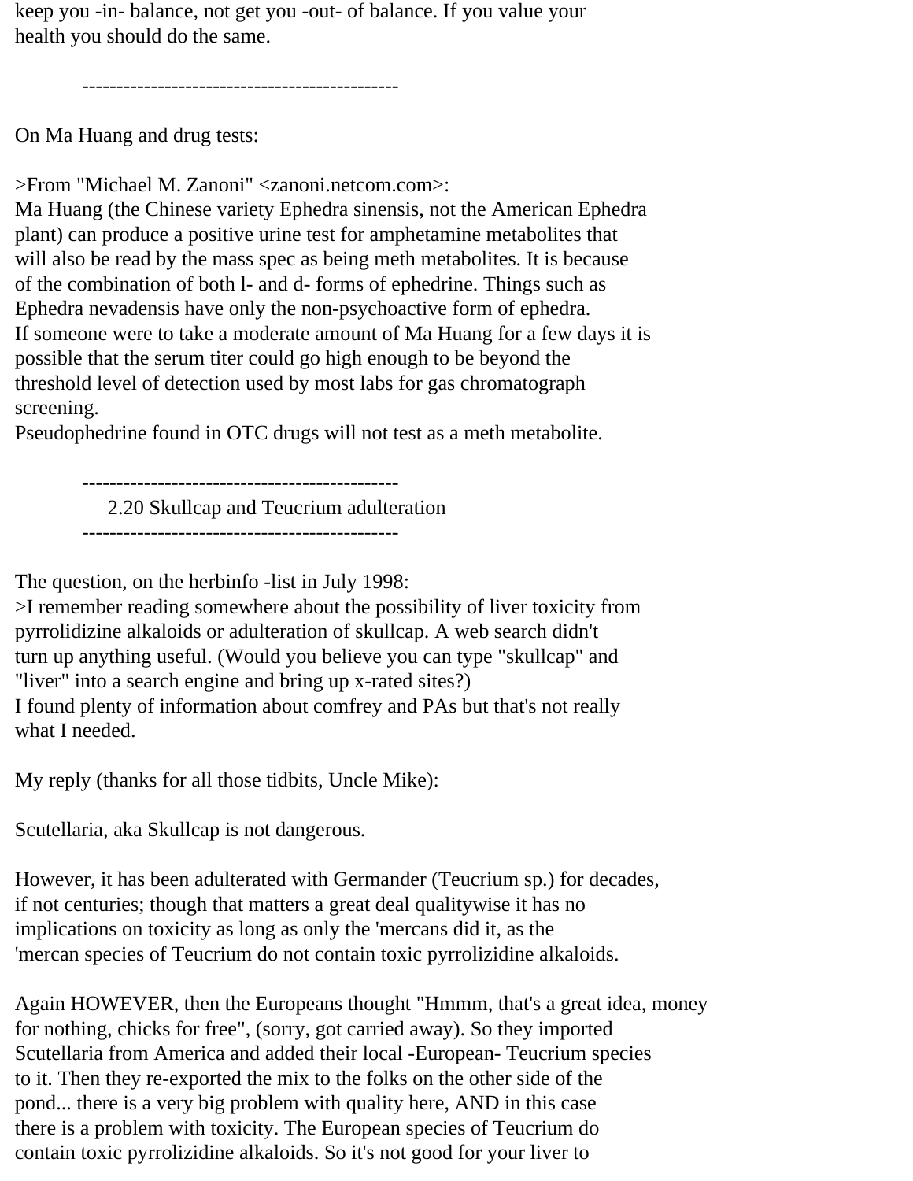keep you -in- balance, not get you -out- of balance. If you value your health you should do the same.

----------------------------------------------

On Ma Huang and drug tests:

>From "Michael M. Zanoni" <zanoni.netcom.com>:
Ma Huang (the Chinese variety Ephedra sinensis, not the American Ephedra plant) can produce a positive urine test for amphetamine metabolites that will also be read by the mass spec as being meth metabolites. It is because of the combination of both l- and d- forms of ephedrine. Things such as Ephedra nevadensis have only the non-psychoactive form of ephedra.
If someone were to take a moderate amount of Ma Huang for a few days it is possible that the serum titer could go high enough to be beyond the threshold level of detection used by most labs for gas chromatograph screening.
Pseudophedrine found in OTC drugs will not test as a meth metabolite.

----------------------------------------------

## 2.20 Skullcap and Teucrium adulteration

----------------------------------------------

The question, on the herbinfo -list in July 1998:
>I remember reading somewhere about the possibility of liver toxicity from pyrrolidizine alkaloids or adulteration of skullcap. A web search didn't turn up anything useful. (Would you believe you can type "skullcap" and "liver" into a search engine and bring up x-rated sites?)
I found plenty of information about comfrey and PAs but that's not really what I needed.

My reply (thanks for all those tidbits, Uncle Mike):

Scutellaria, aka Skullcap is not dangerous.

However, it has been adulterated with Germander (Teucrium sp.) for decades, if not centuries; though that matters a great deal qualitywise it has no implications on toxicity as long as only the 'mercans did it, as the 'mercan species of Teucrium do not contain toxic pyrrolizidine alkaloids.

Again HOWEVER, then the Europeans thought "Hmmm, that's a great idea, money for nothing, chicks for free", (sorry, got carried away). So they imported Scutellaria from America and added their local -European- Teucrium species to it. Then they re-exported the mix to the folks on the other side of the pond... there is a very big problem with quality here, AND in this case there is a problem with toxicity. The European species of Teucrium do contain toxic pyrrolizidine alkaloids. So it's not good for your liver to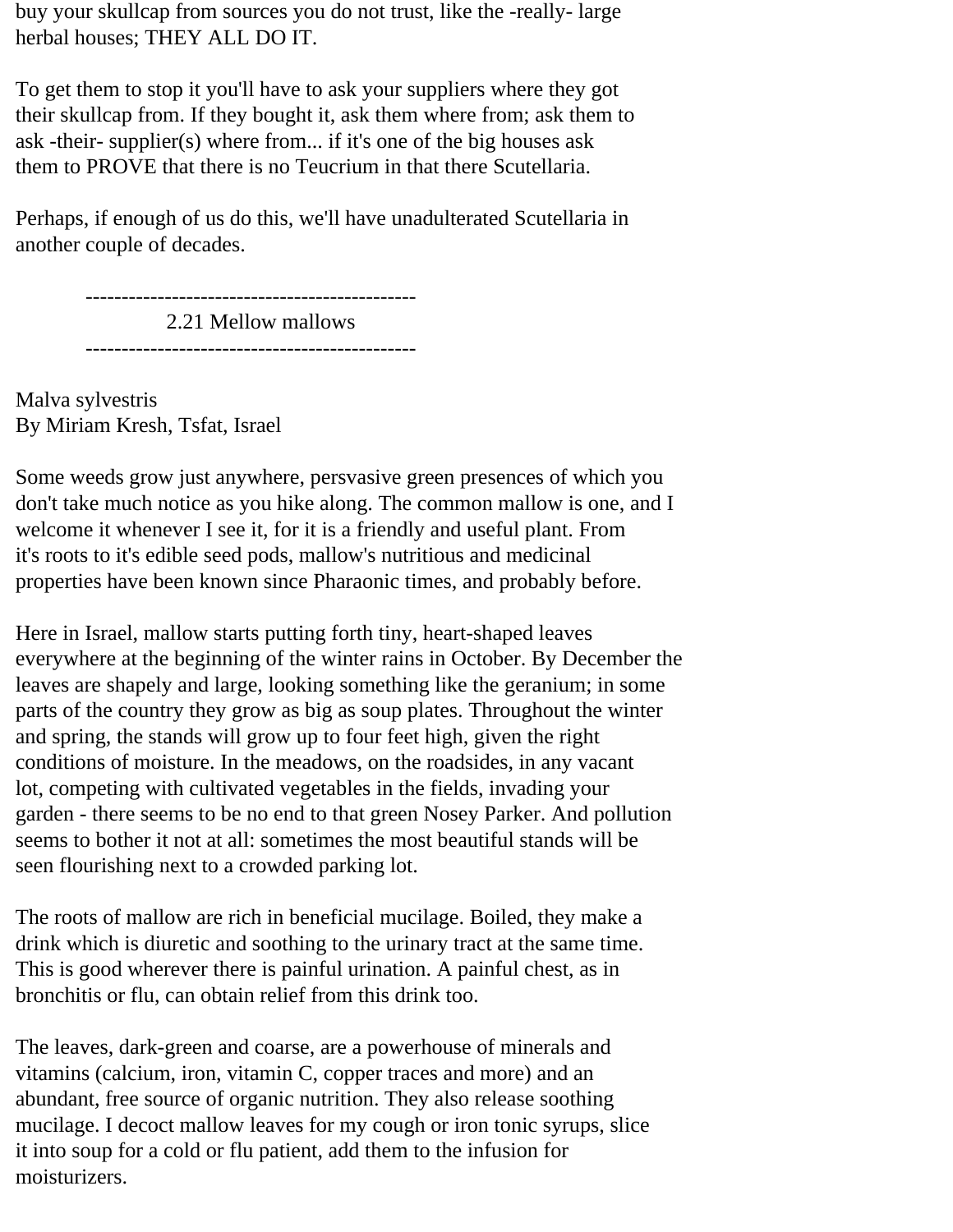buy your skullcap from sources you do not trust, like the -really- large herbal houses; THEY ALL DO IT.

To get them to stop it you'll have to ask your suppliers where they got their skullcap from. If they bought it, ask them where from; ask them to ask -their- supplier(s) where from... if it's one of the big houses ask them to PROVE that there is no Teucrium in that there Scutellaria.

Perhaps, if enough of us do this, we'll have unadulterated Scutellaria in another couple of decades.

## 2.21 Mellow mallows

Malva sylvestris
By Miriam Kresh, Tsfat, Israel

Some weeds grow just anywhere, persvasive green presences of which you don't take much notice as you hike along. The common mallow is one, and I welcome it whenever I see it, for it is a friendly and useful plant. From it's roots to it's edible seed pods, mallow's nutritious and medicinal properties have been known since Pharaonic times, and probably before.

Here in Israel, mallow starts putting forth tiny, heart-shaped leaves everywhere at the beginning of the winter rains in October. By December the leaves are shapely and large, looking something like the geranium; in some parts of the country they grow as big as soup plates. Throughout the winter and spring, the stands will grow up to four feet high, given the right conditions of moisture. In the meadows, on the roadsides, in any vacant lot, competing with cultivated vegetables in the fields, invading your garden - there seems to be no end to that green Nosey Parker. And pollution seems to bother it not at all: sometimes the most beautiful stands will be seen flourishing next to a crowded parking lot.

The roots of mallow are rich in beneficial mucilage. Boiled, they make a drink which is diuretic and soothing to the urinary tract at the same time. This is good wherever there is painful urination. A painful chest, as in bronchitis or flu, can obtain relief from this drink too.

The leaves, dark-green and coarse, are a powerhouse of minerals and vitamins (calcium, iron, vitamin C, copper traces and more) and an abundant, free source of organic nutrition. They also release soothing mucilage. I decoct mallow leaves for my cough or iron tonic syrups, slice it into soup for a cold or flu patient, add them to the infusion for moisturizers.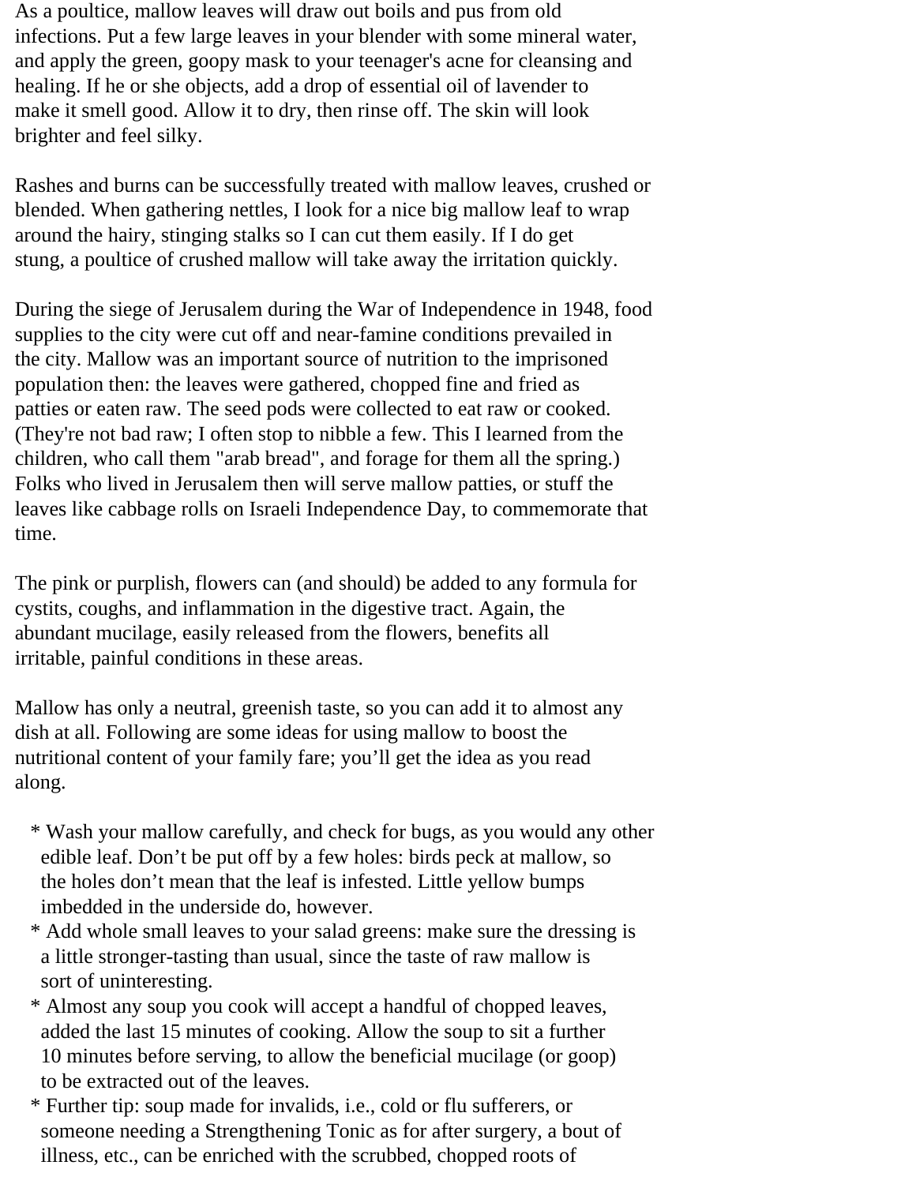As a poultice, mallow leaves will draw out boils and pus from old infections. Put a few large leaves in your blender with some mineral water, and apply the green, goopy mask to your teenager's acne for cleansing and healing. If he or she objects, add a drop of essential oil of lavender to make it smell good. Allow it to dry, then rinse off. The skin will look brighter and feel silky.

Rashes and burns can be successfully treated with mallow leaves, crushed or blended. When gathering nettles, I look for a nice big mallow leaf to wrap around the hairy, stinging stalks so I can cut them easily. If I do get stung, a poultice of crushed mallow will take away the irritation quickly.

During the siege of Jerusalem during the War of Independence in 1948, food supplies to the city were cut off and near-famine conditions prevailed in the city. Mallow was an important source of nutrition to the imprisoned population then: the leaves were gathered, chopped fine and fried as patties or eaten raw. The seed pods were collected to eat raw or cooked. (They're not bad raw; I often stop to nibble a few. This I learned from the children, who call them "arab bread", and forage for them all the spring.) Folks who lived in Jerusalem then will serve mallow patties, or stuff the leaves like cabbage rolls on Israeli Independence Day, to commemorate that time.

The pink or purplish, flowers can (and should) be added to any formula for cystits, coughs, and inflammation in the digestive tract. Again, the abundant mucilage, easily released from the flowers, benefits all irritable, painful conditions in these areas.

Mallow has only a neutral, greenish taste, so you can add it to almost any dish at all. Following are some ideas for using mallow to boost the nutritional content of your family fare; you'll get the idea as you read along.

* Wash your mallow carefully, and check for bugs, as you would any other edible leaf. Don't be put off by a few holes: birds peck at mallow, so the holes don't mean that the leaf is infested. Little yellow bumps imbedded in the underside do, however.
* Add whole small leaves to your salad greens: make sure the dressing is a little stronger-tasting than usual, since the taste of raw mallow is sort of uninteresting.
* Almost any soup you cook will accept a handful of chopped leaves, added the last 15 minutes of cooking. Allow the soup to sit a further 10 minutes before serving, to allow the beneficial mucilage (or goop) to be extracted out of the leaves.
* Further tip: soup made for invalids, i.e., cold or flu sufferers, or someone needing a Strengthening Tonic as for after surgery, a bout of illness, etc., can be enriched with the scrubbed, chopped roots of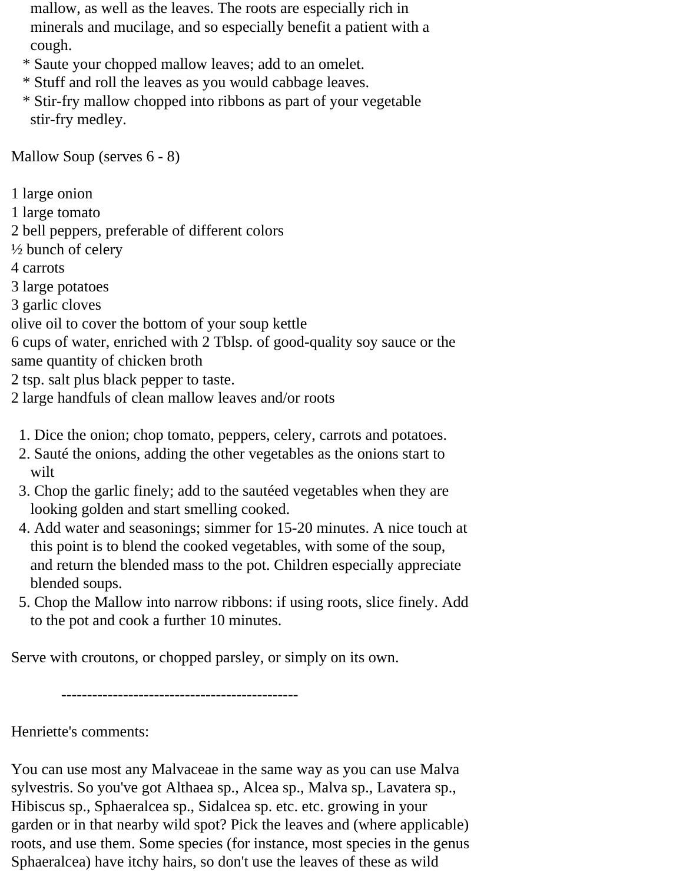mallow, as well as the leaves. The roots are especially rich in minerals and mucilage, and so especially benefit a patient with a cough.

* Saute your chopped mallow leaves; add to an omelet.
* Stuff and roll the leaves as you would cabbage leaves.
* Stir-fry mallow chopped into ribbons as part of your vegetable stir-fry medley.

Mallow Soup (serves 6 - 8)

1 large onion
1 large tomato
2 bell peppers, preferable of different colors
½ bunch of celery
4 carrots
3 large potatoes
3 garlic cloves
olive oil to cover the bottom of your soup kettle
6 cups of water, enriched with 2 Tblsp. of good-quality soy sauce or the same quantity of chicken broth
2 tsp. salt plus black pepper to taste.
2 large handfuls of clean mallow leaves and/or roots

1. Dice the onion; chop tomato, peppers, celery, carrots and potatoes.
2. Sauté the onions, adding the other vegetables as the onions start to wilt
3. Chop the garlic finely; add to the sautéed vegetables when they are looking golden and start smelling cooked.
4. Add water and seasonings; simmer for 15-20 minutes. A nice touch at this point is to blend the cooked vegetables, with some of the soup, and return the blended mass to the pot. Children especially appreciate blended soups.
5. Chop the Mallow into narrow ribbons: if using roots, slice finely. Add to the pot and cook a further 10 minutes.

Serve with croutons, or chopped parsley, or simply on its own.

----------------------------------------------

Henriette's comments:

You can use most any Malvaceae in the same way as you can use Malva sylvestris. So you've got Althaea sp., Alcea sp., Malva sp., Lavatera sp., Hibiscus sp., Sphaeralcea sp., Sidalcea sp. etc. etc. growing in your garden or in that nearby wild spot? Pick the leaves and (where applicable) roots, and use them. Some species (for instance, most species in the genus Sphaeralcea) have itchy hairs, so don't use the leaves of these as wild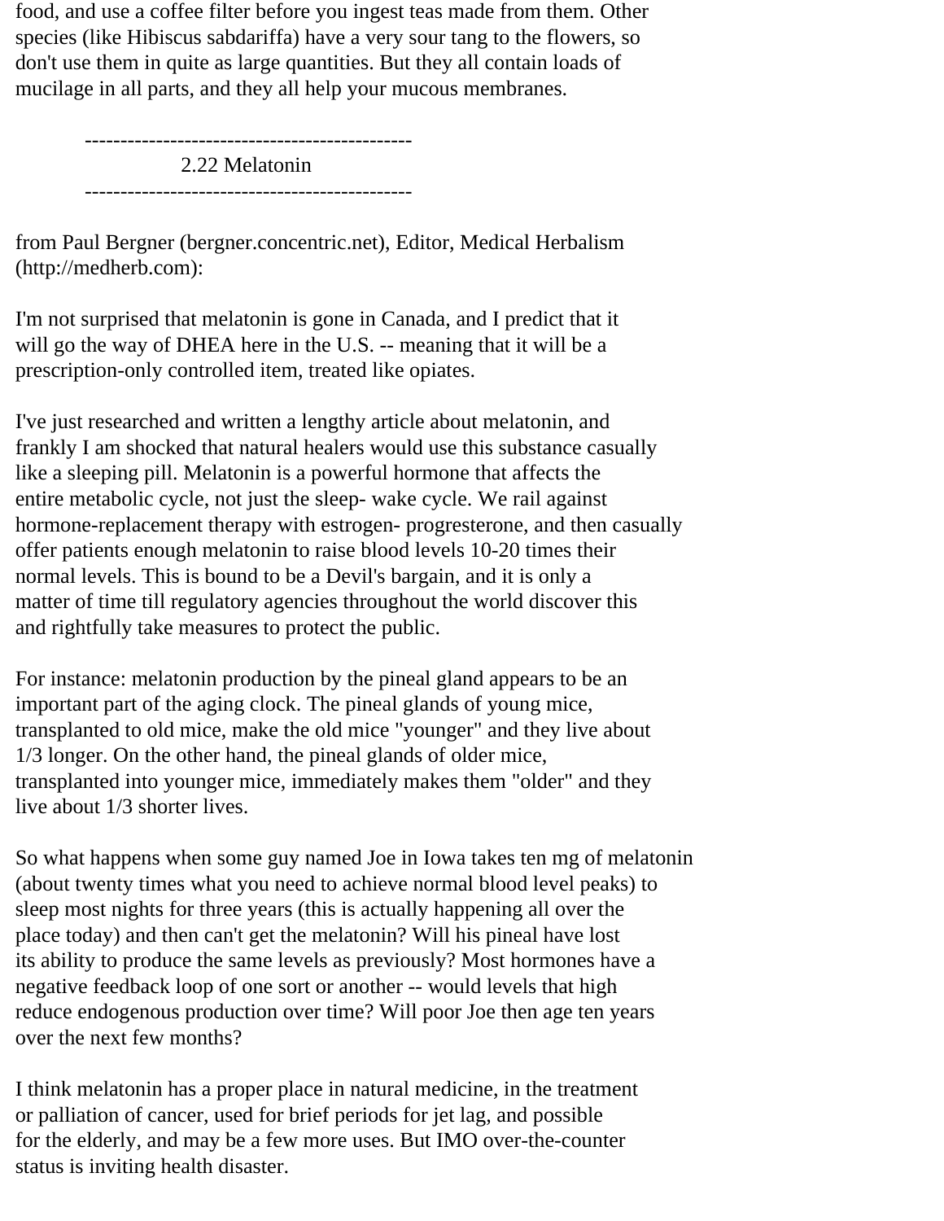food, and use a coffee filter before you ingest teas made from them. Other species (like Hibiscus sabdariffa) have a very sour tang to the flowers, so don't use them in quite as large quantities. But they all contain loads of mucilage in all parts, and they all help your mucous membranes.

## 2.22 Melatonin

from Paul Bergner (bergner.concentric.net), Editor, Medical Herbalism (http://medherb.com):

I'm not surprised that melatonin is gone in Canada, and I predict that it will go the way of DHEA here in the U.S. -- meaning that it will be a prescription-only controlled item, treated like opiates.

I've just researched and written a lengthy article about melatonin, and frankly I am shocked that natural healers would use this substance casually like a sleeping pill. Melatonin is a powerful hormone that affects the entire metabolic cycle, not just the sleep- wake cycle. We rail against hormone-replacement therapy with estrogen- progresterone, and then casually offer patients enough melatonin to raise blood levels 10-20 times their normal levels. This is bound to be a Devil's bargain, and it is only a matter of time till regulatory agencies throughout the world discover this and rightfully take measures to protect the public.

For instance: melatonin production by the pineal gland appears to be an important part of the aging clock. The pineal glands of young mice, transplanted to old mice, make the old mice "younger" and they live about 1/3 longer. On the other hand, the pineal glands of older mice, transplanted into younger mice, immediately makes them "older" and they live about 1/3 shorter lives.

So what happens when some guy named Joe in Iowa takes ten mg of melatonin (about twenty times what you need to achieve normal blood level peaks) to sleep most nights for three years (this is actually happening all over the place today) and then can't get the melatonin? Will his pineal have lost its ability to produce the same levels as previously? Most hormones have a negative feedback loop of one sort or another -- would levels that high reduce endogenous production over time? Will poor Joe then age ten years over the next few months?

I think melatonin has a proper place in natural medicine, in the treatment or palliation of cancer, used for brief periods for jet lag, and possible for the elderly, and may be a few more uses. But IMO over-the-counter status is inviting health disaster.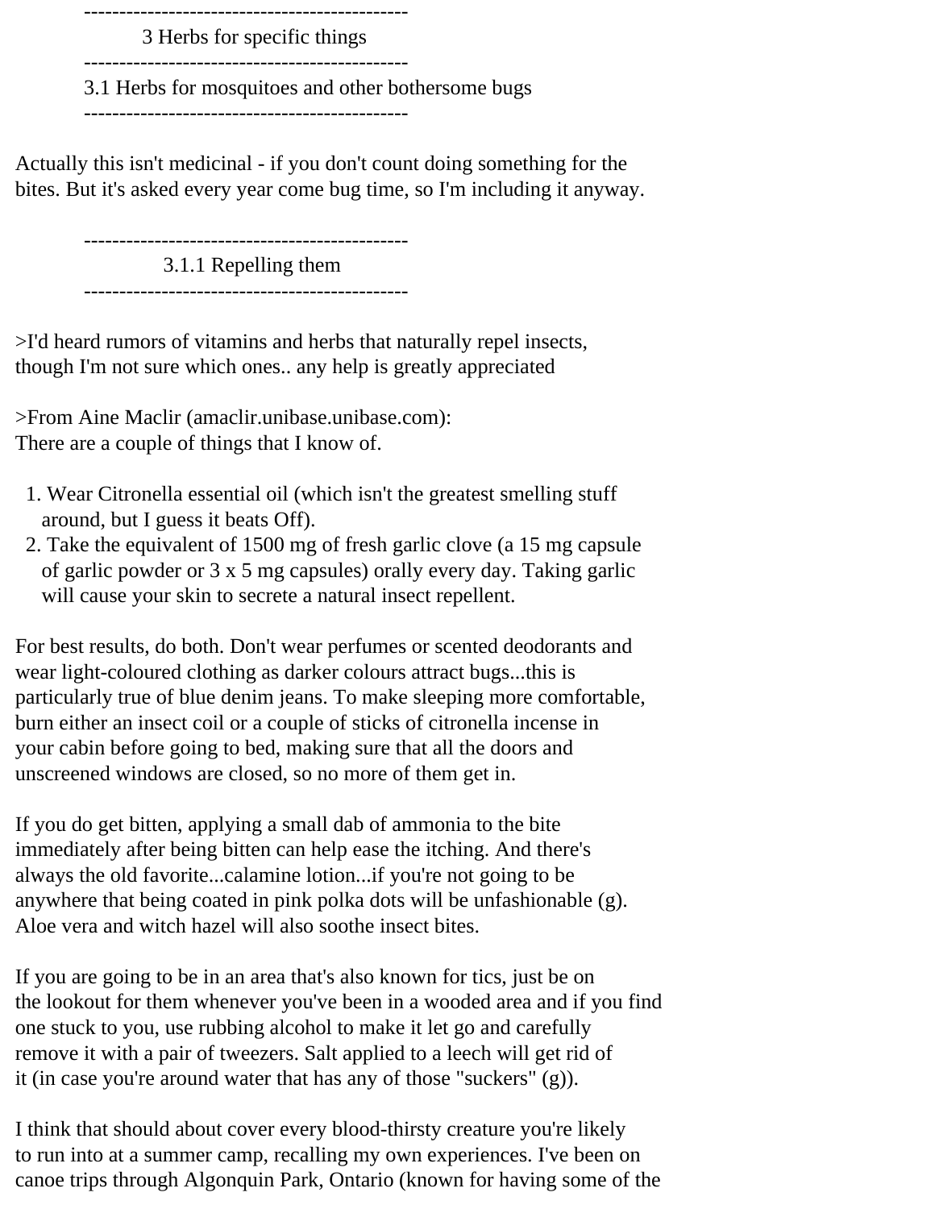## 3 Herbs for specific things

### 3.1 Herbs for mosquitoes and other bothersome bugs

Actually this isn't medicinal - if you don't count doing something for the bites. But it's asked every year come bug time, so I'm including it anyway.

#### 3.1.1 Repelling them

>I'd heard rumors of vitamins and herbs that naturally repel insects, though I'm not sure which ones.. any help is greatly appreciated

>From Aine Maclir (amaclir.unibase.unibase.com):
There are a couple of things that I know of.

1. Wear Citronella essential oil (which isn't the greatest smelling stuff around, but I guess it beats Off).
2. Take the equivalent of 1500 mg of fresh garlic clove (a 15 mg capsule of garlic powder or 3 x 5 mg capsules) orally every day. Taking garlic will cause your skin to secrete a natural insect repellent.

For best results, do both. Don't wear perfumes or scented deodorants and wear light-coloured clothing as darker colours attract bugs...this is particularly true of blue denim jeans. To make sleeping more comfortable, burn either an insect coil or a couple of sticks of citronella incense in your cabin before going to bed, making sure that all the doors and unscreened windows are closed, so no more of them get in.

If you do get bitten, applying a small dab of ammonia to the bite immediately after being bitten can help ease the itching. And there's always the old favorite...calamine lotion...if you're not going to be anywhere that being coated in pink polka dots will be unfashionable (g). Aloe vera and witch hazel will also soothe insect bites.

If you are going to be in an area that's also known for tics, just be on the lookout for them whenever you've been in a wooded area and if you find one stuck to you, use rubbing alcohol to make it let go and carefully remove it with a pair of tweezers. Salt applied to a leech will get rid of it (in case you're around water that has any of those "suckers" (g)).

I think that should about cover every blood-thirsty creature you're likely to run into at a summer camp, recalling my own experiences. I've been on canoe trips through Algonquin Park, Ontario (known for having some of the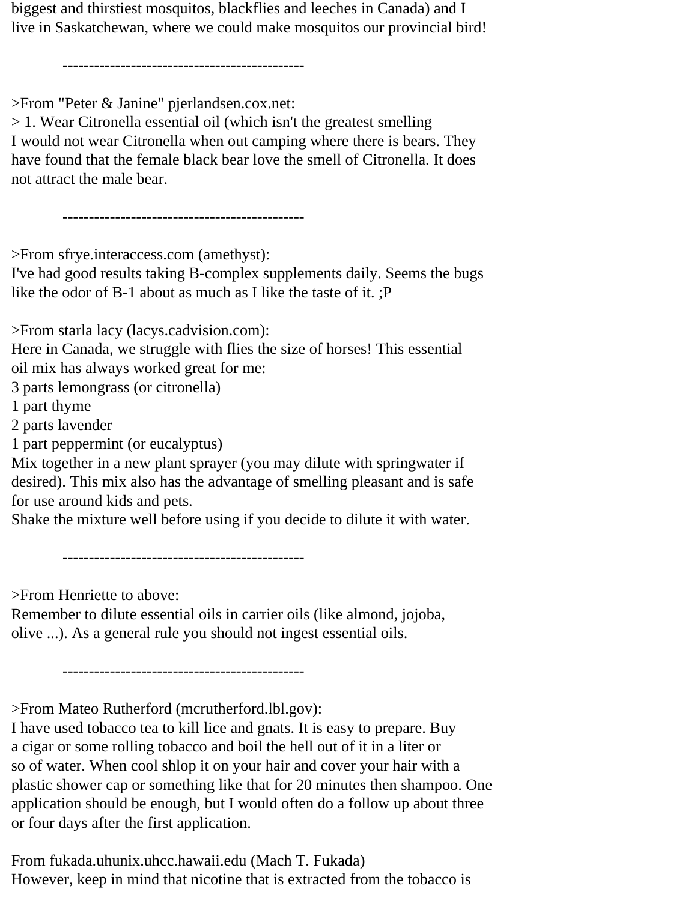biggest and thirstiest mosquitos, blackflies and leeches in Canada) and I live in Saskatchewan, where we could make mosquitos our provincial bird!

----------------------------------------------

>From "Peter & Janine" pjerlandsen.cox.net:
> 1. Wear Citronella essential oil (which isn't the greatest smelling
I would not wear Citronella when out camping where there is bears. They have found that the female black bear love the smell of Citronella. It does not attract the male bear.

----------------------------------------------

>From sfrye.interaccess.com (amethyst):
I've had good results taking B-complex supplements daily. Seems the bugs like the odor of B-1 about as much as I like the taste of it. ;P

>From starla lacy (lacys.cadvision.com):
Here in Canada, we struggle with flies the size of horses! This essential oil mix has always worked great for me:
3 parts lemongrass (or citronella)
1 part thyme
2 parts lavender
1 part peppermint (or eucalyptus)
Mix together in a new plant sprayer (you may dilute with springwater if desired). This mix also has the advantage of smelling pleasant and is safe for use around kids and pets.
Shake the mixture well before using if you decide to dilute it with water.

----------------------------------------------

>From Henriette to above:
Remember to dilute essential oils in carrier oils (like almond, jojoba, olive ...). As a general rule you should not ingest essential oils.

----------------------------------------------

>From Mateo Rutherford (mcrutherford.lbl.gov):
I have used tobacco tea to kill lice and gnats. It is easy to prepare. Buy a cigar or some rolling tobacco and boil the hell out of it in a liter or so of water. When cool shlop it on your hair and cover your hair with a plastic shower cap or something like that for 20 minutes then shampoo. One application should be enough, but I would often do a follow up about three or four days after the first application.

From fukada.uhunix.uhcc.hawaii.edu (Mach T. Fukada)
However, keep in mind that nicotine that is extracted from the tobacco is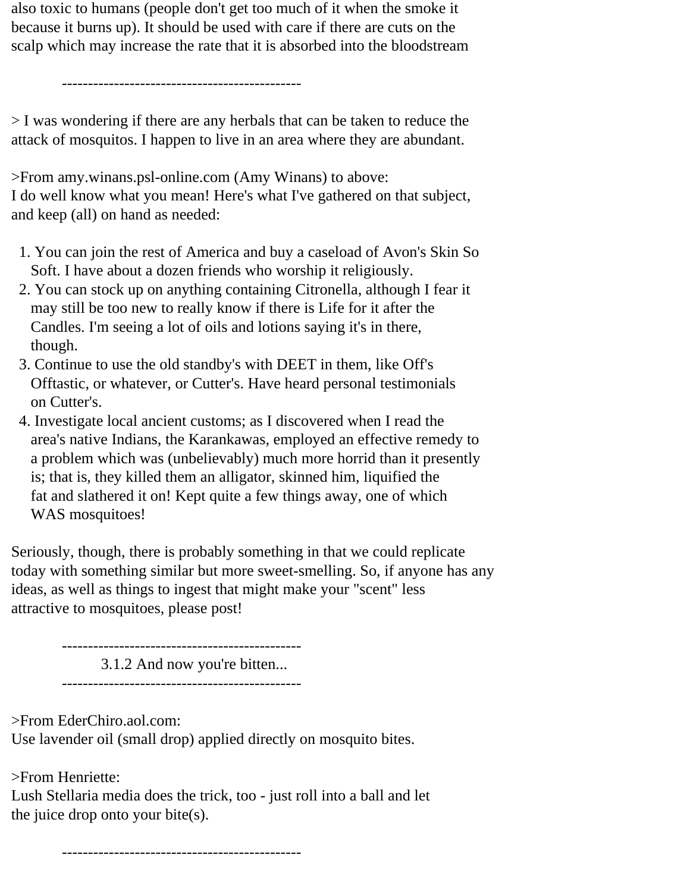also toxic to humans (people don't get too much of it when the smoke it because it burns up). It should be used with care if there are cuts on the scalp which may increase the rate that it is absorbed into the bloodstream

----------------------------------------------

> I was wondering if there are any herbals that can be taken to reduce the attack of mosquitos. I happen to live in an area where they are abundant.

>From amy.winans.psl-online.com (Amy Winans) to above:
I do well know what you mean! Here's what I've gathered on that subject, and keep (all) on hand as needed:

1. You can join the rest of America and buy a caseload of Avon's Skin So Soft. I have about a dozen friends who worship it religiously.
2. You can stock up on anything containing Citronella, although I fear it may still be too new to really know if there is Life for it after the Candles. I'm seeing a lot of oils and lotions saying it's in there, though.
3. Continue to use the old standby's with DEET in them, like Off's Offtastic, or whatever, or Cutter's. Have heard personal testimonials on Cutter's.
4. Investigate local ancient customs; as I discovered when I read the area's native Indians, the Karankawas, employed an effective remedy to a problem which was (unbelievably) much more horrid than it presently is; that is, they killed them an alligator, skinned him, liquified the fat and slathered it on! Kept quite a few things away, one of which WAS mosquitoes!

Seriously, though, there is probably something in that we could replicate today with something similar but more sweet-smelling. So, if anyone has any ideas, as well as things to ingest that might make your "scent" less attractive to mosquitoes, please post!

----------------------------------------------

### 3.1.2 And now you're bitten...

----------------------------------------------

>From EderChiro.aol.com:
Use lavender oil (small drop) applied directly on mosquito bites.

>From Henriette:
Lush Stellaria media does the trick, too - just roll into a ball and let the juice drop onto your bite(s).

----------------------------------------------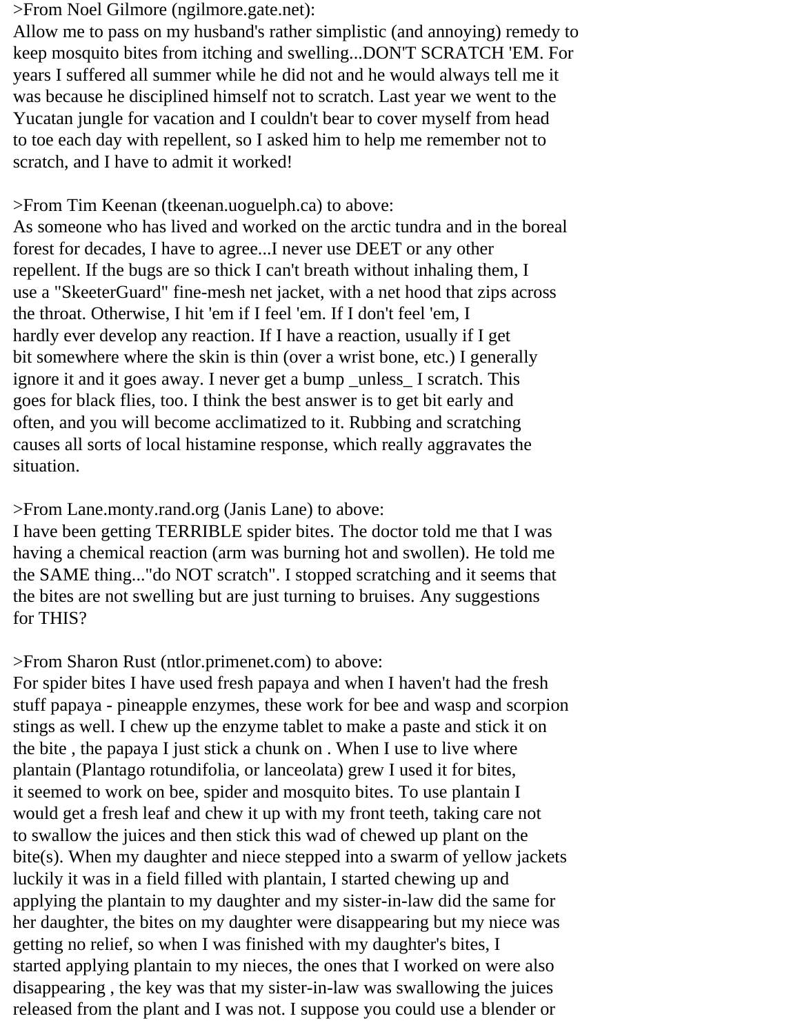>From Noel Gilmore (ngilmore.gate.net):
Allow me to pass on my husband's rather simplistic (and annoying) remedy to keep mosquito bites from itching and swelling...DON'T SCRATCH 'EM. For years I suffered all summer while he did not and he would always tell me it was because he disciplined himself not to scratch. Last year we went to the Yucatan jungle for vacation and I couldn't bear to cover myself from head to toe each day with repellent, so I asked him to help me remember not to scratch, and I have to admit it worked!

>From Tim Keenan (tkeenan.uoguelph.ca) to above:
As someone who has lived and worked on the arctic tundra and in the boreal forest for decades, I have to agree...I never use DEET or any other repellent. If the bugs are so thick I can't breath without inhaling them, I use a "SkeeterGuard" fine-mesh net jacket, with a net hood that zips across the throat. Otherwise, I hit 'em if I feel 'em. If I don't feel 'em, I hardly ever develop any reaction. If I have a reaction, usually if I get bit somewhere where the skin is thin (over a wrist bone, etc.) I generally ignore it and it goes away. I never get a bump _unless_ I scratch. This goes for black flies, too. I think the best answer is to get bit early and often, and you will become acclimatized to it. Rubbing and scratching causes all sorts of local histamine response, which really aggravates the situation.

>From Lane.monty.rand.org (Janis Lane) to above:
I have been getting TERRIBLE spider bites. The doctor told me that I was having a chemical reaction (arm was burning hot and swollen). He told me the SAME thing..."do NOT scratch". I stopped scratching and it seems that the bites are not swelling but are just turning to bruises. Any suggestions for THIS?

>From Sharon Rust (ntlor.primenet.com) to above:
For spider bites I have used fresh papaya and when I haven't had the fresh stuff papaya - pineapple enzymes, these work for bee and wasp and scorpion stings as well. I chew up the enzyme tablet to make a paste and stick it on the bite , the papaya I just stick a chunk on . When I use to live where plantain (Plantago rotundifolia, or lanceolata) grew I used it for bites, it seemed to work on bee, spider and mosquito bites. To use plantain I would get a fresh leaf and chew it up with my front teeth, taking care not to swallow the juices and then stick this wad of chewed up plant on the bite(s). When my daughter and niece stepped into a swarm of yellow jackets luckily it was in a field filled with plantain, I started chewing up and applying the plantain to my daughter and my sister-in-law did the same for her daughter, the bites on my daughter were disappearing but my niece was getting no relief, so when I was finished with my daughter's bites, I started applying plantain to my nieces, the ones that I worked on were also disappearing , the key was that my sister-in-law was swallowing the juices released from the plant and I was not. I suppose you could use a blender or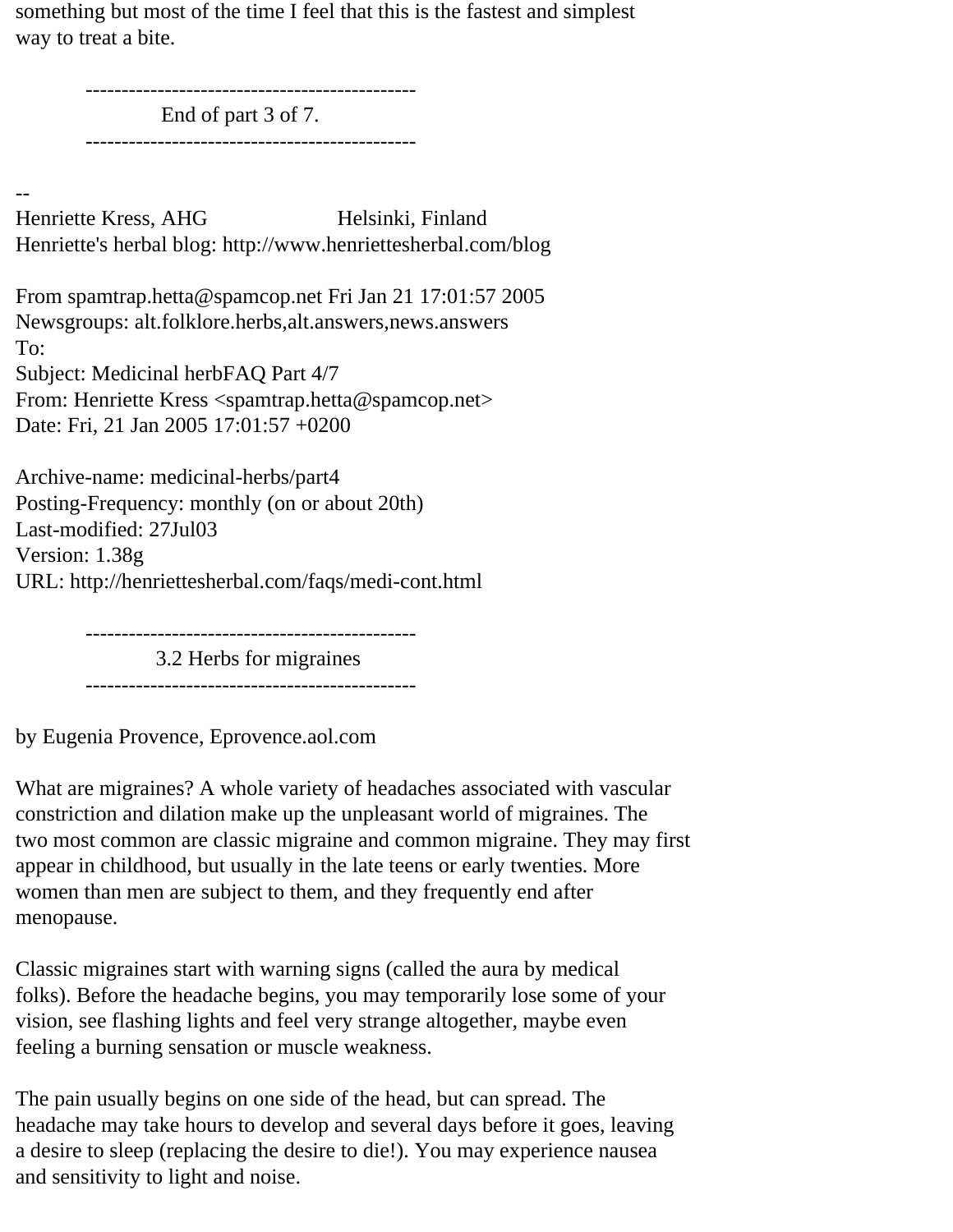something but most of the time I feel that this is the fastest and simplest way to treat a bite.

----------------------------------------------
End of part 3 of 7.
----------------------------------------------

--
Henriette Kress, AHG Helsinki, Finland
Henriette's herbal blog: http://www.henriettesherbal.com/blog

From spamtrap.hetta@spamcop.net Fri Jan 21 17:01:57 2005
Newsgroups: alt.folklore.herbs,alt.answers,news.answers
To:
Subject: Medicinal herbFAQ Part 4/7
From: Henriette Kress <spamtrap.hetta@spamcop.net>
Date: Fri, 21 Jan 2005 17:01:57 +0200

Archive-name: medicinal-herbs/part4
Posting-Frequency: monthly (on or about 20th)
Last-modified: 27Jul03
Version: 1.38g
URL: http://henriettesherbal.com/faqs/medi-cont.html

----------------------------------------------

## 3.2 Herbs for migraines

----------------------------------------------

by Eugenia Provence, Eprovence.aol.com

What are migraines? A whole variety of headaches associated with vascular constriction and dilation make up the unpleasant world of migraines. The two most common are classic migraine and common migraine. They may first appear in childhood, but usually in the late teens or early twenties. More women than men are subject to them, and they frequently end after menopause.

Classic migraines start with warning signs (called the aura by medical folks). Before the headache begins, you may temporarily lose some of your vision, see flashing lights and feel very strange altogether, maybe even feeling a burning sensation or muscle weakness.

The pain usually begins on one side of the head, but can spread. The headache may take hours to develop and several days before it goes, leaving a desire to sleep (replacing the desire to die!). You may experience nausea and sensitivity to light and noise.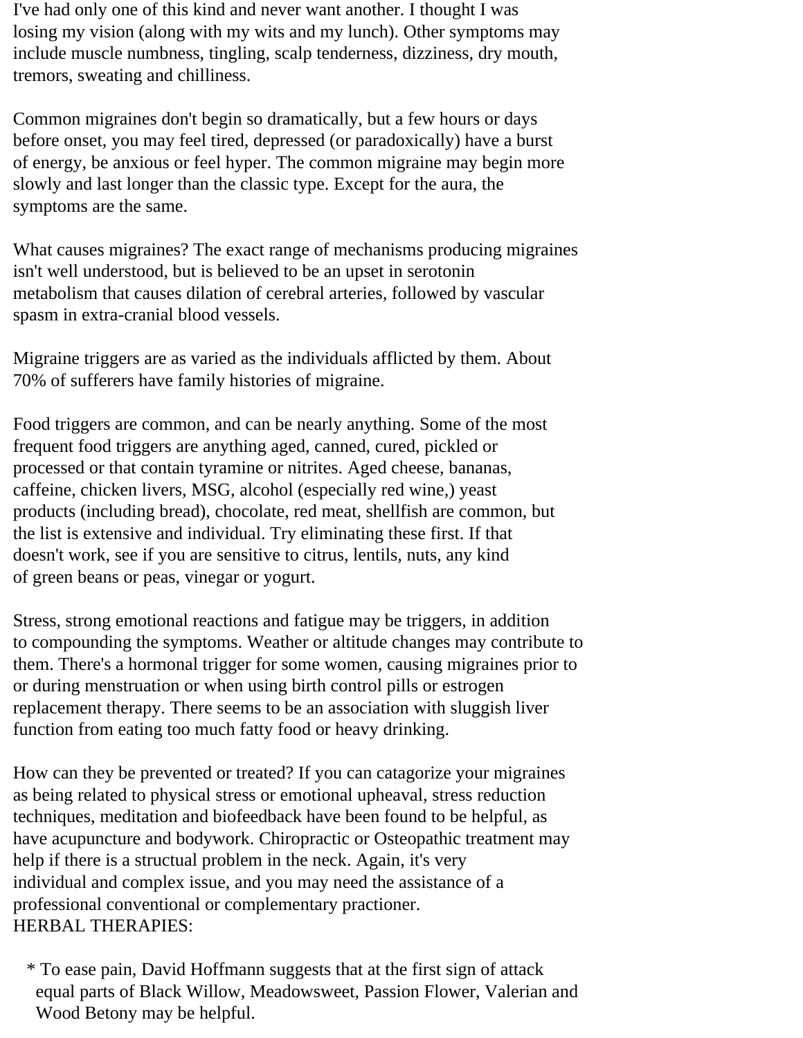I've had only one of this kind and never want another. I thought I was losing my vision (along with my wits and my lunch). Other symptoms may include muscle numbness, tingling, scalp tenderness, dizziness, dry mouth, tremors, sweating and chilliness.

Common migraines don't begin so dramatically, but a few hours or days before onset, you may feel tired, depressed (or paradoxically) have a burst of energy, be anxious or feel hyper. The common migraine may begin more slowly and last longer than the classic type. Except for the aura, the symptoms are the same.

What causes migraines? The exact range of mechanisms producing migraines isn't well understood, but is believed to be an upset in serotonin metabolism that causes dilation of cerebral arteries, followed by vascular spasm in extra-cranial blood vessels.

Migraine triggers are as varied as the individuals afflicted by them. About 70% of sufferers have family histories of migraine.

Food triggers are common, and can be nearly anything. Some of the most frequent food triggers are anything aged, canned, cured, pickled or processed or that contain tyramine or nitrites. Aged cheese, bananas, caffeine, chicken livers, MSG, alcohol (especially red wine,) yeast products (including bread), chocolate, red meat, shellfish are common, but the list is extensive and individual. Try eliminating these first. If that doesn't work, see if you are sensitive to citrus, lentils, nuts, any kind of green beans or peas, vinegar or yogurt.

Stress, strong emotional reactions and fatigue may be triggers, in addition to compounding the symptoms. Weather or altitude changes may contribute to them. There's a hormonal trigger for some women, causing migraines prior to or during menstruation or when using birth control pills or estrogen replacement therapy. There seems to be an association with sluggish liver function from eating too much fatty food or heavy drinking.

How can they be prevented or treated? If you can catagorize your migraines as being related to physical stress or emotional upheaval, stress reduction techniques, meditation and biofeedback have been found to be helpful, as have acupuncture and bodywork. Chiropractic or Osteopathic treatment may help if there is a structual problem in the neck. Again, it's very individual and complex issue, and you may need the assistance of a professional conventional or complementary practioner.

HERBAL THERAPIES:

* To ease pain, David Hoffmann suggests that at the first sign of attack equal parts of Black Willow, Meadowsweet, Passion Flower, Valerian and Wood Betony may be helpful.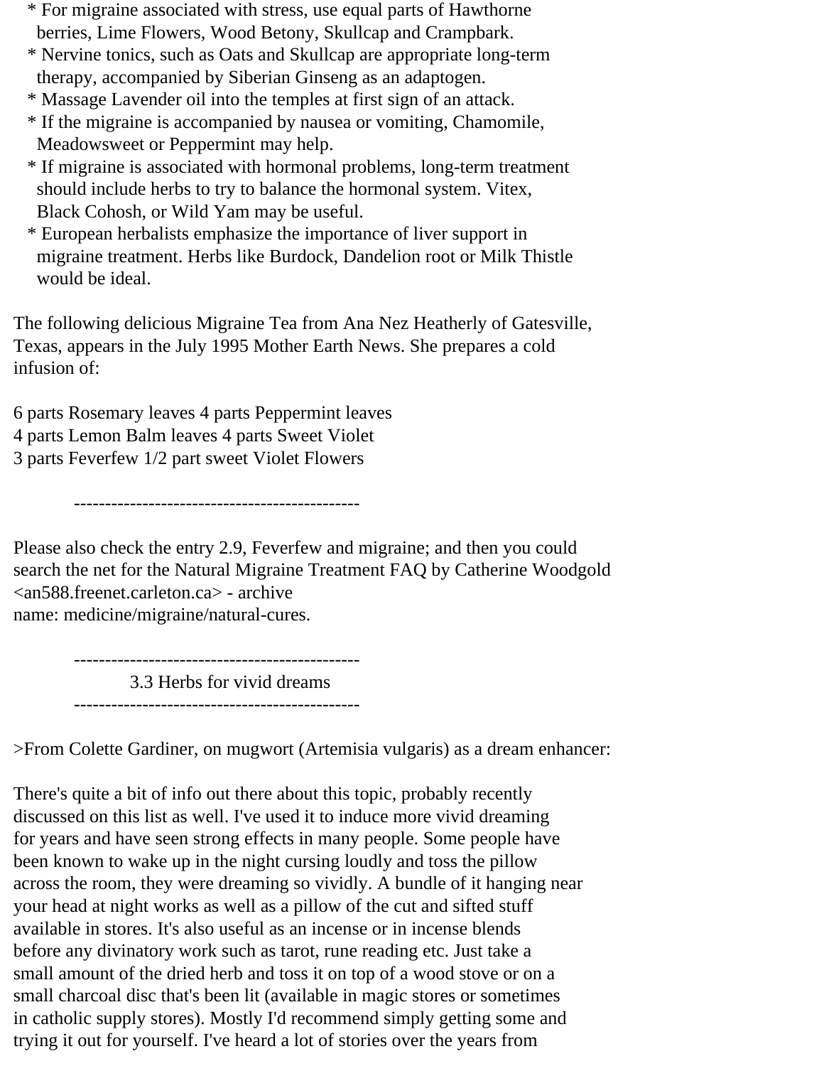* For migraine associated with stress, use equal parts of Hawthorne berries, Lime Flowers, Wood Betony, Skullcap and Crampbark.
* Nervine tonics, such as Oats and Skullcap are appropriate long-term therapy, accompanied by Siberian Ginseng as an adaptogen.
* Massage Lavender oil into the temples at first sign of an attack.
* If the migraine is accompanied by nausea or vomiting, Chamomile, Meadowsweet or Peppermint may help.
* If migraine is associated with hormonal problems, long-term treatment should include herbs to try to balance the hormonal system. Vitex, Black Cohosh, or Wild Yam may be useful.
* European herbalists emphasize the importance of liver support in migraine treatment. Herbs like Burdock, Dandelion root or Milk Thistle would be ideal.

The following delicious Migraine Tea from Ana Nez Heatherly of Gatesville, Texas, appears in the July 1995 Mother Earth News. She prepares a cold infusion of:

6 parts Rosemary leaves 4 parts Peppermint leaves
4 parts Lemon Balm leaves 4 parts Sweet Violet
3 parts Feverfew 1/2 part sweet Violet Flowers

----------------------------------------------

Please also check the entry 2.9, Feverfew and migraine; and then you could search the net for the Natural Migraine Treatment FAQ by Catherine Woodgold <an588.freenet.carleton.ca> - archive
name: medicine/migraine/natural-cures.

----------------------------------------------

## 3.3 Herbs for vivid dreams

----------------------------------------------

>From Colette Gardiner, on mugwort (Artemisia vulgaris) as a dream enhancer:

There's quite a bit of info out there about this topic, probably recently discussed on this list as well. I've used it to induce more vivid dreaming for years and have seen strong effects in many people. Some people have been known to wake up in the night cursing loudly and toss the pillow across the room, they were dreaming so vividly. A bundle of it hanging near your head at night works as well as a pillow of the cut and sifted stuff available in stores. It's also useful as an incense or in incense blends before any divinatory work such as tarot, rune reading etc. Just take a small amount of the dried herb and toss it on top of a wood stove or on a small charcoal disc that's been lit (available in magic stores or sometimes in catholic supply stores). Mostly I'd recommend simply getting some and trying it out for yourself. I've heard a lot of stories over the years from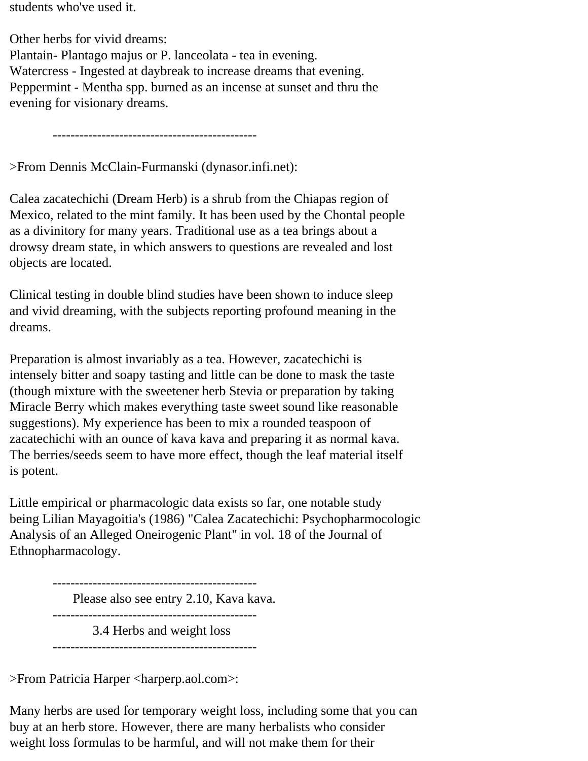students who've used it.

Other herbs for vivid dreams:
Plantain- Plantago majus or P. lanceolata - tea in evening.
Watercress - Ingested at daybreak to increase dreams that evening.
Peppermint - Mentha spp. burned as an incense at sunset and thru the evening for visionary dreams.

----------------------------------------------

>From Dennis McClain-Furmanski (dynasor.infi.net):

Calea zacatechichi (Dream Herb) is a shrub from the Chiapas region of Mexico, related to the mint family. It has been used by the Chontal people as a divinitory for many years. Traditional use as a tea brings about a drowsy dream state, in which answers to questions are revealed and lost objects are located.

Clinical testing in double blind studies have been shown to induce sleep and vivid dreaming, with the subjects reporting profound meaning in the dreams.

Preparation is almost invariably as a tea. However, zacatechichi is intensely bitter and soapy tasting and little can be done to mask the taste (though mixture with the sweetener herb Stevia or preparation by taking Miracle Berry which makes everything taste sweet sound like reasonable suggestions). My experience has been to mix a rounded teaspoon of zacatechichi with an ounce of kava kava and preparing it as normal kava. The berries/seeds seem to have more effect, though the leaf material itself is potent.

Little empirical or pharmacologic data exists so far, one notable study being Lilian Mayagoitia's (1986) "Calea Zacatechichi: Psychopharmocologic Analysis of an Alleged Oneirogenic Plant" in vol. 18 of the Journal of Ethnopharmacology.

----------------------------------------------

Please also see entry 2.10, Kava kava.

----------------------------------------------

## 3.4 Herbs and weight loss

----------------------------------------------

>From Patricia Harper <harperp.aol.com>:

Many herbs are used for temporary weight loss, including some that you can buy at an herb store. However, there are many herbalists who consider weight loss formulas to be harmful, and will not make them for their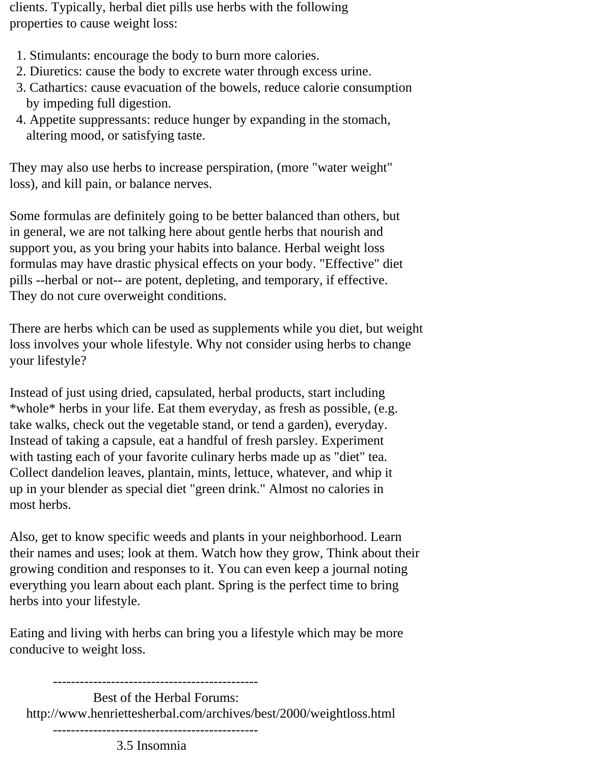clients. Typically, herbal diet pills use herbs with the following properties to cause weight loss:

1. Stimulants: encourage the body to burn more calories.
2. Diuretics: cause the body to excrete water through excess urine.
3. Cathartics: cause evacuation of the bowels, reduce calorie consumption by impeding full digestion.
4. Appetite suppressants: reduce hunger by expanding in the stomach, altering mood, or satisfying taste.

They may also use herbs to increase perspiration, (more "water weight" loss), and kill pain, or balance nerves.

Some formulas are definitely going to be better balanced than others, but in general, we are not talking here about gentle herbs that nourish and support you, as you bring your habits into balance. Herbal weight loss formulas may have drastic physical effects on your body. "Effective" diet pills --herbal or not-- are potent, depleting, and temporary, if effective. They do not cure overweight conditions.

There are herbs which can be used as supplements while you diet, but weight loss involves your whole lifestyle. Why not consider using herbs to change your lifestyle?

Instead of just using dried, capsulated, herbal products, start including *whole* herbs in your life. Eat them everyday, as fresh as possible, (e.g. take walks, check out the vegetable stand, or tend a garden), everyday. Instead of taking a capsule, eat a handful of fresh parsley. Experiment with tasting each of your favorite culinary herbs made up as "diet" tea. Collect dandelion leaves, plantain, mints, lettuce, whatever, and whip it up in your blender as special diet "green drink." Almost no calories in most herbs.

Also, get to know specific weeds and plants in your neighborhood. Learn their names and uses; look at them. Watch how they grow, Think about their growing condition and responses to it. You can even keep a journal noting everything you learn about each plant. Spring is the perfect time to bring herbs into your lifestyle.

Eating and living with herbs can bring you a lifestyle which may be more conducive to weight loss.

----------------------------------------------

Best of the Herbal Forums:
http://www.henriettesherbal.com/archives/best/2000/weightloss.html

----------------------------------------------

## 3.5 Insomnia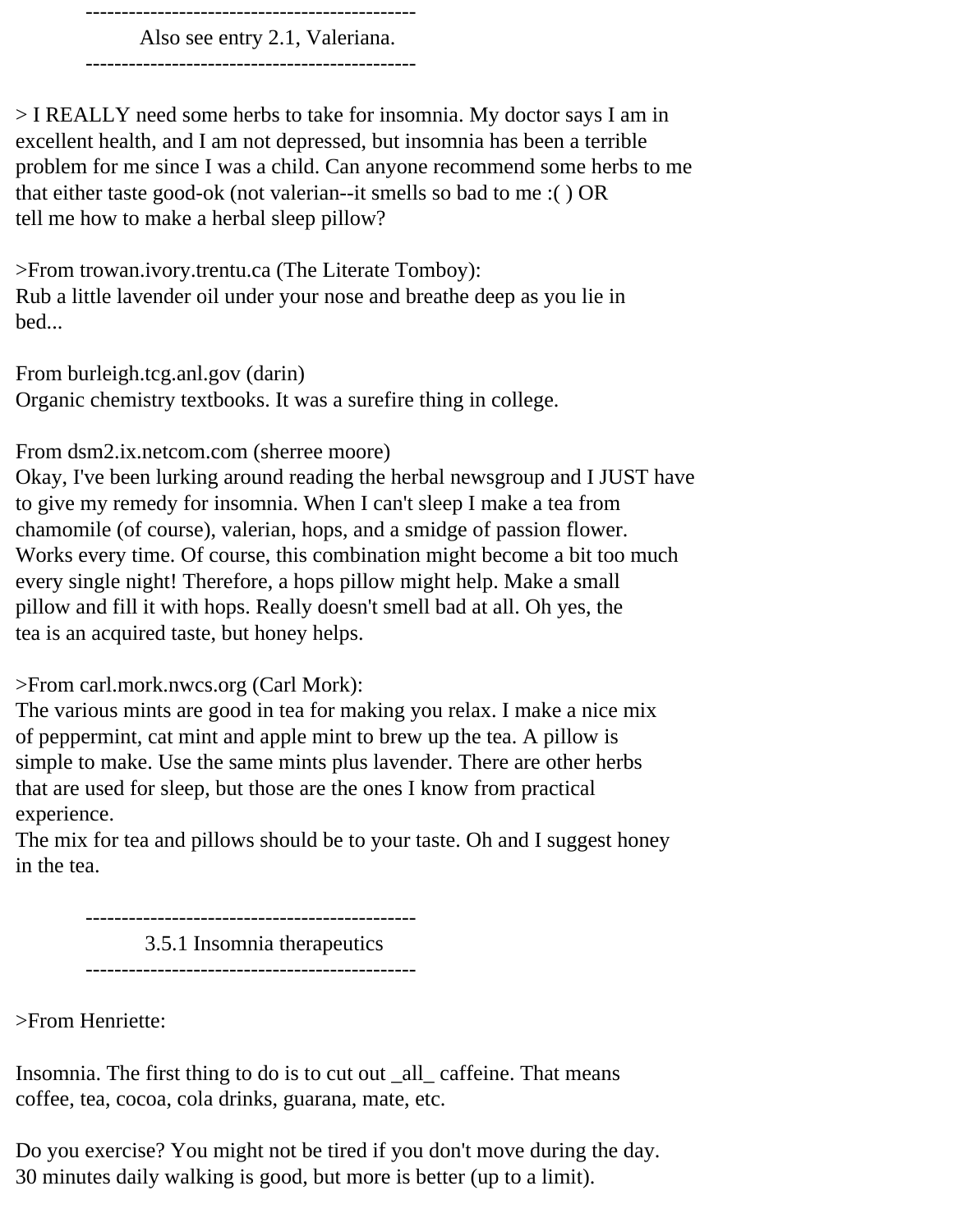----------------------------------------------
Also see entry 2.1, Valeriana.
----------------------------------------------

> I REALLY need some herbs to take for insomnia. My doctor says I am in excellent health, and I am not depressed, but insomnia has been a terrible problem for me since I was a child. Can anyone recommend some herbs to me that either taste good-ok (not valerian--it smells so bad to me :( ) OR tell me how to make a herbal sleep pillow?

>From trowan.ivory.trentu.ca (The Literate Tomboy):
Rub a little lavender oil under your nose and breathe deep as you lie in bed...

From burleigh.tcg.anl.gov (darin)
Organic chemistry textbooks. It was a surefire thing in college.

From dsm2.ix.netcom.com (sherree moore)
Okay, I've been lurking around reading the herbal newsgroup and I JUST have to give my remedy for insomnia. When I can't sleep I make a tea from chamomile (of course), valerian, hops, and a smidge of passion flower. Works every time. Of course, this combination might become a bit too much every single night! Therefore, a hops pillow might help. Make a small pillow and fill it with hops. Really doesn't smell bad at all. Oh yes, the tea is an acquired taste, but honey helps.

>From carl.mork.nwcs.org (Carl Mork):
The various mints are good in tea for making you relax. I make a nice mix of peppermint, cat mint and apple mint to brew up the tea. A pillow is simple to make. Use the same mints plus lavender. There are other herbs that are used for sleep, but those are the ones I know from practical experience.
The mix for tea and pillows should be to your taste. Oh and I suggest honey in the tea.

----------------------------------------------
3.5.1 Insomnia therapeutics
----------------------------------------------

>From Henriette:

Insomnia. The first thing to do is to cut out _all_ caffeine. That means coffee, tea, cocoa, cola drinks, guarana, mate, etc.

Do you exercise? You might not be tired if you don't move during the day. 30 minutes daily walking is good, but more is better (up to a limit).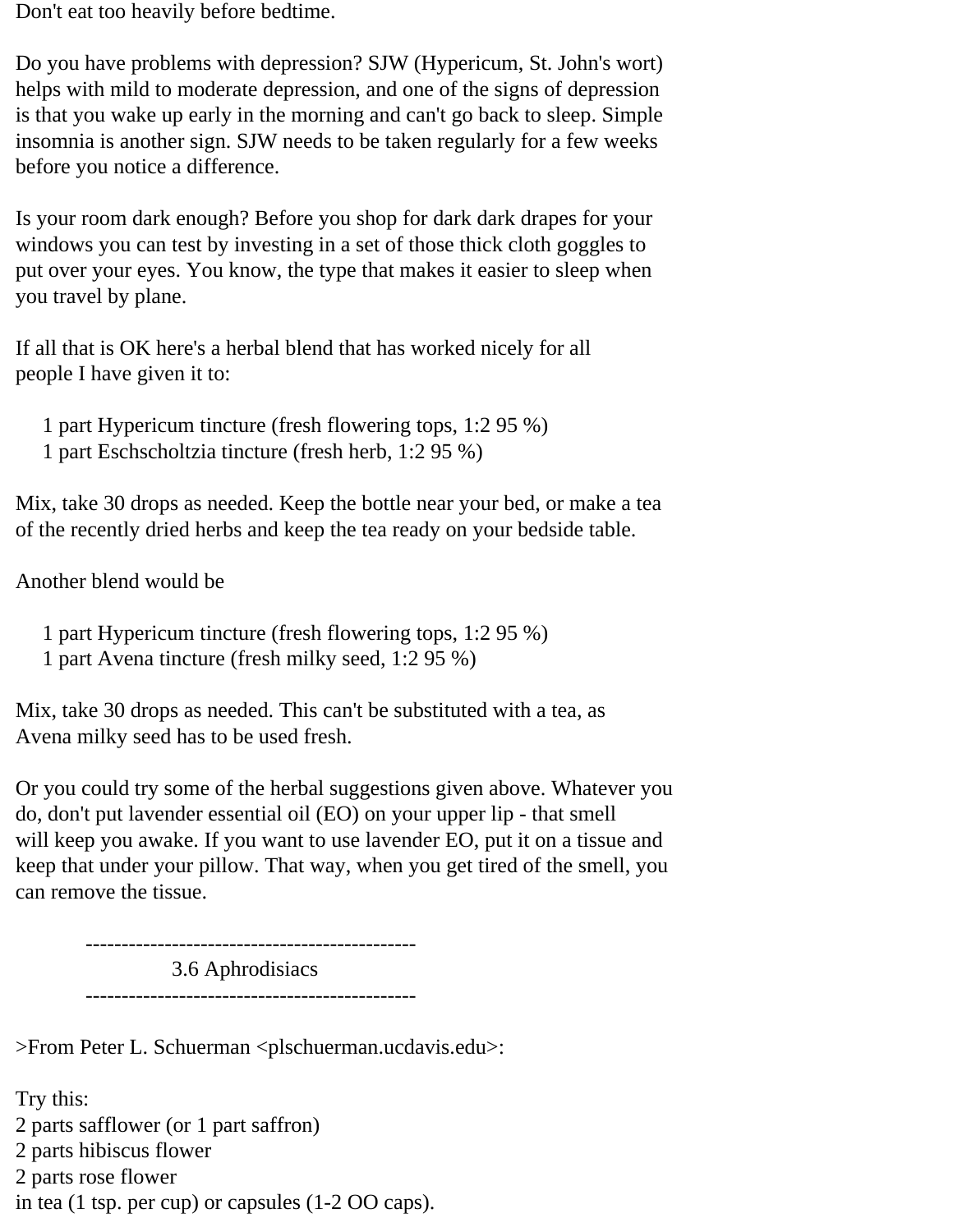Don't eat too heavily before bedtime.

Do you have problems with depression? SJW (Hypericum, St. John's wort) helps with mild to moderate depression, and one of the signs of depression is that you wake up early in the morning and can't go back to sleep. Simple insomnia is another sign. SJW needs to be taken regularly for a few weeks before you notice a difference.

Is your room dark enough? Before you shop for dark dark drapes for your windows you can test by investing in a set of those thick cloth goggles to put over your eyes. You know, the type that makes it easier to sleep when you travel by plane.

If all that is OK here's a herbal blend that has worked nicely for all people I have given it to:

    1 part Hypericum tincture (fresh flowering tops, 1:2 95 %)
    1 part Eschscholtzia tincture (fresh herb, 1:2 95 %)

Mix, take 30 drops as needed. Keep the bottle near your bed, or make a tea of the recently dried herbs and keep the tea ready on your bedside table.

Another blend would be

    1 part Hypericum tincture (fresh flowering tops, 1:2 95 %)
    1 part Avena tincture (fresh milky seed, 1:2 95 %)

Mix, take 30 drops as needed. This can't be substituted with a tea, as Avena milky seed has to be used fresh.

Or you could try some of the herbal suggestions given above. Whatever you do, don't put lavender essential oil (EO) on your upper lip - that smell will keep you awake. If you want to use lavender EO, put it on a tissue and keep that under your pillow. That way, when you get tired of the smell, you can remove the tissue.

## 3.6 Aphrodisiacs

>From Peter L. Schuerman <plschuerman.ucdavis.edu>:

Try this:
2 parts safflower (or 1 part saffron)
2 parts hibiscus flower
2 parts rose flower
in tea (1 tsp. per cup) or capsules (1-2 OO caps).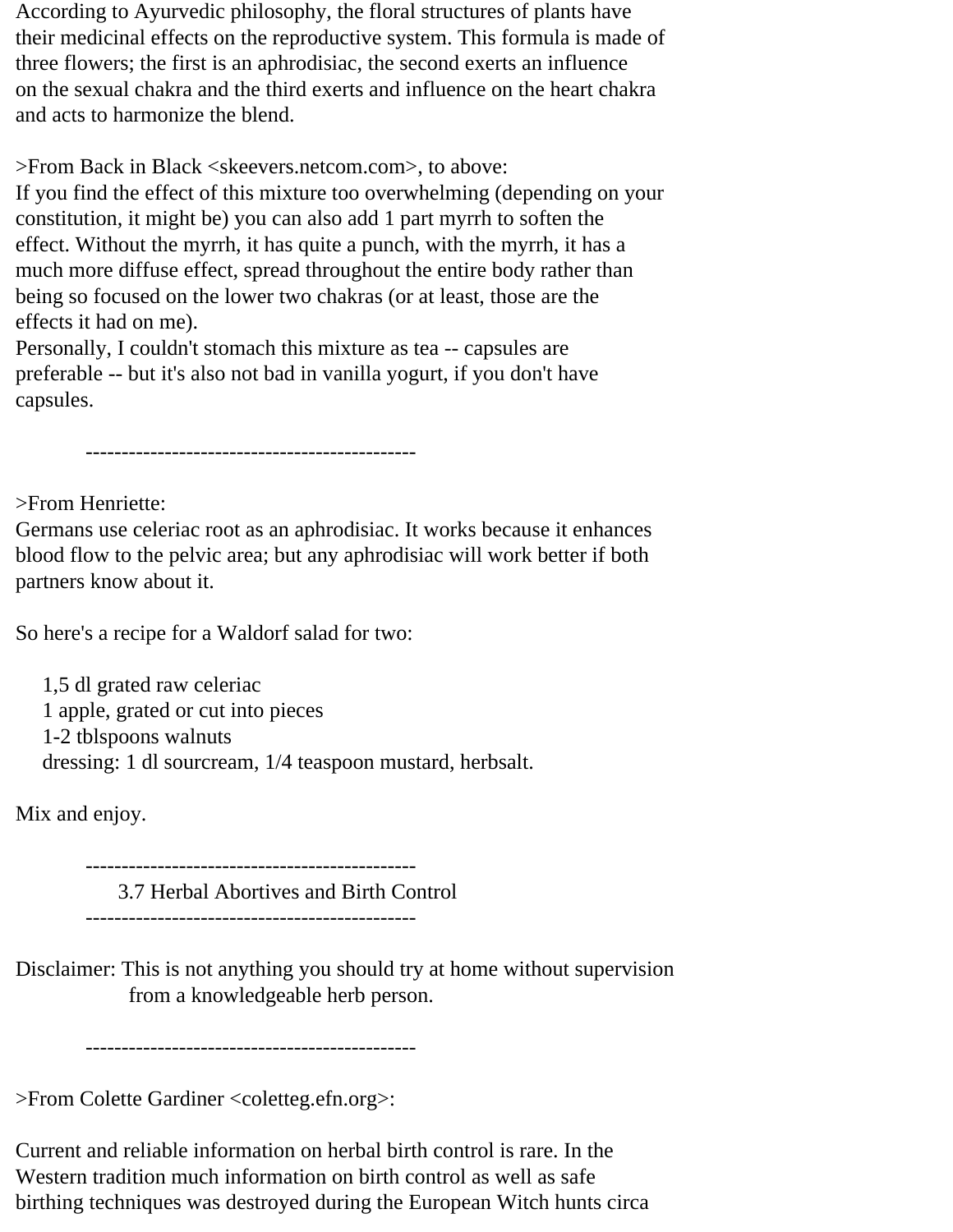According to Ayurvedic philosophy, the floral structures of plants have their medicinal effects on the reproductive system. This formula is made of three flowers; the first is an aphrodisiac, the second exerts an influence on the sexual chakra and the third exerts and influence on the heart chakra and acts to harmonize the blend.

>From Back in Black <skeevers.netcom.com>, to above:
If you find the effect of this mixture too overwhelming (depending on your constitution, it might be) you can also add 1 part myrrh to soften the effect. Without the myrrh, it has quite a punch, with the myrrh, it has a much more diffuse effect, spread throughout the entire body rather than being so focused on the lower two chakras (or at least, those are the effects it had on me).
Personally, I couldn't stomach this mixture as tea -- capsules are preferable -- but it's also not bad in vanilla yogurt, if you don't have capsules.

----------------------------------------------

>From Henriette:
Germans use celeriac root as an aphrodisiac. It works because it enhances blood flow to the pelvic area; but any aphrodisiac will work better if both partners know about it.

So here's a recipe for a Waldorf salad for two:

- 1,5 dl grated raw celeriac
- 1 apple, grated or cut into pieces
- 1-2 tblspoons walnuts
- dressing: 1 dl sourcream, 1/4 teaspoon mustard, herbsalt.

Mix and enjoy.

----------------------------------------------

## 3.7 Herbal Abortives and Birth Control

----------------------------------------------

Disclaimer: This is not anything you should try at home without supervision from a knowledgeable herb person.

----------------------------------------------

>From Colette Gardiner <coletteg.efn.org>:

Current and reliable information on herbal birth control is rare. In the Western tradition much information on birth control as well as safe birthing techniques was destroyed during the European Witch hunts circa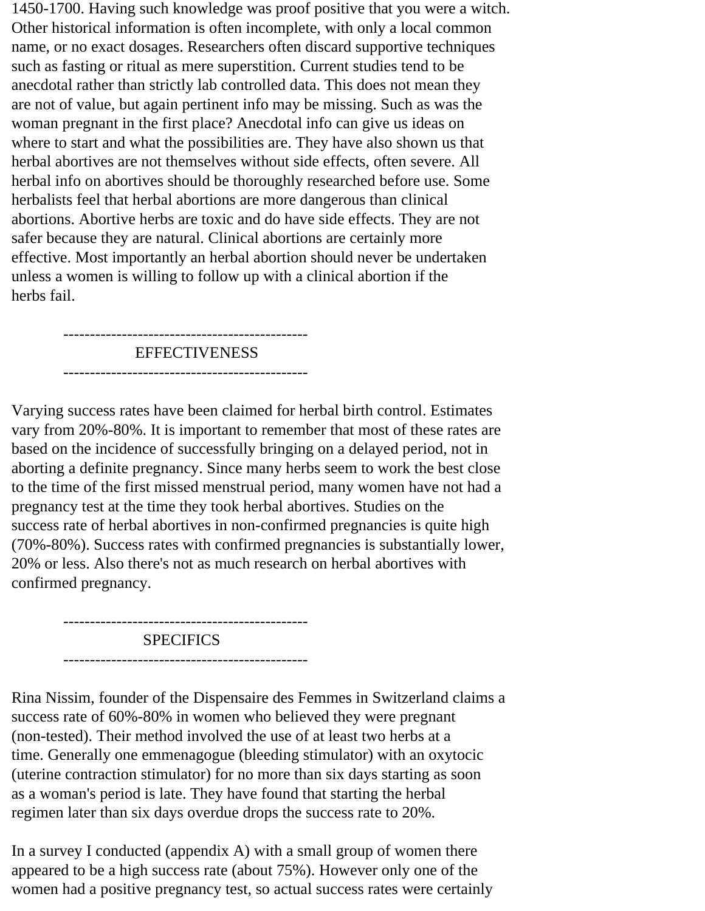1450-1700. Having such knowledge was proof positive that you were a witch. Other historical information is often incomplete, with only a local common name, or no exact dosages. Researchers often discard supportive techniques such as fasting or ritual as mere superstition. Current studies tend to be anecdotal rather than strictly lab controlled data. This does not mean they are not of value, but again pertinent info may be missing. Such as was the woman pregnant in the first place? Anecdotal info can give us ideas on where to start and what the possibilities are. They have also shown us that herbal abortives are not themselves without side effects, often severe. All herbal info on abortives should be thoroughly researched before use. Some herbalists feel that herbal abortions are more dangerous than clinical abortions. Abortive herbs are toxic and do have side effects. They are not safer because they are natural. Clinical abortions are certainly more effective. Most importantly an herbal abortion should never be undertaken unless a women is willing to follow up with a clinical abortion if the herbs fail.

----------------------------------------------

## EFFECTIVENESS

----------------------------------------------

Varying success rates have been claimed for herbal birth control. Estimates vary from 20%-80%. It is important to remember that most of these rates are based on the incidence of successfully bringing on a delayed period, not in aborting a definite pregnancy. Since many herbs seem to work the best close to the time of the first missed menstrual period, many women have not had a pregnancy test at the time they took herbal abortives. Studies on the success rate of herbal abortives in non-confirmed pregnancies is quite high (70%-80%). Success rates with confirmed pregnancies is substantially lower, 20% or less. Also there's not as much research on herbal abortives with confirmed pregnancy.

----------------------------------------------

## SPECIFICS

----------------------------------------------

Rina Nissim, founder of the Dispensaire des Femmes in Switzerland claims a success rate of 60%-80% in women who believed they were pregnant (non-tested). Their method involved the use of at least two herbs at a time. Generally one emmenagogue (bleeding stimulator) with an oxytocic (uterine contraction stimulator) for no more than six days starting as soon as a woman's period is late. They have found that starting the herbal regimen later than six days overdue drops the success rate to 20%.

In a survey I conducted (appendix A) with a small group of women there appeared to be a high success rate (about 75%). However only one of the women had a positive pregnancy test, so actual success rates were certainly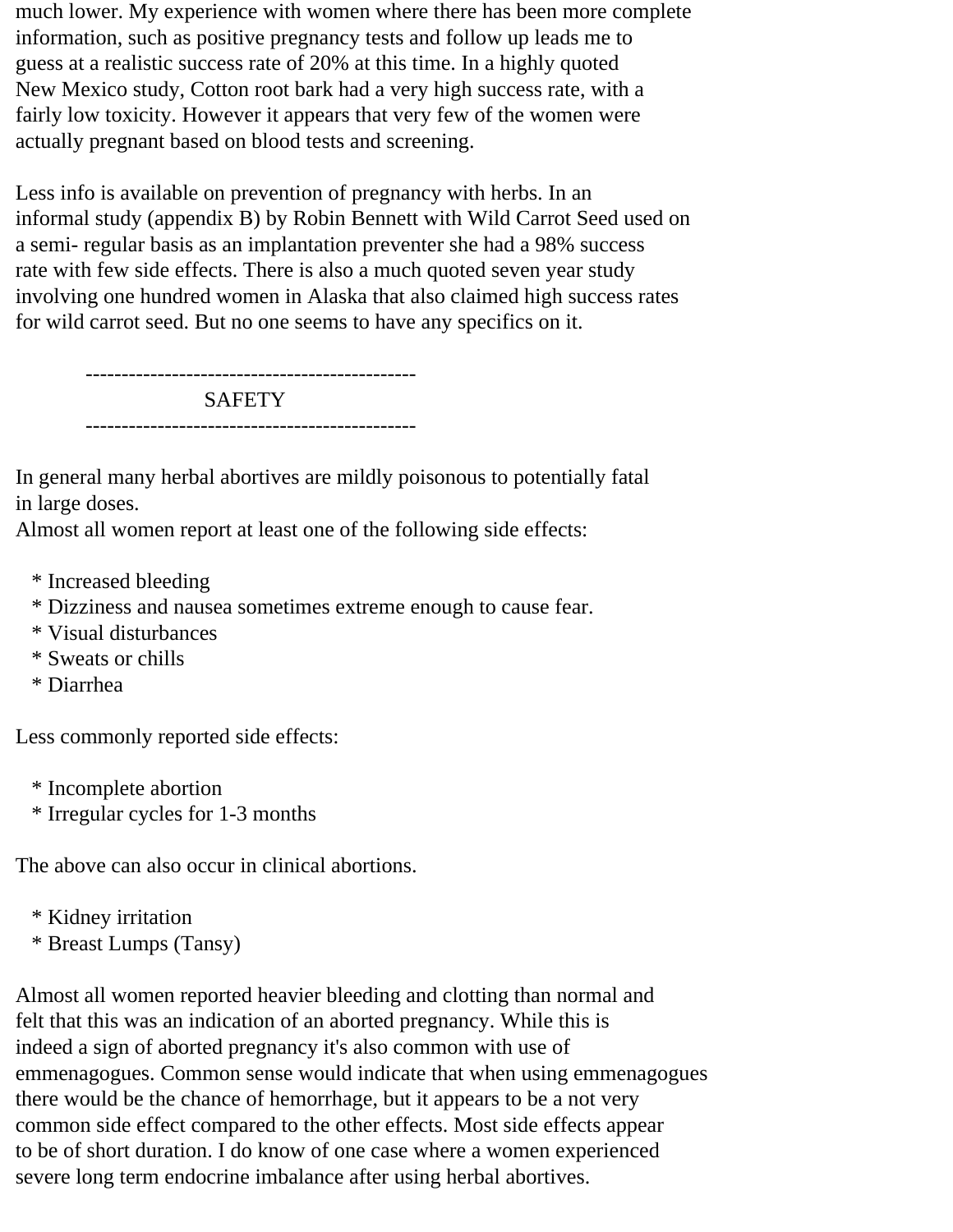much lower. My experience with women where there has been more complete information, such as positive pregnancy tests and follow up leads me to guess at a realistic success rate of 20% at this time. In a highly quoted New Mexico study, Cotton root bark had a very high success rate, with a fairly low toxicity. However it appears that very few of the women were actually pregnant based on blood tests and screening.

Less info is available on prevention of pregnancy with herbs. In an informal study (appendix B) by Robin Bennett with Wild Carrot Seed used on a semi- regular basis as an implantation preventer she had a 98% success rate with few side effects. There is also a much quoted seven year study involving one hundred women in Alaska that also claimed high success rates for wild carrot seed. But no one seems to have any specifics on it.

----------------------------------------------

## SAFETY

----------------------------------------------

In general many herbal abortives are mildly poisonous to potentially fatal in large doses.
Almost all women report at least one of the following side effects:

* Increased bleeding
* Dizziness and nausea sometimes extreme enough to cause fear.
* Visual disturbances
* Sweats or chills
* Diarrhea

Less commonly reported side effects:

* Incomplete abortion
* Irregular cycles for 1-3 months

The above can also occur in clinical abortions.

* Kidney irritation
* Breast Lumps (Tansy)

Almost all women reported heavier bleeding and clotting than normal and felt that this was an indication of an aborted pregnancy. While this is indeed a sign of aborted pregnancy it's also common with use of emmenagogues. Common sense would indicate that when using emmenagogues there would be the chance of hemorrhage, but it appears to be a not very common side effect compared to the other effects. Most side effects appear to be of short duration. I do know of one case where a women experienced severe long term endocrine imbalance after using herbal abortives.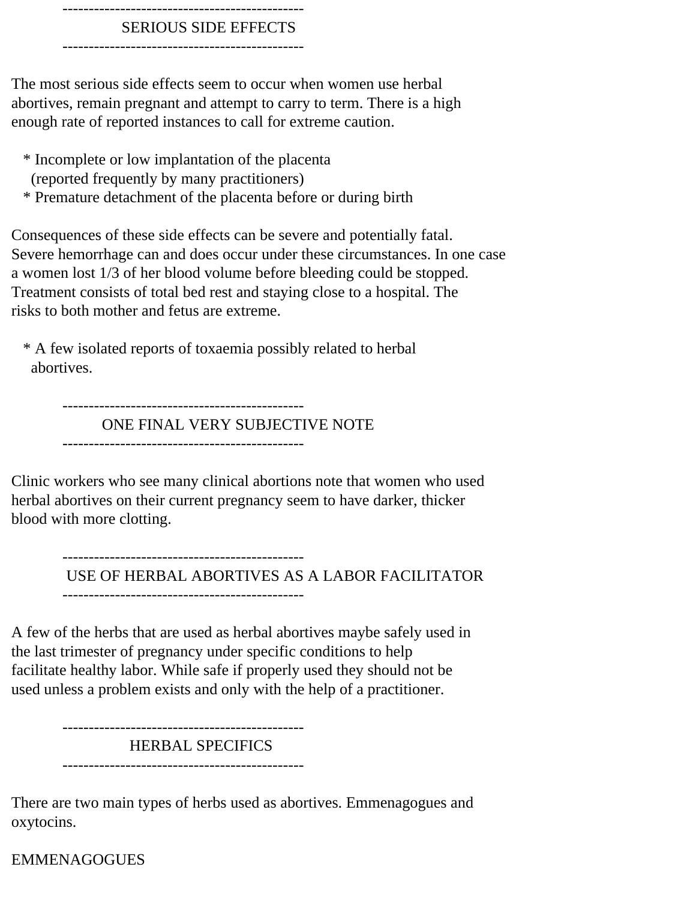## SERIOUS SIDE EFFECTS

The most serious side effects seem to occur when women use herbal abortives, remain pregnant and attempt to carry to term. There is a high enough rate of reported instances to call for extreme caution.

* Incomplete or low implantation of the placenta (reported frequently by many practitioners)
* Premature detachment of the placenta before or during birth

Consequences of these side effects can be severe and potentially fatal. Severe hemorrhage can and does occur under these circumstances. In one case a women lost 1/3 of her blood volume before bleeding could be stopped. Treatment consists of total bed rest and staying close to a hospital. The risks to both mother and fetus are extreme.

* A few isolated reports of toxaemia possibly related to herbal abortives.

## ONE FINAL VERY SUBJECTIVE NOTE

Clinic workers who see many clinical abortions note that women who used herbal abortives on their current pregnancy seem to have darker, thicker blood with more clotting.

## USE OF HERBAL ABORTIVES AS A LABOR FACILITATOR

A few of the herbs that are used as herbal abortives maybe safely used in the last trimester of pregnancy under specific conditions to help facilitate healthy labor. While safe if properly used they should not be used unless a problem exists and only with the help of a practitioner.

## HERBAL SPECIFICS

There are two main types of herbs used as abortives. Emmenagogues and oxytocins.

EMMENAGOGUES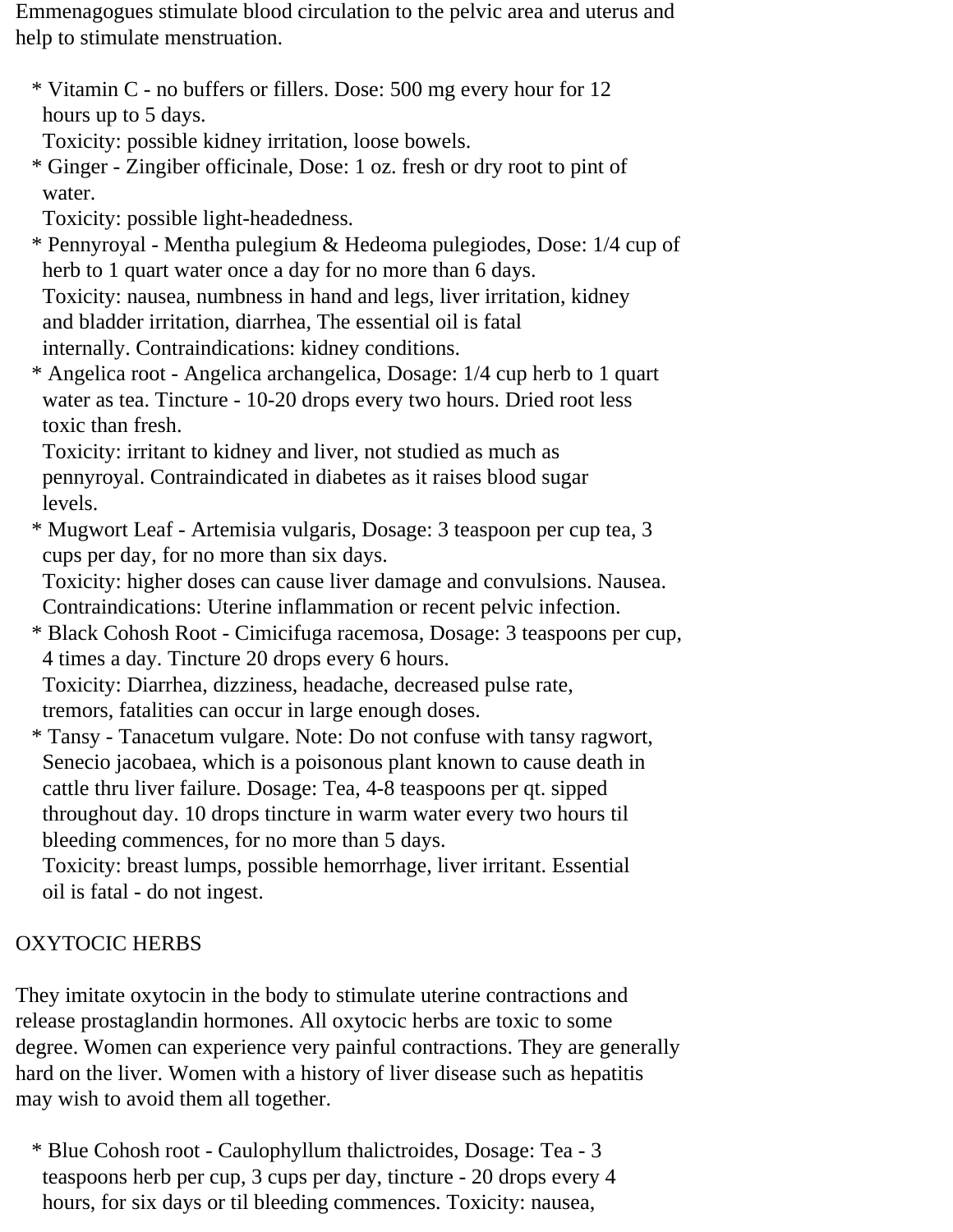Emmenagogues stimulate blood circulation to the pelvic area and uterus and help to stimulate menstruation.

* Vitamin C - no buffers or fillers. Dose: 500 mg every hour for 12 hours up to 5 days.
  Toxicity: possible kidney irritation, loose bowels.
* Ginger - Zingiber officinale, Dose: 1 oz. fresh or dry root to pint of water.
  Toxicity: possible light-headedness.
* Pennyroyal - Mentha pulegium & Hedeoma pulegiodes, Dose: 1/4 cup of herb to 1 quart water once a day for no more than 6 days.
  Toxicity: nausea, numbness in hand and legs, liver irritation, kidney and bladder irritation, diarrhea, The essential oil is fatal internally. Contraindications: kidney conditions.
* Angelica root - Angelica archangelica, Dosage: 1/4 cup herb to 1 quart water as tea. Tincture - 10-20 drops every two hours. Dried root less toxic than fresh.
  Toxicity: irritant to kidney and liver, not studied as much as pennyroyal. Contraindicated in diabetes as it raises blood sugar levels.
* Mugwort Leaf - Artemisia vulgaris, Dosage: 3 teaspoon per cup tea, 3 cups per day, for no more than six days.
  Toxicity: higher doses can cause liver damage and convulsions. Nausea. Contraindications: Uterine inflammation or recent pelvic infection.
* Black Cohosh Root - Cimicifuga racemosa, Dosage: 3 teaspoons per cup, 4 times a day. Tincture 20 drops every 6 hours.
  Toxicity: Diarrhea, dizziness, headache, decreased pulse rate, tremors, fatalities can occur in large enough doses.
* Tansy - Tanacetum vulgare. Note: Do not confuse with tansy ragwort, Senecio jacobaea, which is a poisonous plant known to cause death in cattle thru liver failure. Dosage: Tea, 4-8 teaspoons per qt. sipped throughout day. 10 drops tincture in warm water every two hours til bleeding commences, for no more than 5 days.
  Toxicity: breast lumps, possible hemorrhage, liver irritant. Essential oil is fatal - do not ingest.

## OXYTOCIC HERBS

They imitate oxytocin in the body to stimulate uterine contractions and release prostaglandin hormones. All oxytocic herbs are toxic to some degree. Women can experience very painful contractions. They are generally hard on the liver. Women with a history of liver disease such as hepatitis may wish to avoid them all together.

* Blue Cohosh root - Caulophyllum thalictroides, Dosage: Tea - 3 teaspoons herb per cup, 3 cups per day, tincture - 20 drops every 4 hours, for six days or til bleeding commences. Toxicity: nausea,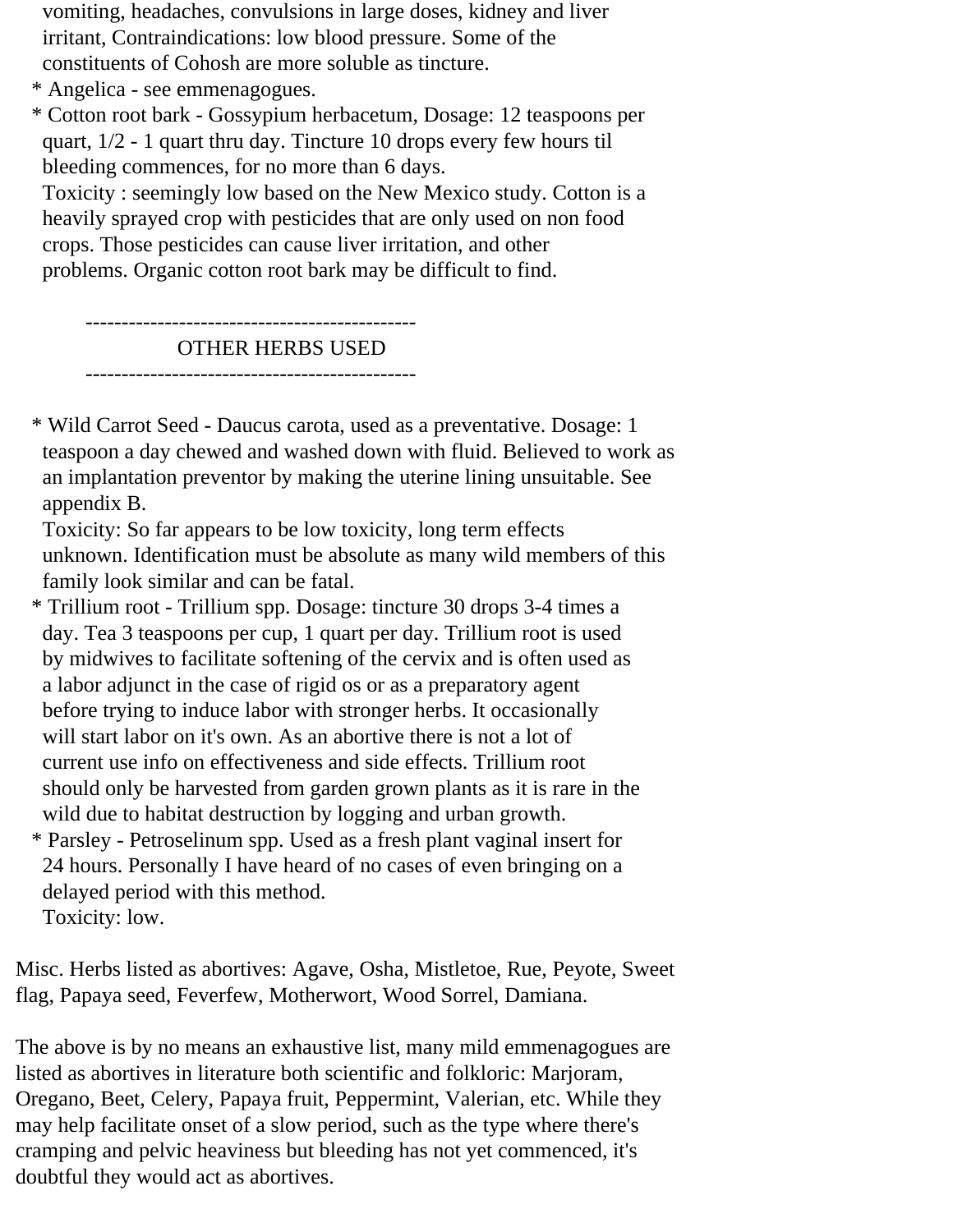vomiting, headaches, convulsions in large doses, kidney and liver irritant, Contraindications: low blood pressure. Some of the constituents of Cohosh are more soluble as tincture.

* Angelica - see emmenagogues.
* Cotton root bark - Gossypium herbacetum, Dosage: 12 teaspoons per quart, 1/2 - 1 quart thru day. Tincture 10 drops every few hours til bleeding commences, for no more than 6 days.
  Toxicity : seemingly low based on the New Mexico study. Cotton is a heavily sprayed crop with pesticides that are only used on non food crops. Those pesticides can cause liver irritation, and other problems. Organic cotton root bark may be difficult to find.

## OTHER HERBS USED

* Wild Carrot Seed - Daucus carota, used as a preventative. Dosage: 1 teaspoon a day chewed and washed down with fluid. Believed to work as an implantation preventor by making the uterine lining unsuitable. See appendix B.
  Toxicity: So far appears to be low toxicity, long term effects unknown. Identification must be absolute as many wild members of this family look similar and can be fatal.
* Trillium root - Trillium spp. Dosage: tincture 30 drops 3-4 times a day. Tea 3 teaspoons per cup, 1 quart per day. Trillium root is used by midwives to facilitate softening of the cervix and is often used as a labor adjunct in the case of rigid os or as a preparatory agent before trying to induce labor with stronger herbs. It occasionally will start labor on it's own. As an abortive there is not a lot of current use info on effectiveness and side effects. Trillium root should only be harvested from garden grown plants as it is rare in the wild due to habitat destruction by logging and urban growth.
* Parsley - Petroselinum spp. Used as a fresh plant vaginal insert for 24 hours. Personally I have heard of no cases of even bringing on a delayed period with this method.
  Toxicity: low.

Misc. Herbs listed as abortives: Agave, Osha, Mistletoe, Rue, Peyote, Sweet flag, Papaya seed, Feverfew, Motherwort, Wood Sorrel, Damiana.

The above is by no means an exhaustive list, many mild emmenagogues are listed as abortives in literature both scientific and folkloric: Marjoram, Oregano, Beet, Celery, Papaya fruit, Peppermint, Valerian, etc. While they may help facilitate onset of a slow period, such as the type where there's cramping and pelvic heaviness but bleeding has not yet commenced, it's doubtful they would act as abortives.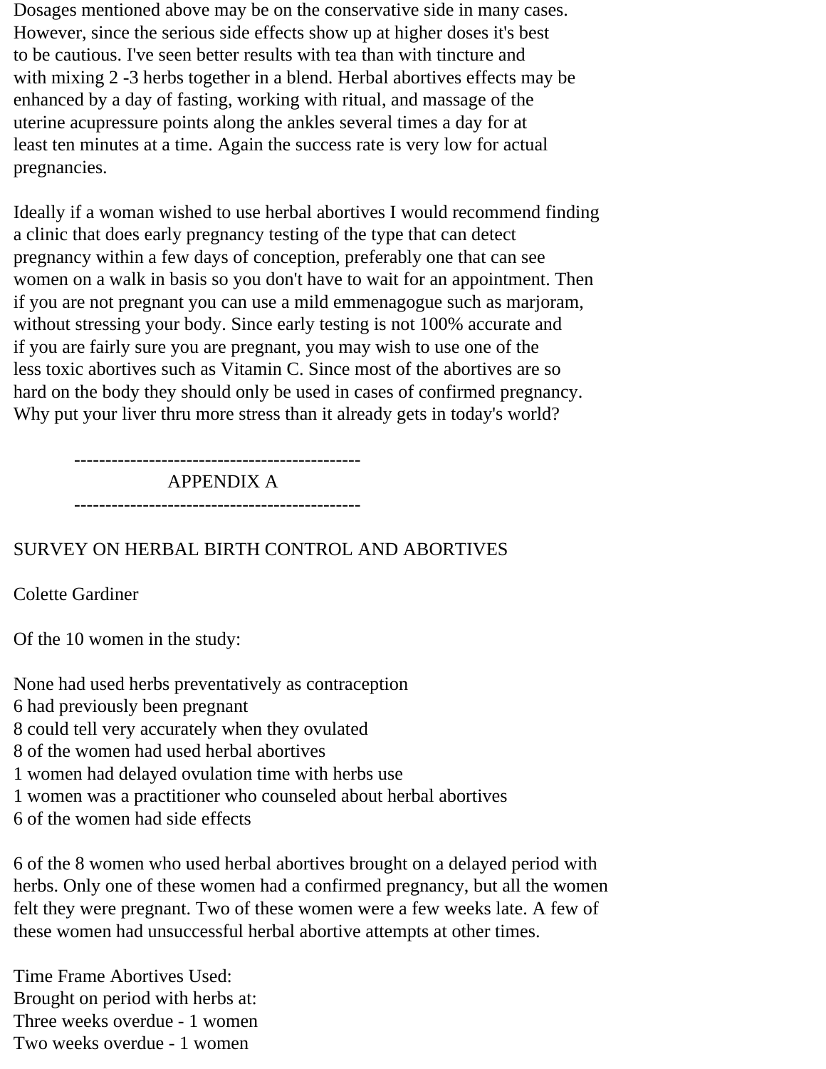Dosages mentioned above may be on the conservative side in many cases. However, since the serious side effects show up at higher doses it's best to be cautious. I've seen better results with tea than with tincture and with mixing 2 -3 herbs together in a blend. Herbal abortives effects may be enhanced by a day of fasting, working with ritual, and massage of the uterine acupressure points along the ankles several times a day for at least ten minutes at a time. Again the success rate is very low for actual pregnancies.

Ideally if a woman wished to use herbal abortives I would recommend finding a clinic that does early pregnancy testing of the type that can detect pregnancy within a few days of conception, preferably one that can see women on a walk in basis so you don't have to wait for an appointment. Then if you are not pregnant you can use a mild emmenagogue such as marjoram, without stressing your body. Since early testing is not 100% accurate and if you are fairly sure you are pregnant, you may wish to use one of the less toxic abortives such as Vitamin C. Since most of the abortives are so hard on the body they should only be used in cases of confirmed pregnancy. Why put your liver thru more stress than it already gets in today's world?

---

## APPENDIX A

---

SURVEY ON HERBAL BIRTH CONTROL AND ABORTIVES

Colette Gardiner

Of the 10 women in the study:

None had used herbs preventatively as contraception
6 had previously been pregnant
8 could tell very accurately when they ovulated
8 of the women had used herbal abortives
1 women had delayed ovulation time with herbs use
1 women was a practitioner who counseled about herbal abortives
6 of the women had side effects

6 of the 8 women who used herbal abortives brought on a delayed period with herbs. Only one of these women had a confirmed pregnancy, but all the women felt they were pregnant. Two of these women were a few weeks late. A few of these women had unsuccessful herbal abortive attempts at other times.

Time Frame Abortives Used:
Brought on period with herbs at:
Three weeks overdue - 1 women
Two weeks overdue - 1 women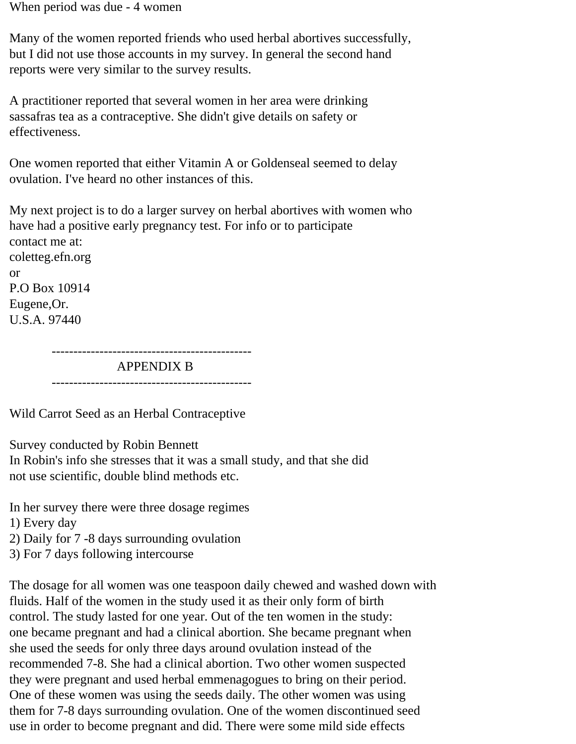When period was due - 4 women

Many of the women reported friends who used herbal abortives successfully, but I did not use those accounts in my survey. In general the second hand reports were very similar to the survey results.

A practitioner reported that several women in her area were drinking sassafras tea as a contraceptive. She didn't give details on safety or effectiveness.

One women reported that either Vitamin A or Goldenseal seemed to delay ovulation. I've heard no other instances of this.

My next project is to do a larger survey on herbal abortives with women who have had a positive early pregnancy test. For info or to participate contact me at:
coletteg.efn.org
or
P.O Box 10914
Eugene,Or.
U.S.A. 97440

----------------------------------------------

## APPENDIX B

----------------------------------------------

Wild Carrot Seed as an Herbal Contraceptive

Survey conducted by Robin Bennett
In Robin's info she stresses that it was a small study, and that she did not use scientific, double blind methods etc.

In her survey there were three dosage regimes
1) Every day
2) Daily for 7 -8 days surrounding ovulation
3) For 7 days following intercourse

The dosage for all women was one teaspoon daily chewed and washed down with fluids. Half of the women in the study used it as their only form of birth control. The study lasted for one year. Out of the ten women in the study: one became pregnant and had a clinical abortion. She became pregnant when she used the seeds for only three days around ovulation instead of the recommended 7-8. She had a clinical abortion. Two other women suspected they were pregnant and used herbal emmenagogues to bring on their period. One of these women was using the seeds daily. The other women was using them for 7-8 days surrounding ovulation. One of the women discontinued seed use in order to become pregnant and did. There were some mild side effects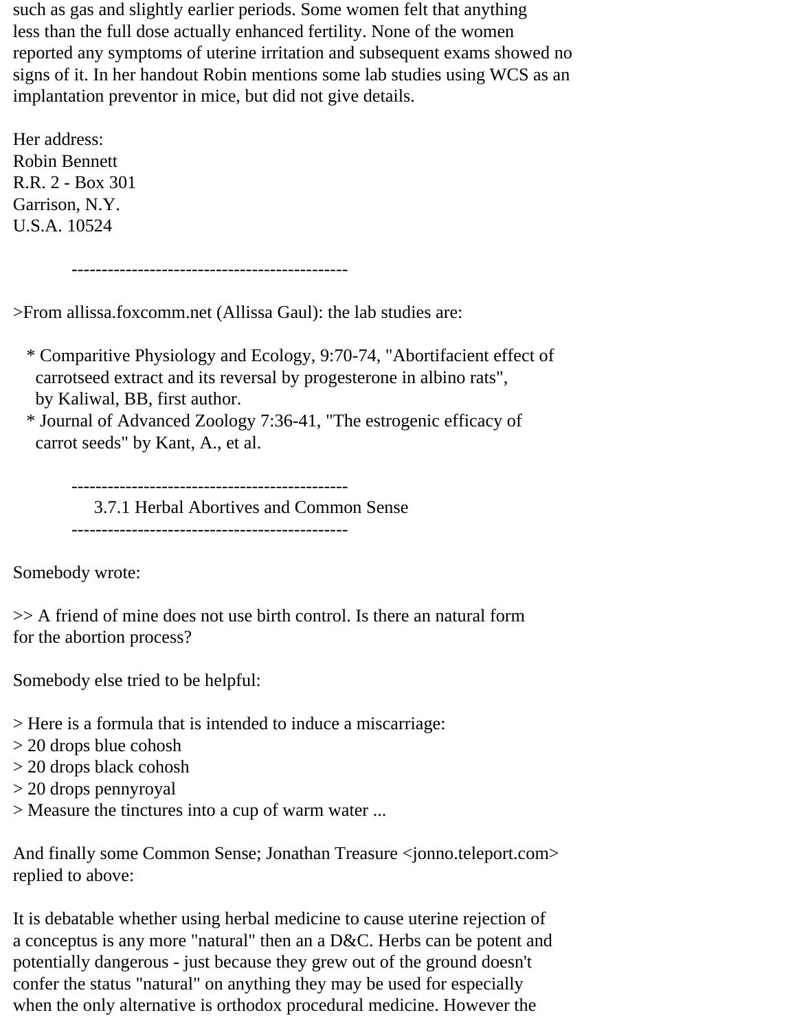such as gas and slightly earlier periods. Some women felt that anything less than the full dose actually enhanced fertility. None of the women reported any symptoms of uterine irritation and subsequent exams showed no signs of it. In her handout Robin mentions some lab studies using WCS as an implantation preventor in mice, but did not give details.

Her address:
Robin Bennett
R.R. 2 - Box 301
Garrison, N.Y.
U.S.A. 10524

----------------------------------------------

>From allissa.foxcomm.net (Allissa Gaul): the lab studies are:

* Comparitive Physiology and Ecology, 9:70-74, "Abortifacient effect of carrotseed extract and its reversal by progesterone in albino rats", by Kaliwal, BB, first author.
* Journal of Advanced Zoology 7:36-41, "The estrogenic efficacy of carrot seeds" by Kant, A., et al.

----------------------------------------------

### 3.7.1 Herbal Abortives and Common Sense

----------------------------------------------

Somebody wrote:

>> A friend of mine does not use birth control. Is there an natural form for the abortion process?

Somebody else tried to be helpful:

> Here is a formula that is intended to induce a miscarriage:
> 20 drops blue cohosh
> 20 drops black cohosh
> 20 drops pennyroyal
> Measure the tinctures into a cup of warm water ...

And finally some Common Sense; Jonathan Treasure <jonno.teleport.com> replied to above:

It is debatable whether using herbal medicine to cause uterine rejection of a conceptus is any more "natural" then an a D&C. Herbs can be potent and potentially dangerous - just because they grew out of the ground doesn't confer the status "natural" on anything they may be used for especially when the only alternative is orthodox procedural medicine. However the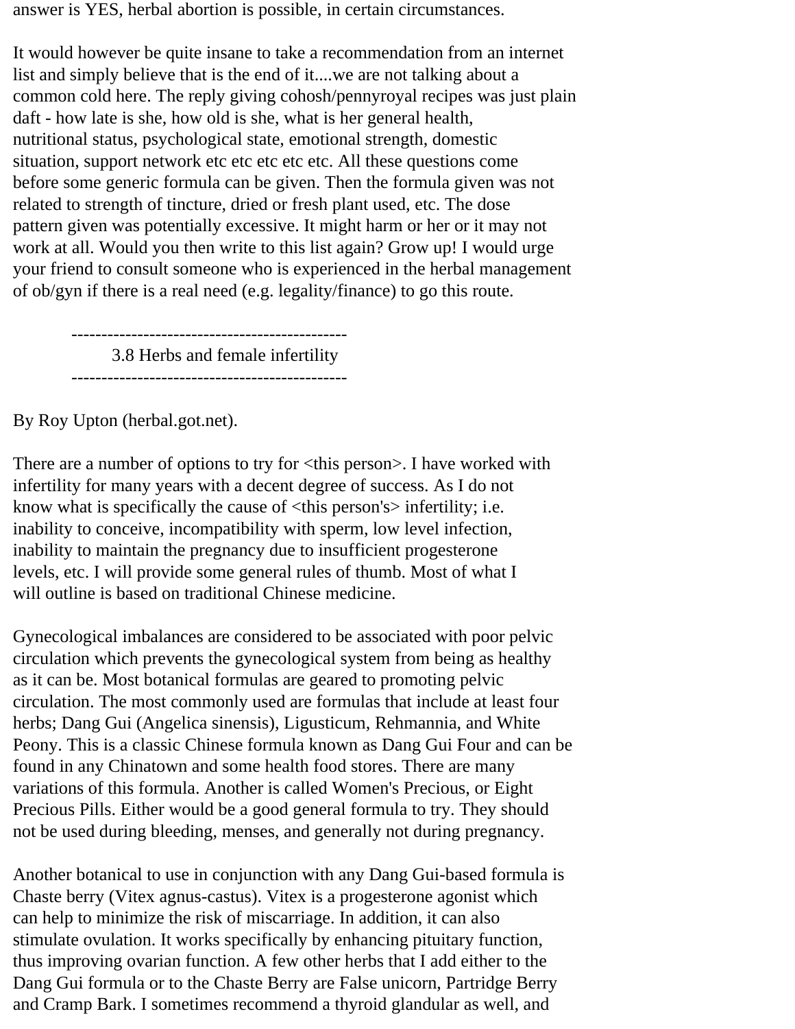answer is YES, herbal abortion is possible, in certain circumstances.

It would however be quite insane to take a recommendation from an internet list and simply believe that is the end of it....we are not talking about a common cold here. The reply giving cohosh/pennyroyal recipes was just plain daft - how late is she, how old is she, what is her general health, nutritional status, psychological state, emotional strength, domestic situation, support network etc etc etc etc etc. All these questions come before some generic formula can be given. Then the formula given was not related to strength of tincture, dried or fresh plant used, etc. The dose pattern given was potentially excessive. It might harm or her or it may not work at all. Would you then write to this list again? Grow up! I would urge your friend to consult someone who is experienced in the herbal management of ob/gyn if there is a real need (e.g. legality/finance) to go this route.

---

### 3.8 Herbs and female infertility

---

By Roy Upton (herbal.got.net).

There are a number of options to try for <this person>. I have worked with infertility for many years with a decent degree of success. As I do not know what is specifically the cause of <this person's> infertility; i.e. inability to conceive, incompatibility with sperm, low level infection, inability to maintain the pregnancy due to insufficient progesterone levels, etc. I will provide some general rules of thumb. Most of what I will outline is based on traditional Chinese medicine.

Gynecological imbalances are considered to be associated with poor pelvic circulation which prevents the gynecological system from being as healthy as it can be. Most botanical formulas are geared to promoting pelvic circulation. The most commonly used are formulas that include at least four herbs; Dang Gui (Angelica sinensis), Ligusticum, Rehmannia, and White Peony. This is a classic Chinese formula known as Dang Gui Four and can be found in any Chinatown and some health food stores. There are many variations of this formula. Another is called Women's Precious, or Eight Precious Pills. Either would be a good general formula to try. They should not be used during bleeding, menses, and generally not during pregnancy.

Another botanical to use in conjunction with any Dang Gui-based formula is Chaste berry (Vitex agnus-castus). Vitex is a progesterone agonist which can help to minimize the risk of miscarriage. In addition, it can also stimulate ovulation. It works specifically by enhancing pituitary function, thus improving ovarian function. A few other herbs that I add either to the Dang Gui formula or to the Chaste Berry are False unicorn, Partridge Berry and Cramp Bark. I sometimes recommend a thyroid glandular as well, and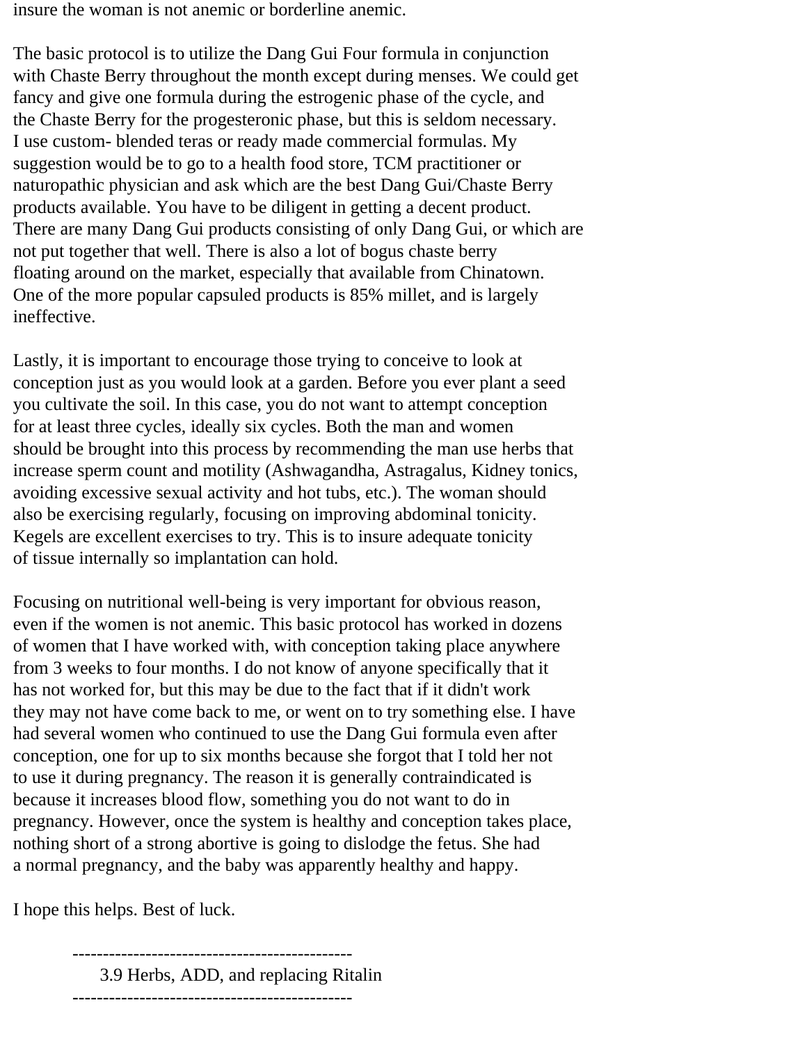insure the woman is not anemic or borderline anemic.

The basic protocol is to utilize the Dang Gui Four formula in conjunction with Chaste Berry throughout the month except during menses. We could get fancy and give one formula during the estrogenic phase of the cycle, and the Chaste Berry for the progesteronic phase, but this is seldom necessary. I use custom- blended teras or ready made commercial formulas. My suggestion would be to go to a health food store, TCM practitioner or naturopathic physician and ask which are the best Dang Gui/Chaste Berry products available. You have to be diligent in getting a decent product. There are many Dang Gui products consisting of only Dang Gui, or which are not put together that well. There is also a lot of bogus chaste berry floating around on the market, especially that available from Chinatown. One of the more popular capsuled products is 85% millet, and is largely ineffective.

Lastly, it is important to encourage those trying to conceive to look at conception just as you would look at a garden. Before you ever plant a seed you cultivate the soil. In this case, you do not want to attempt conception for at least three cycles, ideally six cycles. Both the man and women should be brought into this process by recommending the man use herbs that increase sperm count and motility (Ashwagandha, Astragalus, Kidney tonics, avoiding excessive sexual activity and hot tubs, etc.). The woman should also be exercising regularly, focusing on improving abdominal tonicity. Kegels are excellent exercises to try. This is to insure adequate tonicity of tissue internally so implantation can hold.

Focusing on nutritional well-being is very important for obvious reason, even if the women is not anemic. This basic protocol has worked in dozens of women that I have worked with, with conception taking place anywhere from 3 weeks to four months. I do not know of anyone specifically that it has not worked for, but this may be due to the fact that if it didn't work they may not have come back to me, or went on to try something else. I have had several women who continued to use the Dang Gui formula even after conception, one for up to six months because she forgot that I told her not to use it during pregnancy. The reason it is generally contraindicated is because it increases blood flow, something you do not want to do in pregnancy. However, once the system is healthy and conception takes place, nothing short of a strong abortive is going to dislodge the fetus. She had a normal pregnancy, and the baby was apparently healthy and happy.

I hope this helps. Best of luck.

---

## 3.9 Herbs, ADD, and replacing Ritalin

---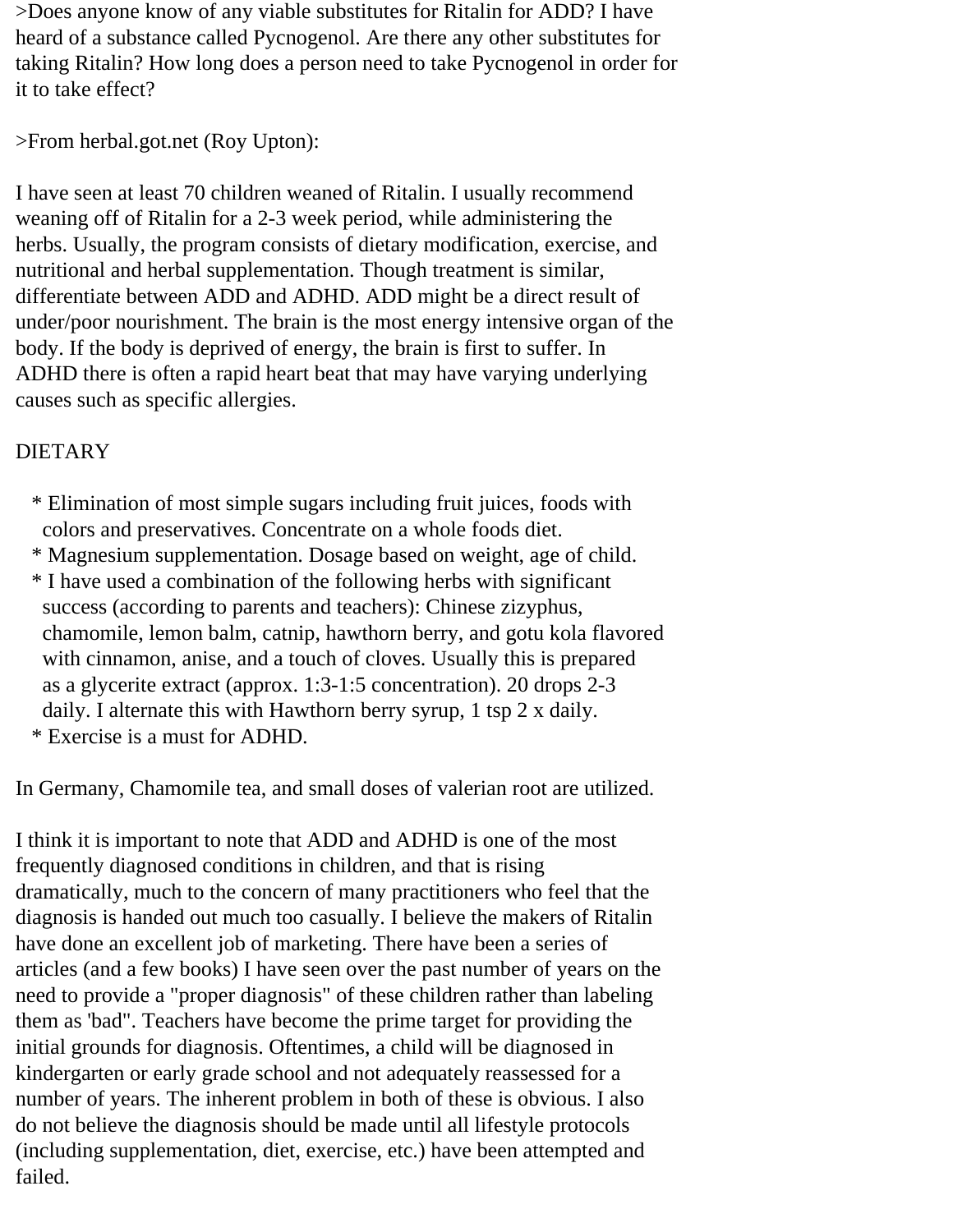>Does anyone know of any viable substitutes for Ritalin for ADD? I have heard of a substance called Pycnogenol. Are there any other substitutes for taking Ritalin? How long does a person need to take Pycnogenol in order for it to take effect?

>From herbal.got.net (Roy Upton):

I have seen at least 70 children weaned of Ritalin. I usually recommend weaning off of Ritalin for a 2-3 week period, while administering the herbs. Usually, the program consists of dietary modification, exercise, and nutritional and herbal supplementation. Though treatment is similar, differentiate between ADD and ADHD. ADD might be a direct result of under/poor nourishment. The brain is the most energy intensive organ of the body. If the body is deprived of energy, the brain is first to suffer. In ADHD there is often a rapid heart beat that may have varying underlying causes such as specific allergies.

DIETARY

* Elimination of most simple sugars including fruit juices, foods with colors and preservatives. Concentrate on a whole foods diet.
* Magnesium supplementation. Dosage based on weight, age of child.
* I have used a combination of the following herbs with significant success (according to parents and teachers): Chinese zizyphus, chamomile, lemon balm, catnip, hawthorn berry, and gotu kola flavored with cinnamon, anise, and a touch of cloves. Usually this is prepared as a glycerite extract (approx. 1:3-1:5 concentration). 20 drops 2-3 daily. I alternate this with Hawthorn berry syrup, 1 tsp 2 x daily.
* Exercise is a must for ADHD.

In Germany, Chamomile tea, and small doses of valerian root are utilized.

I think it is important to note that ADD and ADHD is one of the most frequently diagnosed conditions in children, and that is rising dramatically, much to the concern of many practitioners who feel that the diagnosis is handed out much too casually. I believe the makers of Ritalin have done an excellent job of marketing. There have been a series of articles (and a few books) I have seen over the past number of years on the need to provide a "proper diagnosis" of these children rather than labeling them as 'bad". Teachers have become the prime target for providing the initial grounds for diagnosis. Oftentimes, a child will be diagnosed in kindergarten or early grade school and not adequately reassessed for a number of years. The inherent problem in both of these is obvious. I also do not believe the diagnosis should be made until all lifestyle protocols (including supplementation, diet, exercise, etc.) have been attempted and failed.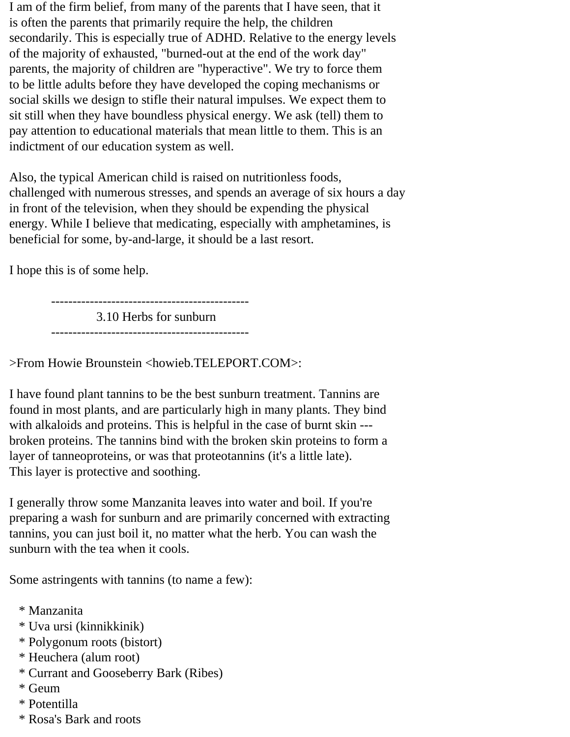I am of the firm belief, from many of the parents that I have seen, that it is often the parents that primarily require the help, the children secondarily. This is especially true of ADHD. Relative to the energy levels of the majority of exhausted, "burned-out at the end of the work day" parents, the majority of children are "hyperactive". We try to force them to be little adults before they have developed the coping mechanisms or social skills we design to stifle their natural impulses. We expect them to sit still when they have boundless physical energy. We ask (tell) them to pay attention to educational materials that mean little to them. This is an indictment of our education system as well.

Also, the typical American child is raised on nutritionless foods, challenged with numerous stresses, and spends an average of six hours a day in front of the television, when they should be expending the physical energy. While I believe that medicating, especially with amphetamines, is beneficial for some, by-and-large, it should be a last resort.

I hope this is of some help.

## 3.10 Herbs for sunburn

>From Howie Brounstein <howieb.TELEPORT.COM>:

I have found plant tannins to be the best sunburn treatment. Tannins are found in most plants, and are particularly high in many plants. They bind with alkaloids and proteins. This is helpful in the case of burnt skin --- broken proteins. The tannins bind with the broken skin proteins to form a layer of tanneoproteins, or was that proteotannins (it's a little late). This layer is protective and soothing.

I generally throw some Manzanita leaves into water and boil. If you're preparing a wash for sunburn and are primarily concerned with extracting tannins, you can just boil it, no matter what the herb. You can wash the sunburn with the tea when it cools.

Some astringents with tannins (to name a few):

* Manzanita
* Uva ursi (kinnikkinik)
* Polygonum roots (bistort)
* Heuchera (alum root)
* Currant and Gooseberry Bark (Ribes)
* Geum
* Potentilla
* Rosa's Bark and roots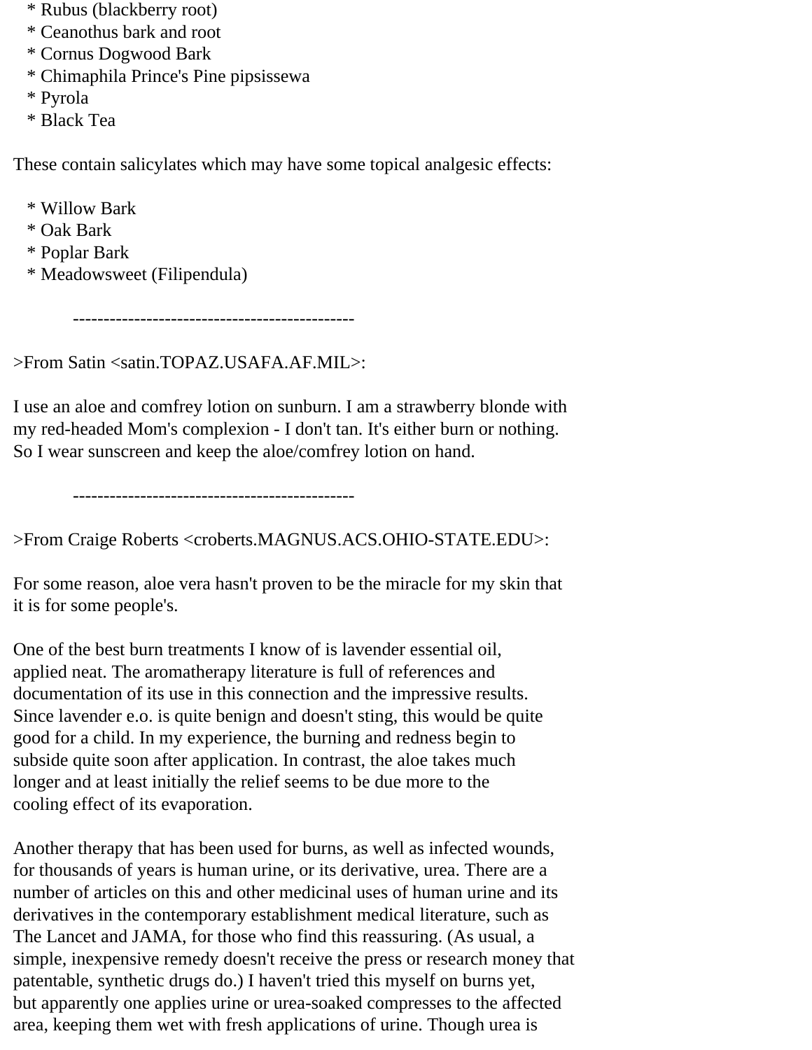* Rubus (blackberry root)
* Ceanothus bark and root
* Cornus Dogwood Bark
* Chimaphila Prince's Pine pipsissewa
* Pyrola
* Black Tea

These contain salicylates which may have some topical analgesic effects:

* Willow Bark
* Oak Bark
* Poplar Bark
* Meadowsweet (Filipendula)

----------------------------------------------

>From Satin <satin.TOPAZ.USAFA.AF.MIL>:

I use an aloe and comfrey lotion on sunburn. I am a strawberry blonde with my red-headed Mom's complexion - I don't tan. It's either burn or nothing. So I wear sunscreen and keep the aloe/comfrey lotion on hand.

----------------------------------------------

>From Craige Roberts <croberts.MAGNUS.ACS.OHIO-STATE.EDU>:

For some reason, aloe vera hasn't proven to be the miracle for my skin that it is for some people's.

One of the best burn treatments I know of is lavender essential oil, applied neat. The aromatherapy literature is full of references and documentation of its use in this connection and the impressive results. Since lavender e.o. is quite benign and doesn't sting, this would be quite good for a child. In my experience, the burning and redness begin to subside quite soon after application. In contrast, the aloe takes much longer and at least initially the relief seems to be due more to the cooling effect of its evaporation.

Another therapy that has been used for burns, as well as infected wounds, for thousands of years is human urine, or its derivative, urea. There are a number of articles on this and other medicinal uses of human urine and its derivatives in the contemporary establishment medical literature, such as The Lancet and JAMA, for those who find this reassuring. (As usual, a simple, inexpensive remedy doesn't receive the press or research money that patentable, synthetic drugs do.) I haven't tried this myself on burns yet, but apparently one applies urine or urea-soaked compresses to the affected area, keeping them wet with fresh applications of urine. Though urea is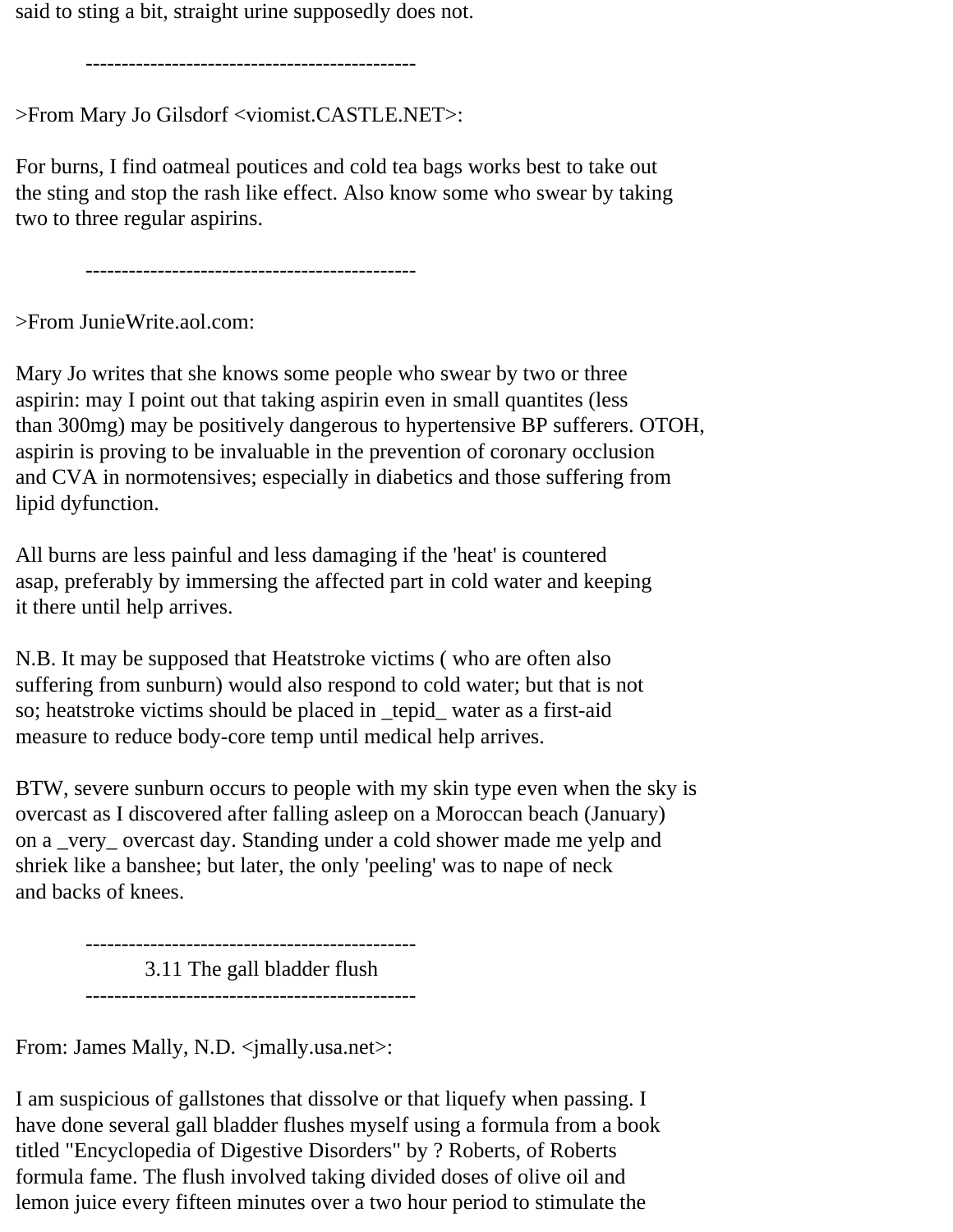said to sting a bit, straight urine supposedly does not.

----------------------------------------------

>From Mary Jo Gilsdorf <viomist.CASTLE.NET>:

For burns, I find oatmeal poutices and cold tea bags works best to take out the sting and stop the rash like effect. Also know some who swear by taking two to three regular aspirins.

----------------------------------------------

>From JunieWrite.aol.com:

Mary Jo writes that she knows some people who swear by two or three aspirin: may I point out that taking aspirin even in small quantites (less than 300mg) may be positively dangerous to hypertensive BP sufferers. OTOH, aspirin is proving to be invaluable in the prevention of coronary occlusion and CVA in normotensives; especially in diabetics and those suffering from lipid dyfunction.

All burns are less painful and less damaging if the 'heat' is countered asap, preferably by immersing the affected part in cold water and keeping it there until help arrives.

N.B. It may be supposed that Heatstroke victims ( who are often also suffering from sunburn) would also respond to cold water; but that is not so; heatstroke victims should be placed in _tepid_ water as a first-aid measure to reduce body-core temp until medical help arrives.

BTW, severe sunburn occurs to people with my skin type even when the sky is overcast as I discovered after falling asleep on a Moroccan beach (January) on a _very_ overcast day. Standing under a cold shower made me yelp and shriek like a banshee; but later, the only 'peeling' was to nape of neck and backs of knees.

----------------------------------------------

## 3.11 The gall bladder flush

----------------------------------------------

From: James Mally, N.D. <jmally.usa.net>:

I am suspicious of gallstones that dissolve or that liquefy when passing. I have done several gall bladder flushes myself using a formula from a book titled "Encyclopedia of Digestive Disorders" by ? Roberts, of Roberts formula fame. The flush involved taking divided doses of olive oil and lemon juice every fifteen minutes over a two hour period to stimulate the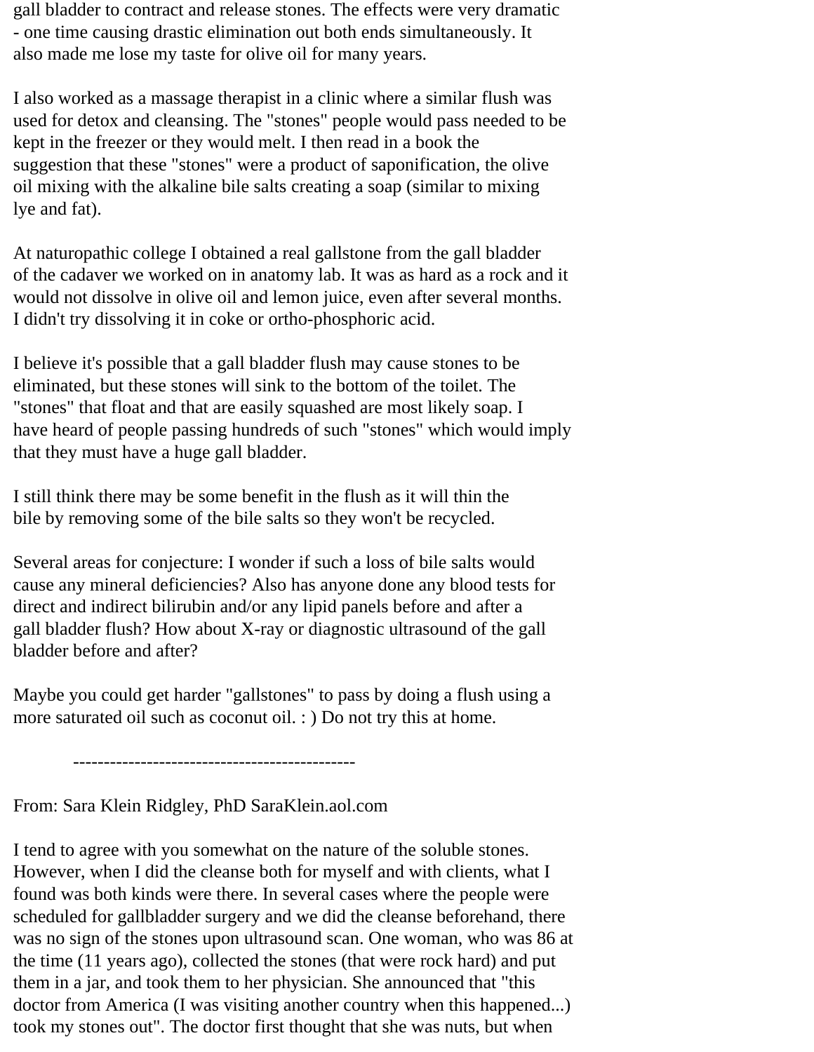gall bladder to contract and release stones. The effects were very dramatic - one time causing drastic elimination out both ends simultaneously. It also made me lose my taste for olive oil for many years.

I also worked as a massage therapist in a clinic where a similar flush was used for detox and cleansing. The "stones" people would pass needed to be kept in the freezer or they would melt. I then read in a book the suggestion that these "stones" were a product of saponification, the olive oil mixing with the alkaline bile salts creating a soap (similar to mixing lye and fat).

At naturopathic college I obtained a real gallstone from the gall bladder of the cadaver we worked on in anatomy lab. It was as hard as a rock and it would not dissolve in olive oil and lemon juice, even after several months. I didn't try dissolving it in coke or ortho-phosphoric acid.

I believe it's possible that a gall bladder flush may cause stones to be eliminated, but these stones will sink to the bottom of the toilet. The "stones" that float and that are easily squashed are most likely soap. I have heard of people passing hundreds of such "stones" which would imply that they must have a huge gall bladder.

I still think there may be some benefit in the flush as it will thin the bile by removing some of the bile salts so they won't be recycled.

Several areas for conjecture: I wonder if such a loss of bile salts would cause any mineral deficiencies? Also has anyone done any blood tests for direct and indirect bilirubin and/or any lipid panels before and after a gall bladder flush? How about X-ray or diagnostic ultrasound of the gall bladder before and after?

Maybe you could get harder "gallstones" to pass by doing a flush using a more saturated oil such as coconut oil. : ) Do not try this at home.

---

From: Sara Klein Ridgley, PhD SaraKlein.aol.com

I tend to agree with you somewhat on the nature of the soluble stones. However, when I did the cleanse both for myself and with clients, what I found was both kinds were there. In several cases where the people were scheduled for gallbladder surgery and we did the cleanse beforehand, there was no sign of the stones upon ultrasound scan. One woman, who was 86 at the time (11 years ago), collected the stones (that were rock hard) and put them in a jar, and took them to her physician. She announced that "this doctor from America (I was visiting another country when this happened...) took my stones out". The doctor first thought that she was nuts, but when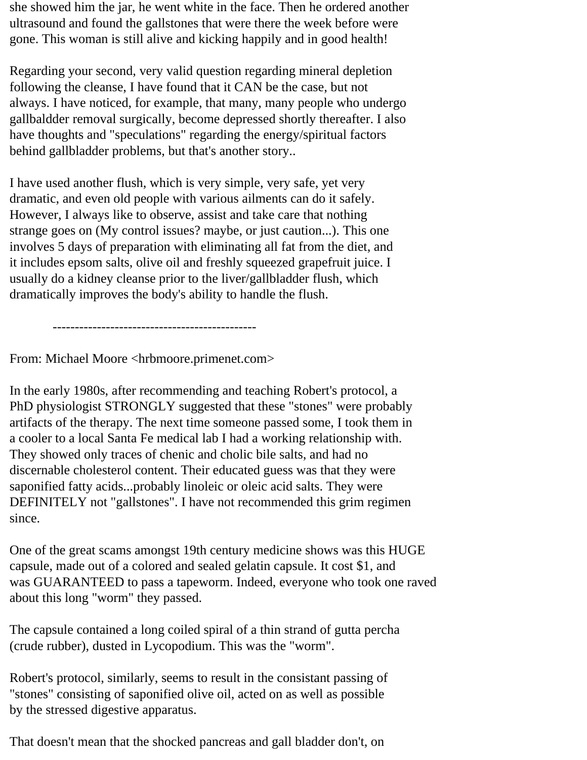she showed him the jar, he went white in the face. Then he ordered another ultrasound and found the gallstones that were there the week before were gone. This woman is still alive and kicking happily and in good health!

Regarding your second, very valid question regarding mineral depletion following the cleanse, I have found that it CAN be the case, but not always. I have noticed, for example, that many, many people who undergo gallbaldder removal surgically, become depressed shortly thereafter. I also have thoughts and "speculations" regarding the energy/spiritual factors behind gallbladder problems, but that's another story..

I have used another flush, which is very simple, very safe, yet very dramatic, and even old people with various ailments can do it safely. However, I always like to observe, assist and take care that nothing strange goes on (My control issues? maybe, or just caution...). This one involves 5 days of preparation with eliminating all fat from the diet, and it includes epsom salts, olive oil and freshly squeezed grapefruit juice. I usually do a kidney cleanse prior to the liver/gallbladder flush, which dramatically improves the body's ability to handle the flush.

----------------------------------------------

From: Michael Moore <hrbmoore.primenet.com>

In the early 1980s, after recommending and teaching Robert's protocol, a PhD physiologist STRONGLY suggested that these "stones" were probably artifacts of the therapy. The next time someone passed some, I took them in a cooler to a local Santa Fe medical lab I had a working relationship with. They showed only traces of chenic and cholic bile salts, and had no discernable cholesterol content. Their educated guess was that they were saponified fatty acids...probably linoleic or oleic acid salts. They were DEFINITELY not "gallstones". I have not recommended this grim regimen since.

One of the great scams amongst 19th century medicine shows was this HUGE capsule, made out of a colored and sealed gelatin capsule. It cost $1, and was GUARANTEED to pass a tapeworm. Indeed, everyone who took one raved about this long "worm" they passed.

The capsule contained a long coiled spiral of a thin strand of gutta percha (crude rubber), dusted in Lycopodium. This was the "worm".

Robert's protocol, similarly, seems to result in the consistant passing of "stones" consisting of saponified olive oil, acted on as well as possible by the stressed digestive apparatus.

That doesn't mean that the shocked pancreas and gall bladder don't, on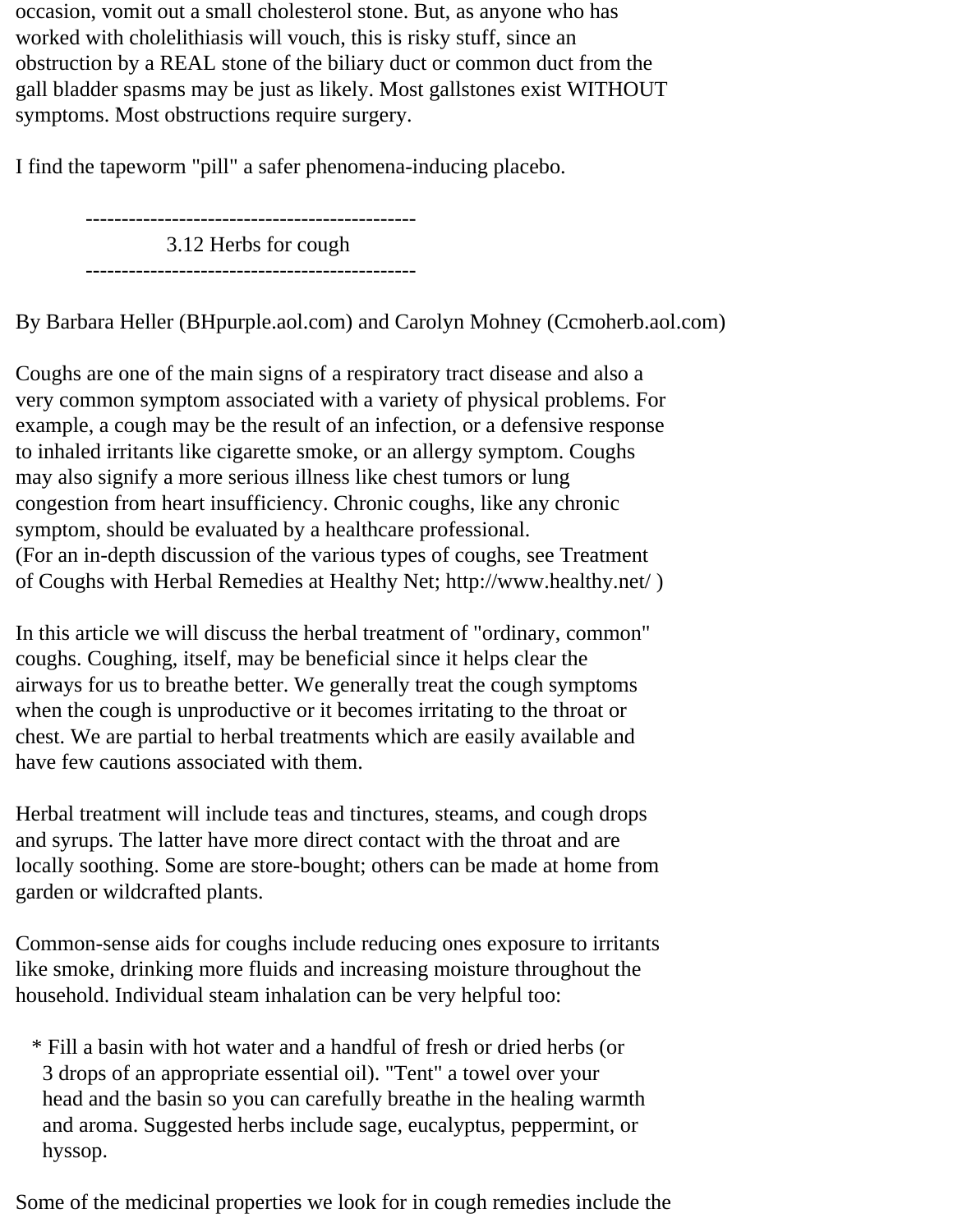occasion, vomit out a small cholesterol stone. But, as anyone who has worked with cholelithiasis will vouch, this is risky stuff, since an obstruction by a REAL stone of the biliary duct or common duct from the gall bladder spasms may be just as likely. Most gallstones exist WITHOUT symptoms. Most obstructions require surgery.

I find the tapeworm "pill" a safer phenomena-inducing placebo.

## 3.12 Herbs for cough

By Barbara Heller (BHpurple.aol.com) and Carolyn Mohney (Ccmoherb.aol.com)

Coughs are one of the main signs of a respiratory tract disease and also a very common symptom associated with a variety of physical problems. For example, a cough may be the result of an infection, or a defensive response to inhaled irritants like cigarette smoke, or an allergy symptom. Coughs may also signify a more serious illness like chest tumors or lung congestion from heart insufficiency. Chronic coughs, like any chronic symptom, should be evaluated by a healthcare professional. (For an in-depth discussion of the various types of coughs, see Treatment of Coughs with Herbal Remedies at Healthy Net; http://www.healthy.net/ )

In this article we will discuss the herbal treatment of "ordinary, common" coughs. Coughing, itself, may be beneficial since it helps clear the airways for us to breathe better. We generally treat the cough symptoms when the cough is unproductive or it becomes irritating to the throat or chest. We are partial to herbal treatments which are easily available and have few cautions associated with them.

Herbal treatment will include teas and tinctures, steams, and cough drops and syrups. The latter have more direct contact with the throat and are locally soothing. Some are store-bought; others can be made at home from garden or wildcrafted plants.

Common-sense aids for coughs include reducing ones exposure to irritants like smoke, drinking more fluids and increasing moisture throughout the household. Individual steam inhalation can be very helpful too:

* Fill a basin with hot water and a handful of fresh or dried herbs (or 3 drops of an appropriate essential oil). "Tent" a towel over your head and the basin so you can carefully breathe in the healing warmth and aroma. Suggested herbs include sage, eucalyptus, peppermint, or hyssop.

Some of the medicinal properties we look for in cough remedies include the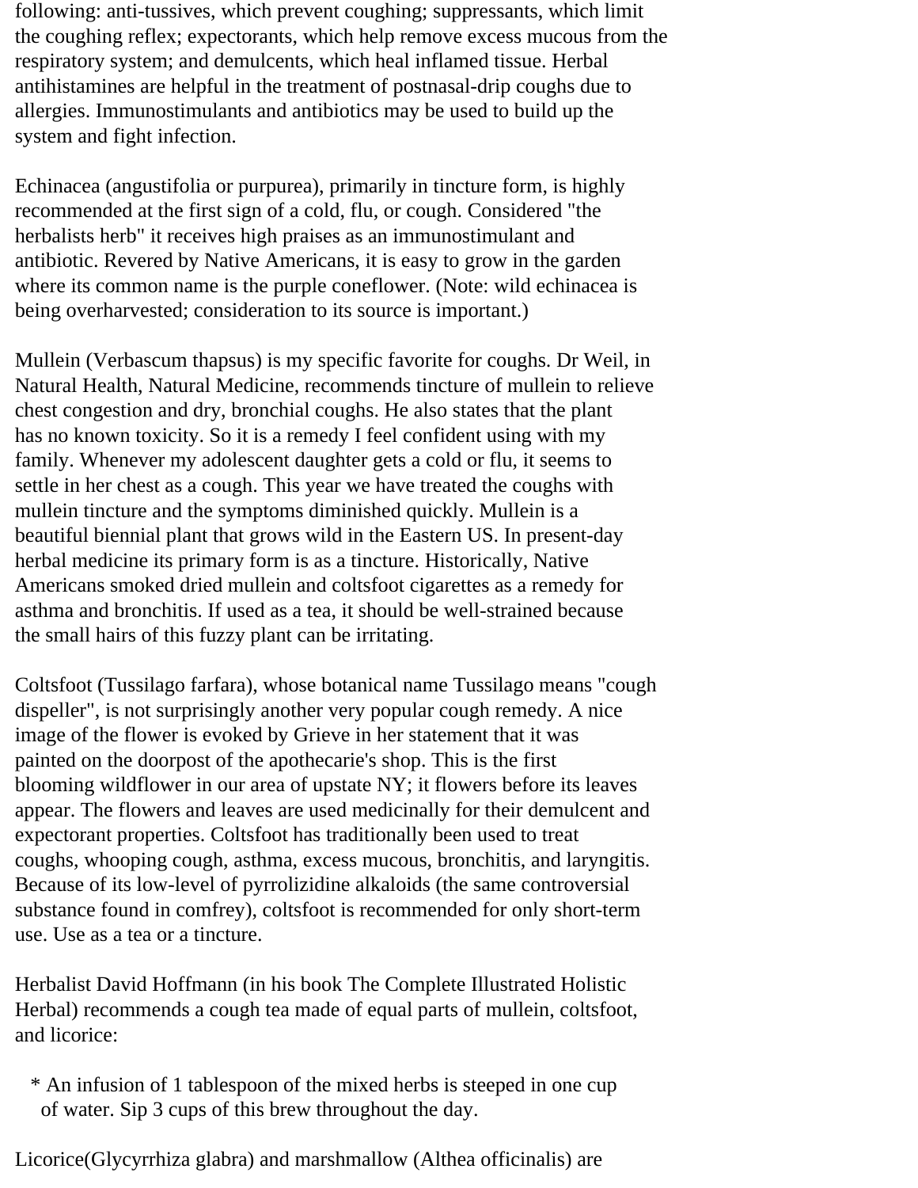following: anti-tussives, which prevent coughing; suppressants, which limit the coughing reflex; expectorants, which help remove excess mucous from the respiratory system; and demulcents, which heal inflamed tissue. Herbal antihistamines are helpful in the treatment of postnasal-drip coughs due to allergies. Immunostimulants and antibiotics may be used to build up the system and fight infection.

Echinacea (angustifolia or purpurea), primarily in tincture form, is highly recommended at the first sign of a cold, flu, or cough. Considered "the herbalists herb" it receives high praises as an immunostimulant and antibiotic. Revered by Native Americans, it is easy to grow in the garden where its common name is the purple coneflower. (Note: wild echinacea is being overharvested; consideration to its source is important.)

Mullein (Verbascum thapsus) is my specific favorite for coughs. Dr Weil, in Natural Health, Natural Medicine, recommends tincture of mullein to relieve chest congestion and dry, bronchial coughs. He also states that the plant has no known toxicity. So it is a remedy I feel confident using with my family. Whenever my adolescent daughter gets a cold or flu, it seems to settle in her chest as a cough. This year we have treated the coughs with mullein tincture and the symptoms diminished quickly. Mullein is a beautiful biennial plant that grows wild in the Eastern US. In present-day herbal medicine its primary form is as a tincture. Historically, Native Americans smoked dried mullein and coltsfoot cigarettes as a remedy for asthma and bronchitis. If used as a tea, it should be well-strained because the small hairs of this fuzzy plant can be irritating.

Coltsfoot (Tussilago farfara), whose botanical name Tussilago means "cough dispeller", is not surprisingly another very popular cough remedy. A nice image of the flower is evoked by Grieve in her statement that it was painted on the doorpost of the apothecarie's shop. This is the first blooming wildflower in our area of upstate NY; it flowers before its leaves appear. The flowers and leaves are used medicinally for their demulcent and expectorant properties. Coltsfoot has traditionally been used to treat coughs, whooping cough, asthma, excess mucous, bronchitis, and laryngitis. Because of its low-level of pyrrolizidine alkaloids (the same controversial substance found in comfrey), coltsfoot is recommended for only short-term use. Use as a tea or a tincture.

Herbalist David Hoffmann (in his book The Complete Illustrated Holistic Herbal) recommends a cough tea made of equal parts of mullein, coltsfoot, and licorice:

* An infusion of 1 tablespoon of the mixed herbs is steeped in one cup of water. Sip 3 cups of this brew throughout the day.

Licorice(Glycyrrhiza glabra) and marshmallow (Althea officinalis) are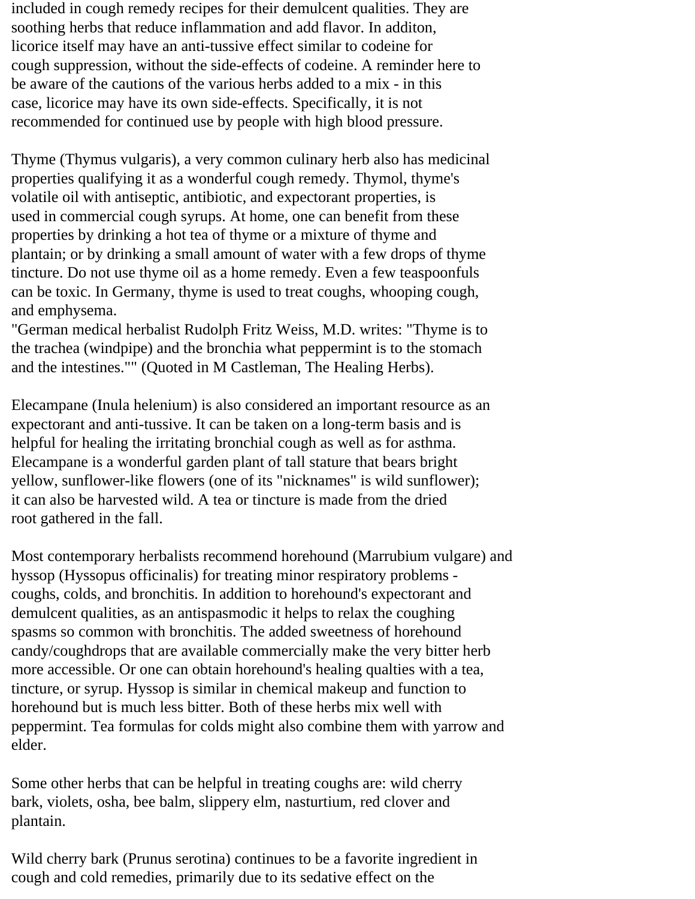included in cough remedy recipes for their demulcent qualities. They are soothing herbs that reduce inflammation and add flavor. In additon, licorice itself may have an anti-tussive effect similar to codeine for cough suppression, without the side-effects of codeine. A reminder here to be aware of the cautions of the various herbs added to a mix - in this case, licorice may have its own side-effects. Specifically, it is not recommended for continued use by people with high blood pressure.

Thyme (Thymus vulgaris), a very common culinary herb also has medicinal properties qualifying it as a wonderful cough remedy. Thymol, thyme's volatile oil with antiseptic, antibiotic, and expectorant properties, is used in commercial cough syrups. At home, one can benefit from these properties by drinking a hot tea of thyme or a mixture of thyme and plantain; or by drinking a small amount of water with a few drops of thyme tincture. Do not use thyme oil as a home remedy. Even a few teaspoonfuls can be toxic. In Germany, thyme is used to treat coughs, whooping cough, and emphysema.
"German medical herbalist Rudolph Fritz Weiss, M.D. writes: "Thyme is to the trachea (windpipe) and the bronchia what peppermint is to the stomach and the intestines."" (Quoted in M Castleman, The Healing Herbs).

Elecampane (Inula helenium) is also considered an important resource as an expectorant and anti-tussive. It can be taken on a long-term basis and is helpful for healing the irritating bronchial cough as well as for asthma. Elecampane is a wonderful garden plant of tall stature that bears bright yellow, sunflower-like flowers (one of its "nicknames" is wild sunflower); it can also be harvested wild. A tea or tincture is made from the dried root gathered in the fall.

Most contemporary herbalists recommend horehound (Marrubium vulgare) and hyssop (Hyssopus officinalis) for treating minor respiratory problems - coughs, colds, and bronchitis. In addition to horehound's expectorant and demulcent qualities, as an antispasmodic it helps to relax the coughing spasms so common with bronchitis. The added sweetness of horehound candy/coughdrops that are available commercially make the very bitter herb more accessible. Or one can obtain horehound's healing qualties with a tea, tincture, or syrup. Hyssop is similar in chemical makeup and function to horehound but is much less bitter. Both of these herbs mix well with peppermint. Tea formulas for colds might also combine them with yarrow and elder.

Some other herbs that can be helpful in treating coughs are: wild cherry bark, violets, osha, bee balm, slippery elm, nasturtium, red clover and plantain.

Wild cherry bark (Prunus serotina) continues to be a favorite ingredient in cough and cold remedies, primarily due to its sedative effect on the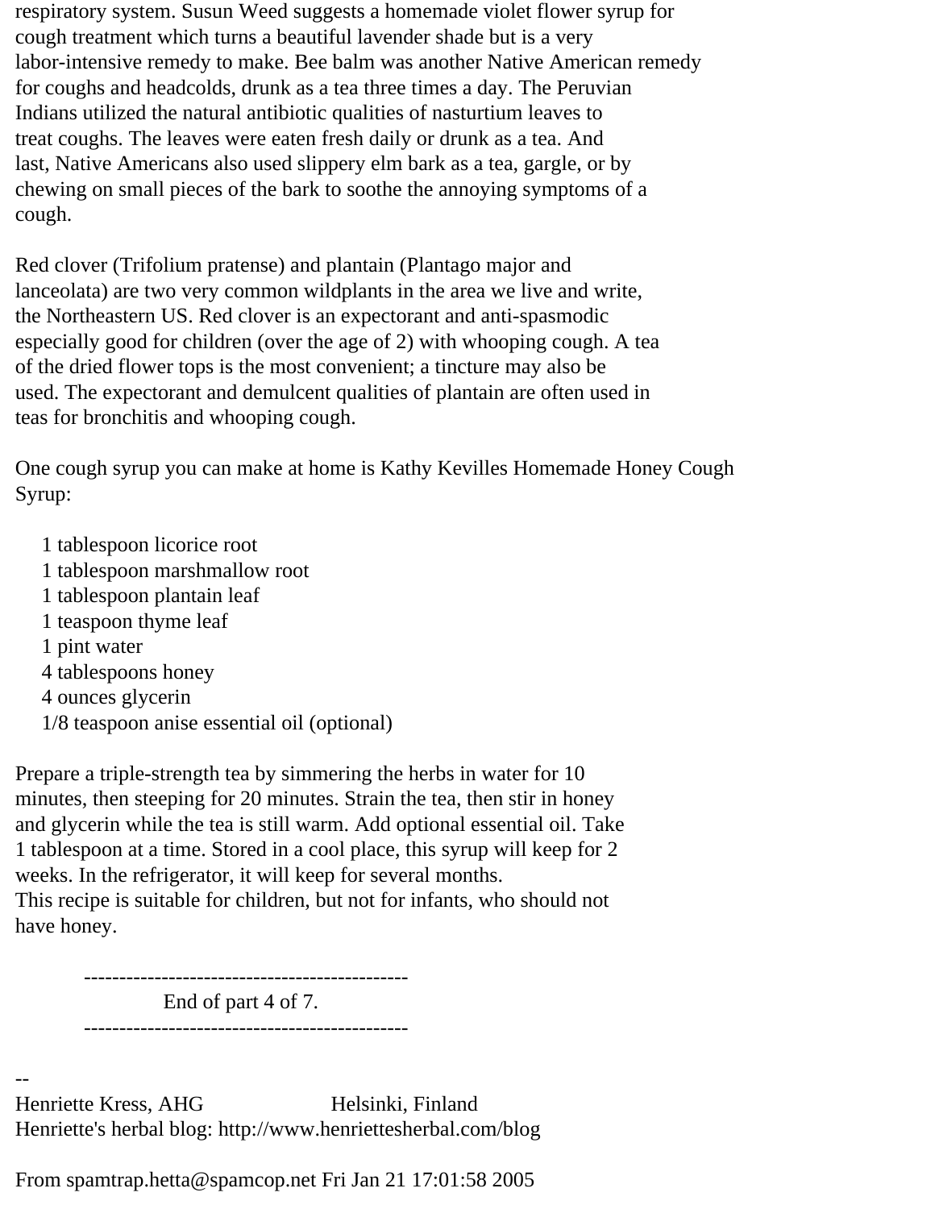respiratory system. Susun Weed suggests a homemade violet flower syrup for cough treatment which turns a beautiful lavender shade but is a very labor-intensive remedy to make. Bee balm was another Native American remedy for coughs and headcolds, drunk as a tea three times a day. The Peruvian Indians utilized the natural antibiotic qualities of nasturtium leaves to treat coughs. The leaves were eaten fresh daily or drunk as a tea. And last, Native Americans also used slippery elm bark as a tea, gargle, or by chewing on small pieces of the bark to soothe the annoying symptoms of a cough.

Red clover (Trifolium pratense) and plantain (Plantago major and lanceolata) are two very common wildplants in the area we live and write, the Northeastern US. Red clover is an expectorant and anti-spasmodic especially good for children (over the age of 2) with whooping cough. A tea of the dried flower tops is the most convenient; a tincture may also be used. The expectorant and demulcent qualities of plantain are often used in teas for bronchitis and whooping cough.

One cough syrup you can make at home is Kathy Kevilles Homemade Honey Cough Syrup:

- 1 tablespoon licorice root
- 1 tablespoon marshmallow root
- 1 tablespoon plantain leaf
- 1 teaspoon thyme leaf
- 1 pint water
- 4 tablespoons honey
- 4 ounces glycerin
- 1/8 teaspoon anise essential oil (optional)

Prepare a triple-strength tea by simmering the herbs in water for 10 minutes, then steeping for 20 minutes. Strain the tea, then stir in honey and glycerin while the tea is still warm. Add optional essential oil. Take 1 tablespoon at a time. Stored in a cool place, this syrup will keep for 2 weeks. In the refrigerator, it will keep for several months.
This recipe is suitable for children, but not for infants, who should not have honey.

----------------------------------------------
End of part 4 of 7.
----------------------------------------------

--
Henriette Kress, AHG Helsinki, Finland
Henriette's herbal blog: http://www.henriettesherbal.com/blog

From spamtrap.hetta@spamcop.net Fri Jan 21 17:01:58 2005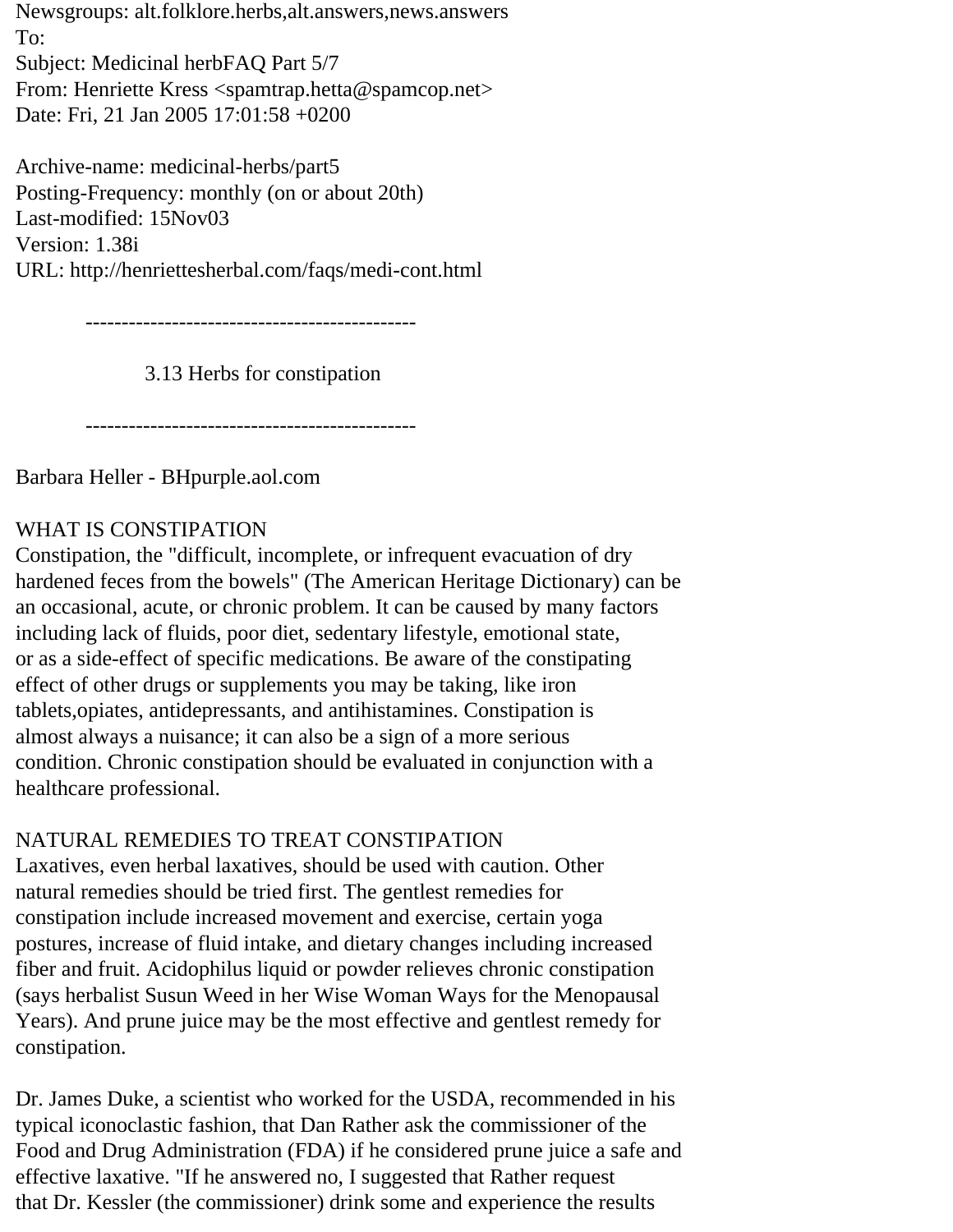Newsgroups: alt.folklore.herbs,alt.answers,news.answers
To:
Subject: Medicinal herbFAQ Part 5/7
From: Henriette Kress <spamtrap.hetta@spamcop.net>
Date: Fri, 21 Jan 2005 17:01:58 +0200

Archive-name: medicinal-herbs/part5
Posting-Frequency: monthly (on or about 20th)
Last-modified: 15Nov03
Version: 1.38i
URL: http://henriettesherbal.com/faqs/medi-cont.html

----------------------------------------------

## 3.13 Herbs for constipation

----------------------------------------------

Barbara Heller - BHpurple.aol.com

### WHAT IS CONSTIPATION

Constipation, the "difficult, incomplete, or infrequent evacuation of dry hardened feces from the bowels" (The American Heritage Dictionary) can be an occasional, acute, or chronic problem. It can be caused by many factors including lack of fluids, poor diet, sedentary lifestyle, emotional state, or as a side-effect of specific medications. Be aware of the constipating effect of other drugs or supplements you may be taking, like iron tablets,opiates, antidepressants, and antihistamines. Constipation is almost always a nuisance; it can also be a sign of a more serious condition. Chronic constipation should be evaluated in conjunction with a healthcare professional.

### NATURAL REMEDIES TO TREAT CONSTIPATION

Laxatives, even herbal laxatives, should be used with caution. Other natural remedies should be tried first. The gentlest remedies for constipation include increased movement and exercise, certain yoga postures, increase of fluid intake, and dietary changes including increased fiber and fruit. Acidophilus liquid or powder relieves chronic constipation (says herbalist Susun Weed in her Wise Woman Ways for the Menopausal Years). And prune juice may be the most effective and gentlest remedy for constipation.

Dr. James Duke, a scientist who worked for the USDA, recommended in his typical iconoclastic fashion, that Dan Rather ask the commissioner of the Food and Drug Administration (FDA) if he considered prune juice a safe and effective laxative. "If he answered no, I suggested that Rather request that Dr. Kessler (the commissioner) drink some and experience the results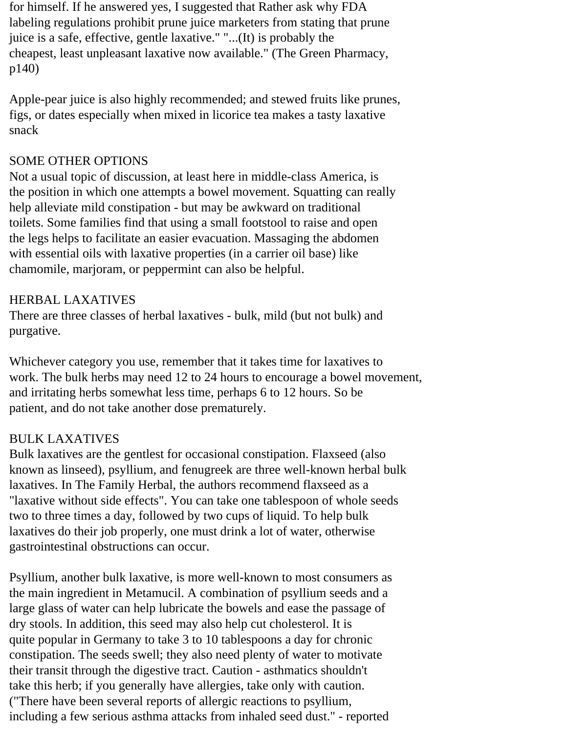for himself. If he answered yes, I suggested that Rather ask why FDA labeling regulations prohibit prune juice marketers from stating that prune juice is a safe, effective, gentle laxative." "...(It) is probably the cheapest, least unpleasant laxative now available." (The Green Pharmacy, p140)

Apple-pear juice is also highly recommended; and stewed fruits like prunes, figs, or dates especially when mixed in licorice tea makes a tasty laxative snack

## SOME OTHER OPTIONS

Not a usual topic of discussion, at least here in middle-class America, is the position in which one attempts a bowel movement. Squatting can really help alleviate mild constipation - but may be awkward on traditional toilets. Some families find that using a small footstool to raise and open the legs helps to facilitate an easier evacuation. Massaging the abdomen with essential oils with laxative properties (in a carrier oil base) like chamomile, marjoram, or peppermint can also be helpful.

## HERBAL LAXATIVES

There are three classes of herbal laxatives - bulk, mild (but not bulk) and purgative.

Whichever category you use, remember that it takes time for laxatives to work. The bulk herbs may need 12 to 24 hours to encourage a bowel movement, and irritating herbs somewhat less time, perhaps 6 to 12 hours. So be patient, and do not take another dose prematurely.

## BULK LAXATIVES

Bulk laxatives are the gentlest for occasional constipation. Flaxseed (also known as linseed), psyllium, and fenugreek are three well-known herbal bulk laxatives. In The Family Herbal, the authors recommend flaxseed as a "laxative without side effects". You can take one tablespoon of whole seeds two to three times a day, followed by two cups of liquid. To help bulk laxatives do their job properly, one must drink a lot of water, otherwise gastrointestinal obstructions can occur.

Psyllium, another bulk laxative, is more well-known to most consumers as the main ingredient in Metamucil. A combination of psyllium seeds and a large glass of water can help lubricate the bowels and ease the passage of dry stools. In addition, this seed may also help cut cholesterol. It is quite popular in Germany to take 3 to 10 tablespoons a day for chronic constipation. The seeds swell; they also need plenty of water to motivate their transit through the digestive tract. Caution - asthmatics shouldn't take this herb; if you generally have allergies, take only with caution. ("There have been several reports of allergic reactions to psyllium, including a few serious asthma attacks from inhaled seed dust." - reported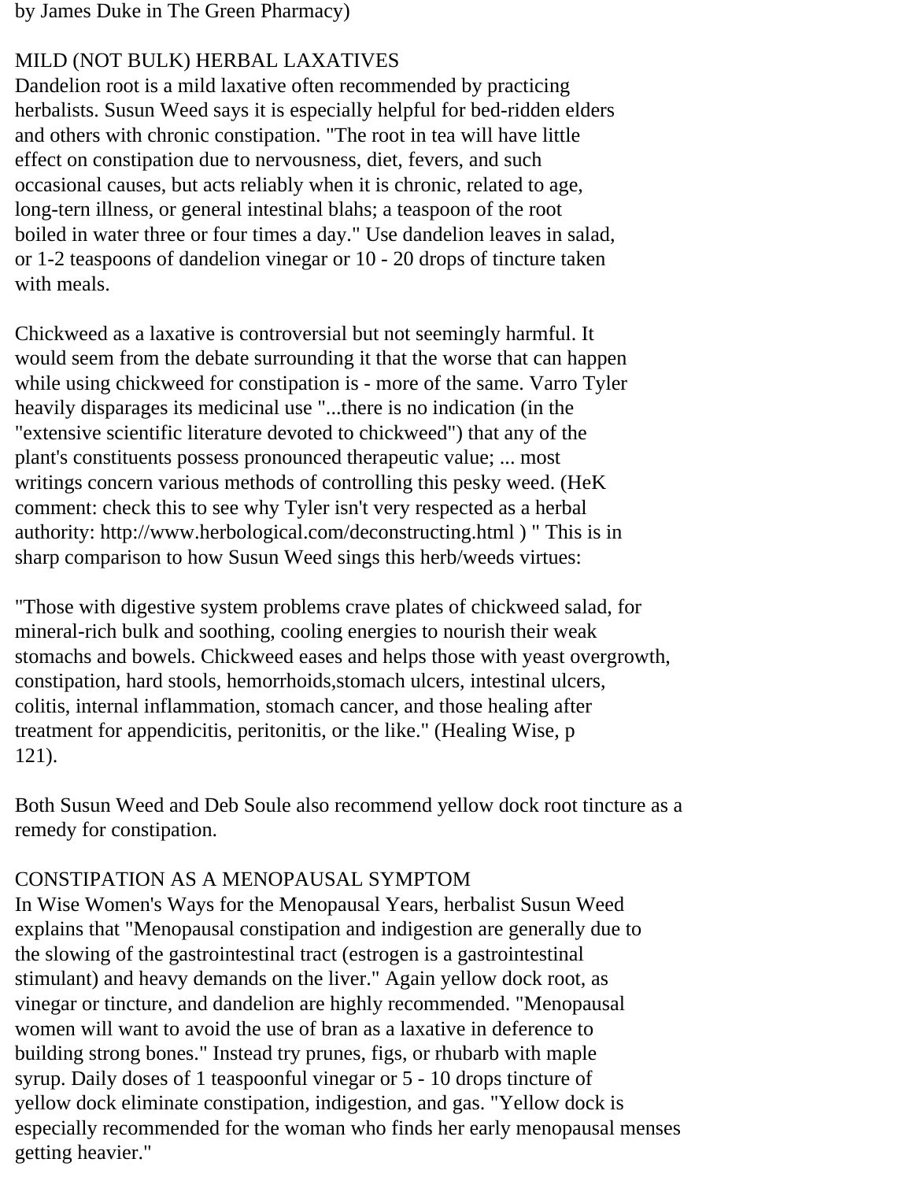by James Duke in The Green Pharmacy)

MILD (NOT BULK) HERBAL LAXATIVES

Dandelion root is a mild laxative often recommended by practicing herbalists. Susun Weed says it is especially helpful for bed-ridden elders and others with chronic constipation. "The root in tea will have little effect on constipation due to nervousness, diet, fevers, and such occasional causes, but acts reliably when it is chronic, related to age, long-tern illness, or general intestinal blahs; a teaspoon of the root boiled in water three or four times a day." Use dandelion leaves in salad, or 1-2 teaspoons of dandelion vinegar or 10 - 20 drops of tincture taken with meals.

Chickweed as a laxative is controversial but not seemingly harmful. It would seem from the debate surrounding it that the worse that can happen while using chickweed for constipation is - more of the same. Varro Tyler heavily disparages its medicinal use "...there is no indication (in the "extensive scientific literature devoted to chickweed") that any of the plant's constituents possess pronounced therapeutic value; ... most writings concern various methods of controlling this pesky weed. (HeK comment: check this to see why Tyler isn't very respected as a herbal authority: http://www.herbological.com/deconstructing.html ) " This is in sharp comparison to how Susun Weed sings this herb/weeds virtues:

"Those with digestive system problems crave plates of chickweed salad, for mineral-rich bulk and soothing, cooling energies to nourish their weak stomachs and bowels. Chickweed eases and helps those with yeast overgrowth, constipation, hard stools, hemorrhoids,stomach ulcers, intestinal ulcers, colitis, internal inflammation, stomach cancer, and those healing after treatment for appendicitis, peritonitis, or the like." (Healing Wise, p 121).

Both Susun Weed and Deb Soule also recommend yellow dock root tincture as a remedy for constipation.

CONSTIPATION AS A MENOPAUSAL SYMPTOM

In Wise Women's Ways for the Menopausal Years, herbalist Susun Weed explains that "Menopausal constipation and indigestion are generally due to the slowing of the gastrointestinal tract (estrogen is a gastrointestinal stimulant) and heavy demands on the liver." Again yellow dock root, as vinegar or tincture, and dandelion are highly recommended. "Menopausal women will want to avoid the use of bran as a laxative in deference to building strong bones." Instead try prunes, figs, or rhubarb with maple syrup. Daily doses of 1 teaspoonful vinegar or 5 - 10 drops tincture of yellow dock eliminate constipation, indigestion, and gas. "Yellow dock is especially recommended for the woman who finds her early menopausal menses getting heavier."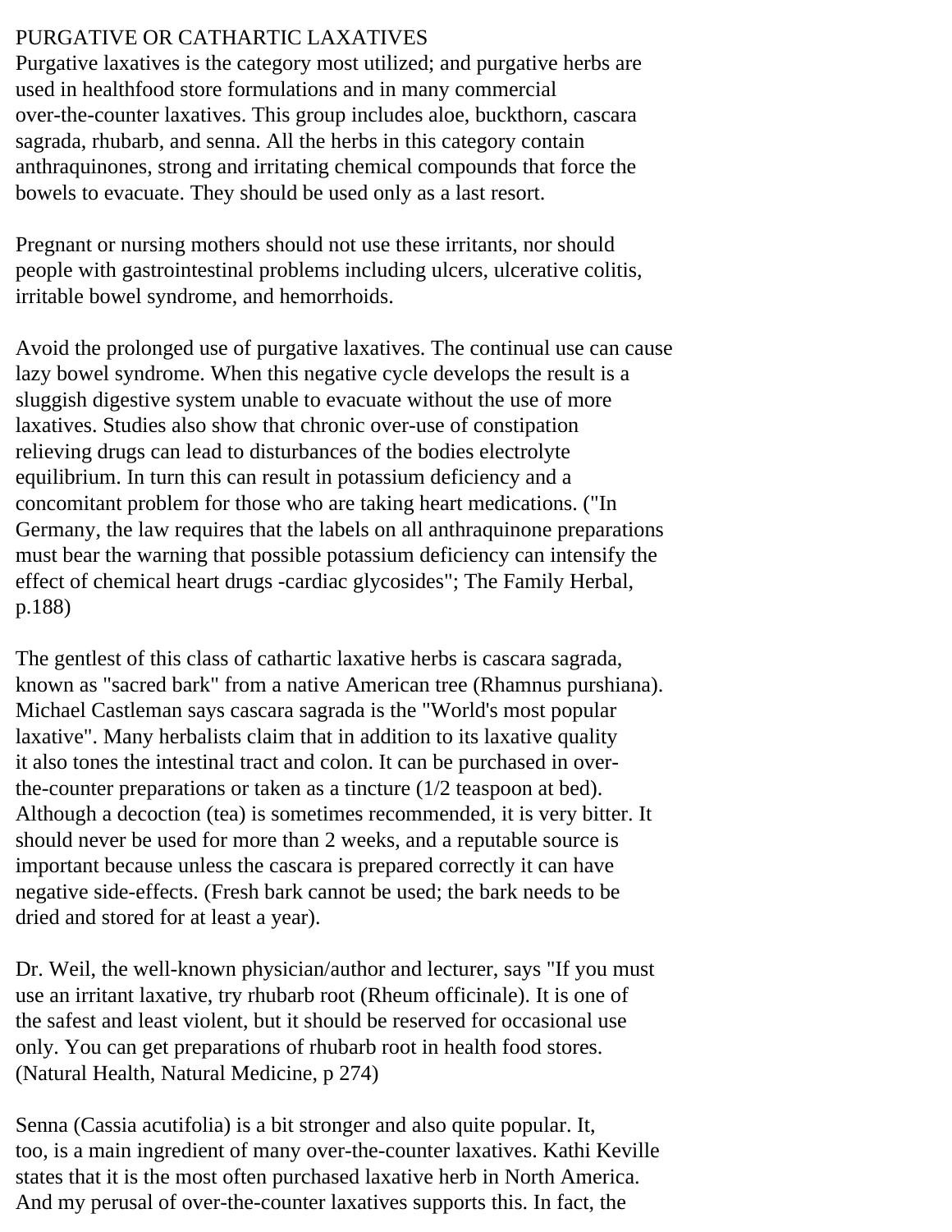## PURGATIVE OR CATHARTIC LAXATIVES

Purgative laxatives is the category most utilized; and purgative herbs are used in healthfood store formulations and in many commercial over-the-counter laxatives. This group includes aloe, buckthorn, cascara sagrada, rhubarb, and senna. All the herbs in this category contain anthraquinones, strong and irritating chemical compounds that force the bowels to evacuate. They should be used only as a last resort.

Pregnant or nursing mothers should not use these irritants, nor should people with gastrointestinal problems including ulcers, ulcerative colitis, irritable bowel syndrome, and hemorrhoids.

Avoid the prolonged use of purgative laxatives. The continual use can cause lazy bowel syndrome. When this negative cycle develops the result is a sluggish digestive system unable to evacuate without the use of more laxatives. Studies also show that chronic over-use of constipation relieving drugs can lead to disturbances of the bodies electrolyte equilibrium. In turn this can result in potassium deficiency and a concomitant problem for those who are taking heart medications. ("In Germany, the law requires that the labels on all anthraquinone preparations must bear the warning that possible potassium deficiency can intensify the effect of chemical heart drugs -cardiac glycosides"; The Family Herbal, p.188)

The gentlest of this class of cathartic laxative herbs is cascara sagrada, known as "sacred bark" from a native American tree (Rhamnus purshiana). Michael Castleman says cascara sagrada is the "World's most popular laxative". Many herbalists claim that in addition to its laxative quality it also tones the intestinal tract and colon. It can be purchased in over-the-counter preparations or taken as a tincture (1/2 teaspoon at bed). Although a decoction (tea) is sometimes recommended, it is very bitter. It should never be used for more than 2 weeks, and a reputable source is important because unless the cascara is prepared correctly it can have negative side-effects. (Fresh bark cannot be used; the bark needs to be dried and stored for at least a year).

Dr. Weil, the well-known physician/author and lecturer, says "If you must use an irritant laxative, try rhubarb root (Rheum officinale). It is one of the safest and least violent, but it should be reserved for occasional use only. You can get preparations of rhubarb root in health food stores. (Natural Health, Natural Medicine, p 274)

Senna (Cassia acutifolia) is a bit stronger and also quite popular. It, too, is a main ingredient of many over-the-counter laxatives. Kathi Keville states that it is the most often purchased laxative herb in North America. And my perusal of over-the-counter laxatives supports this. In fact, the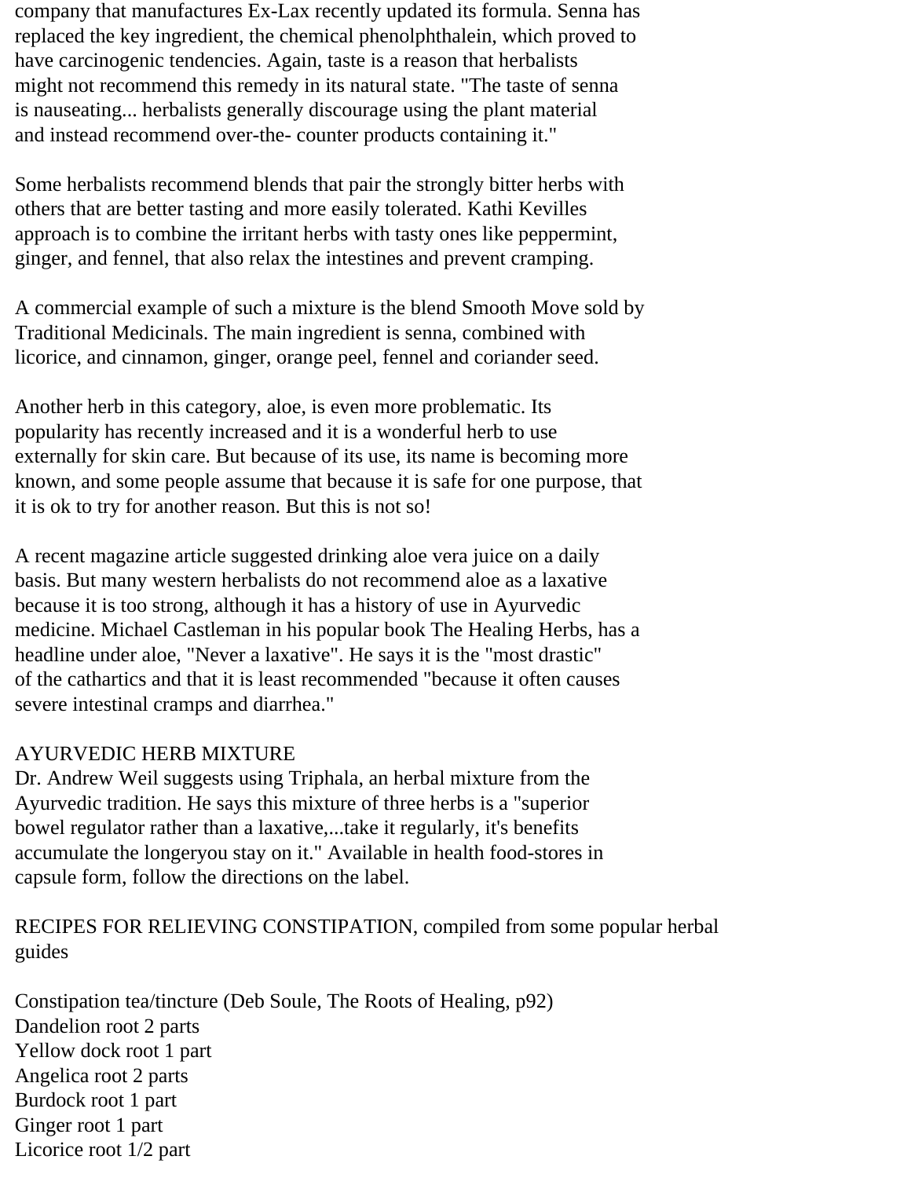company that manufactures Ex-Lax recently updated its formula. Senna has replaced the key ingredient, the chemical phenolphthalein, which proved to have carcinogenic tendencies. Again, taste is a reason that herbalists might not recommend this remedy in its natural state. "The taste of senna is nauseating... herbalists generally discourage using the plant material and instead recommend over-the- counter products containing it."

Some herbalists recommend blends that pair the strongly bitter herbs with others that are better tasting and more easily tolerated. Kathi Kevilles approach is to combine the irritant herbs with tasty ones like peppermint, ginger, and fennel, that also relax the intestines and prevent cramping.

A commercial example of such a mixture is the blend Smooth Move sold by Traditional Medicinals. The main ingredient is senna, combined with licorice, and cinnamon, ginger, orange peel, fennel and coriander seed.

Another herb in this category, aloe, is even more problematic. Its popularity has recently increased and it is a wonderful herb to use externally for skin care. But because of its use, its name is becoming more known, and some people assume that because it is safe for one purpose, that it is ok to try for another reason. But this is not so!

A recent magazine article suggested drinking aloe vera juice on a daily basis. But many western herbalists do not recommend aloe as a laxative because it is too strong, although it has a history of use in Ayurvedic medicine. Michael Castleman in his popular book The Healing Herbs, has a headline under aloe, "Never a laxative". He says it is the "most drastic" of the cathartics and that it is least recommended "because it often causes severe intestinal cramps and diarrhea."

AYURVEDIC HERB MIXTURE
Dr. Andrew Weil suggests using Triphala, an herbal mixture from the Ayurvedic tradition. He says this mixture of three herbs is a "superior bowel regulator rather than a laxative,...take it regularly, it's benefits accumulate the longeryou stay on it." Available in health food-stores in capsule form, follow the directions on the label.

RECIPES FOR RELIEVING CONSTIPATION, compiled from some popular herbal guides

Constipation tea/tincture (Deb Soule, The Roots of Healing, p92)
Dandelion root 2 parts
Yellow dock root 1 part
Angelica root 2 parts
Burdock root 1 part
Ginger root 1 part
Licorice root 1/2 part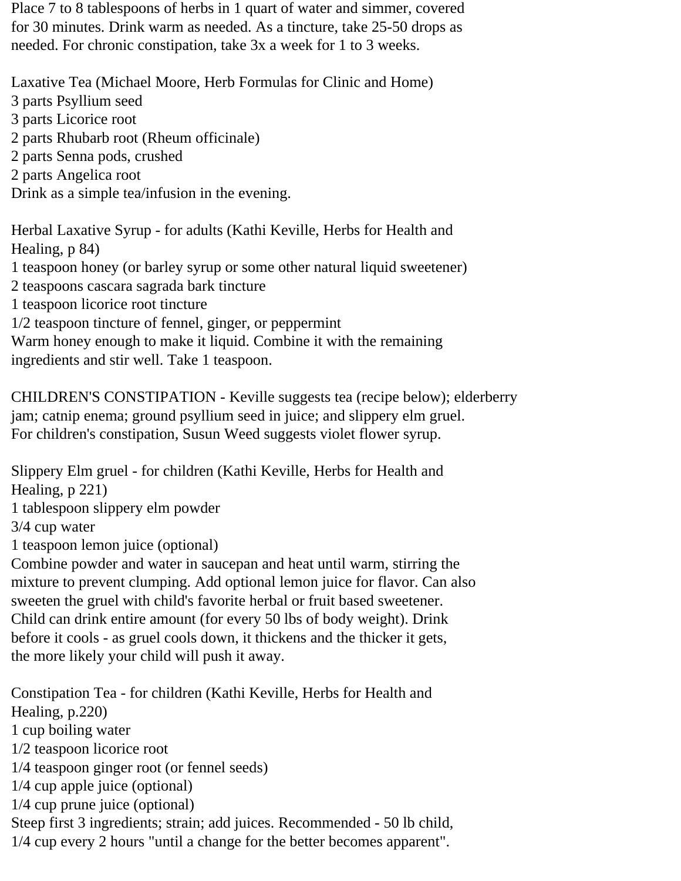Place 7 to 8 tablespoons of herbs in 1 quart of water and simmer, covered for 30 minutes. Drink warm as needed. As a tincture, take 25-50 drops as needed. For chronic constipation, take 3x a week for 1 to 3 weeks.

Laxative Tea (Michael Moore, Herb Formulas for Clinic and Home)
3 parts Psyllium seed
3 parts Licorice root
2 parts Rhubarb root (Rheum officinale)
2 parts Senna pods, crushed
2 parts Angelica root
Drink as a simple tea/infusion in the evening.

Herbal Laxative Syrup - for adults (Kathi Keville, Herbs for Health and Healing, p 84)
1 teaspoon honey (or barley syrup or some other natural liquid sweetener)
2 teaspoons cascara sagrada bark tincture
1 teaspoon licorice root tincture
1/2 teaspoon tincture of fennel, ginger, or peppermint
Warm honey enough to make it liquid. Combine it with the remaining ingredients and stir well. Take 1 teaspoon.

CHILDREN'S CONSTIPATION - Keville suggests tea (recipe below); elderberry jam; catnip enema; ground psyllium seed in juice; and slippery elm gruel. For children's constipation, Susun Weed suggests violet flower syrup.

Slippery Elm gruel - for children (Kathi Keville, Herbs for Health and Healing, p 221)
1 tablespoon slippery elm powder
3/4 cup water
1 teaspoon lemon juice (optional)
Combine powder and water in saucepan and heat until warm, stirring the mixture to prevent clumping. Add optional lemon juice for flavor. Can also sweeten the gruel with child's favorite herbal or fruit based sweetener. Child can drink entire amount (for every 50 lbs of body weight). Drink before it cools - as gruel cools down, it thickens and the thicker it gets, the more likely your child will push it away.

Constipation Tea - for children (Kathi Keville, Herbs for Health and Healing, p.220)
1 cup boiling water
1/2 teaspoon licorice root
1/4 teaspoon ginger root (or fennel seeds)
1/4 cup apple juice (optional)
1/4 cup prune juice (optional)
Steep first 3 ingredients; strain; add juices. Recommended - 50 lb child, 1/4 cup every 2 hours "until a change for the better becomes apparent".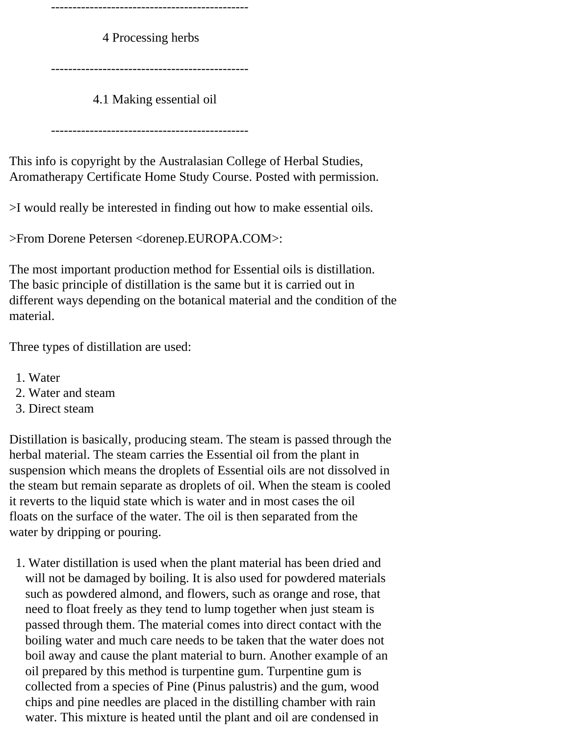----------------------------------------------

## 4 Processing herbs

----------------------------------------------

### 4.1 Making essential oil

----------------------------------------------

This info is copyright by the Australasian College of Herbal Studies, Aromatherapy Certificate Home Study Course. Posted with permission.

>I would really be interested in finding out how to make essential oils.

>From Dorene Petersen <dorenep.EUROPA.COM>:

The most important production method for Essential oils is distillation. The basic principle of distillation is the same but it is carried out in different ways depending on the botanical material and the condition of the material.

Three types of distillation are used:

1. Water
2. Water and steam
3. Direct steam

Distillation is basically, producing steam. The steam is passed through the herbal material. The steam carries the Essential oil from the plant in suspension which means the droplets of Essential oils are not dissolved in the steam but remain separate as droplets of oil. When the steam is cooled it reverts to the liquid state which is water and in most cases the oil floats on the surface of the water. The oil is then separated from the water by dripping or pouring.

1. Water distillation is used when the plant material has been dried and will not be damaged by boiling. It is also used for powdered materials such as powdered almond, and flowers, such as orange and rose, that need to float freely as they tend to lump together when just steam is passed through them. The material comes into direct contact with the boiling water and much care needs to be taken that the water does not boil away and cause the plant material to burn. Another example of an oil prepared by this method is turpentine gum. Turpentine gum is collected from a species of Pine (Pinus palustris) and the gum, wood chips and pine needles are placed in the distilling chamber with rain water. This mixture is heated until the plant and oil are condensed in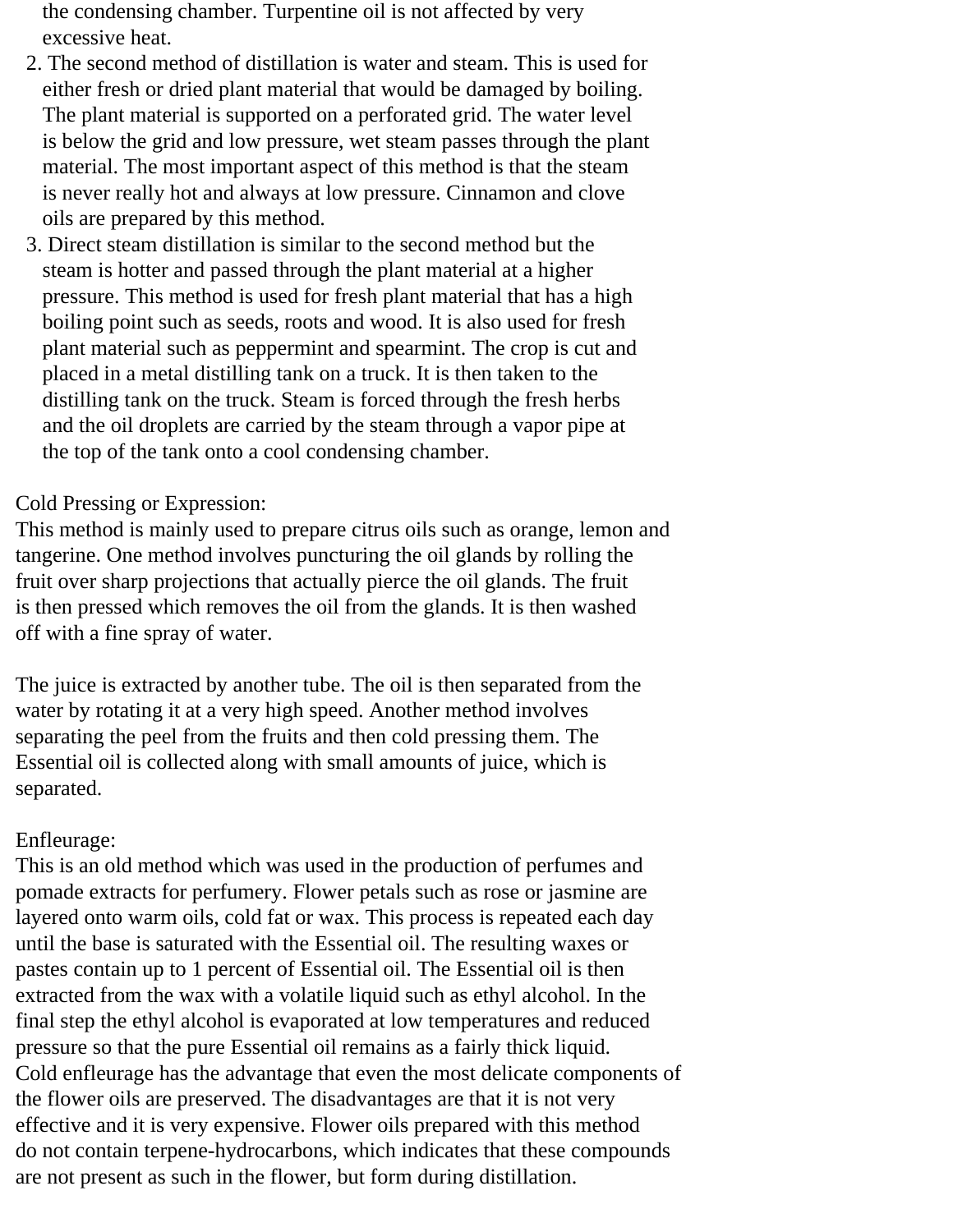the condensing chamber. Turpentine oil is not affected by very excessive heat.

2. The second method of distillation is water and steam. This is used for either fresh or dried plant material that would be damaged by boiling. The plant material is supported on a perforated grid. The water level is below the grid and low pressure, wet steam passes through the plant material. The most important aspect of this method is that the steam is never really hot and always at low pressure. Cinnamon and clove oils are prepared by this method.
3. Direct steam distillation is similar to the second method but the steam is hotter and passed through the plant material at a higher pressure. This method is used for fresh plant material that has a high boiling point such as seeds, roots and wood. It is also used for fresh plant material such as peppermint and spearmint. The crop is cut and placed in a metal distilling tank on a truck. It is then taken to the distilling tank on the truck. Steam is forced through the fresh herbs and the oil droplets are carried by the steam through a vapor pipe at the top of the tank onto a cool condensing chamber.

Cold Pressing or Expression:
This method is mainly used to prepare citrus oils such as orange, lemon and tangerine. One method involves puncturing the oil glands by rolling the fruit over sharp projections that actually pierce the oil glands. The fruit is then pressed which removes the oil from the glands. It is then washed off with a fine spray of water.

The juice is extracted by another tube. The oil is then separated from the water by rotating it at a very high speed. Another method involves separating the peel from the fruits and then cold pressing them. The Essential oil is collected along with small amounts of juice, which is separated.

Enfleurage:
This is an old method which was used in the production of perfumes and pomade extracts for perfumery. Flower petals such as rose or jasmine are layered onto warm oils, cold fat or wax. This process is repeated each day until the base is saturated with the Essential oil. The resulting waxes or pastes contain up to 1 percent of Essential oil. The Essential oil is then extracted from the wax with a volatile liquid such as ethyl alcohol. In the final step the ethyl alcohol is evaporated at low temperatures and reduced pressure so that the pure Essential oil remains as a fairly thick liquid.
Cold enfleurage has the advantage that even the most delicate components of the flower oils are preserved. The disadvantages are that it is not very effective and it is very expensive. Flower oils prepared with this method do not contain terpene-hydrocarbons, which indicates that these compounds are not present as such in the flower, but form during distillation.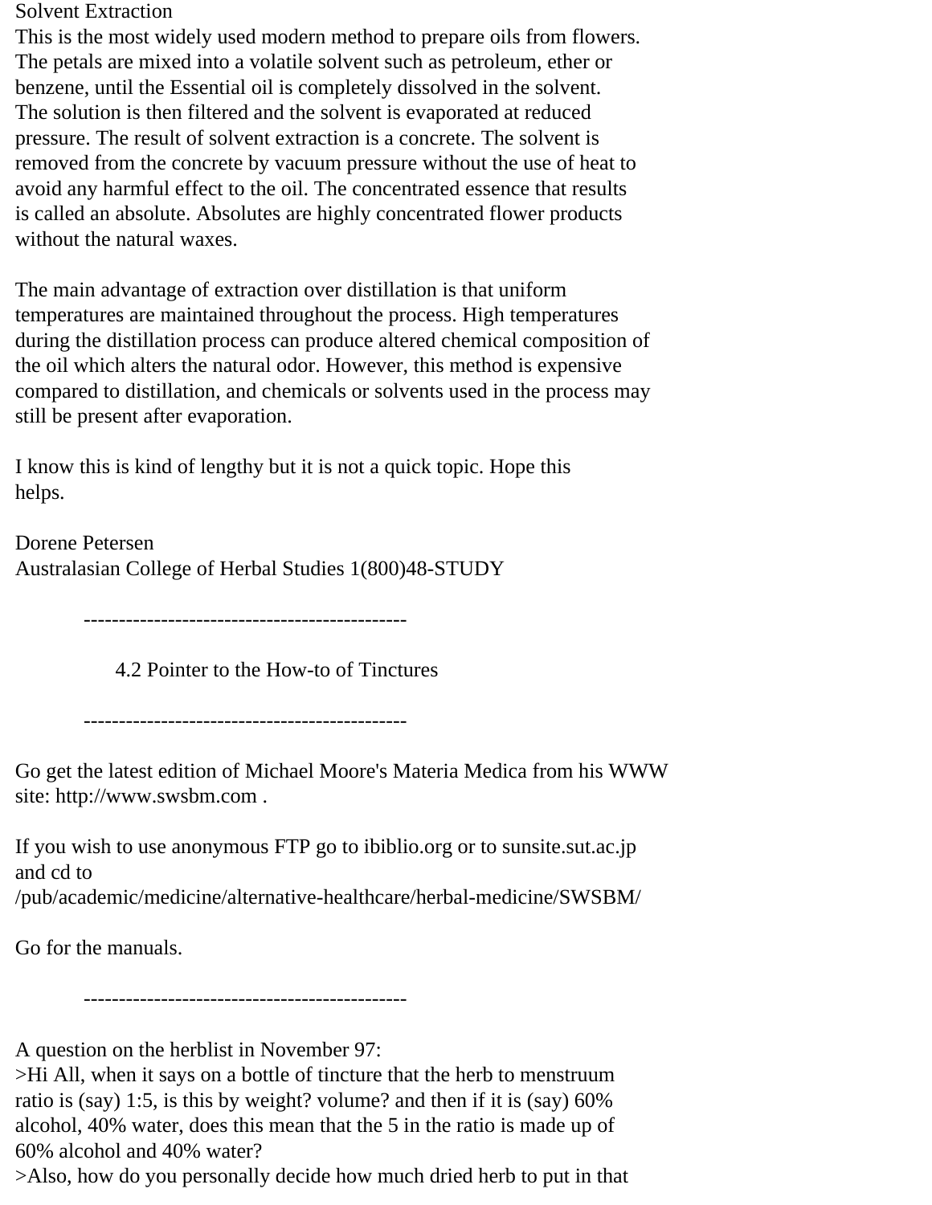Solvent Extraction

This is the most widely used modern method to prepare oils from flowers. The petals are mixed into a volatile solvent such as petroleum, ether or benzene, until the Essential oil is completely dissolved in the solvent. The solution is then filtered and the solvent is evaporated at reduced pressure. The result of solvent extraction is a concrete. The solvent is removed from the concrete by vacuum pressure without the use of heat to avoid any harmful effect to the oil. The concentrated essence that results is called an absolute. Absolutes are highly concentrated flower products without the natural waxes.

The main advantage of extraction over distillation is that uniform temperatures are maintained throughout the process. High temperatures during the distillation process can produce altered chemical composition of the oil which alters the natural odor. However, this method is expensive compared to distillation, and chemicals or solvents used in the process may still be present after evaporation.

I know this is kind of lengthy but it is not a quick topic. Hope this helps.

Dorene Petersen
Australasian College of Herbal Studies 1(800)48-STUDY

----------------------------------------------

## 4.2 Pointer to the How-to of Tinctures

----------------------------------------------

Go get the latest edition of Michael Moore's Materia Medica from his WWW site: http://www.swsbm.com .

If you wish to use anonymous FTP go to ibiblio.org or to sunsite.sut.ac.jp and cd to /pub/academic/medicine/alternative-healthcare/herbal-medicine/SWSBM/

Go for the manuals.

----------------------------------------------

A question on the herblist in November 97:

>Hi All, when it says on a bottle of tincture that the herb to menstruum ratio is (say) 1:5, is this by weight? volume? and then if it is (say) 60% alcohol, 40% water, does this mean that the 5 in the ratio is made up of 60% alcohol and 40% water?

>Also, how do you personally decide how much dried herb to put in that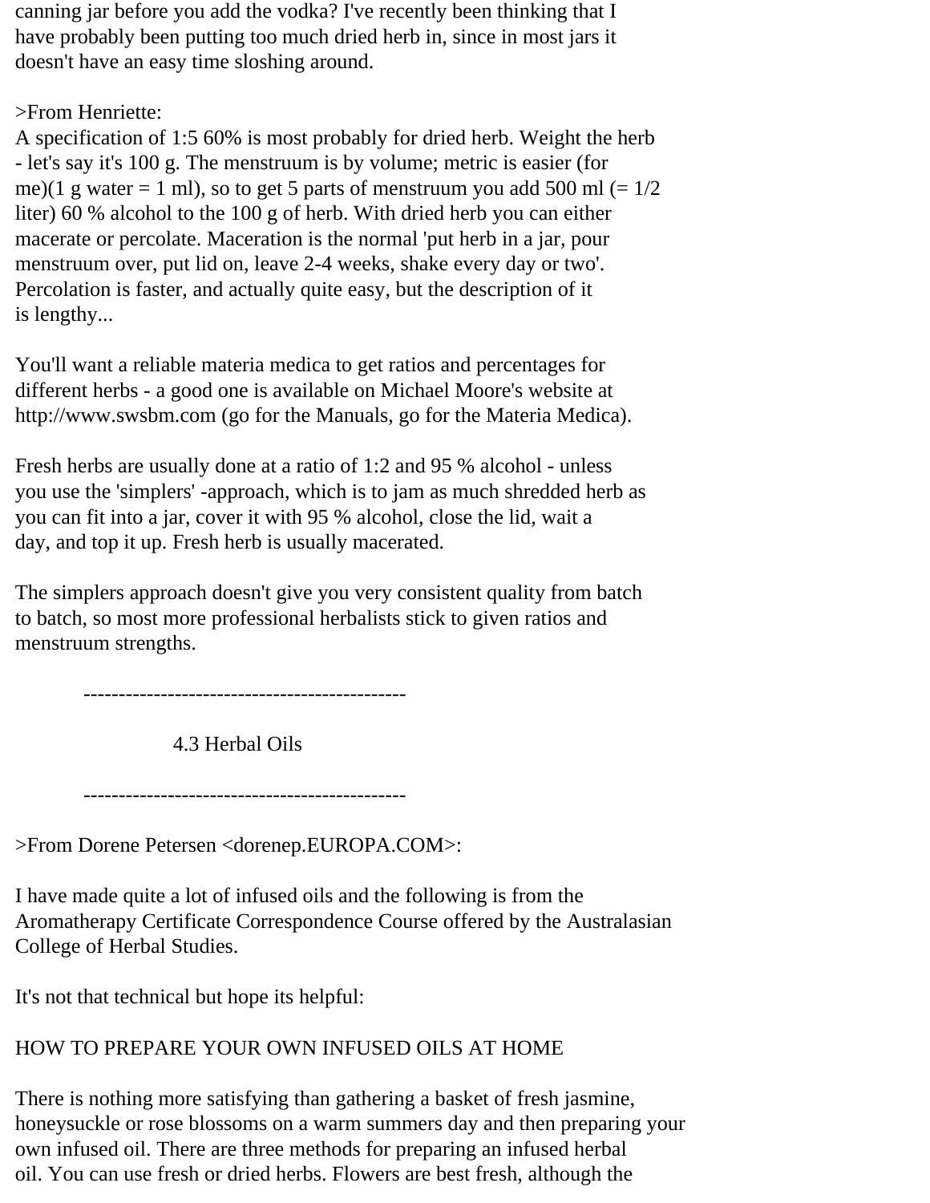canning jar before you add the vodka? I've recently been thinking that I have probably been putting too much dried herb in, since in most jars it doesn't have an easy time sloshing around.

>From Henriette:
A specification of 1:5 60% is most probably for dried herb. Weight the herb - let's say it's 100 g. The menstruum is by volume; metric is easier (for me)(1 g water = 1 ml), so to get 5 parts of menstruum you add 500 ml (= 1/2 liter) 60 % alcohol to the 100 g of herb. With dried herb you can either macerate or percolate. Maceration is the normal 'put herb in a jar, pour menstruum over, put lid on, leave 2-4 weeks, shake every day or two'. Percolation is faster, and actually quite easy, but the description of it is lengthy...

You'll want a reliable materia medica to get ratios and percentages for different herbs - a good one is available on Michael Moore's website at http://www.swsbm.com (go for the Manuals, go for the Materia Medica).

Fresh herbs are usually done at a ratio of 1:2 and 95 % alcohol - unless you use the 'simplers' -approach, which is to jam as much shredded herb as you can fit into a jar, cover it with 95 % alcohol, close the lid, wait a day, and top it up. Fresh herb is usually macerated.

The simplers approach doesn't give you very consistent quality from batch to batch, so most more professional herbalists stick to given ratios and menstruum strengths.

----------------------------------------------

## 4.3 Herbal Oils

----------------------------------------------

>From Dorene Petersen <dorenep.EUROPA.COM>:

I have made quite a lot of infused oils and the following is from the Aromatherapy Certificate Correspondence Course offered by the Australasian College of Herbal Studies.

It's not that technical but hope its helpful:

HOW TO PREPARE YOUR OWN INFUSED OILS AT HOME

There is nothing more satisfying than gathering a basket of fresh jasmine, honeysuckle or rose blossoms on a warm summers day and then preparing your own infused oil. There are three methods for preparing an infused herbal oil. You can use fresh or dried herbs. Flowers are best fresh, although the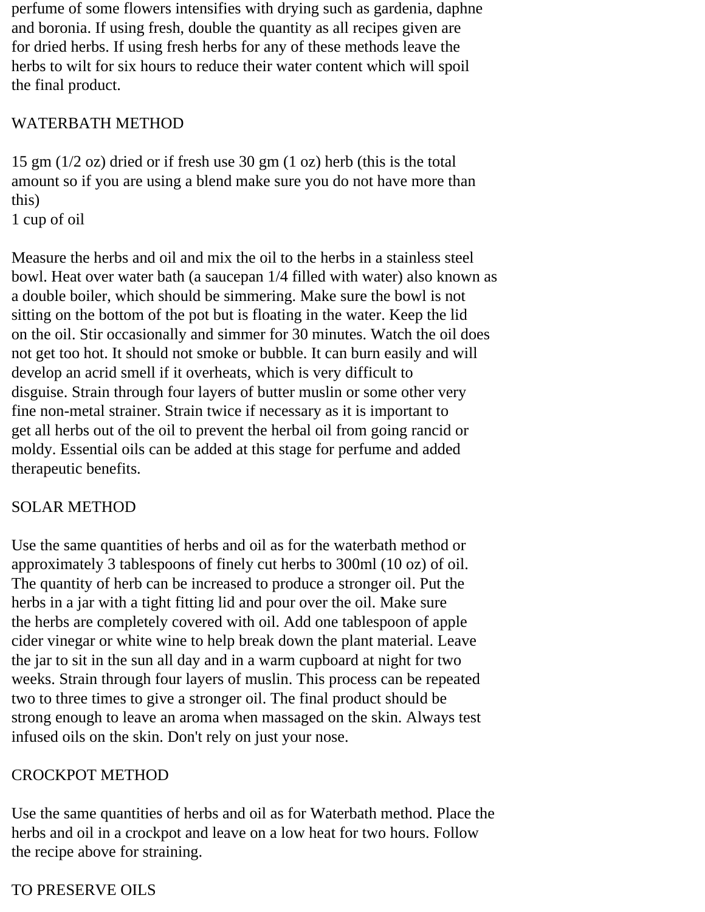perfume of some flowers intensifies with drying such as gardenia, daphne and boronia. If using fresh, double the quantity as all recipes given are for dried herbs. If using fresh herbs for any of these methods leave the herbs to wilt for six hours to reduce their water content which will spoil the final product.

## WATERBATH METHOD

15 gm (1/2 oz) dried or if fresh use 30 gm (1 oz) herb (this is the total amount so if you are using a blend make sure you do not have more than this)
1 cup of oil

Measure the herbs and oil and mix the oil to the herbs in a stainless steel bowl. Heat over water bath (a saucepan 1/4 filled with water) also known as a double boiler, which should be simmering. Make sure the bowl is not sitting on the bottom of the pot but is floating in the water. Keep the lid on the oil. Stir occasionally and simmer for 30 minutes. Watch the oil does not get too hot. It should not smoke or bubble. It can burn easily and will develop an acrid smell if it overheats, which is very difficult to disguise. Strain through four layers of butter muslin or some other very fine non-metal strainer. Strain twice if necessary as it is important to get all herbs out of the oil to prevent the herbal oil from going rancid or moldy. Essential oils can be added at this stage for perfume and added therapeutic benefits.

## SOLAR METHOD

Use the same quantities of herbs and oil as for the waterbath method or approximately 3 tablespoons of finely cut herbs to 300ml (10 oz) of oil. The quantity of herb can be increased to produce a stronger oil. Put the herbs in a jar with a tight fitting lid and pour over the oil. Make sure the herbs are completely covered with oil. Add one tablespoon of apple cider vinegar or white wine to help break down the plant material. Leave the jar to sit in the sun all day and in a warm cupboard at night for two weeks. Strain through four layers of muslin. This process can be repeated two to three times to give a stronger oil. The final product should be strong enough to leave an aroma when massaged on the skin. Always test infused oils on the skin. Don't rely on just your nose.

## CROCKPOT METHOD

Use the same quantities of herbs and oil as for Waterbath method. Place the herbs and oil in a crockpot and leave on a low heat for two hours. Follow the recipe above for straining.

## TO PRESERVE OILS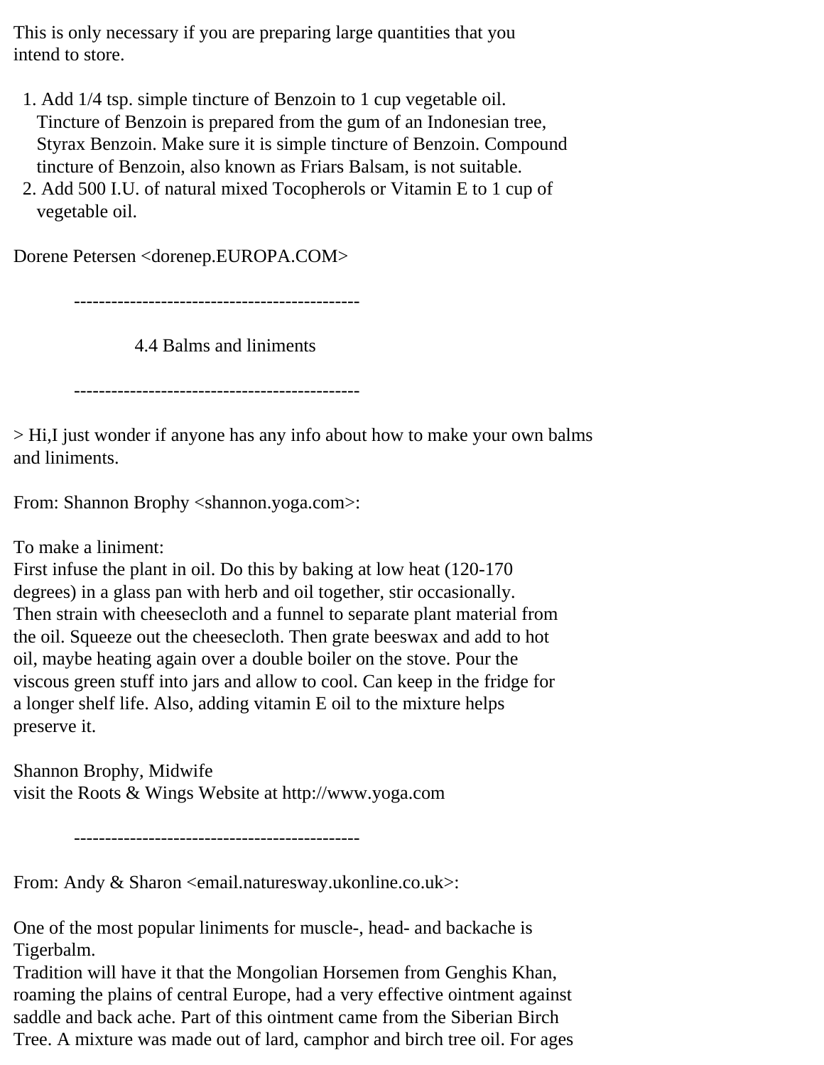This is only necessary if you are preparing large quantities that you intend to store.

1. Add 1/4 tsp. simple tincture of Benzoin to 1 cup vegetable oil. Tincture of Benzoin is prepared from the gum of an Indonesian tree, Styrax Benzoin. Make sure it is simple tincture of Benzoin. Compound tincture of Benzoin, also known as Friars Balsam, is not suitable.
2. Add 500 I.U. of natural mixed Tocopherols or Vitamin E to 1 cup of vegetable oil.

Dorene Petersen <dorenep.EUROPA.COM>

----------------------------------------------

## 4.4 Balms and liniments

----------------------------------------------

> Hi,I just wonder if anyone has any info about how to make your own balms and liniments.

From: Shannon Brophy <shannon.yoga.com>:

To make a liniment:
First infuse the plant in oil. Do this by baking at low heat (120-170 degrees) in a glass pan with herb and oil together, stir occasionally. Then strain with cheesecloth and a funnel to separate plant material from the oil. Squeeze out the cheesecloth. Then grate beeswax and add to hot oil, maybe heating again over a double boiler on the stove. Pour the viscous green stuff into jars and allow to cool. Can keep in the fridge for a longer shelf life. Also, adding vitamin E oil to the mixture helps preserve it.

Shannon Brophy, Midwife
visit the Roots & Wings Website at http://www.yoga.com

----------------------------------------------

From: Andy & Sharon <email.naturesway.ukonline.co.uk>:

One of the most popular liniments for muscle-, head- and backache is Tigerbalm.
Tradition will have it that the Mongolian Horsemen from Genghis Khan, roaming the plains of central Europe, had a very effective ointment against saddle and back ache. Part of this ointment came from the Siberian Birch Tree. A mixture was made out of lard, camphor and birch tree oil. For ages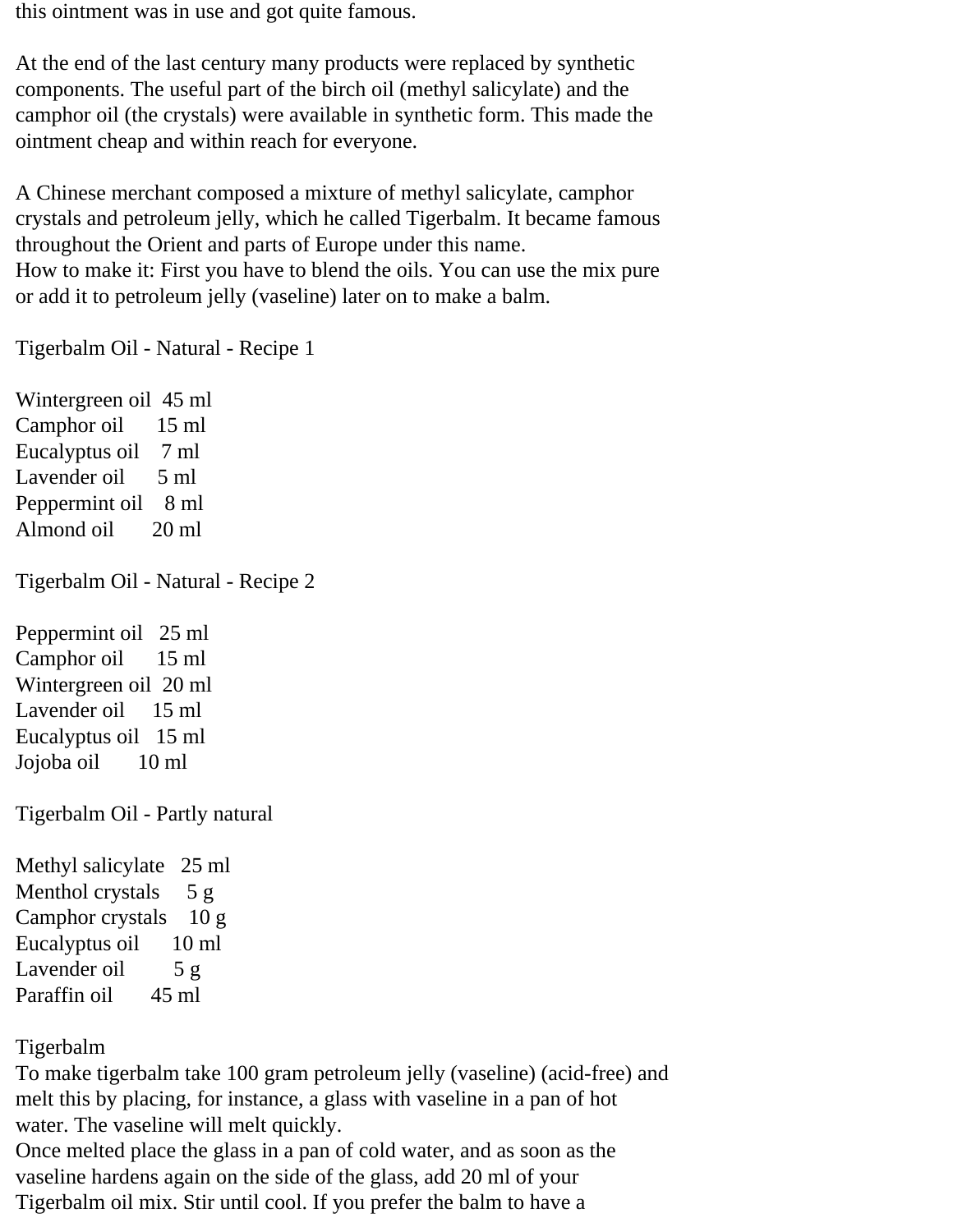this ointment was in use and got quite famous.

At the end of the last century many products were replaced by synthetic components. The useful part of the birch oil (methyl salicylate) and the camphor oil (the crystals) were available in synthetic form. This made the ointment cheap and within reach for everyone.

A Chinese merchant composed a mixture of methyl salicylate, camphor crystals and petroleum jelly, which he called Tigerbalm. It became famous throughout the Orient and parts of Europe under this name.
How to make it: First you have to blend the oils. You can use the mix pure or add it to petroleum jelly (vaseline) later on to make a balm.

Tigerbalm Oil - Natural - Recipe 1

Wintergreen oil 45 ml
Camphor oil 15 ml
Eucalyptus oil 7 ml
Lavender oil 5 ml
Peppermint oil 8 ml
Almond oil 20 ml

Tigerbalm Oil - Natural - Recipe 2

Peppermint oil 25 ml
Camphor oil 15 ml
Wintergreen oil 20 ml
Lavender oil 15 ml
Eucalyptus oil 15 ml
Jojoba oil 10 ml

Tigerbalm Oil - Partly natural

Methyl salicylate 25 ml
Menthol crystals 5 g
Camphor crystals 10 g
Eucalyptus oil 10 ml
Lavender oil 5 g
Paraffin oil 45 ml

Tigerbalm
To make tigerbalm take 100 gram petroleum jelly (vaseline) (acid-free) and melt this by placing, for instance, a glass with vaseline in a pan of hot water. The vaseline will melt quickly.
Once melted place the glass in a pan of cold water, and as soon as the vaseline hardens again on the side of the glass, add 20 ml of your Tigerbalm oil mix. Stir until cool. If you prefer the balm to have a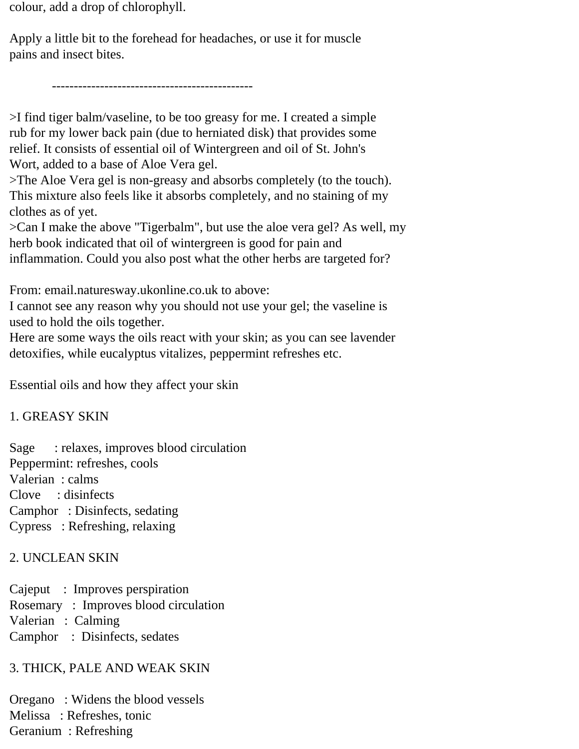colour, add a drop of chlorophyll.

Apply a little bit to the forehead for headaches, or use it for muscle pains and insect bites.

----------------------------------------------

>I find tiger balm/vaseline, to be too greasy for me. I created a simple rub for my lower back pain (due to herniated disk) that provides some relief. It consists of essential oil of Wintergreen and oil of St. John's Wort, added to a base of Aloe Vera gel.
>The Aloe Vera gel is non-greasy and absorbs completely (to the touch). This mixture also feels like it absorbs completely, and no staining of my clothes as of yet.
>Can I make the above "Tigerbalm", but use the aloe vera gel? As well, my herb book indicated that oil of wintergreen is good for pain and inflammation. Could you also post what the other herbs are targeted for?

From: email.naturesway.ukonline.co.uk to above:
I cannot see any reason why you should not use your gel; the vaseline is used to hold the oils together.
Here are some ways the oils react with your skin; as you can see lavender detoxifies, while eucalyptus vitalizes, peppermint refreshes etc.

Essential oils and how they affect your skin

1. GREASY SKIN

Sage : relaxes, improves blood circulation
Peppermint: refreshes, cools
Valerian : calms
Clove : disinfects
Camphor : Disinfects, sedating
Cypress : Refreshing, relaxing

2. UNCLEAN SKIN

Cajeput : Improves perspiration
Rosemary : Improves blood circulation
Valerian : Calming
Camphor : Disinfects, sedates

3. THICK, PALE AND WEAK SKIN

Oregano : Widens the blood vessels
Melissa : Refreshes, tonic
Geranium : Refreshing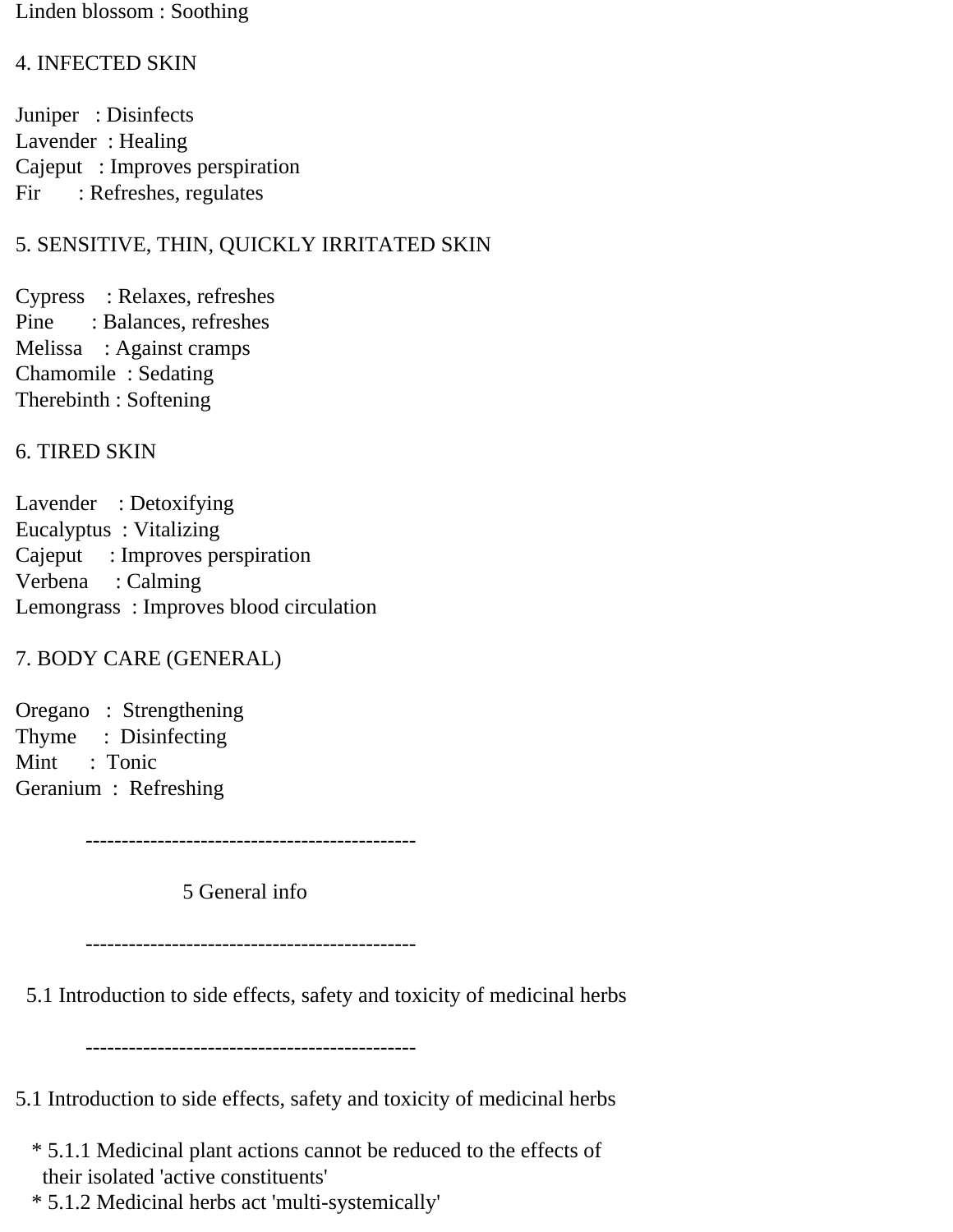Linden blossom : Soothing

4. INFECTED SKIN

Juniper : Disinfects
Lavender : Healing
Cajeput : Improves perspiration
Fir : Refreshes, regulates

5. SENSITIVE, THIN, QUICKLY IRRITATED SKIN

Cypress : Relaxes, refreshes
Pine : Balances, refreshes
Melissa : Against cramps
Chamomile : Sedating
Therebinth : Softening

6. TIRED SKIN

Lavender : Detoxifying
Eucalyptus : Vitalizing
Cajeput : Improves perspiration
Verbena : Calming
Lemongrass : Improves blood circulation

7. BODY CARE (GENERAL)

Oregano : Strengthening
Thyme : Disinfecting
Mint : Tonic
Geranium : Refreshing

----------------------------------------------

## 5 General info

----------------------------------------------

5.1 Introduction to side effects, safety and toxicity of medicinal herbs

----------------------------------------------

### 5.1 Introduction to side effects, safety and toxicity of medicinal herbs

* 5.1.1 Medicinal plant actions cannot be reduced to the effects of their isolated 'active constituents'
* 5.1.2 Medicinal herbs act 'multi-systemically'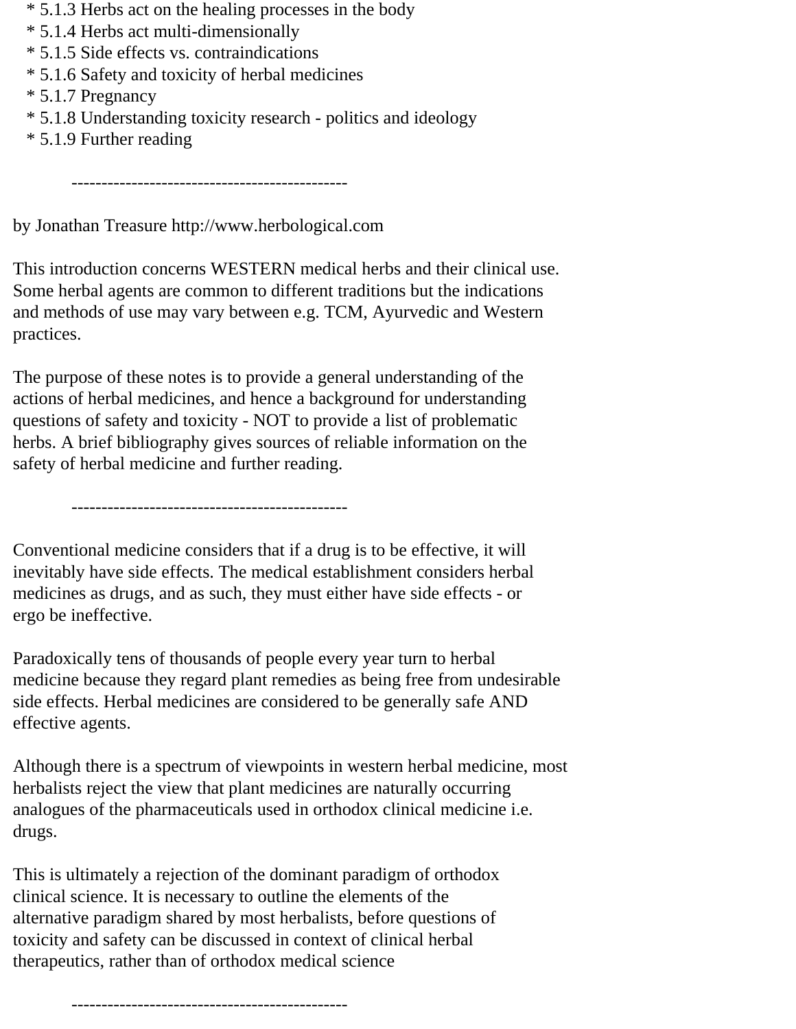* 5.1.3 Herbs act on the healing processes in the body
   * 5.1.4 Herbs act multi-dimensionally
   * 5.1.5 Side effects vs. contraindications
   * 5.1.6 Safety and toxicity of herbal medicines
   * 5.1.7 Pregnancy
   * 5.1.8 Understanding toxicity research - politics and ideology
   * 5.1.9 Further reading

----------------------------------------------

by Jonathan Treasure http://www.herbological.com

This introduction concerns WESTERN medical herbs and their clinical use. Some herbal agents are common to different traditions but the indications and methods of use may vary between e.g. TCM, Ayurvedic and Western practices.

The purpose of these notes is to provide a general understanding of the actions of herbal medicines, and hence a background for understanding questions of safety and toxicity - NOT to provide a list of problematic herbs. A brief bibliography gives sources of reliable information on the safety of herbal medicine and further reading.

----------------------------------------------

Conventional medicine considers that if a drug is to be effective, it will inevitably have side effects. The medical establishment considers herbal medicines as drugs, and as such, they must either have side effects - or ergo be ineffective.

Paradoxically tens of thousands of people every year turn to herbal medicine because they regard plant remedies as being free from undesirable side effects. Herbal medicines are considered to be generally safe AND effective agents.

Although there is a spectrum of viewpoints in western herbal medicine, most herbalists reject the view that plant medicines are naturally occurring analogues of the pharmaceuticals used in orthodox clinical medicine i.e. drugs.

This is ultimately a rejection of the dominant paradigm of orthodox clinical science. It is necessary to outline the elements of the alternative paradigm shared by most herbalists, before questions of toxicity and safety can be discussed in context of clinical herbal therapeutics, rather than of orthodox medical science

----------------------------------------------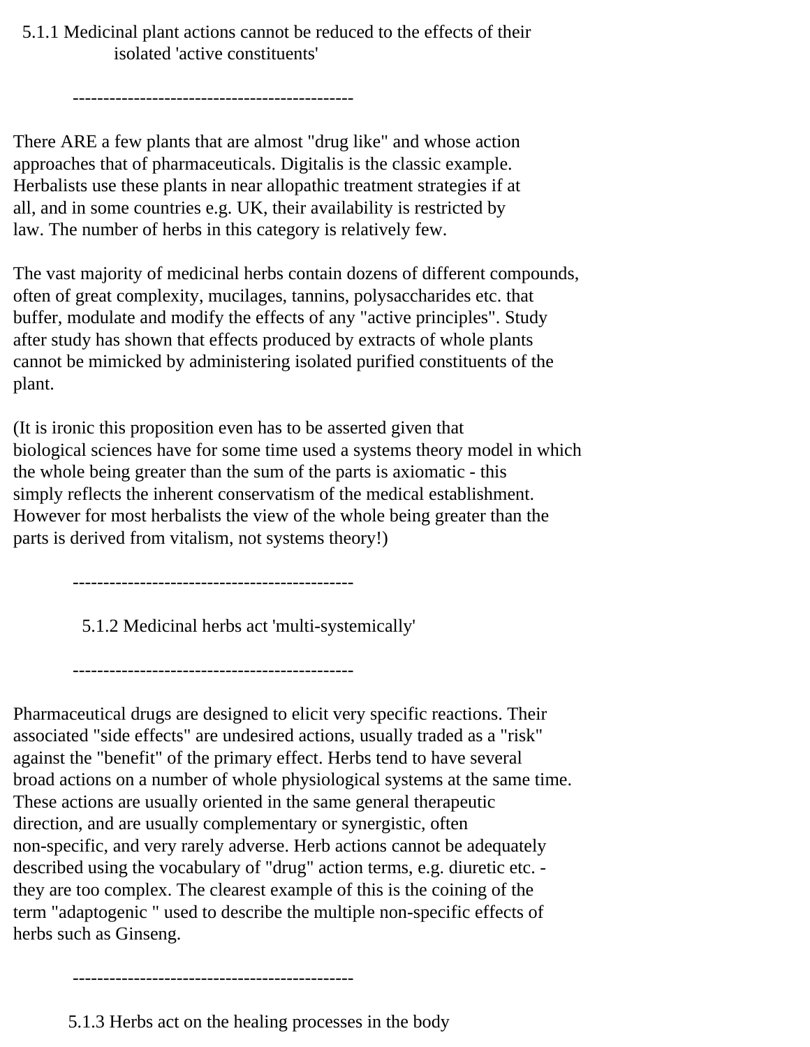### 5.1.1 Medicinal plant actions cannot be reduced to the effects of their isolated 'active constituents'

---

There ARE a few plants that are almost "drug like" and whose action approaches that of pharmaceuticals. Digitalis is the classic example. Herbalists use these plants in near allopathic treatment strategies if at all, and in some countries e.g. UK, their availability is restricted by law. The number of herbs in this category is relatively few.

The vast majority of medicinal herbs contain dozens of different compounds, often of great complexity, mucilages, tannins, polysaccharides etc. that buffer, modulate and modify the effects of any "active principles". Study after study has shown that effects produced by extracts of whole plants cannot be mimicked by administering isolated purified constituents of the plant.

(It is ironic this proposition even has to be asserted given that biological sciences have for some time used a systems theory model in which the whole being greater than the sum of the parts is axiomatic - this simply reflects the inherent conservatism of the medical establishment. However for most herbalists the view of the whole being greater than the parts is derived from vitalism, not systems theory!)

---

### 5.1.2 Medicinal herbs act 'multi-systemically'

---

Pharmaceutical drugs are designed to elicit very specific reactions. Their associated "side effects" are undesired actions, usually traded as a "risk" against the "benefit" of the primary effect. Herbs tend to have several broad actions on a number of whole physiological systems at the same time. These actions are usually oriented in the same general therapeutic direction, and are usually complementary or synergistic, often non-specific, and very rarely adverse. Herb actions cannot be adequately described using the vocabulary of "drug" action terms, e.g. diuretic etc. - they are too complex. The clearest example of this is the coining of the term "adaptogenic " used to describe the multiple non-specific effects of herbs such as Ginseng.

---

### 5.1.3 Herbs act on the healing processes in the body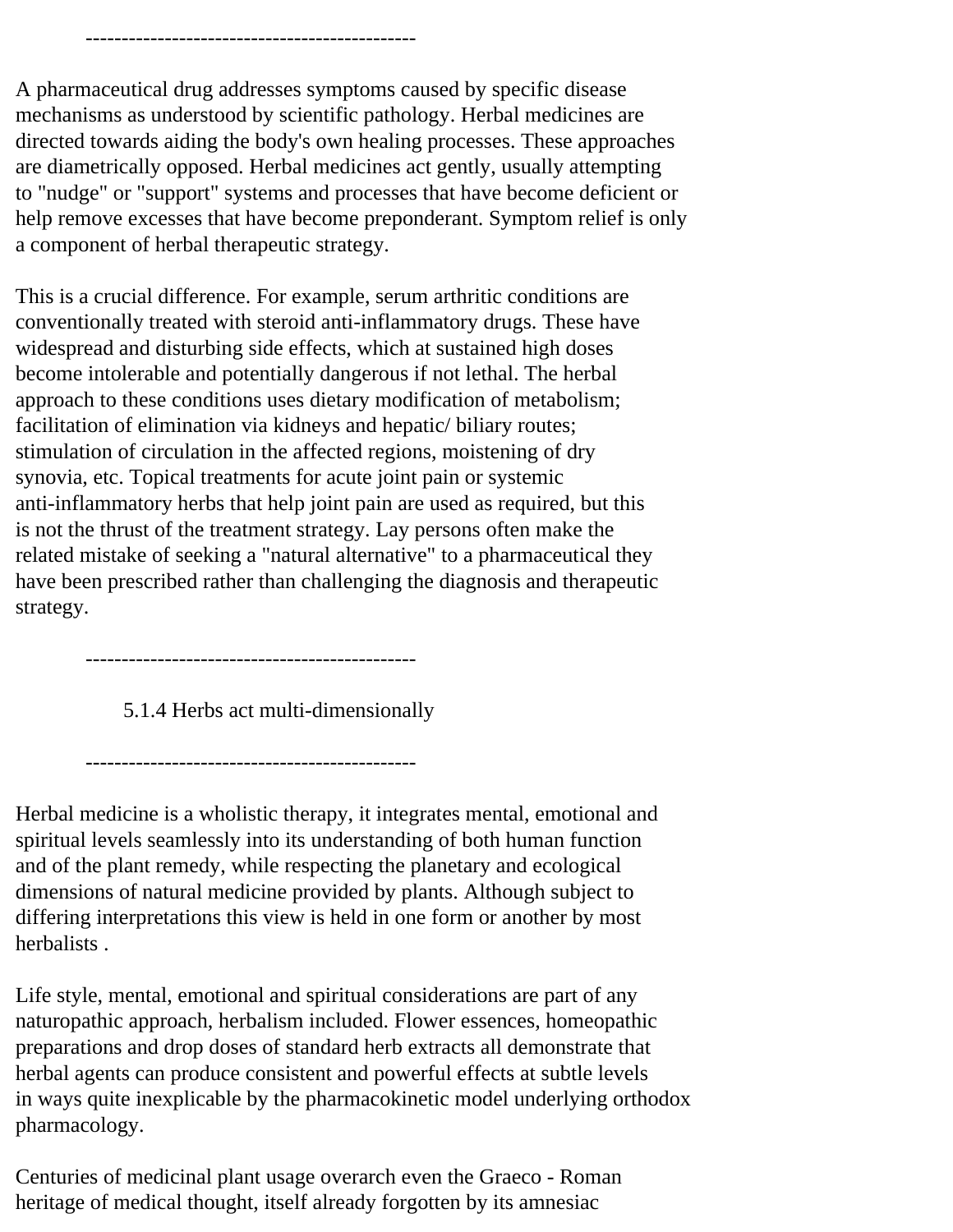----------------------------------------------

A pharmaceutical drug addresses symptoms caused by specific disease mechanisms as understood by scientific pathology. Herbal medicines are directed towards aiding the body's own healing processes. These approaches are diametrically opposed. Herbal medicines act gently, usually attempting to "nudge" or "support" systems and processes that have become deficient or help remove excesses that have become preponderant. Symptom relief is only a component of herbal therapeutic strategy.

This is a crucial difference. For example, serum arthritic conditions are conventionally treated with steroid anti-inflammatory drugs. These have widespread and disturbing side effects, which at sustained high doses become intolerable and potentially dangerous if not lethal. The herbal approach to these conditions uses dietary modification of metabolism; facilitation of elimination via kidneys and hepatic/ biliary routes; stimulation of circulation in the affected regions, moistening of dry synovia, etc. Topical treatments for acute joint pain or systemic anti-inflammatory herbs that help joint pain are used as required, but this is not the thrust of the treatment strategy. Lay persons often make the related mistake of seeking a "natural alternative" to a pharmaceutical they have been prescribed rather than challenging the diagnosis and therapeutic strategy.

----------------------------------------------

### 5.1.4 Herbs act multi-dimensionally

----------------------------------------------

Herbal medicine is a wholistic therapy, it integrates mental, emotional and spiritual levels seamlessly into its understanding of both human function and of the plant remedy, while respecting the planetary and ecological dimensions of natural medicine provided by plants. Although subject to differing interpretations this view is held in one form or another by most herbalists .

Life style, mental, emotional and spiritual considerations are part of any naturopathic approach, herbalism included. Flower essences, homeopathic preparations and drop doses of standard herb extracts all demonstrate that herbal agents can produce consistent and powerful effects at subtle levels in ways quite inexplicable by the pharmacokinetic model underlying orthodox pharmacology.

Centuries of medicinal plant usage overarch even the Graeco - Roman heritage of medical thought, itself already forgotten by its amnesiac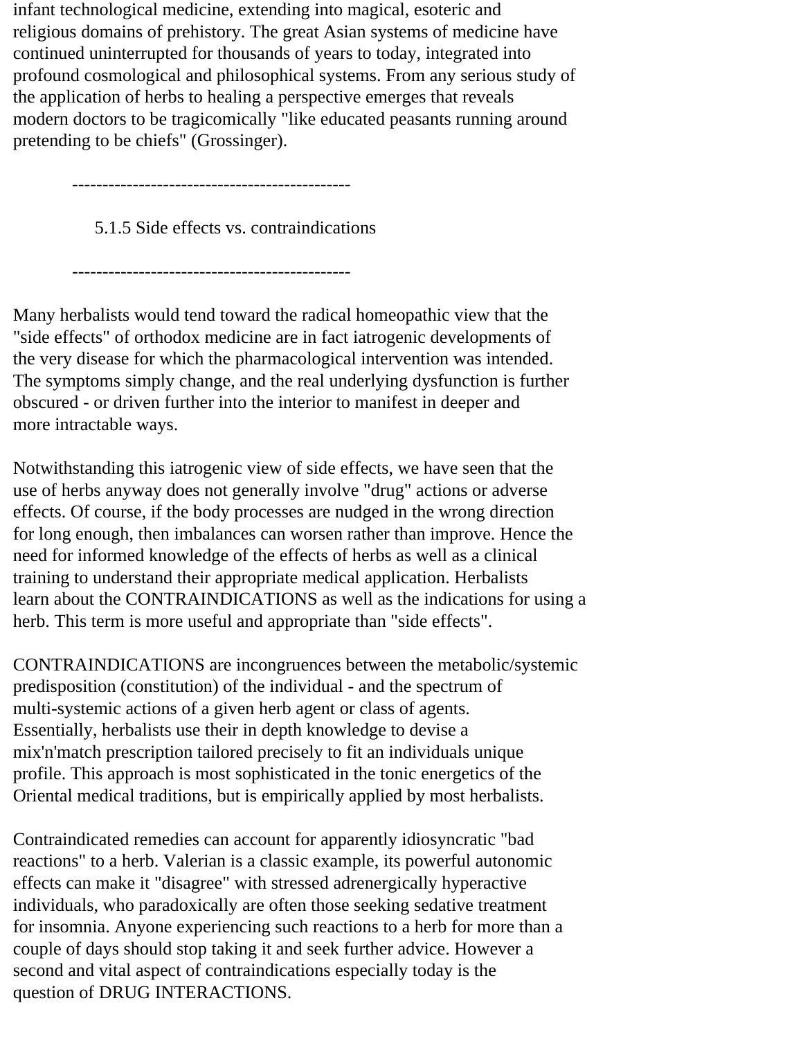infant technological medicine, extending into magical, esoteric and religious domains of prehistory. The great Asian systems of medicine have continued uninterrupted for thousands of years to today, integrated into profound cosmological and philosophical systems. From any serious study of the application of herbs to healing a perspective emerges that reveals modern doctors to be tragicomically "like educated peasants running around pretending to be chiefs" (Grossinger).

---

### 5.1.5 Side effects vs. contraindications

---

Many herbalists would tend toward the radical homeopathic view that the "side effects" of orthodox medicine are in fact iatrogenic developments of the very disease for which the pharmacological intervention was intended. The symptoms simply change, and the real underlying dysfunction is further obscured - or driven further into the interior to manifest in deeper and more intractable ways.

Notwithstanding this iatrogenic view of side effects, we have seen that the use of herbs anyway does not generally involve "drug" actions or adverse effects. Of course, if the body processes are nudged in the wrong direction for long enough, then imbalances can worsen rather than improve. Hence the need for informed knowledge of the effects of herbs as well as a clinical training to understand their appropriate medical application. Herbalists learn about the CONTRAINDICATIONS as well as the indications for using a herb. This term is more useful and appropriate than "side effects".

CONTRAINDICATIONS are incongruences between the metabolic/systemic predisposition (constitution) of the individual - and the spectrum of multi-systemic actions of a given herb agent or class of agents. Essentially, herbalists use their in depth knowledge to devise a mix'n'match prescription tailored precisely to fit an individuals unique profile. This approach is most sophisticated in the tonic energetics of the Oriental medical traditions, but is empirically applied by most herbalists.

Contraindicated remedies can account for apparently idiosyncratic "bad reactions" to a herb. Valerian is a classic example, its powerful autonomic effects can make it "disagree" with stressed adrenergically hyperactive individuals, who paradoxically are often those seeking sedative treatment for insomnia. Anyone experiencing such reactions to a herb for more than a couple of days should stop taking it and seek further advice. However a second and vital aspect of contraindications especially today is the question of DRUG INTERACTIONS.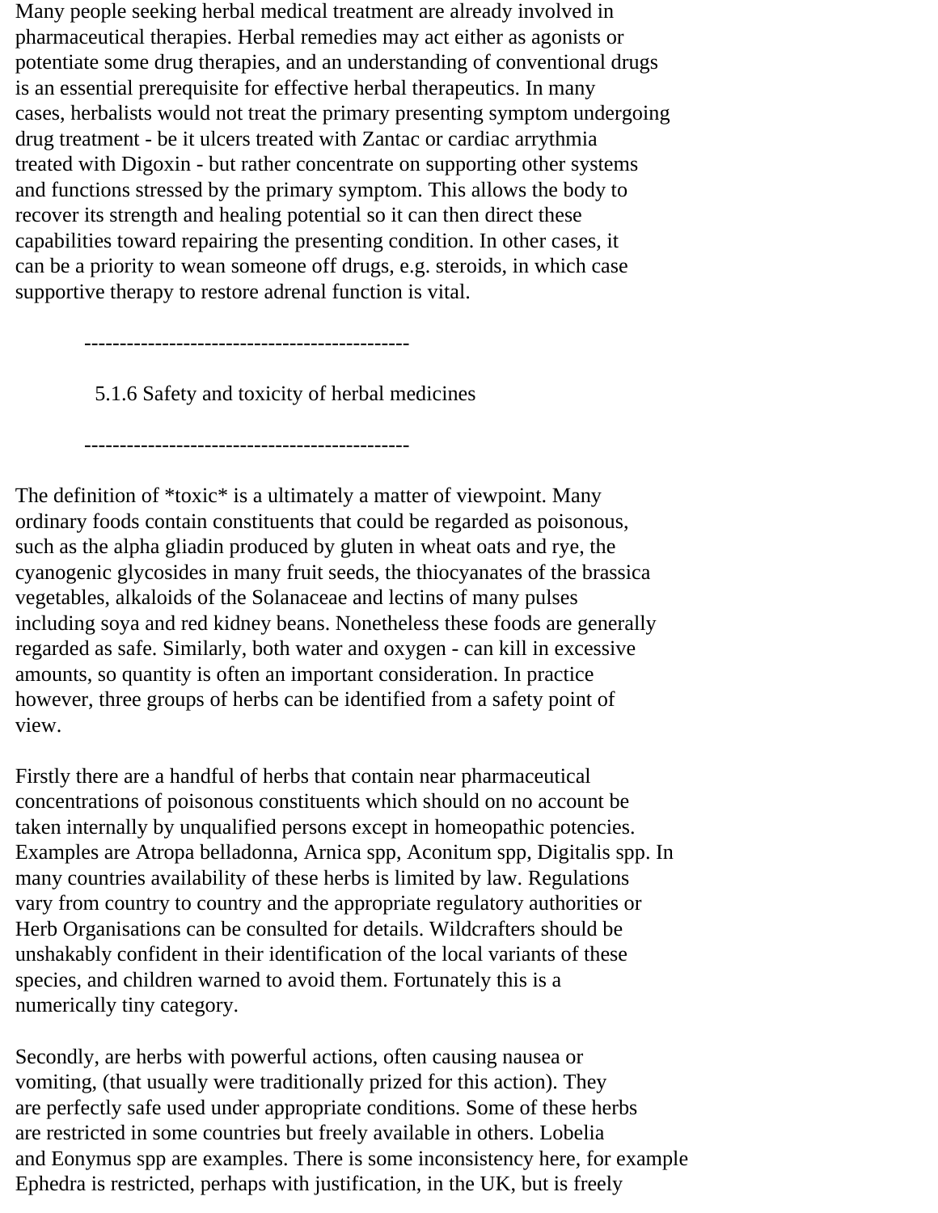Many people seeking herbal medical treatment are already involved in pharmaceutical therapies. Herbal remedies may act either as agonists or potentiate some drug therapies, and an understanding of conventional drugs is an essential prerequisite for effective herbal therapeutics. In many cases, herbalists would not treat the primary presenting symptom undergoing drug treatment - be it ulcers treated with Zantac or cardiac arrythmia treated with Digoxin - but rather concentrate on supporting other systems and functions stressed by the primary symptom. This allows the body to recover its strength and healing potential so it can then direct these capabilities toward repairing the presenting condition. In other cases, it can be a priority to wean someone off drugs, e.g. steroids, in which case supportive therapy to restore adrenal function is vital.

----------------------------------------------

### 5.1.6 Safety and toxicity of herbal medicines

----------------------------------------------

The definition of *toxic* is a ultimately a matter of viewpoint. Many ordinary foods contain constituents that could be regarded as poisonous, such as the alpha gliadin produced by gluten in wheat oats and rye, the cyanogenic glycosides in many fruit seeds, the thiocyanates of the brassica vegetables, alkaloids of the Solanaceae and lectins of many pulses including soya and red kidney beans. Nonetheless these foods are generally regarded as safe. Similarly, both water and oxygen - can kill in excessive amounts, so quantity is often an important consideration. In practice however, three groups of herbs can be identified from a safety point of view.

Firstly there are a handful of herbs that contain near pharmaceutical concentrations of poisonous constituents which should on no account be taken internally by unqualified persons except in homeopathic potencies. Examples are Atropa belladonna, Arnica spp, Aconitum spp, Digitalis spp. In many countries availability of these herbs is limited by law. Regulations vary from country to country and the appropriate regulatory authorities or Herb Organisations can be consulted for details. Wildcrafters should be unshakably confident in their identification of the local variants of these species, and children warned to avoid them. Fortunately this is a numerically tiny category.

Secondly, are herbs with powerful actions, often causing nausea or vomiting, (that usually were traditionally prized for this action). They are perfectly safe used under appropriate conditions. Some of these herbs are restricted in some countries but freely available in others. Lobelia and Eonymus spp are examples. There is some inconsistency here, for example Ephedra is restricted, perhaps with justification, in the UK, but is freely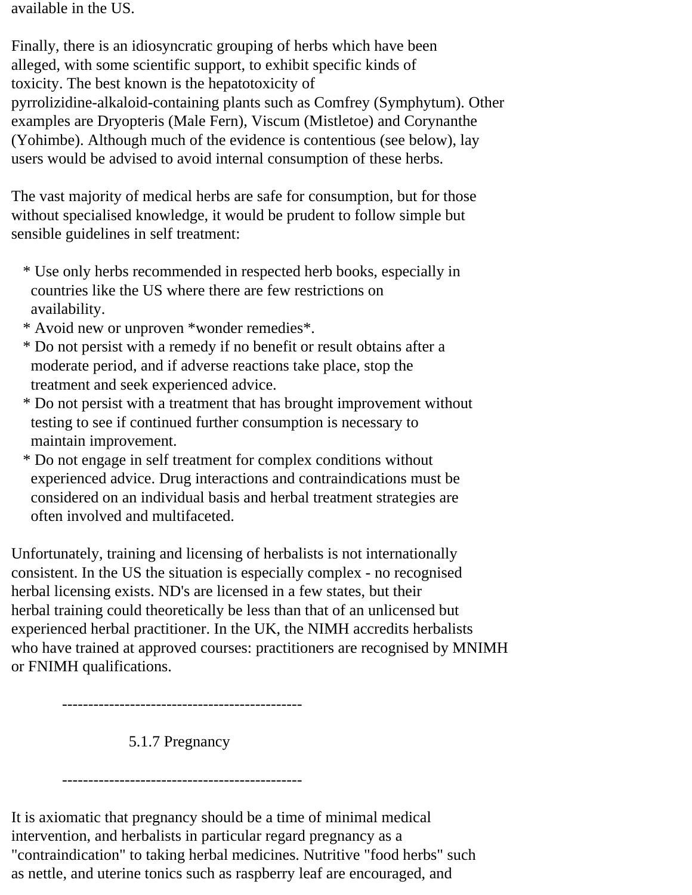available in the US.

Finally, there is an idiosyncratic grouping of herbs which have been alleged, with some scientific support, to exhibit specific kinds of toxicity. The best known is the hepatotoxicity of pyrrolizidine-alkaloid-containing plants such as Comfrey (Symphytum). Other examples are Dryopteris (Male Fern), Viscum (Mistletoe) and Corynanthe (Yohimbe). Although much of the evidence is contentious (see below), lay users would be advised to avoid internal consumption of these herbs.

The vast majority of medical herbs are safe for consumption, but for those without specialised knowledge, it would be prudent to follow simple but sensible guidelines in self treatment:

* Use only herbs recommended in respected herb books, especially in countries like the US where there are few restrictions on availability.
* Avoid new or unproven *wonder remedies*.
* Do not persist with a remedy if no benefit or result obtains after a moderate period, and if adverse reactions take place, stop the treatment and seek experienced advice.
* Do not persist with a treatment that has brought improvement without testing to see if continued further consumption is necessary to maintain improvement.
* Do not engage in self treatment for complex conditions without experienced advice. Drug interactions and contraindications must be considered on an individual basis and herbal treatment strategies are often involved and multifaceted.

Unfortunately, training and licensing of herbalists is not internationally consistent. In the US the situation is especially complex - no recognised herbal licensing exists. ND's are licensed in a few states, but their herbal training could theoretically be less than that of an unlicensed but experienced herbal practitioner. In the UK, the NIMH accredits herbalists who have trained at approved courses: practitioners are recognised by MNIMH or FNIMH qualifications.

----------------------------------------------

### 5.1.7 Pregnancy

----------------------------------------------

It is axiomatic that pregnancy should be a time of minimal medical intervention, and herbalists in particular regard pregnancy as a "contraindication" to taking herbal medicines. Nutritive "food herbs" such as nettle, and uterine tonics such as raspberry leaf are encouraged, and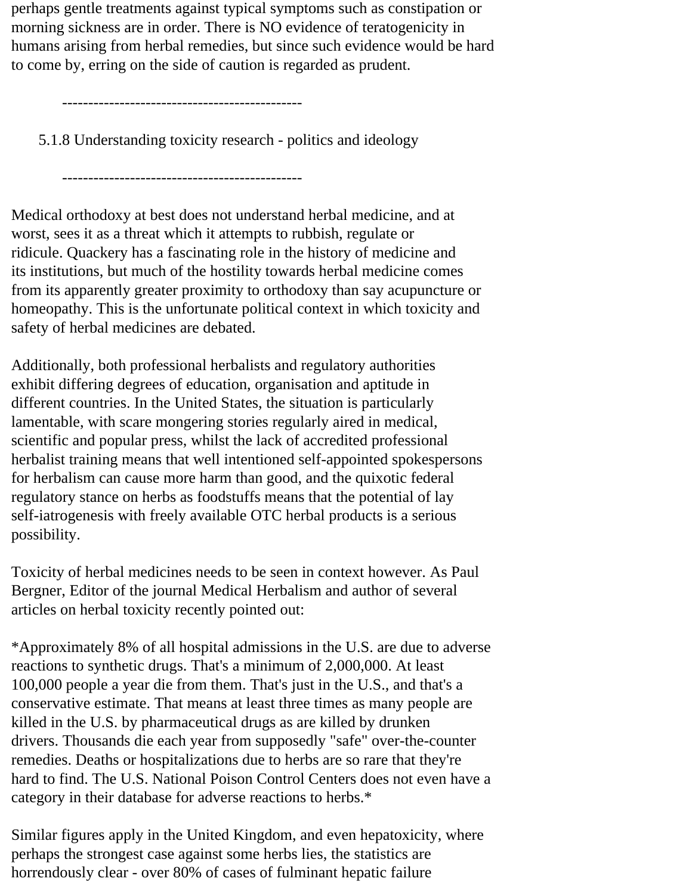perhaps gentle treatments against typical symptoms such as constipation or morning sickness are in order. There is NO evidence of teratogenicity in humans arising from herbal remedies, but since such evidence would be hard to come by, erring on the side of caution is regarded as prudent.

----------------------------------------------

5.1.8 Understanding toxicity research - politics and ideology

----------------------------------------------

Medical orthodoxy at best does not understand herbal medicine, and at worst, sees it as a threat which it attempts to rubbish, regulate or ridicule. Quackery has a fascinating role in the history of medicine and its institutions, but much of the hostility towards herbal medicine comes from its apparently greater proximity to orthodoxy than say acupuncture or homeopathy. This is the unfortunate political context in which toxicity and safety of herbal medicines are debated.

Additionally, both professional herbalists and regulatory authorities exhibit differing degrees of education, organisation and aptitude in different countries. In the United States, the situation is particularly lamentable, with scare mongering stories regularly aired in medical, scientific and popular press, whilst the lack of accredited professional herbalist training means that well intentioned self-appointed spokespersons for herbalism can cause more harm than good, and the quixotic federal regulatory stance on herbs as foodstuffs means that the potential of lay self-iatrogenesis with freely available OTC herbal products is a serious possibility.

Toxicity of herbal medicines needs to be seen in context however. As Paul Bergner, Editor of the journal Medical Herbalism and author of several articles on herbal toxicity recently pointed out:

*Approximately 8% of all hospital admissions in the U.S. are due to adverse reactions to synthetic drugs. That's a minimum of 2,000,000. At least 100,000 people a year die from them. That's just in the U.S., and that's a conservative estimate. That means at least three times as many people are killed in the U.S. by pharmaceutical drugs as are killed by drunken drivers. Thousands die each year from supposedly "safe" over-the-counter remedies. Deaths or hospitalizations due to herbs are so rare that they're hard to find. The U.S. National Poison Control Centers does not even have a category in their database for adverse reactions to herbs.*

Similar figures apply in the United Kingdom, and even hepatoxicity, where perhaps the strongest case against some herbs lies, the statistics are horrendously clear - over 80% of cases of fulminant hepatic failure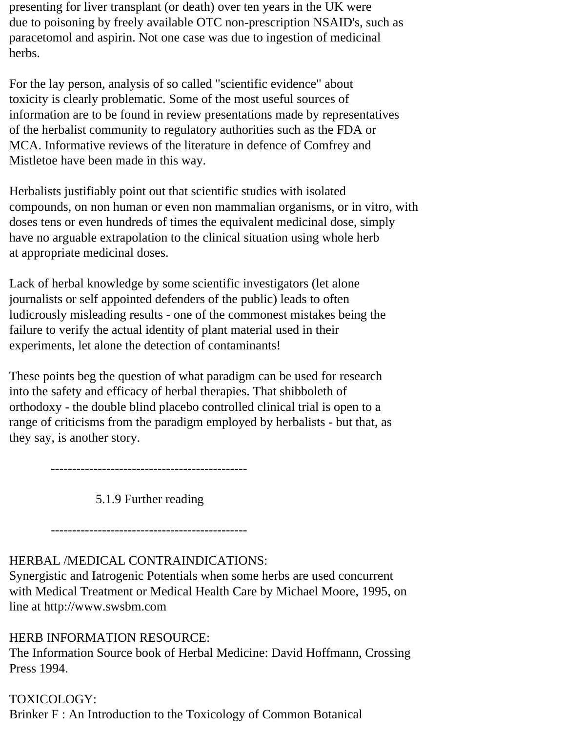presenting for liver transplant (or death) over ten years in the UK were due to poisoning by freely available OTC non-prescription NSAID's, such as paracetomol and aspirin. Not one case was due to ingestion of medicinal herbs.

For the lay person, analysis of so called "scientific evidence" about toxicity is clearly problematic. Some of the most useful sources of information are to be found in review presentations made by representatives of the herbalist community to regulatory authorities such as the FDA or MCA. Informative reviews of the literature in defence of Comfrey and Mistletoe have been made in this way.

Herbalists justifiably point out that scientific studies with isolated compounds, on non human or even non mammalian organisms, or in vitro, with doses tens or even hundreds of times the equivalent medicinal dose, simply have no arguable extrapolation to the clinical situation using whole herb at appropriate medicinal doses.

Lack of herbal knowledge by some scientific investigators (let alone journalists or self appointed defenders of the public) leads to often ludicrously misleading results - one of the commonest mistakes being the failure to verify the actual identity of plant material used in their experiments, let alone the detection of contaminants!

These points beg the question of what paradigm can be used for research into the safety and efficacy of herbal therapies. That shibboleth of orthodoxy - the double blind placebo controlled clinical trial is open to a range of criticisms from the paradigm employed by herbalists - but that, as they say, is another story.

----------------------------------------------

## 5.1.9 Further reading

----------------------------------------------

HERBAL /MEDICAL CONTRAINDICATIONS:
Synergistic and Iatrogenic Potentials when some herbs are used concurrent with Medical Treatment or Medical Health Care by Michael Moore, 1995, on line at http://www.swsbm.com

HERB INFORMATION RESOURCE:
The Information Source book of Herbal Medicine: David Hoffmann, Crossing Press 1994.

TOXICOLOGY:
Brinker F : An Introduction to the Toxicology of Common Botanical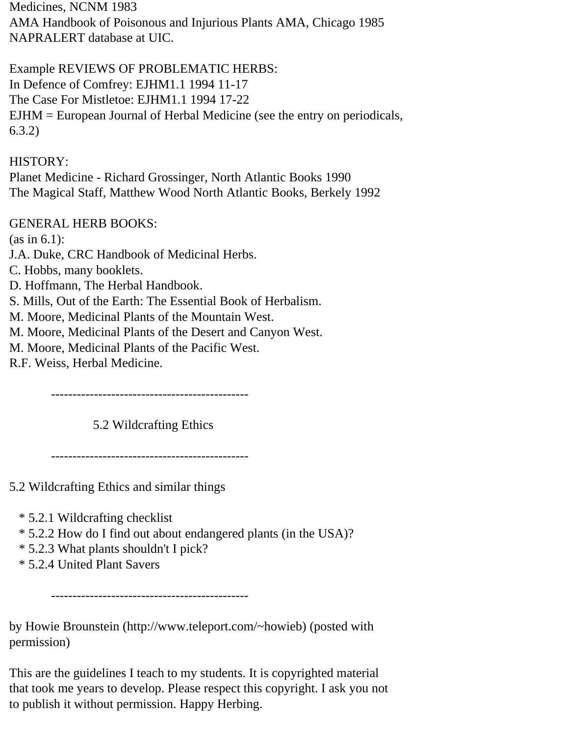Medicines, NCNM 1983
AMA Handbook of Poisonous and Injurious Plants AMA, Chicago 1985
NAPRALERT database at UIC.

Example REVIEWS OF PROBLEMATIC HERBS:
In Defence of Comfrey: EJHM1.1 1994 11-17
The Case For Mistletoe: EJHM1.1 1994 17-22
EJHM = European Journal of Herbal Medicine (see the entry on periodicals, 6.3.2)

HISTORY:
Planet Medicine - Richard Grossinger, North Atlantic Books 1990
The Magical Staff, Matthew Wood North Atlantic Books, Berkely 1992

GENERAL HERB BOOKS:
(as in 6.1):
J.A. Duke, CRC Handbook of Medicinal Herbs.
C. Hobbs, many booklets.
D. Hoffmann, The Herbal Handbook.
S. Mills, Out of the Earth: The Essential Book of Herbalism.
M. Moore, Medicinal Plants of the Mountain West.
M. Moore, Medicinal Plants of the Desert and Canyon West.
M. Moore, Medicinal Plants of the Pacific West.
R.F. Weiss, Herbal Medicine.

----------------------------------------------

## 5.2 Wildcrafting Ethics

----------------------------------------------

5.2 Wildcrafting Ethics and similar things

* 5.2.1 Wildcrafting checklist
* 5.2.2 How do I find out about endangered plants (in the USA)?
* 5.2.3 What plants shouldn't I pick?
* 5.2.4 United Plant Savers

----------------------------------------------

by Howie Brounstein (http://www.teleport.com/~howieb) (posted with permission)

This are the guidelines I teach to my students. It is copyrighted material that took me years to develop. Please respect this copyright. I ask you not to publish it without permission. Happy Herbing.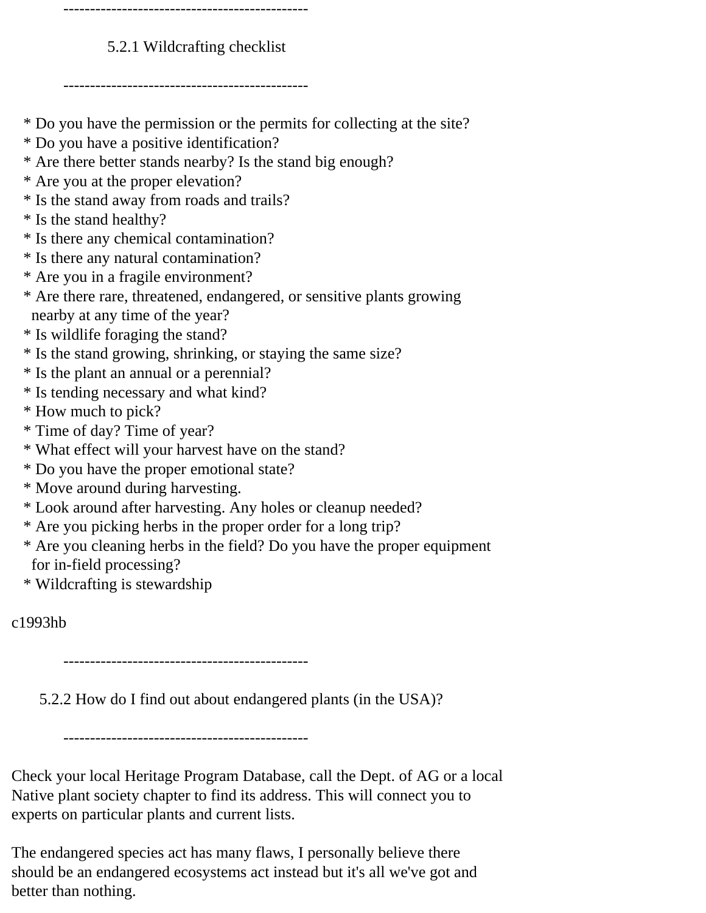## 5.2.1 Wildcrafting checklist

* Do you have the permission or the permits for collecting at the site?
* Do you have a positive identification?
* Are there better stands nearby? Is the stand big enough?
* Are you at the proper elevation?
* Is the stand away from roads and trails?
* Is the stand healthy?
* Is there any chemical contamination?
* Is there any natural contamination?
* Are you in a fragile environment?
* Are there rare, threatened, endangered, or sensitive plants growing nearby at any time of the year?
* Is wildlife foraging the stand?
* Is the stand growing, shrinking, or staying the same size?
* Is the plant an annual or a perennial?
* Is tending necessary and what kind?
* How much to pick?
* Time of day? Time of year?
* What effect will your harvest have on the stand?
* Do you have the proper emotional state?
* Move around during harvesting.
* Look around after harvesting. Any holes or cleanup needed?
* Are you picking herbs in the proper order for a long trip?
* Are you cleaning herbs in the field? Do you have the proper equipment for in-field processing?
* Wildcrafting is stewardship

c1993hb

## 5.2.2 How do I find out about endangered plants (in the USA)?

Check your local Heritage Program Database, call the Dept. of AG or a local Native plant society chapter to find its address. This will connect you to experts on particular plants and current lists.

The endangered species act has many flaws, I personally believe there should be an endangered ecosystems act instead but it's all we've got and better than nothing.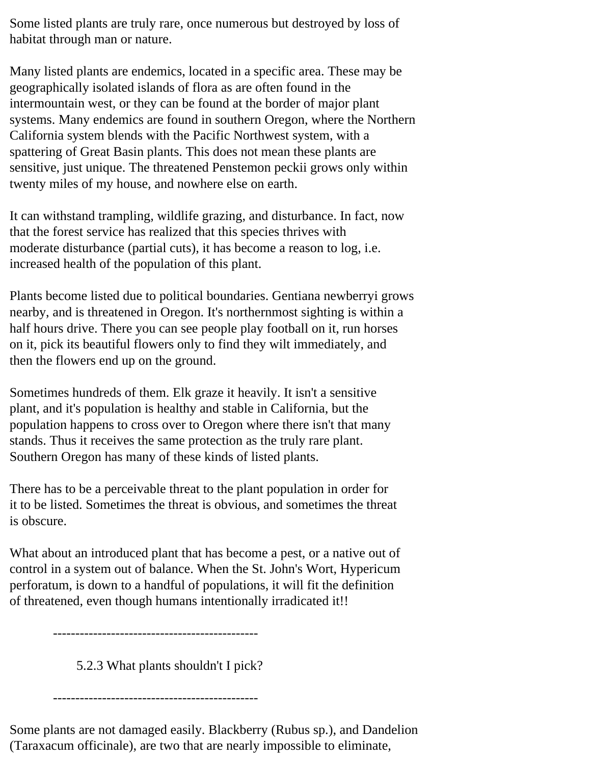Some listed plants are truly rare, once numerous but destroyed by loss of habitat through man or nature.

Many listed plants are endemics, located in a specific area. These may be geographically isolated islands of flora as are often found in the intermountain west, or they can be found at the border of major plant systems. Many endemics are found in southern Oregon, where the Northern California system blends with the Pacific Northwest system, with a spattering of Great Basin plants. This does not mean these plants are sensitive, just unique. The threatened Penstemon peckii grows only within twenty miles of my house, and nowhere else on earth.

It can withstand trampling, wildlife grazing, and disturbance. In fact, now that the forest service has realized that this species thrives with moderate disturbance (partial cuts), it has become a reason to log, i.e. increased health of the population of this plant.

Plants become listed due to political boundaries. Gentiana newberryi grows nearby, and is threatened in Oregon. It's northernmost sighting is within a half hours drive. There you can see people play football on it, run horses on it, pick its beautiful flowers only to find they wilt immediately, and then the flowers end up on the ground.

Sometimes hundreds of them. Elk graze it heavily. It isn't a sensitive plant, and it's population is healthy and stable in California, but the population happens to cross over to Oregon where there isn't that many stands. Thus it receives the same protection as the truly rare plant. Southern Oregon has many of these kinds of listed plants.

There has to be a perceivable threat to the plant population in order for it to be listed. Sometimes the threat is obvious, and sometimes the threat is obscure.

What about an introduced plant that has become a pest, or a native out of control in a system out of balance. When the St. John's Wort, Hypericum perforatum, is down to a handful of populations, it will fit the definition of threatened, even though humans intentionally irradicated it!!

----------------------------------------------

### 5.2.3 What plants shouldn't I pick?

----------------------------------------------

Some plants are not damaged easily. Blackberry (Rubus sp.), and Dandelion (Taraxacum officinale), are two that are nearly impossible to eliminate,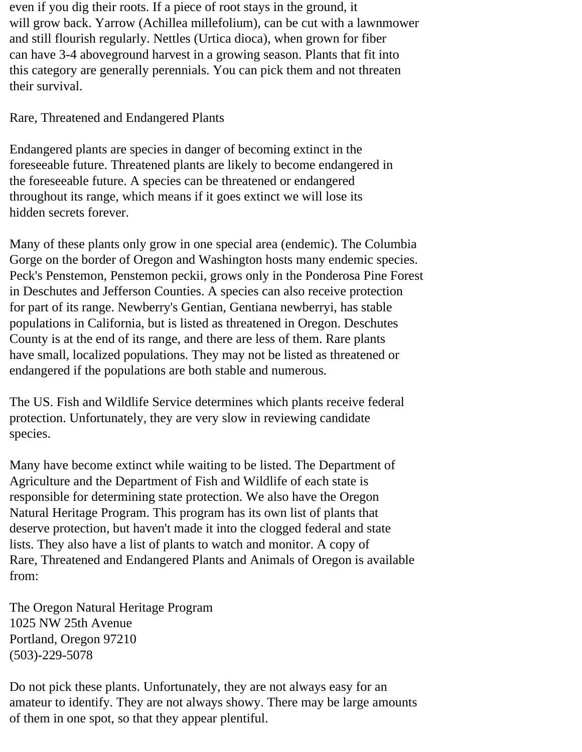even if you dig their roots. If a piece of root stays in the ground, it will grow back. Yarrow (Achillea millefolium), can be cut with a lawnmower and still flourish regularly. Nettles (Urtica dioca), when grown for fiber can have 3-4 aboveground harvest in a growing season. Plants that fit into this category are generally perennials. You can pick them and not threaten their survival.

## Rare, Threatened and Endangered Plants

Endangered plants are species in danger of becoming extinct in the foreseeable future. Threatened plants are likely to become endangered in the foreseeable future. A species can be threatened or endangered throughout its range, which means if it goes extinct we will lose its hidden secrets forever.

Many of these plants only grow in one special area (endemic). The Columbia Gorge on the border of Oregon and Washington hosts many endemic species. Peck's Penstemon, Penstemon peckii, grows only in the Ponderosa Pine Forest in Deschutes and Jefferson Counties. A species can also receive protection for part of its range. Newberry's Gentian, Gentiana newberryi, has stable populations in California, but is listed as threatened in Oregon. Deschutes County is at the end of its range, and there are less of them. Rare plants have small, localized populations. They may not be listed as threatened or endangered if the populations are both stable and numerous.

The US. Fish and Wildlife Service determines which plants receive federal protection. Unfortunately, they are very slow in reviewing candidate species.

Many have become extinct while waiting to be listed. The Department of Agriculture and the Department of Fish and Wildlife of each state is responsible for determining state protection. We also have the Oregon Natural Heritage Program. This program has its own list of plants that deserve protection, but haven't made it into the clogged federal and state lists. They also have a list of plants to watch and monitor. A copy of Rare, Threatened and Endangered Plants and Animals of Oregon is available from:

The Oregon Natural Heritage Program
1025 NW 25th Avenue
Portland, Oregon 97210
(503)-229-5078

Do not pick these plants. Unfortunately, they are not always easy for an amateur to identify. They are not always showy. There may be large amounts of them in one spot, so that they appear plentiful.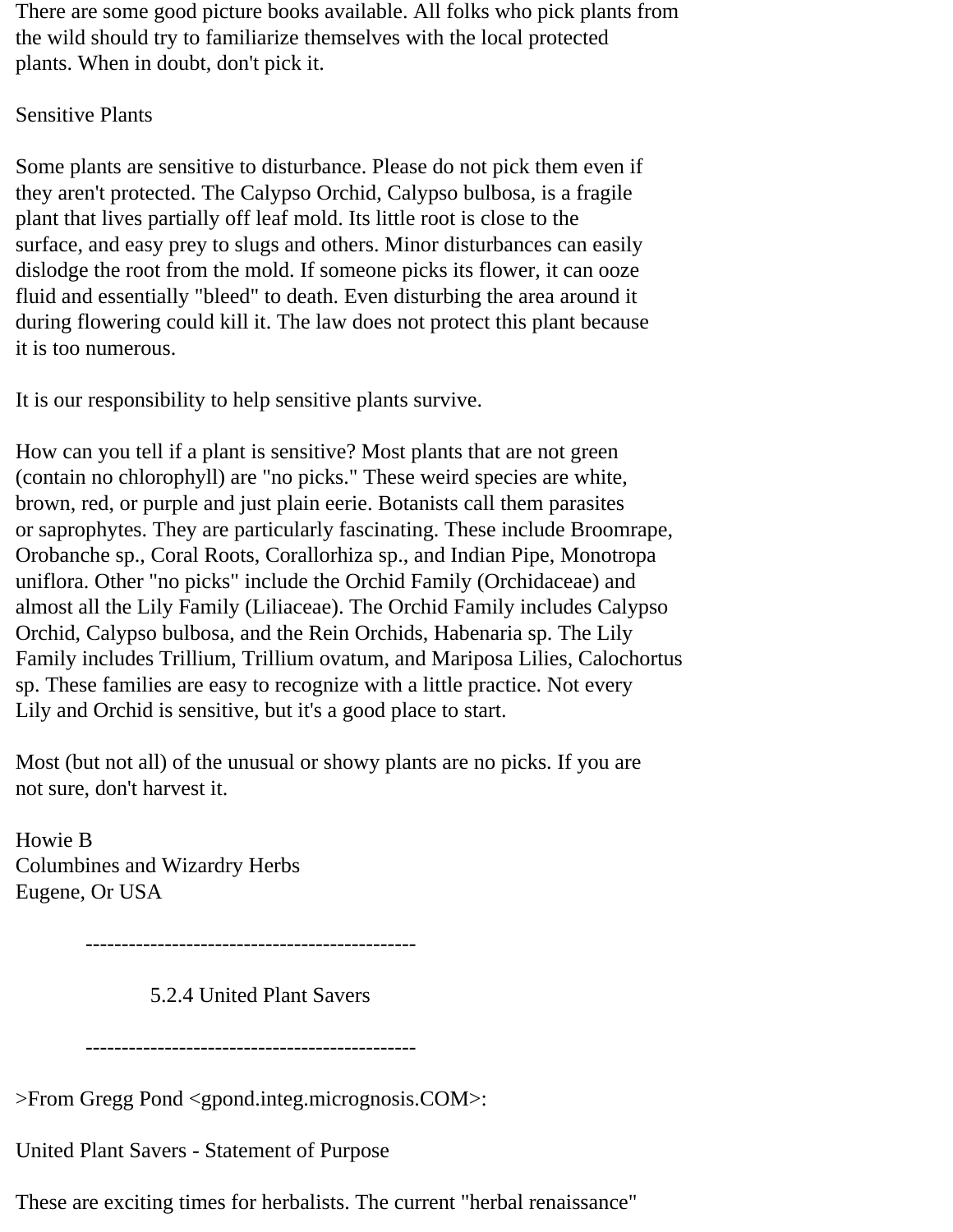There are some good picture books available. All folks who pick plants from the wild should try to familiarize themselves with the local protected plants. When in doubt, don't pick it.

Sensitive Plants

Some plants are sensitive to disturbance. Please do not pick them even if they aren't protected. The Calypso Orchid, Calypso bulbosa, is a fragile plant that lives partially off leaf mold. Its little root is close to the surface, and easy prey to slugs and others. Minor disturbances can easily dislodge the root from the mold. If someone picks its flower, it can ooze fluid and essentially "bleed" to death. Even disturbing the area around it during flowering could kill it. The law does not protect this plant because it is too numerous.

It is our responsibility to help sensitive plants survive.

How can you tell if a plant is sensitive? Most plants that are not green (contain no chlorophyll) are "no picks." These weird species are white, brown, red, or purple and just plain eerie. Botanists call them parasites or saprophytes. They are particularly fascinating. These include Broomrape, Orobanche sp., Coral Roots, Corallorhiza sp., and Indian Pipe, Monotropa uniflora. Other "no picks" include the Orchid Family (Orchidaceae) and almost all the Lily Family (Liliaceae). The Orchid Family includes Calypso Orchid, Calypso bulbosa, and the Rein Orchids, Habenaria sp. The Lily Family includes Trillium, Trillium ovatum, and Mariposa Lilies, Calochortus sp. These families are easy to recognize with a little practice. Not every Lily and Orchid is sensitive, but it's a good place to start.

Most (but not all) of the unusual or showy plants are no picks. If you are not sure, don't harvest it.

Howie B
Columbines and Wizardry Herbs
Eugene, Or USA

----------------------------------------------

5.2.4 United Plant Savers

----------------------------------------------

>From Gregg Pond <gpond.integ.micrognosis.COM>:

United Plant Savers - Statement of Purpose

These are exciting times for herbalists. The current "herbal renaissance"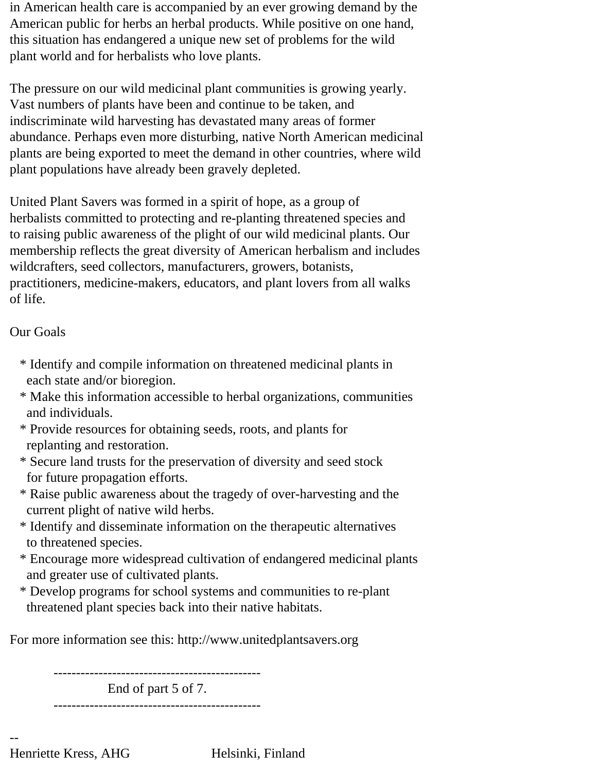in American health care is accompanied by an ever growing demand by the American public for herbs an herbal products. While positive on one hand, this situation has endangered a unique new set of problems for the wild plant world and for herbalists who love plants.

The pressure on our wild medicinal plant communities is growing yearly. Vast numbers of plants have been and continue to be taken, and indiscriminate wild harvesting has devastated many areas of former abundance. Perhaps even more disturbing, native North American medicinal plants are being exported to meet the demand in other countries, where wild plant populations have already been gravely depleted.

United Plant Savers was formed in a spirit of hope, as a group of herbalists committed to protecting and re-planting threatened species and to raising public awareness of the plight of our wild medicinal plants. Our membership reflects the great diversity of American herbalism and includes wildcrafters, seed collectors, manufacturers, growers, botanists, practitioners, medicine-makers, educators, and plant lovers from all walks of life.

Our Goals

* Identify and compile information on threatened medicinal plants in each state and/or bioregion.
* Make this information accessible to herbal organizations, communities and individuals.
* Provide resources for obtaining seeds, roots, and plants for replanting and restoration.
* Secure land trusts for the preservation of diversity and seed stock for future propagation efforts.
* Raise public awareness about the tragedy of over-harvesting and the current plight of native wild herbs.
* Identify and disseminate information on the therapeutic alternatives to threatened species.
* Encourage more widespread cultivation of endangered medicinal plants and greater use of cultivated plants.
* Develop programs for school systems and communities to re-plant threatened plant species back into their native habitats.

For more information see this: http://www.unitedplantsavers.org

---

End of part 5 of 7.

---

--
Henriette Kress, AHG                    Helsinki, Finland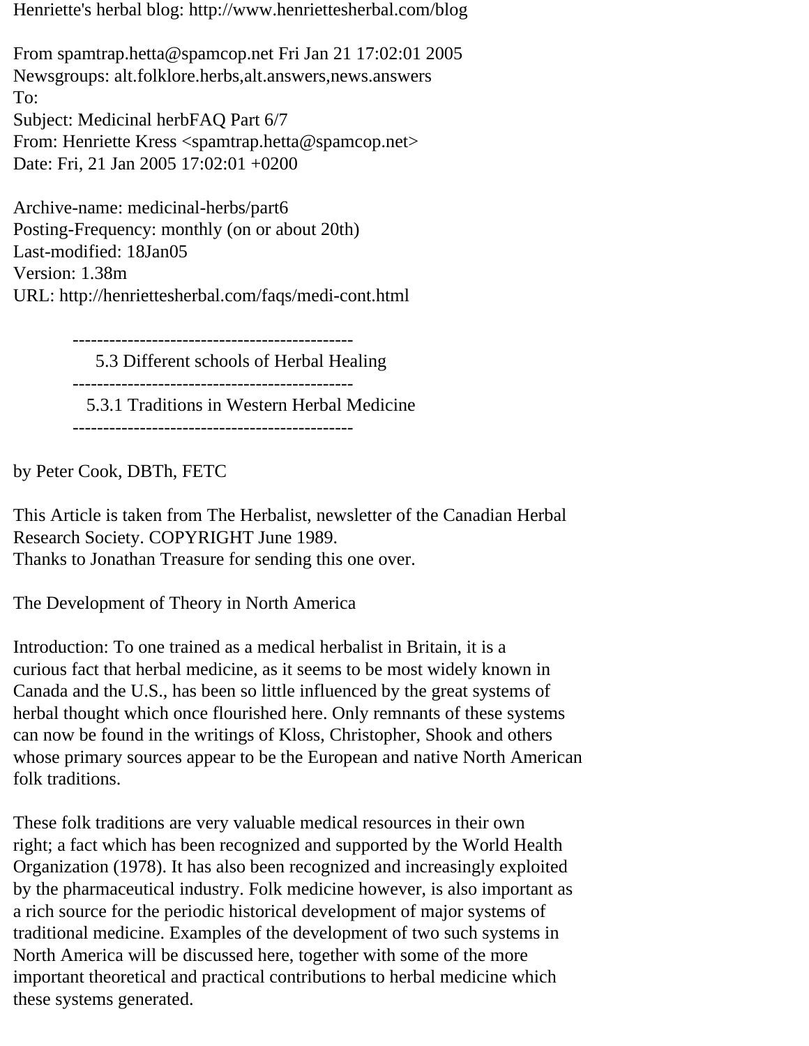Henriette's herbal blog: http://www.henriettesherbal.com/blog

From spamtrap.hetta@spamcop.net Fri Jan 21 17:02:01 2005
Newsgroups: alt.folklore.herbs,alt.answers,news.answers
To:
Subject: Medicinal herbFAQ Part 6/7
From: Henriette Kress <spamtrap.hetta@spamcop.net>
Date: Fri, 21 Jan 2005 17:02:01 +0200

Archive-name: medicinal-herbs/part6
Posting-Frequency: monthly (on or about 20th)
Last-modified: 18Jan05
Version: 1.38m
URL: http://henriettesherbal.com/faqs/medi-cont.html

----------------------------------------------

## 5.3 Different schools of Herbal Healing

----------------------------------------------

### 5.3.1 Traditions in Western Herbal Medicine

----------------------------------------------

by Peter Cook, DBTh, FETC

This Article is taken from The Herbalist, newsletter of the Canadian Herbal Research Society. COPYRIGHT June 1989.
Thanks to Jonathan Treasure for sending this one over.

The Development of Theory in North America

Introduction: To one trained as a medical herbalist in Britain, it is a curious fact that herbal medicine, as it seems to be most widely known in Canada and the U.S., has been so little influenced by the great systems of herbal thought which once flourished here. Only remnants of these systems can now be found in the writings of Kloss, Christopher, Shook and others whose primary sources appear to be the European and native North American folk traditions.

These folk traditions are very valuable medical resources in their own right; a fact which has been recognized and supported by the World Health Organization (1978). It has also been recognized and increasingly exploited by the pharmaceutical industry. Folk medicine however, is also important as a rich source for the periodic historical development of major systems of traditional medicine. Examples of the development of two such systems in North America will be discussed here, together with some of the more important theoretical and practical contributions to herbal medicine which these systems generated.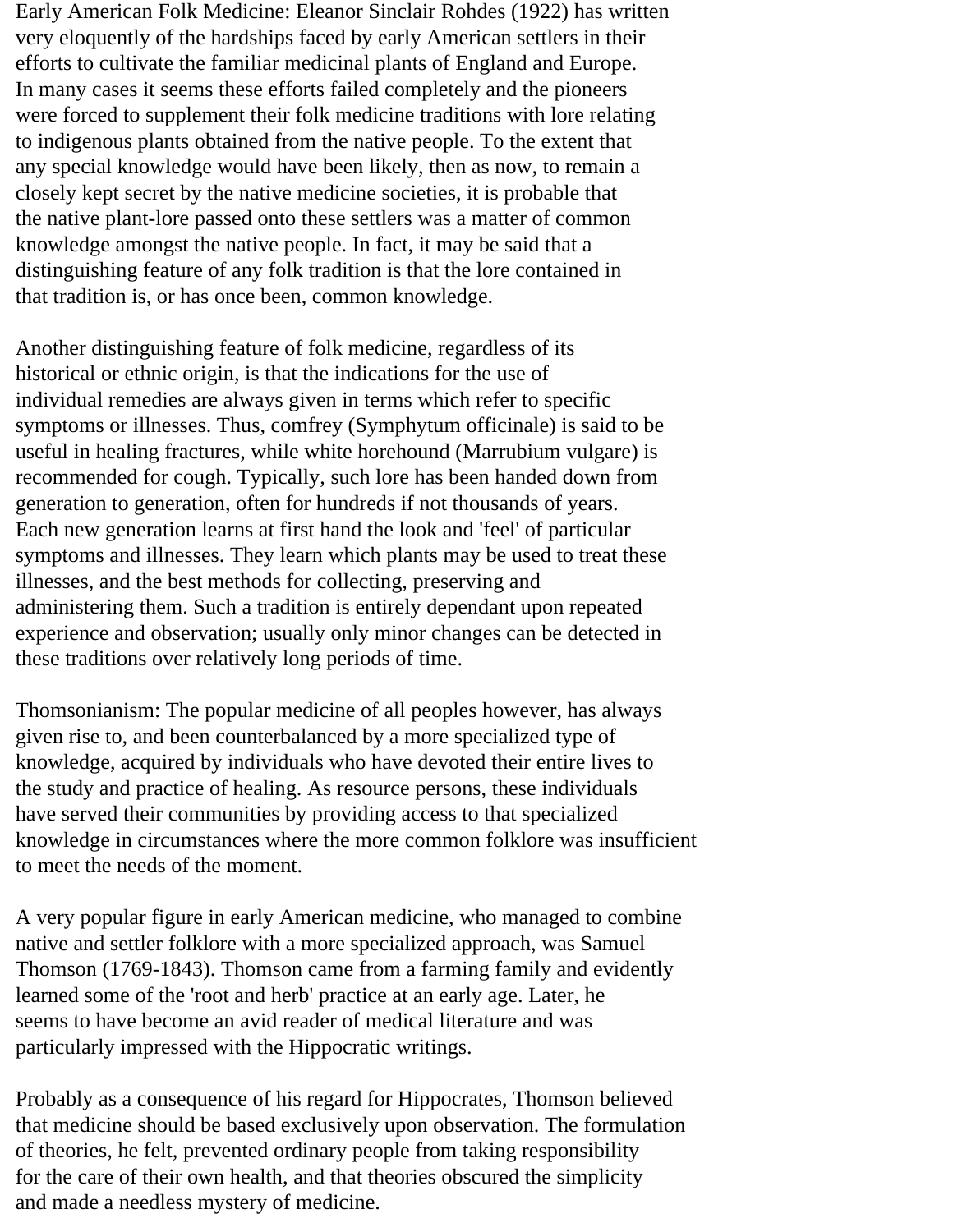Early American Folk Medicine: Eleanor Sinclair Rohdes (1922) has written very eloquently of the hardships faced by early American settlers in their efforts to cultivate the familiar medicinal plants of England and Europe. In many cases it seems these efforts failed completely and the pioneers were forced to supplement their folk medicine traditions with lore relating to indigenous plants obtained from the native people. To the extent that any special knowledge would have been likely, then as now, to remain a closely kept secret by the native medicine societies, it is probable that the native plant-lore passed onto these settlers was a matter of common knowledge amongst the native people. In fact, it may be said that a distinguishing feature of any folk tradition is that the lore contained in that tradition is, or has once been, common knowledge.

Another distinguishing feature of folk medicine, regardless of its historical or ethnic origin, is that the indications for the use of individual remedies are always given in terms which refer to specific symptoms or illnesses. Thus, comfrey (Symphytum officinale) is said to be useful in healing fractures, while white horehound (Marrubium vulgare) is recommended for cough. Typically, such lore has been handed down from generation to generation, often for hundreds if not thousands of years. Each new generation learns at first hand the look and 'feel' of particular symptoms and illnesses. They learn which plants may be used to treat these illnesses, and the best methods for collecting, preserving and administering them. Such a tradition is entirely dependant upon repeated experience and observation; usually only minor changes can be detected in these traditions over relatively long periods of time.

Thomsonianism: The popular medicine of all peoples however, has always given rise to, and been counterbalanced by a more specialized type of knowledge, acquired by individuals who have devoted their entire lives to the study and practice of healing. As resource persons, these individuals have served their communities by providing access to that specialized knowledge in circumstances where the more common folklore was insufficient to meet the needs of the moment.

A very popular figure in early American medicine, who managed to combine native and settler folklore with a more specialized approach, was Samuel Thomson (1769-1843). Thomson came from a farming family and evidently learned some of the 'root and herb' practice at an early age. Later, he seems to have become an avid reader of medical literature and was particularly impressed with the Hippocratic writings.

Probably as a consequence of his regard for Hippocrates, Thomson believed that medicine should be based exclusively upon observation. The formulation of theories, he felt, prevented ordinary people from taking responsibility for the care of their own health, and that theories obscured the simplicity and made a needless mystery of medicine.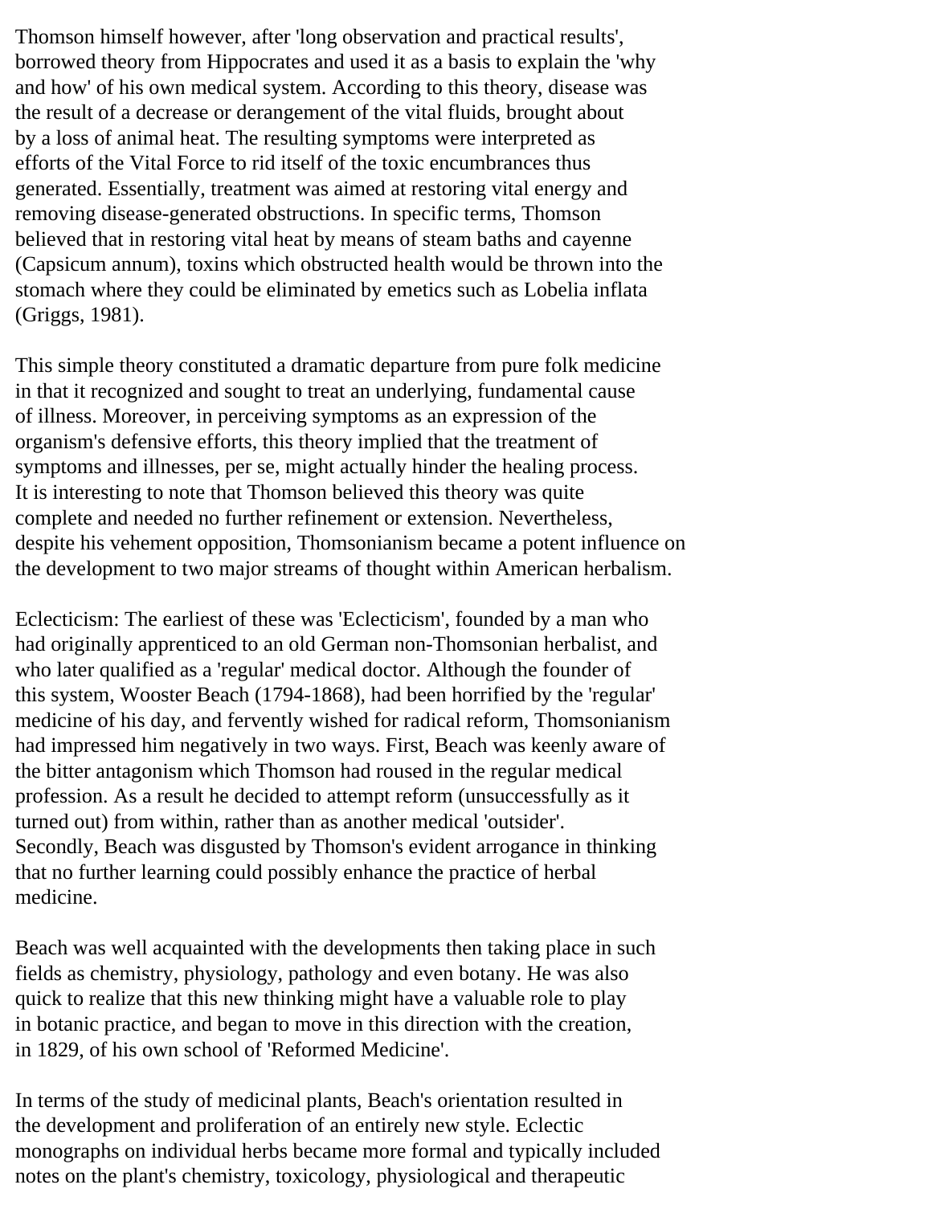Thomson himself however, after 'long observation and practical results', borrowed theory from Hippocrates and used it as a basis to explain the 'why and how' of his own medical system. According to this theory, disease was the result of a decrease or derangement of the vital fluids, brought about by a loss of animal heat. The resulting symptoms were interpreted as efforts of the Vital Force to rid itself of the toxic encumbrances thus generated. Essentially, treatment was aimed at restoring vital energy and removing disease-generated obstructions. In specific terms, Thomson believed that in restoring vital heat by means of steam baths and cayenne (Capsicum annum), toxins which obstructed health would be thrown into the stomach where they could be eliminated by emetics such as Lobelia inflata (Griggs, 1981).

This simple theory constituted a dramatic departure from pure folk medicine in that it recognized and sought to treat an underlying, fundamental cause of illness. Moreover, in perceiving symptoms as an expression of the organism's defensive efforts, this theory implied that the treatment of symptoms and illnesses, per se, might actually hinder the healing process. It is interesting to note that Thomson believed this theory was quite complete and needed no further refinement or extension. Nevertheless, despite his vehement opposition, Thomsonianism became a potent influence on the development to two major streams of thought within American herbalism.

Eclecticism: The earliest of these was 'Eclecticism', founded by a man who had originally apprenticed to an old German non-Thomsonian herbalist, and who later qualified as a 'regular' medical doctor. Although the founder of this system, Wooster Beach (1794-1868), had been horrified by the 'regular' medicine of his day, and fervently wished for radical reform, Thomsonianism had impressed him negatively in two ways. First, Beach was keenly aware of the bitter antagonism which Thomson had roused in the regular medical profession. As a result he decided to attempt reform (unsuccessfully as it turned out) from within, rather than as another medical 'outsider'. Secondly, Beach was disgusted by Thomson's evident arrogance in thinking that no further learning could possibly enhance the practice of herbal medicine.

Beach was well acquainted with the developments then taking place in such fields as chemistry, physiology, pathology and even botany. He was also quick to realize that this new thinking might have a valuable role to play in botanic practice, and began to move in this direction with the creation, in 1829, of his own school of 'Reformed Medicine'.

In terms of the study of medicinal plants, Beach's orientation resulted in the development and proliferation of an entirely new style. Eclectic monographs on individual herbs became more formal and typically included notes on the plant's chemistry, toxicology, physiological and therapeutic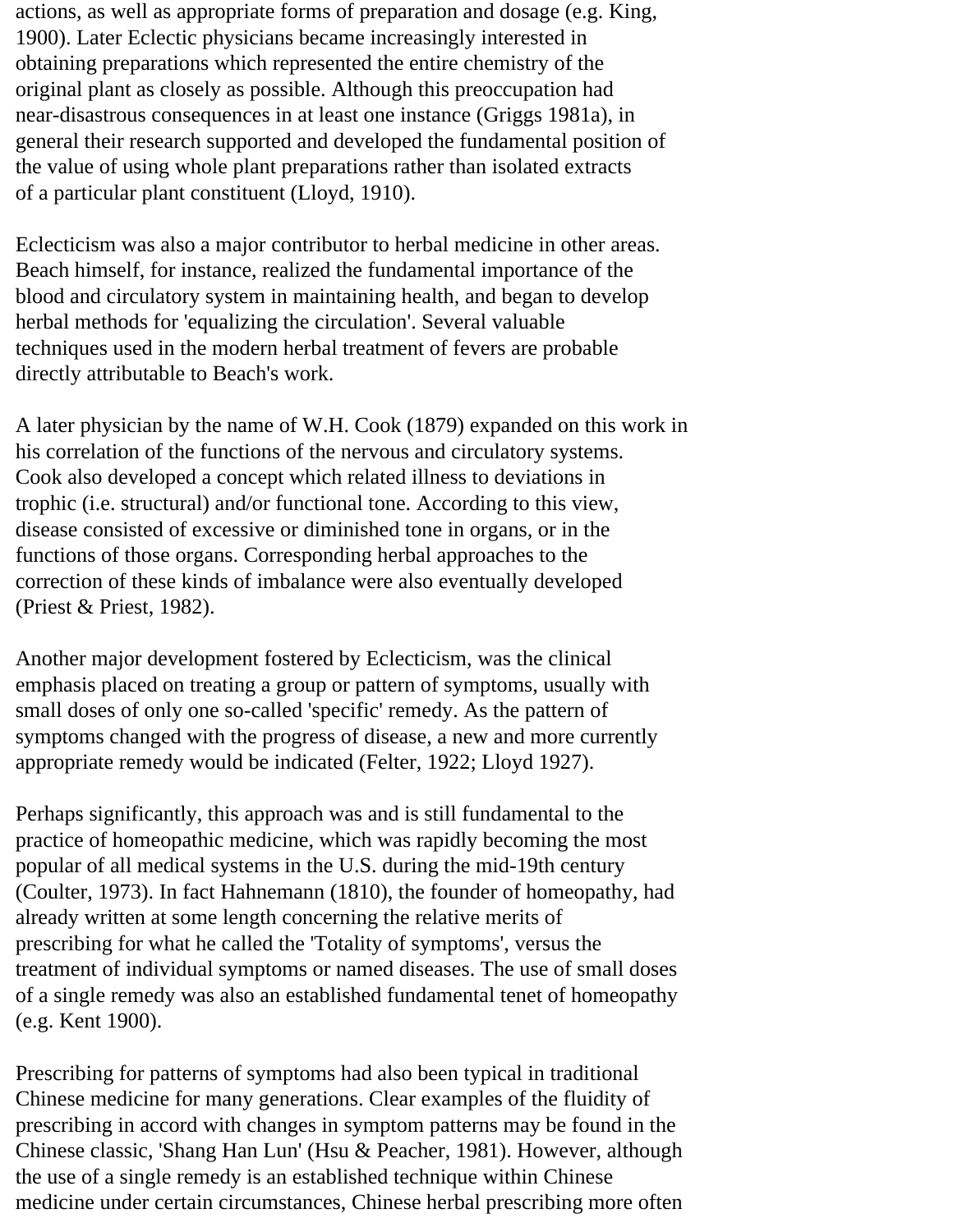actions, as well as appropriate forms of preparation and dosage (e.g. King, 1900). Later Eclectic physicians became increasingly interested in obtaining preparations which represented the entire chemistry of the original plant as closely as possible. Although this preoccupation had near-disastrous consequences in at least one instance (Griggs 1981a), in general their research supported and developed the fundamental position of the value of using whole plant preparations rather than isolated extracts of a particular plant constituent (Lloyd, 1910).

Eclecticism was also a major contributor to herbal medicine in other areas. Beach himself, for instance, realized the fundamental importance of the blood and circulatory system in maintaining health, and began to develop herbal methods for 'equalizing the circulation'. Several valuable techniques used in the modern herbal treatment of fevers are probable directly attributable to Beach's work.

A later physician by the name of W.H. Cook (1879) expanded on this work in his correlation of the functions of the nervous and circulatory systems. Cook also developed a concept which related illness to deviations in trophic (i.e. structural) and/or functional tone. According to this view, disease consisted of excessive or diminished tone in organs, or in the functions of those organs. Corresponding herbal approaches to the correction of these kinds of imbalance were also eventually developed (Priest & Priest, 1982).

Another major development fostered by Eclecticism, was the clinical emphasis placed on treating a group or pattern of symptoms, usually with small doses of only one so-called 'specific' remedy. As the pattern of symptoms changed with the progress of disease, a new and more currently appropriate remedy would be indicated (Felter, 1922; Lloyd 1927).

Perhaps significantly, this approach was and is still fundamental to the practice of homeopathic medicine, which was rapidly becoming the most popular of all medical systems in the U.S. during the mid-19th century (Coulter, 1973). In fact Hahnemann (1810), the founder of homeopathy, had already written at some length concerning the relative merits of prescribing for what he called the 'Totality of symptoms', versus the treatment of individual symptoms or named diseases. The use of small doses of a single remedy was also an established fundamental tenet of homeopathy (e.g. Kent 1900).

Prescribing for patterns of symptoms had also been typical in traditional Chinese medicine for many generations. Clear examples of the fluidity of prescribing in accord with changes in symptom patterns may be found in the Chinese classic, 'Shang Han Lun' (Hsu & Peacher, 1981). However, although the use of a single remedy is an established technique within Chinese medicine under certain circumstances, Chinese herbal prescribing more often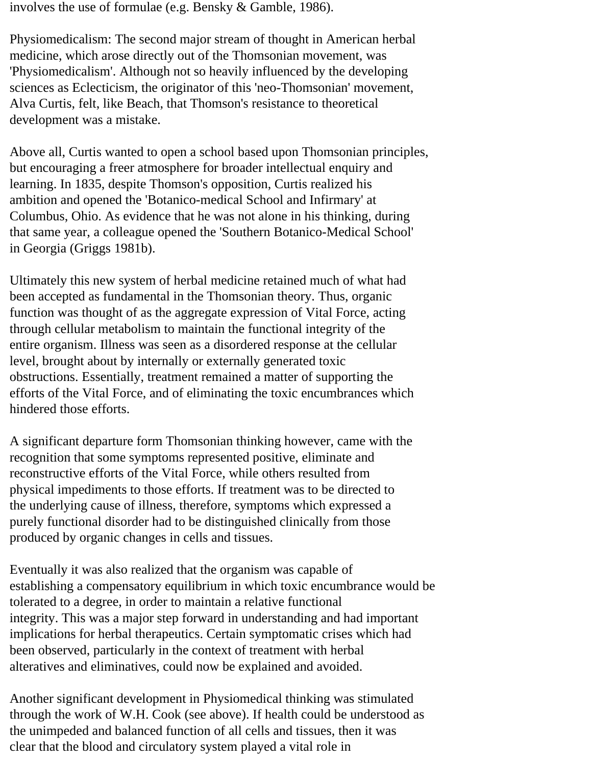involves the use of formulae (e.g. Bensky & Gamble, 1986).

Physiomedicalism: The second major stream of thought in American herbal medicine, which arose directly out of the Thomsonian movement, was 'Physiomedicalism'. Although not so heavily influenced by the developing sciences as Eclecticism, the originator of this 'neo-Thomsonian' movement, Alva Curtis, felt, like Beach, that Thomson's resistance to theoretical development was a mistake.

Above all, Curtis wanted to open a school based upon Thomsonian principles, but encouraging a freer atmosphere for broader intellectual enquiry and learning. In 1835, despite Thomson's opposition, Curtis realized his ambition and opened the 'Botanico-medical School and Infirmary' at Columbus, Ohio. As evidence that he was not alone in his thinking, during that same year, a colleague opened the 'Southern Botanico-Medical School' in Georgia (Griggs 1981b).

Ultimately this new system of herbal medicine retained much of what had been accepted as fundamental in the Thomsonian theory. Thus, organic function was thought of as the aggregate expression of Vital Force, acting through cellular metabolism to maintain the functional integrity of the entire organism. Illness was seen as a disordered response at the cellular level, brought about by internally or externally generated toxic obstructions. Essentially, treatment remained a matter of supporting the efforts of the Vital Force, and of eliminating the toxic encumbrances which hindered those efforts.

A significant departure form Thomsonian thinking however, came with the recognition that some symptoms represented positive, eliminate and reconstructive efforts of the Vital Force, while others resulted from physical impediments to those efforts. If treatment was to be directed to the underlying cause of illness, therefore, symptoms which expressed a purely functional disorder had to be distinguished clinically from those produced by organic changes in cells and tissues.

Eventually it was also realized that the organism was capable of establishing a compensatory equilibrium in which toxic encumbrance would be tolerated to a degree, in order to maintain a relative functional integrity. This was a major step forward in understanding and had important implications for herbal therapeutics. Certain symptomatic crises which had been observed, particularly in the context of treatment with herbal alteratives and eliminatives, could now be explained and avoided.

Another significant development in Physiomedical thinking was stimulated through the work of W.H. Cook (see above). If health could be understood as the unimpeded and balanced function of all cells and tissues, then it was clear that the blood and circulatory system played a vital role in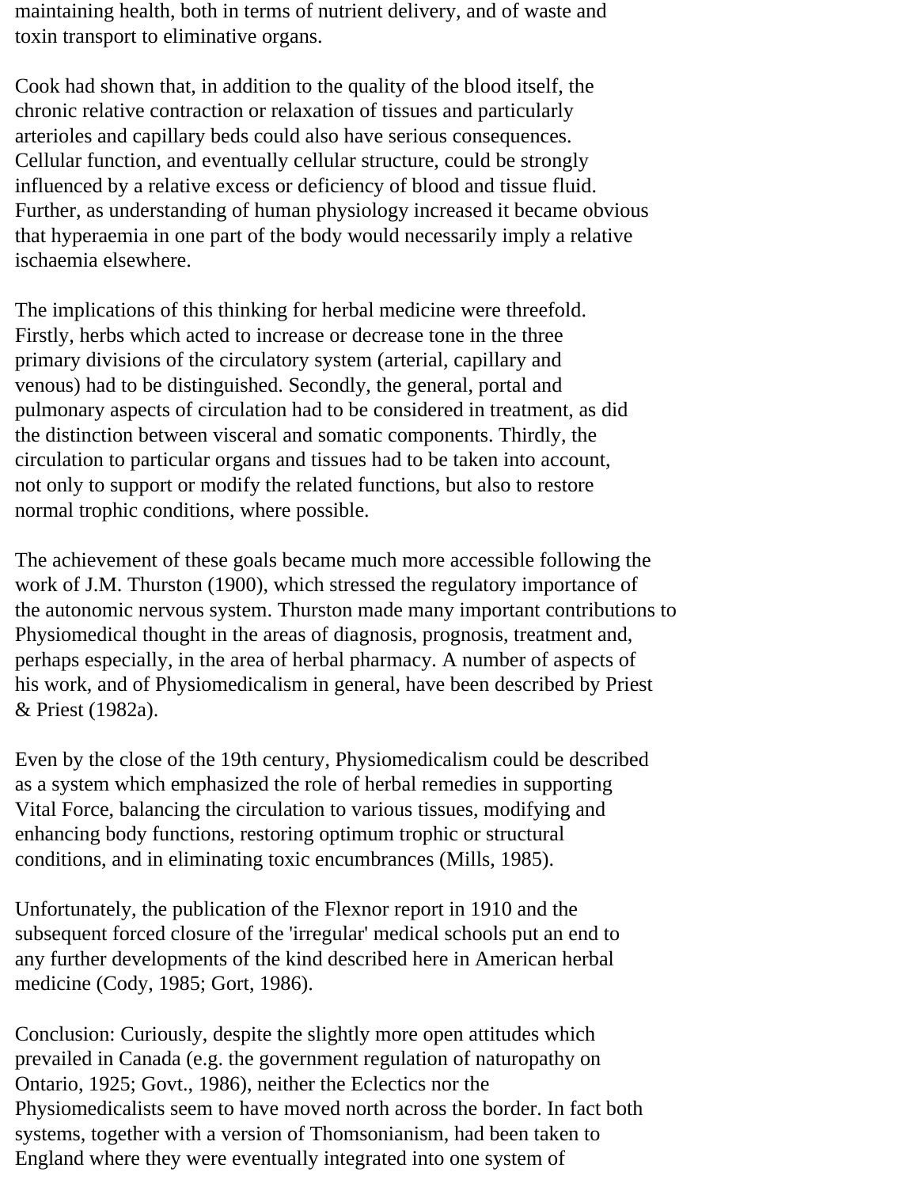maintaining health, both in terms of nutrient delivery, and of waste and toxin transport to eliminative organs.

Cook had shown that, in addition to the quality of the blood itself, the chronic relative contraction or relaxation of tissues and particularly arterioles and capillary beds could also have serious consequences. Cellular function, and eventually cellular structure, could be strongly influenced by a relative excess or deficiency of blood and tissue fluid. Further, as understanding of human physiology increased it became obvious that hyperaemia in one part of the body would necessarily imply a relative ischaemia elsewhere.

The implications of this thinking for herbal medicine were threefold. Firstly, herbs which acted to increase or decrease tone in the three primary divisions of the circulatory system (arterial, capillary and venous) had to be distinguished. Secondly, the general, portal and pulmonary aspects of circulation had to be considered in treatment, as did the distinction between visceral and somatic components. Thirdly, the circulation to particular organs and tissues had to be taken into account, not only to support or modify the related functions, but also to restore normal trophic conditions, where possible.

The achievement of these goals became much more accessible following the work of J.M. Thurston (1900), which stressed the regulatory importance of the autonomic nervous system. Thurston made many important contributions to Physiomedical thought in the areas of diagnosis, prognosis, treatment and, perhaps especially, in the area of herbal pharmacy. A number of aspects of his work, and of Physiomedicalism in general, have been described by Priest & Priest (1982a).

Even by the close of the 19th century, Physiomedicalism could be described as a system which emphasized the role of herbal remedies in supporting Vital Force, balancing the circulation to various tissues, modifying and enhancing body functions, restoring optimum trophic or structural conditions, and in eliminating toxic encumbrances (Mills, 1985).

Unfortunately, the publication of the Flexnor report in 1910 and the subsequent forced closure of the 'irregular' medical schools put an end to any further developments of the kind described here in American herbal medicine (Cody, 1985; Gort, 1986).

Conclusion: Curiously, despite the slightly more open attitudes which prevailed in Canada (e.g. the government regulation of naturopathy on Ontario, 1925; Govt., 1986), neither the Eclectics nor the Physiomedicalists seem to have moved north across the border. In fact both systems, together with a version of Thomsonianism, had been taken to England where they were eventually integrated into one system of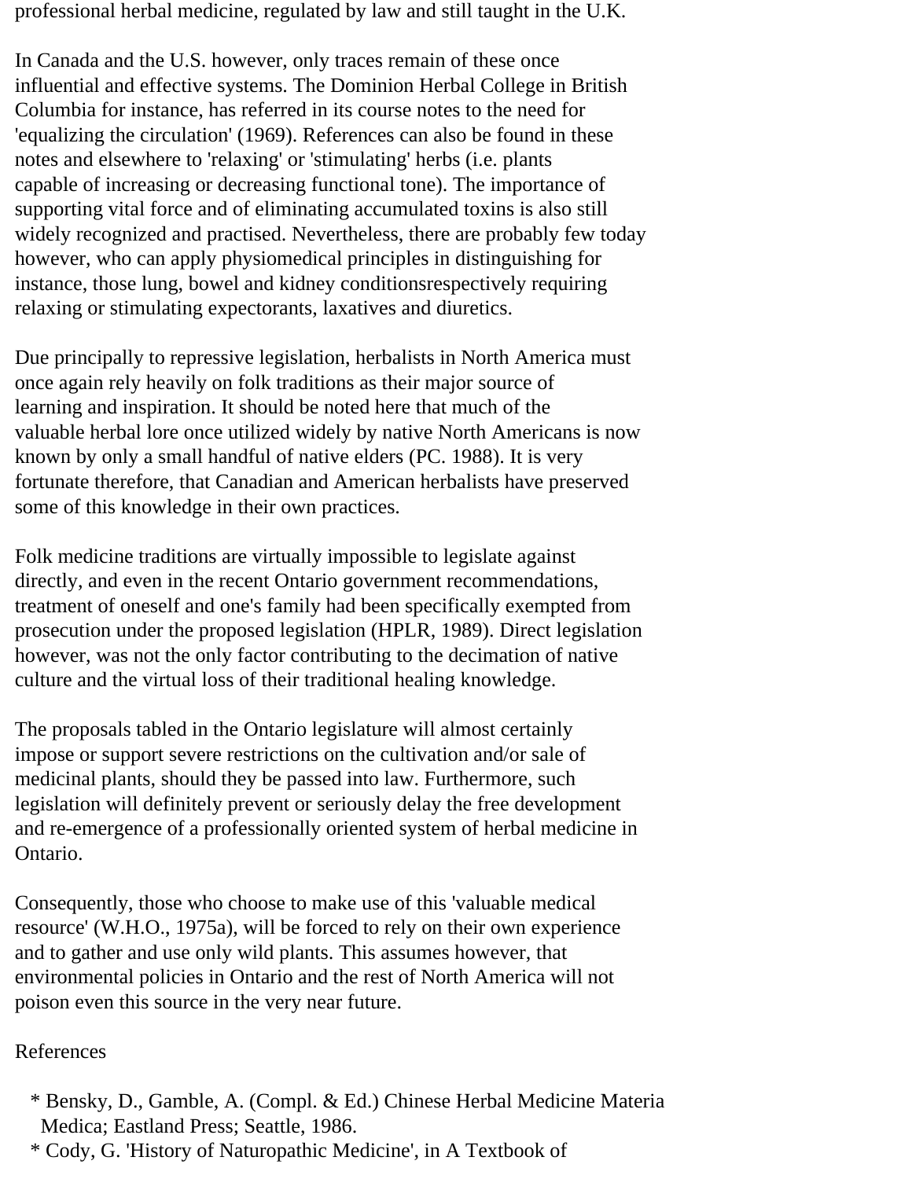professional herbal medicine, regulated by law and still taught in the U.K.

In Canada and the U.S. however, only traces remain of these once influential and effective systems. The Dominion Herbal College in British Columbia for instance, has referred in its course notes to the need for 'equalizing the circulation' (1969). References can also be found in these notes and elsewhere to 'relaxing' or 'stimulating' herbs (i.e. plants capable of increasing or decreasing functional tone). The importance of supporting vital force and of eliminating accumulated toxins is also still widely recognized and practised. Nevertheless, there are probably few today however, who can apply physiomedical principles in distinguishing for instance, those lung, bowel and kidney conditionsrespectively requiring relaxing or stimulating expectorants, laxatives and diuretics.

Due principally to repressive legislation, herbalists in North America must once again rely heavily on folk traditions as their major source of learning and inspiration. It should be noted here that much of the valuable herbal lore once utilized widely by native North Americans is now known by only a small handful of native elders (PC. 1988). It is very fortunate therefore, that Canadian and American herbalists have preserved some of this knowledge in their own practices.

Folk medicine traditions are virtually impossible to legislate against directly, and even in the recent Ontario government recommendations, treatment of oneself and one's family had been specifically exempted from prosecution under the proposed legislation (HPLR, 1989). Direct legislation however, was not the only factor contributing to the decimation of native culture and the virtual loss of their traditional healing knowledge.

The proposals tabled in the Ontario legislature will almost certainly impose or support severe restrictions on the cultivation and/or sale of medicinal plants, should they be passed into law. Furthermore, such legislation will definitely prevent or seriously delay the free development and re-emergence of a professionally oriented system of herbal medicine in Ontario.

Consequently, those who choose to make use of this 'valuable medical resource' (W.H.O., 1975a), will be forced to rely on their own experience and to gather and use only wild plants. This assumes however, that environmental policies in Ontario and the rest of North America will not poison even this source in the very near future.

References

* Bensky, D., Gamble, A. (Compl. & Ed.) Chinese Herbal Medicine Materia Medica; Eastland Press; Seattle, 1986.
* Cody, G. 'History of Naturopathic Medicine', in A Textbook of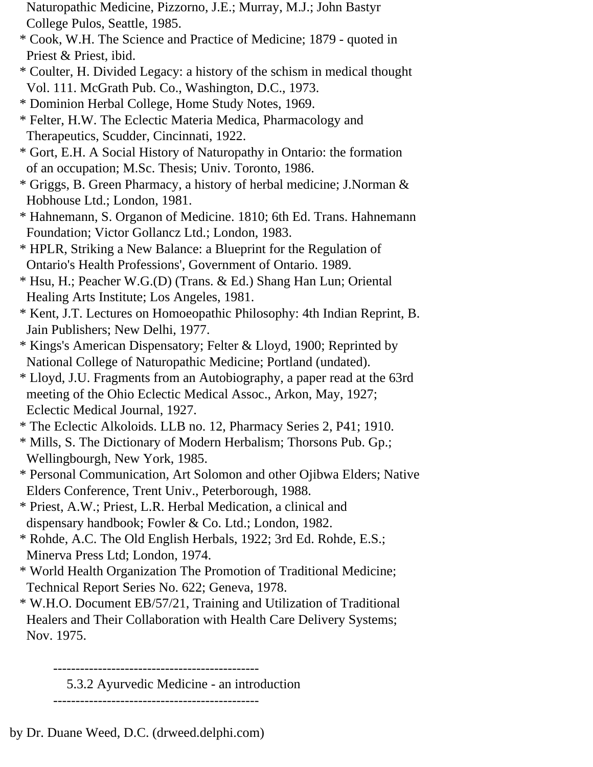Naturopathic Medicine, Pizzorno, J.E.; Murray, M.J.; John Bastyr College Pulos, Seattle, 1985.

* Cook, W.H. The Science and Practice of Medicine; 1879 - quoted in Priest & Priest, ibid.
* Coulter, H. Divided Legacy: a history of the schism in medical thought Vol. 111. McGrath Pub. Co., Washington, D.C., 1973.
* Dominion Herbal College, Home Study Notes, 1969.
* Felter, H.W. The Eclectic Materia Medica, Pharmacology and Therapeutics, Scudder, Cincinnati, 1922.
* Gort, E.H. A Social History of Naturopathy in Ontario: the formation of an occupation; M.Sc. Thesis; Univ. Toronto, 1986.
* Griggs, B. Green Pharmacy, a history of herbal medicine; J.Norman & Hobhouse Ltd.; London, 1981.
* Hahnemann, S. Organon of Medicine. 1810; 6th Ed. Trans. Hahnemann Foundation; Victor Gollancz Ltd.; London, 1983.
* HPLR, Striking a New Balance: a Blueprint for the Regulation of Ontario's Health Professions', Government of Ontario. 1989.
* Hsu, H.; Peacher W.G.(D) (Trans. & Ed.) Shang Han Lun; Oriental Healing Arts Institute; Los Angeles, 1981.
* Kent, J.T. Lectures on Homoeopathic Philosophy: 4th Indian Reprint, B. Jain Publishers; New Delhi, 1977.
* Kings's American Dispensatory; Felter & Lloyd, 1900; Reprinted by National College of Naturopathic Medicine; Portland (undated).
* Lloyd, J.U. Fragments from an Autobiography, a paper read at the 63rd meeting of the Ohio Eclectic Medical Assoc., Arkon, May, 1927; Eclectic Medical Journal, 1927.
* The Eclectic Alkoloids. LLB no. 12, Pharmacy Series 2, P41; 1910.
* Mills, S. The Dictionary of Modern Herbalism; Thorsons Pub. Gp.; Wellingbourgh, New York, 1985.
* Personal Communication, Art Solomon and other Ojibwa Elders; Native Elders Conference, Trent Univ., Peterborough, 1988.
* Priest, A.W.; Priest, L.R. Herbal Medication, a clinical and dispensary handbook; Fowler & Co. Ltd.; London, 1982.
* Rohde, A.C. The Old English Herbals, 1922; 3rd Ed. Rohde, E.S.; Minerva Press Ltd; London, 1974.
* World Health Organization The Promotion of Traditional Medicine; Technical Report Series No. 622; Geneva, 1978.
* W.H.O. Document EB/57/21, Training and Utilization of Traditional Healers and Their Collaboration with Health Care Delivery Systems; Nov. 1975.

## 5.3.2 Ayurvedic Medicine - an introduction

by Dr. Duane Weed, D.C. (drweed.delphi.com)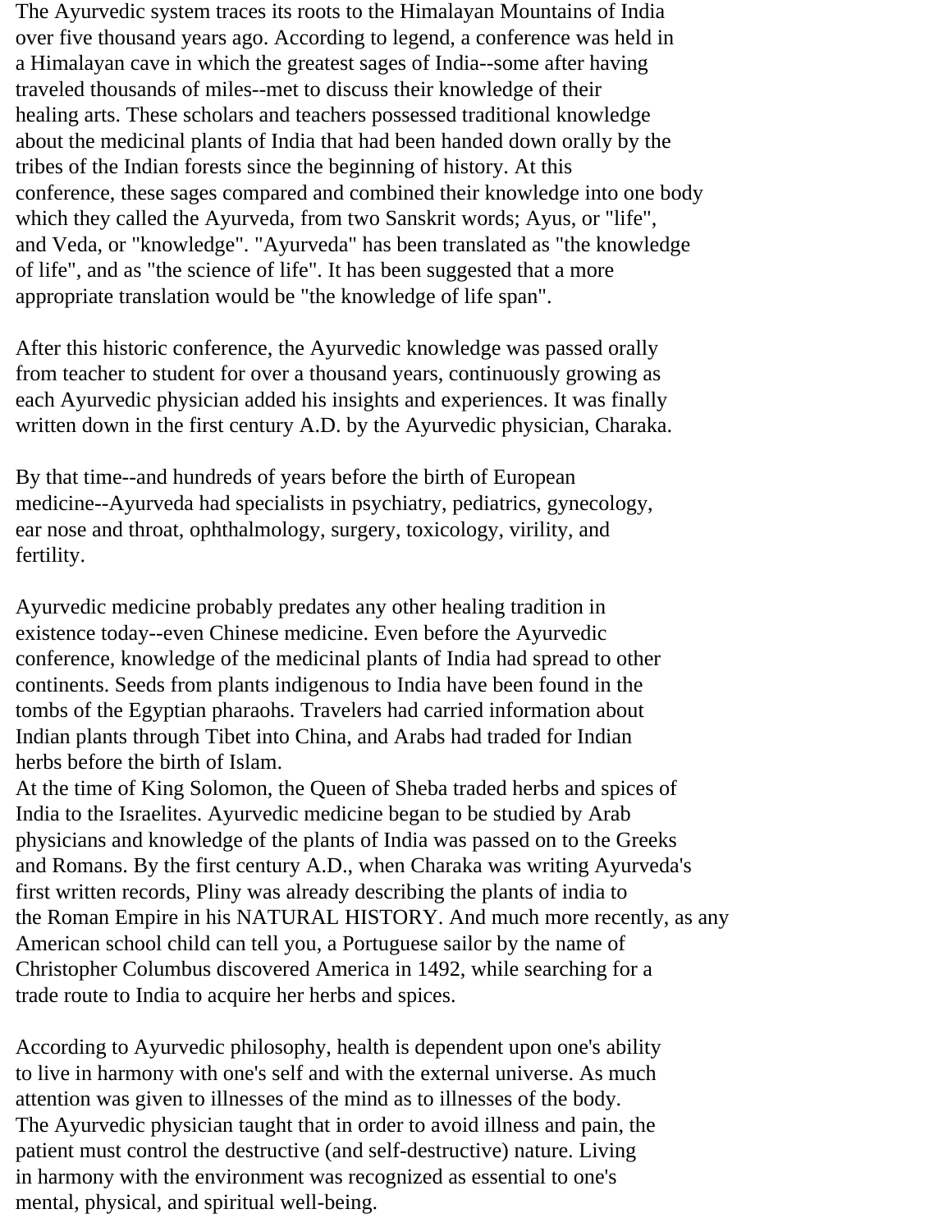The Ayurvedic system traces its roots to the Himalayan Mountains of India over five thousand years ago. According to legend, a conference was held in a Himalayan cave in which the greatest sages of India--some after having traveled thousands of miles--met to discuss their knowledge of their healing arts. These scholars and teachers possessed traditional knowledge about the medicinal plants of India that had been handed down orally by the tribes of the Indian forests since the beginning of history. At this conference, these sages compared and combined their knowledge into one body which they called the Ayurveda, from two Sanskrit words; Ayus, or "life", and Veda, or "knowledge". "Ayurveda" has been translated as "the knowledge of life", and as "the science of life". It has been suggested that a more appropriate translation would be "the knowledge of life span".

After this historic conference, the Ayurvedic knowledge was passed orally from teacher to student for over a thousand years, continuously growing as each Ayurvedic physician added his insights and experiences. It was finally written down in the first century A.D. by the Ayurvedic physician, Charaka.

By that time--and hundreds of years before the birth of European medicine--Ayurveda had specialists in psychiatry, pediatrics, gynecology, ear nose and throat, ophthalmology, surgery, toxicology, virility, and fertility.

Ayurvedic medicine probably predates any other healing tradition in existence today--even Chinese medicine. Even before the Ayurvedic conference, knowledge of the medicinal plants of India had spread to other continents. Seeds from plants indigenous to India have been found in the tombs of the Egyptian pharaohs. Travelers had carried information about Indian plants through Tibet into China, and Arabs had traded for Indian herbs before the birth of Islam.
At the time of King Solomon, the Queen of Sheba traded herbs and spices of India to the Israelites. Ayurvedic medicine began to be studied by Arab physicians and knowledge of the plants of India was passed on to the Greeks and Romans. By the first century A.D., when Charaka was writing Ayurveda's first written records, Pliny was already describing the plants of india to the Roman Empire in his NATURAL HISTORY. And much more recently, as any American school child can tell you, a Portuguese sailor by the name of Christopher Columbus discovered America in 1492, while searching for a trade route to India to acquire her herbs and spices.

According to Ayurvedic philosophy, health is dependent upon one's ability to live in harmony with one's self and with the external universe. As much attention was given to illnesses of the mind as to illnesses of the body. The Ayurvedic physician taught that in order to avoid illness and pain, the patient must control the destructive (and self-destructive) nature. Living in harmony with the environment was recognized as essential to one's mental, physical, and spiritual well-being.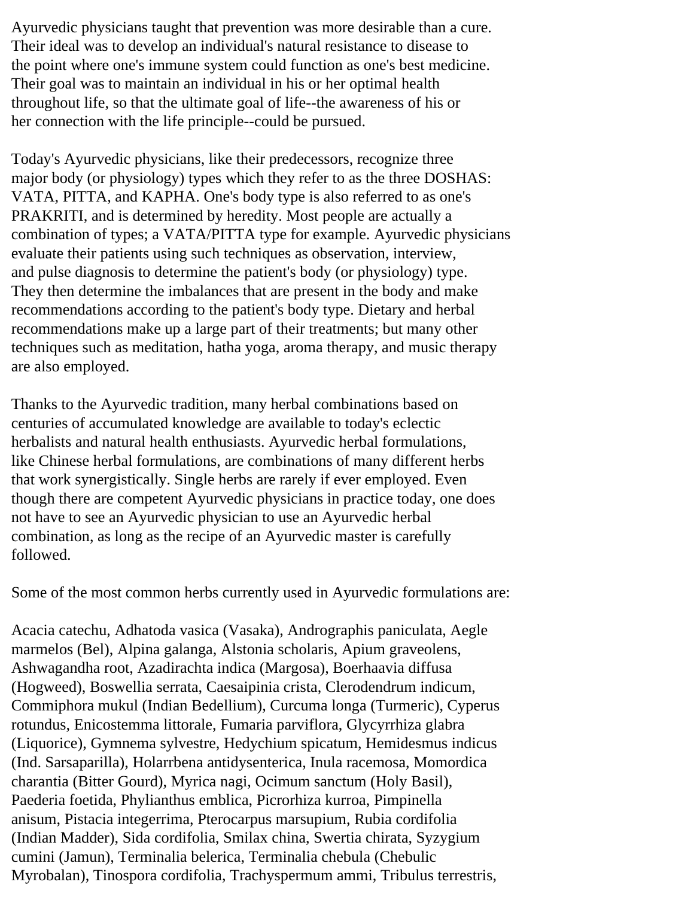Ayurvedic physicians taught that prevention was more desirable than a cure. Their ideal was to develop an individual's natural resistance to disease to the point where one's immune system could function as one's best medicine. Their goal was to maintain an individual in his or her optimal health throughout life, so that the ultimate goal of life--the awareness of his or her connection with the life principle--could be pursued.

Today's Ayurvedic physicians, like their predecessors, recognize three major body (or physiology) types which they refer to as the three DOSHAS: VATA, PITTA, and KAPHA. One's body type is also referred to as one's PRAKRITI, and is determined by heredity. Most people are actually a combination of types; a VATA/PITTA type for example. Ayurvedic physicians evaluate their patients using such techniques as observation, interview, and pulse diagnosis to determine the patient's body (or physiology) type. They then determine the imbalances that are present in the body and make recommendations according to the patient's body type. Dietary and herbal recommendations make up a large part of their treatments; but many other techniques such as meditation, hatha yoga, aroma therapy, and music therapy are also employed.

Thanks to the Ayurvedic tradition, many herbal combinations based on centuries of accumulated knowledge are available to today's eclectic herbalists and natural health enthusiasts. Ayurvedic herbal formulations, like Chinese herbal formulations, are combinations of many different herbs that work synergistically. Single herbs are rarely if ever employed. Even though there are competent Ayurvedic physicians in practice today, one does not have to see an Ayurvedic physician to use an Ayurvedic herbal combination, as long as the recipe of an Ayurvedic master is carefully followed.

Some of the most common herbs currently used in Ayurvedic formulations are:

Acacia catechu, Adhatoda vasica (Vasaka), Andrographis paniculata, Aegle marmelos (Bel), Alpina galanga, Alstonia scholaris, Apium graveolens, Ashwagandha root, Azadirachta indica (Margosa), Boerhaavia diffusa (Hogweed), Boswellia serrata, Caesaipinia crista, Clerodendrum indicum, Commiphora mukul (Indian Bedellium), Curcuma longa (Turmeric), Cyperus rotundus, Enicostemma littorale, Fumaria parviflora, Glycyrrhiza glabra (Liquorice), Gymnema sylvestre, Hedychium spicatum, Hemidesmus indicus (Ind. Sarsaparilla), Holarrbena antidysenterica, Inula racemosa, Momordica charantia (Bitter Gourd), Myrica nagi, Ocimum sanctum (Holy Basil), Paederia foetida, Phylianthus emblica, Picrorhiza kurroa, Pimpinella anisum, Pistacia integerrima, Pterocarpus marsupium, Rubia cordifolia (Indian Madder), Sida cordifolia, Smilax china, Swertia chirata, Syzygium cumini (Jamun), Terminalia belerica, Terminalia chebula (Chebulic Myrobalan), Tinospora cordifolia, Trachyspermum ammi, Tribulus terrestris,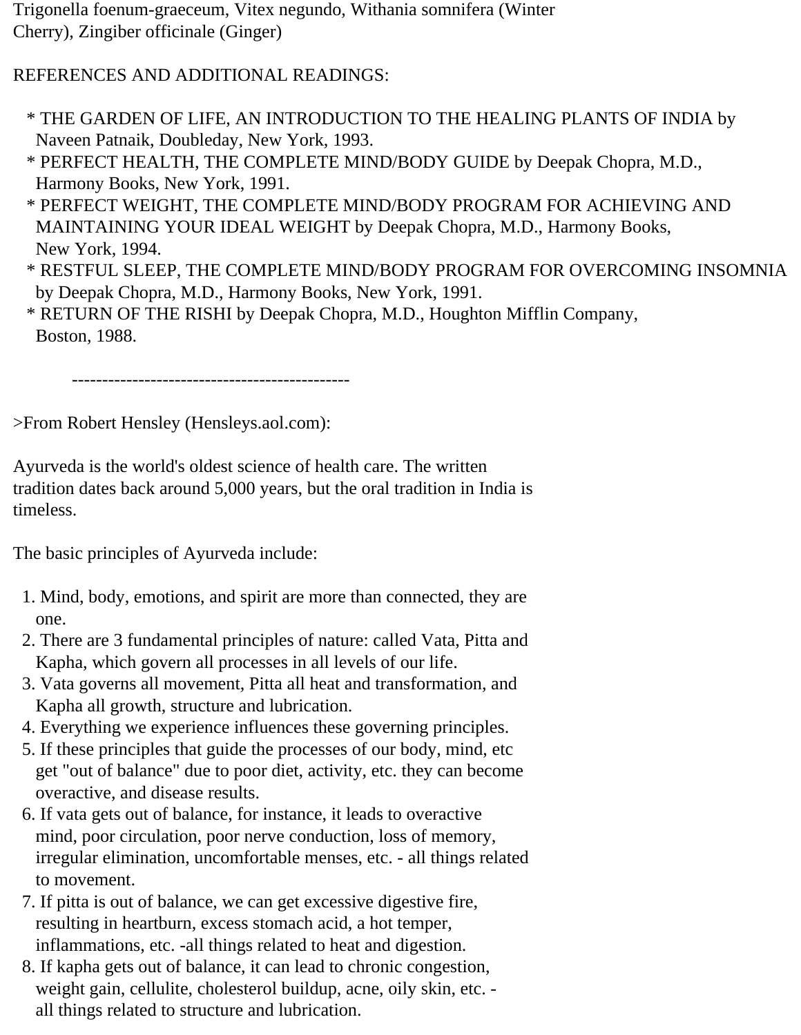Trigonella foenum-graeceum, Vitex negundo, Withania somnifera (Winter Cherry), Zingiber officinale (Ginger)

REFERENCES AND ADDITIONAL READINGS:

* THE GARDEN OF LIFE, AN INTRODUCTION TO THE HEALING PLANTS OF INDIA by Naveen Patnaik, Doubleday, New York, 1993.
* PERFECT HEALTH, THE COMPLETE MIND/BODY GUIDE by Deepak Chopra, M.D., Harmony Books, New York, 1991.
* PERFECT WEIGHT, THE COMPLETE MIND/BODY PROGRAM FOR ACHIEVING AND MAINTAINING YOUR IDEAL WEIGHT by Deepak Chopra, M.D., Harmony Books, New York, 1994.
* RESTFUL SLEEP, THE COMPLETE MIND/BODY PROGRAM FOR OVERCOMING INSOMNIA by Deepak Chopra, M.D., Harmony Books, New York, 1991.
* RETURN OF THE RISHI by Deepak Chopra, M.D., Houghton Mifflin Company, Boston, 1988.

----------------------------------------------

>From Robert Hensley (Hensleys.aol.com):

Ayurveda is the world's oldest science of health care. The written tradition dates back around 5,000 years, but the oral tradition in India is timeless.

The basic principles of Ayurveda include:

1. Mind, body, emotions, and spirit are more than connected, they are one.
2. There are 3 fundamental principles of nature: called Vata, Pitta and Kapha, which govern all processes in all levels of our life.
3. Vata governs all movement, Pitta all heat and transformation, and Kapha all growth, structure and lubrication.
4. Everything we experience influences these governing principles.
5. If these principles that guide the processes of our body, mind, etc get "out of balance" due to poor diet, activity, etc. they can become overactive, and disease results.
6. If vata gets out of balance, for instance, it leads to overactive mind, poor circulation, poor nerve conduction, loss of memory, irregular elimination, uncomfortable menses, etc. - all things related to movement.
7. If pitta is out of balance, we can get excessive digestive fire, resulting in heartburn, excess stomach acid, a hot temper, inflammations, etc. -all things related to heat and digestion.
8. If kapha gets out of balance, it can lead to chronic congestion, weight gain, cellulite, cholesterol buildup, acne, oily skin, etc. - all things related to structure and lubrication.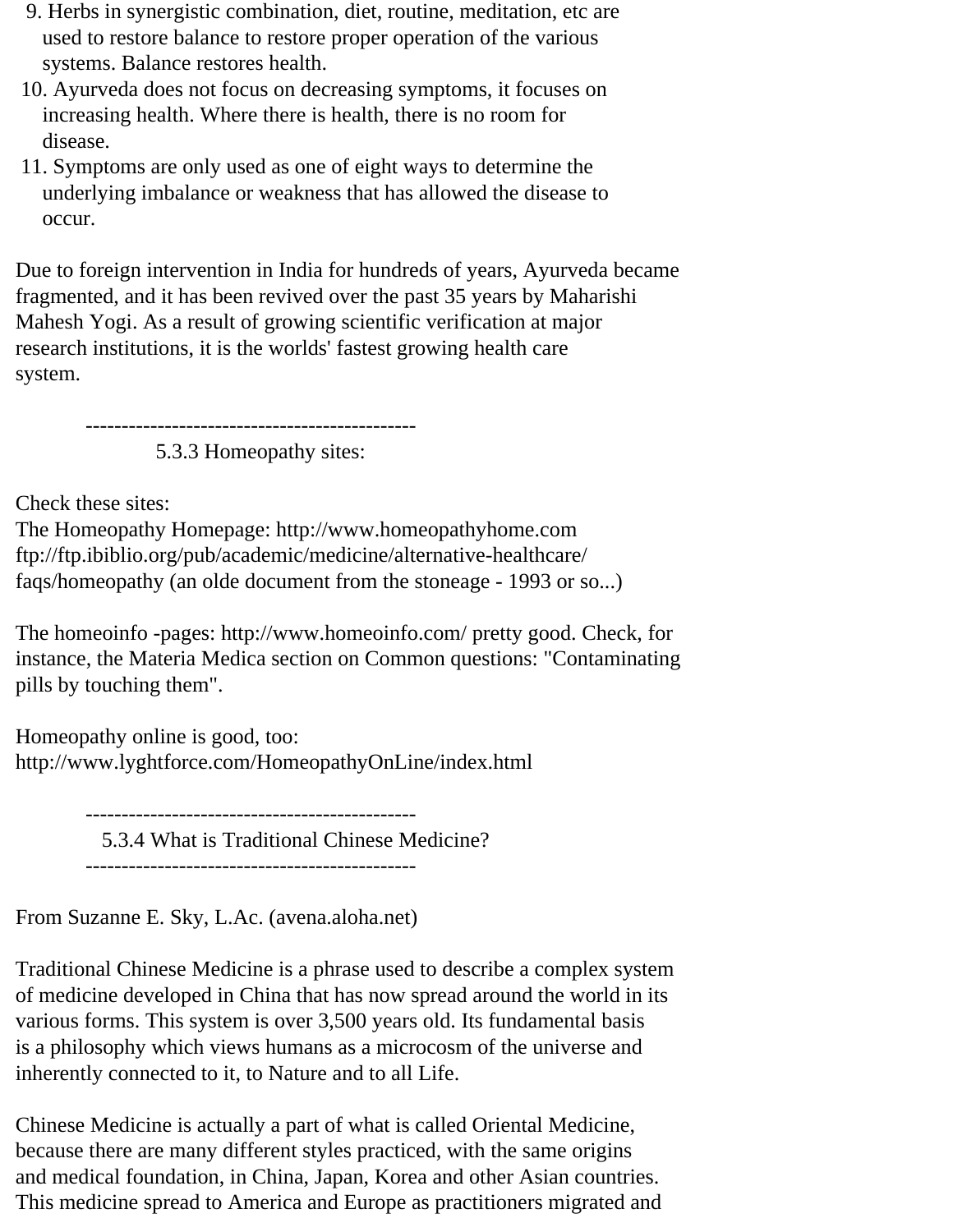9. Herbs in synergistic combination, diet, routine, meditation, etc are used to restore balance to restore proper operation of the various systems. Balance restores health.
10. Ayurveda does not focus on decreasing symptoms, it focuses on increasing health. Where there is health, there is no room for disease.
11. Symptoms are only used as one of eight ways to determine the underlying imbalance or weakness that has allowed the disease to occur.

Due to foreign intervention in India for hundreds of years, Ayurveda became fragmented, and it has been revived over the past 35 years by Maharishi Mahesh Yogi. As a result of growing scientific verification at major research institutions, it is the worlds' fastest growing health care system.

----------------------------------------------

### 5.3.3 Homeopathy sites:

Check these sites:
The Homeopathy Homepage: http://www.homeopathyhome.com
ftp://ftp.ibiblio.org/pub/academic/medicine/alternative-healthcare/faqs/homeopathy (an olde document from the stoneage - 1993 or so...)

The homeoinfo -pages: http://www.homeoinfo.com/ pretty good. Check, for instance, the Materia Medica section on Common questions: "Contaminating pills by touching them".

Homeopathy online is good, too:
http://www.lyghtforce.com/HomeopathyOnLine/index.html

----------------------------------------------

### 5.3.4 What is Traditional Chinese Medicine?

----------------------------------------------

From Suzanne E. Sky, L.Ac. (avena.aloha.net)

Traditional Chinese Medicine is a phrase used to describe a complex system of medicine developed in China that has now spread around the world in its various forms. This system is over 3,500 years old. Its fundamental basis is a philosophy which views humans as a microcosm of the universe and inherently connected to it, to Nature and to all Life.

Chinese Medicine is actually a part of what is called Oriental Medicine, because there are many different styles practiced, with the same origins and medical foundation, in China, Japan, Korea and other Asian countries. This medicine spread to America and Europe as practitioners migrated and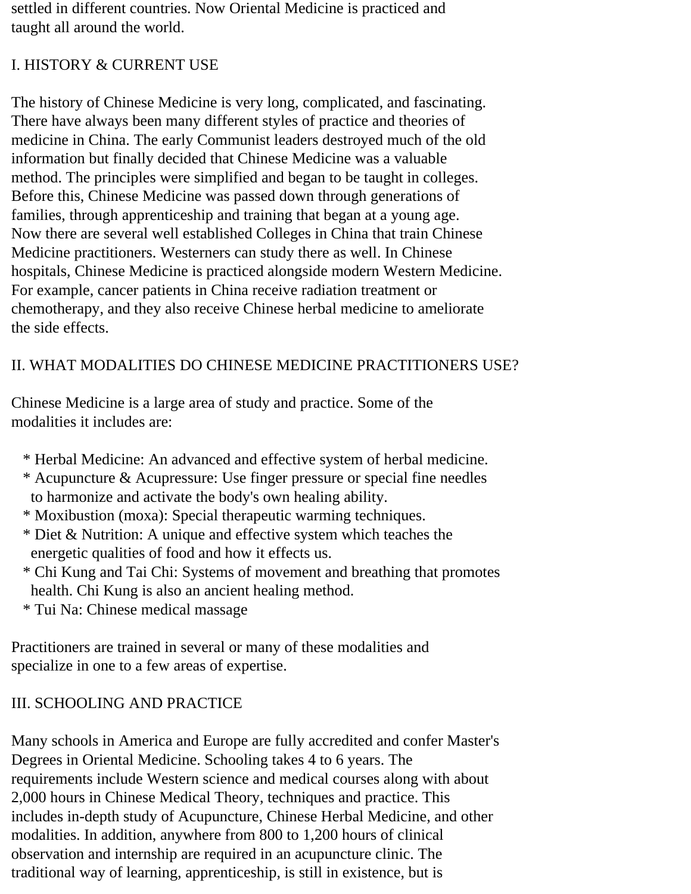settled in different countries. Now Oriental Medicine is practiced and taught all around the world.

## I. HISTORY & CURRENT USE

The history of Chinese Medicine is very long, complicated, and fascinating. There have always been many different styles of practice and theories of medicine in China. The early Communist leaders destroyed much of the old information but finally decided that Chinese Medicine was a valuable method. The principles were simplified and began to be taught in colleges. Before this, Chinese Medicine was passed down through generations of families, through apprenticeship and training that began at a young age. Now there are several well established Colleges in China that train Chinese Medicine practitioners. Westerners can study there as well. In Chinese hospitals, Chinese Medicine is practiced alongside modern Western Medicine. For example, cancer patients in China receive radiation treatment or chemotherapy, and they also receive Chinese herbal medicine to ameliorate the side effects.

## II. WHAT MODALITIES DO CHINESE MEDICINE PRACTITIONERS USE?

Chinese Medicine is a large area of study and practice. Some of the modalities it includes are:

* Herbal Medicine: An advanced and effective system of herbal medicine.
* Acupuncture & Acupressure: Use finger pressure or special fine needles to harmonize and activate the body's own healing ability.
* Moxibustion (moxa): Special therapeutic warming techniques.
* Diet & Nutrition: A unique and effective system which teaches the energetic qualities of food and how it effects us.
* Chi Kung and Tai Chi: Systems of movement and breathing that promotes health. Chi Kung is also an ancient healing method.
* Tui Na: Chinese medical massage

Practitioners are trained in several or many of these modalities and specialize in one to a few areas of expertise.

## III. SCHOOLING AND PRACTICE

Many schools in America and Europe are fully accredited and confer Master's Degrees in Oriental Medicine. Schooling takes 4 to 6 years. The requirements include Western science and medical courses along with about 2,000 hours in Chinese Medical Theory, techniques and practice. This includes in-depth study of Acupuncture, Chinese Herbal Medicine, and other modalities. In addition, anywhere from 800 to 1,200 hours of clinical observation and internship are required in an acupuncture clinic. The traditional way of learning, apprenticeship, is still in existence, but is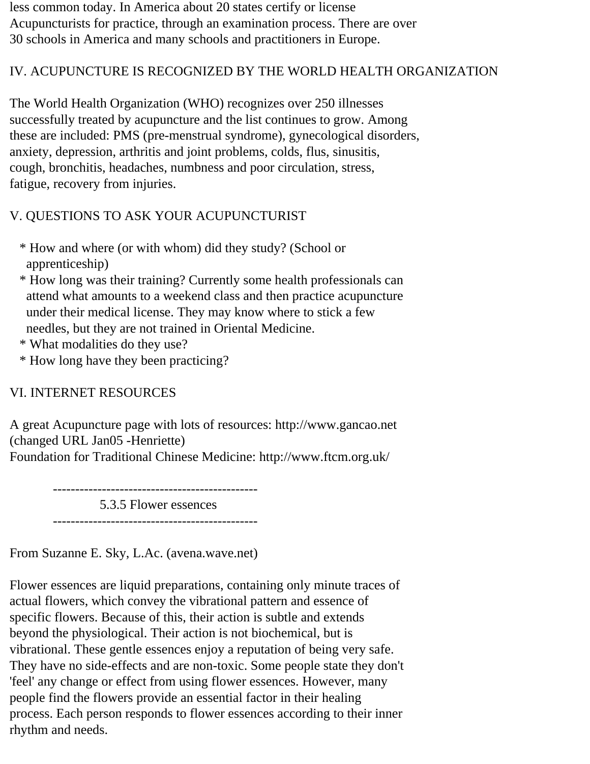less common today. In America about 20 states certify or license Acupuncturists for practice, through an examination process. There are over 30 schools in America and many schools and practitioners in Europe.

## IV. ACUPUNCTURE IS RECOGNIZED BY THE WORLD HEALTH ORGANIZATION

The World Health Organization (WHO) recognizes over 250 illnesses successfully treated by acupuncture and the list continues to grow. Among these are included: PMS (pre-menstrual syndrome), gynecological disorders, anxiety, depression, arthritis and joint problems, colds, flus, sinusitis, cough, bronchitis, headaches, numbness and poor circulation, stress, fatigue, recovery from injuries.

## V. QUESTIONS TO ASK YOUR ACUPUNCTURIST

* How and where (or with whom) did they study? (School or apprenticeship)
* How long was their training? Currently some health professionals can attend what amounts to a weekend class and then practice acupuncture under their medical license. They may know where to stick a few needles, but they are not trained in Oriental Medicine.
* What modalities do they use?
* How long have they been practicing?

## VI. INTERNET RESOURCES

A great Acupuncture page with lots of resources: http://www.gancao.net (changed URL Jan05 -Henriette)
Foundation for Traditional Chinese Medicine: http://www.ftcm.org.uk/

----------------------------------------------

### 5.3.5 Flower essences

----------------------------------------------

From Suzanne E. Sky, L.Ac. (avena.wave.net)

Flower essences are liquid preparations, containing only minute traces of actual flowers, which convey the vibrational pattern and essence of specific flowers. Because of this, their action is subtle and extends beyond the physiological. Their action is not biochemical, but is vibrational. These gentle essences enjoy a reputation of being very safe. They have no side-effects and are non-toxic. Some people state they don't 'feel' any change or effect from using flower essences. However, many people find the flowers provide an essential factor in their healing process. Each person responds to flower essences according to their inner rhythm and needs.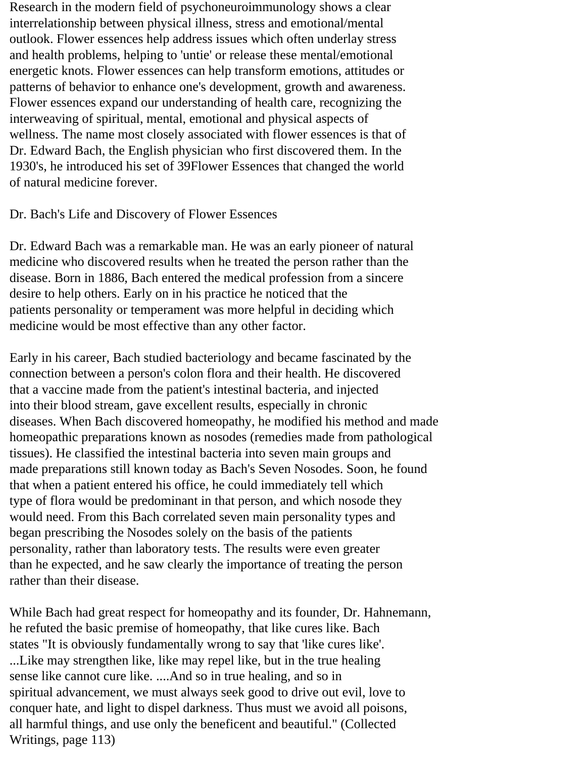Research in the modern field of psychoneuroimmunology shows a clear interrelationship between physical illness, stress and emotional/mental outlook. Flower essences help address issues which often underlay stress and health problems, helping to 'untie' or release these mental/emotional energetic knots. Flower essences can help transform emotions, attitudes or patterns of behavior to enhance one's development, growth and awareness. Flower essences expand our understanding of health care, recognizing the interweaving of spiritual, mental, emotional and physical aspects of wellness. The name most closely associated with flower essences is that of Dr. Edward Bach, the English physician who first discovered them. In the 1930's, he introduced his set of 39Flower Essences that changed the world of natural medicine forever.

## Dr. Bach's Life and Discovery of Flower Essences

Dr. Edward Bach was a remarkable man. He was an early pioneer of natural medicine who discovered results when he treated the person rather than the disease. Born in 1886, Bach entered the medical profession from a sincere desire to help others. Early on in his practice he noticed that the patients personality or temperament was more helpful in deciding which medicine would be most effective than any other factor.

Early in his career, Bach studied bacteriology and became fascinated by the connection between a person's colon flora and their health. He discovered that a vaccine made from the patient's intestinal bacteria, and injected into their blood stream, gave excellent results, especially in chronic diseases. When Bach discovered homeopathy, he modified his method and made homeopathic preparations known as nosodes (remedies made from pathological tissues). He classified the intestinal bacteria into seven main groups and made preparations still known today as Bach's Seven Nosodes. Soon, he found that when a patient entered his office, he could immediately tell which type of flora would be predominant in that person, and which nosode they would need. From this Bach correlated seven main personality types and began prescribing the Nosodes solely on the basis of the patients personality, rather than laboratory tests. The results were even greater than he expected, and he saw clearly the importance of treating the person rather than their disease.

While Bach had great respect for homeopathy and its founder, Dr. Hahnemann, he refuted the basic premise of homeopathy, that like cures like. Bach states "It is obviously fundamentally wrong to say that 'like cures like'. ...Like may strengthen like, like may repel like, but in the true healing sense like cannot cure like. ....And so in true healing, and so in spiritual advancement, we must always seek good to drive out evil, love to conquer hate, and light to dispel darkness. Thus must we avoid all poisons, all harmful things, and use only the beneficent and beautiful." (Collected Writings, page 113)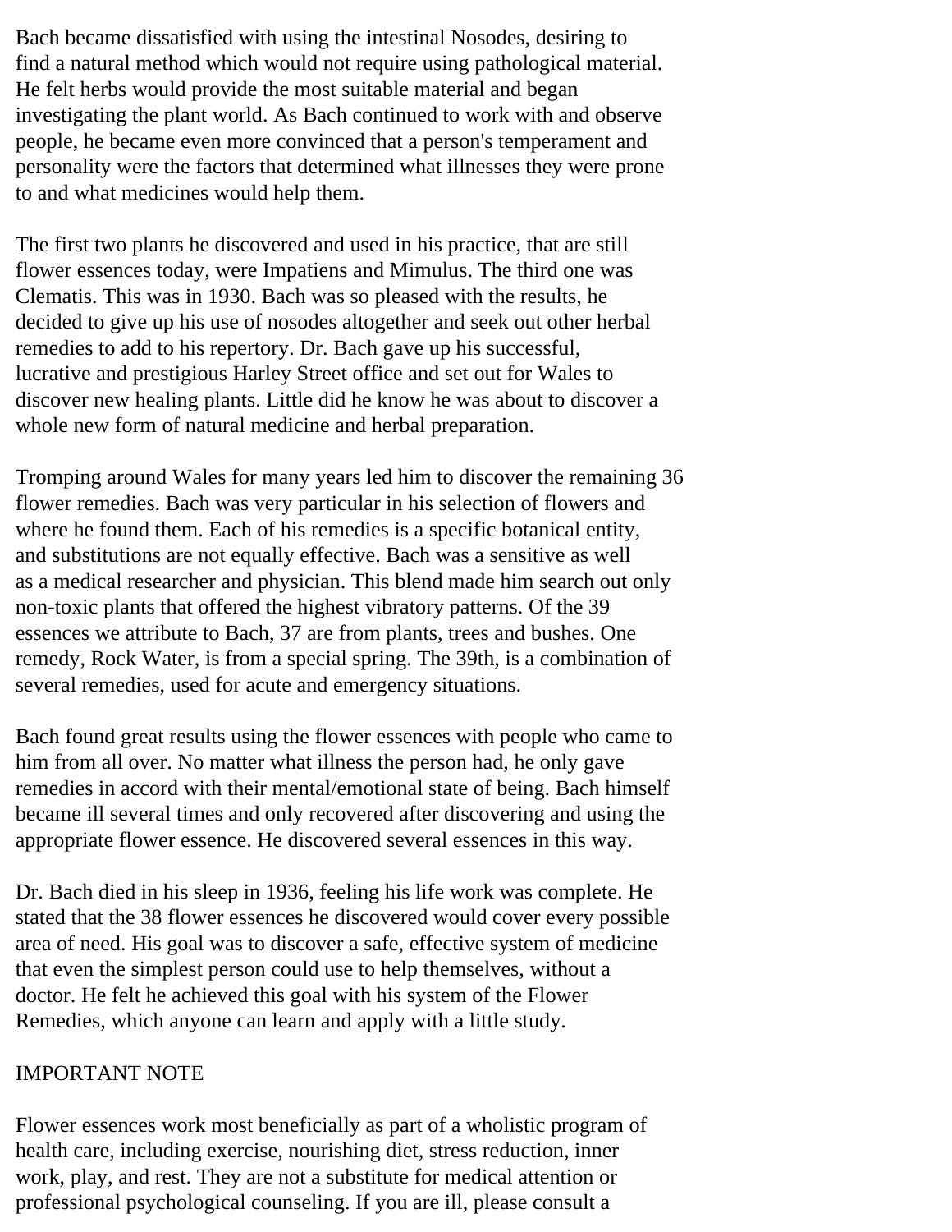Bach became dissatisfied with using the intestinal Nosodes, desiring to find a natural method which would not require using pathological material. He felt herbs would provide the most suitable material and began investigating the plant world. As Bach continued to work with and observe people, he became even more convinced that a person's temperament and personality were the factors that determined what illnesses they were prone to and what medicines would help them.

The first two plants he discovered and used in his practice, that are still flower essences today, were Impatiens and Mimulus. The third one was Clematis. This was in 1930. Bach was so pleased with the results, he decided to give up his use of nosodes altogether and seek out other herbal remedies to add to his repertory. Dr. Bach gave up his successful, lucrative and prestigious Harley Street office and set out for Wales to discover new healing plants. Little did he know he was about to discover a whole new form of natural medicine and herbal preparation.

Tromping around Wales for many years led him to discover the remaining 36 flower remedies. Bach was very particular in his selection of flowers and where he found them. Each of his remedies is a specific botanical entity, and substitutions are not equally effective. Bach was a sensitive as well as a medical researcher and physician. This blend made him search out only non-toxic plants that offered the highest vibratory patterns. Of the 39 essences we attribute to Bach, 37 are from plants, trees and bushes. One remedy, Rock Water, is from a special spring. The 39th, is a combination of several remedies, used for acute and emergency situations.

Bach found great results using the flower essences with people who came to him from all over. No matter what illness the person had, he only gave remedies in accord with their mental/emotional state of being. Bach himself became ill several times and only recovered after discovering and using the appropriate flower essence. He discovered several essences in this way.

Dr. Bach died in his sleep in 1936, feeling his life work was complete. He stated that the 38 flower essences he discovered would cover every possible area of need. His goal was to discover a safe, effective system of medicine that even the simplest person could use to help themselves, without a doctor. He felt he achieved this goal with his system of the Flower Remedies, which anyone can learn and apply with a little study.

IMPORTANT NOTE

Flower essences work most beneficially as part of a wholistic program of health care, including exercise, nourishing diet, stress reduction, inner work, play, and rest. They are not a substitute for medical attention or professional psychological counseling. If you are ill, please consult a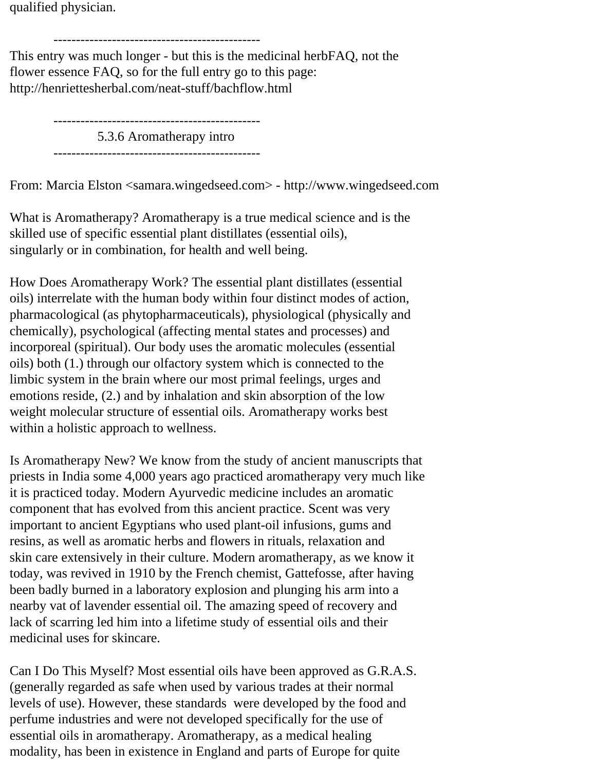qualified physician.

----------------------------------------------

This entry was much longer - but this is the medicinal herbFAQ, not the flower essence FAQ, so for the full entry go to this page: http://henriettesherbal.com/neat-stuff/bachflow.html

----------------------------------------------

### 5.3.6 Aromatherapy intro

----------------------------------------------

From: Marcia Elston <samara.wingedseed.com> - http://www.wingedseed.com

What is Aromatherapy? Aromatherapy is a true medical science and is the skilled use of specific essential plant distillates (essential oils), singularly or in combination, for health and well being.

How Does Aromatherapy Work? The essential plant distillates (essential oils) interrelate with the human body within four distinct modes of action, pharmacological (as phytopharmaceuticals), physiological (physically and chemically), psychological (affecting mental states and processes) and incorporeal (spiritual). Our body uses the aromatic molecules (essential oils) both (1.) through our olfactory system which is connected to the limbic system in the brain where our most primal feelings, urges and emotions reside, (2.) and by inhalation and skin absorption of the low weight molecular structure of essential oils. Aromatherapy works best within a holistic approach to wellness.

Is Aromatherapy New? We know from the study of ancient manuscripts that priests in India some 4,000 years ago practiced aromatherapy very much like it is practiced today. Modern Ayurvedic medicine includes an aromatic component that has evolved from this ancient practice. Scent was very important to ancient Egyptians who used plant-oil infusions, gums and resins, as well as aromatic herbs and flowers in rituals, relaxation and skin care extensively in their culture. Modern aromatherapy, as we know it today, was revived in 1910 by the French chemist, Gattefosse, after having been badly burned in a laboratory explosion and plunging his arm into a nearby vat of lavender essential oil. The amazing speed of recovery and lack of scarring led him into a lifetime study of essential oils and their medicinal uses for skincare.

Can I Do This Myself? Most essential oils have been approved as G.R.A.S. (generally regarded as safe when used by various trades at their normal levels of use). However, these standards were developed by the food and perfume industries and were not developed specifically for the use of essential oils in aromatherapy. Aromatherapy, as a medical healing modality, has been in existence in England and parts of Europe for quite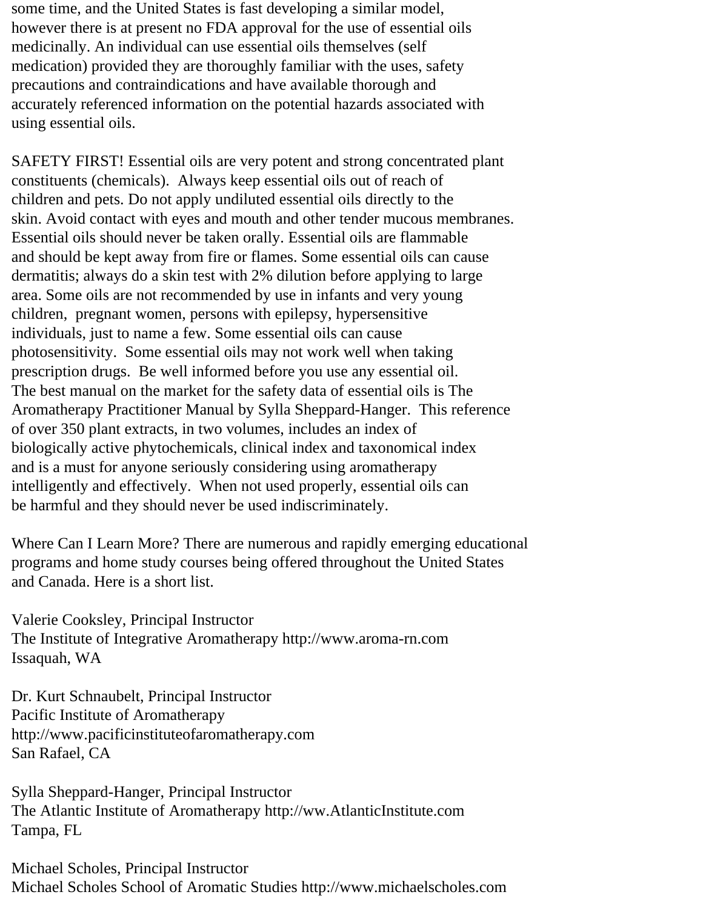some time, and the United States is fast developing a similar model, however there is at present no FDA approval for the use of essential oils medicinally. An individual can use essential oils themselves (self medication) provided they are thoroughly familiar with the uses, safety precautions and contraindications and have available thorough and accurately referenced information on the potential hazards associated with using essential oils.

SAFETY FIRST! Essential oils are very potent and strong concentrated plant constituents (chemicals). Always keep essential oils out of reach of children and pets. Do not apply undiluted essential oils directly to the skin. Avoid contact with eyes and mouth and other tender mucous membranes. Essential oils should never be taken orally. Essential oils are flammable and should be kept away from fire or flames. Some essential oils can cause dermatitis; always do a skin test with 2% dilution before applying to large area. Some oils are not recommended by use in infants and very young children, pregnant women, persons with epilepsy, hypersensitive individuals, just to name a few. Some essential oils can cause photosensitivity. Some essential oils may not work well when taking prescription drugs. Be well informed before you use any essential oil. The best manual on the market for the safety data of essential oils is The Aromatherapy Practitioner Manual by Sylla Sheppard-Hanger. This reference of over 350 plant extracts, in two volumes, includes an index of biologically active phytochemicals, clinical index and taxonomical index and is a must for anyone seriously considering using aromatherapy intelligently and effectively. When not used properly, essential oils can be harmful and they should never be used indiscriminately.

Where Can I Learn More? There are numerous and rapidly emerging educational programs and home study courses being offered throughout the United States and Canada. Here is a short list.

Valerie Cooksley, Principal Instructor
The Institute of Integrative Aromatherapy http://www.aroma-rn.com
Issaquah, WA

Dr. Kurt Schnaubelt, Principal Instructor
Pacific Institute of Aromatherapy
http://www.pacificinstituteofaromatherapy.com
San Rafael, CA

Sylla Sheppard-Hanger, Principal Instructor
The Atlantic Institute of Aromatherapy http://ww.AtlanticInstitute.com
Tampa, FL

Michael Scholes, Principal Instructor
Michael Scholes School of Aromatic Studies http://www.michaelscholes.com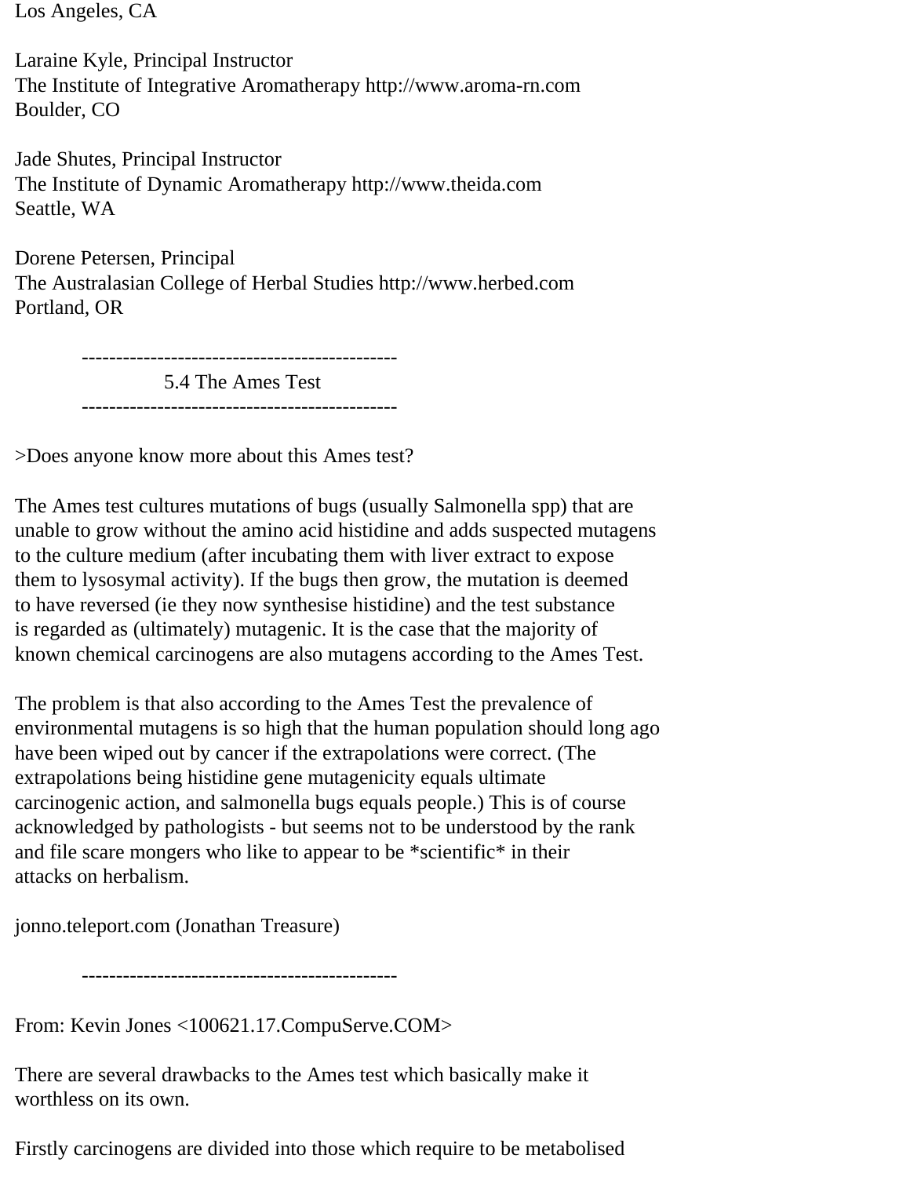Los Angeles, CA

Laraine Kyle, Principal Instructor
The Institute of Integrative Aromatherapy http://www.aroma-rn.com
Boulder, CO

Jade Shutes, Principal Instructor
The Institute of Dynamic Aromatherapy http://www.theida.com
Seattle, WA

Dorene Petersen, Principal
The Australasian College of Herbal Studies http://www.herbed.com
Portland, OR

----------------------------------------------

## 5.4 The Ames Test

----------------------------------------------

>Does anyone know more about this Ames test?

The Ames test cultures mutations of bugs (usually Salmonella spp) that are unable to grow without the amino acid histidine and adds suspected mutagens to the culture medium (after incubating them with liver extract to expose them to lysosymal activity). If the bugs then grow, the mutation is deemed to have reversed (ie they now synthesise histidine) and the test substance is regarded as (ultimately) mutagenic. It is the case that the majority of known chemical carcinogens are also mutagens according to the Ames Test.

The problem is that also according to the Ames Test the prevalence of environmental mutagens is so high that the human population should long ago have been wiped out by cancer if the extrapolations were correct. (The extrapolations being histidine gene mutagenicity equals ultimate carcinogenic action, and salmonella bugs equals people.) This is of course acknowledged by pathologists - but seems not to be understood by the rank and file scare mongers who like to appear to be *scientific* in their attacks on herbalism.

jonno.teleport.com (Jonathan Treasure)

----------------------------------------------

From: Kevin Jones <100621.17.CompuServe.COM>

There are several drawbacks to the Ames test which basically make it worthless on its own.

Firstly carcinogens are divided into those which require to be metabolised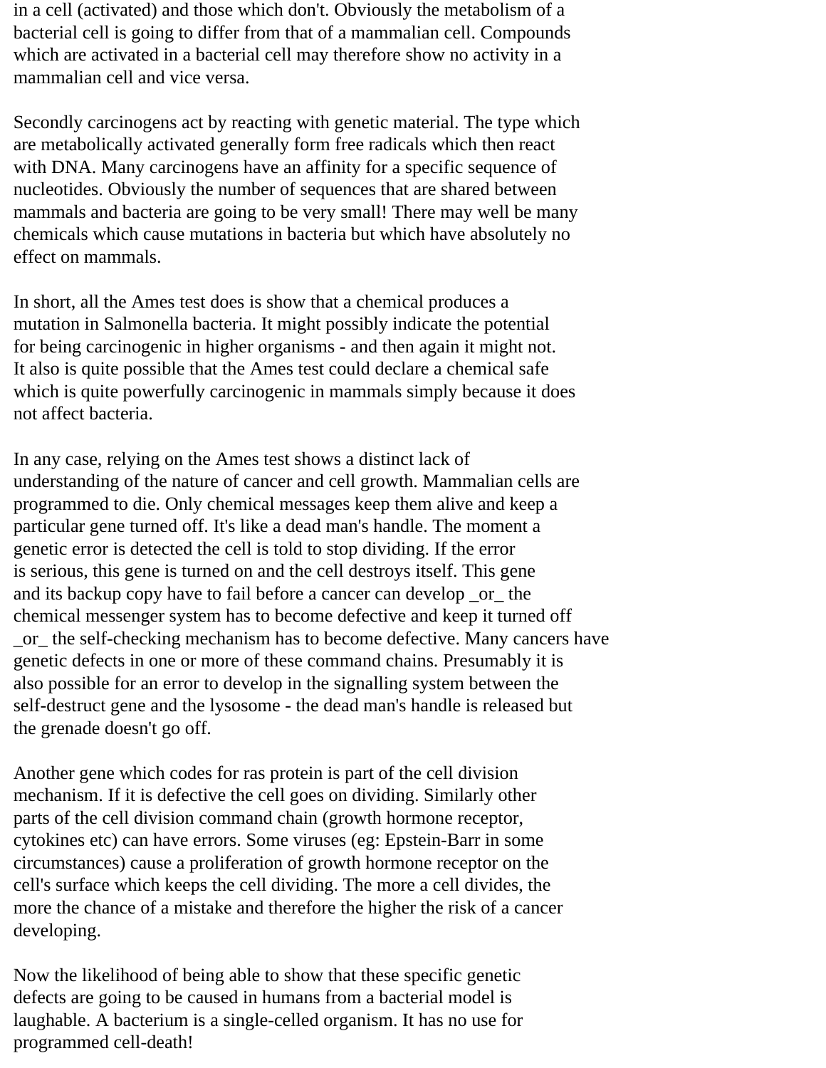in a cell (activated) and those which don't. Obviously the metabolism of a bacterial cell is going to differ from that of a mammalian cell. Compounds which are activated in a bacterial cell may therefore show no activity in a mammalian cell and vice versa.

Secondly carcinogens act by reacting with genetic material. The type which are metabolically activated generally form free radicals which then react with DNA. Many carcinogens have an affinity for a specific sequence of nucleotides. Obviously the number of sequences that are shared between mammals and bacteria are going to be very small! There may well be many chemicals which cause mutations in bacteria but which have absolutely no effect on mammals.

In short, all the Ames test does is show that a chemical produces a mutation in Salmonella bacteria. It might possibly indicate the potential for being carcinogenic in higher organisms - and then again it might not. It also is quite possible that the Ames test could declare a chemical safe which is quite powerfully carcinogenic in mammals simply because it does not affect bacteria.

In any case, relying on the Ames test shows a distinct lack of understanding of the nature of cancer and cell growth. Mammalian cells are programmed to die. Only chemical messages keep them alive and keep a particular gene turned off. It's like a dead man's handle. The moment a genetic error is detected the cell is told to stop dividing. If the error is serious, this gene is turned on and the cell destroys itself. This gene and its backup copy have to fail before a cancer can develop _or_ the chemical messenger system has to become defective and keep it turned off _or_ the self-checking mechanism has to become defective. Many cancers have genetic defects in one or more of these command chains. Presumably it is also possible for an error to develop in the signalling system between the self-destruct gene and the lysosome - the dead man's handle is released but the grenade doesn't go off.

Another gene which codes for ras protein is part of the cell division mechanism. If it is defective the cell goes on dividing. Similarly other parts of the cell division command chain (growth hormone receptor, cytokines etc) can have errors. Some viruses (eg: Epstein-Barr in some circumstances) cause a proliferation of growth hormone receptor on the cell's surface which keeps the cell dividing. The more a cell divides, the more the chance of a mistake and therefore the higher the risk of a cancer developing.

Now the likelihood of being able to show that these specific genetic defects are going to be caused in humans from a bacterial model is laughable. A bacterium is a single-celled organism. It has no use for programmed cell-death!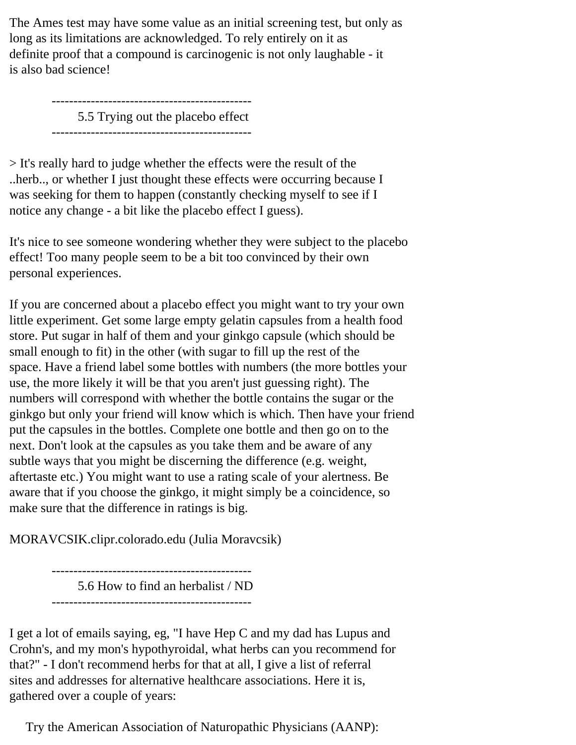The Ames test may have some value as an initial screening test, but only as long as its limitations are acknowledged. To rely entirely on it as definite proof that a compound is carcinogenic is not only laughable - it is also bad science!

----------------------------------------------
5.5 Trying out the placebo effect
----------------------------------------------

> It's really hard to judge whether the effects were the result of the ..herb.., or whether I just thought these effects were occurring because I was seeking for them to happen (constantly checking myself to see if I notice any change - a bit like the placebo effect I guess).

It's nice to see someone wondering whether they were subject to the placebo effect! Too many people seem to be a bit too convinced by their own personal experiences.

If you are concerned about a placebo effect you might want to try your own little experiment. Get some large empty gelatin capsules from a health food store. Put sugar in half of them and your ginkgo capsule (which should be small enough to fit) in the other (with sugar to fill up the rest of the space. Have a friend label some bottles with numbers (the more bottles your use, the more likely it will be that you aren't just guessing right). The numbers will correspond with whether the bottle contains the sugar or the ginkgo but only your friend will know which is which. Then have your friend put the capsules in the bottles. Complete one bottle and then go on to the next. Don't look at the capsules as you take them and be aware of any subtle ways that you might be discerning the difference (e.g. weight, aftertaste etc.) You might want to use a rating scale of your alertness. Be aware that if you choose the ginkgo, it might simply be a coincidence, so make sure that the difference in ratings is big.

MORAVCSIK.clipr.colorado.edu (Julia Moravcsik)

----------------------------------------------
5.6 How to find an herbalist / ND
----------------------------------------------

I get a lot of emails saying, eg, "I have Hep C and my dad has Lupus and Crohn's, and my mon's hypothyroidal, what herbs can you recommend for that?" - I don't recommend herbs for that at all, I give a list of referral sites and addresses for alternative healthcare associations. Here it is, gathered over a couple of years:

Try the American Association of Naturopathic Physicians (AANP):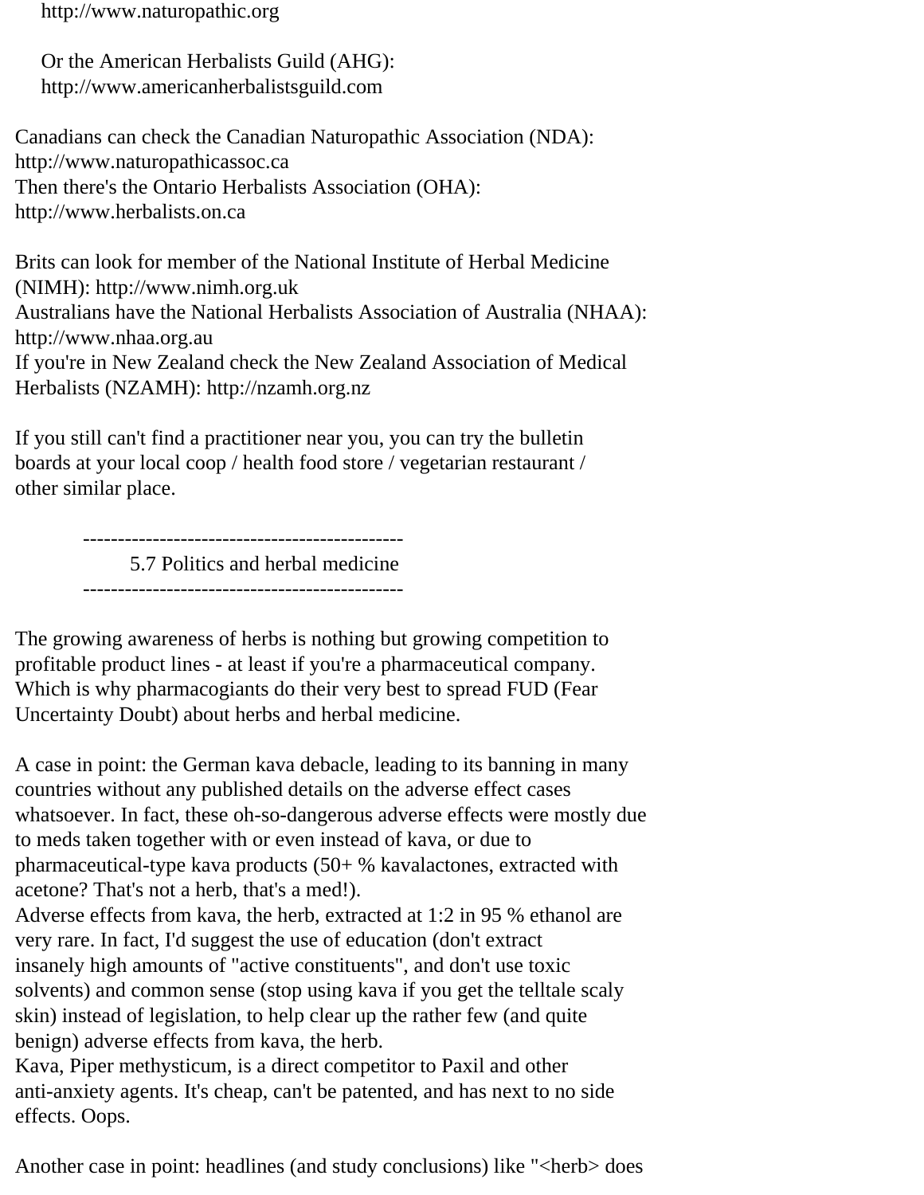http://www.naturopathic.org

Or the American Herbalists Guild (AHG):
http://www.americanherbalistsguild.com

Canadians can check the Canadian Naturopathic Association (NDA):
http://www.naturopathicassoc.ca
Then there's the Ontario Herbalists Association (OHA):
http://www.herbalists.on.ca

Brits can look for member of the National Institute of Herbal Medicine (NIMH): http://www.nimh.org.uk
Australians have the National Herbalists Association of Australia (NHAA):
http://www.nhaa.org.au
If you're in New Zealand check the New Zealand Association of Medical Herbalists (NZAMH): http://nzamh.org.nz

If you still can't find a practitioner near you, you can try the bulletin boards at your local coop / health food store / vegetarian restaurant / other similar place.

## 5.7 Politics and herbal medicine

The growing awareness of herbs is nothing but growing competition to profitable product lines - at least if you're a pharmaceutical company. Which is why pharmacogiants do their very best to spread FUD (Fear Uncertainty Doubt) about herbs and herbal medicine.

A case in point: the German kava debacle, leading to its banning in many countries without any published details on the adverse effect cases whatsoever. In fact, these oh-so-dangerous adverse effects were mostly due to meds taken together with or even instead of kava, or due to pharmaceutical-type kava products (50+ % kavalactones, extracted with acetone? That's not a herb, that's a med!).
Adverse effects from kava, the herb, extracted at 1:2 in 95 % ethanol are very rare. In fact, I'd suggest the use of education (don't extract insanely high amounts of "active constituents", and don't use toxic solvents) and common sense (stop using kava if you get the telltale scaly skin) instead of legislation, to help clear up the rather few (and quite benign) adverse effects from kava, the herb.
Kava, Piper methysticum, is a direct competitor to Paxil and other anti-anxiety agents. It's cheap, can't be patented, and has next to no side effects. Oops.

Another case in point: headlines (and study conclusions) like "<herb> does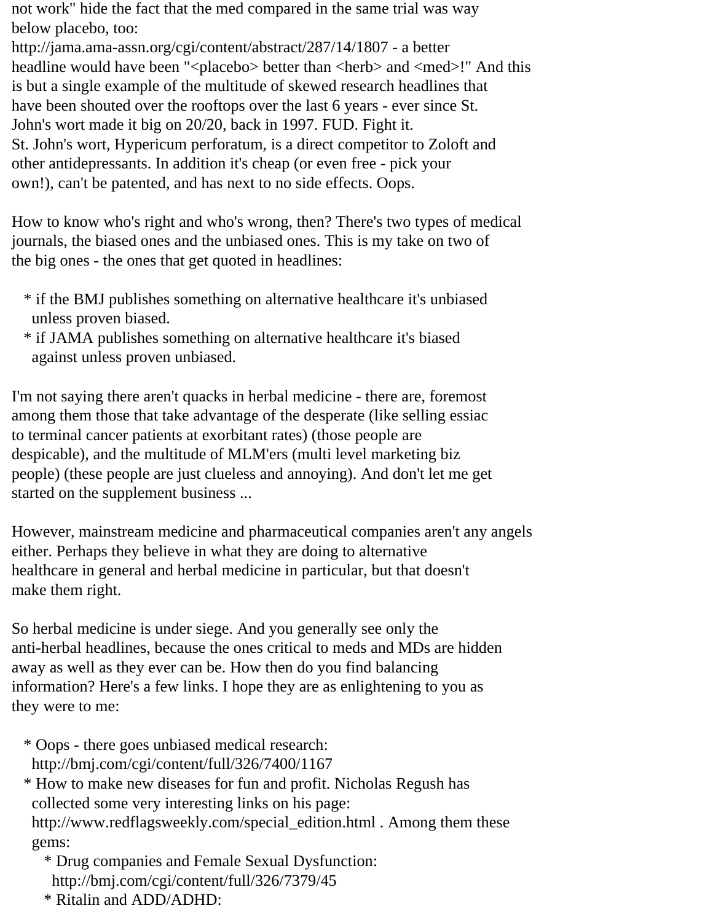not work" hide the fact that the med compared in the same trial was way below placebo, too: http://jama.ama-assn.org/cgi/content/abstract/287/14/1807 - a better headline would have been "<placebo> better than <herb> and <med>!" And this is but a single example of the multitude of skewed research headlines that have been shouted over the rooftops over the last 6 years - ever since St. John's wort made it big on 20/20, back in 1997. FUD. Fight it. St. John's wort, Hypericum perforatum, is a direct competitor to Zoloft and other antidepressants. In addition it's cheap (or even free - pick your own!), can't be patented, and has next to no side effects. Oops.

How to know who's right and who's wrong, then? There's two types of medical journals, the biased ones and the unbiased ones. This is my take on two of the big ones - the ones that get quoted in headlines:

* if the BMJ publishes something on alternative healthcare it's unbiased unless proven biased.
* if JAMA publishes something on alternative healthcare it's biased against unless proven unbiased.

I'm not saying there aren't quacks in herbal medicine - there are, foremost among them those that take advantage of the desperate (like selling essiac to terminal cancer patients at exorbitant rates) (those people are despicable), and the multitude of MLM'ers (multi level marketing biz people) (these people are just clueless and annoying). And don't let me get started on the supplement business ...

However, mainstream medicine and pharmaceutical companies aren't any angels either. Perhaps they believe in what they are doing to alternative healthcare in general and herbal medicine in particular, but that doesn't make them right.

So herbal medicine is under siege. And you generally see only the anti-herbal headlines, because the ones critical to meds and MDs are hidden away as well as they ever can be. How then do you find balancing information? Here's a few links. I hope they are as enlightening to you as they were to me:

* Oops - there goes unbiased medical research: http://bmj.com/cgi/content/full/326/7400/1167
* How to make new diseases for fun and profit. Nicholas Regush has collected some very interesting links on his page: http://www.redflagsweekly.com/special_edition.html . Among them these gems:
  * Drug companies and Female Sexual Dysfunction: http://bmj.com/cgi/content/full/326/7379/45
  * Ritalin and ADD/ADHD: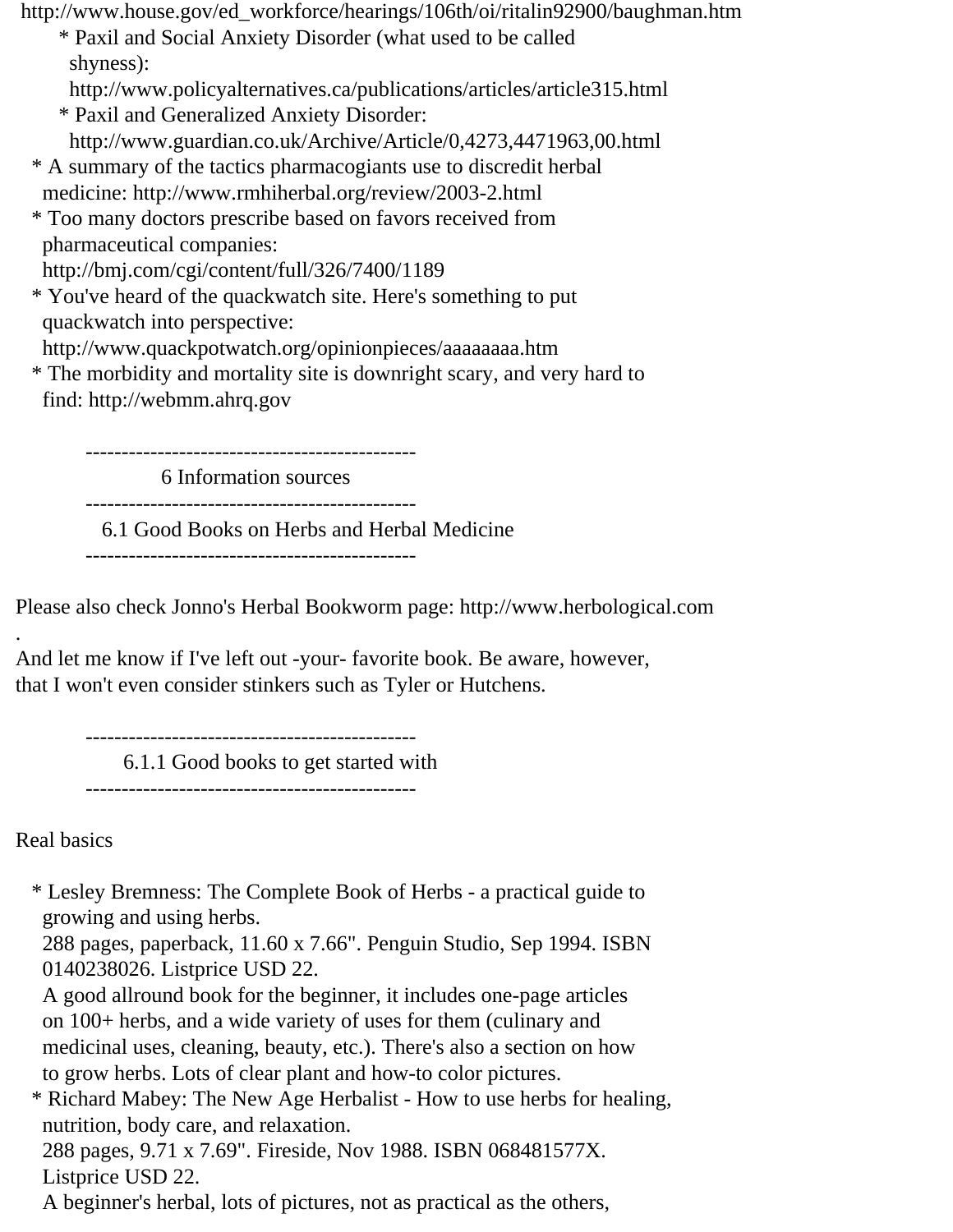http://www.house.gov/ed_workforce/hearings/106th/oi/ritalin92900/baughman.htm

  * Paxil and Social Anxiety Disorder (what used to be called shyness): http://www.policyalternatives.ca/publications/articles/article315.html
  * Paxil and Generalized Anxiety Disorder: http://www.guardian.co.uk/Archive/Article/0,4273,4471963,00.html
* A summary of the tactics pharmacogiants use to discredit herbal medicine: http://www.rmhiherbal.org/review/2003-2.html
* Too many doctors prescribe based on favors received from pharmaceutical companies: http://bmj.com/cgi/content/full/326/7400/1189
* You've heard of the quackwatch site. Here's something to put quackwatch into perspective: http://www.quackpotwatch.org/opinionpieces/aaaaaaaa.htm
* The morbidity and mortality site is downright scary, and very hard to find: http://webmm.ahrq.gov

# 6 Information sources

## 6.1 Good Books on Herbs and Herbal Medicine

Please also check Jonno's Herbal Bookworm page: http://www.herbological.com .

And let me know if I've left out -your- favorite book. Be aware, however, that I won't even consider stinkers such as Tyler or Hutchens.

### 6.1.1 Good books to get started with

Real basics

* Lesley Bremness: The Complete Book of Herbs - a practical guide to growing and using herbs.
  288 pages, paperback, 11.60 x 7.66". Penguin Studio, Sep 1994. ISBN 0140238026. Listprice USD 22.
  A good allround book for the beginner, it includes one-page articles on 100+ herbs, and a wide variety of uses for them (culinary and medicinal uses, cleaning, beauty, etc.). There's also a section on how to grow herbs. Lots of clear plant and how-to color pictures.
* Richard Mabey: The New Age Herbalist - How to use herbs for healing, nutrition, body care, and relaxation.
  288 pages, 9.71 x 7.69". Fireside, Nov 1988. ISBN 068481577X. Listprice USD 22.
  A beginner's herbal, lots of pictures, not as practical as the others,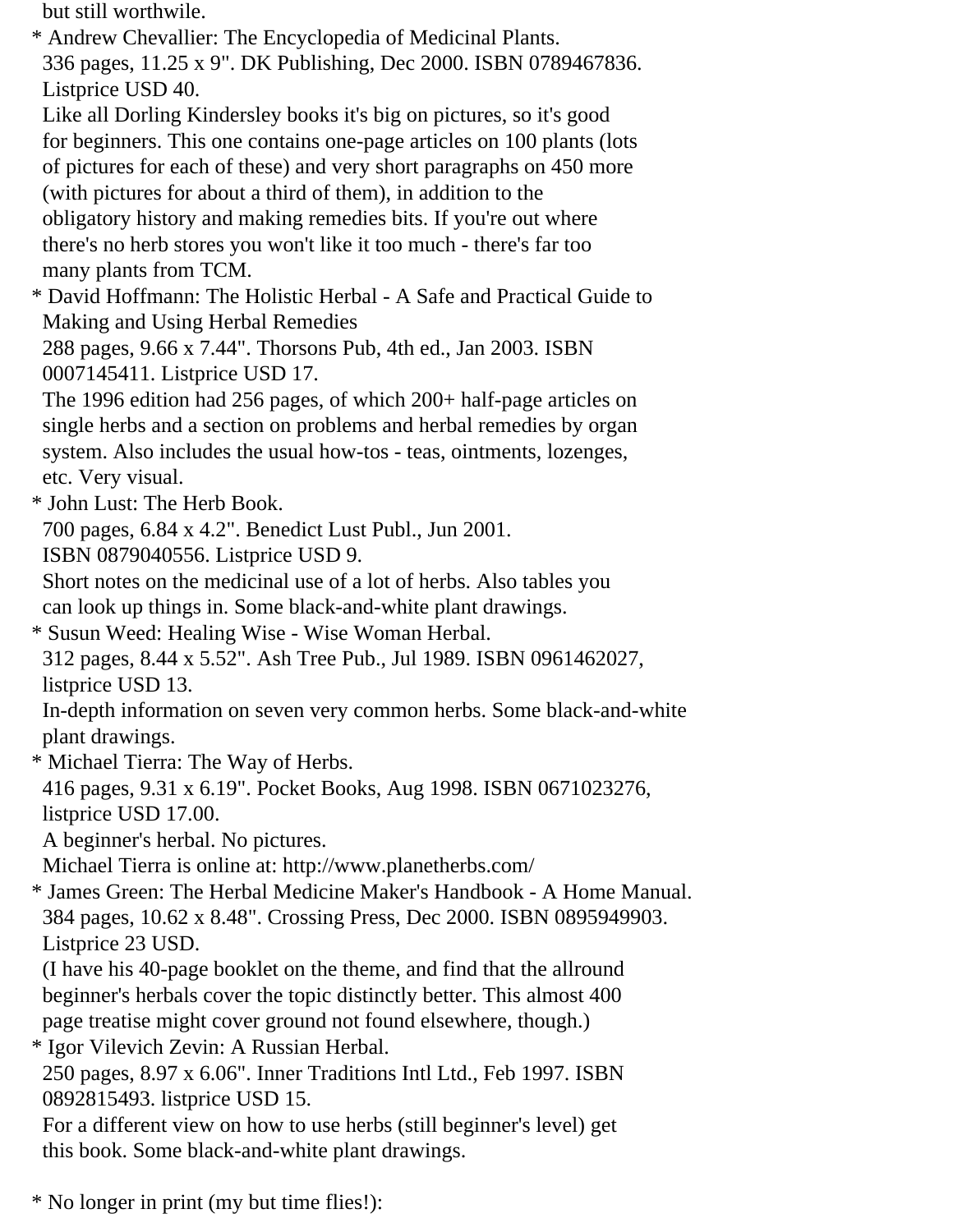but still worthwile.

* Andrew Chevallier: The Encyclopedia of Medicinal Plants.
  336 pages, 11.25 x 9". DK Publishing, Dec 2000. ISBN 0789467836.
  Listprice USD 40.
  Like all Dorling Kindersley books it's big on pictures, so it's good for beginners. This one contains one-page articles on 100 plants (lots of pictures for each of these) and very short paragraphs on 450 more (with pictures for about a third of them), in addition to the obligatory history and making remedies bits. If you're out where there's no herb stores you won't like it too much - there's far too many plants from TCM.
* David Hoffmann: The Holistic Herbal - A Safe and Practical Guide to Making and Using Herbal Remedies
  288 pages, 9.66 x 7.44". Thorsons Pub, 4th ed., Jan 2003. ISBN 0007145411. Listprice USD 17.
  The 1996 edition had 256 pages, of which 200+ half-page articles on single herbs and a section on problems and herbal remedies by organ system. Also includes the usual how-tos - teas, ointments, lozenges, etc. Very visual.
* John Lust: The Herb Book.
  700 pages, 6.84 x 4.2". Benedict Lust Publ., Jun 2001.
  ISBN 0879040556. Listprice USD 9.
  Short notes on the medicinal use of a lot of herbs. Also tables you can look up things in. Some black-and-white plant drawings.
* Susun Weed: Healing Wise - Wise Woman Herbal.
  312 pages, 8.44 x 5.52". Ash Tree Pub., Jul 1989. ISBN 0961462027, listprice USD 13.
  In-depth information on seven very common herbs. Some black-and-white plant drawings.
* Michael Tierra: The Way of Herbs.
  416 pages, 9.31 x 6.19". Pocket Books, Aug 1998. ISBN 0671023276, listprice USD 17.00.
  A beginner's herbal. No pictures.
  Michael Tierra is online at: http://www.planetherbs.com/
* James Green: The Herbal Medicine Maker's Handbook - A Home Manual.
  384 pages, 10.62 x 8.48". Crossing Press, Dec 2000. ISBN 0895949903.
  Listprice 23 USD.
  (I have his 40-page booklet on the theme, and find that the allround beginner's herbals cover the topic distinctly better. This almost 400 page treatise might cover ground not found elsewhere, though.)
* Igor Vilevich Zevin: A Russian Herbal.
  250 pages, 8.97 x 6.06". Inner Traditions Intl Ltd., Feb 1997. ISBN 0892815493. listprice USD 15.
  For a different view on how to use herbs (still beginner's level) get this book. Some black-and-white plant drawings.

* No longer in print (my but time flies!):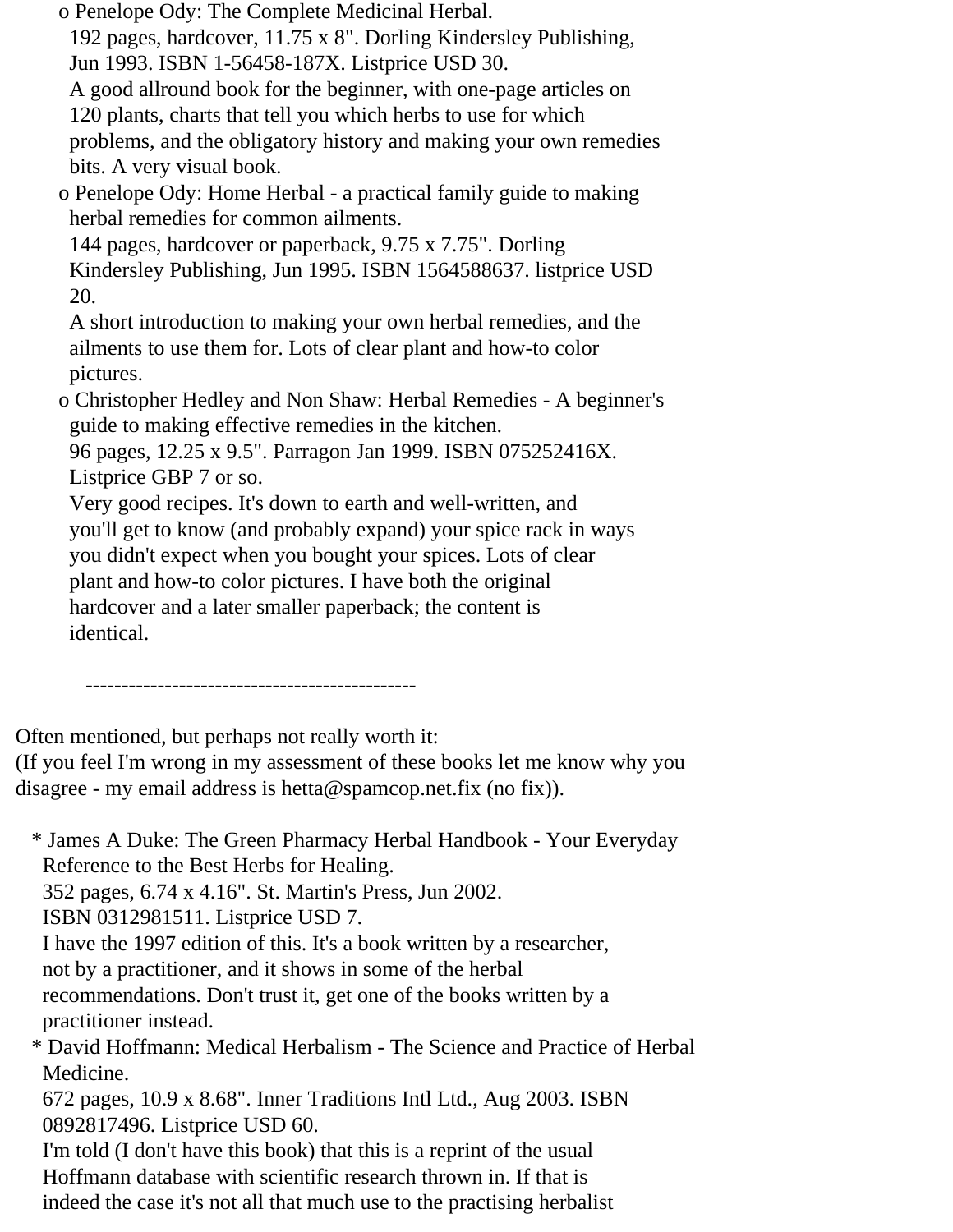- Penelope Ody: The Complete Medicinal Herbal.
  192 pages, hardcover, 11.75 x 8". Dorling Kindersley Publishing, Jun 1993. ISBN 1-56458-187X. Listprice USD 30.
  A good allround book for the beginner, with one-page articles on 120 plants, charts that tell you which herbs to use for which problems, and the obligatory history and making your own remedies bits. A very visual book.
- Penelope Ody: Home Herbal - a practical family guide to making herbal remedies for common ailments.
  144 pages, hardcover or paperback, 9.75 x 7.75". Dorling Kindersley Publishing, Jun 1995. ISBN 1564588637. listprice USD 20.
  A short introduction to making your own herbal remedies, and the ailments to use them for. Lots of clear plant and how-to color pictures.
- Christopher Hedley and Non Shaw: Herbal Remedies - A beginner's guide to making effective remedies in the kitchen.
  96 pages, 12.25 x 9.5". Parragon Jan 1999. ISBN 075252416X. Listprice GBP 7 or so.
  Very good recipes. It's down to earth and well-written, and you'll get to know (and probably expand) your spice rack in ways you didn't expect when you bought your spices. Lots of clear plant and how-to color pictures. I have both the original hardcover and a later smaller paperback; the content is identical.

---

Often mentioned, but perhaps not really worth it:
(If you feel I'm wrong in my assessment of these books let me know why you disagree - my email address is hetta@spamcop.net.fix (no fix)).

* James A Duke: The Green Pharmacy Herbal Handbook - Your Everyday Reference to the Best Herbs for Healing.
  352 pages, 6.74 x 4.16". St. Martin's Press, Jun 2002.
  ISBN 0312981511. Listprice USD 7.
  I have the 1997 edition of this. It's a book written by a researcher, not by a practitioner, and it shows in some of the herbal recommendations. Don't trust it, get one of the books written by a practitioner instead.
* David Hoffmann: Medical Herbalism - The Science and Practice of Herbal Medicine.
  672 pages, 10.9 x 8.68". Inner Traditions Intl Ltd., Aug 2003. ISBN 0892817496. Listprice USD 60.
  I'm told (I don't have this book) that this is a reprint of the usual Hoffmann database with scientific research thrown in. If that is indeed the case it's not all that much use to the practising herbalist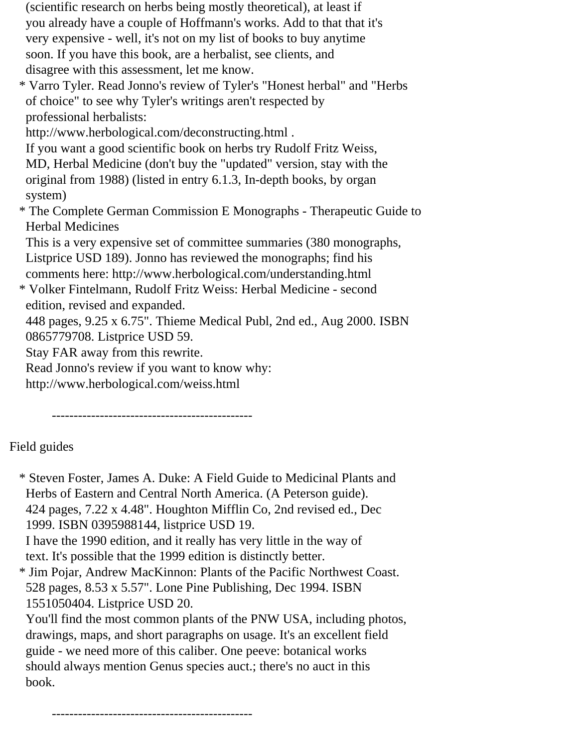(scientific research on herbs being mostly theoretical), at least if you already have a couple of Hoffmann's works. Add to that that it's very expensive - well, it's not on my list of books to buy anytime soon. If you have this book, are a herbalist, see clients, and disagree with this assessment, let me know.

* Varro Tyler. Read Jonno's review of Tyler's "Honest herbal" and "Herbs of choice" to see why Tyler's writings aren't respected by professional herbalists:
  http://www.herbological.com/deconstructing.html .
  If you want a good scientific book on herbs try Rudolf Fritz Weiss, MD, Herbal Medicine (don't buy the "updated" version, stay with the original from 1988) (listed in entry 6.1.3, In-depth books, by organ system)
* The Complete German Commission E Monographs - Therapeutic Guide to Herbal Medicines
  This is a very expensive set of committee summaries (380 monographs, Listprice USD 189). Jonno has reviewed the monographs; find his comments here: http://www.herbological.com/understanding.html
* Volker Fintelmann, Rudolf Fritz Weiss: Herbal Medicine - second edition, revised and expanded.
  448 pages, 9.25 x 6.75". Thieme Medical Publ, 2nd ed., Aug 2000. ISBN 0865779708. Listprice USD 59.
  Stay FAR away from this rewrite.
  Read Jonno's review if you want to know why:
  http://www.herbological.com/weiss.html

----------------------------------------------

Field guides

* Steven Foster, James A. Duke: A Field Guide to Medicinal Plants and Herbs of Eastern and Central North America. (A Peterson guide).
  424 pages, 7.22 x 4.48". Houghton Mifflin Co, 2nd revised ed., Dec 1999. ISBN 0395988144, listprice USD 19.
  I have the 1990 edition, and it really has very little in the way of text. It's possible that the 1999 edition is distinctly better.
* Jim Pojar, Andrew MacKinnon: Plants of the Pacific Northwest Coast.
  528 pages, 8.53 x 5.57". Lone Pine Publishing, Dec 1994. ISBN 1551050404. Listprice USD 20.
  You'll find the most common plants of the PNW USA, including photos, drawings, maps, and short paragraphs on usage. It's an excellent field guide - we need more of this caliber. One peeve: botanical works should always mention Genus species auct.; there's no auct in this book.

----------------------------------------------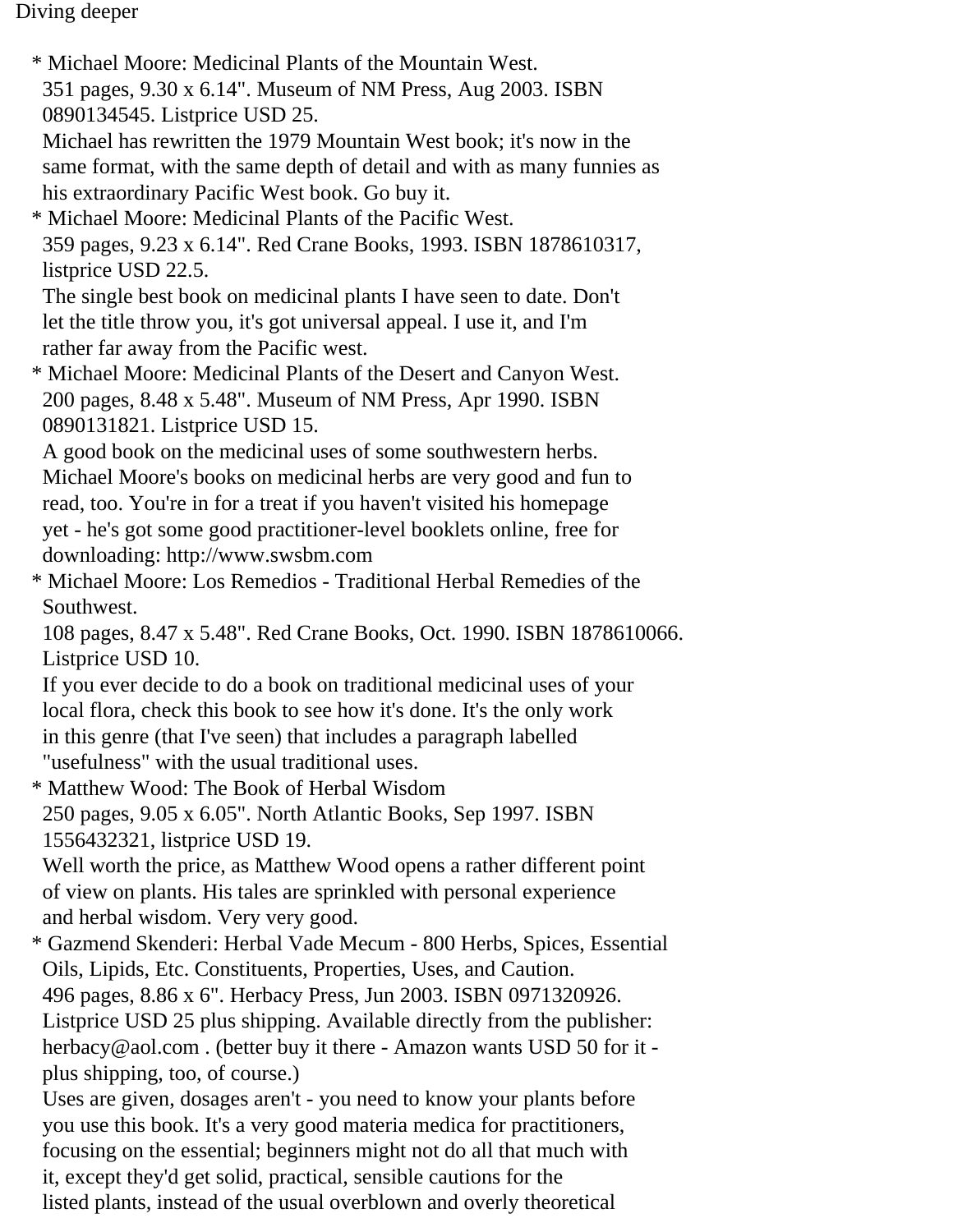Diving deeper

* Michael Moore: Medicinal Plants of the Mountain West.
  351 pages, 9.30 x 6.14". Museum of NM Press, Aug 2003. ISBN 0890134545. Listprice USD 25.
  Michael has rewritten the 1979 Mountain West book; it's now in the same format, with the same depth of detail and with as many funnies as his extraordinary Pacific West book. Go buy it.
* Michael Moore: Medicinal Plants of the Pacific West.
  359 pages, 9.23 x 6.14". Red Crane Books, 1993. ISBN 1878610317, listprice USD 22.5.
  The single best book on medicinal plants I have seen to date. Don't let the title throw you, it's got universal appeal. I use it, and I'm rather far away from the Pacific west.
* Michael Moore: Medicinal Plants of the Desert and Canyon West.
  200 pages, 8.48 x 5.48". Museum of NM Press, Apr 1990. ISBN 0890131821. Listprice USD 15.
  A good book on the medicinal uses of some southwestern herbs. Michael Moore's books on medicinal herbs are very good and fun to read, too. You're in for a treat if you haven't visited his homepage yet - he's got some good practitioner-level booklets online, free for downloading: http://www.swsbm.com
* Michael Moore: Los Remedios - Traditional Herbal Remedies of the Southwest.
  108 pages, 8.47 x 5.48". Red Crane Books, Oct. 1990. ISBN 1878610066. Listprice USD 10.
  If you ever decide to do a book on traditional medicinal uses of your local flora, check this book to see how it's done. It's the only work in this genre (that I've seen) that includes a paragraph labelled "usefulness" with the usual traditional uses.
* Matthew Wood: The Book of Herbal Wisdom
  250 pages, 9.05 x 6.05". North Atlantic Books, Sep 1997. ISBN 1556432321, listprice USD 19.
  Well worth the price, as Matthew Wood opens a rather different point of view on plants. His tales are sprinkled with personal experience and herbal wisdom. Very very good.
* Gazmend Skenderi: Herbal Vade Mecum - 800 Herbs, Spices, Essential Oils, Lipids, Etc. Constituents, Properties, Uses, and Caution.
  496 pages, 8.86 x 6". Herbacy Press, Jun 2003. ISBN 0971320926. Listprice USD 25 plus shipping. Available directly from the publisher: herbacy@aol.com . (better buy it there - Amazon wants USD 50 for it - plus shipping, too, of course.)
  Uses are given, dosages aren't - you need to know your plants before you use this book. It's a very good materia medica for practitioners, focusing on the essential; beginners might not do all that much with it, except they'd get solid, practical, sensible cautions for the listed plants, instead of the usual overblown and overly theoretical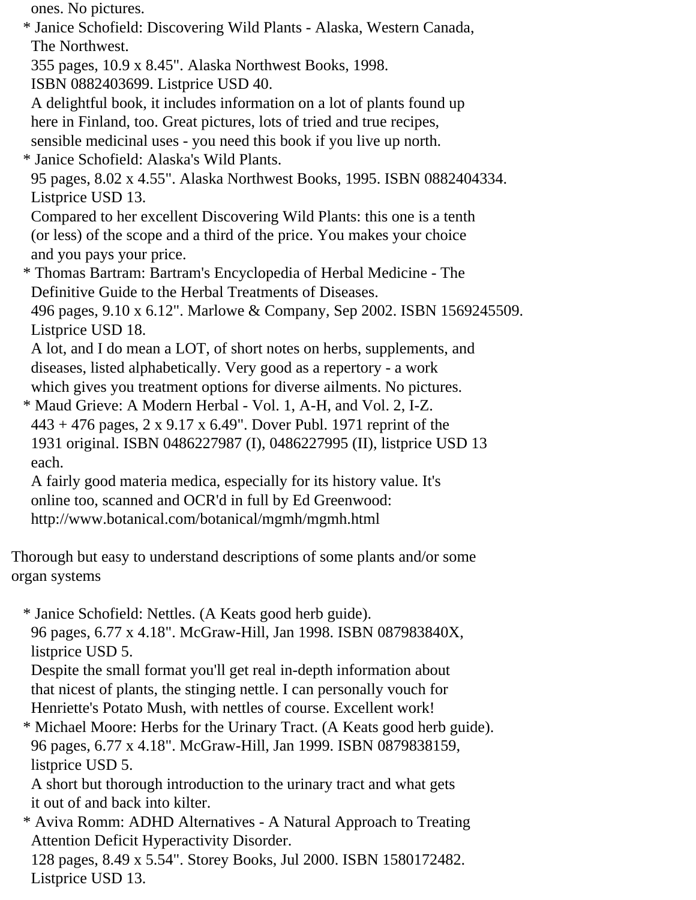ones. No pictures.

* Janice Schofield: Discovering Wild Plants - Alaska, Western Canada, The Northwest.
  355 pages, 10.9 x 8.45". Alaska Northwest Books, 1998.
  ISBN 0882403699. Listprice USD 40.
  A delightful book, it includes information on a lot of plants found up here in Finland, too. Great pictures, lots of tried and true recipes, sensible medicinal uses - you need this book if you live up north.
* Janice Schofield: Alaska's Wild Plants.
  95 pages, 8.02 x 4.55". Alaska Northwest Books, 1995. ISBN 0882404334.
  Listprice USD 13.
  Compared to her excellent Discovering Wild Plants: this one is a tenth (or less) of the scope and a third of the price. You makes your choice and you pays your price.
* Thomas Bartram: Bartram's Encyclopedia of Herbal Medicine - The Definitive Guide to the Herbal Treatments of Diseases.
  496 pages, 9.10 x 6.12". Marlowe & Company, Sep 2002. ISBN 1569245509.
  Listprice USD 18.
  A lot, and I do mean a LOT, of short notes on herbs, supplements, and diseases, listed alphabetically. Very good as a repertory - a work which gives you treatment options for diverse ailments. No pictures.
* Maud Grieve: A Modern Herbal - Vol. 1, A-H, and Vol. 2, I-Z.
  443 + 476 pages, 2 x 9.17 x 6.49". Dover Publ. 1971 reprint of the 1931 original. ISBN 0486227987 (I), 0486227995 (II), listprice USD 13 each.
  A fairly good materia medica, especially for its history value. It's online too, scanned and OCR'd in full by Ed Greenwood:
  http://www.botanical.com/botanical/mgmh/mgmh.html

Thorough but easy to understand descriptions of some plants and/or some organ systems

* Janice Schofield: Nettles. (A Keats good herb guide).
  96 pages, 6.77 x 4.18". McGraw-Hill, Jan 1998. ISBN 087983840X, listprice USD 5.
  Despite the small format you'll get real in-depth information about that nicest of plants, the stinging nettle. I can personally vouch for Henriette's Potato Mush, with nettles of course. Excellent work!
* Michael Moore: Herbs for the Urinary Tract. (A Keats good herb guide).
  96 pages, 6.77 x 4.18". McGraw-Hill, Jan 1999. ISBN 0879838159, listprice USD 5.
  A short but thorough introduction to the urinary tract and what gets it out of and back into kilter.
* Aviva Romm: ADHD Alternatives - A Natural Approach to Treating Attention Deficit Hyperactivity Disorder.
  128 pages, 8.49 x 5.54". Storey Books, Jul 2000. ISBN 1580172482.
  Listprice USD 13.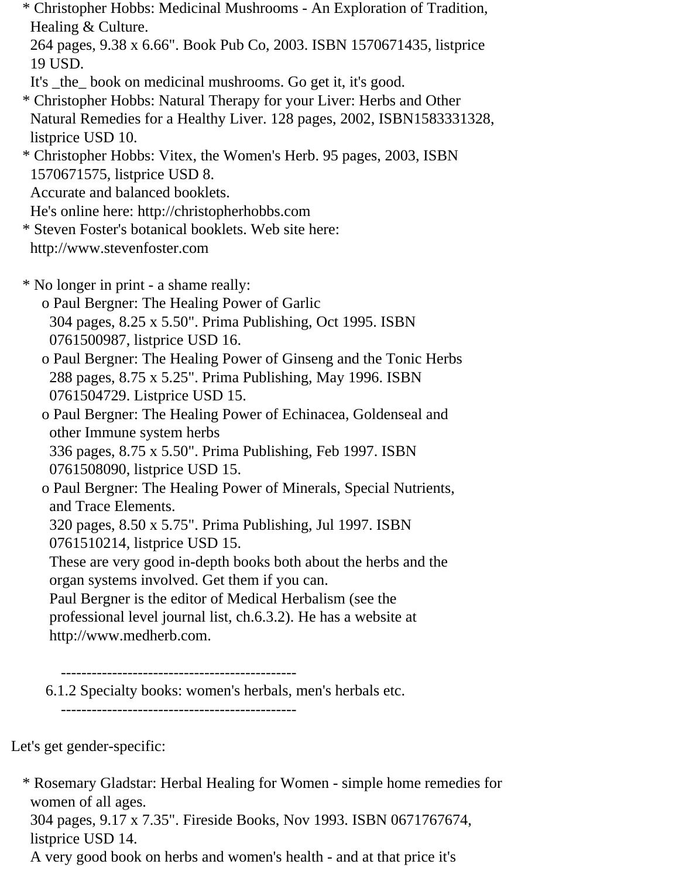* Christopher Hobbs: Medicinal Mushrooms - An Exploration of Tradition, Healing & Culture.
  264 pages, 9.38 x 6.66". Book Pub Co, 2003. ISBN 1570671435, listprice 19 USD.
  It's _the_ book on medicinal mushrooms. Go get it, it's good.
* Christopher Hobbs: Natural Therapy for your Liver: Herbs and Other Natural Remedies for a Healthy Liver. 128 pages, 2002, ISBN1583331328, listprice USD 10.
* Christopher Hobbs: Vitex, the Women's Herb. 95 pages, 2003, ISBN 1570671575, listprice USD 8.
  Accurate and balanced booklets.
  He's online here: http://christopherhobbs.com
* Steven Foster's botanical booklets. Web site here: http://www.stevenfoster.com

* No longer in print - a shame really:
  - Paul Bergner: The Healing Power of Garlic
    304 pages, 8.25 x 5.50". Prima Publishing, Oct 1995. ISBN 0761500987, listprice USD 16.
  - Paul Bergner: The Healing Power of Ginseng and the Tonic Herbs
    288 pages, 8.75 x 5.25". Prima Publishing, May 1996. ISBN 0761504729. Listprice USD 15.
  - Paul Bergner: The Healing Power of Echinacea, Goldenseal and other Immune system herbs
    336 pages, 8.75 x 5.50". Prima Publishing, Feb 1997. ISBN 0761508090, listprice USD 15.
  - Paul Bergner: The Healing Power of Minerals, Special Nutrients, and Trace Elements.
    320 pages, 8.50 x 5.75". Prima Publishing, Jul 1997. ISBN 0761510214, listprice USD 15.
    These are very good in-depth books both about the herbs and the organ systems involved. Get them if you can.
    Paul Bergner is the editor of Medical Herbalism (see the professional level journal list, ch.6.3.2). He has a website at http://www.medherb.com.

---

### 6.1.2 Specialty books: women's herbals, men's herbals etc.

---

Let's get gender-specific:

* Rosemary Gladstar: Herbal Healing for Women - simple home remedies for women of all ages.
  304 pages, 9.17 x 7.35". Fireside Books, Nov 1993. ISBN 0671767674, listprice USD 14.
  A very good book on herbs and women's health - and at that price it's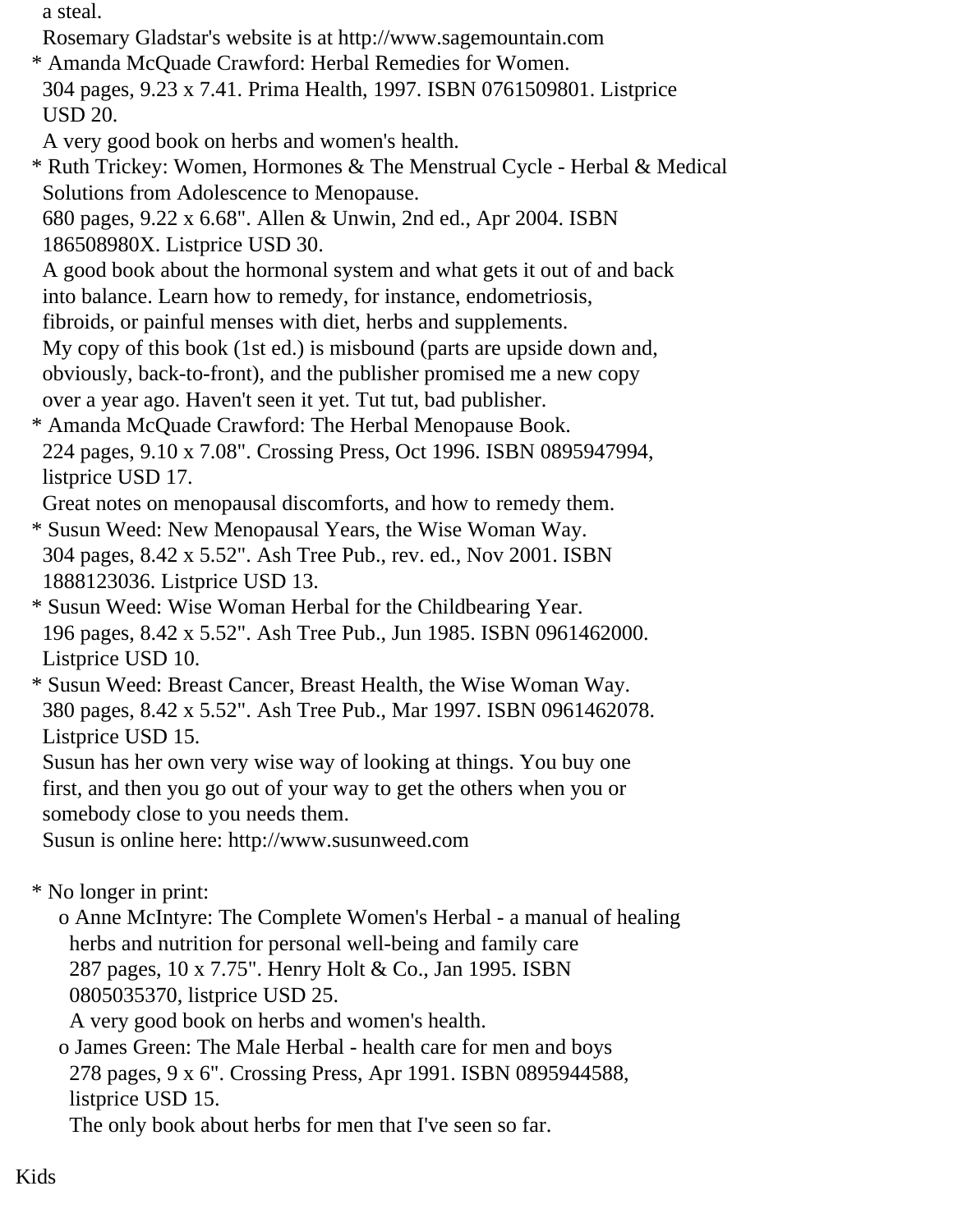a steal.
Rosemary Gladstar's website is at http://www.sagemountain.com

* Amanda McQuade Crawford: Herbal Remedies for Women.
  304 pages, 9.23 x 7.41. Prima Health, 1997. ISBN 0761509801. Listprice USD 20.
  A very good book on herbs and women's health.
* Ruth Trickey: Women, Hormones & The Menstrual Cycle - Herbal & Medical Solutions from Adolescence to Menopause.
  680 pages, 9.22 x 6.68". Allen & Unwin, 2nd ed., Apr 2004. ISBN 186508980X. Listprice USD 30.
  A good book about the hormonal system and what gets it out of and back into balance. Learn how to remedy, for instance, endometriosis, fibroids, or painful menses with diet, herbs and supplements.
  My copy of this book (1st ed.) is misbound (parts are upside down and, obviously, back-to-front), and the publisher promised me a new copy over a year ago. Haven't seen it yet. Tut tut, bad publisher.
* Amanda McQuade Crawford: The Herbal Menopause Book.
  224 pages, 9.10 x 7.08". Crossing Press, Oct 1996. ISBN 0895947994, listprice USD 17.
  Great notes on menopausal discomforts, and how to remedy them.
* Susun Weed: New Menopausal Years, the Wise Woman Way.
  304 pages, 8.42 x 5.52". Ash Tree Pub., rev. ed., Nov 2001. ISBN 1888123036. Listprice USD 13.
* Susun Weed: Wise Woman Herbal for the Childbearing Year.
  196 pages, 8.42 x 5.52". Ash Tree Pub., Jun 1985. ISBN 0961462000. Listprice USD 10.
* Susun Weed: Breast Cancer, Breast Health, the Wise Woman Way.
  380 pages, 8.42 x 5.52". Ash Tree Pub., Mar 1997. ISBN 0961462078. Listprice USD 15.
  Susun has her own very wise way of looking at things. You buy one first, and then you go out of your way to get the others when you or somebody close to you needs them.
  Susun is online here: http://www.susunweed.com

* No longer in print:
    - Anne McIntyre: The Complete Women's Herbal - a manual of healing herbs and nutrition for personal well-being and family care
      287 pages, 10 x 7.75". Henry Holt & Co., Jan 1995. ISBN 0805035370, listprice USD 25.
      A very good book on herbs and women's health.
    - James Green: The Male Herbal - health care for men and boys
      278 pages, 9 x 6". Crossing Press, Apr 1991. ISBN 0895944588, listprice USD 15.
      The only book about herbs for men that I've seen so far.

Kids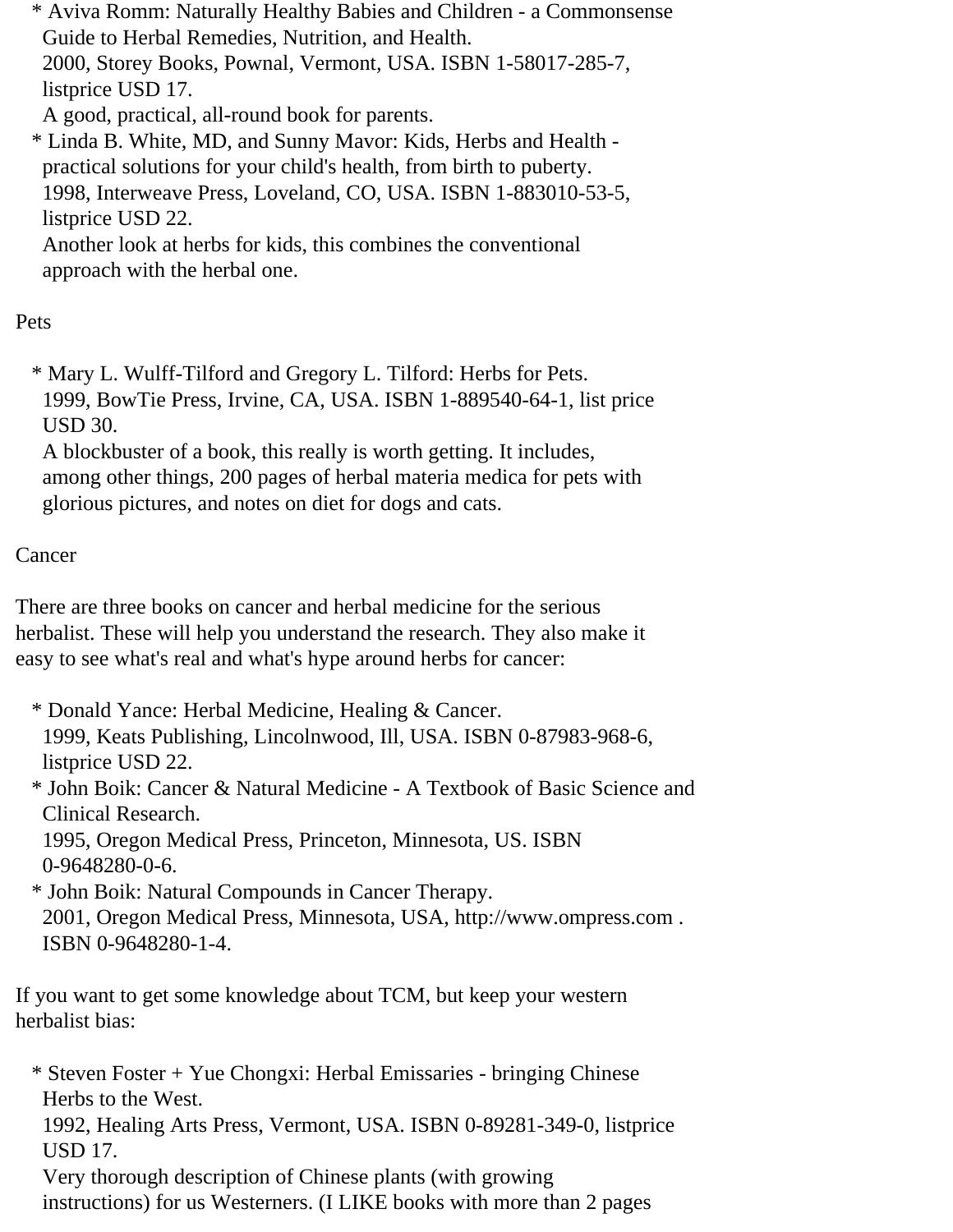* Aviva Romm: Naturally Healthy Babies and Children - a Commonsense Guide to Herbal Remedies, Nutrition, and Health.
  2000, Storey Books, Pownal, Vermont, USA. ISBN 1-58017-285-7, listprice USD 17.
  A good, practical, all-round book for parents.
* Linda B. White, MD, and Sunny Mavor: Kids, Herbs and Health - practical solutions for your child's health, from birth to puberty.
  1998, Interweave Press, Loveland, CO, USA. ISBN 1-883010-53-5, listprice USD 22.
  Another look at herbs for kids, this combines the conventional approach with the herbal one.

Pets

* Mary L. Wulff-Tilford and Gregory L. Tilford: Herbs for Pets.
  1999, BowTie Press, Irvine, CA, USA. ISBN 1-889540-64-1, list price USD 30.
  A blockbuster of a book, this really is worth getting. It includes, among other things, 200 pages of herbal materia medica for pets with glorious pictures, and notes on diet for dogs and cats.

Cancer

There are three books on cancer and herbal medicine for the serious herbalist. These will help you understand the research. They also make it easy to see what's real and what's hype around herbs for cancer:

* Donald Yance: Herbal Medicine, Healing & Cancer.
  1999, Keats Publishing, Lincolnwood, Ill, USA. ISBN 0-87983-968-6, listprice USD 22.
* John Boik: Cancer & Natural Medicine - A Textbook of Basic Science and Clinical Research.
  1995, Oregon Medical Press, Princeton, Minnesota, US. ISBN 0-9648280-0-6.
* John Boik: Natural Compounds in Cancer Therapy.
  2001, Oregon Medical Press, Minnesota, USA, http://www.ompress.com . ISBN 0-9648280-1-4.

If you want to get some knowledge about TCM, but keep your western herbalist bias:

* Steven Foster + Yue Chongxi: Herbal Emissaries - bringing Chinese Herbs to the West.
  1992, Healing Arts Press, Vermont, USA. ISBN 0-89281-349-0, listprice USD 17.
  Very thorough description of Chinese plants (with growing instructions) for us Westerners. (I LIKE books with more than 2 pages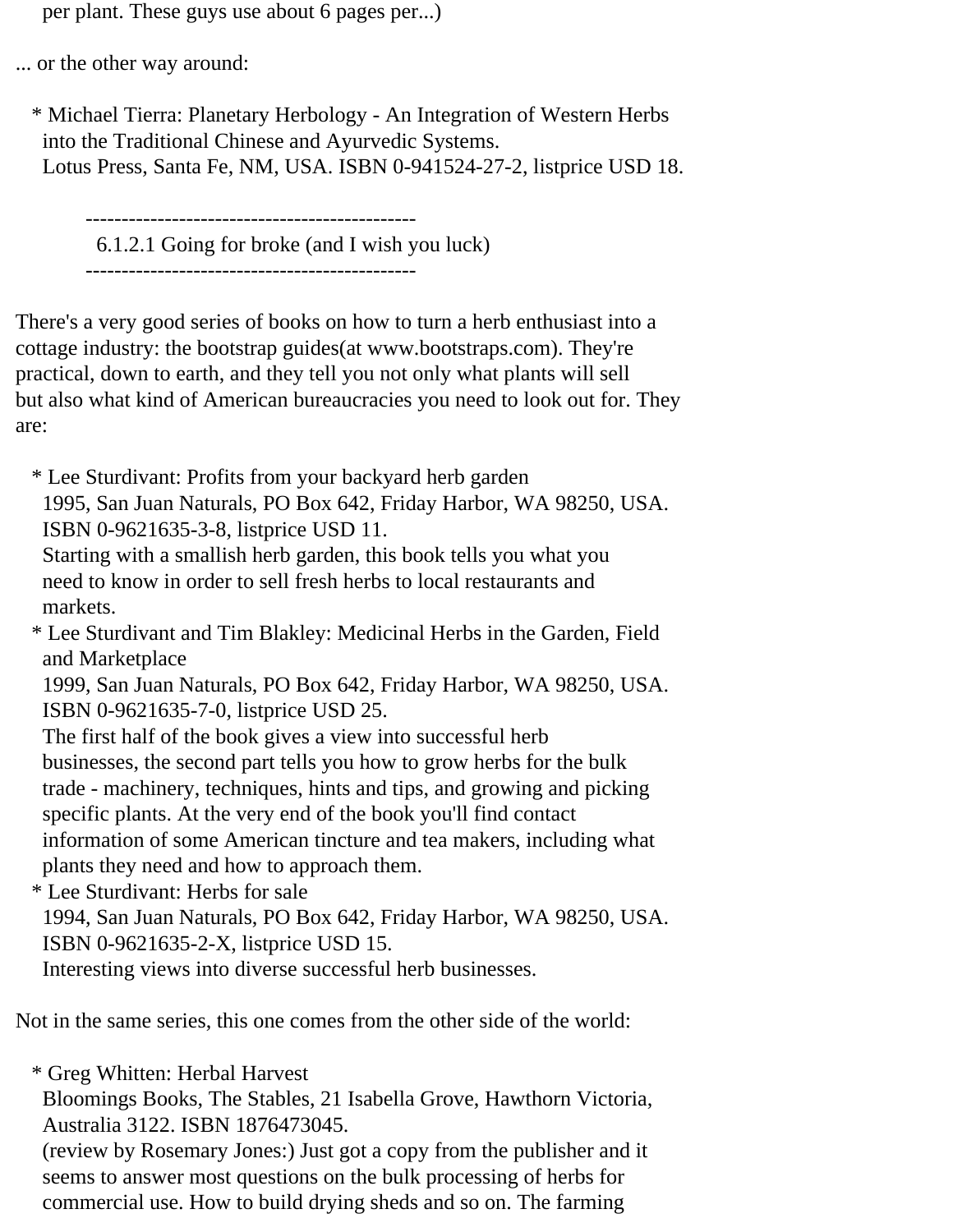per plant. These guys use about 6 pages per...)

... or the other way around:

* Michael Tierra: Planetary Herbology - An Integration of Western Herbs into the Traditional Chinese and Ayurvedic Systems.
  Lotus Press, Santa Fe, NM, USA. ISBN 0-941524-27-2, listprice USD 18.

----------------------------------------------
### 6.1.2.1 Going for broke (and I wish you luck)
----------------------------------------------

There's a very good series of books on how to turn a herb enthusiast into a cottage industry: the bootstrap guides(at www.bootstraps.com). They're practical, down to earth, and they tell you not only what plants will sell but also what kind of American bureaucracies you need to look out for. They are:

* Lee Sturdivant: Profits from your backyard herb garden
  1995, San Juan Naturals, PO Box 642, Friday Harbor, WA 98250, USA.
  ISBN 0-9621635-3-8, listprice USD 11.
  Starting with a smallish herb garden, this book tells you what you need to know in order to sell fresh herbs to local restaurants and markets.
* Lee Sturdivant and Tim Blakley: Medicinal Herbs in the Garden, Field and Marketplace
  1999, San Juan Naturals, PO Box 642, Friday Harbor, WA 98250, USA.
  ISBN 0-9621635-7-0, listprice USD 25.
  The first half of the book gives a view into successful herb businesses, the second part tells you how to grow herbs for the bulk trade - machinery, techniques, hints and tips, and growing and picking specific plants. At the very end of the book you'll find contact information of some American tincture and tea makers, including what plants they need and how to approach them.
* Lee Sturdivant: Herbs for sale
  1994, San Juan Naturals, PO Box 642, Friday Harbor, WA 98250, USA.
  ISBN 0-9621635-2-X, listprice USD 15.
  Interesting views into diverse successful herb businesses.

Not in the same series, this one comes from the other side of the world:

* Greg Whitten: Herbal Harvest
  Bloomings Books, The Stables, 21 Isabella Grove, Hawthorn Victoria, Australia 3122. ISBN 1876473045.
  (review by Rosemary Jones:) Just got a copy from the publisher and it seems to answer most questions on the bulk processing of herbs for commercial use. How to build drying sheds and so on. The farming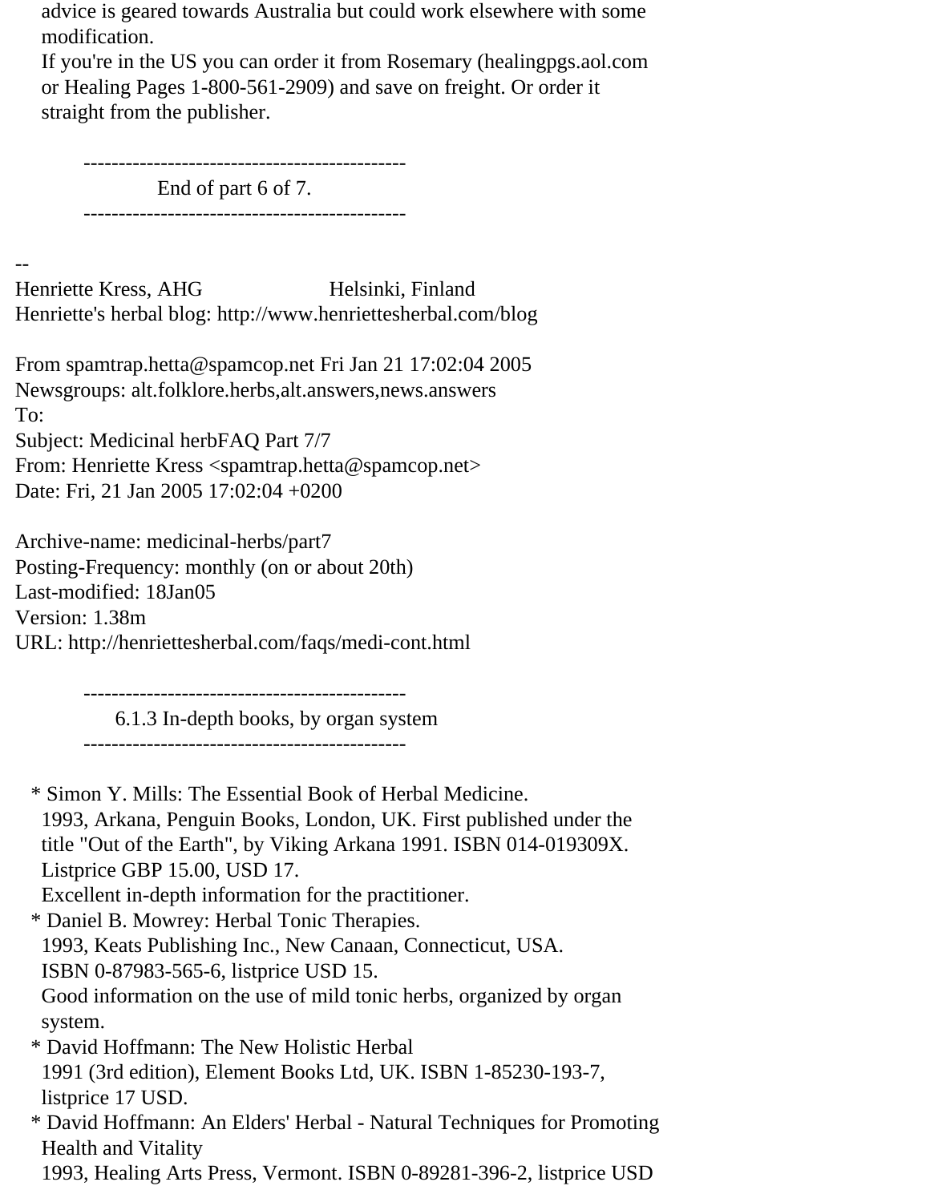advice is geared towards Australia but could work elsewhere with some modification.
If you're in the US you can order it from Rosemary (healingpgs.aol.com or Healing Pages 1-800-561-2909) and save on freight. Or order it straight from the publisher.

----------------------------------------------
End of part 6 of 7.
----------------------------------------------

--
Henriette Kress, AHG                    Helsinki, Finland
Henriette's herbal blog: http://www.henriettesherbal.com/blog

From spamtrap.hetta@spamcop.net Fri Jan 21 17:02:04 2005
Newsgroups: alt.folklore.herbs,alt.answers,news.answers
To:
Subject: Medicinal herbFAQ Part 7/7
From: Henriette Kress <spamtrap.hetta@spamcop.net>
Date: Fri, 21 Jan 2005 17:02:04 +0200

Archive-name: medicinal-herbs/part7
Posting-Frequency: monthly (on or about 20th)
Last-modified: 18Jan05
Version: 1.38m
URL: http://henriettesherbal.com/faqs/medi-cont.html

----------------------------------------------
6.1.3 In-depth books, by organ system
----------------------------------------------

* Simon Y. Mills: The Essential Book of Herbal Medicine.
  1993, Arkana, Penguin Books, London, UK. First published under the title "Out of the Earth", by Viking Arkana 1991. ISBN 014-019309X. Listprice GBP 15.00, USD 17.
  Excellent in-depth information for the practitioner.
* Daniel B. Mowrey: Herbal Tonic Therapies.
  1993, Keats Publishing Inc., New Canaan, Connecticut, USA. ISBN 0-87983-565-6, listprice USD 15.
  Good information on the use of mild tonic herbs, organized by organ system.
* David Hoffmann: The New Holistic Herbal
  1991 (3rd edition), Element Books Ltd, UK. ISBN 1-85230-193-7, listprice 17 USD.
* David Hoffmann: An Elders' Herbal - Natural Techniques for Promoting Health and Vitality
  1993, Healing Arts Press, Vermont. ISBN 0-89281-396-2, listprice USD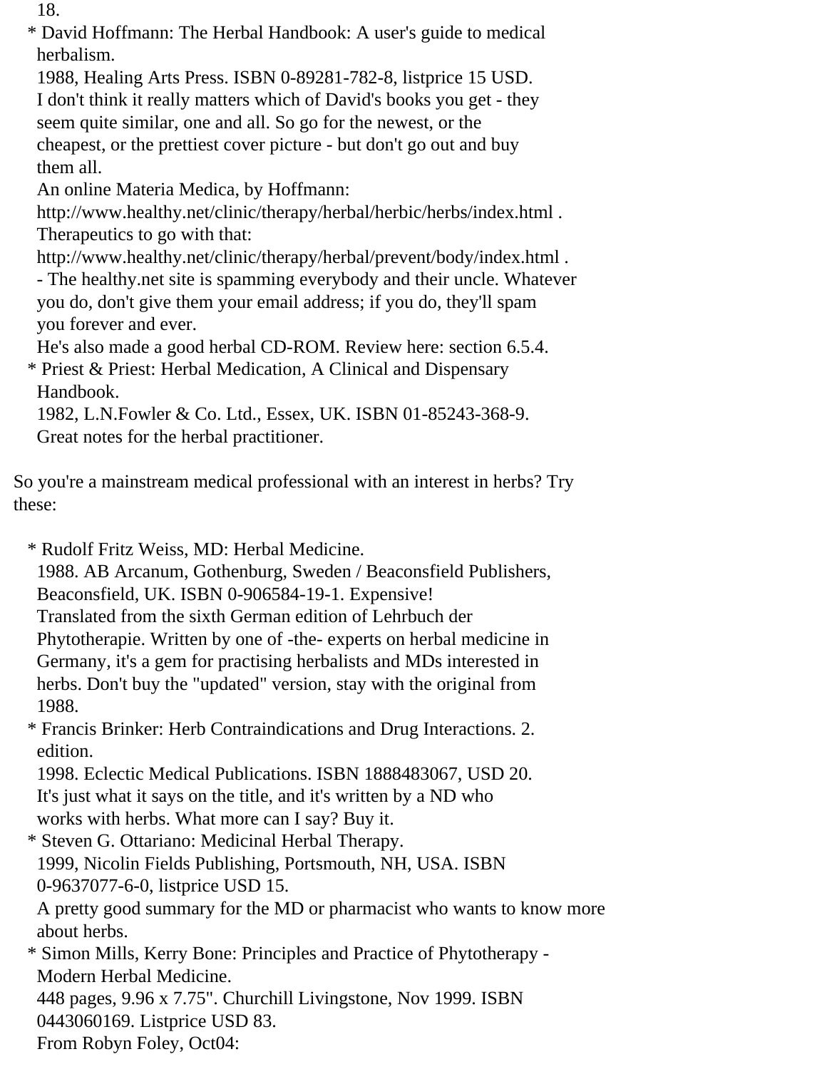18.

* David Hoffmann: The Herbal Handbook: A user's guide to medical herbalism.
  1988, Healing Arts Press. ISBN 0-89281-782-8, listprice 15 USD.
  I don't think it really matters which of David's books you get - they seem quite similar, one and all. So go for the newest, or the cheapest, or the prettiest cover picture - but don't go out and buy them all.
  An online Materia Medica, by Hoffmann:
  http://www.healthy.net/clinic/therapy/herbal/herbic/herbs/index.html .
  Therapeutics to go with that:
  http://www.healthy.net/clinic/therapy/herbal/prevent/body/index.html .
  - The healthy.net site is spamming everybody and their uncle. Whatever you do, don't give them your email address; if you do, they'll spam you forever and ever.
  He's also made a good herbal CD-ROM. Review here: section 6.5.4.
* Priest & Priest: Herbal Medication, A Clinical and Dispensary Handbook.
  1982, L.N.Fowler & Co. Ltd., Essex, UK. ISBN 01-85243-368-9.
  Great notes for the herbal practitioner.

So you're a mainstream medical professional with an interest in herbs? Try these:

* Rudolf Fritz Weiss, MD: Herbal Medicine.
  1988. AB Arcanum, Gothenburg, Sweden / Beaconsfield Publishers, Beaconsfield, UK. ISBN 0-906584-19-1. Expensive!
  Translated from the sixth German edition of Lehrbuch der Phytotherapie. Written by one of -the- experts on herbal medicine in Germany, it's a gem for practising herbalists and MDs interested in herbs. Don't buy the "updated" version, stay with the original from 1988.
* Francis Brinker: Herb Contraindications and Drug Interactions. 2. edition.
  1998. Eclectic Medical Publications. ISBN 1888483067, USD 20.
  It's just what it says on the title, and it's written by a ND who works with herbs. What more can I say? Buy it.
* Steven G. Ottariano: Medicinal Herbal Therapy.
  1999, Nicolin Fields Publishing, Portsmouth, NH, USA. ISBN 0-9637077-6-0, listprice USD 15.
  A pretty good summary for the MD or pharmacist who wants to know more about herbs.
* Simon Mills, Kerry Bone: Principles and Practice of Phytotherapy - Modern Herbal Medicine.
  448 pages, 9.96 x 7.75". Churchill Livingstone, Nov 1999. ISBN 0443060169. Listprice USD 83.
  From Robyn Foley, Oct04: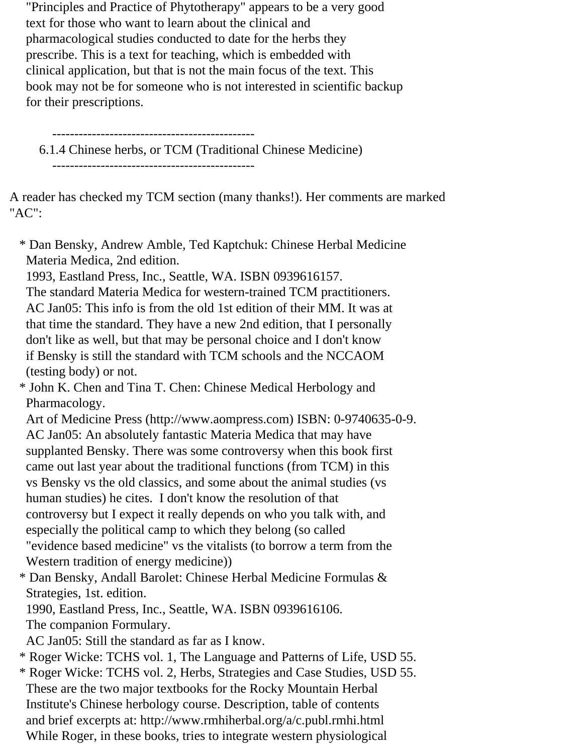"Principles and Practice of Phytotherapy" appears to be a very good text for those who want to learn about the clinical and pharmacological studies conducted to date for the herbs they prescribe. This is a text for teaching, which is embedded with clinical application, but that is not the main focus of the text. This book may not be for someone who is not interested in scientific backup for their prescriptions.

---

### 6.1.4 Chinese herbs, or TCM (Traditional Chinese Medicine)

---

A reader has checked my TCM section (many thanks!). Her comments are marked "AC":

* Dan Bensky, Andrew Amble, Ted Kaptchuk: Chinese Herbal Medicine Materia Medica, 2nd edition.
  1993, Eastland Press, Inc., Seattle, WA. ISBN 0939616157.
  The standard Materia Medica for western-trained TCM practitioners.
  AC Jan05: This info is from the old 1st edition of their MM. It was at that time the standard. They have a new 2nd edition, that I personally don't like as well, but that may be personal choice and I don't know if Bensky is still the standard with TCM schools and the NCCAOM (testing body) or not.
* John K. Chen and Tina T. Chen: Chinese Medical Herbology and Pharmacology.
  Art of Medicine Press (http://www.aompress.com) ISBN: 0-9740635-0-9.
  AC Jan05: An absolutely fantastic Materia Medica that may have supplanted Bensky. There was some controversy when this book first came out last year about the traditional functions (from TCM) in this vs Bensky vs the old classics, and some about the animal studies (vs human studies) he cites. I don't know the resolution of that controversy but I expect it really depends on who you talk with, and especially the political camp to which they belong (so called "evidence based medicine" vs the vitalists (to borrow a term from the Western tradition of energy medicine))
* Dan Bensky, Andall Barolet: Chinese Herbal Medicine Formulas & Strategies, 1st. edition.
  1990, Eastland Press, Inc., Seattle, WA. ISBN 0939616106.
  The companion Formulary.
  AC Jan05: Still the standard as far as I know.
* Roger Wicke: TCHS vol. 1, The Language and Patterns of Life, USD 55.
* Roger Wicke: TCHS vol. 2, Herbs, Strategies and Case Studies, USD 55.
  These are the two major textbooks for the Rocky Mountain Herbal Institute's Chinese herbology course. Description, table of contents and brief excerpts at: http://www.rmhiherbal.org/a/c.publ.rmhi.html
  While Roger, in these books, tries to integrate western physiological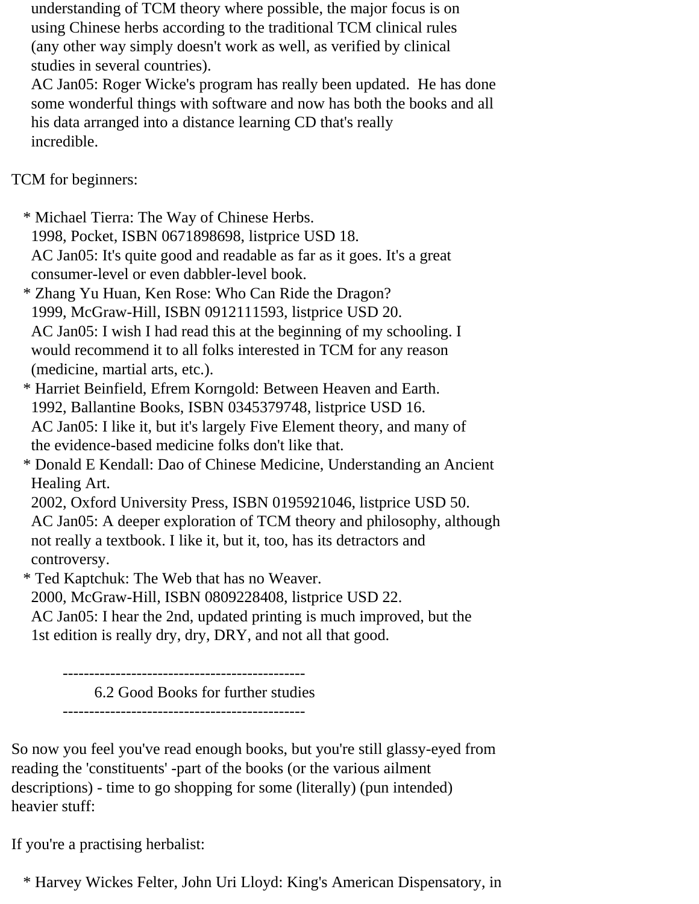understanding of TCM theory where possible, the major focus is on using Chinese herbs according to the traditional TCM clinical rules (any other way simply doesn't work as well, as verified by clinical studies in several countries).
AC Jan05: Roger Wicke's program has really been updated. He has done some wonderful things with software and now has both the books and all his data arranged into a distance learning CD that's really incredible.

TCM for beginners:

* Michael Tierra: The Way of Chinese Herbs.
  1998, Pocket, ISBN 0671898698, listprice USD 18.
  AC Jan05: It's quite good and readable as far as it goes. It's a great consumer-level or even dabbler-level book.
* Zhang Yu Huan, Ken Rose: Who Can Ride the Dragon?
  1999, McGraw-Hill, ISBN 0912111593, listprice USD 20.
  AC Jan05: I wish I had read this at the beginning of my schooling. I would recommend it to all folks interested in TCM for any reason (medicine, martial arts, etc.).
* Harriet Beinfield, Efrem Korngold: Between Heaven and Earth.
  1992, Ballantine Books, ISBN 0345379748, listprice USD 16.
  AC Jan05: I like it, but it's largely Five Element theory, and many of the evidence-based medicine folks don't like that.
* Donald E Kendall: Dao of Chinese Medicine, Understanding an Ancient Healing Art.
  2002, Oxford University Press, ISBN 0195921046, listprice USD 50.
  AC Jan05: A deeper exploration of TCM theory and philosophy, although not really a textbook. I like it, but it, too, has its detractors and controversy.
* Ted Kaptchuk: The Web that has no Weaver.
  2000, McGraw-Hill, ISBN 0809228408, listprice USD 22.
  AC Jan05: I hear the 2nd, updated printing is much improved, but the 1st edition is really dry, dry, DRY, and not all that good.

## 6.2 Good Books for further studies

So now you feel you've read enough books, but you're still glassy-eyed from reading the 'constituents' -part of the books (or the various ailment descriptions) - time to go shopping for some (literally) (pun intended) heavier stuff:

If you're a practising herbalist:

* Harvey Wickes Felter, John Uri Lloyd: King's American Dispensatory, in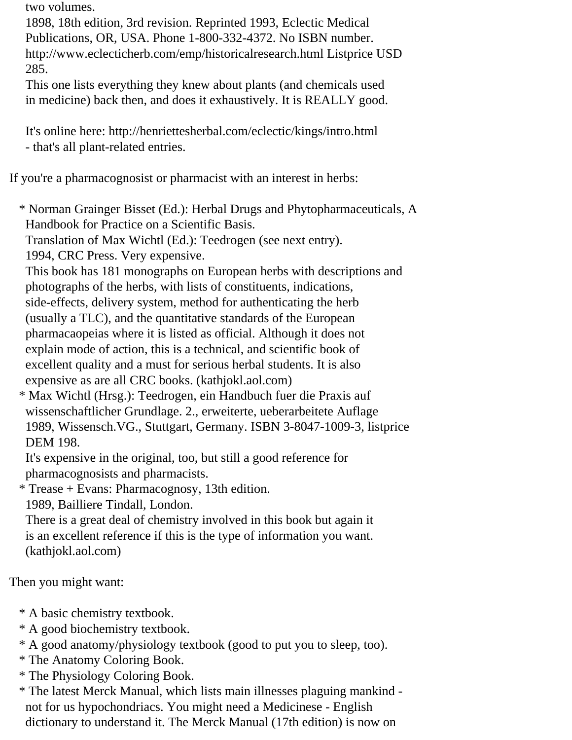two volumes.
1898, 18th edition, 3rd revision. Reprinted 1993, Eclectic Medical Publications, OR, USA. Phone 1-800-332-4372. No ISBN number. http://www.eclecticherb.com/emp/historicalresearch.html Listprice USD 285.
This one lists everything they knew about plants (and chemicals used in medicine) back then, and does it exhaustively. It is REALLY good.

It's online here: http://henriettesherbal.com/eclectic/kings/intro.html - that's all plant-related entries.

If you're a pharmacognosist or pharmacist with an interest in herbs:

* Norman Grainger Bisset (Ed.): Herbal Drugs and Phytopharmaceuticals, A Handbook for Practice on a Scientific Basis.
  Translation of Max Wichtl (Ed.): Teedrogen (see next entry).
  1994, CRC Press. Very expensive.
  This book has 181 monographs on European herbs with descriptions and photographs of the herbs, with lists of constituents, indications, side-effects, delivery system, method for authenticating the herb (usually a TLC), and the quantitative standards of the European pharmacaopeias where it is listed as official. Although it does not explain mode of action, this is a technical, and scientific book of excellent quality and a must for serious herbal students. It is also expensive as are all CRC books. (kathjokl.aol.com)
* Max Wichtl (Hrsg.): Teedrogen, ein Handbuch fuer die Praxis auf wissenschaftlicher Grundlage. 2., erweiterte, ueberarbeitete Auflage 1989, Wissensch.VG., Stuttgart, Germany. ISBN 3-8047-1009-3, listprice DEM 198.
  It's expensive in the original, too, but still a good reference for pharmacognosists and pharmacists.
* Trease + Evans: Pharmacognosy, 13th edition.
  1989, Bailliere Tindall, London.
  There is a great deal of chemistry involved in this book but again it is an excellent reference if this is the type of information you want. (kathjokl.aol.com)

Then you might want:

* A basic chemistry textbook.
* A good biochemistry textbook.
* A good anatomy/physiology textbook (good to put you to sleep, too).
* The Anatomy Coloring Book.
* The Physiology Coloring Book.
* The latest Merck Manual, which lists main illnesses plaguing mankind - not for us hypochondriacs. You might need a Medicinese - English dictionary to understand it. The Merck Manual (17th edition) is now on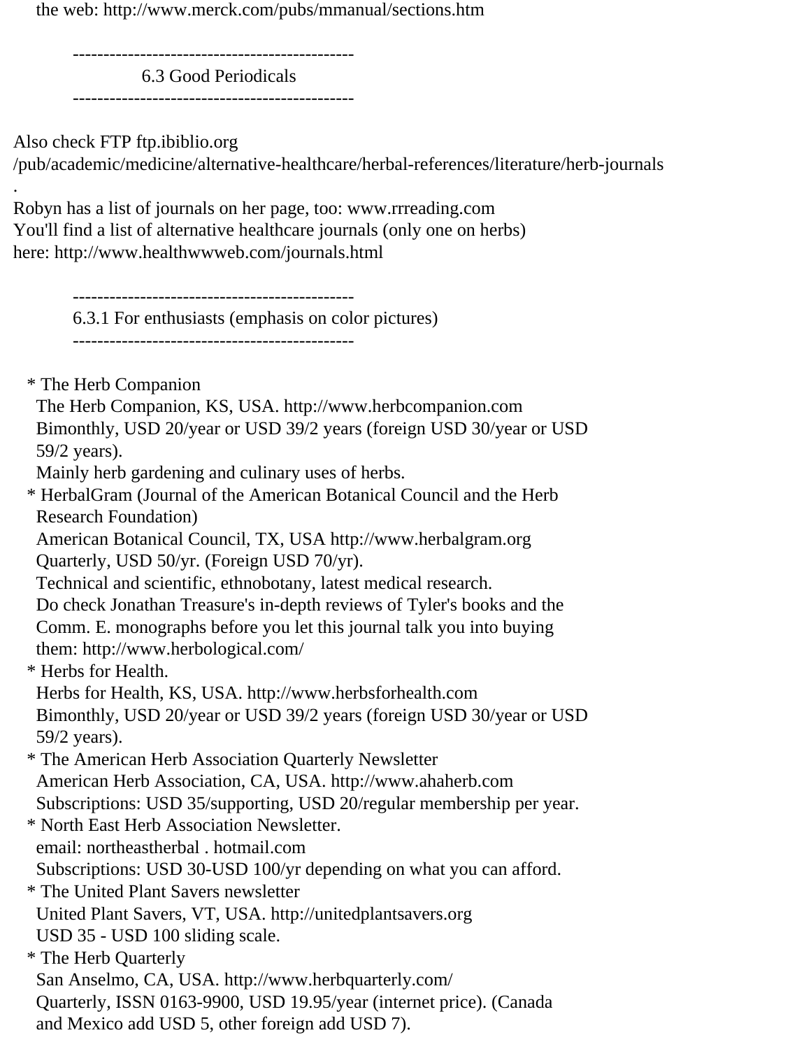the web: http://www.merck.com/pubs/mmanual/sections.htm

---

### 6.3 Good Periodicals

---

Also check FTP ftp.ibiblio.org
/pub/academic/medicine/alternative-healthcare/herbal-references/literature/herb-journals
.
Robyn has a list of journals on her page, too: www.rrreading.com
You'll find a list of alternative healthcare journals (only one on herbs)
here: http://www.healthwwweb.com/journals.html

---

#### 6.3.1 For enthusiasts (emphasis on color pictures)

---

* The Herb Companion
  The Herb Companion, KS, USA. http://www.herbcompanion.com
  Bimonthly, USD 20/year or USD 39/2 years (foreign USD 30/year or USD 59/2 years).
  Mainly herb gardening and culinary uses of herbs.
* HerbalGram (Journal of the American Botanical Council and the Herb Research Foundation)
  American Botanical Council, TX, USA http://www.herbalgram.org
  Quarterly, USD 50/yr. (Foreign USD 70/yr).
  Technical and scientific, ethnobotany, latest medical research.
  Do check Jonathan Treasure's in-depth reviews of Tyler's books and the Comm. E. monographs before you let this journal talk you into buying them: http://www.herbological.com/
* Herbs for Health.
  Herbs for Health, KS, USA. http://www.herbsforhealth.com
  Bimonthly, USD 20/year or USD 39/2 years (foreign USD 30/year or USD 59/2 years).
* The American Herb Association Quarterly Newsletter
  American Herb Association, CA, USA. http://www.ahaherb.com
  Subscriptions: USD 35/supporting, USD 20/regular membership per year.
* North East Herb Association Newsletter.
  email: northeastherbal . hotmail.com
  Subscriptions: USD 30-USD 100/yr depending on what you can afford.
* The United Plant Savers newsletter
  United Plant Savers, VT, USA. http://unitedplantsavers.org
  USD 35 - USD 100 sliding scale.
* The Herb Quarterly
  San Anselmo, CA, USA. http://www.herbquarterly.com/
  Quarterly, ISSN 0163-9900, USD 19.95/year (internet price). (Canada and Mexico add USD 5, other foreign add USD 7).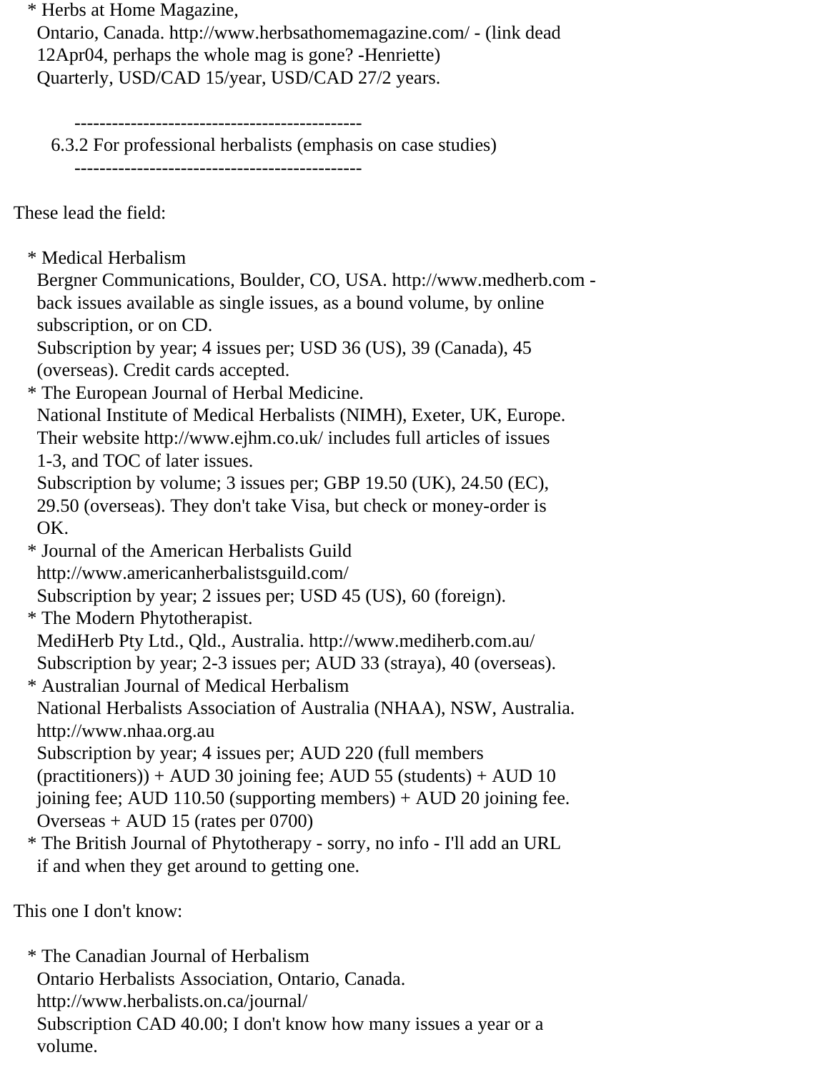* Herbs at Home Magazine,
  Ontario, Canada. http://www.herbsathomemagazine.com/ - (link dead 12Apr04, perhaps the whole mag is gone? -Henriette)
  Quarterly, USD/CAD 15/year, USD/CAD 27/2 years.

----------------------------------------------

### 6.3.2 For professional herbalists (emphasis on case studies)

----------------------------------------------

These lead the field:

* Medical Herbalism
  Bergner Communications, Boulder, CO, USA. http://www.medherb.com - back issues available as single issues, as a bound volume, by online subscription, or on CD.
  Subscription by year; 4 issues per; USD 36 (US), 39 (Canada), 45 (overseas). Credit cards accepted.
* The European Journal of Herbal Medicine.
  National Institute of Medical Herbalists (NIMH), Exeter, UK, Europe. Their website http://www.ejhm.co.uk/ includes full articles of issues 1-3, and TOC of later issues.
  Subscription by volume; 3 issues per; GBP 19.50 (UK), 24.50 (EC), 29.50 (overseas). They don't take Visa, but check or money-order is OK.
* Journal of the American Herbalists Guild
  http://www.americanherbalistsguild.com/
  Subscription by year; 2 issues per; USD 45 (US), 60 (foreign).
* The Modern Phytotherapist.
  MediHerb Pty Ltd., Qld., Australia. http://www.mediherb.com.au/
  Subscription by year; 2-3 issues per; AUD 33 (straya), 40 (overseas).
* Australian Journal of Medical Herbalism
  National Herbalists Association of Australia (NHAA), NSW, Australia.
  http://www.nhaa.org.au
  Subscription by year; 4 issues per; AUD 220 (full members (practitioners)) + AUD 30 joining fee; AUD 55 (students) + AUD 10 joining fee; AUD 110.50 (supporting members) + AUD 20 joining fee. Overseas + AUD 15 (rates per 0700)
* The British Journal of Phytotherapy - sorry, no info - I'll add an URL if and when they get around to getting one.

This one I don't know:

* The Canadian Journal of Herbalism
  Ontario Herbalists Association, Ontario, Canada.
  http://www.herbalists.on.ca/journal/
  Subscription CAD 40.00; I don't know how many issues a year or a volume.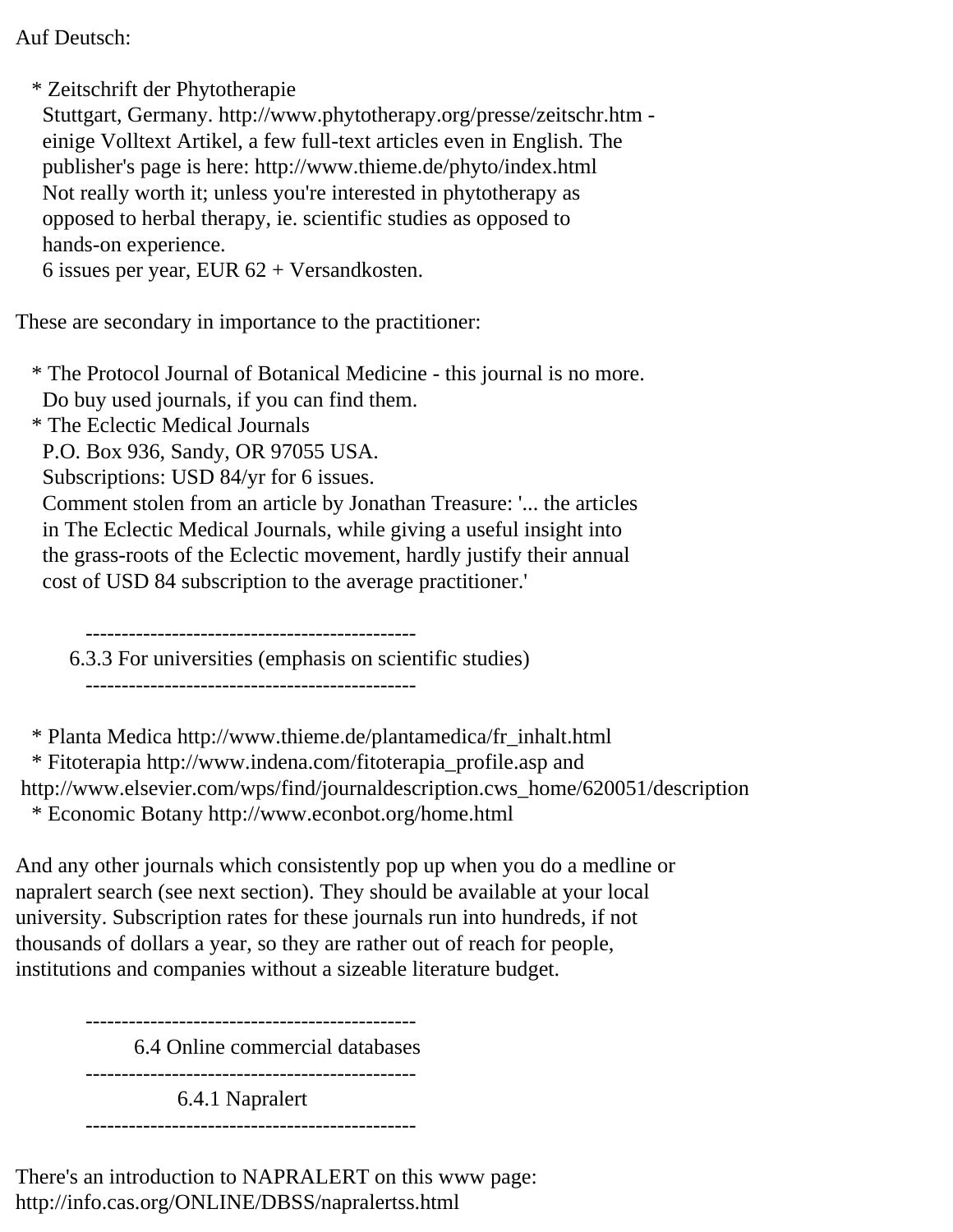Auf Deutsch:

* Zeitschrift der Phytotherapie
  Stuttgart, Germany. http://www.phytotherapy.org/presse/zeitschr.htm - einige Volltext Artikel, a few full-text articles even in English. The publisher's page is here: http://www.thieme.de/phyto/index.html
  Not really worth it; unless you're interested in phytotherapy as opposed to herbal therapy, ie. scientific studies as opposed to hands-on experience.
  6 issues per year, EUR 62 + Versandkosten.

These are secondary in importance to the practitioner:

* The Protocol Journal of Botanical Medicine - this journal is no more.
  Do buy used journals, if you can find them.
* The Eclectic Medical Journals
  P.O. Box 936, Sandy, OR 97055 USA.
  Subscriptions: USD 84/yr for 6 issues.
  Comment stolen from an article by Jonathan Treasure: '... the articles in The Eclectic Medical Journals, while giving a useful insight into the grass-roots of the Eclectic movement, hardly justify their annual cost of USD 84 subscription to the average practitioner.'

### 6.3.3 For universities (emphasis on scientific studies)

* Planta Medica http://www.thieme.de/plantamedica/fr_inhalt.html
* Fitoterapia http://www.indena.com/fitoterapia_profile.asp and http://www.elsevier.com/wps/find/journaldescription.cws_home/620051/description
* Economic Botany http://www.econbot.org/home.html

And any other journals which consistently pop up when you do a medline or napralert search (see next section). They should be available at your local university. Subscription rates for these journals run into hundreds, if not thousands of dollars a year, so they are rather out of reach for people, institutions and companies without a sizeable literature budget.

## 6.4 Online commercial databases

### 6.4.1 Napralert

There's an introduction to NAPRALERT on this www page:
http://info.cas.org/ONLINE/DBSS/napralertss.html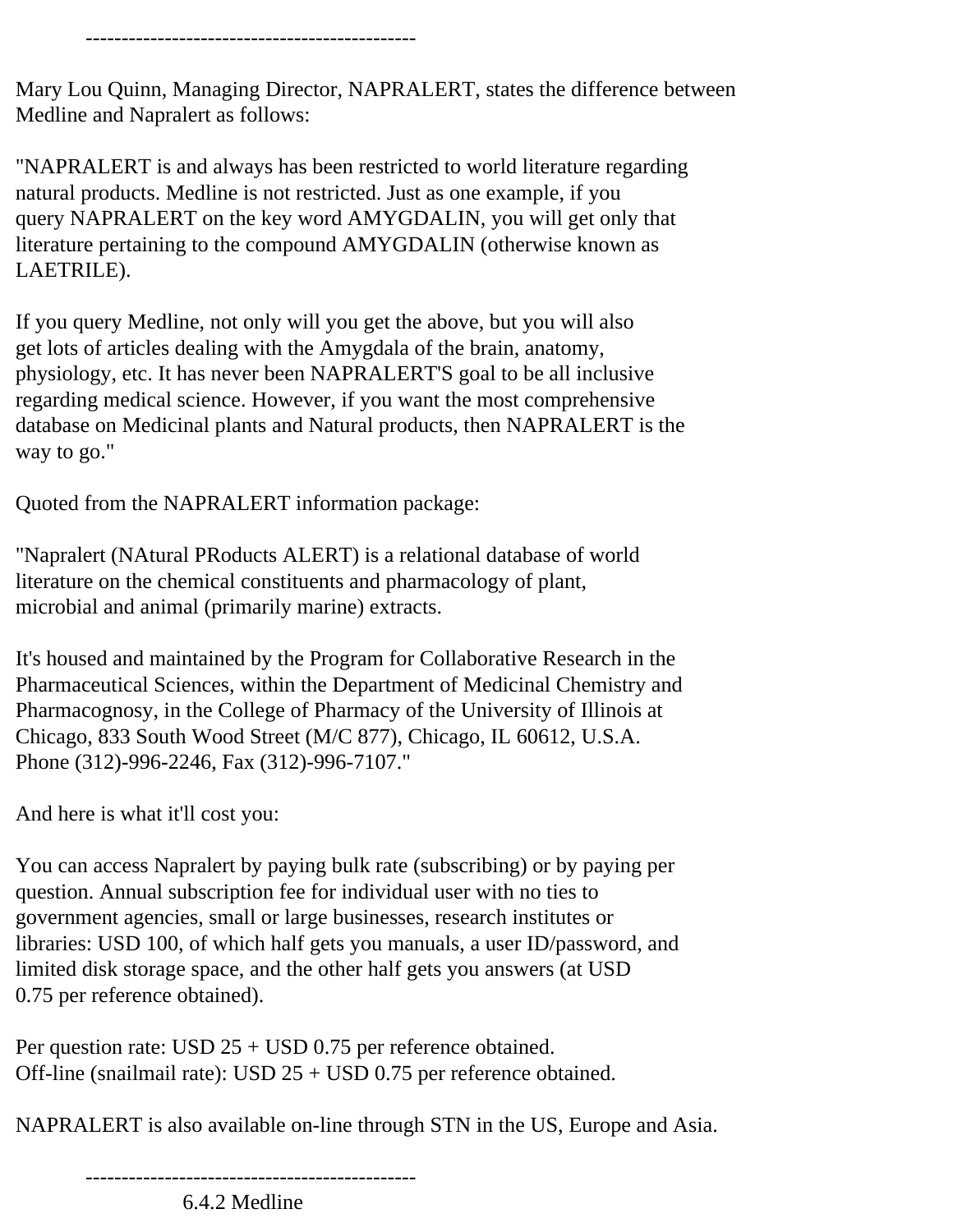----------------------------------------------

Mary Lou Quinn, Managing Director, NAPRALERT, states the difference between Medline and Napralert as follows:

"NAPRALERT is and always has been restricted to world literature regarding natural products. Medline is not restricted. Just as one example, if you query NAPRALERT on the key word AMYGDALIN, you will get only that literature pertaining to the compound AMYGDALIN (otherwise known as LAETRILE).

If you query Medline, not only will you get the above, but you will also get lots of articles dealing with the Amygdala of the brain, anatomy, physiology, etc. It has never been NAPRALERT'S goal to be all inclusive regarding medical science. However, if you want the most comprehensive database on Medicinal plants and Natural products, then NAPRALERT is the way to go."

Quoted from the NAPRALERT information package:

"Napralert (NAtural PRoducts ALERT) is a relational database of world literature on the chemical constituents and pharmacology of plant, microbial and animal (primarily marine) extracts.

It's housed and maintained by the Program for Collaborative Research in the Pharmaceutical Sciences, within the Department of Medicinal Chemistry and Pharmacognosy, in the College of Pharmacy of the University of Illinois at Chicago, 833 South Wood Street (M/C 877), Chicago, IL 60612, U.S.A. Phone (312)-996-2246, Fax (312)-996-7107."

And here is what it'll cost you:

You can access Napralert by paying bulk rate (subscribing) or by paying per question. Annual subscription fee for individual user with no ties to government agencies, small or large businesses, research institutes or libraries: USD 100, of which half gets you manuals, a user ID/password, and limited disk storage space, and the other half gets you answers (at USD 0.75 per reference obtained).

Per question rate: USD 25 + USD 0.75 per reference obtained.
Off-line (snailmail rate): USD 25 + USD 0.75 per reference obtained.

NAPRALERT is also available on-line through STN in the US, Europe and Asia.

----------------------------------------------

### 6.4.2 Medline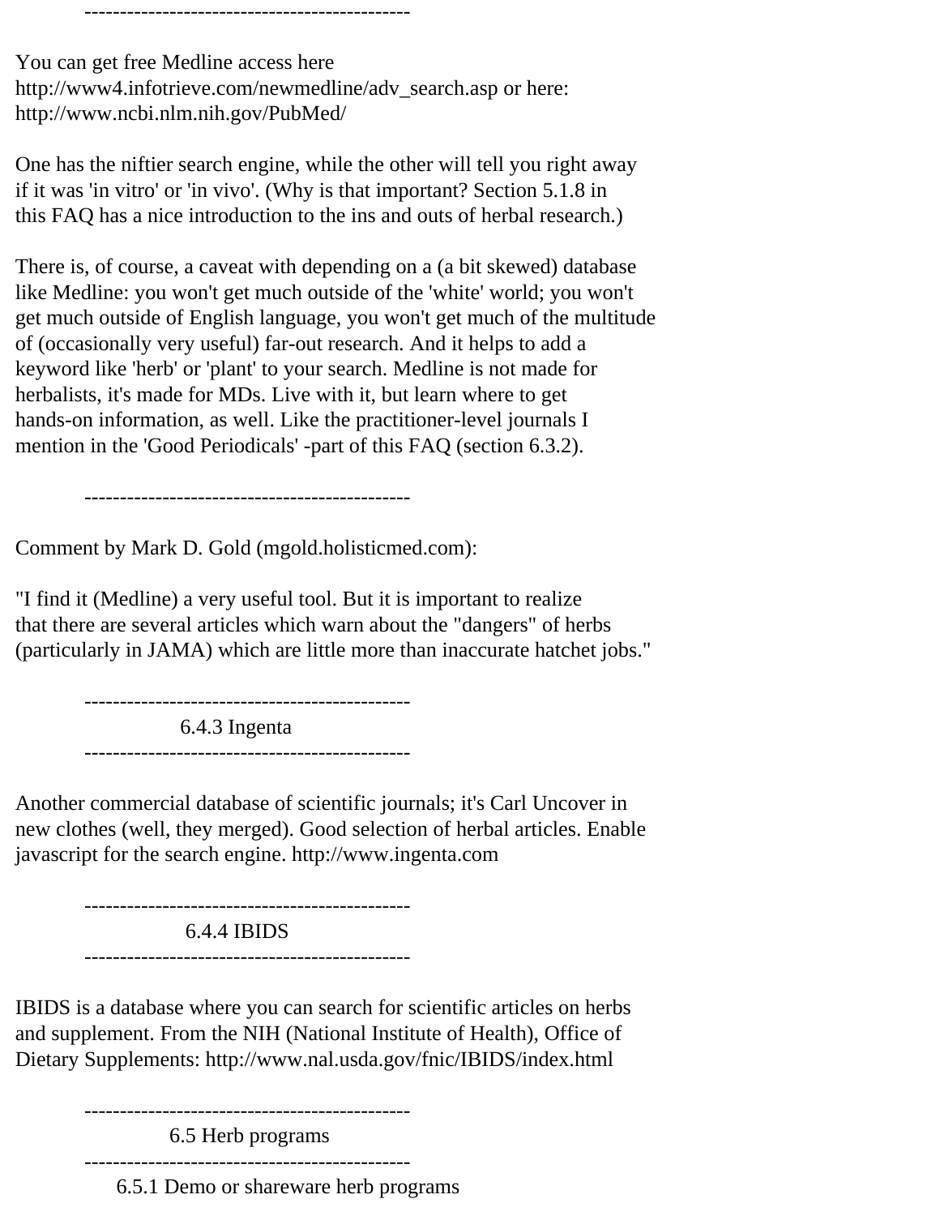----------------------------------------------

You can get free Medline access here
http://www4.infotrieve.com/newmedline/adv_search.asp or here:
http://www.ncbi.nlm.nih.gov/PubMed/

One has the niftier search engine, while the other will tell you right away if it was 'in vitro' or 'in vivo'. (Why is that important? Section 5.1.8 in this FAQ has a nice introduction to the ins and outs of herbal research.)

There is, of course, a caveat with depending on a (a bit skewed) database like Medline: you won't get much outside of the 'white' world; you won't get much outside of English language, you won't get much of the multitude of (occasionally very useful) far-out research. And it helps to add a keyword like 'herb' or 'plant' to your search. Medline is not made for herbalists, it's made for MDs. Live with it, but learn where to get hands-on information, as well. Like the practitioner-level journals I mention in the 'Good Periodicals' -part of this FAQ (section 6.3.2).

----------------------------------------------

Comment by Mark D. Gold (mgold.holisticmed.com):

"I find it (Medline) a very useful tool. But it is important to realize that there are several articles which warn about the "dangers" of herbs (particularly in JAMA) which are little more than inaccurate hatchet jobs."

----------------------------------------------

### 6.4.3 Ingenta

----------------------------------------------

Another commercial database of scientific journals; it's Carl Uncover in new clothes (well, they merged). Good selection of herbal articles. Enable javascript for the search engine. http://www.ingenta.com

----------------------------------------------

### 6.4.4 IBIDS

----------------------------------------------

IBIDS is a database where you can search for scientific articles on herbs and supplement. From the NIH (National Institute of Health), Office of Dietary Supplements: http://www.nal.usda.gov/fnic/IBIDS/index.html

----------------------------------------------

## 6.5 Herb programs

----------------------------------------------

### 6.5.1 Demo or shareware herb programs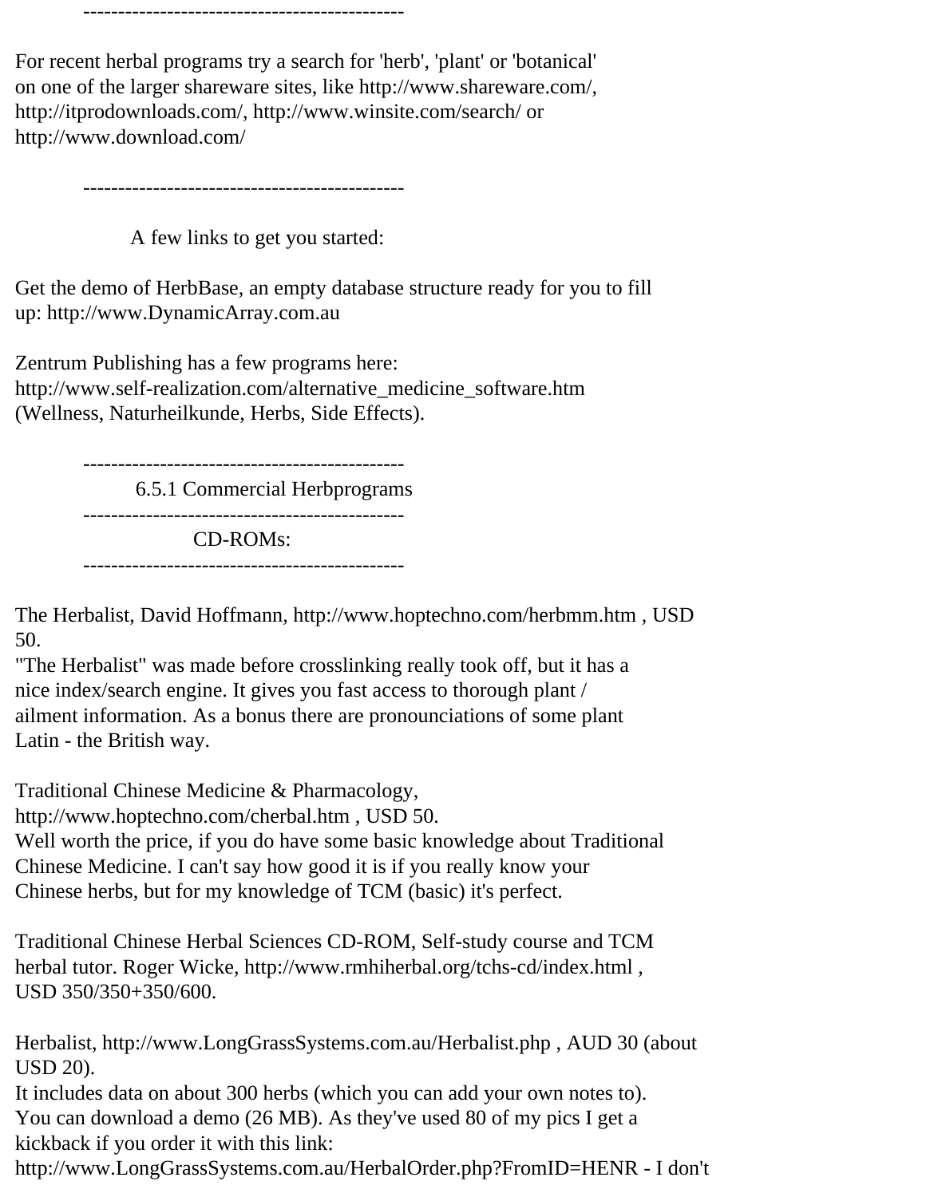----------------------------------------------

For recent herbal programs try a search for 'herb', 'plant' or 'botanical' on one of the larger shareware sites, like http://www.shareware.com/, http://itprodownloads.com/, http://www.winsite.com/search/ or http://www.download.com/

----------------------------------------------

A few links to get you started:

Get the demo of HerbBase, an empty database structure ready for you to fill up: http://www.DynamicArray.com.au

Zentrum Publishing has a few programs here: http://www.self-realization.com/alternative_medicine_software.htm (Wellness, Naturheilkunde, Herbs, Side Effects).

----------------------------------------------

## 6.5.1 Commercial Herbprograms

----------------------------------------------

### CD-ROMs:

----------------------------------------------

The Herbalist, David Hoffmann, http://www.hoptechno.com/herbmm.htm , USD 50.
"The Herbalist" was made before crosslinking really took off, but it has a nice index/search engine. It gives you fast access to thorough plant / ailment information. As a bonus there are pronounciations of some plant Latin - the British way.

Traditional Chinese Medicine & Pharmacology, http://www.hoptechno.com/cherbal.htm , USD 50.
Well worth the price, if you do have some basic knowledge about Traditional Chinese Medicine. I can't say how good it is if you really know your Chinese herbs, but for my knowledge of TCM (basic) it's perfect.

Traditional Chinese Herbal Sciences CD-ROM, Self-study course and TCM herbal tutor. Roger Wicke, http://www.rmhiherbal.org/tchs-cd/index.html , USD 350/350+350/600.

Herbalist, http://www.LongGrassSystems.com.au/Herbalist.php , AUD 30 (about USD 20).
It includes data on about 300 herbs (which you can add your own notes to). You can download a demo (26 MB). As they've used 80 of my pics I get a kickback if you order it with this link: http://www.LongGrassSystems.com.au/HerbalOrder.php?FromID=HENR - I don't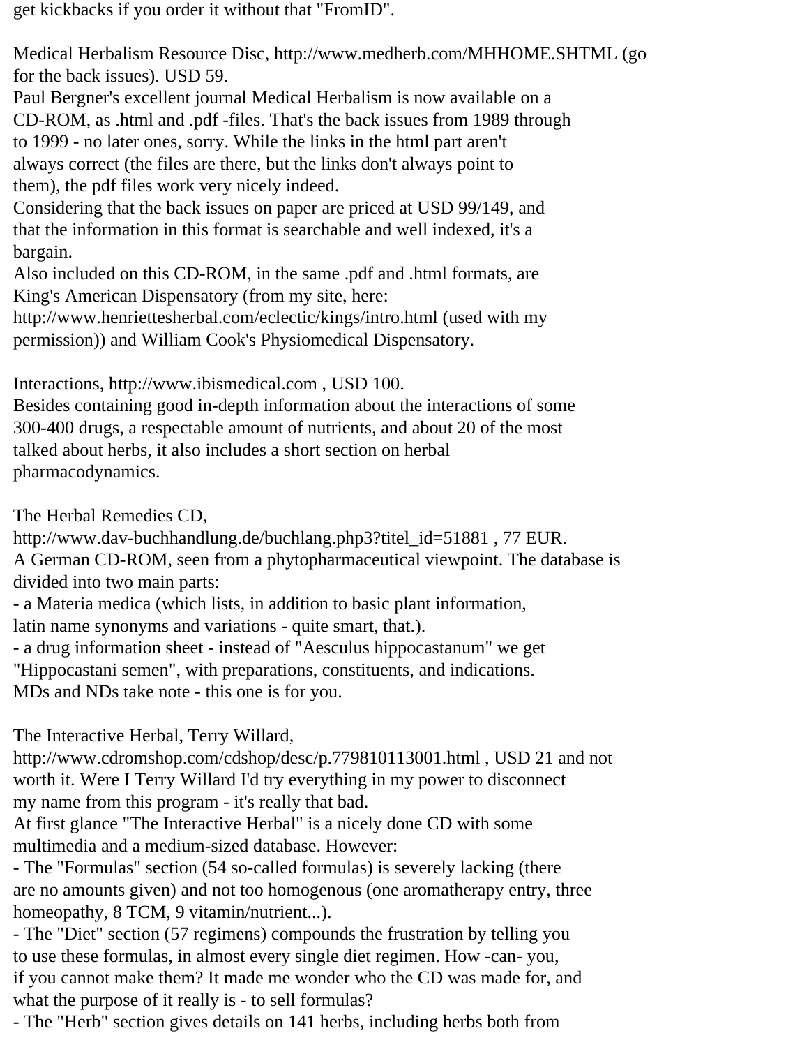get kickbacks if you order it without that "FromID".

Medical Herbalism Resource Disc, http://www.medherb.com/MHHOME.SHTML (go for the back issues). USD 59.
Paul Bergner's excellent journal Medical Herbalism is now available on a CD-ROM, as .html and .pdf -files. That's the back issues from 1989 through to 1999 - no later ones, sorry. While the links in the html part aren't always correct (the files are there, but the links don't always point to them), the pdf files work very nicely indeed.
Considering that the back issues on paper are priced at USD 99/149, and that the information in this format is searchable and well indexed, it's a bargain.
Also included on this CD-ROM, in the same .pdf and .html formats, are King's American Dispensatory (from my site, here: http://www.henriettesherbal.com/eclectic/kings/intro.html (used with my permission)) and William Cook's Physiomedical Dispensatory.

Interactions, http://www.ibismedical.com , USD 100.
Besides containing good in-depth information about the interactions of some 300-400 drugs, a respectable amount of nutrients, and about 20 of the most talked about herbs, it also includes a short section on herbal pharmacodynamics.

The Herbal Remedies CD,
http://www.dav-buchhandlung.de/buchlang.php3?titel_id=51881 , 77 EUR.
A German CD-ROM, seen from a phytopharmaceutical viewpoint. The database is divided into two main parts:
- a Materia medica (which lists, in addition to basic plant information, latin name synonyms and variations - quite smart, that.).
- a drug information sheet - instead of "Aesculus hippocastanum" we get "Hippocastani semen", with preparations, constituents, and indications.
MDs and NDs take note - this one is for you.

The Interactive Herbal, Terry Willard,
http://www.cdromshop.com/cdshop/desc/p.779810113001.html , USD 21 and not worth it. Were I Terry Willard I'd try everything in my power to disconnect my name from this program - it's really that bad.
At first glance "The Interactive Herbal" is a nicely done CD with some multimedia and a medium-sized database. However:
- The "Formulas" section (54 so-called formulas) is severely lacking (there are no amounts given) and not too homogenous (one aromatherapy entry, three homeopathy, 8 TCM, 9 vitamin/nutrient...).
- The "Diet" section (57 regimens) compounds the frustration by telling you to use these formulas, in almost every single diet regimen. How -can- you, if you cannot make them? It made me wonder who the CD was made for, and what the purpose of it really is - to sell formulas?
- The "Herb" section gives details on 141 herbs, including herbs both from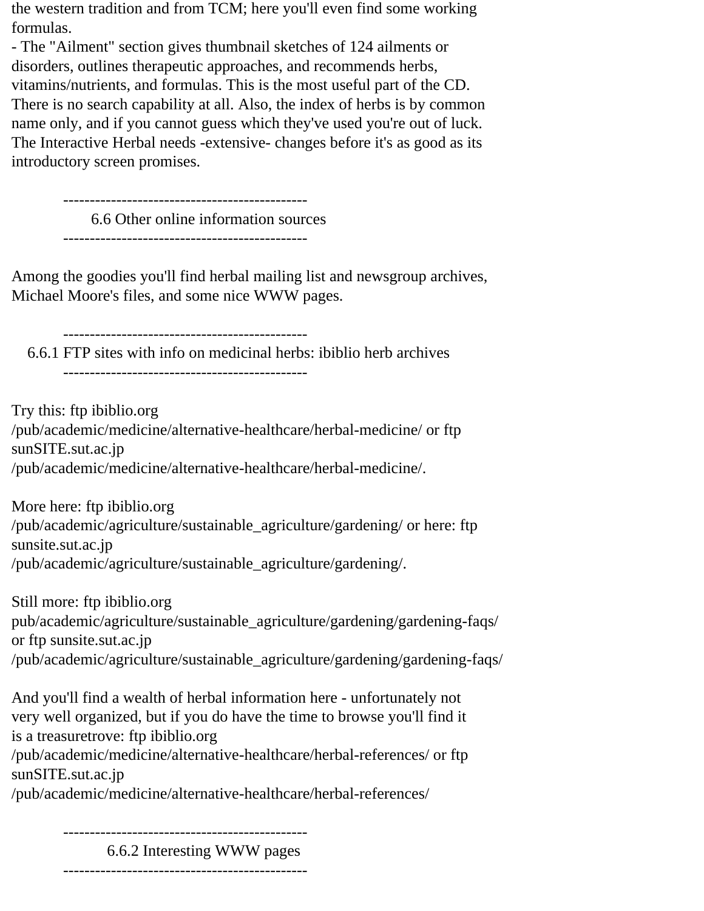the western tradition and from TCM; here you'll even find some working formulas.

- The "Ailment" section gives thumbnail sketches of 124 ailments or disorders, outlines therapeutic approaches, and recommends herbs, vitamins/nutrients, and formulas. This is the most useful part of the CD. There is no search capability at all. Also, the index of herbs is by common name only, and if you cannot guess which they've used you're out of luck. The Interactive Herbal needs -extensive- changes before it's as good as its introductory screen promises.

---

## 6.6 Other online information sources

---

Among the goodies you'll find herbal mailing list and newsgroup archives, Michael Moore's files, and some nice WWW pages.

---

### 6.6.1 FTP sites with info on medicinal herbs: ibiblio herb archives

---

Try this: ftp ibiblio.org /pub/academic/medicine/alternative-healthcare/herbal-medicine/ or ftp sunSITE.sut.ac.jp /pub/academic/medicine/alternative-healthcare/herbal-medicine/.

More here: ftp ibiblio.org /pub/academic/agriculture/sustainable_agriculture/gardening/ or here: ftp sunsite.sut.ac.jp /pub/academic/agriculture/sustainable_agriculture/gardening/.

Still more: ftp ibiblio.org pub/academic/agriculture/sustainable_agriculture/gardening/gardening-faqs/ or ftp sunsite.sut.ac.jp /pub/academic/agriculture/sustainable_agriculture/gardening/gardening-faqs/

And you'll find a wealth of herbal information here - unfortunately not very well organized, but if you do have the time to browse you'll find it is a treasuretrove: ftp ibiblio.org /pub/academic/medicine/alternative-healthcare/herbal-references/ or ftp sunSITE.sut.ac.jp /pub/academic/medicine/alternative-healthcare/herbal-references/

---

### 6.6.2 Interesting WWW pages

---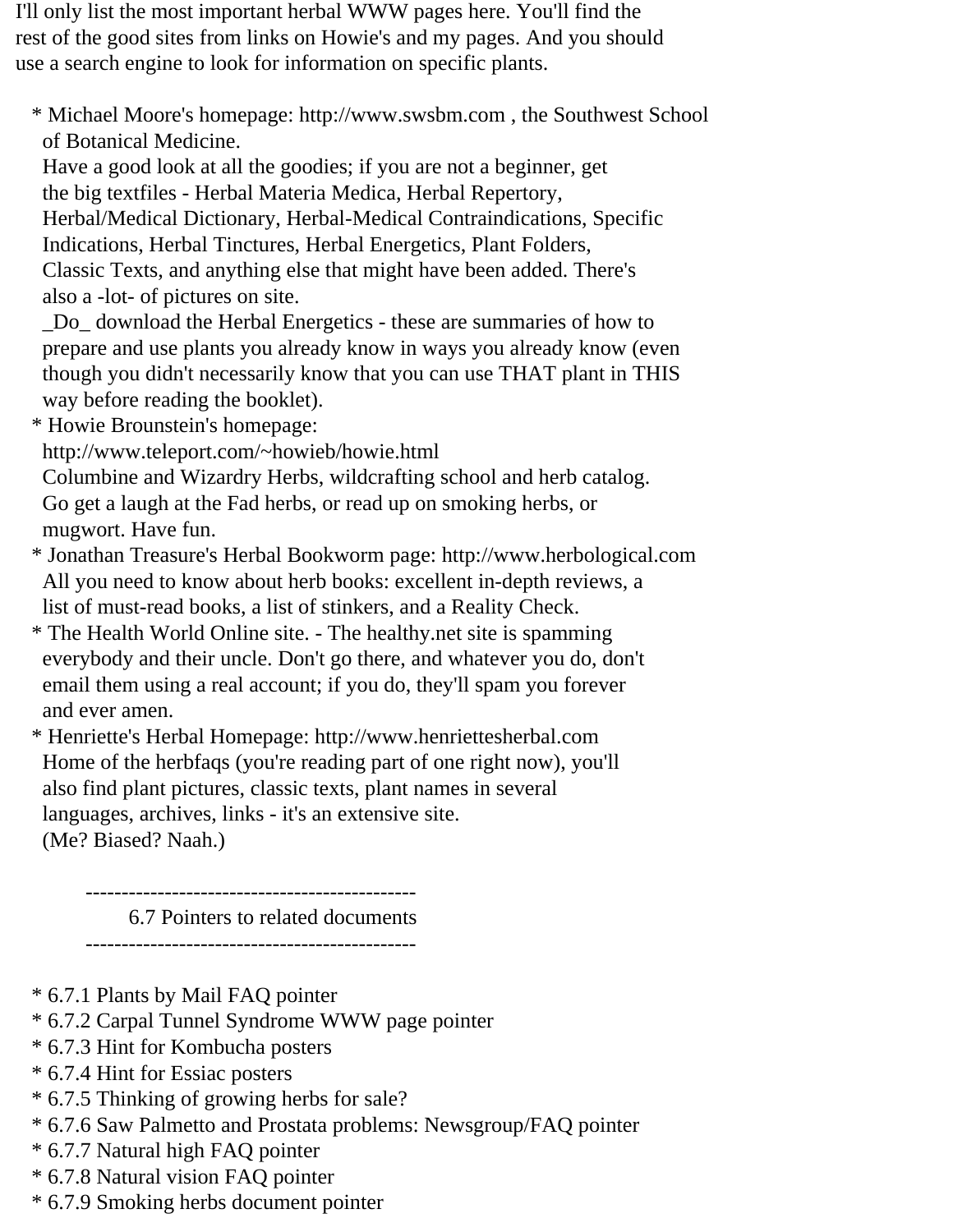I'll only list the most important herbal WWW pages here. You'll find the rest of the good sites from links on Howie's and my pages. And you should use a search engine to look for information on specific plants.

* Michael Moore's homepage: http://www.swsbm.com , the Southwest School of Botanical Medicine.
  Have a good look at all the goodies; if you are not a beginner, get the big textfiles - Herbal Materia Medica, Herbal Repertory, Herbal/Medical Dictionary, Herbal-Medical Contraindications, Specific Indications, Herbal Tinctures, Herbal Energetics, Plant Folders, Classic Texts, and anything else that might have been added. There's also a -lot- of pictures on site.
  _Do_ download the Herbal Energetics - these are summaries of how to prepare and use plants you already know in ways you already know (even though you didn't necessarily know that you can use THAT plant in THIS way before reading the booklet).
* Howie Brounstein's homepage:
  http://www.teleport.com/~howieb/howie.html
  Columbine and Wizardry Herbs, wildcrafting school and herb catalog. Go get a laugh at the Fad herbs, or read up on smoking herbs, or mugwort. Have fun.
* Jonathan Treasure's Herbal Bookworm page: http://www.herbological.com
  All you need to know about herb books: excellent in-depth reviews, a list of must-read books, a list of stinkers, and a Reality Check.
* The Health World Online site. - The healthy.net site is spamming everybody and their uncle. Don't go there, and whatever you do, don't email them using a real account; if you do, they'll spam you forever and ever amen.
* Henriette's Herbal Homepage: http://www.henriettesherbal.com
  Home of the herbfaqs (you're reading part of one right now), you'll also find plant pictures, classic texts, plant names in several languages, archives, links - it's an extensive site.
  (Me? Biased? Naah.)

## 6.7 Pointers to related documents

* 6.7.1 Plants by Mail FAQ pointer
* 6.7.2 Carpal Tunnel Syndrome WWW page pointer
* 6.7.3 Hint for Kombucha posters
* 6.7.4 Hint for Essiac posters
* 6.7.5 Thinking of growing herbs for sale?
* 6.7.6 Saw Palmetto and Prostata problems: Newsgroup/FAQ pointer
* 6.7.7 Natural high FAQ pointer
* 6.7.8 Natural vision FAQ pointer
* 6.7.9 Smoking herbs document pointer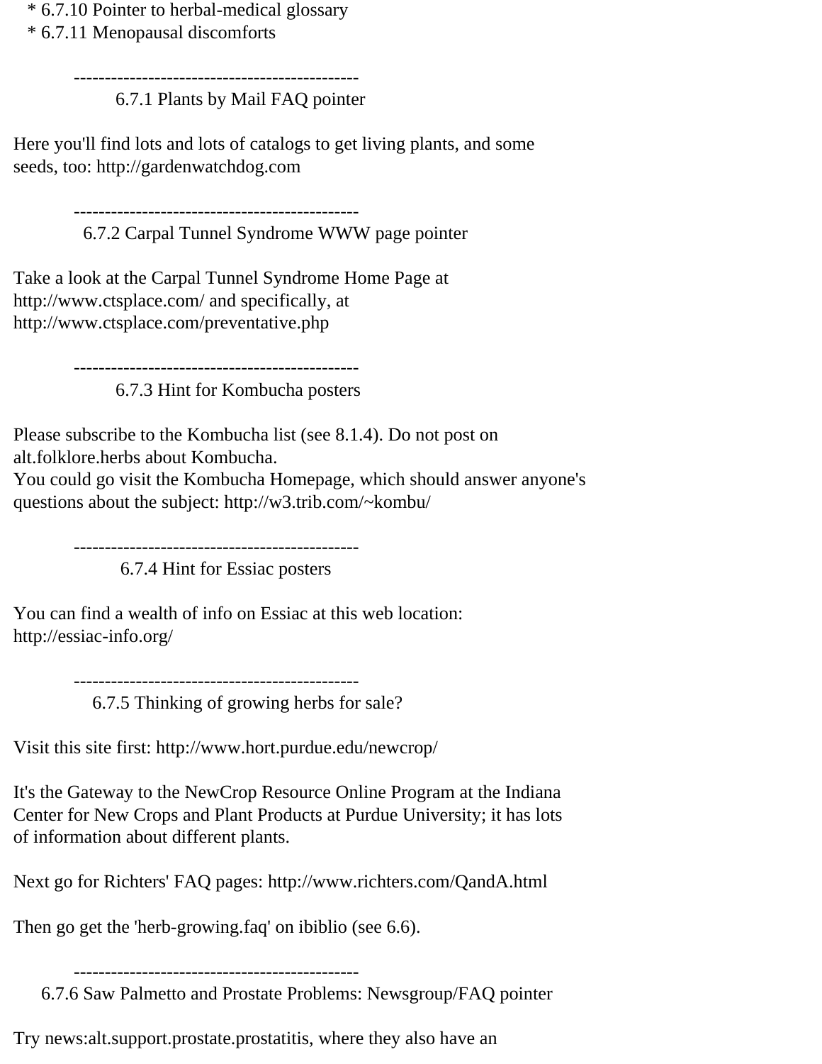* 6.7.10 Pointer to herbal-medical glossary
* 6.7.11 Menopausal discomforts

---

### 6.7.1 Plants by Mail FAQ pointer

Here you'll find lots and lots of catalogs to get living plants, and some seeds, too: http://gardenwatchdog.com

---

### 6.7.2 Carpal Tunnel Syndrome WWW page pointer

Take a look at the Carpal Tunnel Syndrome Home Page at http://www.ctsplace.com/ and specifically, at http://www.ctsplace.com/preventative.php

---

### 6.7.3 Hint for Kombucha posters

Please subscribe to the Kombucha list (see 8.1.4). Do not post on alt.folklore.herbs about Kombucha.
You could go visit the Kombucha Homepage, which should answer anyone's questions about the subject: http://w3.trib.com/~kombu/

---

### 6.7.4 Hint for Essiac posters

You can find a wealth of info on Essiac at this web location: http://essiac-info.org/

---

### 6.7.5 Thinking of growing herbs for sale?

Visit this site first: http://www.hort.purdue.edu/newcrop/

It's the Gateway to the NewCrop Resource Online Program at the Indiana Center for New Crops and Plant Products at Purdue University; it has lots of information about different plants.

Next go for Richters' FAQ pages: http://www.richters.com/QandA.html

Then go get the 'herb-growing.faq' on ibiblio (see 6.6).

---

### 6.7.6 Saw Palmetto and Prostate Problems: Newsgroup/FAQ pointer

Try news:alt.support.prostate.prostatitis, where they also have an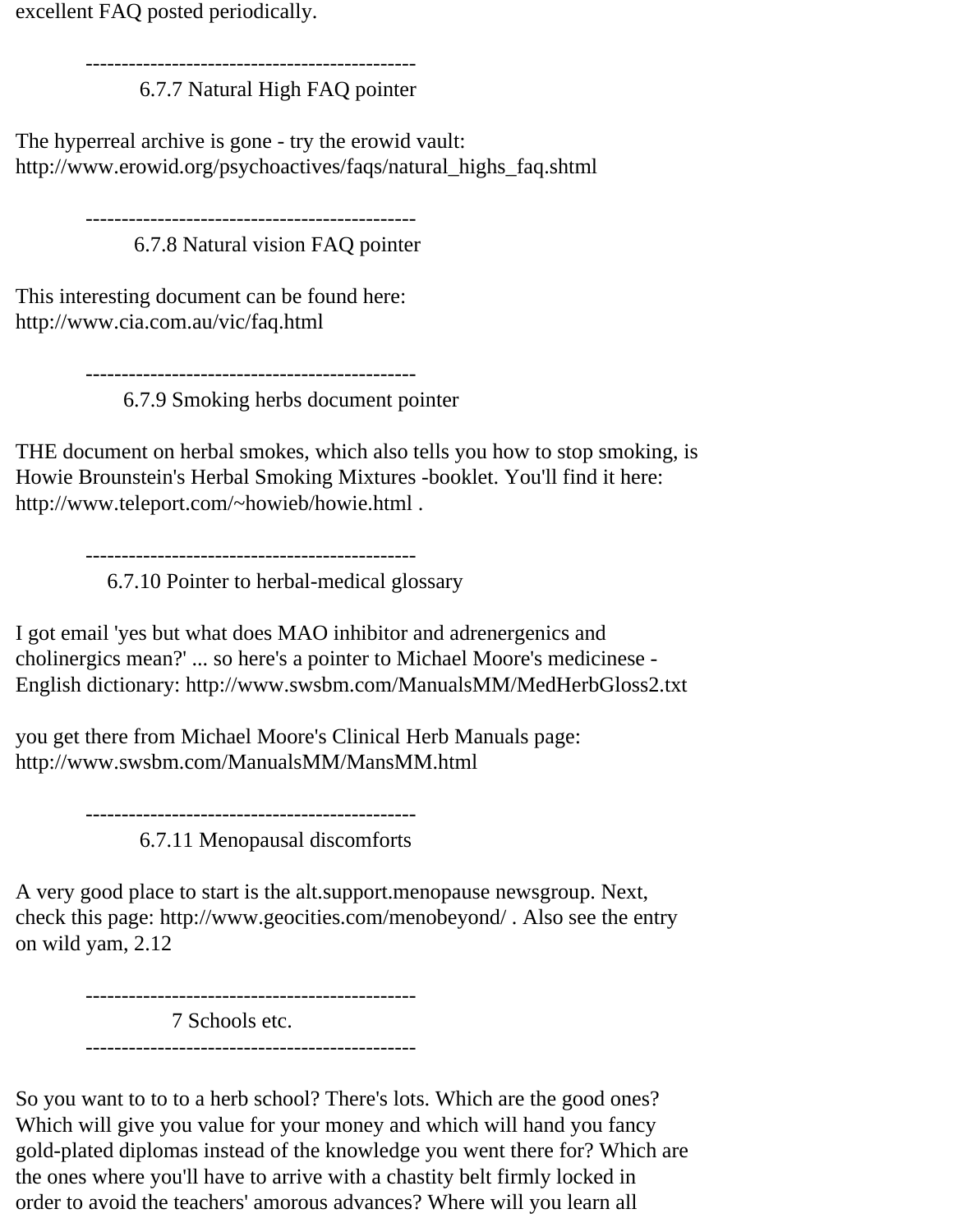excellent FAQ posted periodically.

----------------------------------------------

### 6.7.7 Natural High FAQ pointer

The hyperreal archive is gone - try the erowid vault:
http://www.erowid.org/psychoactives/faqs/natural_highs_faq.shtml

----------------------------------------------

### 6.7.8 Natural vision FAQ pointer

This interesting document can be found here:
http://www.cia.com.au/vic/faq.html

----------------------------------------------

### 6.7.9 Smoking herbs document pointer

THE document on herbal smokes, which also tells you how to stop smoking, is Howie Brounstein's Herbal Smoking Mixtures -booklet. You'll find it here: http://www.teleport.com/~howieb/howie.html .

----------------------------------------------

### 6.7.10 Pointer to herbal-medical glossary

I got email 'yes but what does MAO inhibitor and adrenergenics and cholinergics mean?' ... so here's a pointer to Michael Moore's medicinese - English dictionary: http://www.swsbm.com/ManualsMM/MedHerbGloss2.txt

you get there from Michael Moore's Clinical Herb Manuals page:
http://www.swsbm.com/ManualsMM/MansMM.html

----------------------------------------------

### 6.7.11 Menopausal discomforts

A very good place to start is the alt.support.menopause newsgroup. Next, check this page: http://www.geocities.com/menobeyond/ . Also see the entry on wild yam, 2.12

----------------------------------------------

## 7 Schools etc.

----------------------------------------------

So you want to to to a herb school? There's lots. Which are the good ones? Which will give you value for your money and which will hand you fancy gold-plated diplomas instead of the knowledge you went there for? Which are the ones where you'll have to arrive with a chastity belt firmly locked in order to avoid the teachers' amorous advances? Where will you learn all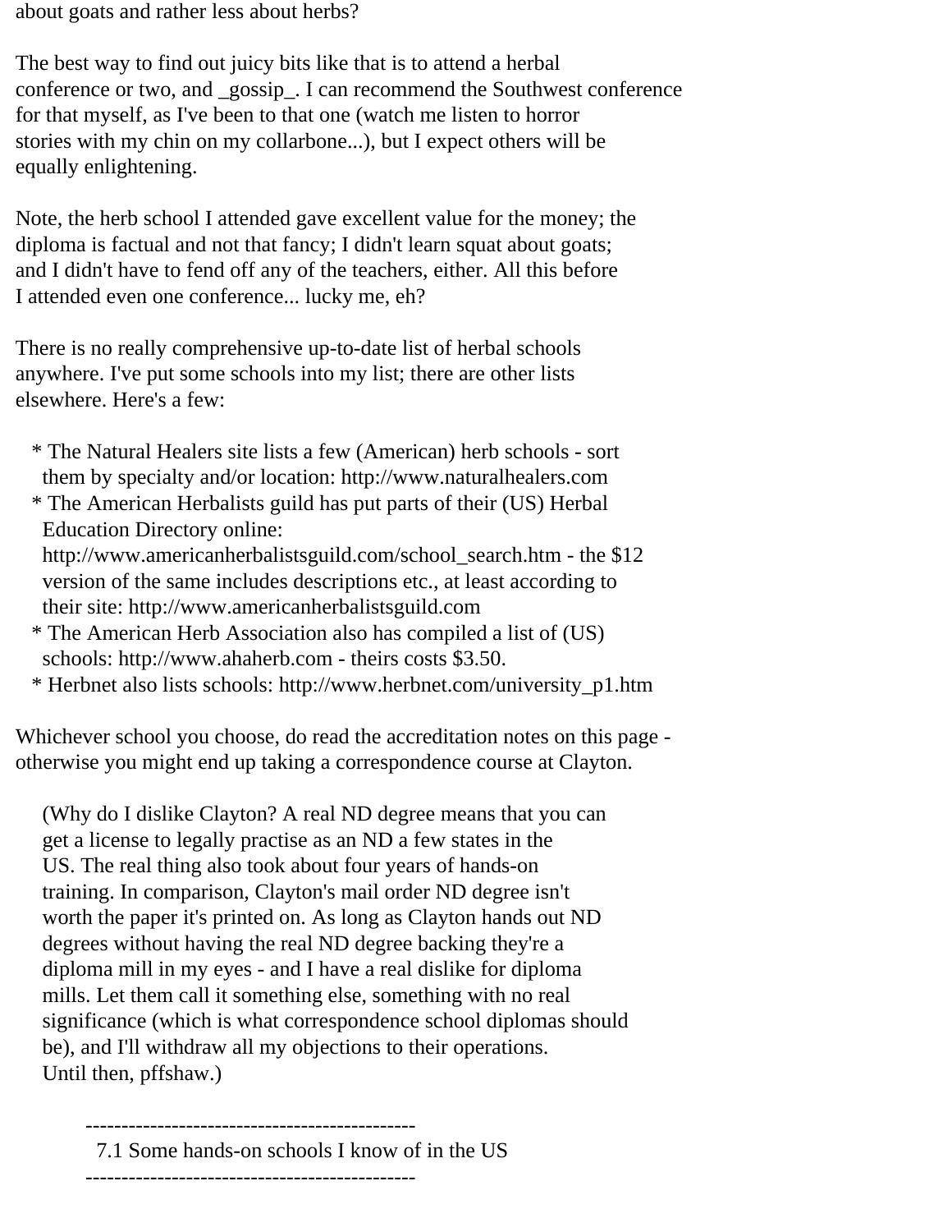about goats and rather less about herbs?

The best way to find out juicy bits like that is to attend a herbal conference or two, and _gossip_. I can recommend the Southwest conference for that myself, as I've been to that one (watch me listen to horror stories with my chin on my collarbone...), but I expect others will be equally enlightening.

Note, the herb school I attended gave excellent value for the money; the diploma is factual and not that fancy; I didn't learn squat about goats; and I didn't have to fend off any of the teachers, either. All this before I attended even one conference... lucky me, eh?

There is no really comprehensive up-to-date list of herbal schools anywhere. I've put some schools into my list; there are other lists elsewhere. Here's a few:

* The Natural Healers site lists a few (American) herb schools - sort them by specialty and/or location: http://www.naturalhealers.com
* The American Herbalists guild has put parts of their (US) Herbal Education Directory online: http://www.americanherbalistsguild.com/school_search.htm - the $12 version of the same includes descriptions etc., at least according to their site: http://www.americanherbalistsguild.com
* The American Herb Association also has compiled a list of (US) schools: http://www.ahaherb.com - theirs costs $3.50.
* Herbnet also lists schools: http://www.herbnet.com/university_p1.htm

Whichever school you choose, do read the accreditation notes on this page - otherwise you might end up taking a correspondence course at Clayton.

> (Why do I dislike Clayton? A real ND degree means that you can get a license to legally practise as an ND a few states in the US. The real thing also took about four years of hands-on training. In comparison, Clayton's mail order ND degree isn't worth the paper it's printed on. As long as Clayton hands out ND degrees without having the real ND degree backing they're a diploma mill in my eyes - and I have a real dislike for diploma mills. Let them call it something else, something with no real significance (which is what correspondence school diplomas should be), and I'll withdraw all my objections to their operations. Until then, pffshaw.)

### 7.1 Some hands-on schools I know of in the US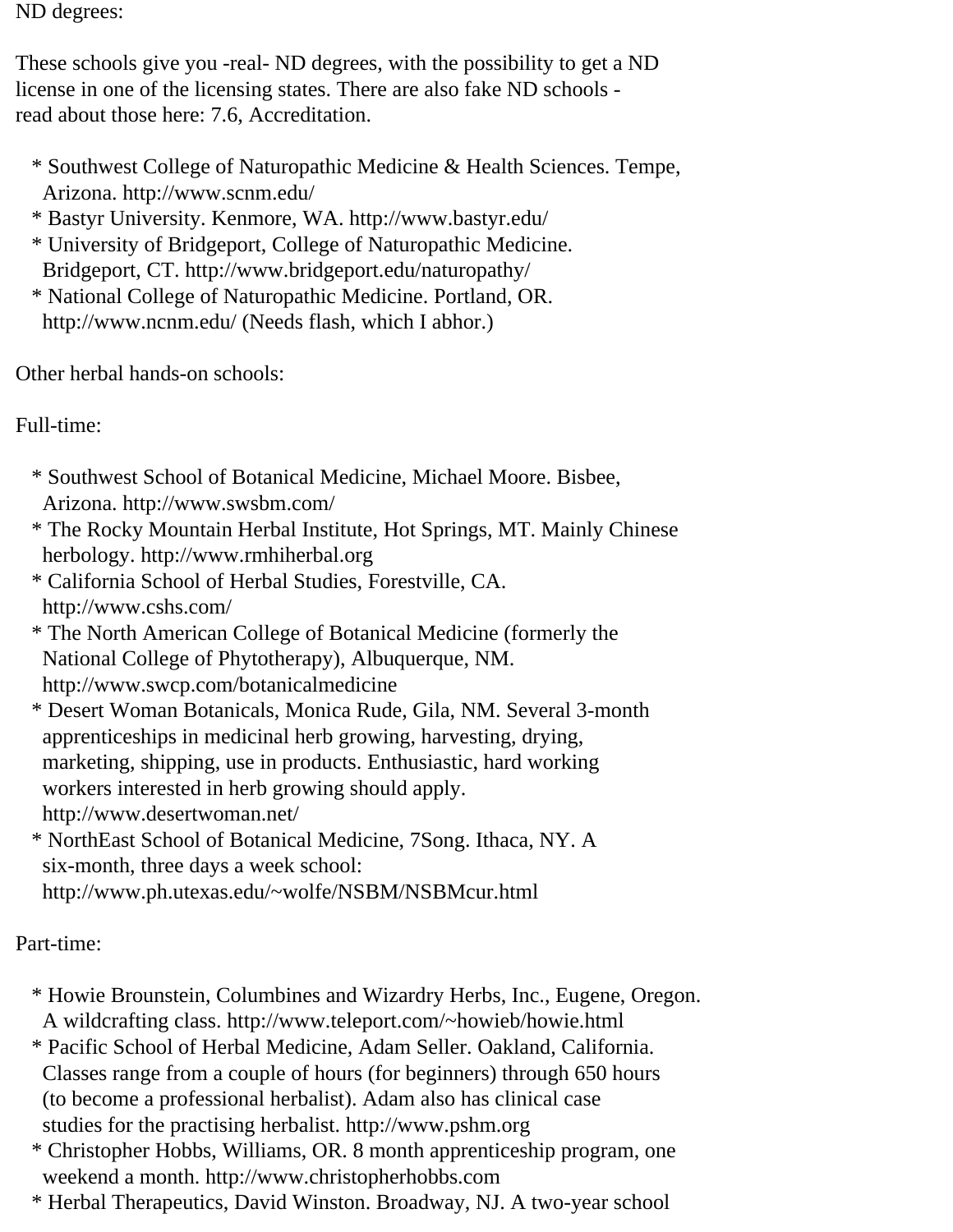ND degrees:

These schools give you -real- ND degrees, with the possibility to get a ND license in one of the licensing states. There are also fake ND schools - read about those here: 7.6, Accreditation.

* Southwest College of Naturopathic Medicine & Health Sciences. Tempe, Arizona. http://www.scnm.edu/
* Bastyr University. Kenmore, WA. http://www.bastyr.edu/
* University of Bridgeport, College of Naturopathic Medicine. Bridgeport, CT. http://www.bridgeport.edu/naturopathy/
* National College of Naturopathic Medicine. Portland, OR. http://www.ncnm.edu/ (Needs flash, which I abhor.)

Other herbal hands-on schools:

Full-time:

* Southwest School of Botanical Medicine, Michael Moore. Bisbee, Arizona. http://www.swsbm.com/
* The Rocky Mountain Herbal Institute, Hot Springs, MT. Mainly Chinese herbology. http://www.rmhiherbal.org
* California School of Herbal Studies, Forestville, CA. http://www.cshs.com/
* The North American College of Botanical Medicine (formerly the National College of Phytotherapy), Albuquerque, NM. http://www.swcp.com/botanicalmedicine
* Desert Woman Botanicals, Monica Rude, Gila, NM. Several 3-month apprenticeships in medicinal herb growing, harvesting, drying, marketing, shipping, use in products. Enthusiastic, hard working workers interested in herb growing should apply. http://www.desertwoman.net/
* NorthEast School of Botanical Medicine, 7Song. Ithaca, NY. A six-month, three days a week school: http://www.ph.utexas.edu/~wolfe/NSBM/NSBMcur.html

Part-time:

* Howie Brounstein, Columbines and Wizardry Herbs, Inc., Eugene, Oregon. A wildcrafting class. http://www.teleport.com/~howieb/howie.html
* Pacific School of Herbal Medicine, Adam Seller. Oakland, California. Classes range from a couple of hours (for beginners) through 650 hours (to become a professional herbalist). Adam also has clinical case studies for the practising herbalist. http://www.pshm.org
* Christopher Hobbs, Williams, OR. 8 month apprenticeship program, one weekend a month. http://www.christopherhobbs.com
* Herbal Therapeutics, David Winston. Broadway, NJ. A two-year school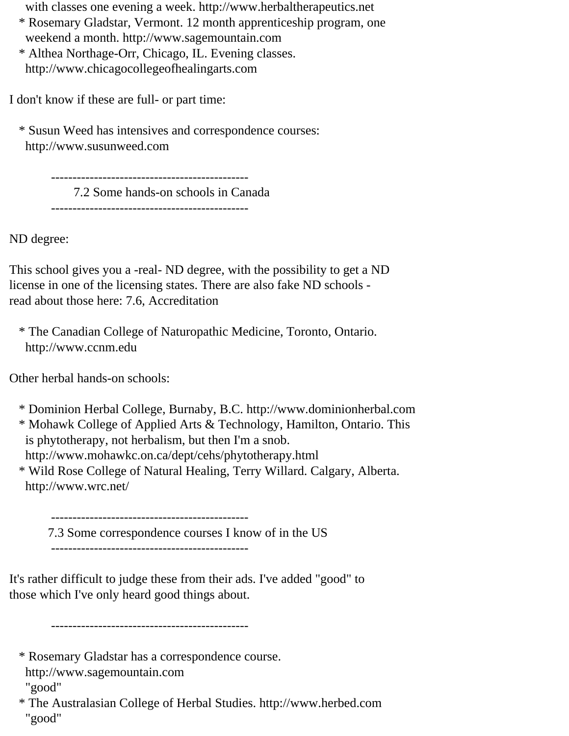with classes one evening a week. http://www.herbaltherapeutics.net

* Rosemary Gladstar, Vermont. 12 month apprenticeship program, one weekend a month. http://www.sagemountain.com
* Althea Northage-Orr, Chicago, IL. Evening classes. http://www.chicagocollegeofhealingarts.com

I don't know if these are full- or part time:

* Susun Weed has intensives and correspondence courses: http://www.susunweed.com

---

### 7.2 Some hands-on schools in Canada

---

ND degree:

This school gives you a -real- ND degree, with the possibility to get a ND license in one of the licensing states. There are also fake ND schools - read about those here: 7.6, Accreditation

* The Canadian College of Naturopathic Medicine, Toronto, Ontario. http://www.ccnm.edu

Other herbal hands-on schools:

* Dominion Herbal College, Burnaby, B.C. http://www.dominionherbal.com
* Mohawk College of Applied Arts & Technology, Hamilton, Ontario. This is phytotherapy, not herbalism, but then I'm a snob. http://www.mohawkc.on.ca/dept/cehs/phytotherapy.html
* Wild Rose College of Natural Healing, Terry Willard. Calgary, Alberta. http://www.wrc.net/

---

### 7.3 Some correspondence courses I know of in the US

---

It's rather difficult to judge these from their ads. I've added "good" to those which I've only heard good things about.

---

* Rosemary Gladstar has a correspondence course. http://www.sagemountain.com "good"
* The Australasian College of Herbal Studies. http://www.herbed.com "good"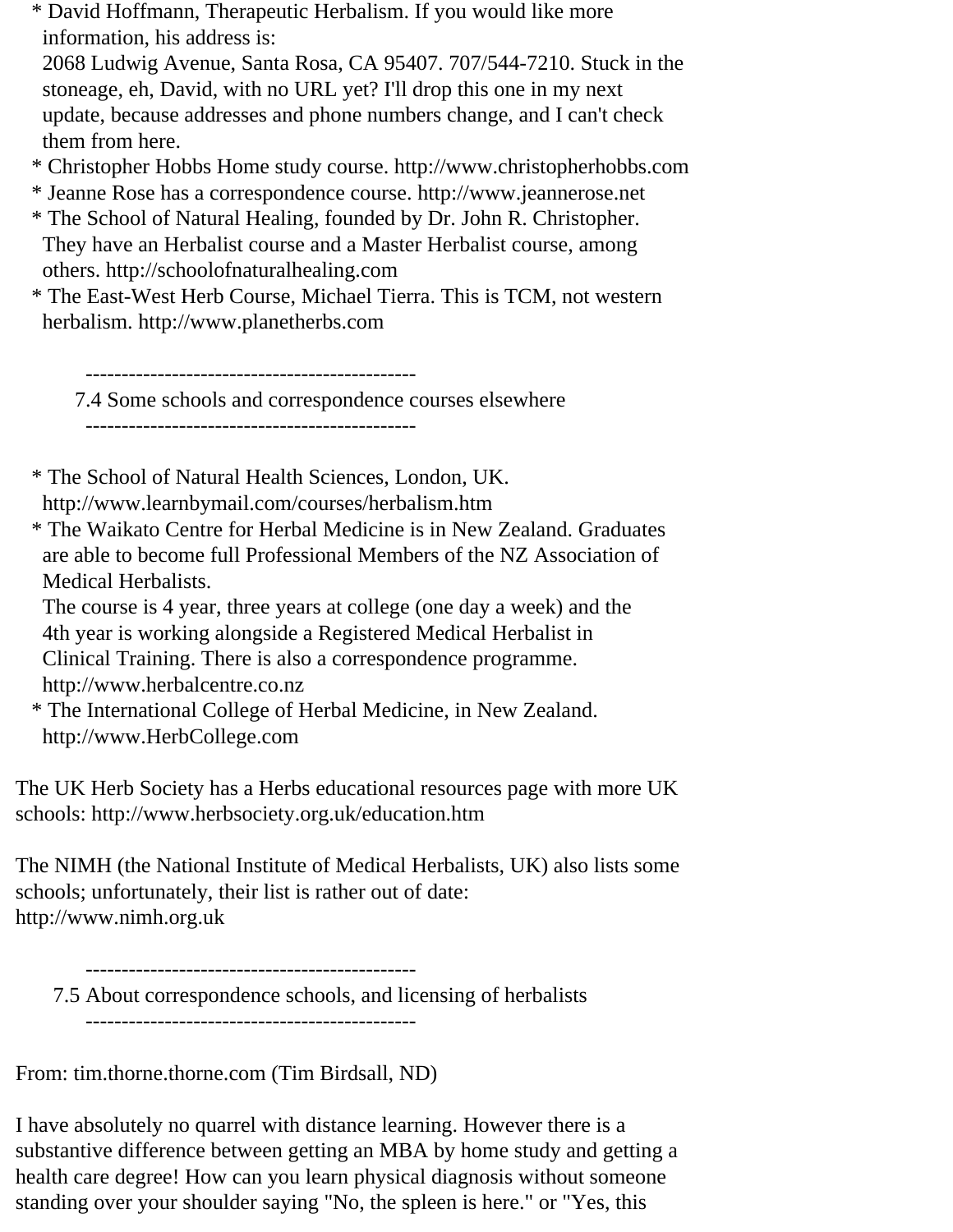* David Hoffmann, Therapeutic Herbalism. If you would like more information, his address is:
  2068 Ludwig Avenue, Santa Rosa, CA 95407. 707/544-7210. Stuck in the stoneage, eh, David, with no URL yet? I'll drop this one in my next update, because addresses and phone numbers change, and I can't check them from here.
* Christopher Hobbs Home study course. http://www.christopherhobbs.com
* Jeanne Rose has a correspondence course. http://www.jeannerose.net
* The School of Natural Healing, founded by Dr. John R. Christopher. They have an Herbalist course and a Master Herbalist course, among others. http://schoolofnaturalhealing.com
* The East-West Herb Course, Michael Tierra. This is TCM, not western herbalism. http://www.planetherbs.com

---

### 7.4 Some schools and correspondence courses elsewhere

---

* The School of Natural Health Sciences, London, UK.
  http://www.learnbymail.com/courses/herbalism.htm
* The Waikato Centre for Herbal Medicine is in New Zealand. Graduates are able to become full Professional Members of the NZ Association of Medical Herbalists.
  The course is 4 year, three years at college (one day a week) and the 4th year is working alongside a Registered Medical Herbalist in Clinical Training. There is also a correspondence programme.
  http://www.herbalcentre.co.nz
* The International College of Herbal Medicine, in New Zealand.
  http://www.HerbCollege.com

The UK Herb Society has a Herbs educational resources page with more UK schools: http://www.herbsociety.org.uk/education.htm

The NIMH (the National Institute of Medical Herbalists, UK) also lists some schools; unfortunately, their list is rather out of date:
http://www.nimh.org.uk

---

### 7.5 About correspondence schools, and licensing of herbalists

---

From: tim.thorne.thorne.com (Tim Birdsall, ND)

I have absolutely no quarrel with distance learning. However there is a substantive difference between getting an MBA by home study and getting a health care degree! How can you learn physical diagnosis without someone standing over your shoulder saying "No, the spleen is here." or "Yes, this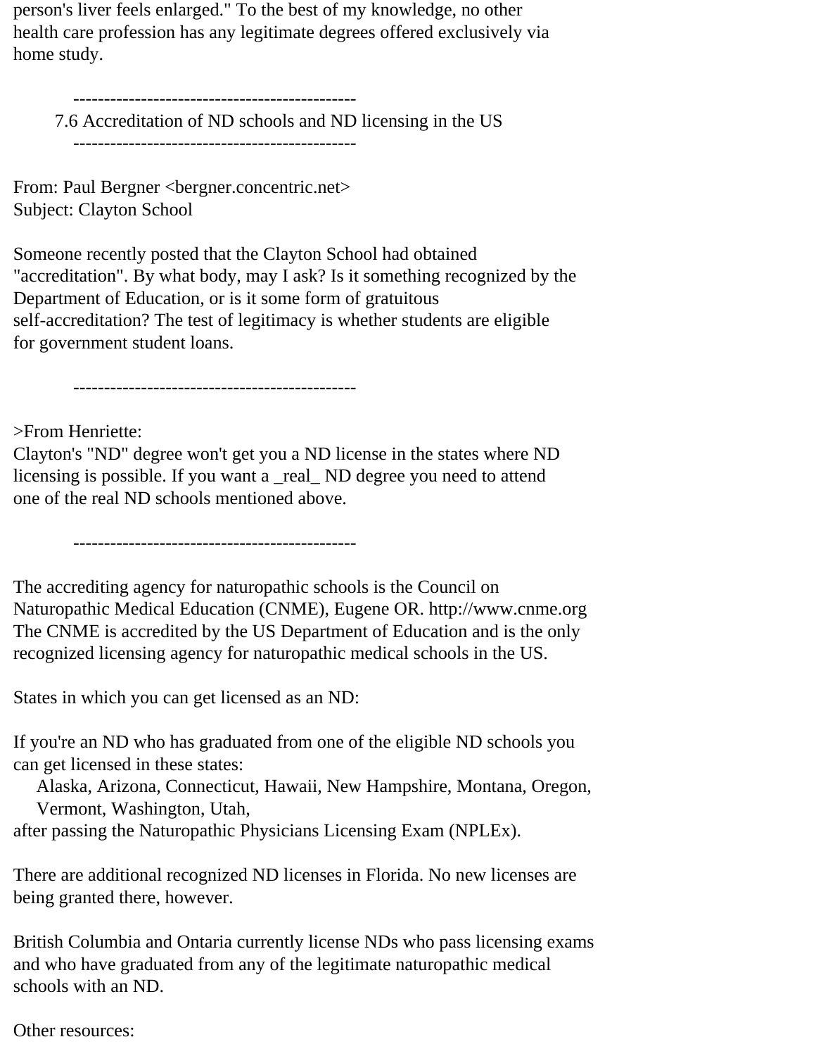person's liver feels enlarged." To the best of my knowledge, no other health care profession has any legitimate degrees offered exclusively via home study.

----------------------------------------------

7.6 Accreditation of ND schools and ND licensing in the US

----------------------------------------------

From: Paul Bergner <bergner.concentric.net>
Subject: Clayton School

Someone recently posted that the Clayton School had obtained "accreditation". By what body, may I ask? Is it something recognized by the Department of Education, or is it some form of gratuitous self-accreditation? The test of legitimacy is whether students are eligible for government student loans.

----------------------------------------------

>From Henriette:
Clayton's "ND" degree won't get you a ND license in the states where ND licensing is possible. If you want a _real_ ND degree you need to attend one of the real ND schools mentioned above.

----------------------------------------------

The accrediting agency for naturopathic schools is the Council on Naturopathic Medical Education (CNME), Eugene OR. http://www.cnme.org The CNME is accredited by the US Department of Education and is the only recognized licensing agency for naturopathic medical schools in the US.

States in which you can get licensed as an ND:

If you're an ND who has graduated from one of the eligible ND schools you can get licensed in these states:
    Alaska, Arizona, Connecticut, Hawaii, New Hampshire, Montana, Oregon, Vermont, Washington, Utah,
after passing the Naturopathic Physicians Licensing Exam (NPLEx).

There are additional recognized ND licenses in Florida. No new licenses are being granted there, however.

British Columbia and Ontaria currently license NDs who pass licensing exams and who have graduated from any of the legitimate naturopathic medical schools with an ND.

Other resources: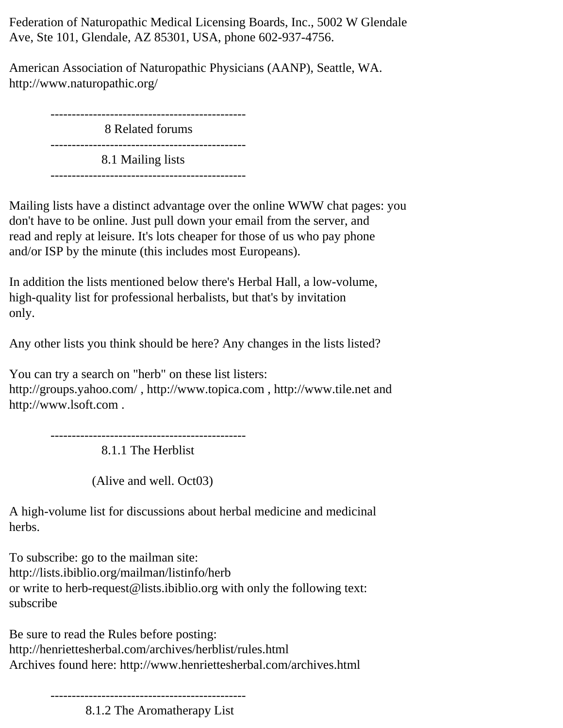Federation of Naturopathic Medical Licensing Boards, Inc., 5002 W Glendale Ave, Ste 101, Glendale, AZ 85301, USA, phone 602-937-4756.

American Association of Naturopathic Physicians (AANP), Seattle, WA. http://www.naturopathic.org/

# 8 Related forums

## 8.1 Mailing lists

Mailing lists have a distinct advantage over the online WWW chat pages: you don't have to be online. Just pull down your email from the server, and read and reply at leisure. It's lots cheaper for those of us who pay phone and/or ISP by the minute (this includes most Europeans).

In addition the lists mentioned below there's Herbal Hall, a low-volume, high-quality list for professional herbalists, but that's by invitation only.

Any other lists you think should be here? Any changes in the lists listed?

You can try a search on "herb" on these list listers: http://groups.yahoo.com/ , http://www.topica.com , http://www.tile.net and http://www.lsoft.com .

### 8.1.1 The Herblist

(Alive and well. Oct03)

A high-volume list for discussions about herbal medicine and medicinal herbs.

To subscribe: go to the mailman site:
http://lists.ibiblio.org/mailman/listinfo/herb
or write to herb-request@lists.ibiblio.org with only the following text:
subscribe

Be sure to read the Rules before posting:
http://henriettesherbal.com/archives/herblist/rules.html
Archives found here: http://www.henriettesherbal.com/archives.html

### 8.1.2 The Aromatherapy List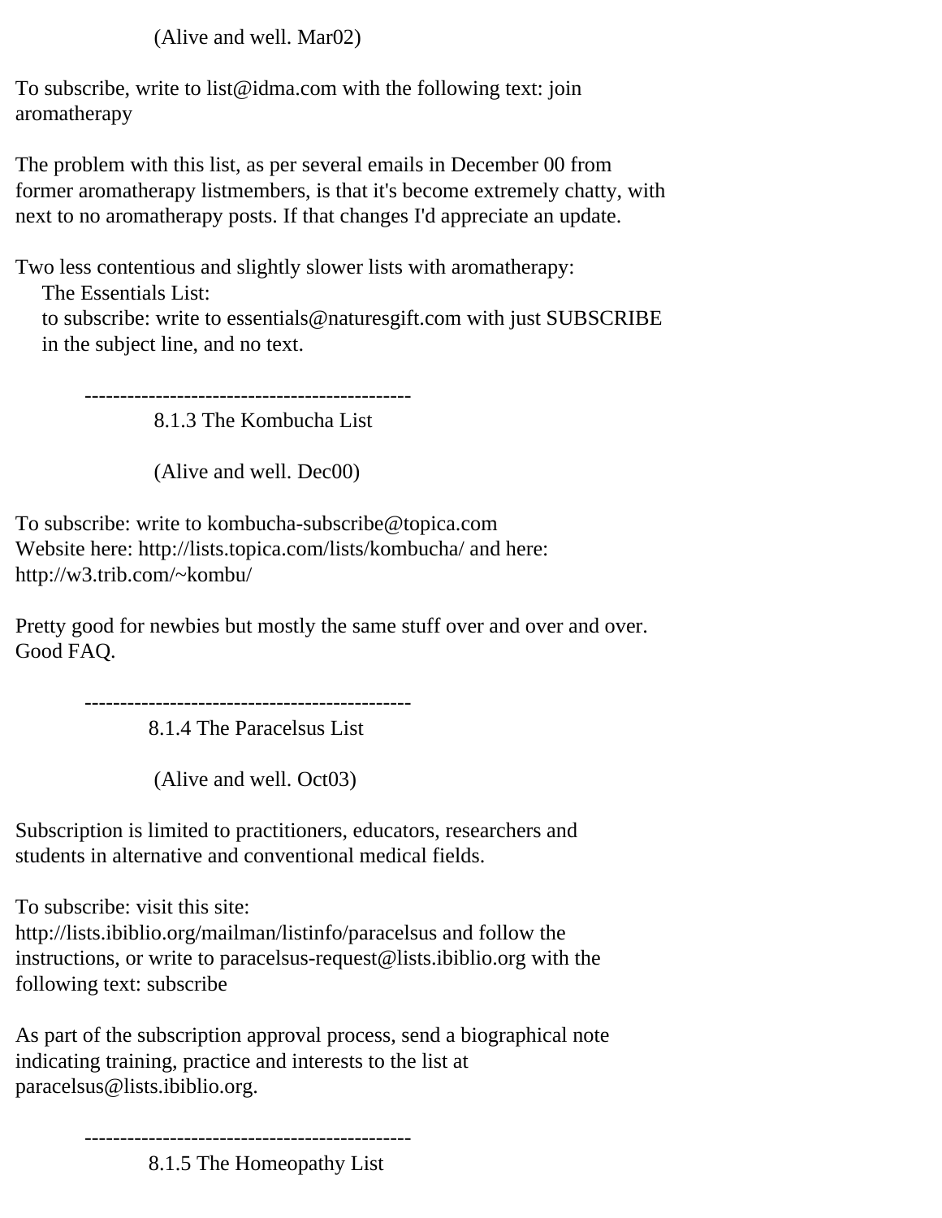(Alive and well. Mar02)

To subscribe, write to list@idma.com with the following text: join aromatherapy

The problem with this list, as per several emails in December 00 from former aromatherapy listmembers, is that it's become extremely chatty, with next to no aromatherapy posts. If that changes I'd appreciate an update.

Two less contentious and slightly slower lists with aromatherapy:

The Essentials List:
to subscribe: write to essentials@naturesgift.com with just SUBSCRIBE in the subject line, and no text.

---

### 8.1.3 The Kombucha List

(Alive and well. Dec00)

To subscribe: write to kombucha-subscribe@topica.com
Website here: http://lists.topica.com/lists/kombucha/ and here: http://w3.trib.com/~kombu/

Pretty good for newbies but mostly the same stuff over and over and over. Good FAQ.

---

### 8.1.4 The Paracelsus List

(Alive and well. Oct03)

Subscription is limited to practitioners, educators, researchers and students in alternative and conventional medical fields.

To subscribe: visit this site: http://lists.ibiblio.org/mailman/listinfo/paracelsus and follow the instructions, or write to paracelsus-request@lists.ibiblio.org with the following text: subscribe

As part of the subscription approval process, send a biographical note indicating training, practice and interests to the list at paracelsus@lists.ibiblio.org.

---

### 8.1.5 The Homeopathy List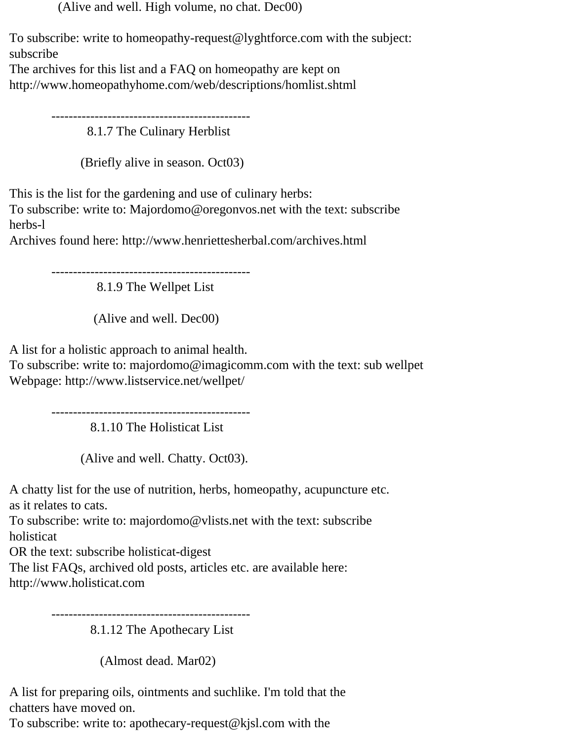(Alive and well. High volume, no chat. Dec00)

To subscribe: write to homeopathy-request@lyghtforce.com with the subject: subscribe
The archives for this list and a FAQ on homeopathy are kept on
http://www.homeopathyhome.com/web/descriptions/homlist.shtml

----------------------------------------------

### 8.1.7 The Culinary Herblist

(Briefly alive in season. Oct03)

This is the list for the gardening and use of culinary herbs:
To subscribe: write to: Majordomo@oregonvos.net with the text: subscribe herbs-l
Archives found here: http://www.henriettesherbal.com/archives.html

----------------------------------------------

### 8.1.9 The Wellpet List

(Alive and well. Dec00)

A list for a holistic approach to animal health.
To subscribe: write to: majordomo@imagicomm.com with the text: sub wellpet
Webpage: http://www.listservice.net/wellpet/

----------------------------------------------

### 8.1.10 The Holisticat List

(Alive and well. Chatty. Oct03).

A chatty list for the use of nutrition, herbs, homeopathy, acupuncture etc. as it relates to cats.
To subscribe: write to: majordomo@vlists.net with the text: subscribe holisticat
OR the text: subscribe holisticat-digest
The list FAQs, archived old posts, articles etc. are available here:
http://www.holisticat.com

----------------------------------------------

### 8.1.12 The Apothecary List

(Almost dead. Mar02)

A list for preparing oils, ointments and suchlike. I'm told that the chatters have moved on.
To subscribe: write to: apothecary-request@kjsl.com with the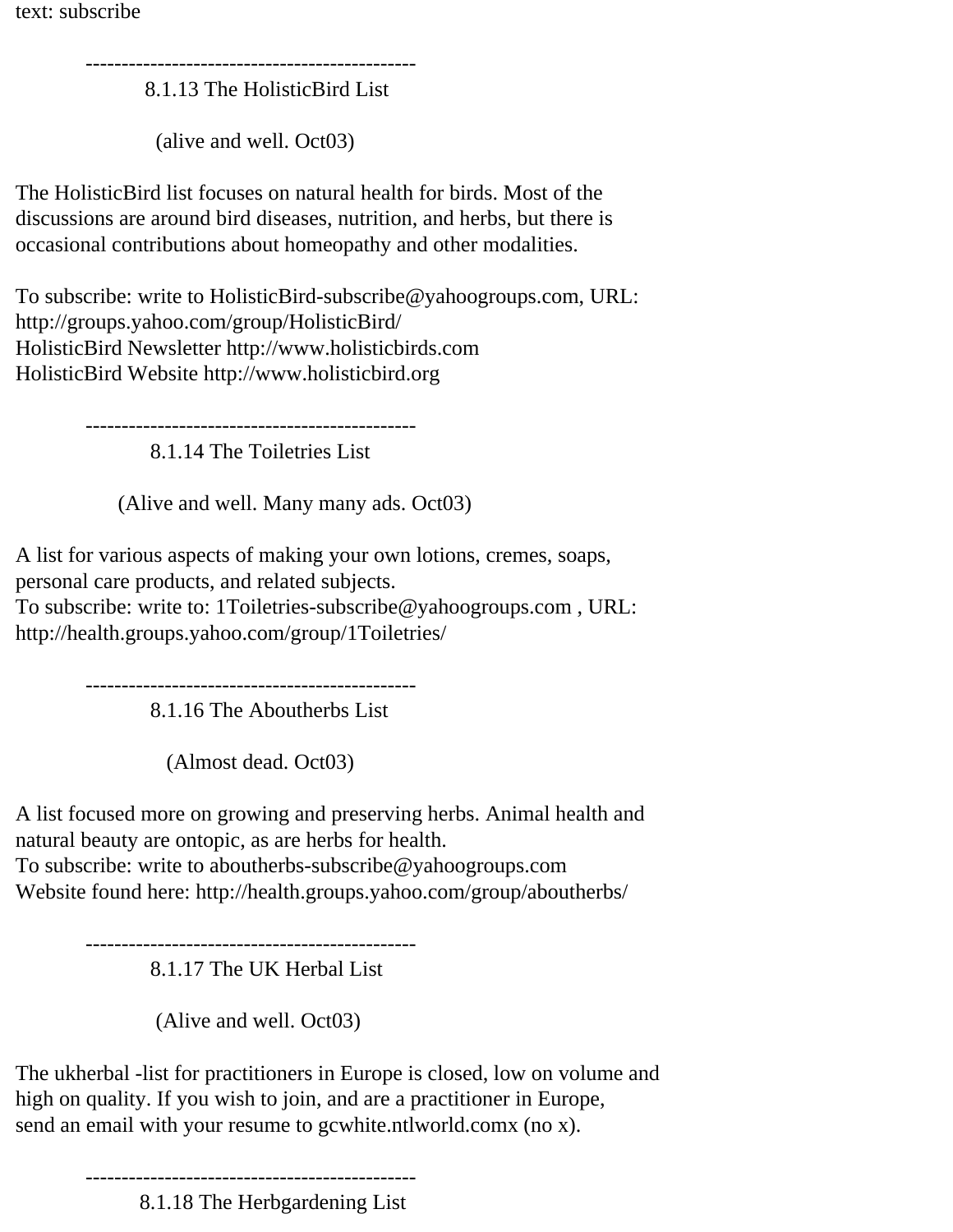text: subscribe

----------------------------------------------

### 8.1.13 The HolisticBird List

(alive and well. Oct03)

The HolisticBird list focuses on natural health for birds. Most of the discussions are around bird diseases, nutrition, and herbs, but there is occasional contributions about homeopathy and other modalities.

To subscribe: write to HolisticBird-subscribe@yahoogroups.com, URL: http://groups.yahoo.com/group/HolisticBird/
HolisticBird Newsletter http://www.holisticbirds.com
HolisticBird Website http://www.holisticbird.org

----------------------------------------------

### 8.1.14 The Toiletries List

(Alive and well. Many many ads. Oct03)

A list for various aspects of making your own lotions, cremes, soaps, personal care products, and related subjects.
To subscribe: write to: 1Toiletries-subscribe@yahoogroups.com , URL: http://health.groups.yahoo.com/group/1Toiletries/

----------------------------------------------

### 8.1.16 The Aboutherbs List

(Almost dead. Oct03)

A list focused more on growing and preserving herbs. Animal health and natural beauty are ontopic, as are herbs for health.
To subscribe: write to aboutherbs-subscribe@yahoogroups.com
Website found here: http://health.groups.yahoo.com/group/aboutherbs/

----------------------------------------------

### 8.1.17 The UK Herbal List

(Alive and well. Oct03)

The ukherbal -list for practitioners in Europe is closed, low on volume and high on quality. If you wish to join, and are a practitioner in Europe, send an email with your resume to gcwhite.ntlworld.comx (no x).

----------------------------------------------

### 8.1.18 The Herbgardening List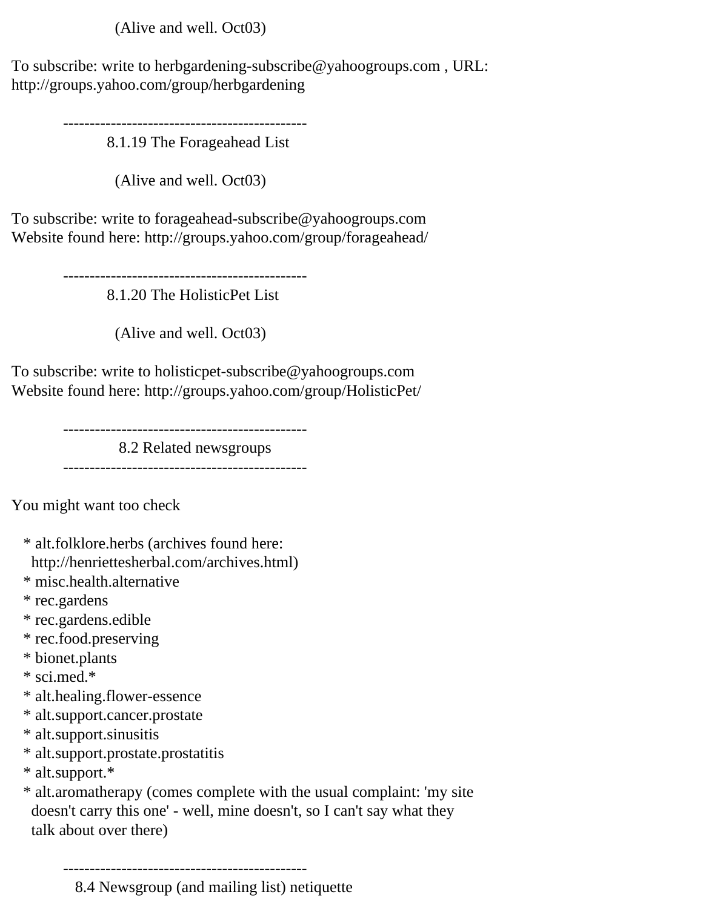(Alive and well. Oct03)

To subscribe: write to herbgardening-subscribe@yahoogroups.com , URL: http://groups.yahoo.com/group/herbgardening

----------------------------------------------

### 8.1.19 The Forageahead List

(Alive and well. Oct03)

To subscribe: write to forageahead-subscribe@yahoogroups.com
Website found here: http://groups.yahoo.com/group/forageahead/

----------------------------------------------

### 8.1.20 The HolisticPet List

(Alive and well. Oct03)

To subscribe: write to holisticpet-subscribe@yahoogroups.com
Website found here: http://groups.yahoo.com/group/HolisticPet/

----------------------------------------------

## 8.2 Related newsgroups

----------------------------------------------

You might want too check

* alt.folklore.herbs (archives found here: http://henriettesherbal.com/archives.html)
* misc.health.alternative
* rec.gardens
* rec.gardens.edible
* rec.food.preserving
* bionet.plants
* sci.med.*
* alt.healing.flower-essence
* alt.support.cancer.prostate
* alt.support.sinusitis
* alt.support.prostate.prostatitis
* alt.support.*
* alt.aromatherapy (comes complete with the usual complaint: 'my site doesn't carry this one' - well, mine doesn't, so I can't say what they talk about over there)

----------------------------------------------

## 8.4 Newsgroup (and mailing list) netiquette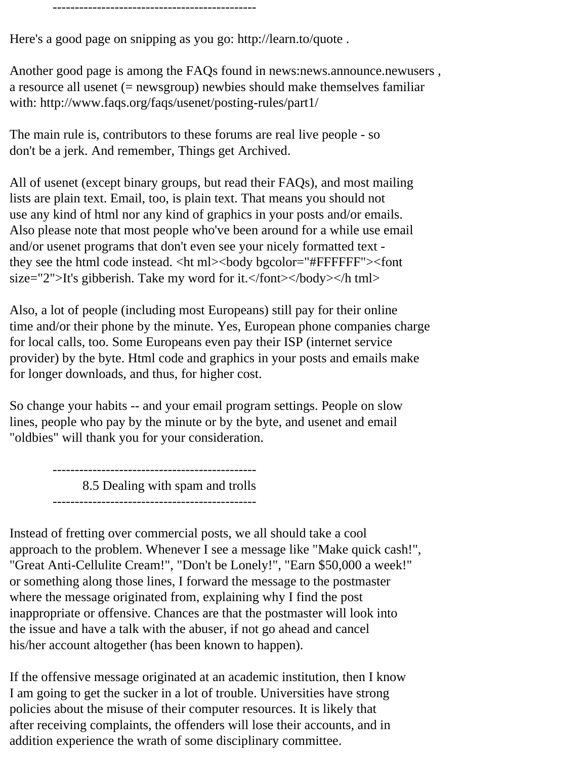----------------------------------------------

Here's a good page on snipping as you go: http://learn.to/quote .

Another good page is among the FAQs found in news:news.announce.newusers , a resource all usenet (= newsgroup) newbies should make themselves familiar with: http://www.faqs.org/faqs/usenet/posting-rules/part1/

The main rule is, contributors to these forums are real live people - so don't be a jerk. And remember, Things get Archived.

All of usenet (except binary groups, but read their FAQs), and most mailing lists are plain text. Email, too, is plain text. That means you should not use any kind of html nor any kind of graphics in your posts and/or emails. Also please note that most people who've been around for a while use email and/or usenet programs that don't even see your nicely formatted text - they see the html code instead. <ht ml><body bgcolor="#FFFFFF"><font size="2">It's gibberish. Take my word for it.</font></body></h tml>

Also, a lot of people (including most Europeans) still pay for their online time and/or their phone by the minute. Yes, European phone companies charge for local calls, too. Some Europeans even pay their ISP (internet service provider) by the byte. Html code and graphics in your posts and emails make for longer downloads, and thus, for higher cost.

So change your habits -- and your email program settings. People on slow lines, people who pay by the minute or by the byte, and usenet and email "oldbies" will thank you for your consideration.

----------------------------------------------

## 8.5 Dealing with spam and trolls

----------------------------------------------

Instead of fretting over commercial posts, we all should take a cool approach to the problem. Whenever I see a message like "Make quick cash!", "Great Anti-Cellulite Cream!", "Don't be Lonely!", "Earn $50,000 a week!" or something along those lines, I forward the message to the postmaster where the message originated from, explaining why I find the post inappropriate or offensive. Chances are that the postmaster will look into the issue and have a talk with the abuser, if not go ahead and cancel his/her account altogether (has been known to happen).

If the offensive message originated at an academic institution, then I know I am going to get the sucker in a lot of trouble. Universities have strong policies about the misuse of their computer resources. It is likely that after receiving complaints, the offenders will lose their accounts, and in addition experience the wrath of some disciplinary committee.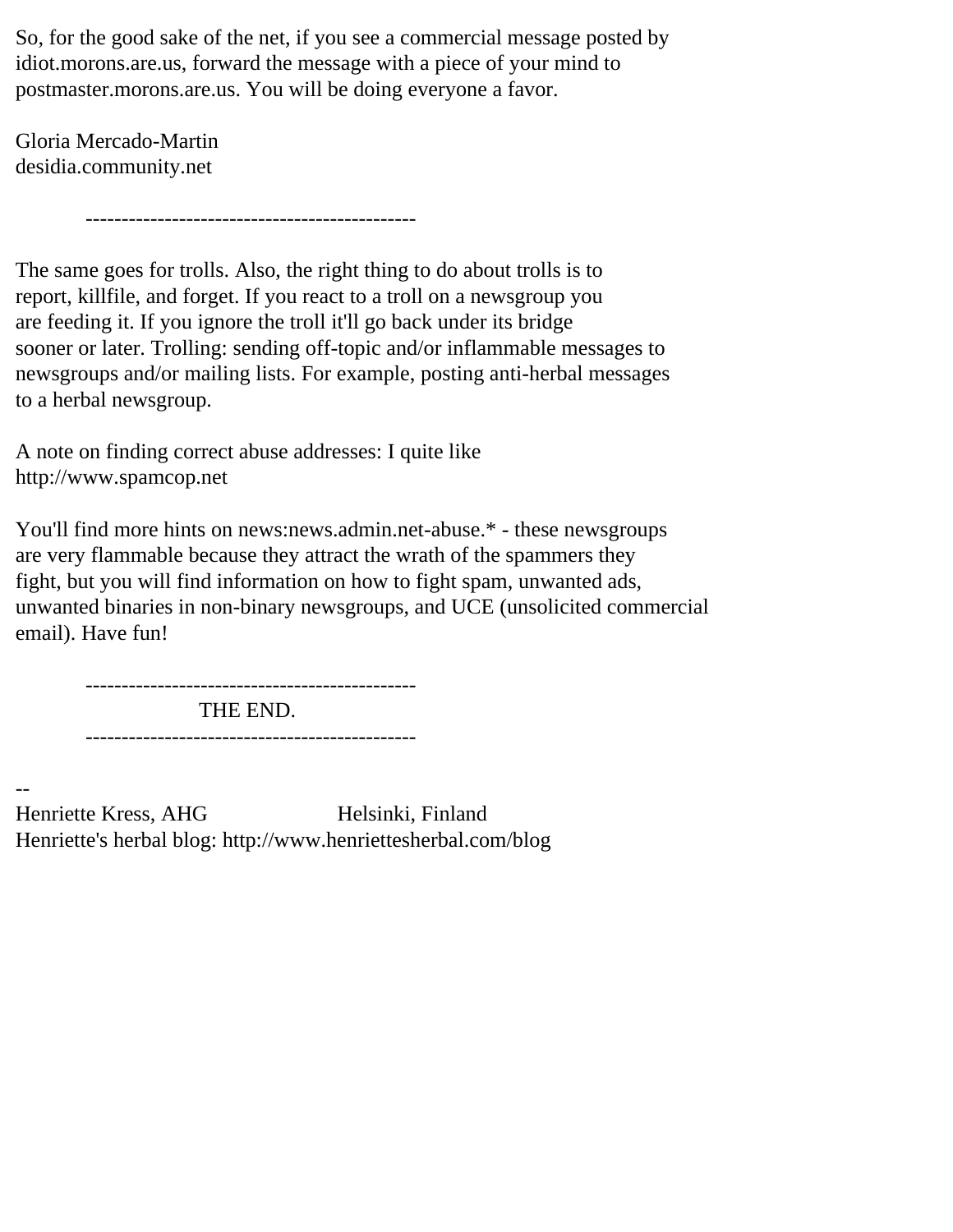So, for the good sake of the net, if you see a commercial message posted by idiot.morons.are.us, forward the message with a piece of your mind to postmaster.morons.are.us. You will be doing everyone a favor.

Gloria Mercado-Martin
desidia.community.net

----------------------------------------------

The same goes for trolls. Also, the right thing to do about trolls is to report, killfile, and forget. If you react to a troll on a newsgroup you are feeding it. If you ignore the troll it'll go back under its bridge sooner or later. Trolling: sending off-topic and/or inflammable messages to newsgroups and/or mailing lists. For example, posting anti-herbal messages to a herbal newsgroup.

A note on finding correct abuse addresses: I quite like http://www.spamcop.net

You'll find more hints on news:news.admin.net-abuse.* - these newsgroups are very flammable because they attract the wrath of the spammers they fight, but you will find information on how to fight spam, unwanted ads, unwanted binaries in non-binary newsgroups, and UCE (unsolicited commercial email). Have fun!

----------------------------------------------
THE END.
----------------------------------------------

--
Henriette Kress, AHG Helsinki, Finland
Henriette's herbal blog: http://www.henriettesherbal.com/blog